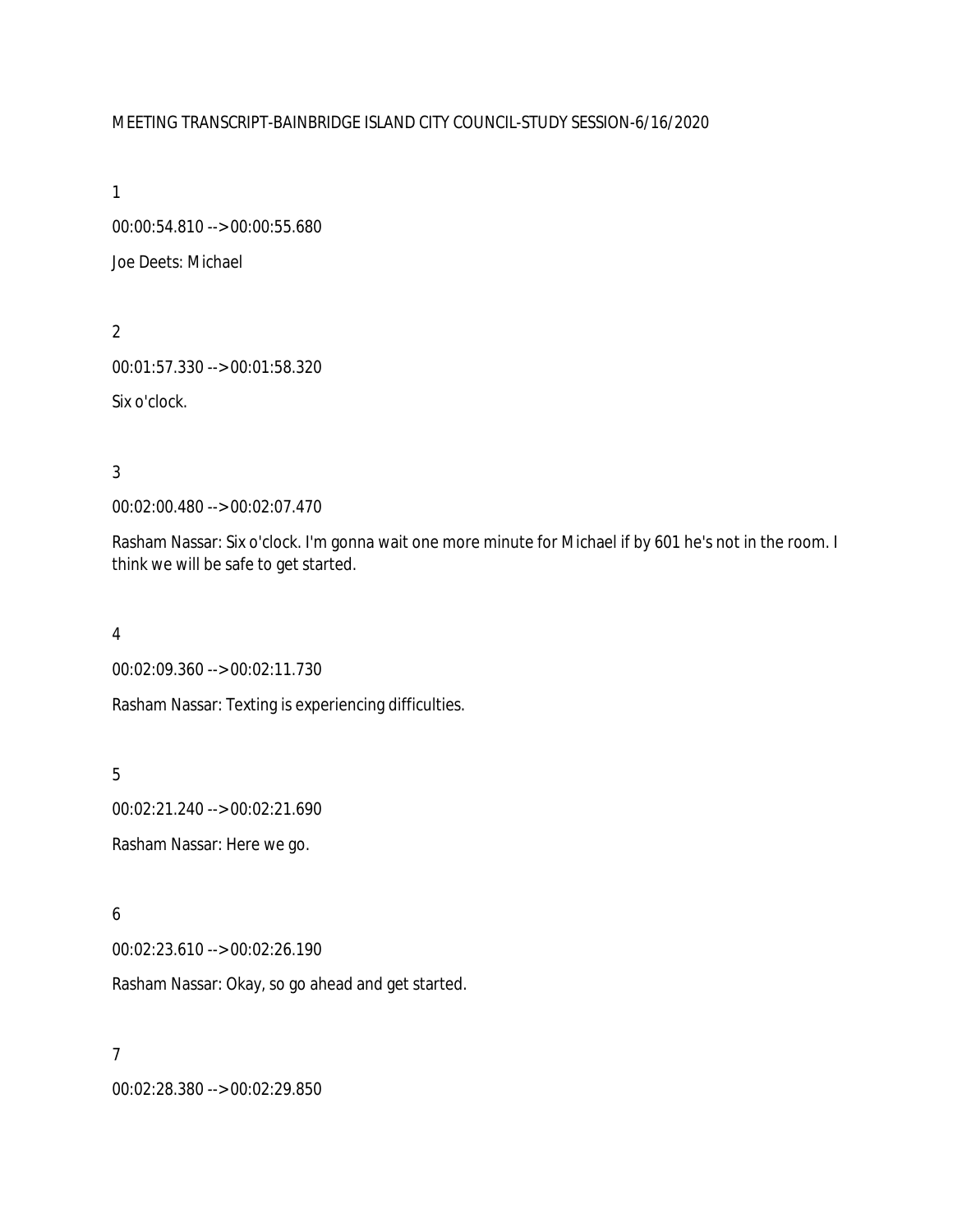MEETING TRANSCRIPT-BAINBRIDGE ISLAND CITY COUNCIL-STUDY SESSION-6/16/2020

1

00:00:54.810 --> 00:00:55.680

Joe Deets: Michael

2

00:01:57.330 --> 00:01:58.320

Six o'clock.

3

00:02:00.480 --> 00:02:07.470

Rasham Nassar: Six o'clock. I'm gonna wait one more minute for Michael if by 601 he's not in the room. I think we will be safe to get started.

4

00:02:09.360 --> 00:02:11.730

Rasham Nassar: Texting is experiencing difficulties.

5

00:02:21.240 --> 00:02:21.690

Rasham Nassar: Here we go.

6

00:02:23.610 --> 00:02:26.190

Rasham Nassar: Okay, so go ahead and get started.

7

00:02:28.380 --> 00:02:29.850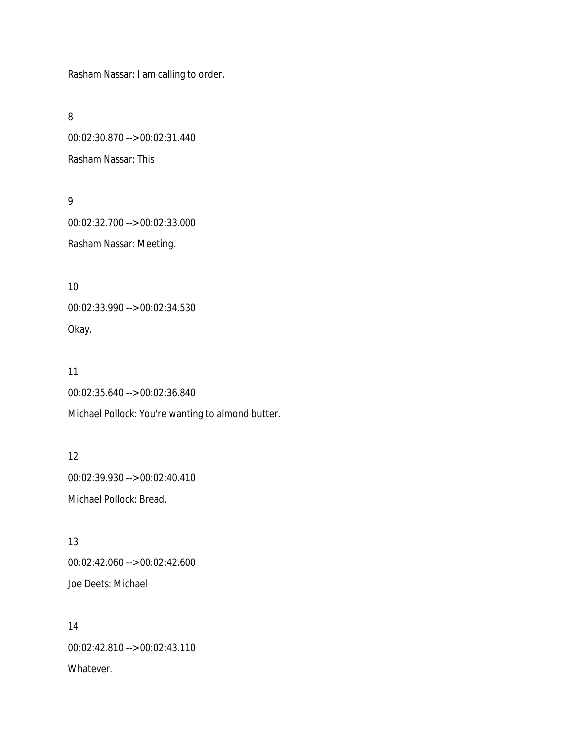Rasham Nassar: I am calling to order.

8

00:02:30.870 --> 00:02:31.440

Rasham Nassar: This

9

00:02:32.700 --> 00:02:33.000

Rasham Nassar: Meeting.

10

00:02:33.990 --> 00:02:34.530

Okay.

11

00:02:35.640 --> 00:02:36.840

Michael Pollock: You're wanting to almond butter.

12

00:02:39.930 --> 00:02:40.410

Michael Pollock: Bread.

13

00:02:42.060 --> 00:02:42.600

Joe Deets: Michael

14

00:02:42.810 --> 00:02:43.110

Whatever.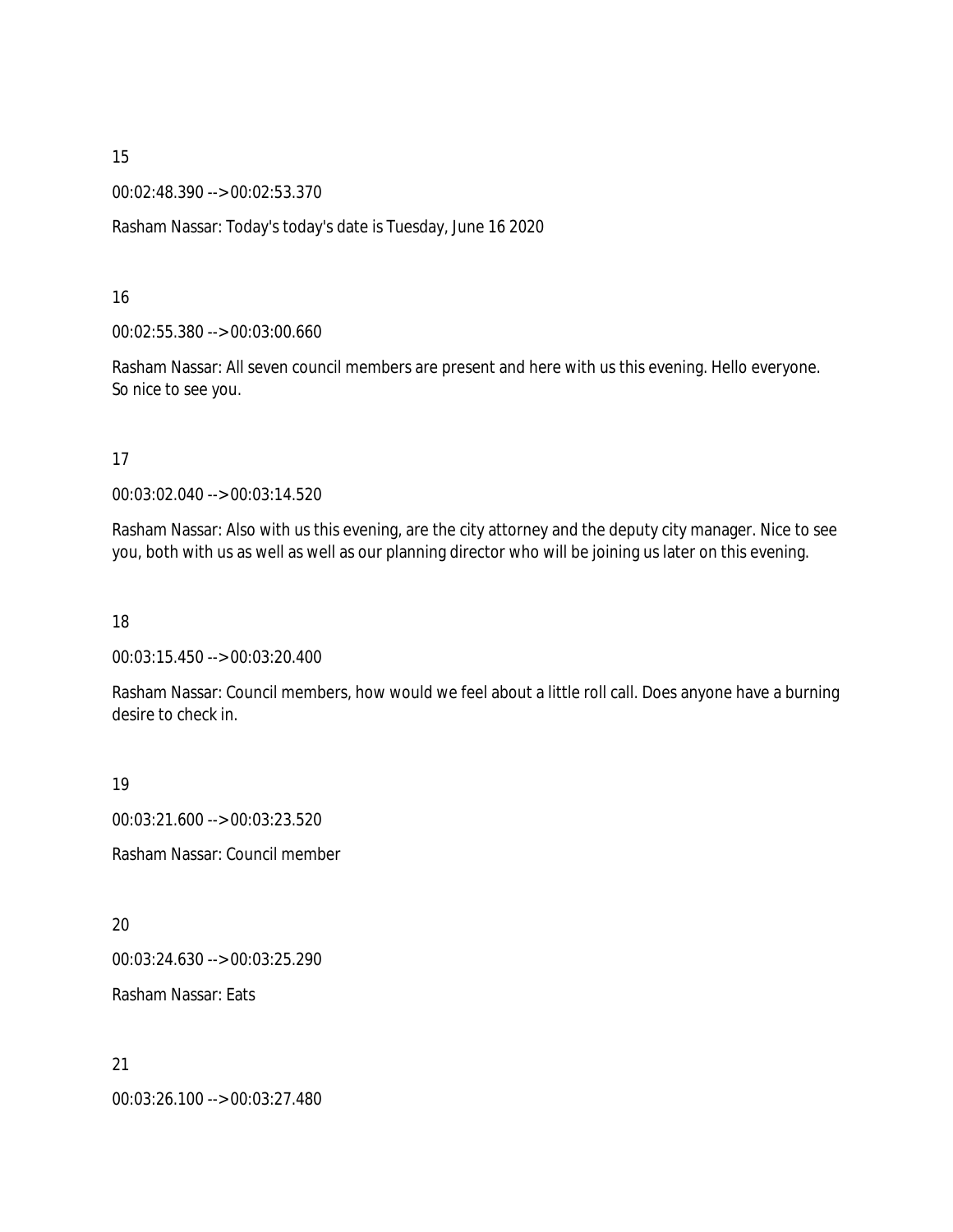15

00:02:48.390 --> 00:02:53.370

Rasham Nassar: Today's today's date is Tuesday, June 16 2020

16

00:02:55.380 --> 00:03:00.660

Rasham Nassar: All seven council members are present and here with us this evening. Hello everyone. So nice to see you.

17

00:03:02.040 --> 00:03:14.520

Rasham Nassar: Also with us this evening, are the city attorney and the deputy city manager. Nice to see you, both with us as well as well as our planning director who will be joining us later on this evening.

18

00:03:15.450 --> 00:03:20.400

Rasham Nassar: Council members, how would we feel about a little roll call. Does anyone have a burning desire to check in.

19

00:03:21.600 --> 00:03:23.520

Rasham Nassar: Council member

20

00:03:24.630 --> 00:03:25.290

Rasham Nassar: Eats

21

00:03:26.100 --> 00:03:27.480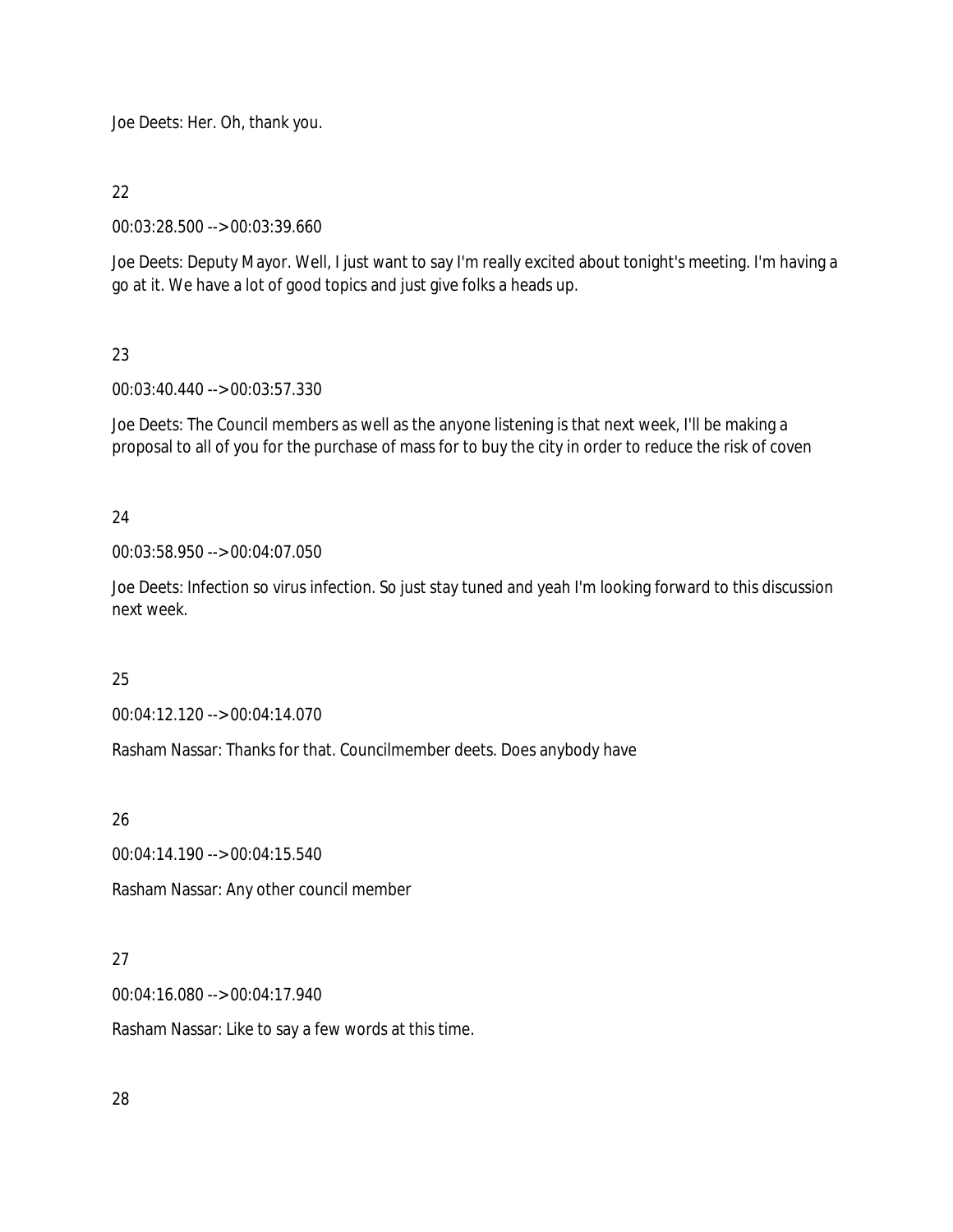Joe Deets: Her. Oh, thank you.

22

00:03:28.500 --> 00:03:39.660

Joe Deets: Deputy Mayor. Well, I just want to say I'm really excited about tonight's meeting. I'm having a go at it. We have a lot of good topics and just give folks a heads up.

23

00:03:40.440 --> 00:03:57.330

Joe Deets: The Council members as well as the anyone listening is that next week, I'll be making a proposal to all of you for the purchase of mass for to buy the city in order to reduce the risk of coven

24

00:03:58.950 --> 00:04:07.050

Joe Deets: Infection so virus infection. So just stay tuned and yeah I'm looking forward to this discussion next week.

25

00:04:12.120 --> 00:04:14.070

Rasham Nassar: Thanks for that. Councilmember deets. Does anybody have

26

00:04:14.190 --> 00:04:15.540

Rasham Nassar: Any other council member

27

00:04:16.080 --> 00:04:17.940

Rasham Nassar: Like to say a few words at this time.

28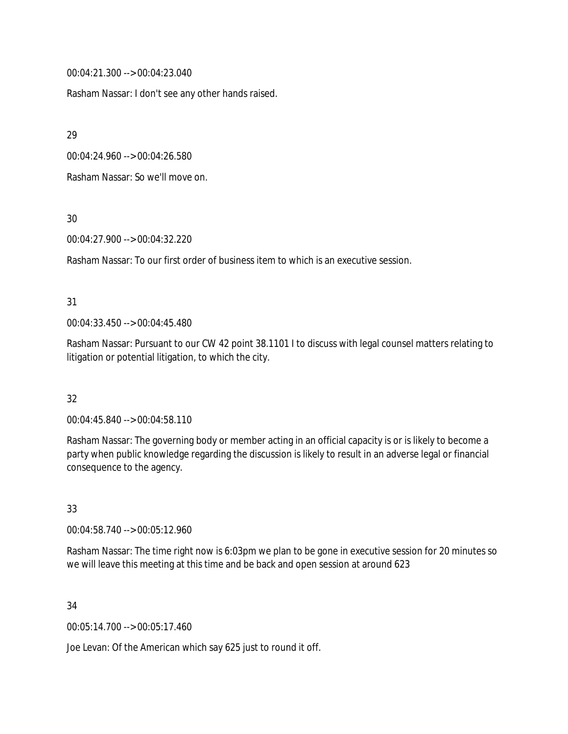00:04:21.300 --> 00:04:23.040

Rasham Nassar: I don't see any other hands raised.

29

00:04:24.960 --> 00:04:26.580

Rasham Nassar: So we'll move on.

30

00:04:27.900 --> 00:04:32.220

Rasham Nassar: To our first order of business item to which is an executive session.

31

00:04:33.450 --> 00:04:45.480

Rasham Nassar: Pursuant to our CW 42 point 38.1101 I to discuss with legal counsel matters relating to litigation or potential litigation, to which the city.

32

00:04:45.840 --> 00:04:58.110

Rasham Nassar: The governing body or member acting in an official capacity is or is likely to become a party when public knowledge regarding the discussion is likely to result in an adverse legal or financial consequence to the agency.

33

00:04:58.740 --> 00:05:12.960

Rasham Nassar: The time right now is 6:03pm we plan to be gone in executive session for 20 minutes so we will leave this meeting at this time and be back and open session at around 623

34

00:05:14.700 --> 00:05:17.460

Joe Levan: Of the American which say 625 just to round it off.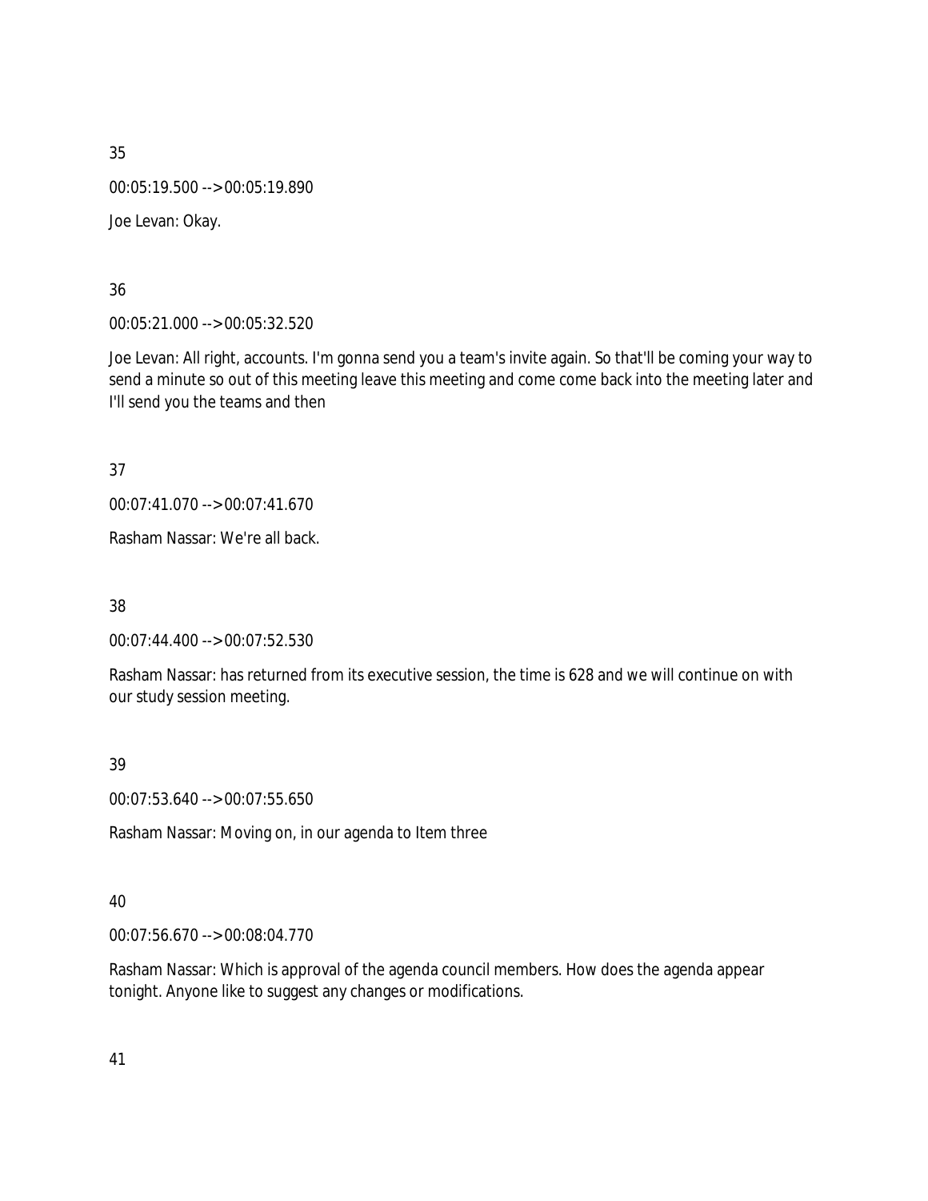35

00:05:19.500 --> 00:05:19.890

Joe Levan: Okay.

36

00:05:21.000 --> 00:05:32.520

Joe Levan: All right, accounts. I'm gonna send you a team's invite again. So that'll be coming your way to send a minute so out of this meeting leave this meeting and come come back into the meeting later and I'll send you the teams and then

37

00:07:41.070 --> 00:07:41.670

Rasham Nassar: We're all back.

38

00:07:44.400 --> 00:07:52.530

Rasham Nassar: has returned from its executive session, the time is 628 and we will continue on with our study session meeting.

39

00:07:53.640 --> 00:07:55.650

Rasham Nassar: Moving on, in our agenda to Item three

40

00:07:56.670 --> 00:08:04.770

Rasham Nassar: Which is approval of the agenda council members. How does the agenda appear tonight. Anyone like to suggest any changes or modifications.

41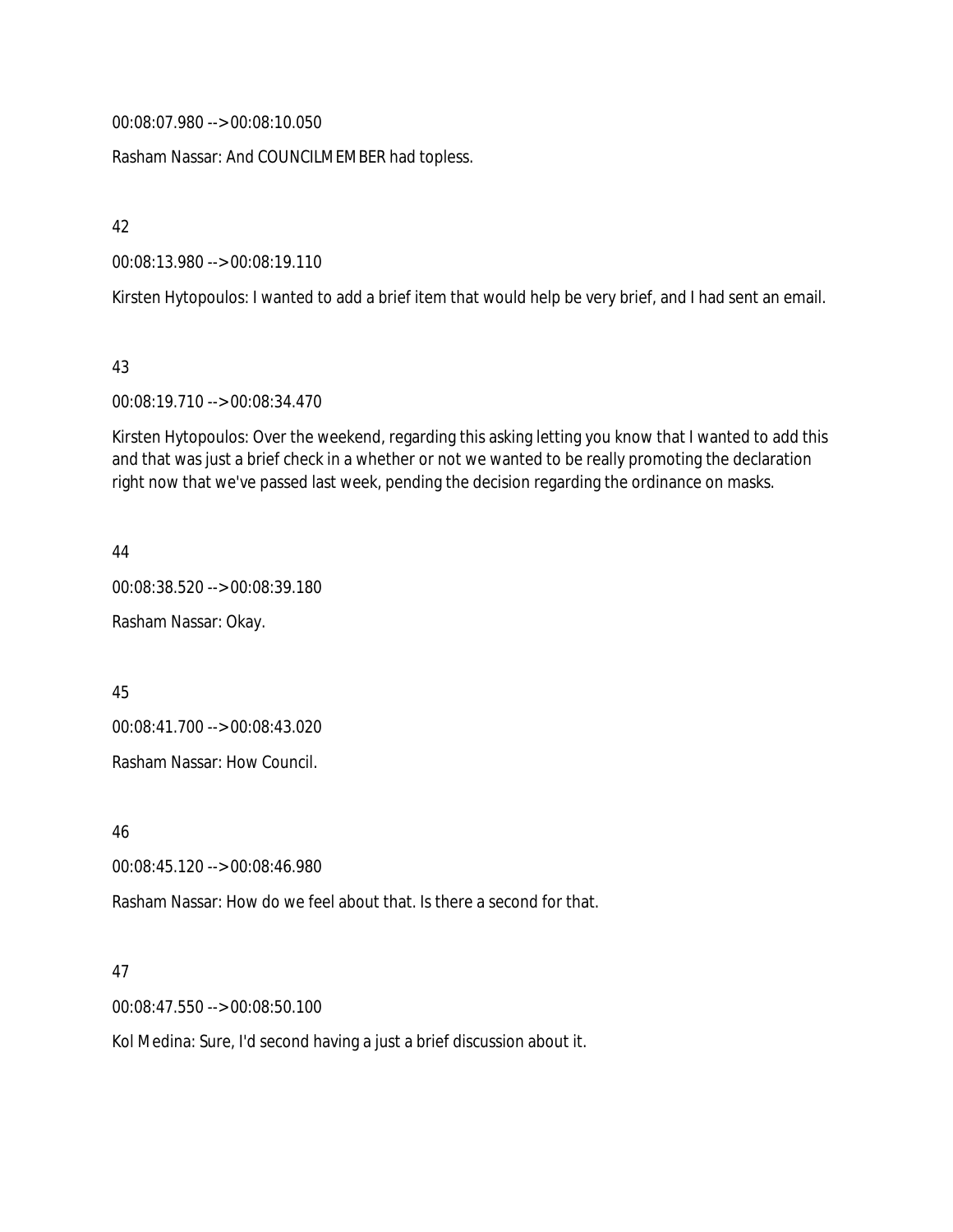00:08:07.980 --> 00:08:10.050

Rasham Nassar: And COUNCILMEMBER had topless.

42

00:08:13.980 --> 00:08:19.110

Kirsten Hytopoulos: I wanted to add a brief item that would help be very brief, and I had sent an email.

43

00:08:19.710 --> 00:08:34.470

Kirsten Hytopoulos: Over the weekend, regarding this asking letting you know that I wanted to add this and that was just a brief check in a whether or not we wanted to be really promoting the declaration right now that we've passed last week, pending the decision regarding the ordinance on masks.

44

00:08:38.520 --> 00:08:39.180

Rasham Nassar: Okay.

45

00:08:41.700 --> 00:08:43.020

Rasham Nassar: How Council.

46

00:08:45.120 --> 00:08:46.980

Rasham Nassar: How do we feel about that. Is there a second for that.

47

00:08:47.550 --> 00:08:50.100

Kol Medina: Sure, I'd second having a just a brief discussion about it.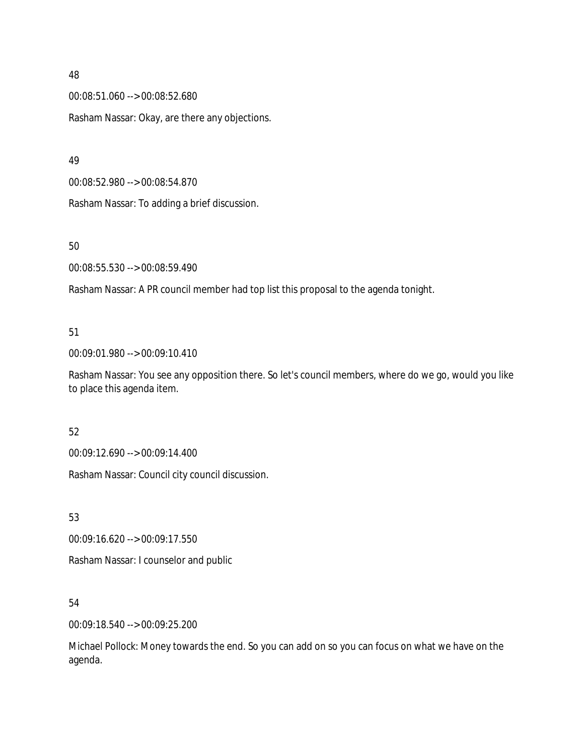48

00:08:51.060 --> 00:08:52.680

Rasham Nassar: Okay, are there any objections.

49

00:08:52.980 --> 00:08:54.870

Rasham Nassar: To adding a brief discussion.

50

00:08:55.530 --> 00:08:59.490

Rasham Nassar: A PR council member had top list this proposal to the agenda tonight.

51

00:09:01.980 --> 00:09:10.410

Rasham Nassar: You see any opposition there. So let's council members, where do we go, would you like to place this agenda item.

52

00:09:12.690 --> 00:09:14.400

Rasham Nassar: Council city council discussion.

53

00:09:16.620 --> 00:09:17.550

Rasham Nassar: I counselor and public

54

00:09:18.540 --> 00:09:25.200

Michael Pollock: Money towards the end. So you can add on so you can focus on what we have on the agenda.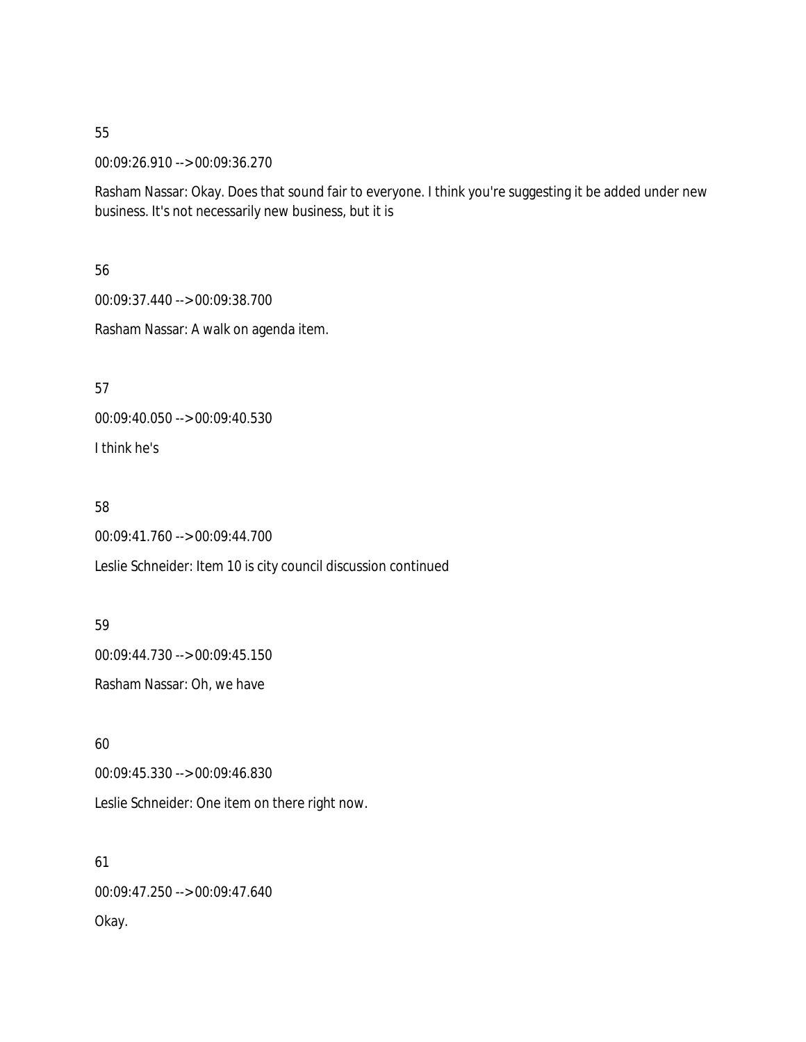55

00:09:26.910 --> 00:09:36.270

Rasham Nassar: Okay. Does that sound fair to everyone. I think you're suggesting it be added under new business. It's not necessarily new business, but it is

56

00:09:37.440 --> 00:09:38.700

Rasham Nassar: A walk on agenda item.

57

00:09:40.050 --> 00:09:40.530

I think he's

58

00:09:41.760 --> 00:09:44.700

Leslie Schneider: Item 10 is city council discussion continued

59

00:09:44.730 --> 00:09:45.150

Rasham Nassar: Oh, we have

60

00:09:45.330 --> 00:09:46.830

Leslie Schneider: One item on there right now.

61

00:09:47.250 --> 00:09:47.640

Okay.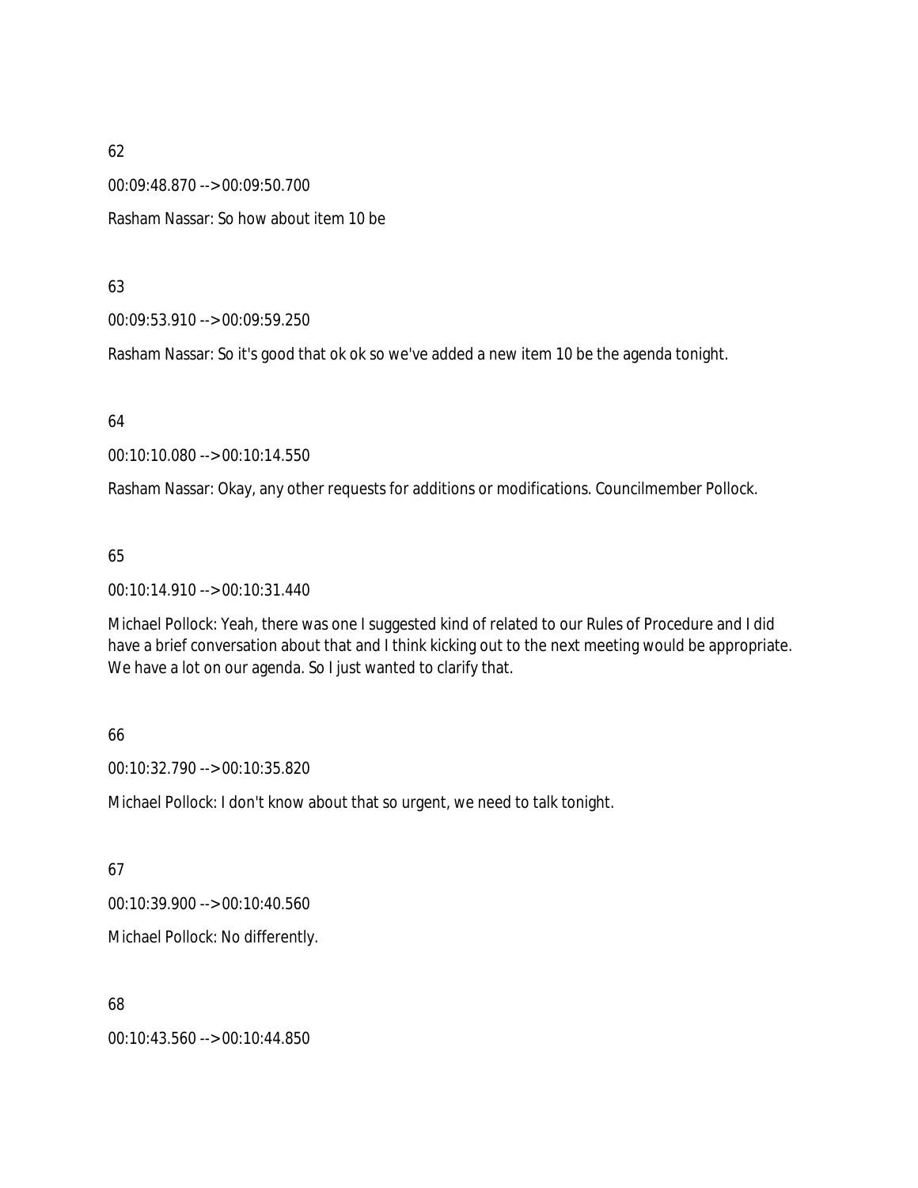62

00:09:48.870 --> 00:09:50.700

Rasham Nassar: So how about item 10 be

63

00:09:53.910 --> 00:09:59.250

Rasham Nassar: So it's good that ok ok so we've added a new item 10 be the agenda tonight.

64

00:10:10.080 --> 00:10:14.550

Rasham Nassar: Okay, any other requests for additions or modifications. Councilmember Pollock.

65

00:10:14.910 --> 00:10:31.440

Michael Pollock: Yeah, there was one I suggested kind of related to our Rules of Procedure and I did have a brief conversation about that and I think kicking out to the next meeting would be appropriate. We have a lot on our agenda. So I just wanted to clarify that.

66

00:10:32.790 --> 00:10:35.820

Michael Pollock: I don't know about that so urgent, we need to talk tonight.

67

00:10:39.900 --> 00:10:40.560

Michael Pollock: No differently.

68

00:10:43.560 --> 00:10:44.850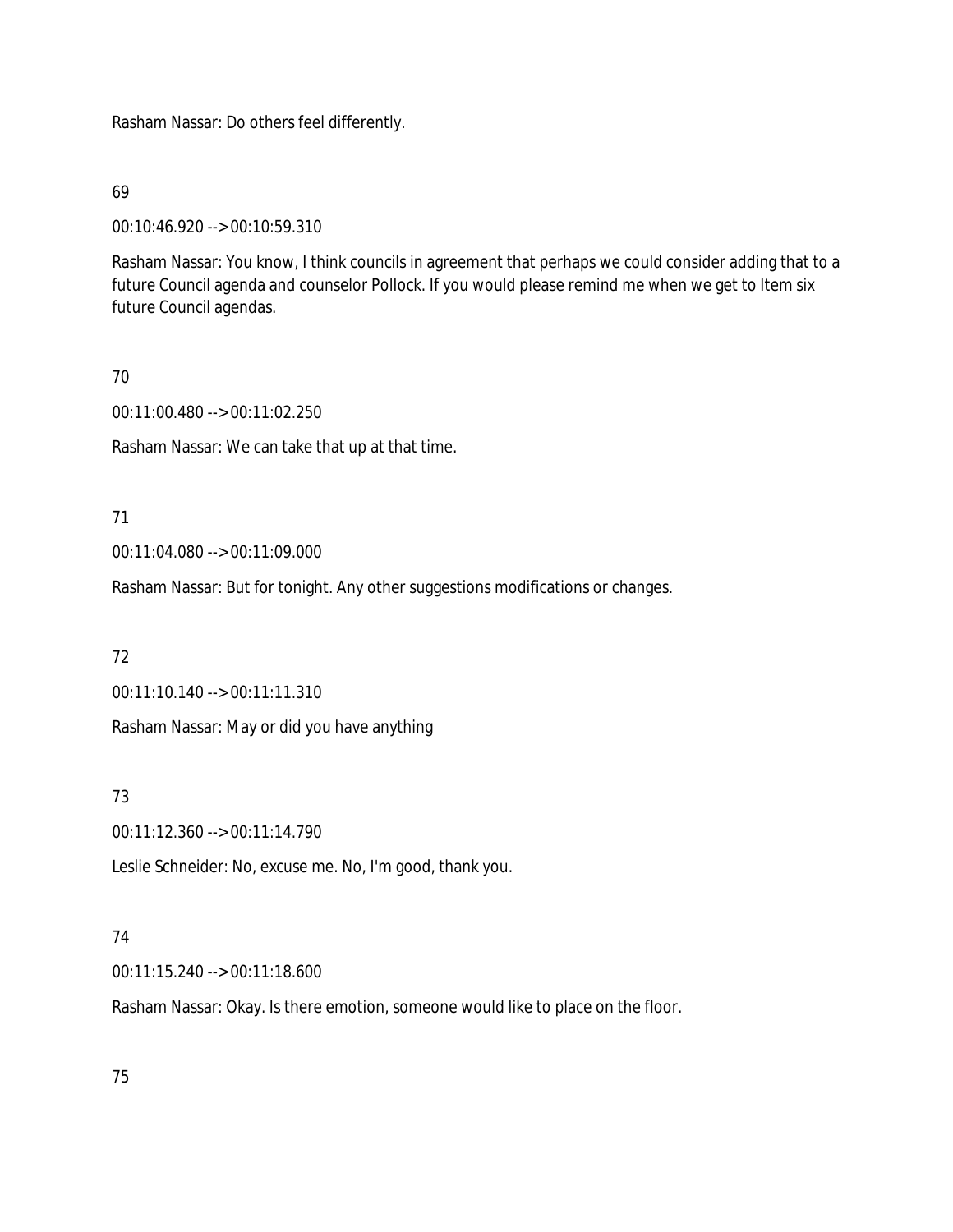Rasham Nassar: Do others feel differently.

69

00:10:46.920 --> 00:10:59.310

Rasham Nassar: You know, I think councils in agreement that perhaps we could consider adding that to a future Council agenda and counselor Pollock. If you would please remind me when we get to Item six future Council agendas.

70

00:11:00.480 --> 00:11:02.250

Rasham Nassar: We can take that up at that time.

71

00:11:04.080 --> 00:11:09.000

Rasham Nassar: But for tonight. Any other suggestions modifications or changes.

72

00:11:10.140 --> 00:11:11.310

Rasham Nassar: May or did you have anything

73

00:11:12.360 --> 00:11:14.790

Leslie Schneider: No, excuse me. No, I'm good, thank you.

74

00:11:15.240 --> 00:11:18.600

Rasham Nassar: Okay. Is there emotion, someone would like to place on the floor.

75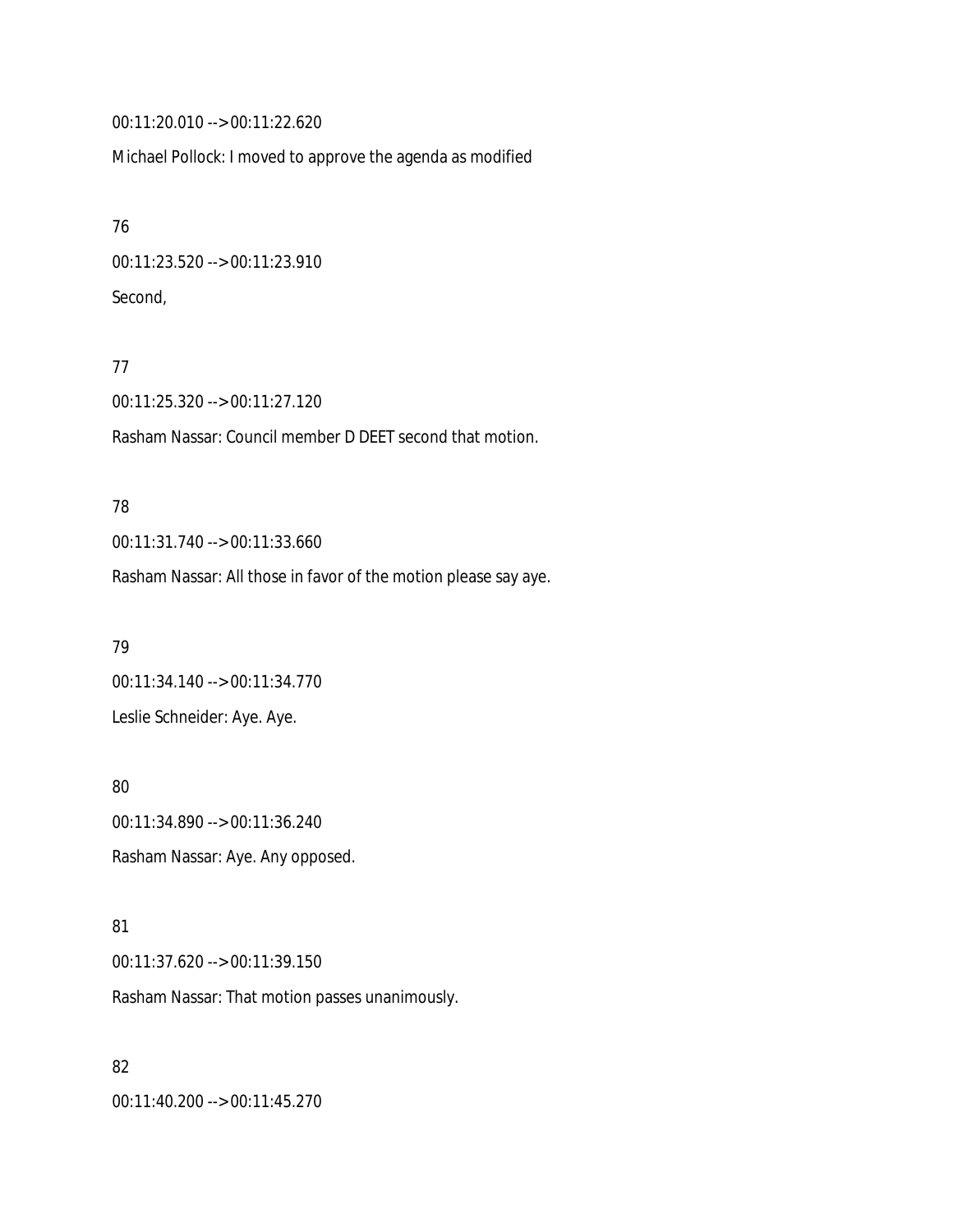00:11:20.010 --> 00:11:22.620

Michael Pollock: I moved to approve the agenda as modified

76

00:11:23.520 --> 00:11:23.910

Second,

77

00:11:25.320 --> 00:11:27.120

Rasham Nassar: Council member D DEET second that motion.

78

00:11:31.740 --> 00:11:33.660

Rasham Nassar: All those in favor of the motion please say aye.

79

00:11:34.140 --> 00:11:34.770

Leslie Schneider: Aye. Aye.

80

00:11:34.890 --> 00:11:36.240

Rasham Nassar: Aye. Any opposed.

81

00:11:37.620 --> 00:11:39.150

Rasham Nassar: That motion passes unanimously.

82

00:11:40.200 --> 00:11:45.270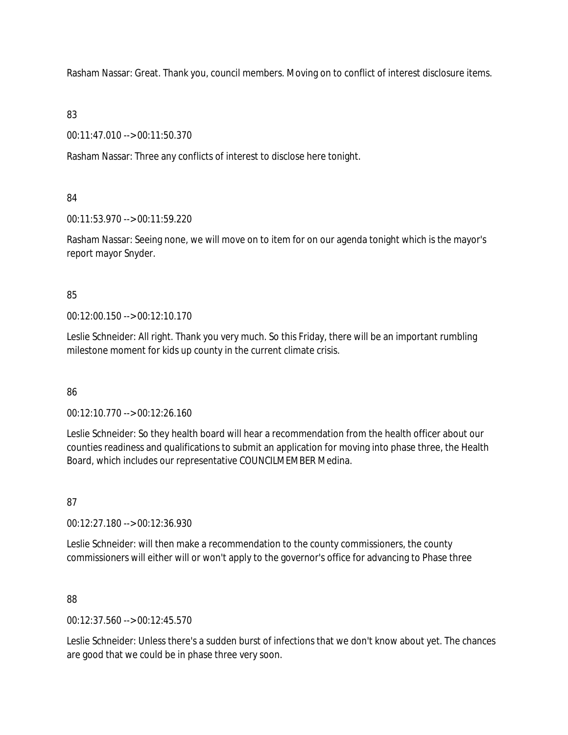Rasham Nassar: Great. Thank you, council members. Moving on to conflict of interest disclosure items.

83

00:11:47.010 --> 00:11:50.370

Rasham Nassar: Three any conflicts of interest to disclose here tonight.

84

00:11:53.970 --> 00:11:59.220

Rasham Nassar: Seeing none, we will move on to item for on our agenda tonight which is the mayor's report mayor Snyder.

85

00:12:00.150 --> 00:12:10.170

Leslie Schneider: All right. Thank you very much. So this Friday, there will be an important rumbling milestone moment for kids up county in the current climate crisis.

86

00:12:10.770 --> 00:12:26.160

Leslie Schneider: So they health board will hear a recommendation from the health officer about our counties readiness and qualifications to submit an application for moving into phase three, the Health Board, which includes our representative COUNCILMEMBER Medina.

87

00:12:27.180 --> 00:12:36.930

Leslie Schneider: will then make a recommendation to the county commissioners, the county commissioners will either will or won't apply to the governor's office for advancing to Phase three

88

00:12:37.560 --> 00:12:45.570

Leslie Schneider: Unless there's a sudden burst of infections that we don't know about yet. The chances are good that we could be in phase three very soon.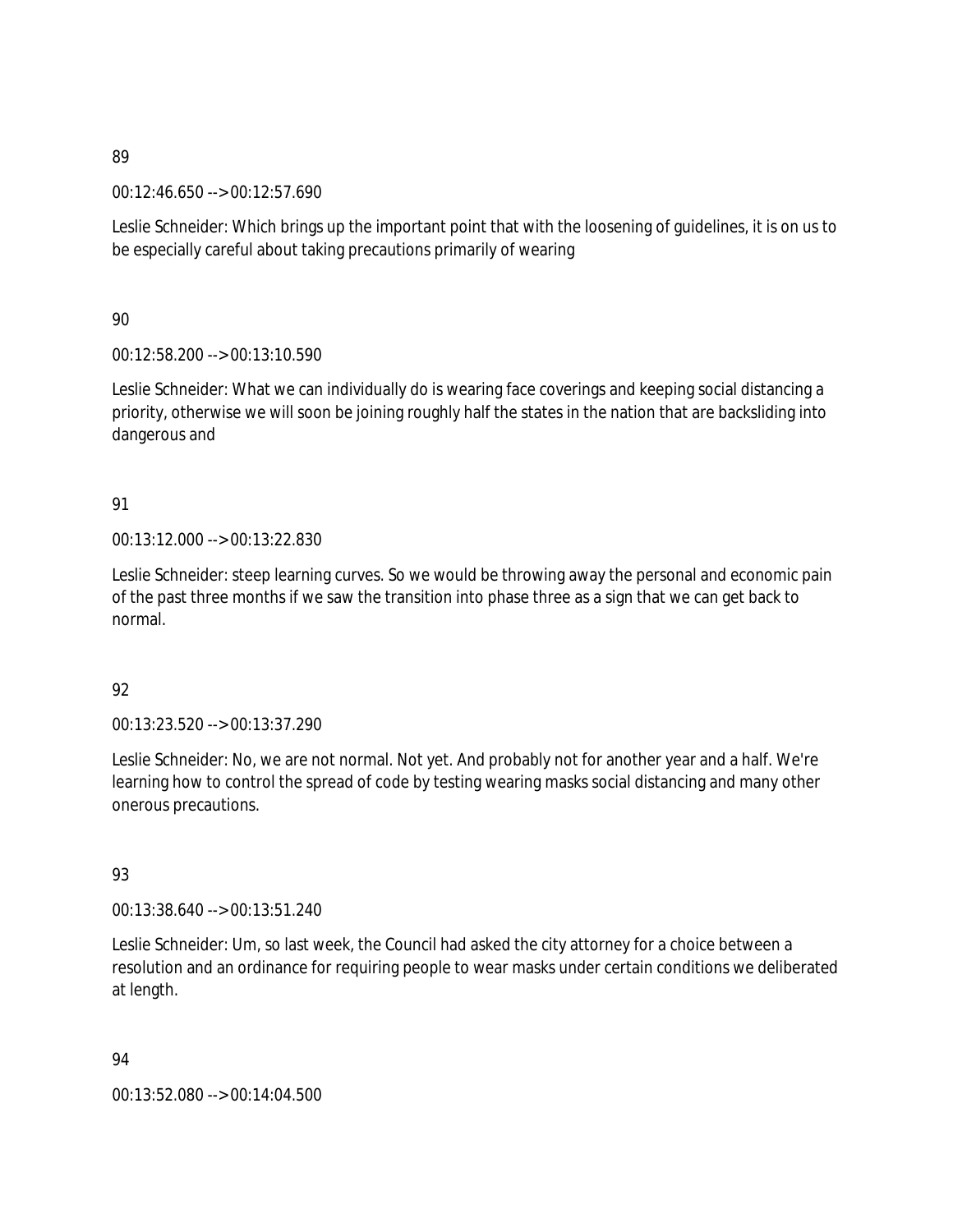89

00:12:46.650 --> 00:12:57.690

Leslie Schneider: Which brings up the important point that with the loosening of guidelines, it is on us to be especially careful about taking precautions primarily of wearing

90

00:12:58.200 --> 00:13:10.590

Leslie Schneider: What we can individually do is wearing face coverings and keeping social distancing a priority, otherwise we will soon be joining roughly half the states in the nation that are backsliding into dangerous and

91

00:13:12.000 --> 00:13:22.830

Leslie Schneider: steep learning curves. So we would be throwing away the personal and economic pain of the past three months if we saw the transition into phase three as a sign that we can get back to normal.

92

00:13:23.520 --> 00:13:37.290

Leslie Schneider: No, we are not normal. Not yet. And probably not for another year and a half. We're learning how to control the spread of code by testing wearing masks social distancing and many other onerous precautions.

93

00:13:38.640 --> 00:13:51.240

Leslie Schneider: Um, so last week, the Council had asked the city attorney for a choice between a resolution and an ordinance for requiring people to wear masks under certain conditions we deliberated at length.

94

00:13:52.080 --> 00:14:04.500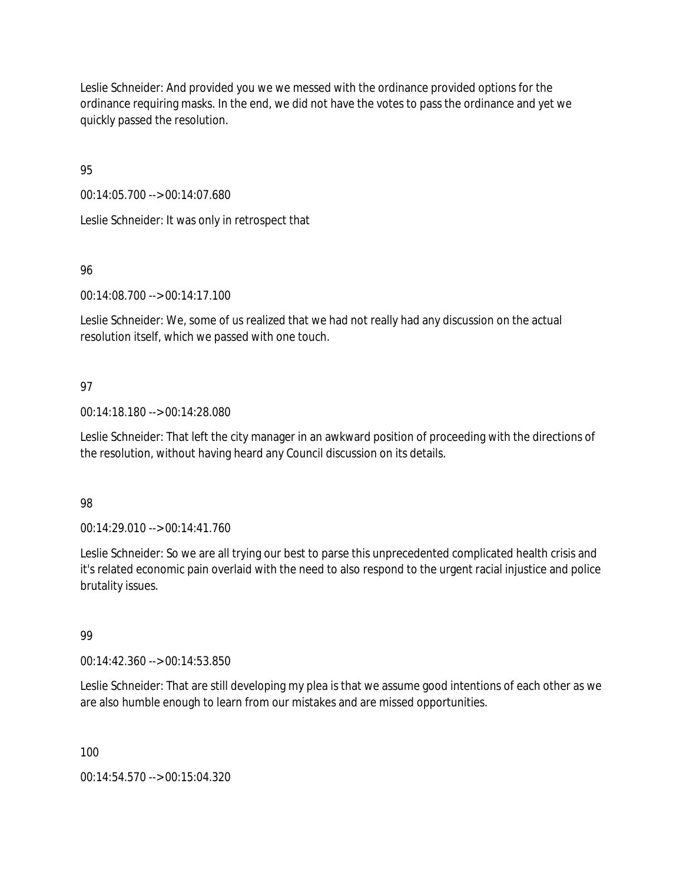Leslie Schneider: And provided you we we messed with the ordinance provided options for the ordinance requiring masks. In the end, we did not have the votes to pass the ordinance and yet we quickly passed the resolution.

95

00:14:05.700 --> 00:14:07.680

Leslie Schneider: It was only in retrospect that

96

00:14:08.700 --> 00:14:17.100

Leslie Schneider: We, some of us realized that we had not really had any discussion on the actual resolution itself, which we passed with one touch.

97

00:14:18.180 --> 00:14:28.080

Leslie Schneider: That left the city manager in an awkward position of proceeding with the directions of the resolution, without having heard any Council discussion on its details.

98

00:14:29.010 --> 00:14:41.760

Leslie Schneider: So we are all trying our best to parse this unprecedented complicated health crisis and it's related economic pain overlaid with the need to also respond to the urgent racial injustice and police brutality issues.

99

00:14:42.360 --> 00:14:53.850

Leslie Schneider: That are still developing my plea is that we assume good intentions of each other as we are also humble enough to learn from our mistakes and are missed opportunities.

100

00:14:54.570 --> 00:15:04.320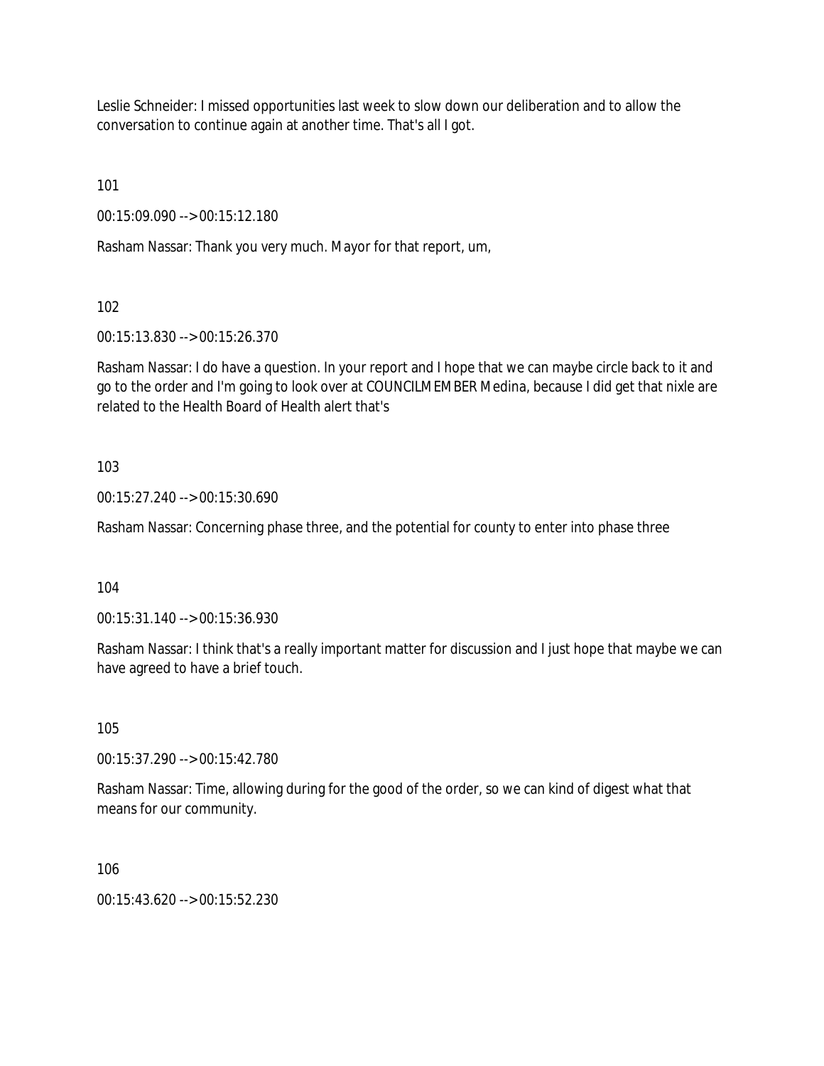Leslie Schneider: I missed opportunities last week to slow down our deliberation and to allow the conversation to continue again at another time. That's all I got.

101

00:15:09.090 --> 00:15:12.180

Rasham Nassar: Thank you very much. Mayor for that report, um,

102

00:15:13.830 --> 00:15:26.370

Rasham Nassar: I do have a question. In your report and I hope that we can maybe circle back to it and go to the order and I'm going to look over at COUNCILMEMBER Medina, because I did get that nixle are related to the Health Board of Health alert that's

103

00:15:27.240 --> 00:15:30.690

Rasham Nassar: Concerning phase three, and the potential for county to enter into phase three

104

00:15:31.140 --> 00:15:36.930

Rasham Nassar: I think that's a really important matter for discussion and I just hope that maybe we can have agreed to have a brief touch.

105

00:15:37.290 --> 00:15:42.780

Rasham Nassar: Time, allowing during for the good of the order, so we can kind of digest what that means for our community.

106

00:15:43.620 --> 00:15:52.230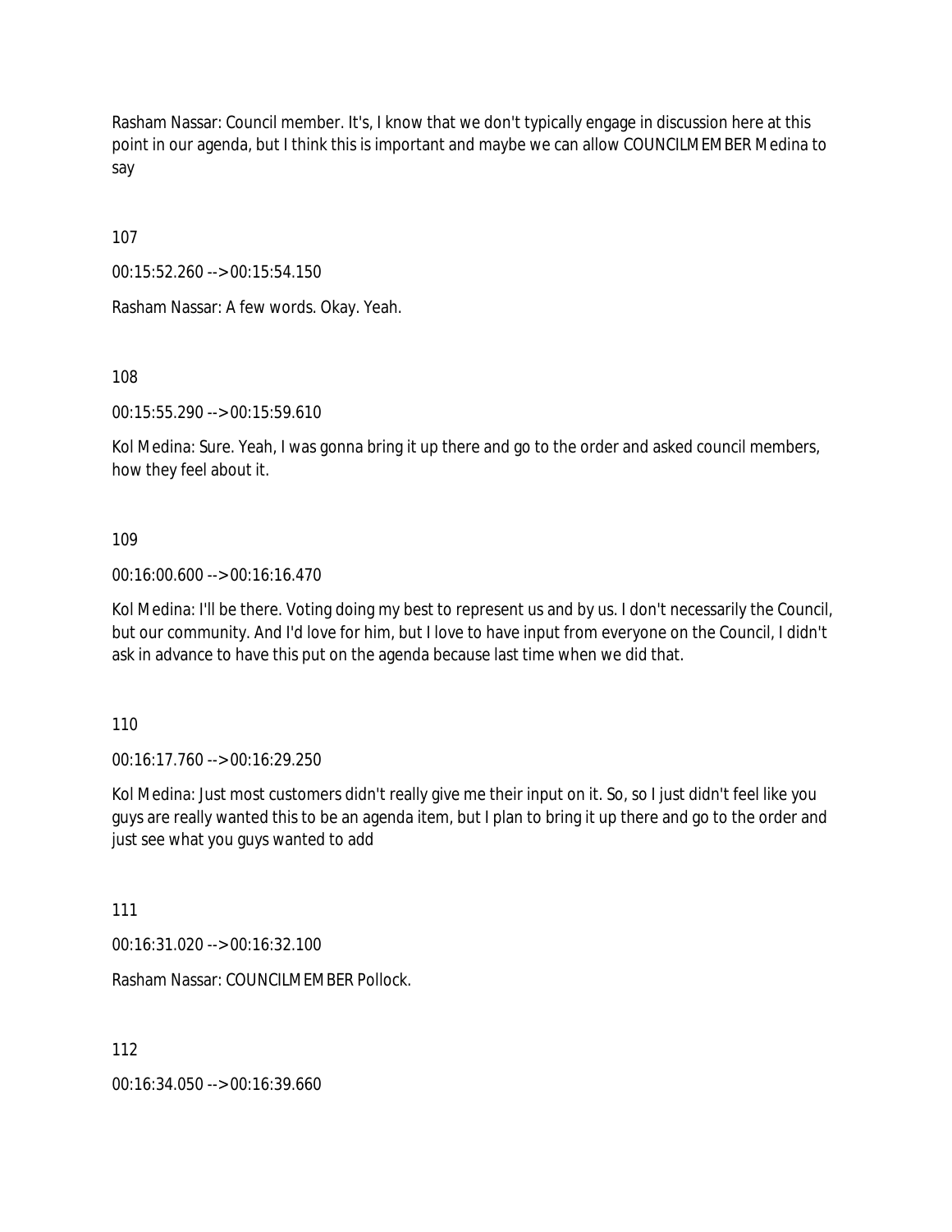Rasham Nassar: Council member. It's, I know that we don't typically engage in discussion here at this point in our agenda, but I think this is important and maybe we can allow COUNCILMEMBER Medina to say

107

00:15:52.260 --> 00:15:54.150

Rasham Nassar: A few words. Okay. Yeah.

108

00:15:55.290 --> 00:15:59.610

Kol Medina: Sure. Yeah, I was gonna bring it up there and go to the order and asked council members, how they feel about it.

109

00:16:00.600 --> 00:16:16.470

Kol Medina: I'll be there. Voting doing my best to represent us and by us. I don't necessarily the Council, but our community. And I'd love for him, but I love to have input from everyone on the Council, I didn't ask in advance to have this put on the agenda because last time when we did that.

110

00:16:17.760 --> 00:16:29.250

Kol Medina: Just most customers didn't really give me their input on it. So, so I just didn't feel like you guys are really wanted this to be an agenda item, but I plan to bring it up there and go to the order and just see what you guys wanted to add

111

00:16:31.020 --> 00:16:32.100

Rasham Nassar: COUNCILMEMBER Pollock.

112

00:16:34.050 --> 00:16:39.660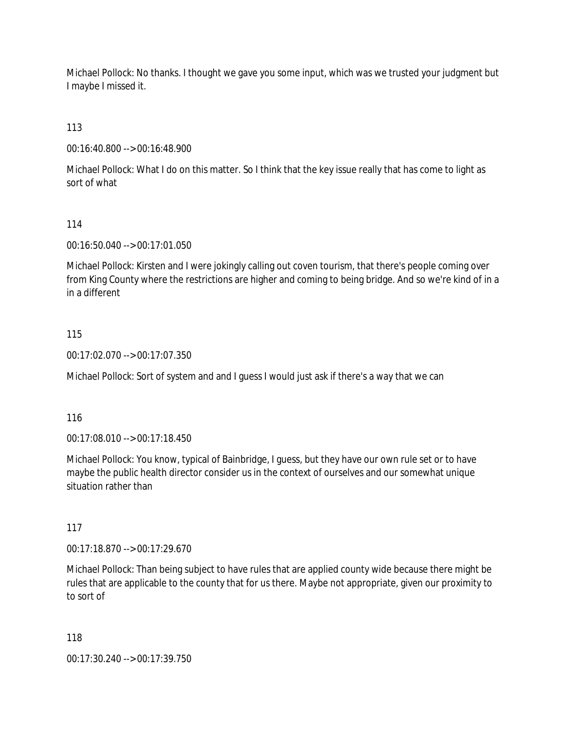Michael Pollock: No thanks. I thought we gave you some input, which was we trusted your judgment but I maybe I missed it.

113

00:16:40.800 --> 00:16:48.900

Michael Pollock: What I do on this matter. So I think that the key issue really that has come to light as sort of what

114

00:16:50.040 --> 00:17:01.050

Michael Pollock: Kirsten and I were jokingly calling out coven tourism, that there's people coming over from King County where the restrictions are higher and coming to being bridge. And so we're kind of in a in a different

115

00:17:02.070 --> 00:17:07.350

Michael Pollock: Sort of system and and I guess I would just ask if there's a way that we can

116

00:17:08.010 --> 00:17:18.450

Michael Pollock: You know, typical of Bainbridge, I guess, but they have our own rule set or to have maybe the public health director consider us in the context of ourselves and our somewhat unique situation rather than

117

00:17:18.870 --> 00:17:29.670

Michael Pollock: Than being subject to have rules that are applied county wide because there might be rules that are applicable to the county that for us there. Maybe not appropriate, given our proximity to to sort of

118

00:17:30.240 --> 00:17:39.750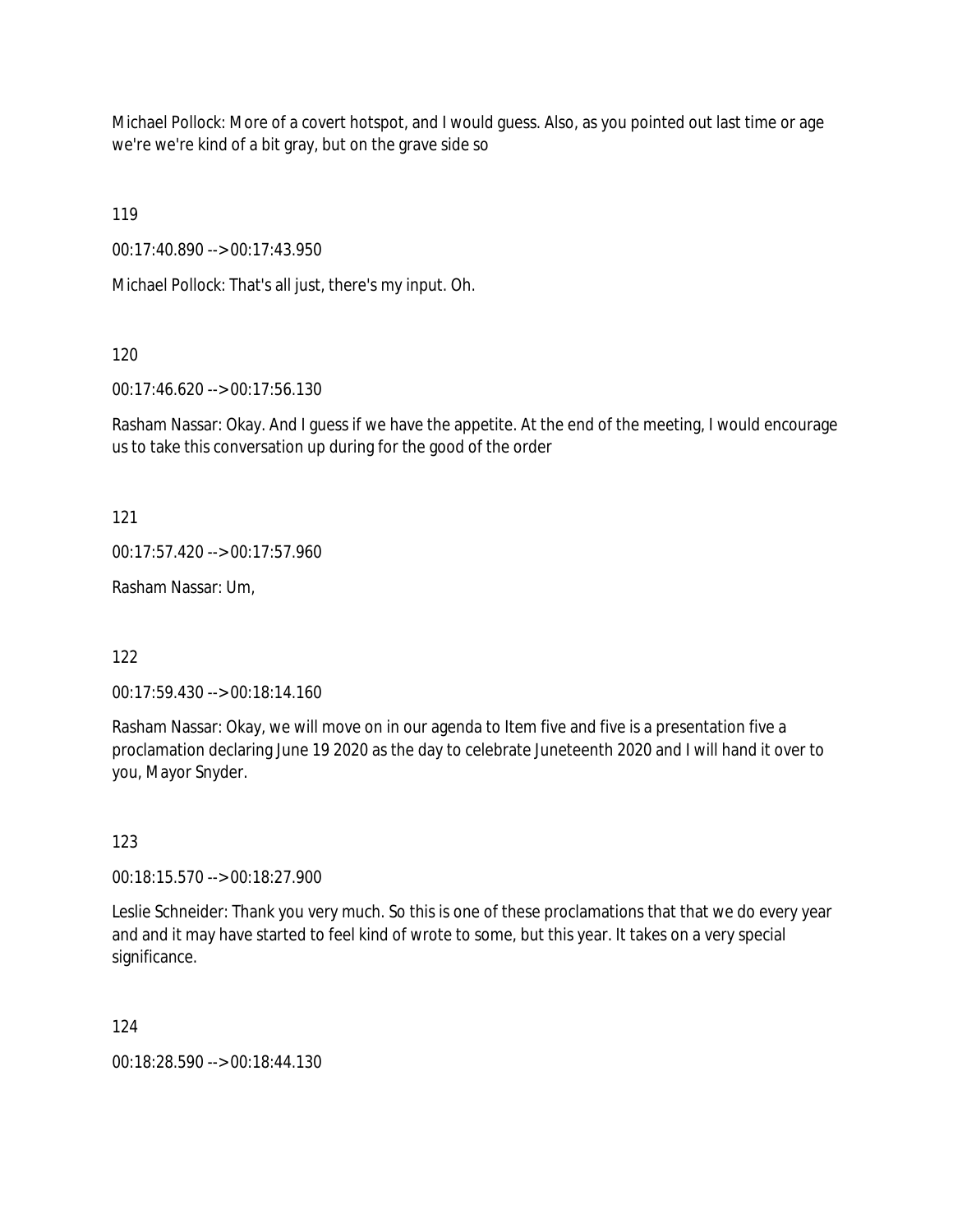Michael Pollock: More of a covert hotspot, and I would guess. Also, as you pointed out last time or age we're we're kind of a bit gray, but on the grave side so

119

00:17:40.890 --> 00:17:43.950

Michael Pollock: That's all just, there's my input. Oh.

120

00:17:46.620 --> 00:17:56.130

Rasham Nassar: Okay. And I guess if we have the appetite. At the end of the meeting, I would encourage us to take this conversation up during for the good of the order

121

00:17:57.420 --> 00:17:57.960

Rasham Nassar: Um,

122

00:17:59.430 --> 00:18:14.160

Rasham Nassar: Okay, we will move on in our agenda to Item five and five is a presentation five a proclamation declaring June 19 2020 as the day to celebrate Juneteenth 2020 and I will hand it over to you, Mayor Snyder.

123

00:18:15.570 --> 00:18:27.900

Leslie Schneider: Thank you very much. So this is one of these proclamations that that we do every year and and it may have started to feel kind of wrote to some, but this year. It takes on a very special significance.

124

00:18:28.590 --> 00:18:44.130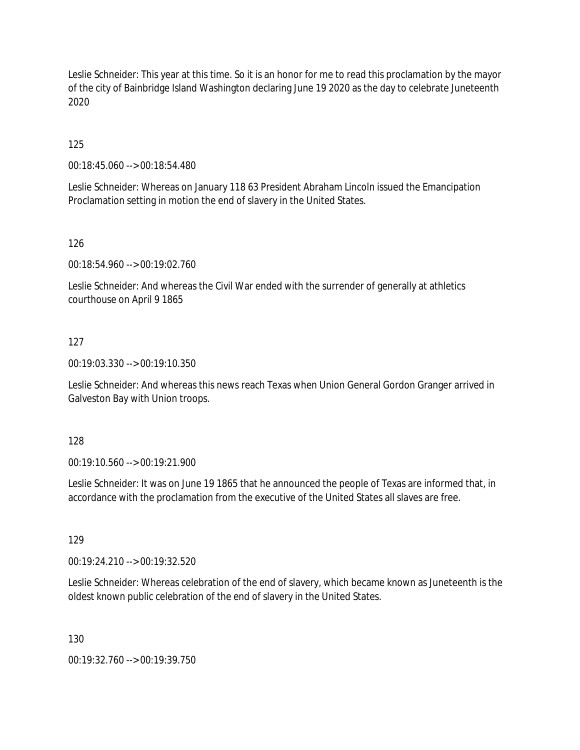Leslie Schneider: This year at this time. So it is an honor for me to read this proclamation by the mayor of the city of Bainbridge Island Washington declaring June 19 2020 as the day to celebrate Juneteenth 2020

125

00:18:45.060 --> 00:18:54.480

Leslie Schneider: Whereas on January 118 63 President Abraham Lincoln issued the Emancipation Proclamation setting in motion the end of slavery in the United States.

126

00:18:54.960 --> 00:19:02.760

Leslie Schneider: And whereas the Civil War ended with the surrender of generally at athletics courthouse on April 9 1865

127

00:19:03.330 --> 00:19:10.350

Leslie Schneider: And whereas this news reach Texas when Union General Gordon Granger arrived in Galveston Bay with Union troops.

128

00:19:10.560 --> 00:19:21.900

Leslie Schneider: It was on June 19 1865 that he announced the people of Texas are informed that, in accordance with the proclamation from the executive of the United States all slaves are free.

129

00:19:24.210 --> 00:19:32.520

Leslie Schneider: Whereas celebration of the end of slavery, which became known as Juneteenth is the oldest known public celebration of the end of slavery in the United States.

130

00:19:32.760 --> 00:19:39.750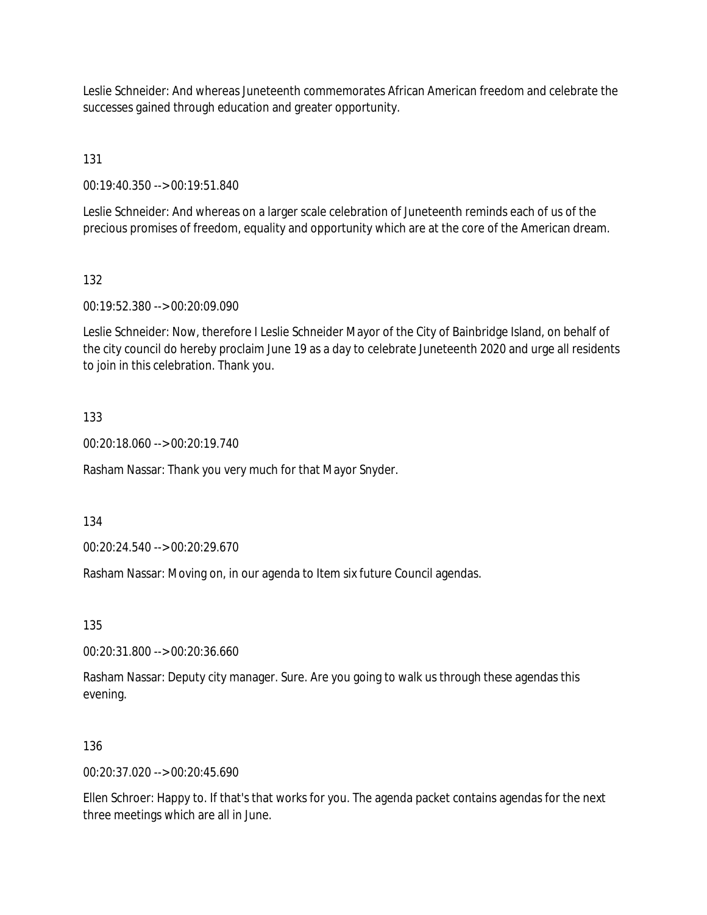Leslie Schneider: And whereas Juneteenth commemorates African American freedom and celebrate the successes gained through education and greater opportunity.

131

00:19:40.350 --> 00:19:51.840

Leslie Schneider: And whereas on a larger scale celebration of Juneteenth reminds each of us of the precious promises of freedom, equality and opportunity which are at the core of the American dream.

132

00:19:52.380 --> 00:20:09.090

Leslie Schneider: Now, therefore I Leslie Schneider Mayor of the City of Bainbridge Island, on behalf of the city council do hereby proclaim June 19 as a day to celebrate Juneteenth 2020 and urge all residents to join in this celebration. Thank you.

133

00:20:18.060 --> 00:20:19.740

Rasham Nassar: Thank you very much for that Mayor Snyder.

134

00:20:24.540 --> 00:20:29.670

Rasham Nassar: Moving on, in our agenda to Item six future Council agendas.

135

00:20:31.800 --> 00:20:36.660

Rasham Nassar: Deputy city manager. Sure. Are you going to walk us through these agendas this evening.

136

00:20:37.020 --> 00:20:45.690

Ellen Schroer: Happy to. If that's that works for you. The agenda packet contains agendas for the next three meetings which are all in June.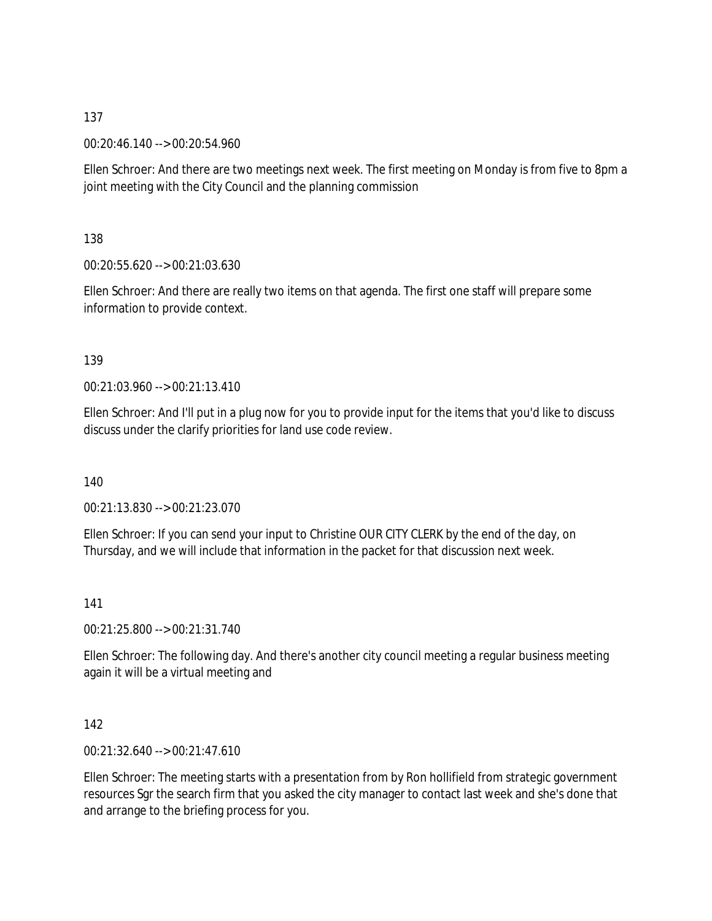137

00:20:46.140 --> 00:20:54.960

Ellen Schroer: And there are two meetings next week. The first meeting on Monday is from five to 8pm a joint meeting with the City Council and the planning commission

138

00:20:55.620 --> 00:21:03.630

Ellen Schroer: And there are really two items on that agenda. The first one staff will prepare some information to provide context.

139

00:21:03.960 --> 00:21:13.410

Ellen Schroer: And I'll put in a plug now for you to provide input for the items that you'd like to discuss discuss under the clarify priorities for land use code review.

140

00:21:13.830 --> 00:21:23.070

Ellen Schroer: If you can send your input to Christine OUR CITY CLERK by the end of the day, on Thursday, and we will include that information in the packet for that discussion next week.

141

00:21:25.800 --> 00:21:31.740

Ellen Schroer: The following day. And there's another city council meeting a regular business meeting again it will be a virtual meeting and

142

00:21:32.640 --> 00:21:47.610

Ellen Schroer: The meeting starts with a presentation from by Ron hollifield from strategic government resources Sgr the search firm that you asked the city manager to contact last week and she's done that and arrange to the briefing process for you.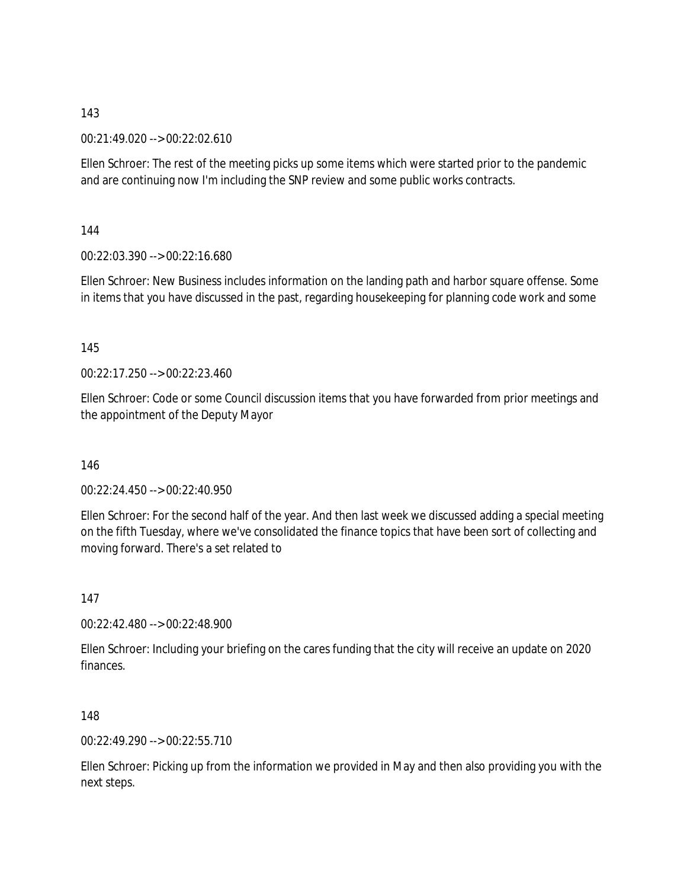143

00:21:49.020 --> 00:22:02.610

Ellen Schroer: The rest of the meeting picks up some items which were started prior to the pandemic and are continuing now I'm including the SNP review and some public works contracts.

144

00:22:03.390 --> 00:22:16.680

Ellen Schroer: New Business includes information on the landing path and harbor square offense. Some in items that you have discussed in the past, regarding housekeeping for planning code work and some

145

00:22:17.250 --> 00:22:23.460

Ellen Schroer: Code or some Council discussion items that you have forwarded from prior meetings and the appointment of the Deputy Mayor

146

00:22:24.450 --> 00:22:40.950

Ellen Schroer: For the second half of the year. And then last week we discussed adding a special meeting on the fifth Tuesday, where we've consolidated the finance topics that have been sort of collecting and moving forward. There's a set related to

147

00:22:42.480 --> 00:22:48.900

Ellen Schroer: Including your briefing on the cares funding that the city will receive an update on 2020 finances.

148

00:22:49.290 --> 00:22:55.710

Ellen Schroer: Picking up from the information we provided in May and then also providing you with the next steps.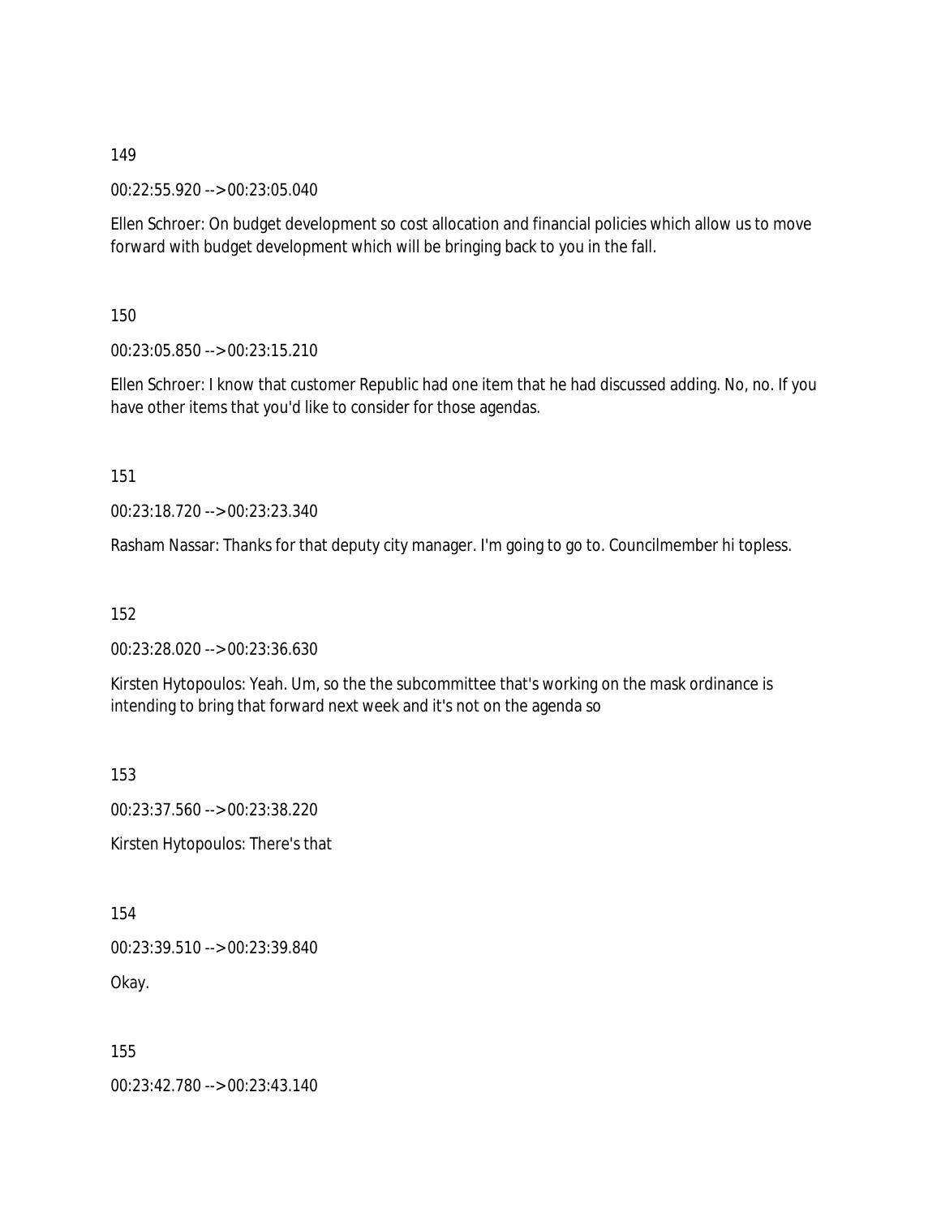149

00:22:55.920 --> 00:23:05.040

Ellen Schroer: On budget development so cost allocation and financial policies which allow us to move forward with budget development which will be bringing back to you in the fall.

150

00:23:05.850 --> 00:23:15.210

Ellen Schroer: I know that customer Republic had one item that he had discussed adding. No, no. If you have other items that you'd like to consider for those agendas.

151

00:23:18.720 --> 00:23:23.340

Rasham Nassar: Thanks for that deputy city manager. I'm going to go to. Councilmember hi topless.

152

00:23:28.020 --> 00:23:36.630

Kirsten Hytopoulos: Yeah. Um, so the the subcommittee that's working on the mask ordinance is intending to bring that forward next week and it's not on the agenda so

153

00:23:37.560 --> 00:23:38.220

Kirsten Hytopoulos: There's that

154

00:23:39.510 --> 00:23:39.840

Okay.

155

00:23:42.780 --> 00:23:43.140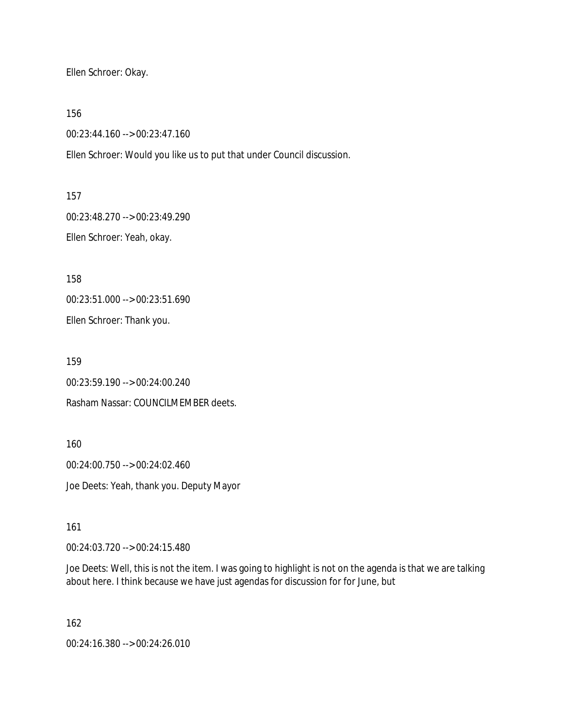Ellen Schroer: Okay.

156

00:23:44.160 --> 00:23:47.160

Ellen Schroer: Would you like us to put that under Council discussion.

157

00:23:48.270 --> 00:23:49.290

Ellen Schroer: Yeah, okay.

158

00:23:51.000 --> 00:23:51.690

Ellen Schroer: Thank you.

159

00:23:59.190 --> 00:24:00.240

Rasham Nassar: COUNCILMEMBER deets.

160

00:24:00.750 --> 00:24:02.460

Joe Deets: Yeah, thank you. Deputy Mayor

161

00:24:03.720 --> 00:24:15.480

Joe Deets: Well, this is not the item. I was going to highlight is not on the agenda is that we are talking about here. I think because we have just agendas for discussion for for June, but

162

00:24:16.380 --> 00:24:26.010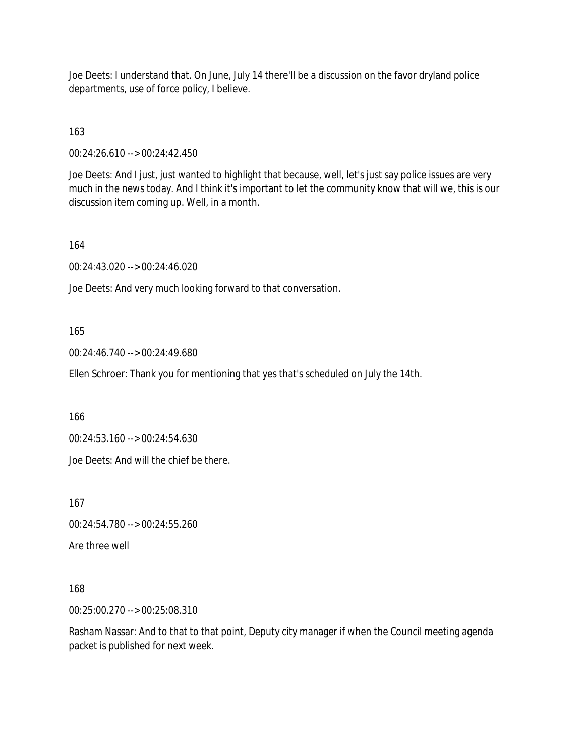Joe Deets: I understand that. On June, July 14 there'll be a discussion on the favor dryland police departments, use of force policy, I believe.

163

00:24:26.610 --> 00:24:42.450

Joe Deets: And I just, just wanted to highlight that because, well, let's just say police issues are very much in the news today. And I think it's important to let the community know that will we, this is our discussion item coming up. Well, in a month.

164

00:24:43.020 --> 00:24:46.020

Joe Deets: And very much looking forward to that conversation.

165

00:24:46.740 --> 00:24:49.680

Ellen Schroer: Thank you for mentioning that yes that's scheduled on July the 14th.

166

00:24:53.160 --> 00:24:54.630

Joe Deets: And will the chief be there.

167

00:24:54.780 --> 00:24:55.260

Are three well

168

00:25:00.270 --> 00:25:08.310

Rasham Nassar: And to that to that point, Deputy city manager if when the Council meeting agenda packet is published for next week.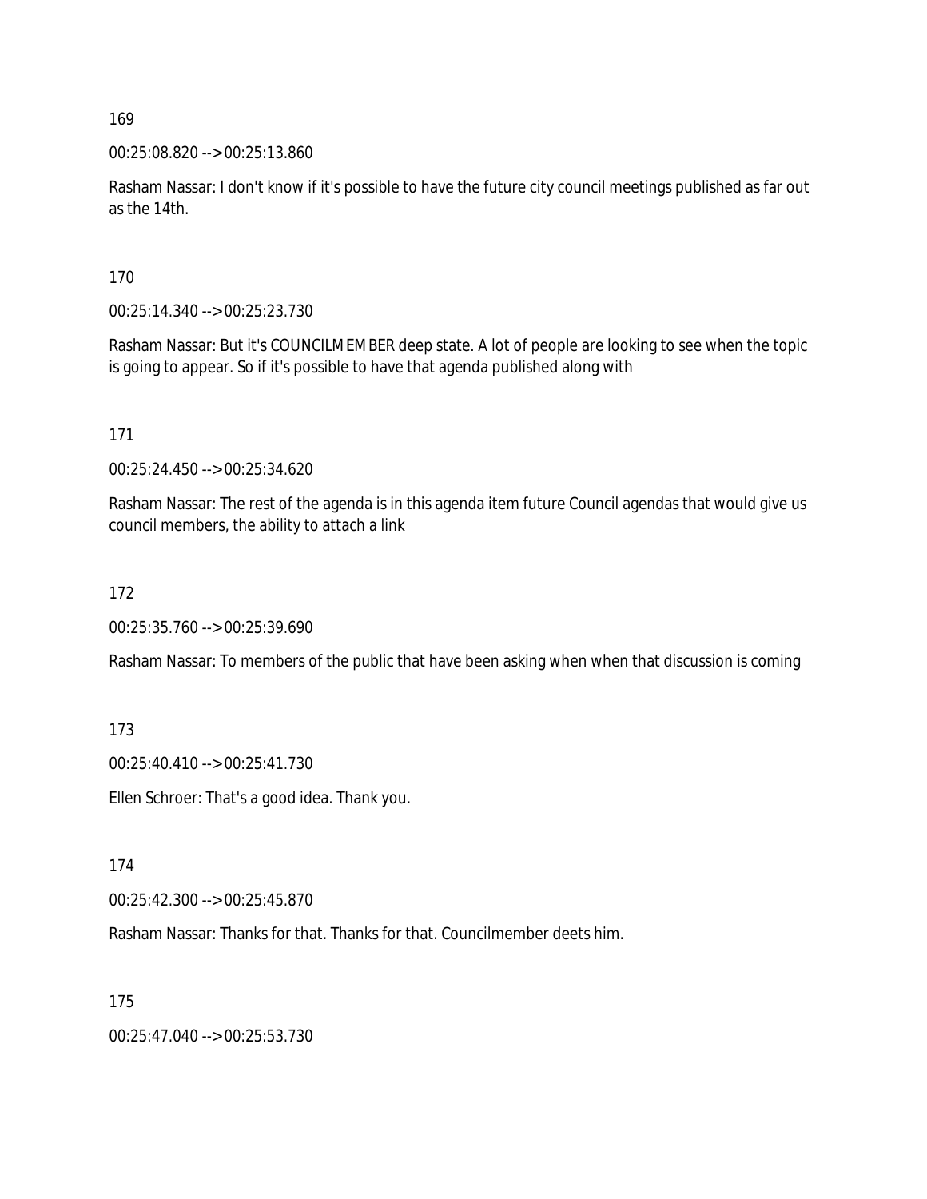169

00:25:08.820 --> 00:25:13.860

Rasham Nassar: I don't know if it's possible to have the future city council meetings published as far out as the 14th.

170

00:25:14.340 --> 00:25:23.730

Rasham Nassar: But it's COUNCILMEMBER deep state. A lot of people are looking to see when the topic is going to appear. So if it's possible to have that agenda published along with

171

00:25:24.450 --> 00:25:34.620

Rasham Nassar: The rest of the agenda is in this agenda item future Council agendas that would give us council members, the ability to attach a link

172

00:25:35.760 --> 00:25:39.690

Rasham Nassar: To members of the public that have been asking when when that discussion is coming

173

00:25:40.410 --> 00:25:41.730

Ellen Schroer: That's a good idea. Thank you.

174

00:25:42.300 --> 00:25:45.870

Rasham Nassar: Thanks for that. Thanks for that. Councilmember deets him.

175

00:25:47.040 --> 00:25:53.730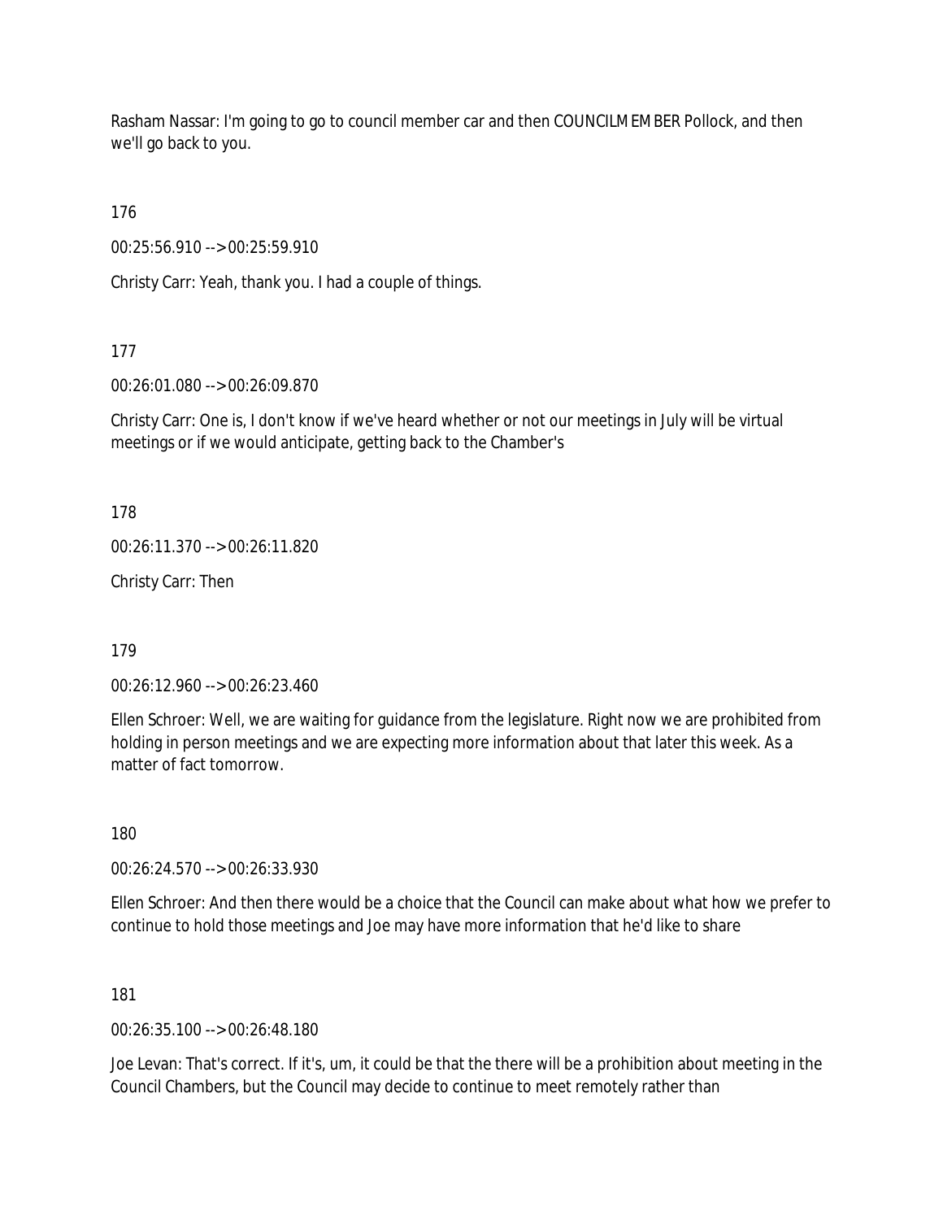Rasham Nassar: I'm going to go to council member car and then COUNCILMEMBER Pollock, and then we'll go back to you.

176

00:25:56.910 --> 00:25:59.910

Christy Carr: Yeah, thank you. I had a couple of things.

177

00:26:01.080 --> 00:26:09.870

Christy Carr: One is, I don't know if we've heard whether or not our meetings in July will be virtual meetings or if we would anticipate, getting back to the Chamber's

178

00:26:11.370 --> 00:26:11.820

Christy Carr: Then

179

00:26:12.960 --> 00:26:23.460

Ellen Schroer: Well, we are waiting for guidance from the legislature. Right now we are prohibited from holding in person meetings and we are expecting more information about that later this week. As a matter of fact tomorrow.

180

00:26:24.570 --> 00:26:33.930

Ellen Schroer: And then there would be a choice that the Council can make about what how we prefer to continue to hold those meetings and Joe may have more information that he'd like to share

181

00:26:35.100 --> 00:26:48.180

Joe Levan: That's correct. If it's, um, it could be that the there will be a prohibition about meeting in the Council Chambers, but the Council may decide to continue to meet remotely rather than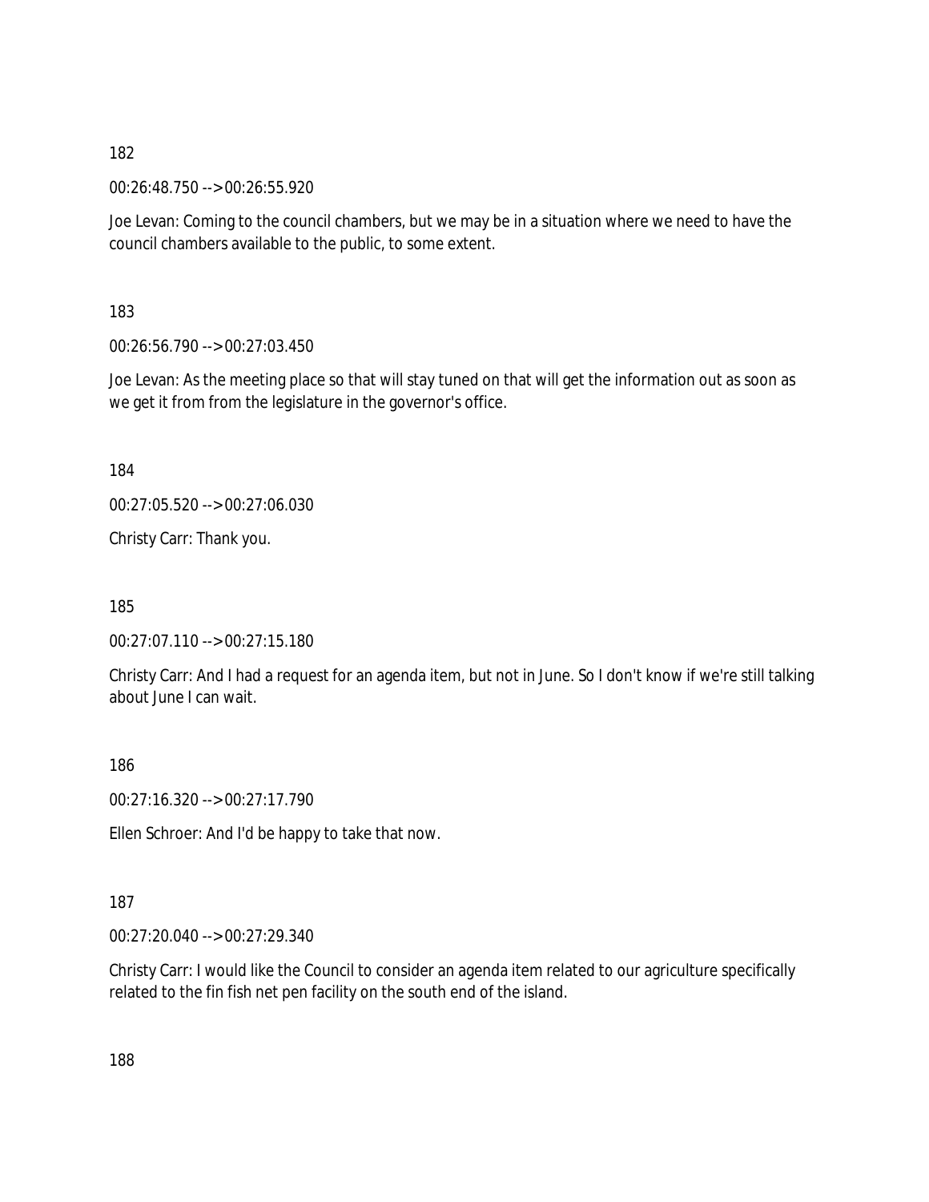182

00:26:48.750 --> 00:26:55.920

Joe Levan: Coming to the council chambers, but we may be in a situation where we need to have the council chambers available to the public, to some extent.

183

00:26:56.790 --> 00:27:03.450

Joe Levan: As the meeting place so that will stay tuned on that will get the information out as soon as we get it from from the legislature in the governor's office.

184

00:27:05.520 --> 00:27:06.030

Christy Carr: Thank you.

185

00:27:07.110 --> 00:27:15.180

Christy Carr: And I had a request for an agenda item, but not in June. So I don't know if we're still talking about June I can wait.

186

00:27:16.320 --> 00:27:17.790

Ellen Schroer: And I'd be happy to take that now.

187

00:27:20.040 --> 00:27:29.340

Christy Carr: I would like the Council to consider an agenda item related to our agriculture specifically related to the fin fish net pen facility on the south end of the island.

188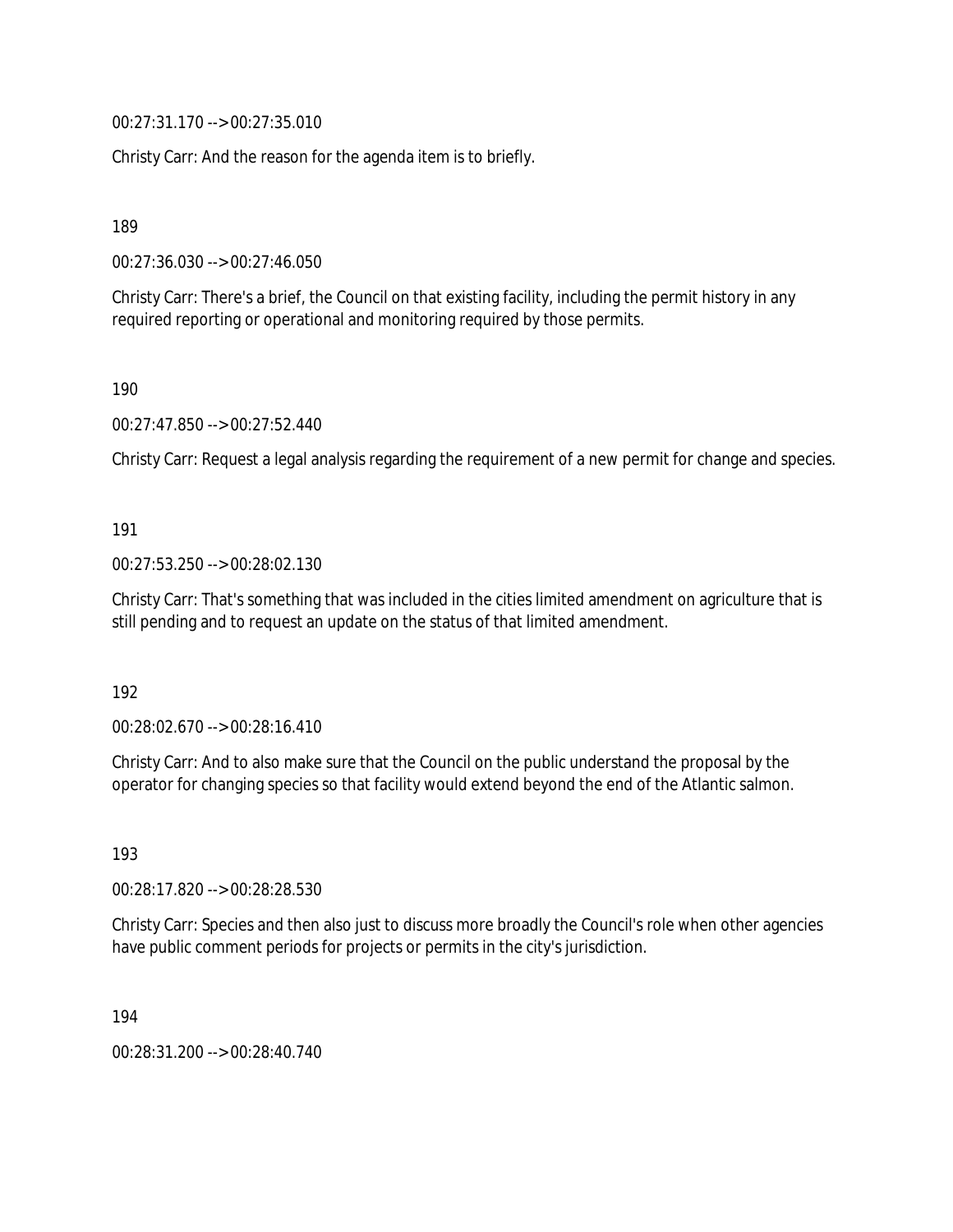00:27:31.170 --> 00:27:35.010

Christy Carr: And the reason for the agenda item is to briefly.

189

00:27:36.030 --> 00:27:46.050

Christy Carr: There's a brief, the Council on that existing facility, including the permit history in any required reporting or operational and monitoring required by those permits.

190

00:27:47.850 --> 00:27:52.440

Christy Carr: Request a legal analysis regarding the requirement of a new permit for change and species.

191

00:27:53.250 --> 00:28:02.130

Christy Carr: That's something that was included in the cities limited amendment on agriculture that is still pending and to request an update on the status of that limited amendment.

192

00:28:02.670 --> 00:28:16.410

Christy Carr: And to also make sure that the Council on the public understand the proposal by the operator for changing species so that facility would extend beyond the end of the Atlantic salmon.

193

00:28:17.820 --> 00:28:28.530

Christy Carr: Species and then also just to discuss more broadly the Council's role when other agencies have public comment periods for projects or permits in the city's jurisdiction.

194

00:28:31.200 --> 00:28:40.740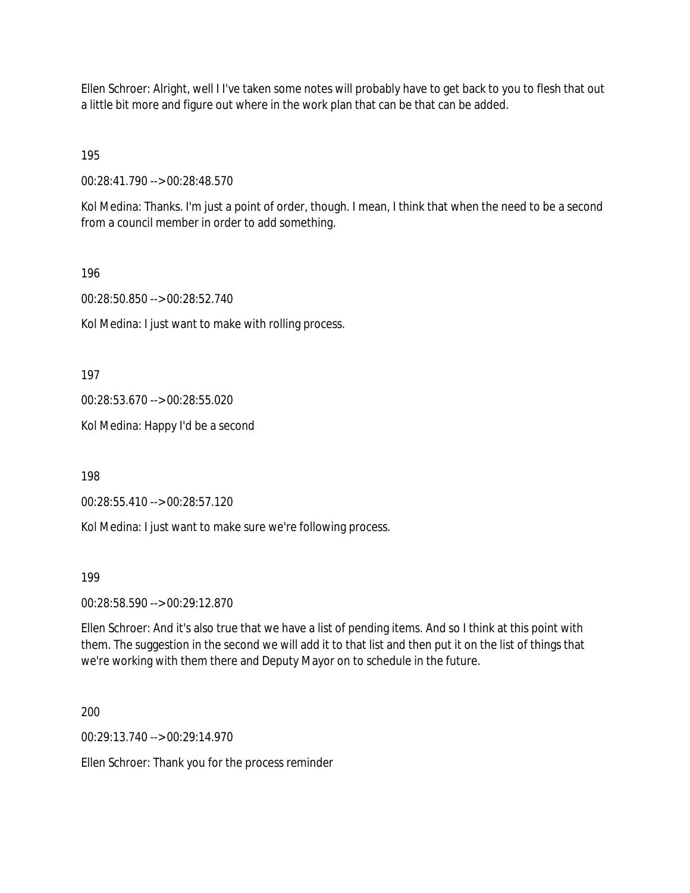Ellen Schroer: Alright, well I I've taken some notes will probably have to get back to you to flesh that out a little bit more and figure out where in the work plan that can be that can be added.

195

00:28:41.790 --> 00:28:48.570

Kol Medina: Thanks. I'm just a point of order, though. I mean, I think that when the need to be a second from a council member in order to add something.

196

00:28:50.850 --> 00:28:52.740

Kol Medina: I just want to make with rolling process.

197

00:28:53.670 --> 00:28:55.020

Kol Medina: Happy I'd be a second

198

00:28:55.410 --> 00:28:57.120

Kol Medina: I just want to make sure we're following process.

199

00:28:58.590 --> 00:29:12.870

Ellen Schroer: And it's also true that we have a list of pending items. And so I think at this point with them. The suggestion in the second we will add it to that list and then put it on the list of things that we're working with them there and Deputy Mayor on to schedule in the future.

200

00:29:13.740 --> 00:29:14.970

Ellen Schroer: Thank you for the process reminder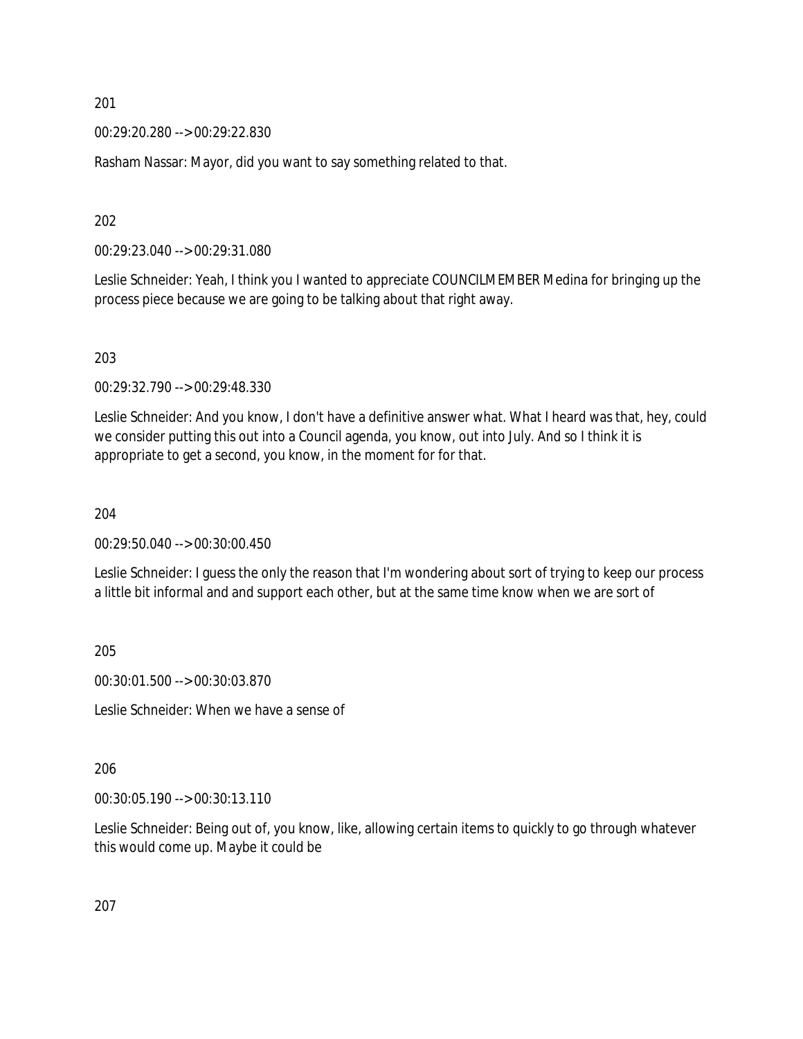201

00:29:20.280 --> 00:29:22.830

Rasham Nassar: Mayor, did you want to say something related to that.

202

00:29:23.040 --> 00:29:31.080

Leslie Schneider: Yeah, I think you I wanted to appreciate COUNCILMEMBER Medina for bringing up the process piece because we are going to be talking about that right away.

203

00:29:32.790 --> 00:29:48.330

Leslie Schneider: And you know, I don't have a definitive answer what. What I heard was that, hey, could we consider putting this out into a Council agenda, you know, out into July. And so I think it is appropriate to get a second, you know, in the moment for for that.

204

00:29:50.040 --> 00:30:00.450

Leslie Schneider: I guess the only the reason that I'm wondering about sort of trying to keep our process a little bit informal and and support each other, but at the same time know when we are sort of

205

00:30:01.500 --> 00:30:03.870

Leslie Schneider: When we have a sense of

206

00:30:05.190 --> 00:30:13.110

Leslie Schneider: Being out of, you know, like, allowing certain items to quickly to go through whatever this would come up. Maybe it could be

207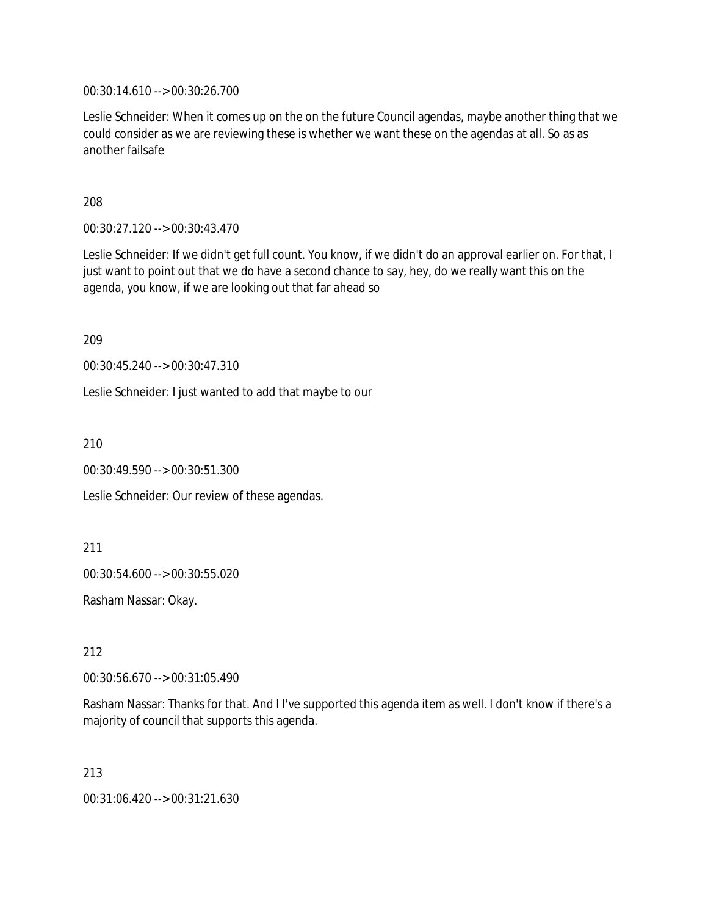00:30:14.610 --> 00:30:26.700

Leslie Schneider: When it comes up on the on the future Council agendas, maybe another thing that we could consider as we are reviewing these is whether we want these on the agendas at all. So as as another failsafe

208

00:30:27.120 --> 00:30:43.470

Leslie Schneider: If we didn't get full count. You know, if we didn't do an approval earlier on. For that, I just want to point out that we do have a second chance to say, hey, do we really want this on the agenda, you know, if we are looking out that far ahead so

209

00:30:45.240 --> 00:30:47.310

Leslie Schneider: I just wanted to add that maybe to our

210

00:30:49.590 --> 00:30:51.300

Leslie Schneider: Our review of these agendas.

211

00:30:54.600 --> 00:30:55.020

Rasham Nassar: Okay.

212

00:30:56.670 --> 00:31:05.490

Rasham Nassar: Thanks for that. And I I've supported this agenda item as well. I don't know if there's a majority of council that supports this agenda.

213

00:31:06.420 --> 00:31:21.630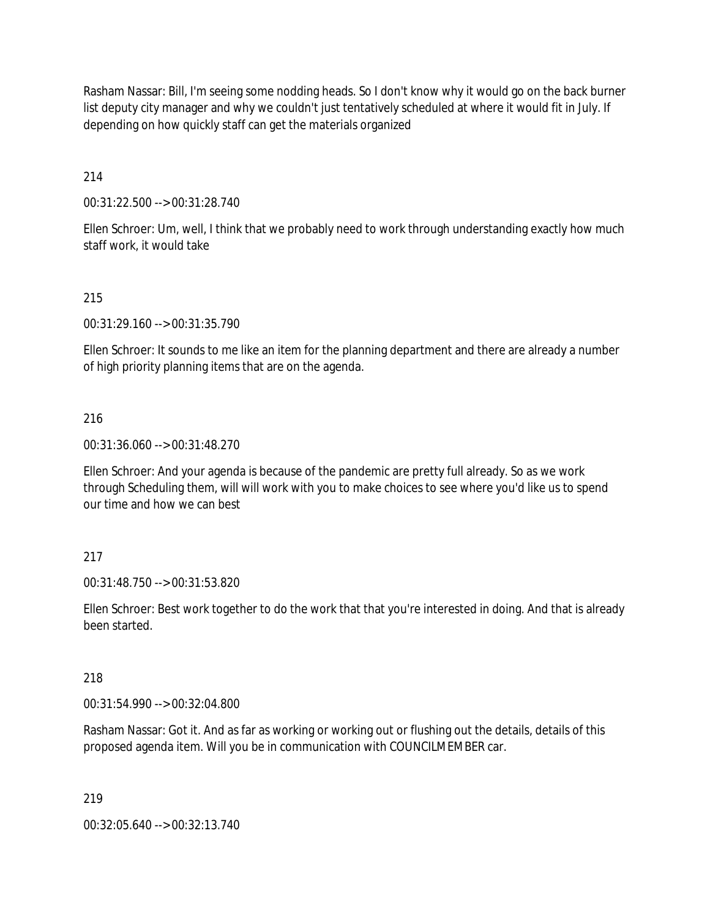Rasham Nassar: Bill, I'm seeing some nodding heads. So I don't know why it would go on the back burner list deputy city manager and why we couldn't just tentatively scheduled at where it would fit in July. If depending on how quickly staff can get the materials organized

214

00:31:22.500 --> 00:31:28.740

Ellen Schroer: Um, well, I think that we probably need to work through understanding exactly how much staff work, it would take

215

00:31:29.160 --> 00:31:35.790

Ellen Schroer: It sounds to me like an item for the planning department and there are already a number of high priority planning items that are on the agenda.

216

00:31:36.060 --> 00:31:48.270

Ellen Schroer: And your agenda is because of the pandemic are pretty full already. So as we work through Scheduling them, will will work with you to make choices to see where you'd like us to spend our time and how we can best

217

00:31:48.750 --> 00:31:53.820

Ellen Schroer: Best work together to do the work that that you're interested in doing. And that is already been started.

218

00:31:54.990 --> 00:32:04.800

Rasham Nassar: Got it. And as far as working or working out or flushing out the details, details of this proposed agenda item. Will you be in communication with COUNCILMEMBER car.

219

00:32:05.640 --> 00:32:13.740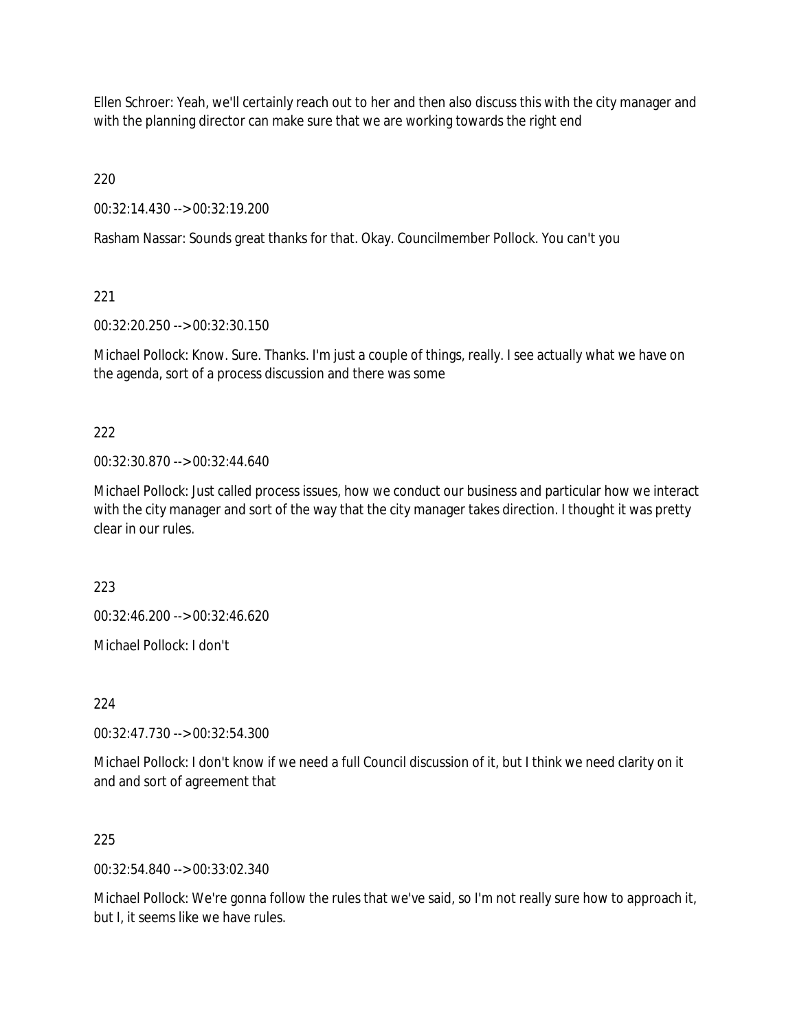Ellen Schroer: Yeah, we'll certainly reach out to her and then also discuss this with the city manager and with the planning director can make sure that we are working towards the right end

220

00:32:14.430 --> 00:32:19.200

Rasham Nassar: Sounds great thanks for that. Okay. Councilmember Pollock. You can't you

221

00:32:20.250 --> 00:32:30.150

Michael Pollock: Know. Sure. Thanks. I'm just a couple of things, really. I see actually what we have on the agenda, sort of a process discussion and there was some

222

00:32:30.870 --> 00:32:44.640

Michael Pollock: Just called process issues, how we conduct our business and particular how we interact with the city manager and sort of the way that the city manager takes direction. I thought it was pretty clear in our rules.

223

00:32:46.200 --> 00:32:46.620

Michael Pollock: I don't

224

00:32:47.730 --> 00:32:54.300

Michael Pollock: I don't know if we need a full Council discussion of it, but I think we need clarity on it and and sort of agreement that

225

00:32:54.840 --> 00:33:02.340

Michael Pollock: We're gonna follow the rules that we've said, so I'm not really sure how to approach it, but I, it seems like we have rules.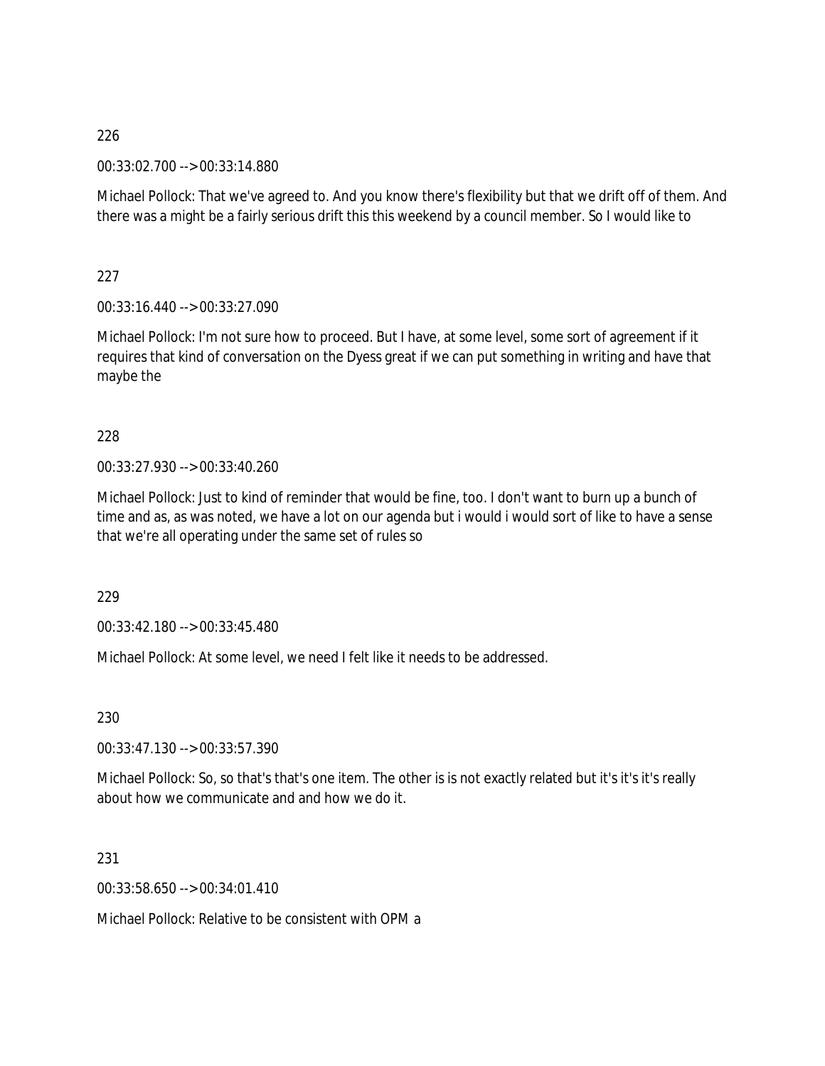226

00:33:02.700 --> 00:33:14.880

Michael Pollock: That we've agreed to. And you know there's flexibility but that we drift off of them. And there was a might be a fairly serious drift this this weekend by a council member. So I would like to

227

00:33:16.440 --> 00:33:27.090

Michael Pollock: I'm not sure how to proceed. But I have, at some level, some sort of agreement if it requires that kind of conversation on the Dyess great if we can put something in writing and have that maybe the

228

00:33:27.930 --> 00:33:40.260

Michael Pollock: Just to kind of reminder that would be fine, too. I don't want to burn up a bunch of time and as, as was noted, we have a lot on our agenda but i would i would sort of like to have a sense that we're all operating under the same set of rules so

229

00:33:42.180 --> 00:33:45.480

Michael Pollock: At some level, we need I felt like it needs to be addressed.

230

00:33:47.130 --> 00:33:57.390

Michael Pollock: So, so that's that's one item. The other is is not exactly related but it's it's it's really about how we communicate and and how we do it.

231

00:33:58.650 --> 00:34:01.410

Michael Pollock: Relative to be consistent with OPM a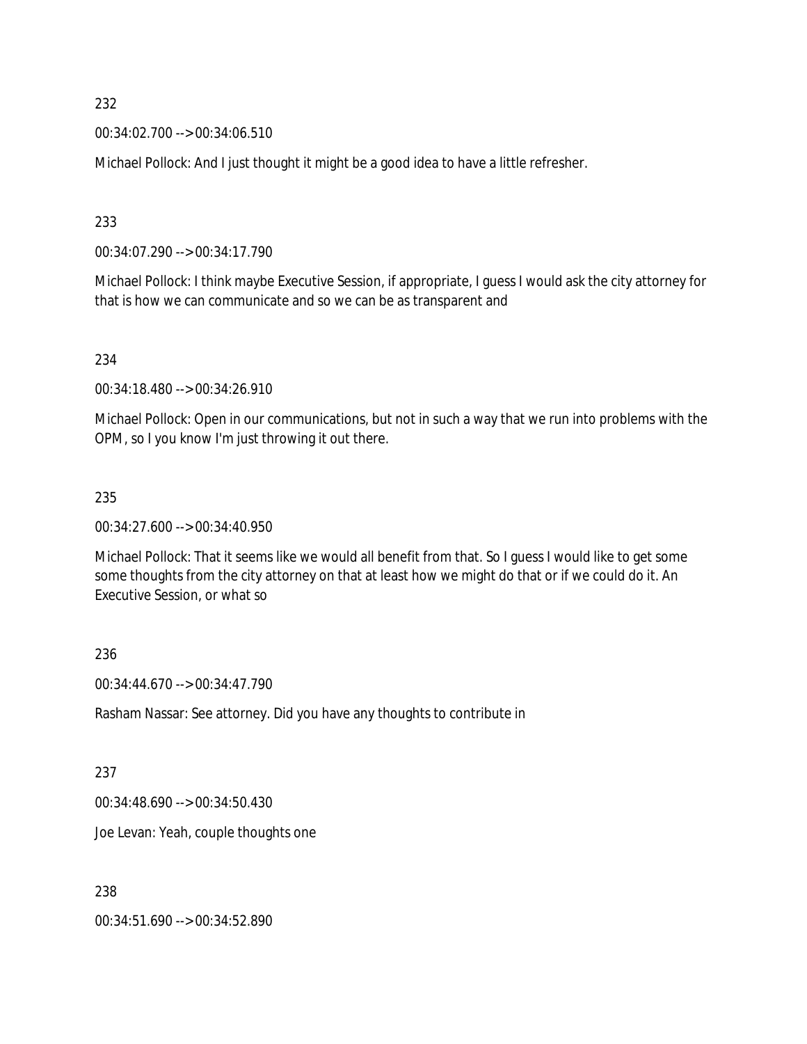232

00:34:02.700 --> 00:34:06.510

Michael Pollock: And I just thought it might be a good idea to have a little refresher.

233

00:34:07.290 --> 00:34:17.790

Michael Pollock: I think maybe Executive Session, if appropriate, I guess I would ask the city attorney for that is how we can communicate and so we can be as transparent and

234

00:34:18.480 --> 00:34:26.910

Michael Pollock: Open in our communications, but not in such a way that we run into problems with the OPM, so I you know I'm just throwing it out there.

235

00:34:27.600 --> 00:34:40.950

Michael Pollock: That it seems like we would all benefit from that. So I guess I would like to get some some thoughts from the city attorney on that at least how we might do that or if we could do it. An Executive Session, or what so

236

00:34:44.670 --> 00:34:47.790

Rasham Nassar: See attorney. Did you have any thoughts to contribute in

237

00:34:48.690 --> 00:34:50.430

Joe Levan: Yeah, couple thoughts one

238

00:34:51.690 --> 00:34:52.890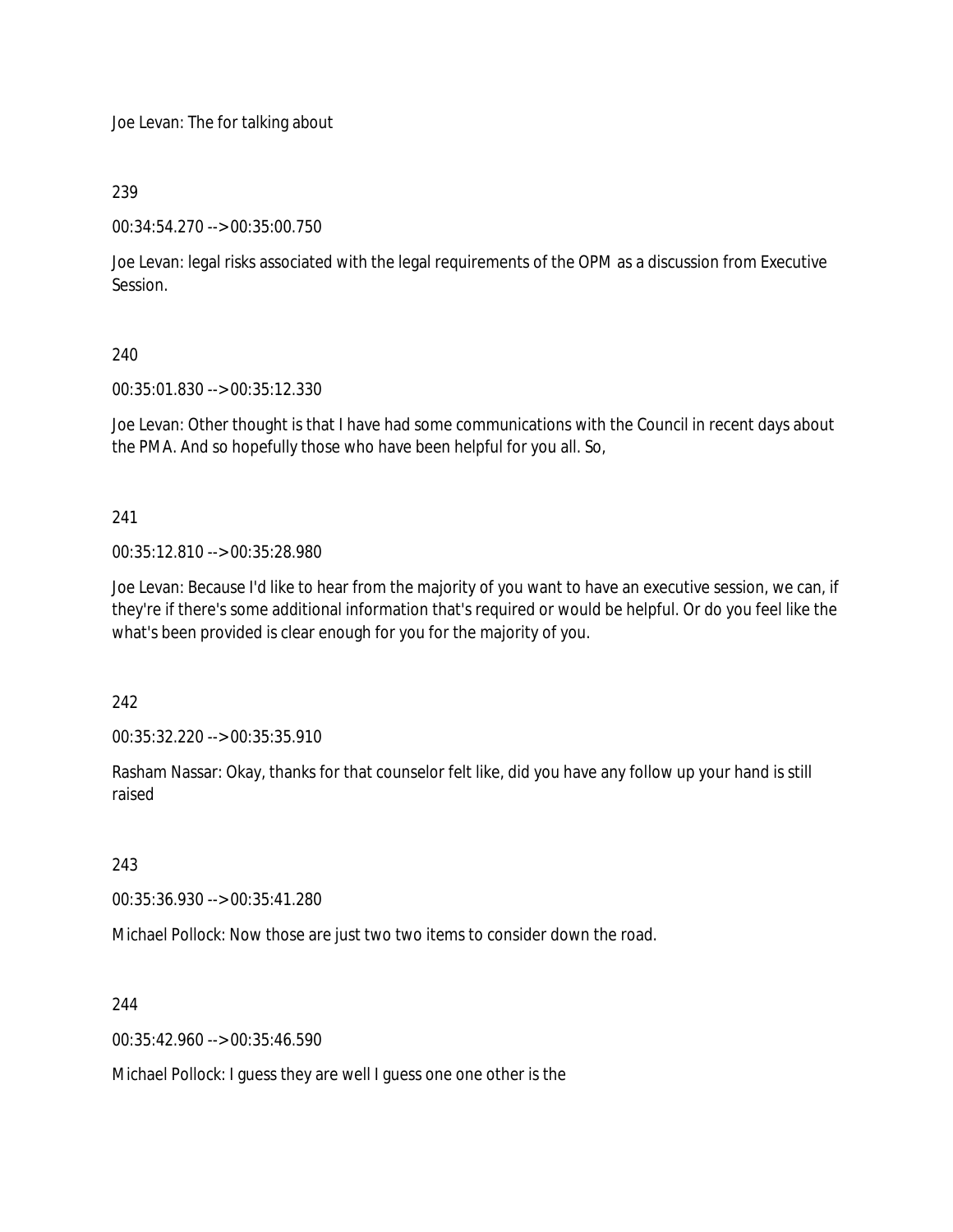Joe Levan: The for talking about

239

00:34:54.270 --> 00:35:00.750

Joe Levan: legal risks associated with the legal requirements of the OPM as a discussion from Executive Session.

240

00:35:01.830 --> 00:35:12.330

Joe Levan: Other thought is that I have had some communications with the Council in recent days about the PMA. And so hopefully those who have been helpful for you all. So,

241

00:35:12.810 --> 00:35:28.980

Joe Levan: Because I'd like to hear from the majority of you want to have an executive session, we can, if they're if there's some additional information that's required or would be helpful. Or do you feel like the what's been provided is clear enough for you for the majority of you.

242

00:35:32.220 --> 00:35:35.910

Rasham Nassar: Okay, thanks for that counselor felt like, did you have any follow up your hand is still raised

243

00:35:36.930 --> 00:35:41.280

Michael Pollock: Now those are just two two items to consider down the road.

244

00:35:42.960 --> 00:35:46.590

Michael Pollock: I guess they are well I guess one one other is the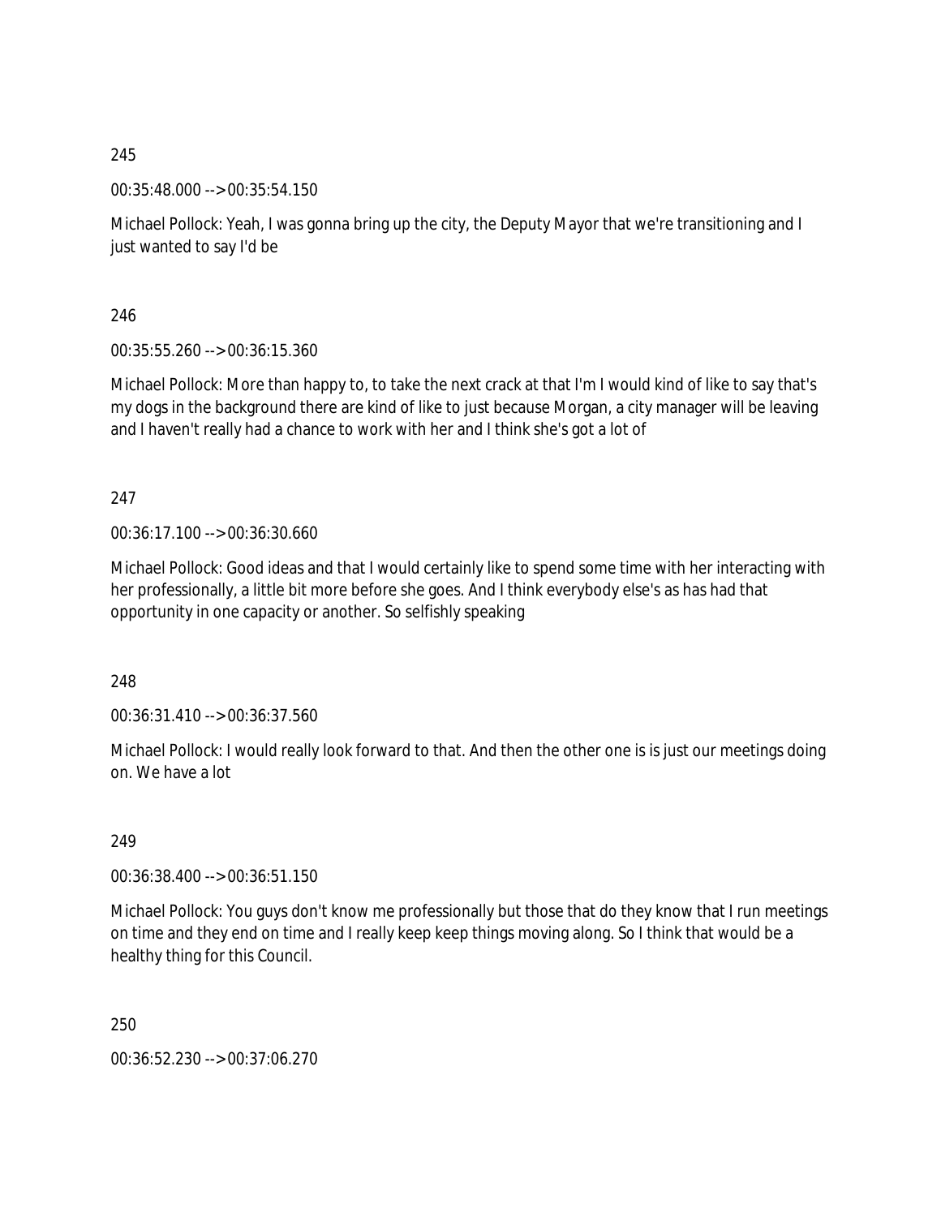245

00:35:48.000 --> 00:35:54.150

Michael Pollock: Yeah, I was gonna bring up the city, the Deputy Mayor that we're transitioning and I just wanted to say I'd be

246

00:35:55.260 --> 00:36:15.360

Michael Pollock: More than happy to, to take the next crack at that I'm I would kind of like to say that's my dogs in the background there are kind of like to just because Morgan, a city manager will be leaving and I haven't really had a chance to work with her and I think she's got a lot of

247

00:36:17.100 --> 00:36:30.660

Michael Pollock: Good ideas and that I would certainly like to spend some time with her interacting with her professionally, a little bit more before she goes. And I think everybody else's as has had that opportunity in one capacity or another. So selfishly speaking

248

00:36:31.410 --> 00:36:37.560

Michael Pollock: I would really look forward to that. And then the other one is is just our meetings doing on. We have a lot

249

00:36:38.400 --> 00:36:51.150

Michael Pollock: You guys don't know me professionally but those that do they know that I run meetings on time and they end on time and I really keep keep things moving along. So I think that would be a healthy thing for this Council.

250

00:36:52.230 --> 00:37:06.270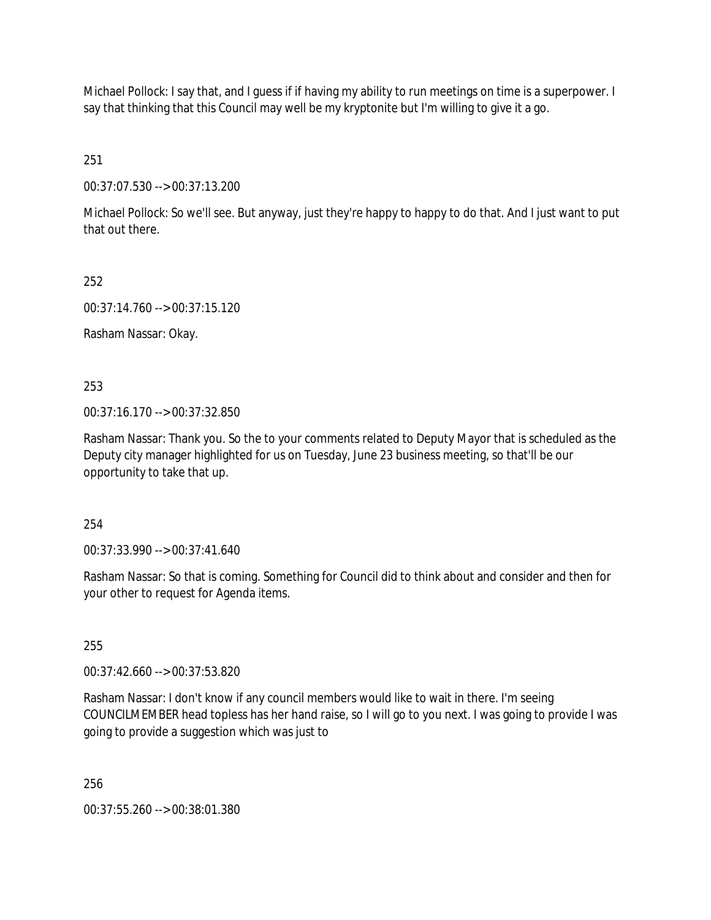Michael Pollock: I say that, and I guess if if having my ability to run meetings on time is a superpower. I say that thinking that this Council may well be my kryptonite but I'm willing to give it a go.

251

00:37:07.530 --> 00:37:13.200

Michael Pollock: So we'll see. But anyway, just they're happy to happy to do that. And I just want to put that out there.

252

00:37:14.760 --> 00:37:15.120

Rasham Nassar: Okay.

253

00:37:16.170 --> 00:37:32.850

Rasham Nassar: Thank you. So the to your comments related to Deputy Mayor that is scheduled as the Deputy city manager highlighted for us on Tuesday, June 23 business meeting, so that'll be our opportunity to take that up.

254

00:37:33.990 --> 00:37:41.640

Rasham Nassar: So that is coming. Something for Council did to think about and consider and then for your other to request for Agenda items.

255

00:37:42.660 --> 00:37:53.820

Rasham Nassar: I don't know if any council members would like to wait in there. I'm seeing COUNCILMEMBER head topless has her hand raise, so I will go to you next. I was going to provide I was going to provide a suggestion which was just to

256

00:37:55.260 --> 00:38:01.380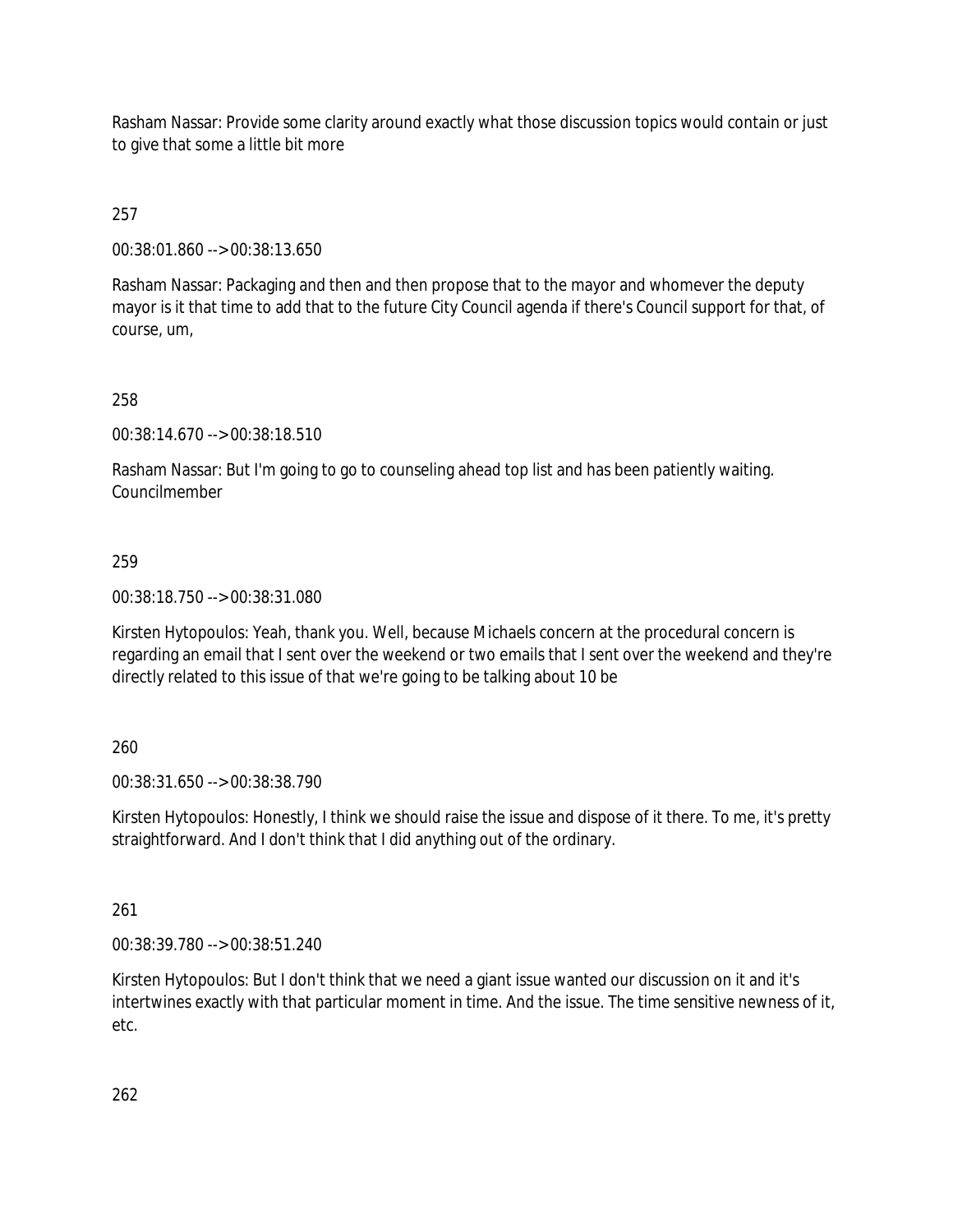Rasham Nassar: Provide some clarity around exactly what those discussion topics would contain or just to give that some a little bit more

257

00:38:01.860 --> 00:38:13.650

Rasham Nassar: Packaging and then and then propose that to the mayor and whomever the deputy mayor is it that time to add that to the future City Council agenda if there's Council support for that, of course, um,

258

00:38:14.670 --> 00:38:18.510

Rasham Nassar: But I'm going to go to counseling ahead top list and has been patiently waiting. Councilmember

259

00:38:18.750 --> 00:38:31.080

Kirsten Hytopoulos: Yeah, thank you. Well, because Michaels concern at the procedural concern is regarding an email that I sent over the weekend or two emails that I sent over the weekend and they're directly related to this issue of that we're going to be talking about 10 be

260

00:38:31.650 --> 00:38:38.790

Kirsten Hytopoulos: Honestly, I think we should raise the issue and dispose of it there. To me, it's pretty straightforward. And I don't think that I did anything out of the ordinary.

261

00:38:39.780 --> 00:38:51.240

Kirsten Hytopoulos: But I don't think that we need a giant issue wanted our discussion on it and it's intertwines exactly with that particular moment in time. And the issue. The time sensitive newness of it, etc.

262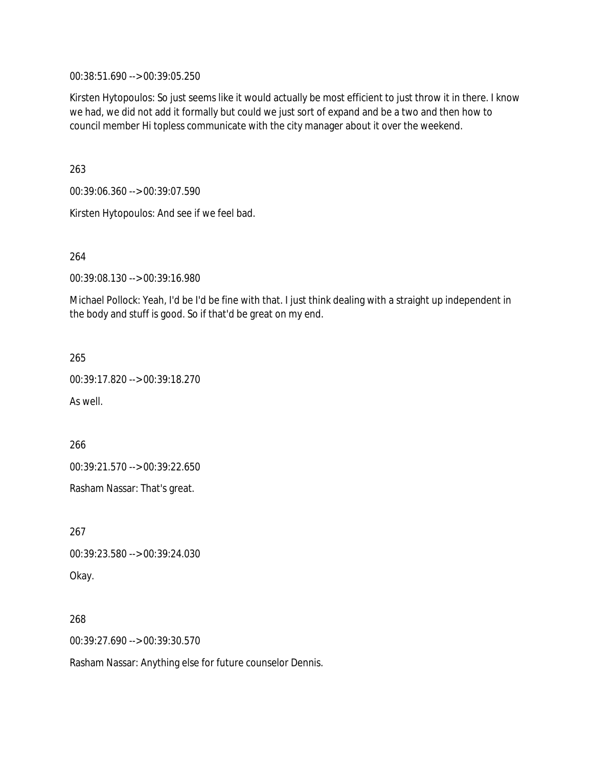00:38:51.690 --> 00:39:05.250

Kirsten Hytopoulos: So just seems like it would actually be most efficient to just throw it in there. I know we had, we did not add it formally but could we just sort of expand and be a two and then how to council member Hi topless communicate with the city manager about it over the weekend.

263

00:39:06.360 --> 00:39:07.590

Kirsten Hytopoulos: And see if we feel bad.

264

00:39:08.130 --> 00:39:16.980

Michael Pollock: Yeah, I'd be I'd be fine with that. I just think dealing with a straight up independent in the body and stuff is good. So if that'd be great on my end.

265

00:39:17.820 --> 00:39:18.270

As well.

266

00:39:21.570 --> 00:39:22.650

Rasham Nassar: That's great.

267

00:39:23.580 --> 00:39:24.030

Okay.

268

00:39:27.690 --> 00:39:30.570

Rasham Nassar: Anything else for future counselor Dennis.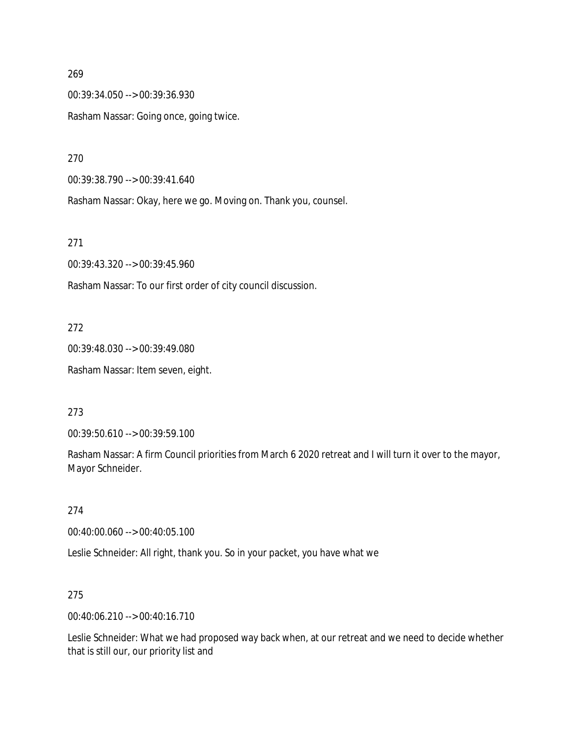269

00:39:34.050 --> 00:39:36.930

Rasham Nassar: Going once, going twice.

270

00:39:38.790 --> 00:39:41.640

Rasham Nassar: Okay, here we go. Moving on. Thank you, counsel.

271

00:39:43.320 --> 00:39:45.960

Rasham Nassar: To our first order of city council discussion.

272

00:39:48.030 --> 00:39:49.080

Rasham Nassar: Item seven, eight.

273

00:39:50.610 --> 00:39:59.100

Rasham Nassar: A firm Council priorities from March 6 2020 retreat and I will turn it over to the mayor, Mayor Schneider.

274

00:40:00.060 --> 00:40:05.100

Leslie Schneider: All right, thank you. So in your packet, you have what we

275

00:40:06.210 --> 00:40:16.710

Leslie Schneider: What we had proposed way back when, at our retreat and we need to decide whether that is still our, our priority list and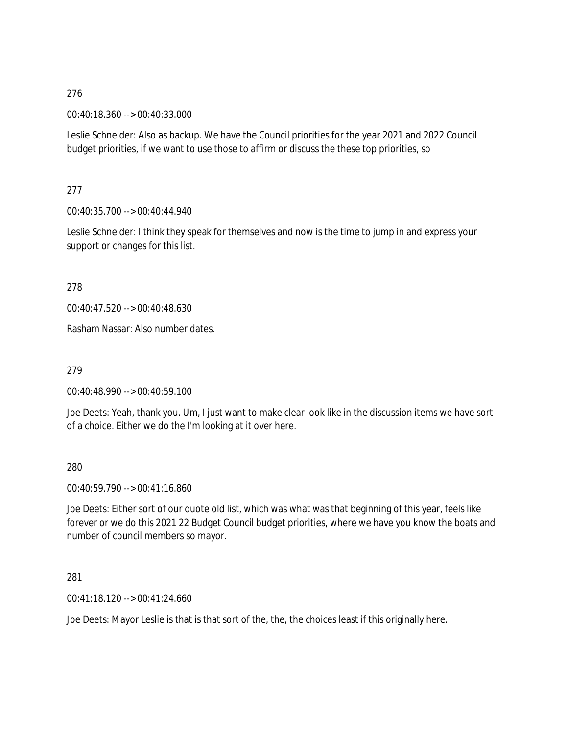276

00:40:18.360 --> 00:40:33.000

Leslie Schneider: Also as backup. We have the Council priorities for the year 2021 and 2022 Council budget priorities, if we want to use those to affirm or discuss the these top priorities, so

277

00:40:35.700 --> 00:40:44.940

Leslie Schneider: I think they speak for themselves and now is the time to jump in and express your support or changes for this list.

278

00:40:47.520 --> 00:40:48.630

Rasham Nassar: Also number dates.

279

00:40:48.990 --> 00:40:59.100

Joe Deets: Yeah, thank you. Um, I just want to make clear look like in the discussion items we have sort of a choice. Either we do the I'm looking at it over here.

280

00:40:59.790 --> 00:41:16.860

Joe Deets: Either sort of our quote old list, which was what was that beginning of this year, feels like forever or we do this 2021 22 Budget Council budget priorities, where we have you know the boats and number of council members so mayor.

281

00:41:18.120 --> 00:41:24.660

Joe Deets: Mayor Leslie is that is that sort of the, the, the choices least if this originally here.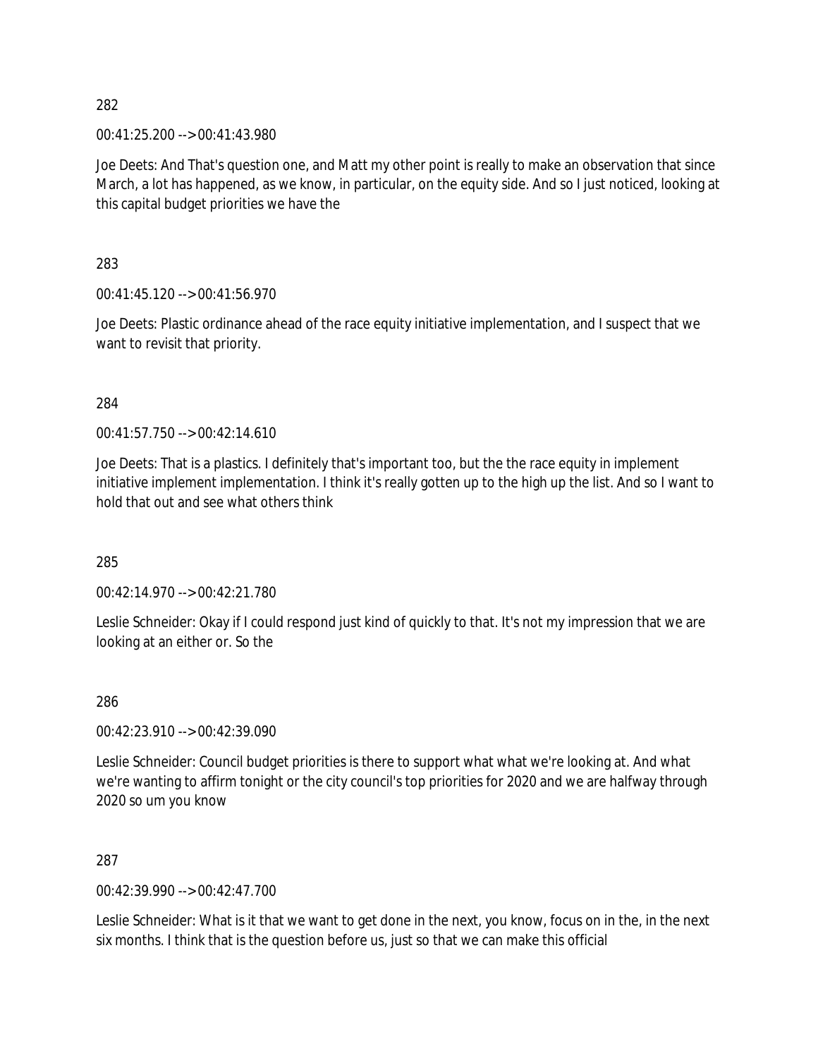282

00:41:25.200 --> 00:41:43.980

Joe Deets: And That's question one, and Matt my other point is really to make an observation that since March, a lot has happened, as we know, in particular, on the equity side. And so I just noticed, looking at this capital budget priorities we have the

283

00:41:45.120 --> 00:41:56.970

Joe Deets: Plastic ordinance ahead of the race equity initiative implementation, and I suspect that we want to revisit that priority.

284

00:41:57.750 --> 00:42:14.610

Joe Deets: That is a plastics. I definitely that's important too, but the the race equity in implement initiative implement implementation. I think it's really gotten up to the high up the list. And so I want to hold that out and see what others think

285

00:42:14.970 --> 00:42:21.780

Leslie Schneider: Okay if I could respond just kind of quickly to that. It's not my impression that we are looking at an either or. So the

286

00:42:23.910 --> 00:42:39.090

Leslie Schneider: Council budget priorities is there to support what what we're looking at. And what we're wanting to affirm tonight or the city council's top priorities for 2020 and we are halfway through 2020 so um you know

287

00:42:39.990 --> 00:42:47.700

Leslie Schneider: What is it that we want to get done in the next, you know, focus on in the, in the next six months. I think that is the question before us, just so that we can make this official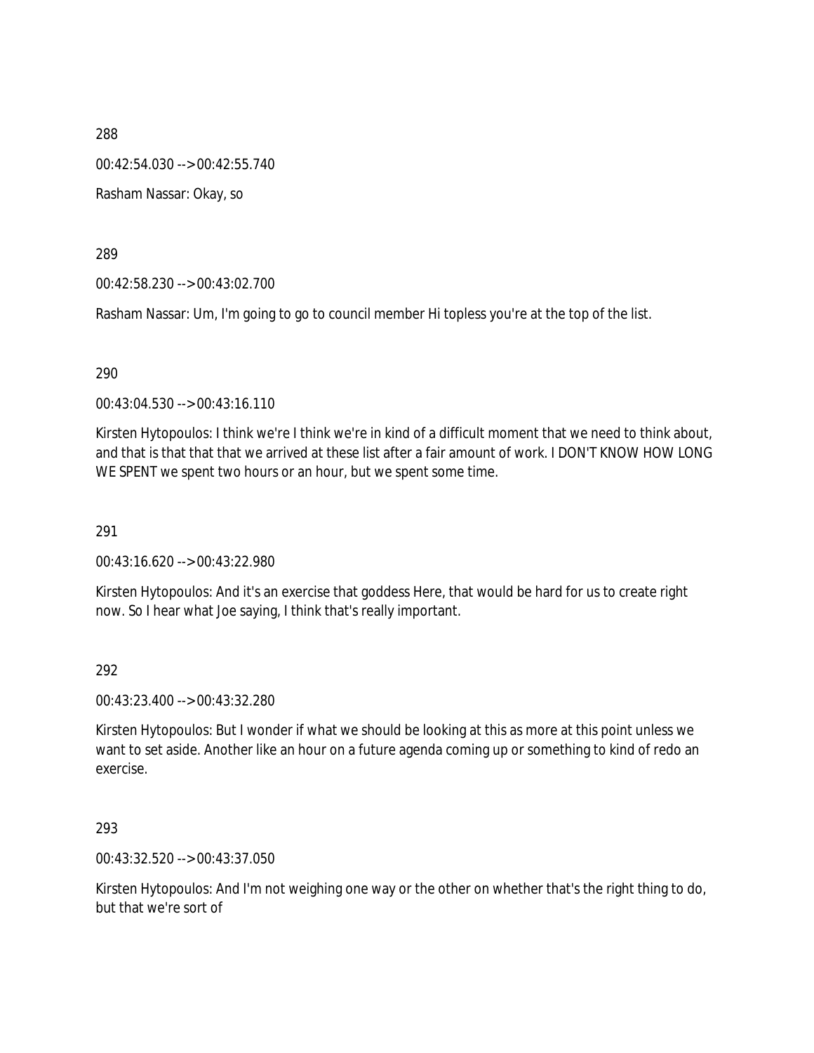288

00:42:54.030 --> 00:42:55.740

Rasham Nassar: Okay, so

289

00:42:58.230 --> 00:43:02.700

Rasham Nassar: Um, I'm going to go to council member Hi topless you're at the top of the list.

290

00:43:04.530 --> 00:43:16.110

Kirsten Hytopoulos: I think we're I think we're in kind of a difficult moment that we need to think about, and that is that that that we arrived at these list after a fair amount of work. I DON'T KNOW HOW LONG WE SPENT we spent two hours or an hour, but we spent some time.

291

00:43:16.620 --> 00:43:22.980

Kirsten Hytopoulos: And it's an exercise that goddess Here, that would be hard for us to create right now. So I hear what Joe saying, I think that's really important.

292

00:43:23.400 --> 00:43:32.280

Kirsten Hytopoulos: But I wonder if what we should be looking at this as more at this point unless we want to set aside. Another like an hour on a future agenda coming up or something to kind of redo an exercise.

293

00:43:32.520 --> 00:43:37.050

Kirsten Hytopoulos: And I'm not weighing one way or the other on whether that's the right thing to do, but that we're sort of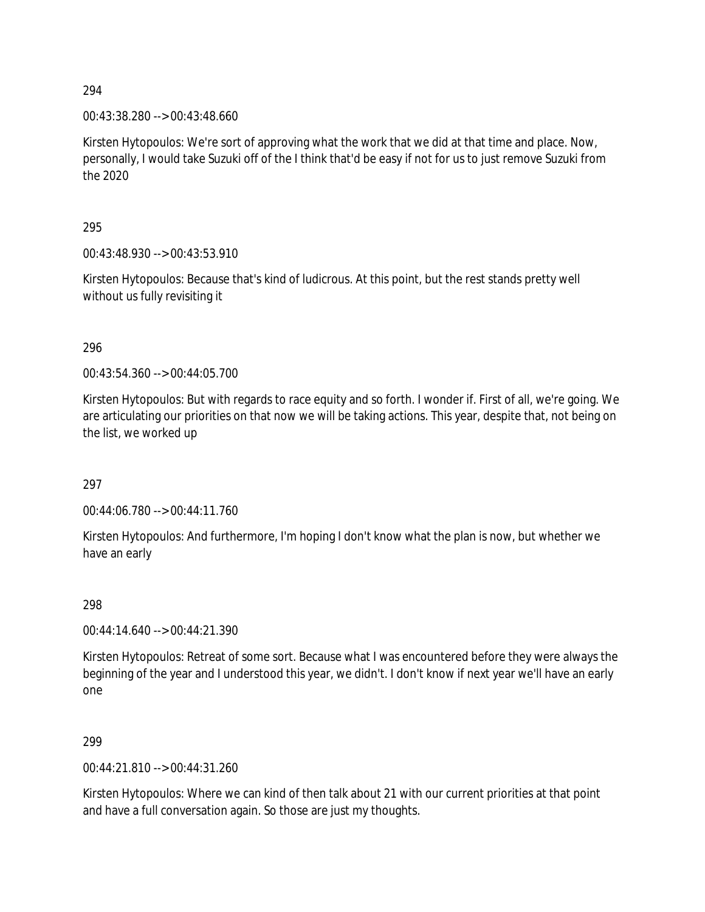294

00:43:38.280 --> 00:43:48.660

Kirsten Hytopoulos: We're sort of approving what the work that we did at that time and place. Now, personally, I would take Suzuki off of the I think that'd be easy if not for us to just remove Suzuki from the 2020

295

00:43:48.930 --> 00:43:53.910

Kirsten Hytopoulos: Because that's kind of ludicrous. At this point, but the rest stands pretty well without us fully revisiting it

296

00:43:54.360 --> 00:44:05.700

Kirsten Hytopoulos: But with regards to race equity and so forth. I wonder if. First of all, we're going. We are articulating our priorities on that now we will be taking actions. This year, despite that, not being on the list, we worked up

297

00:44:06.780 --> 00:44:11.760

Kirsten Hytopoulos: And furthermore, I'm hoping I don't know what the plan is now, but whether we have an early

298

00:44:14.640 --> 00:44:21.390

Kirsten Hytopoulos: Retreat of some sort. Because what I was encountered before they were always the beginning of the year and I understood this year, we didn't. I don't know if next year we'll have an early one

299

00:44:21.810 --> 00:44:31.260

Kirsten Hytopoulos: Where we can kind of then talk about 21 with our current priorities at that point and have a full conversation again. So those are just my thoughts.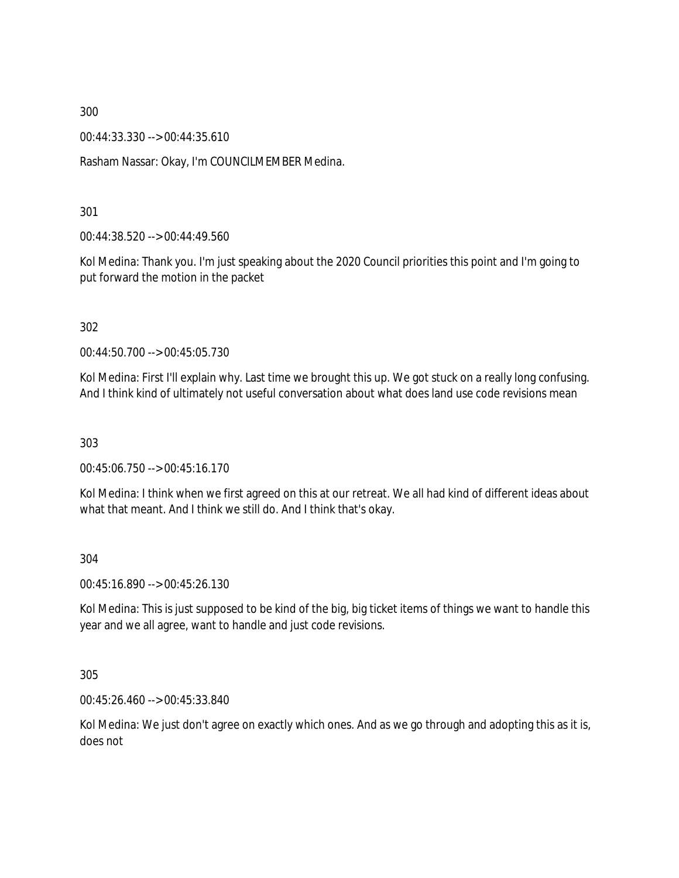300

00:44:33.330 --> 00:44:35.610

Rasham Nassar: Okay, I'm COUNCILMEMBER Medina.

301

00:44:38.520 --> 00:44:49.560

Kol Medina: Thank you. I'm just speaking about the 2020 Council priorities this point and I'm going to put forward the motion in the packet

302

00:44:50.700 --> 00:45:05.730

Kol Medina: First I'll explain why. Last time we brought this up. We got stuck on a really long confusing. And I think kind of ultimately not useful conversation about what does land use code revisions mean

303

00:45:06.750 --> 00:45:16.170

Kol Medina: I think when we first agreed on this at our retreat. We all had kind of different ideas about what that meant. And I think we still do. And I think that's okay.

304

00:45:16.890 --> 00:45:26.130

Kol Medina: This is just supposed to be kind of the big, big ticket items of things we want to handle this year and we all agree, want to handle and just code revisions.

305

00:45:26.460 --> 00:45:33.840

Kol Medina: We just don't agree on exactly which ones. And as we go through and adopting this as it is, does not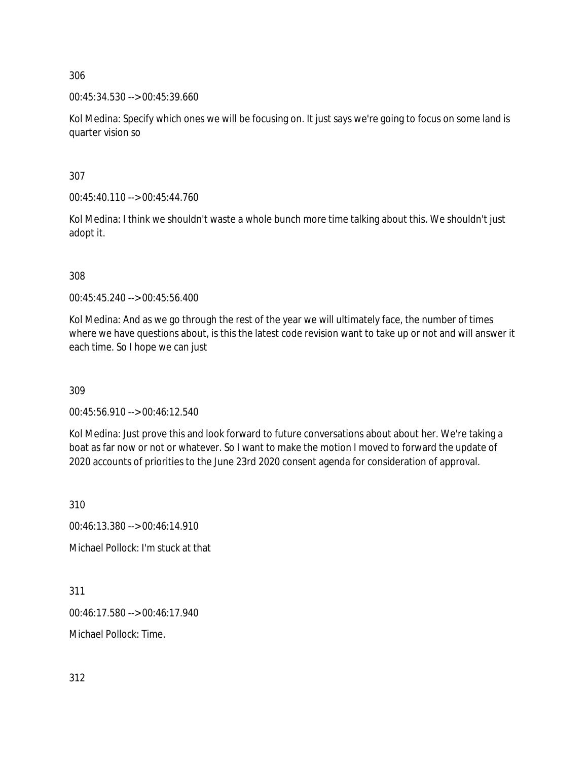306

00:45:34.530 --> 00:45:39.660

Kol Medina: Specify which ones we will be focusing on. It just says we're going to focus on some land is quarter vision so

307

00:45:40.110 --> 00:45:44.760

Kol Medina: I think we shouldn't waste a whole bunch more time talking about this. We shouldn't just adopt it.

308

00:45:45.240 --> 00:45:56.400

Kol Medina: And as we go through the rest of the year we will ultimately face, the number of times where we have questions about, is this the latest code revision want to take up or not and will answer it each time. So I hope we can just

309

00:45:56.910 --> 00:46:12.540

Kol Medina: Just prove this and look forward to future conversations about about her. We're taking a boat as far now or not or whatever. So I want to make the motion I moved to forward the update of 2020 accounts of priorities to the June 23rd 2020 consent agenda for consideration of approval.

310

00:46:13.380 --> 00:46:14.910

Michael Pollock: I'm stuck at that

311

00:46:17.580 --> 00:46:17.940

Michael Pollock: Time.

312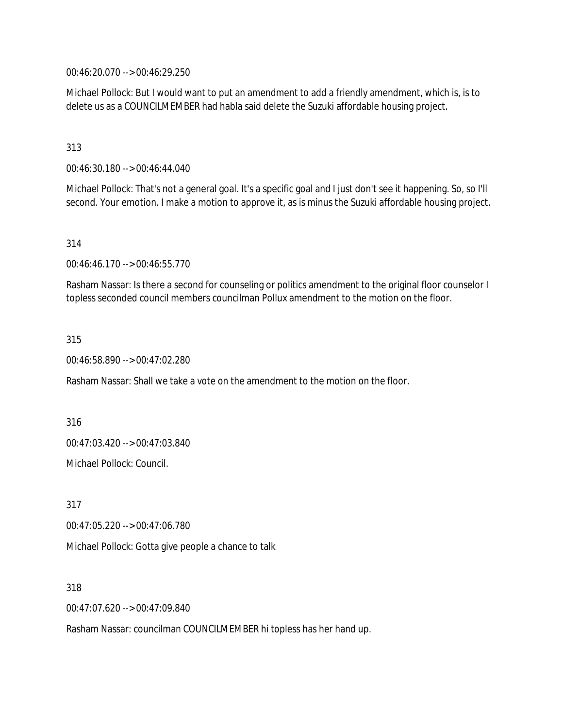00:46:20.070 --> 00:46:29.250

Michael Pollock: But I would want to put an amendment to add a friendly amendment, which is, is to delete us as a COUNCILMEMBER had habla said delete the Suzuki affordable housing project.

313

00:46:30.180 --> 00:46:44.040

Michael Pollock: That's not a general goal. It's a specific goal and I just don't see it happening. So, so I'll second. Your emotion. I make a motion to approve it, as is minus the Suzuki affordable housing project.

314

00:46:46.170 --> 00:46:55.770

Rasham Nassar: Is there a second for counseling or politics amendment to the original floor counselor I topless seconded council members councilman Pollux amendment to the motion on the floor.

315

00:46:58.890 --> 00:47:02.280

Rasham Nassar: Shall we take a vote on the amendment to the motion on the floor.

316

00:47:03.420 --> 00:47:03.840

Michael Pollock: Council.

317

00:47:05.220 --> 00:47:06.780

Michael Pollock: Gotta give people a chance to talk

318

00:47:07.620 --> 00:47:09.840

Rasham Nassar: councilman COUNCILMEMBER hi topless has her hand up.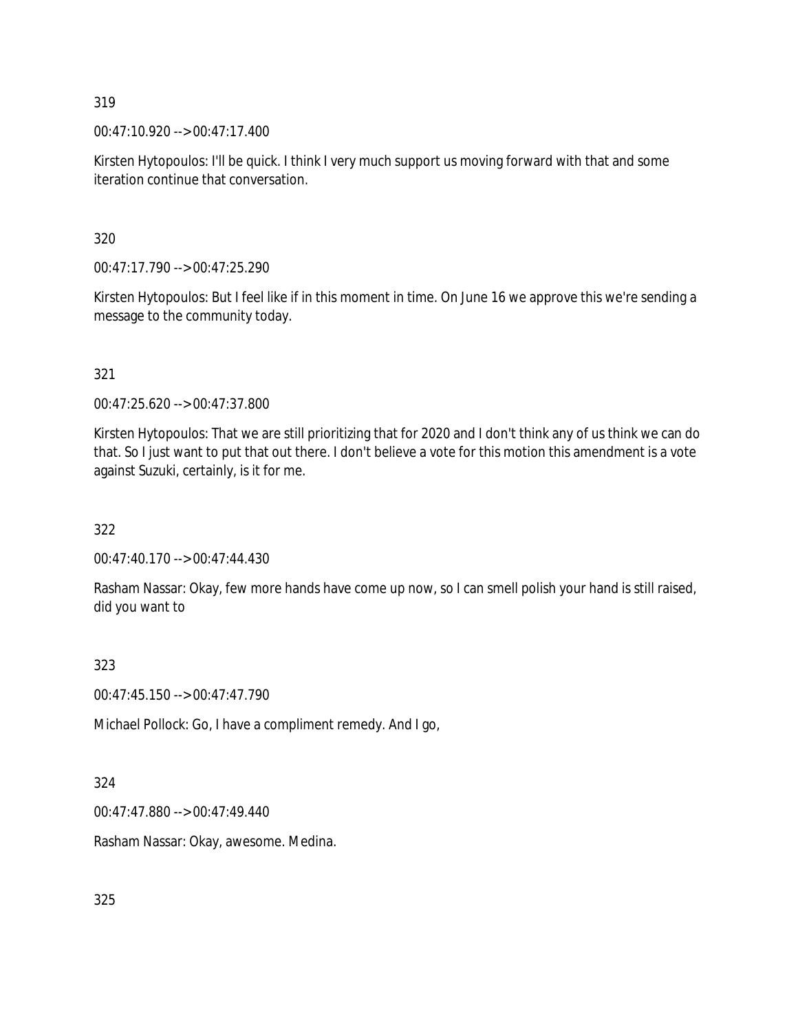319

00:47:10.920 --> 00:47:17.400

Kirsten Hytopoulos: I'll be quick. I think I very much support us moving forward with that and some iteration continue that conversation.

320

00:47:17.790 --> 00:47:25.290

Kirsten Hytopoulos: But I feel like if in this moment in time. On June 16 we approve this we're sending a message to the community today.

321

00:47:25.620 --> 00:47:37.800

Kirsten Hytopoulos: That we are still prioritizing that for 2020 and I don't think any of us think we can do that. So I just want to put that out there. I don't believe a vote for this motion this amendment is a vote against Suzuki, certainly, is it for me.

322

00:47:40.170 --> 00:47:44.430

Rasham Nassar: Okay, few more hands have come up now, so I can smell polish your hand is still raised, did you want to

323

00:47:45.150 --> 00:47:47.790

Michael Pollock: Go, I have a compliment remedy. And I go,

324

00:47:47.880 --> 00:47:49.440

Rasham Nassar: Okay, awesome. Medina.

325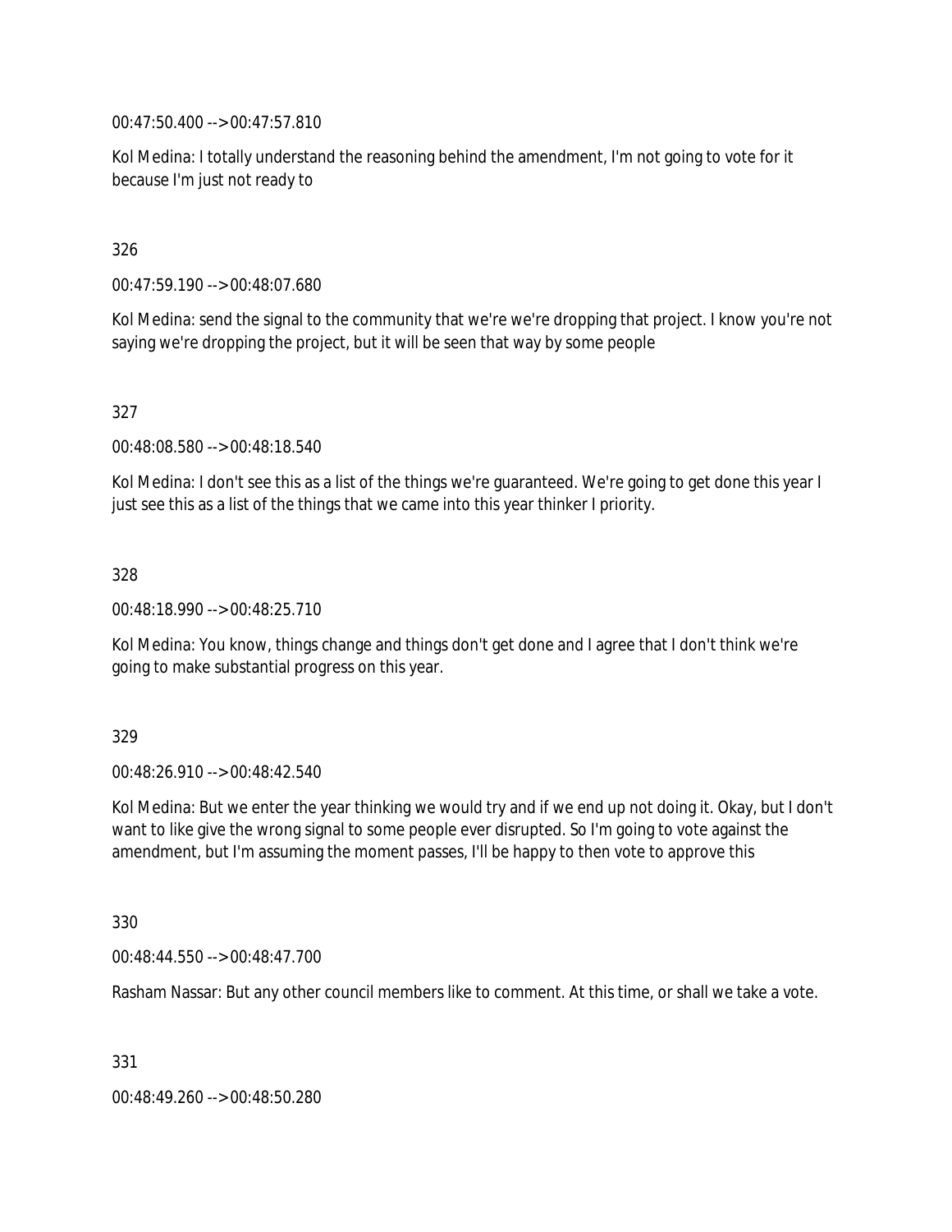00:47:50.400 --> 00:47:57.810

Kol Medina: I totally understand the reasoning behind the amendment, I'm not going to vote for it because I'm just not ready to

326

00:47:59.190 --> 00:48:07.680

Kol Medina: send the signal to the community that we're we're dropping that project. I know you're not saying we're dropping the project, but it will be seen that way by some people

327

00:48:08.580 --> 00:48:18.540

Kol Medina: I don't see this as a list of the things we're guaranteed. We're going to get done this year I just see this as a list of the things that we came into this year thinker I priority.

328

00:48:18.990 --> 00:48:25.710

Kol Medina: You know, things change and things don't get done and I agree that I don't think we're going to make substantial progress on this year.

329

00:48:26.910 --> 00:48:42.540

Kol Medina: But we enter the year thinking we would try and if we end up not doing it. Okay, but I don't want to like give the wrong signal to some people ever disrupted. So I'm going to vote against the amendment, but I'm assuming the moment passes, I'll be happy to then vote to approve this

330

00:48:44.550 --> 00:48:47.700

Rasham Nassar: But any other council members like to comment. At this time, or shall we take a vote.

331

00:48:49.260 --> 00:48:50.280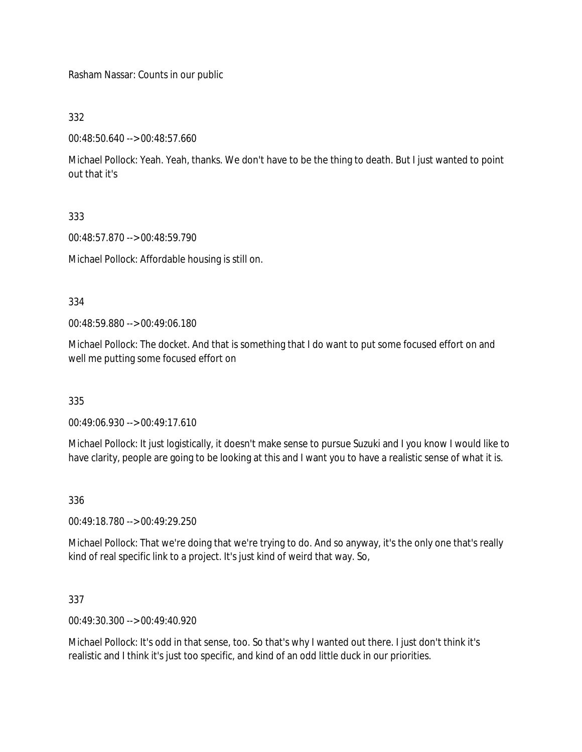Rasham Nassar: Counts in our public

332

00:48:50.640 --> 00:48:57.660

Michael Pollock: Yeah. Yeah, thanks. We don't have to be the thing to death. But I just wanted to point out that it's

333

00:48:57.870 --> 00:48:59.790

Michael Pollock: Affordable housing is still on.

334

00:48:59.880 --> 00:49:06.180

Michael Pollock: The docket. And that is something that I do want to put some focused effort on and well me putting some focused effort on

335

00:49:06.930 --> 00:49:17.610

Michael Pollock: It just logistically, it doesn't make sense to pursue Suzuki and I you know I would like to have clarity, people are going to be looking at this and I want you to have a realistic sense of what it is.

336

00:49:18.780 --> 00:49:29.250

Michael Pollock: That we're doing that we're trying to do. And so anyway, it's the only one that's really kind of real specific link to a project. It's just kind of weird that way. So,

337

00:49:30.300 --> 00:49:40.920

Michael Pollock: It's odd in that sense, too. So that's why I wanted out there. I just don't think it's realistic and I think it's just too specific, and kind of an odd little duck in our priorities.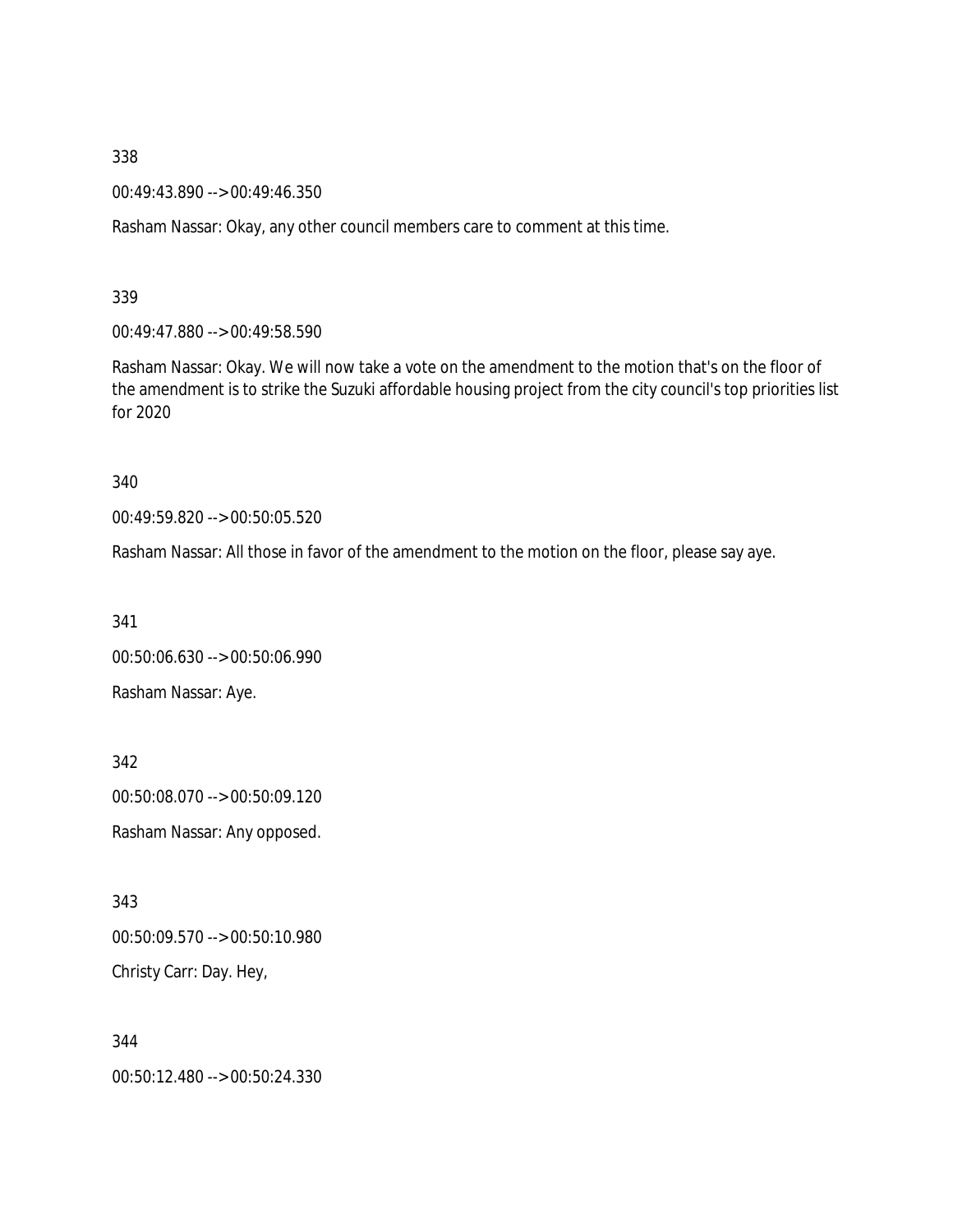338

00:49:43.890 --> 00:49:46.350

Rasham Nassar: Okay, any other council members care to comment at this time.

339

00:49:47.880 --> 00:49:58.590

Rasham Nassar: Okay. We will now take a vote on the amendment to the motion that's on the floor of the amendment is to strike the Suzuki affordable housing project from the city council's top priorities list for 2020

340

00:49:59.820 --> 00:50:05.520

Rasham Nassar: All those in favor of the amendment to the motion on the floor, please say aye.

341

00:50:06.630 --> 00:50:06.990

Rasham Nassar: Aye.

342

00:50:08.070 --> 00:50:09.120

Rasham Nassar: Any opposed.

343

00:50:09.570 --> 00:50:10.980

Christy Carr: Day. Hey,

344

00:50:12.480 --> 00:50:24.330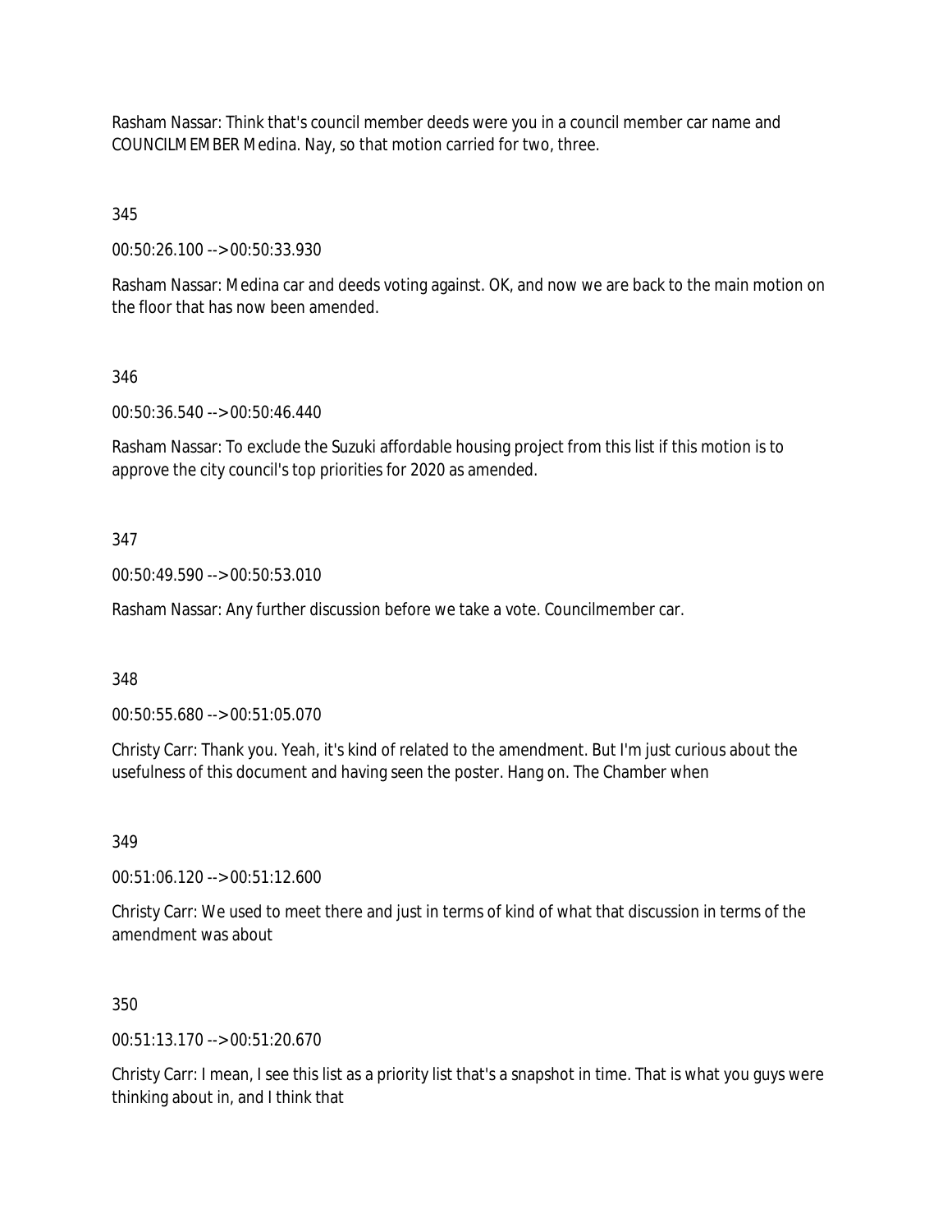Rasham Nassar: Think that's council member deeds were you in a council member car name and COUNCILMEMBER Medina. Nay, so that motion carried for two, three.

345

00:50:26.100 --> 00:50:33.930

Rasham Nassar: Medina car and deeds voting against. OK, and now we are back to the main motion on the floor that has now been amended.

346

00:50:36.540 --> 00:50:46.440

Rasham Nassar: To exclude the Suzuki affordable housing project from this list if this motion is to approve the city council's top priorities for 2020 as amended.

347

00:50:49.590 --> 00:50:53.010

Rasham Nassar: Any further discussion before we take a vote. Councilmember car.

348

00:50:55.680 --> 00:51:05.070

Christy Carr: Thank you. Yeah, it's kind of related to the amendment. But I'm just curious about the usefulness of this document and having seen the poster. Hang on. The Chamber when

349

00:51:06.120 --> 00:51:12.600

Christy Carr: We used to meet there and just in terms of kind of what that discussion in terms of the amendment was about

350

00:51:13.170 --> 00:51:20.670

Christy Carr: I mean, I see this list as a priority list that's a snapshot in time. That is what you guys were thinking about in, and I think that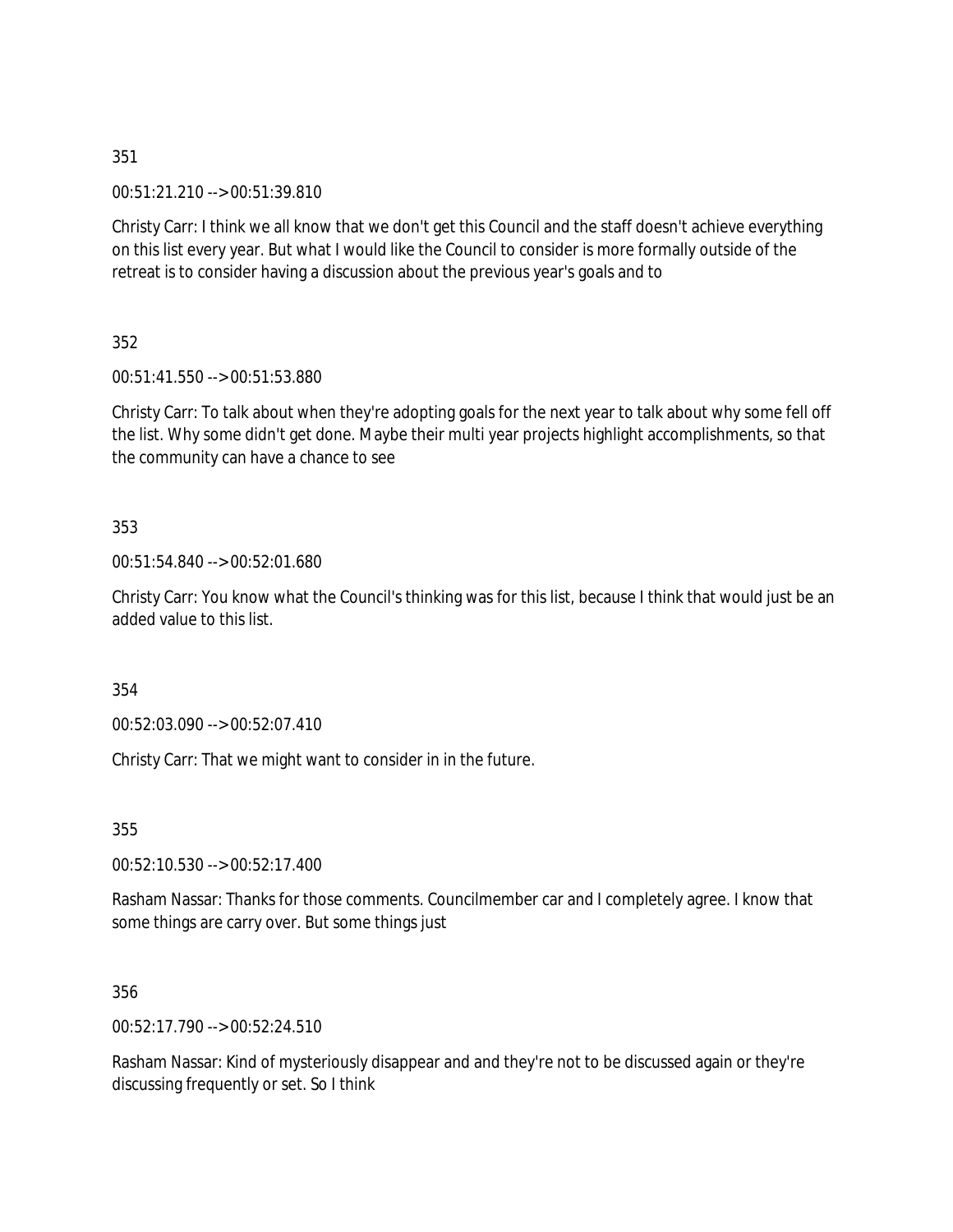351

00:51:21.210 --> 00:51:39.810

Christy Carr: I think we all know that we don't get this Council and the staff doesn't achieve everything on this list every year. But what I would like the Council to consider is more formally outside of the retreat is to consider having a discussion about the previous year's goals and to

352

00:51:41.550 --> 00:51:53.880

Christy Carr: To talk about when they're adopting goals for the next year to talk about why some fell off the list. Why some didn't get done. Maybe their multi year projects highlight accomplishments, so that the community can have a chance to see

353

00:51:54.840 --> 00:52:01.680

Christy Carr: You know what the Council's thinking was for this list, because I think that would just be an added value to this list.

354

00:52:03.090 --> 00:52:07.410

Christy Carr: That we might want to consider in in the future.

355

00:52:10.530 --> 00:52:17.400

Rasham Nassar: Thanks for those comments. Councilmember car and I completely agree. I know that some things are carry over. But some things just

356

00:52:17.790 --> 00:52:24.510

Rasham Nassar: Kind of mysteriously disappear and and they're not to be discussed again or they're discussing frequently or set. So I think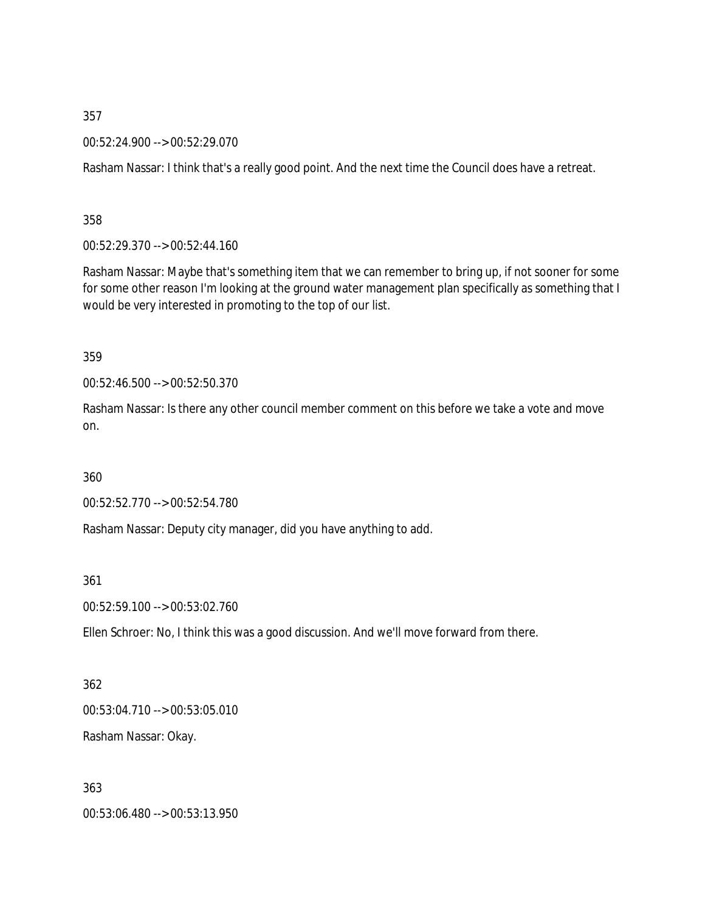357

00:52:24.900 --> 00:52:29.070

Rasham Nassar: I think that's a really good point. And the next time the Council does have a retreat.

358

00:52:29.370 --> 00:52:44.160

Rasham Nassar: Maybe that's something item that we can remember to bring up, if not sooner for some for some other reason I'm looking at the ground water management plan specifically as something that I would be very interested in promoting to the top of our list.

359

00:52:46.500 --> 00:52:50.370

Rasham Nassar: Is there any other council member comment on this before we take a vote and move on.

360

00:52:52.770 --> 00:52:54.780

Rasham Nassar: Deputy city manager, did you have anything to add.

361

00:52:59.100 --> 00:53:02.760

Ellen Schroer: No, I think this was a good discussion. And we'll move forward from there.

362

00:53:04.710 --> 00:53:05.010

Rasham Nassar: Okay.

363

00:53:06.480 --> 00:53:13.950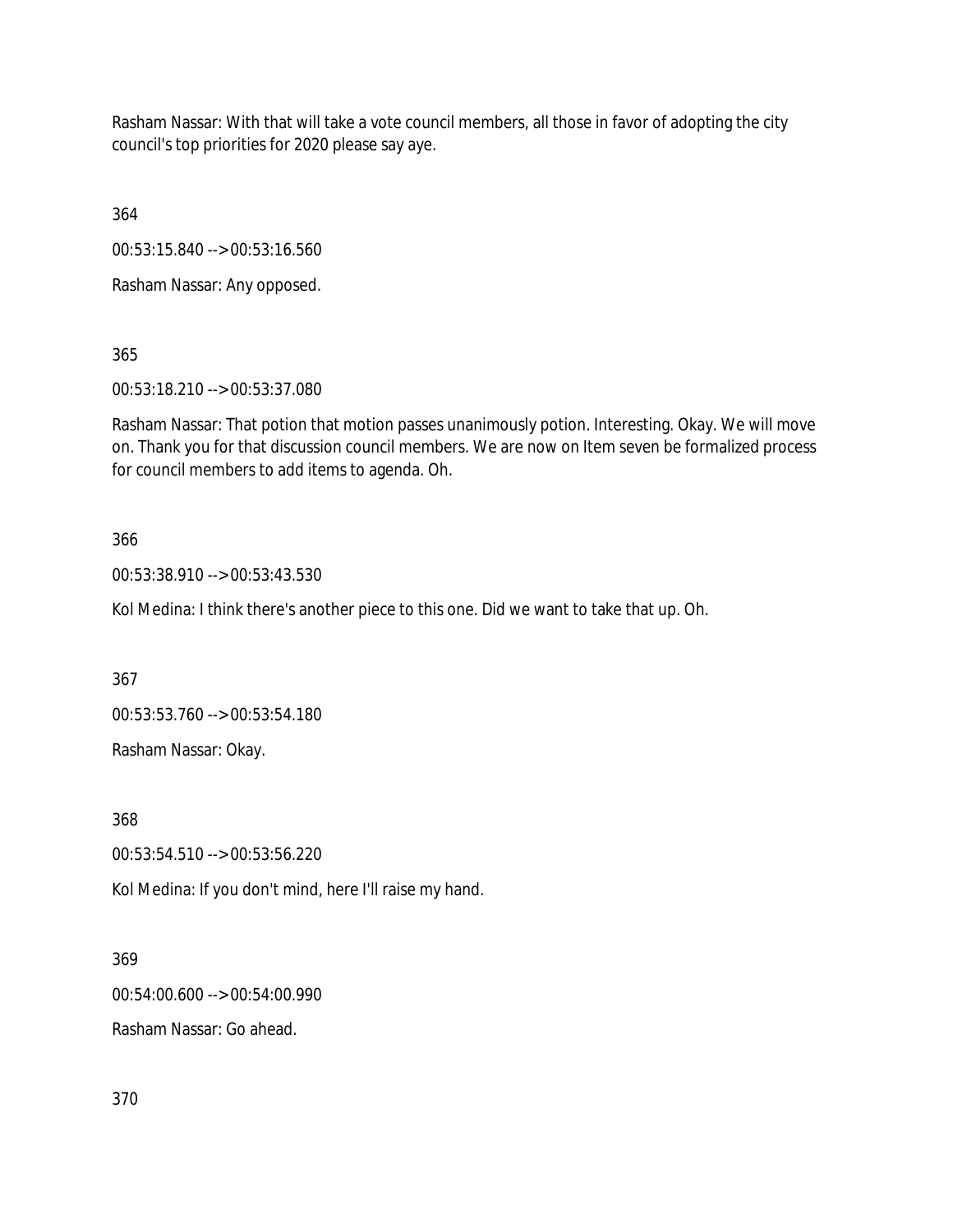Rasham Nassar: With that will take a vote council members, all those in favor of adopting the city council's top priorities for 2020 please say aye.

364

00:53:15.840 --> 00:53:16.560

Rasham Nassar: Any opposed.

365

00:53:18.210 --> 00:53:37.080

Rasham Nassar: That potion that motion passes unanimously potion. Interesting. Okay. We will move on. Thank you for that discussion council members. We are now on Item seven be formalized process for council members to add items to agenda. Oh.

366

00:53:38.910 --> 00:53:43.530

Kol Medina: I think there's another piece to this one. Did we want to take that up. Oh.

367

00:53:53.760 --> 00:53:54.180

Rasham Nassar: Okay.

368

00:53:54.510 --> 00:53:56.220

Kol Medina: If you don't mind, here I'll raise my hand.

369

00:54:00.600 --> 00:54:00.990

Rasham Nassar: Go ahead.

370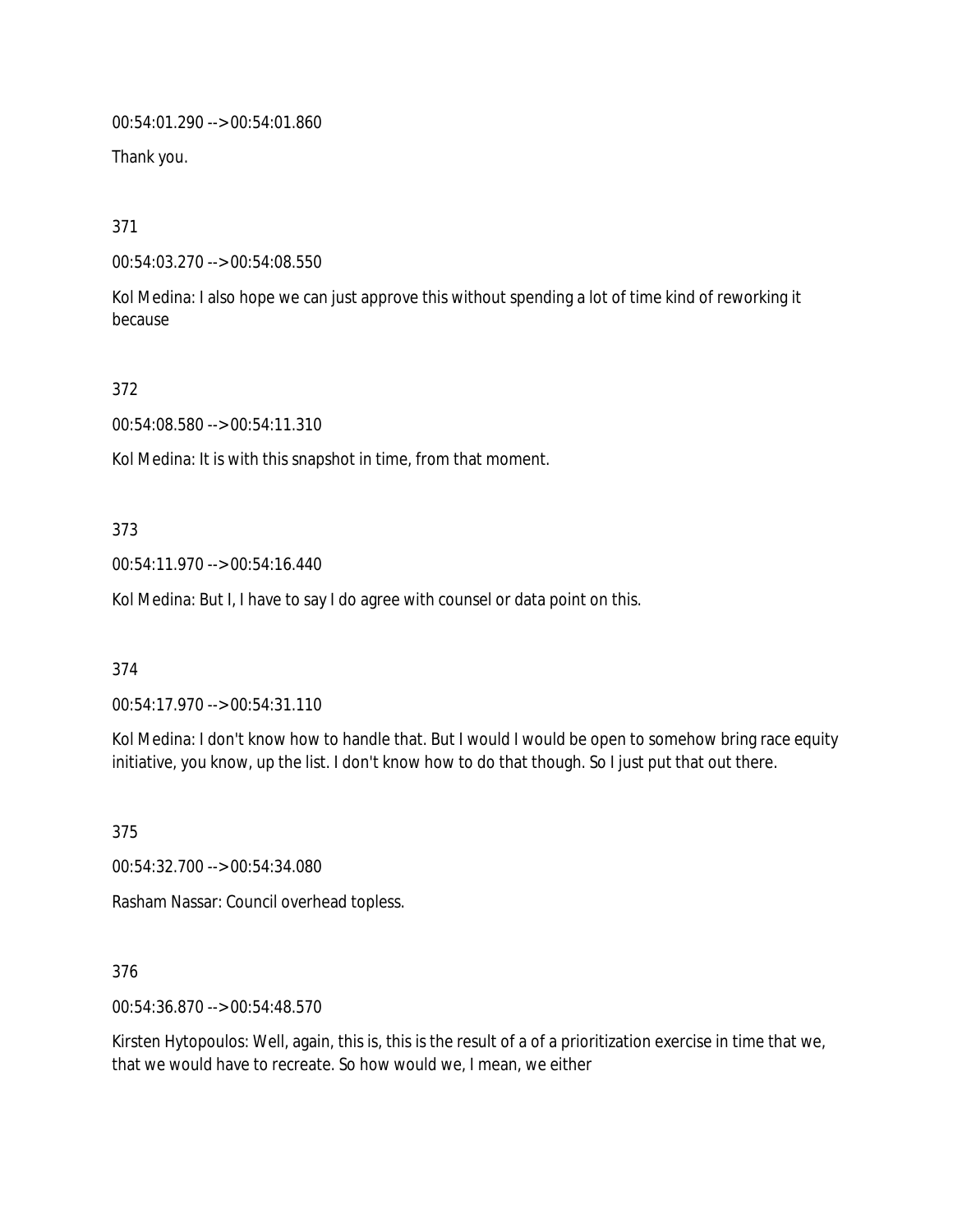00:54:01.290 --> 00:54:01.860

Thank you.

371

00:54:03.270 --> 00:54:08.550

Kol Medina: I also hope we can just approve this without spending a lot of time kind of reworking it because

372

00:54:08.580 --> 00:54:11.310

Kol Medina: It is with this snapshot in time, from that moment.

373

00:54:11.970 --> 00:54:16.440

Kol Medina: But I, I have to say I do agree with counsel or data point on this.

374

00:54:17.970 --> 00:54:31.110

Kol Medina: I don't know how to handle that. But I would I would be open to somehow bring race equity initiative, you know, up the list. I don't know how to do that though. So I just put that out there.

375

00:54:32.700 --> 00:54:34.080

Rasham Nassar: Council overhead topless.

376

00:54:36.870 --> 00:54:48.570

Kirsten Hytopoulos: Well, again, this is, this is the result of a of a prioritization exercise in time that we, that we would have to recreate. So how would we, I mean, we either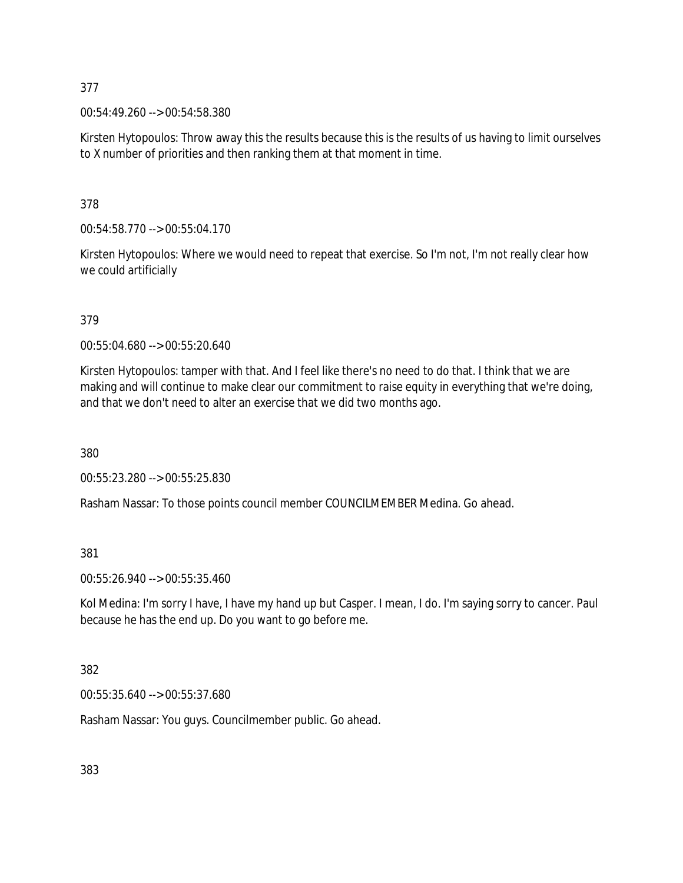377

00:54:49.260 --> 00:54:58.380

Kirsten Hytopoulos: Throw away this the results because this is the results of us having to limit ourselves to X number of priorities and then ranking them at that moment in time.

378

00:54:58.770 --> 00:55:04.170

Kirsten Hytopoulos: Where we would need to repeat that exercise. So I'm not, I'm not really clear how we could artificially

379

00:55:04.680 --> 00:55:20.640

Kirsten Hytopoulos: tamper with that. And I feel like there's no need to do that. I think that we are making and will continue to make clear our commitment to raise equity in everything that we're doing, and that we don't need to alter an exercise that we did two months ago.

380

00:55:23.280 --> 00:55:25.830

Rasham Nassar: To those points council member COUNCILMEMBER Medina. Go ahead.

381

00:55:26.940 --> 00:55:35.460

Kol Medina: I'm sorry I have, I have my hand up but Casper. I mean, I do. I'm saying sorry to cancer. Paul because he has the end up. Do you want to go before me.

382

00:55:35.640 --> 00:55:37.680

Rasham Nassar: You guys. Councilmember public. Go ahead.

383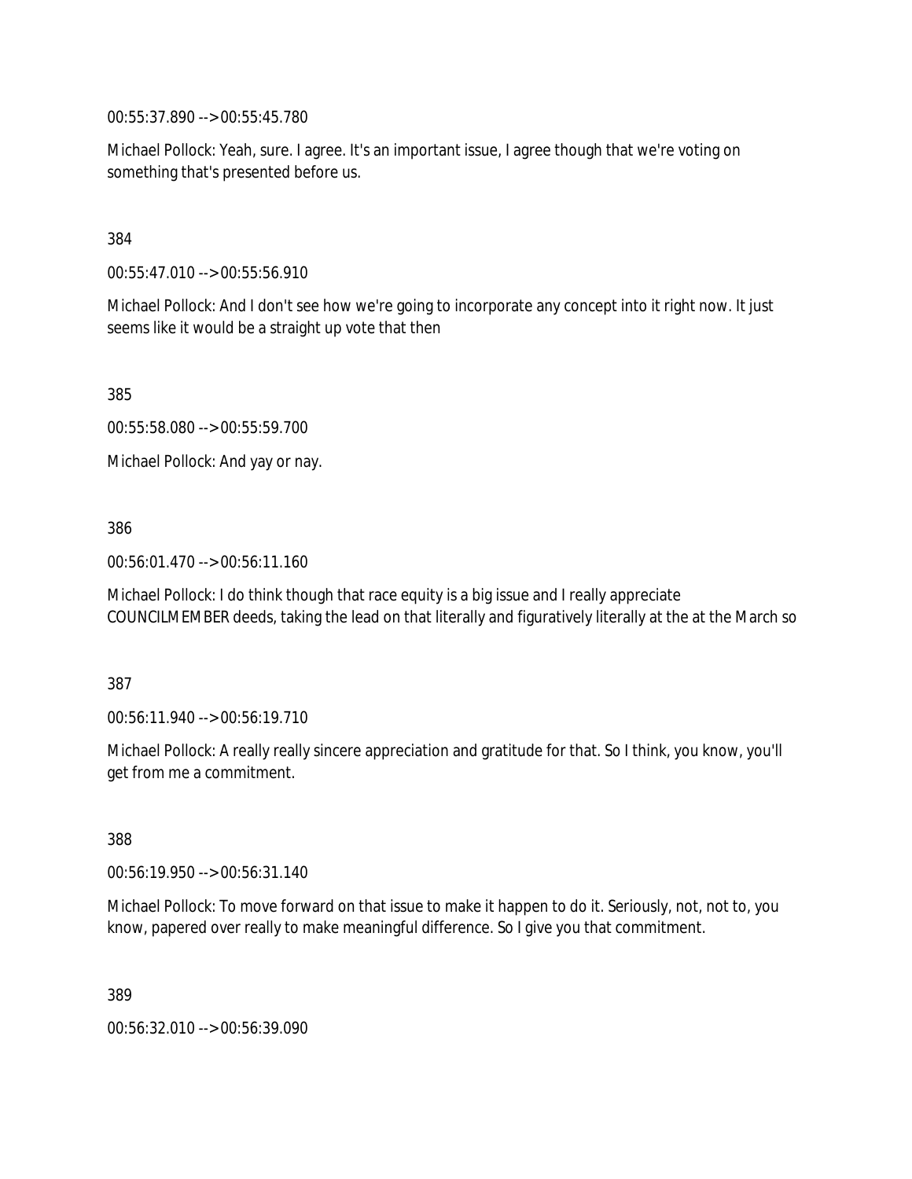00:55:37.890 --> 00:55:45.780

Michael Pollock: Yeah, sure. I agree. It's an important issue, I agree though that we're voting on something that's presented before us.

384

00:55:47.010 --> 00:55:56.910

Michael Pollock: And I don't see how we're going to incorporate any concept into it right now. It just seems like it would be a straight up vote that then

385

00:55:58.080 --> 00:55:59.700

Michael Pollock: And yay or nay.

386

00:56:01.470 --> 00:56:11.160

Michael Pollock: I do think though that race equity is a big issue and I really appreciate COUNCILMEMBER deeds, taking the lead on that literally and figuratively literally at the at the March so

387

00:56:11.940 --> 00:56:19.710

Michael Pollock: A really really sincere appreciation and gratitude for that. So I think, you know, you'll get from me a commitment.

388

00:56:19.950 --> 00:56:31.140

Michael Pollock: To move forward on that issue to make it happen to do it. Seriously, not, not to, you know, papered over really to make meaningful difference. So I give you that commitment.

389

00:56:32.010 --> 00:56:39.090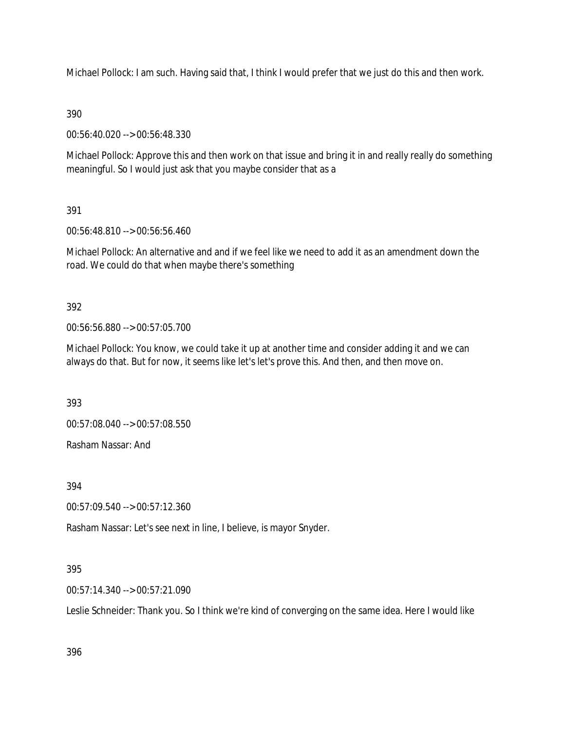Michael Pollock: I am such. Having said that, I think I would prefer that we just do this and then work.

390

00:56:40.020 --> 00:56:48.330

Michael Pollock: Approve this and then work on that issue and bring it in and really really do something meaningful. So I would just ask that you maybe consider that as a

391

00:56:48.810 --> 00:56:56.460

Michael Pollock: An alternative and and if we feel like we need to add it as an amendment down the road. We could do that when maybe there's something

392

00:56:56.880 --> 00:57:05.700

Michael Pollock: You know, we could take it up at another time and consider adding it and we can always do that. But for now, it seems like let's let's prove this. And then, and then move on.

393

00:57:08.040 --> 00:57:08.550

Rasham Nassar: And

394

00:57:09.540 --> 00:57:12.360

Rasham Nassar: Let's see next in line, I believe, is mayor Snyder.

395

00:57:14.340 --> 00:57:21.090

Leslie Schneider: Thank you. So I think we're kind of converging on the same idea. Here I would like

396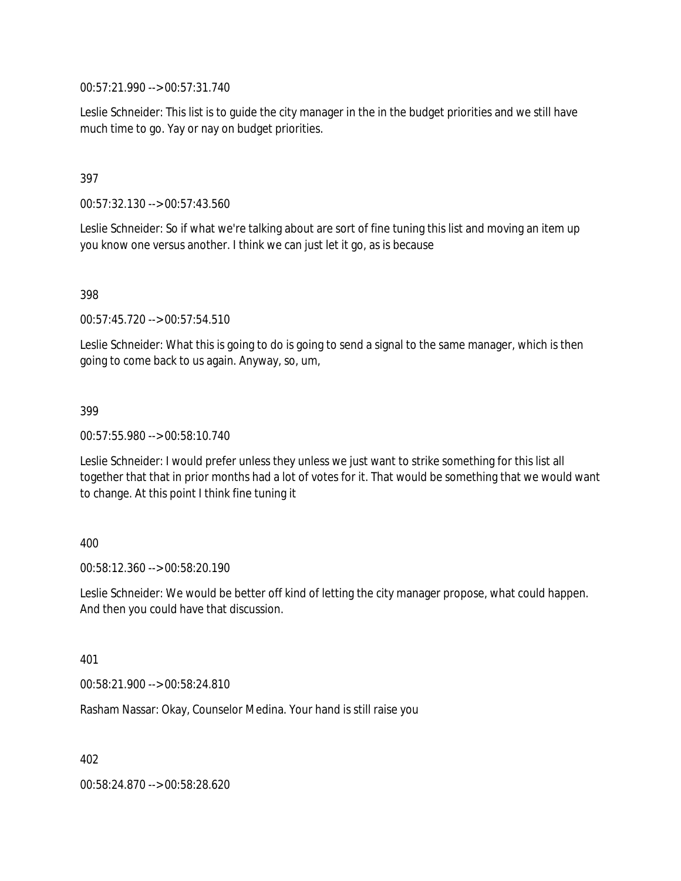00:57:21.990 --> 00:57:31.740

Leslie Schneider: This list is to guide the city manager in the in the budget priorities and we still have much time to go. Yay or nay on budget priorities.

397

00:57:32.130 --> 00:57:43.560

Leslie Schneider: So if what we're talking about are sort of fine tuning this list and moving an item up you know one versus another. I think we can just let it go, as is because

398

00:57:45.720 --> 00:57:54.510

Leslie Schneider: What this is going to do is going to send a signal to the same manager, which is then going to come back to us again. Anyway, so, um,

399

00:57:55.980 --> 00:58:10.740

Leslie Schneider: I would prefer unless they unless we just want to strike something for this list all together that that in prior months had a lot of votes for it. That would be something that we would want to change. At this point I think fine tuning it

400

00:58:12.360 --> 00:58:20.190

Leslie Schneider: We would be better off kind of letting the city manager propose, what could happen. And then you could have that discussion.

401

00:58:21.900 --> 00:58:24.810

Rasham Nassar: Okay, Counselor Medina. Your hand is still raise you

402

00:58:24.870 --> 00:58:28.620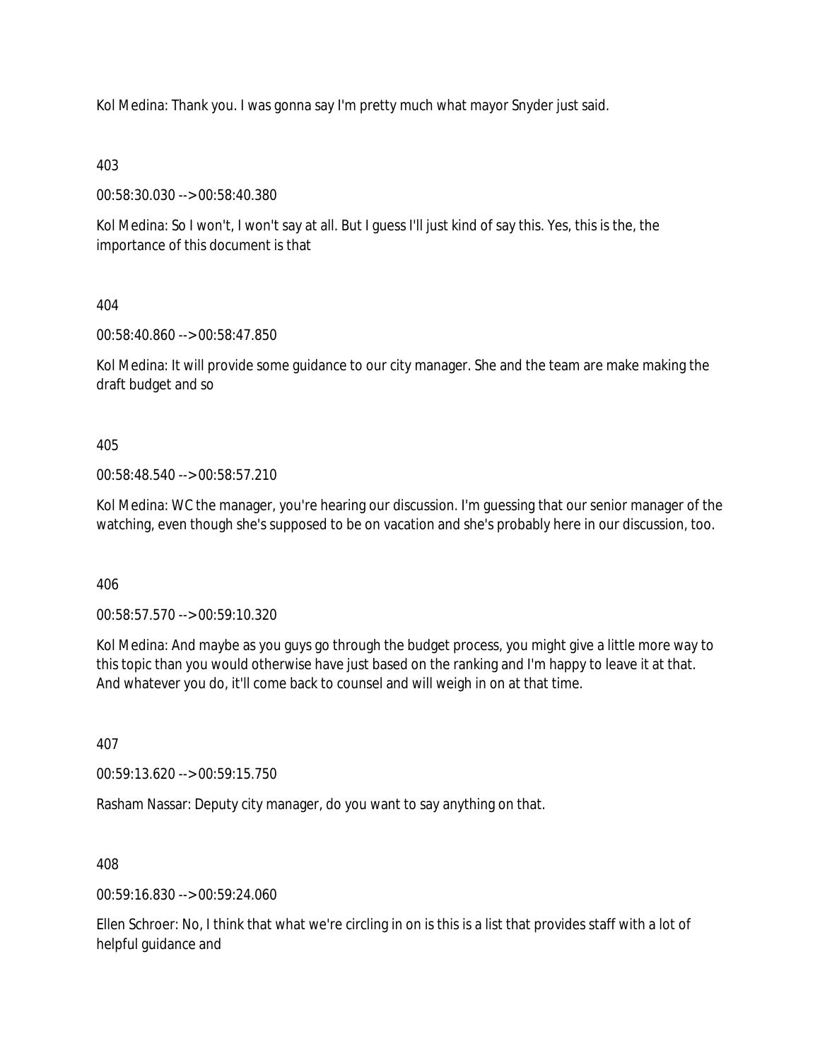Kol Medina: Thank you. I was gonna say I'm pretty much what mayor Snyder just said.

403

00:58:30.030 --> 00:58:40.380

Kol Medina: So I won't, I won't say at all. But I guess I'll just kind of say this. Yes, this is the, the importance of this document is that

404

00:58:40.860 --> 00:58:47.850

Kol Medina: It will provide some guidance to our city manager. She and the team are make making the draft budget and so

405

00:58:48.540 --> 00:58:57.210

Kol Medina: WC the manager, you're hearing our discussion. I'm guessing that our senior manager of the watching, even though she's supposed to be on vacation and she's probably here in our discussion, too.

406

00:58:57.570 --> 00:59:10.320

Kol Medina: And maybe as you guys go through the budget process, you might give a little more way to this topic than you would otherwise have just based on the ranking and I'm happy to leave it at that. And whatever you do, it'll come back to counsel and will weigh in on at that time.

407

00:59:13.620 --> 00:59:15.750

Rasham Nassar: Deputy city manager, do you want to say anything on that.

408

00:59:16.830 --> 00:59:24.060

Ellen Schroer: No, I think that what we're circling in on is this is a list that provides staff with a lot of helpful guidance and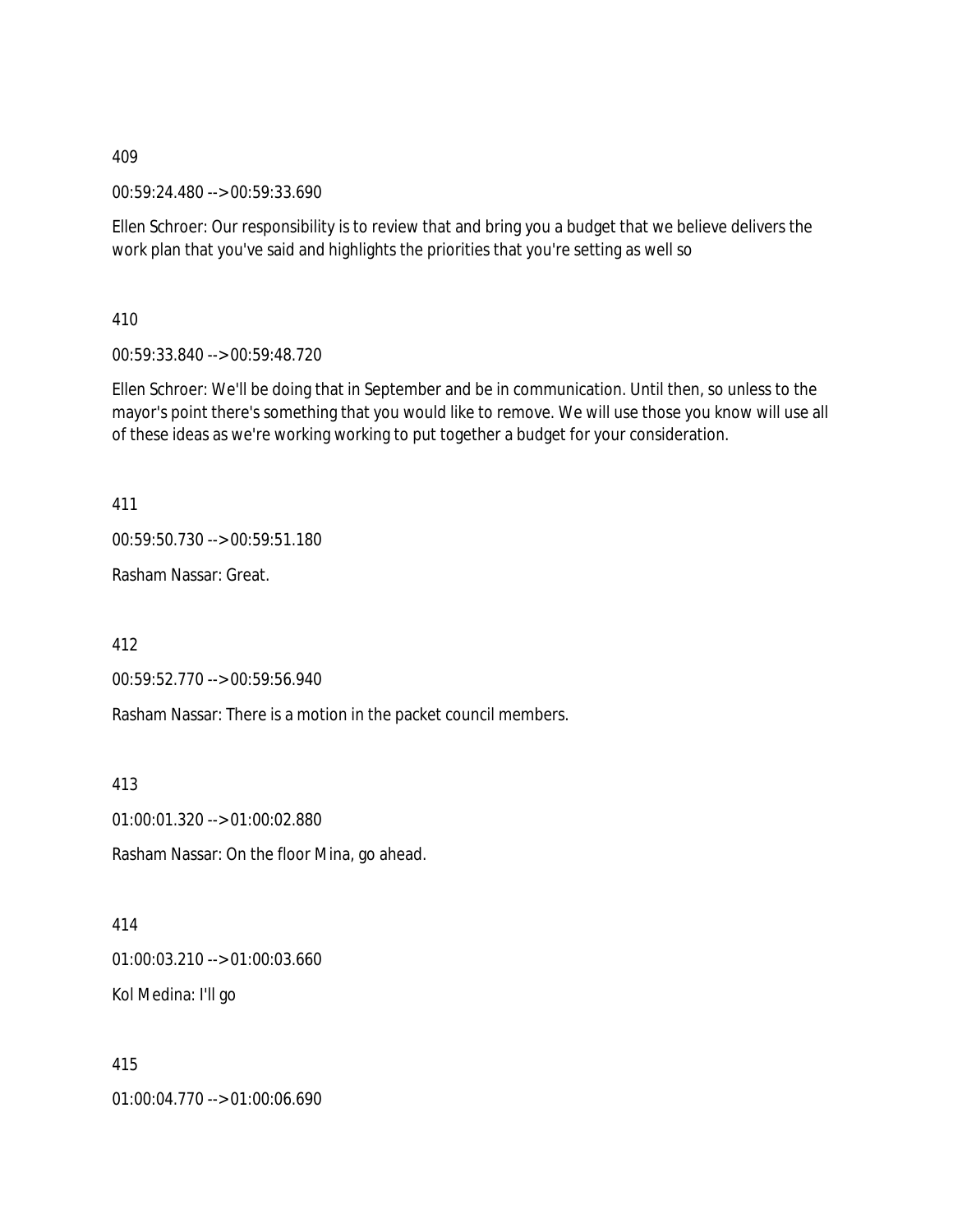409

00:59:24.480 --> 00:59:33.690

Ellen Schroer: Our responsibility is to review that and bring you a budget that we believe delivers the work plan that you've said and highlights the priorities that you're setting as well so

410

00:59:33.840 --> 00:59:48.720

Ellen Schroer: We'll be doing that in September and be in communication. Until then, so unless to the mayor's point there's something that you would like to remove. We will use those you know will use all of these ideas as we're working working to put together a budget for your consideration.

411

00:59:50.730 --> 00:59:51.180

Rasham Nassar: Great.

412

00:59:52.770 --> 00:59:56.940

Rasham Nassar: There is a motion in the packet council members.

413

01:00:01.320 --> 01:00:02.880

Rasham Nassar: On the floor Mina, go ahead.

414

01:00:03.210 --> 01:00:03.660

Kol Medina: I'll go

415

01:00:04.770 --> 01:00:06.690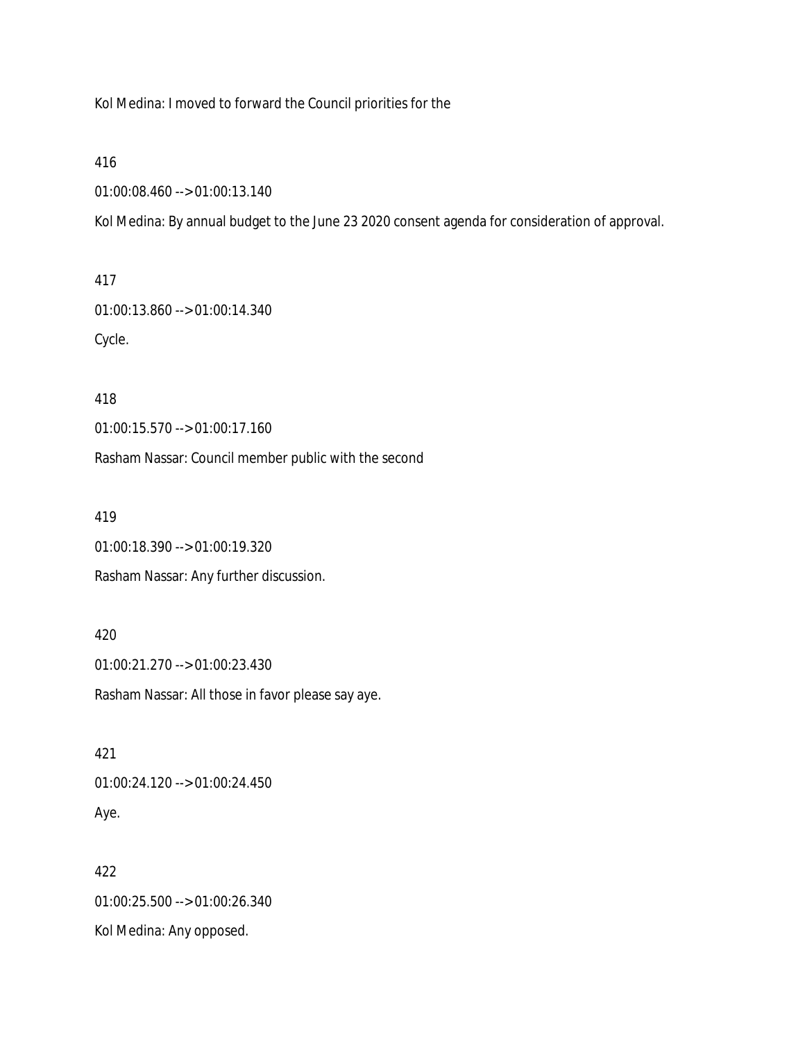Kol Medina: I moved to forward the Council priorities for the

416

01:00:08.460 --> 01:00:13.140

Kol Medina: By annual budget to the June 23 2020 consent agenda for consideration of approval.

417

01:00:13.860 --> 01:00:14.340

Cycle.

418

01:00:15.570 --> 01:00:17.160

Rasham Nassar: Council member public with the second

419

01:00:18.390 --> 01:00:19.320

Rasham Nassar: Any further discussion.

420

01:00:21.270 --> 01:00:23.430

Rasham Nassar: All those in favor please say aye.

421

01:00:24.120 --> 01:00:24.450

Aye.

422

01:00:25.500 --> 01:00:26.340

Kol Medina: Any opposed.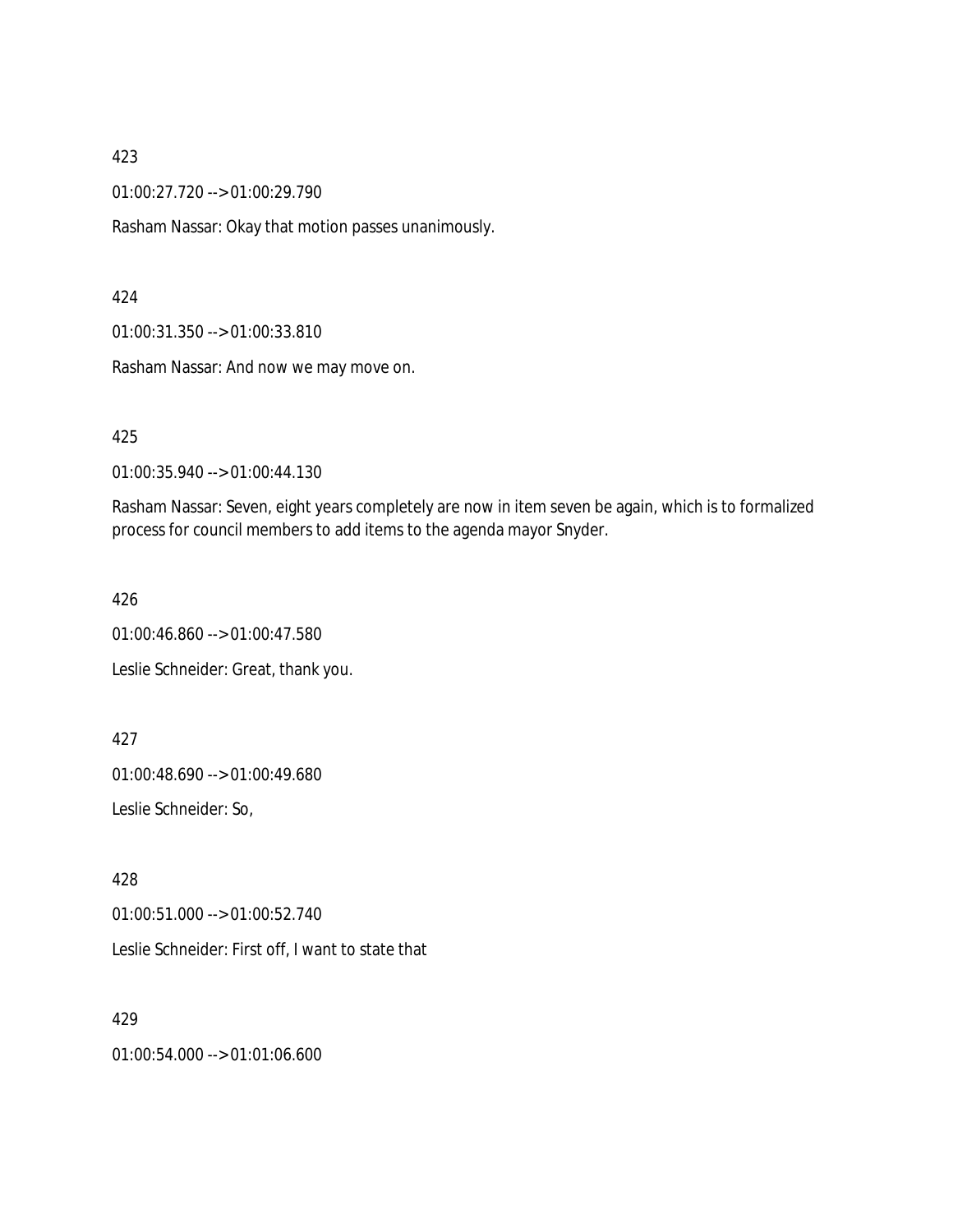423

01:00:27.720 --> 01:00:29.790

Rasham Nassar: Okay that motion passes unanimously.

424

01:00:31.350 --> 01:00:33.810

Rasham Nassar: And now we may move on.

425

01:00:35.940 --> 01:00:44.130

Rasham Nassar: Seven, eight years completely are now in item seven be again, which is to formalized process for council members to add items to the agenda mayor Snyder.

426

01:00:46.860 --> 01:00:47.580

Leslie Schneider: Great, thank you.

427

01:00:48.690 --> 01:00:49.680

Leslie Schneider: So,

428

01:00:51.000 --> 01:00:52.740

Leslie Schneider: First off, I want to state that

429

01:00:54.000 --> 01:01:06.600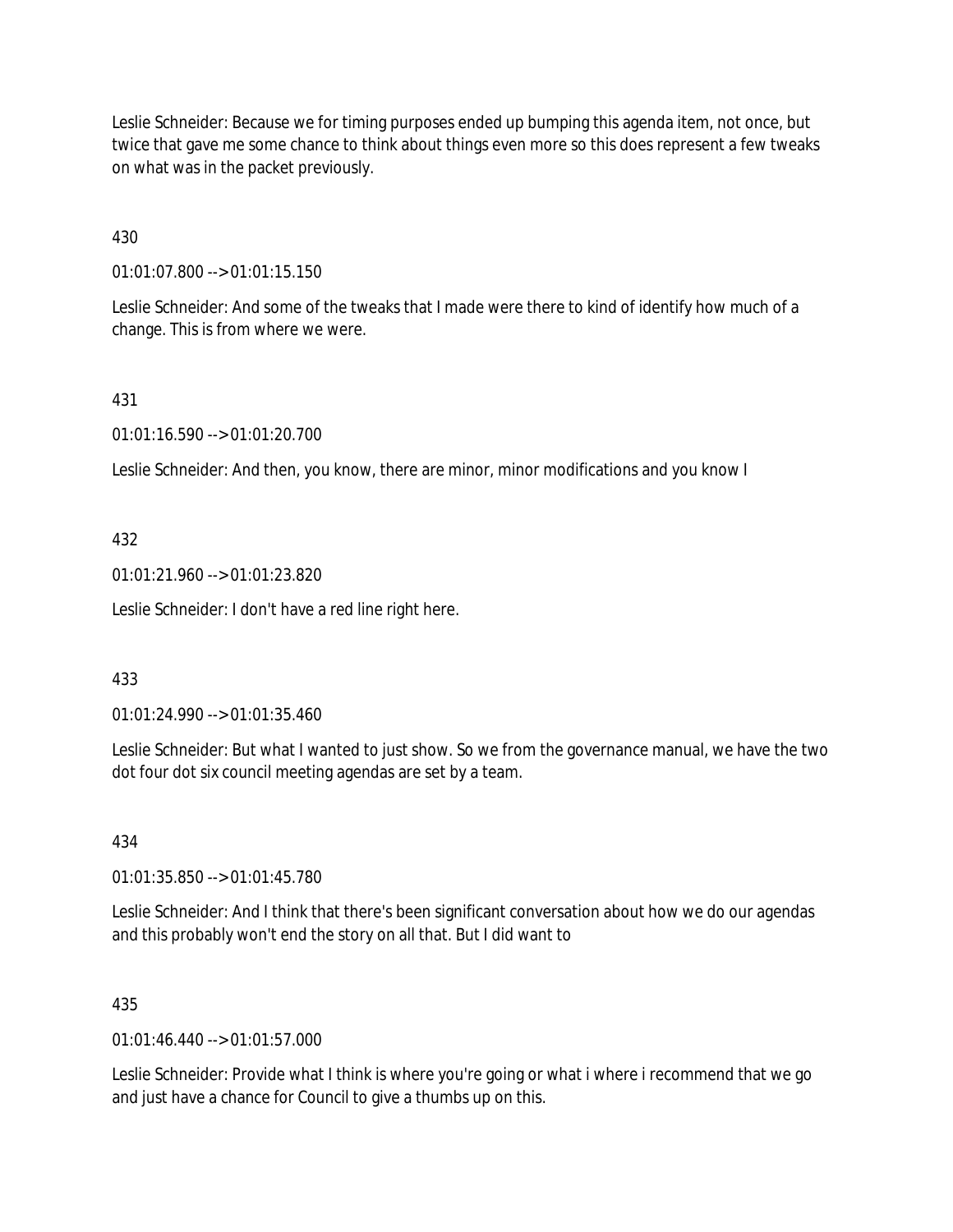Leslie Schneider: Because we for timing purposes ended up bumping this agenda item, not once, but twice that gave me some chance to think about things even more so this does represent a few tweaks on what was in the packet previously.

430

01:01:07.800 --> 01:01:15.150

Leslie Schneider: And some of the tweaks that I made were there to kind of identify how much of a change. This is from where we were.

431

01:01:16.590 --> 01:01:20.700

Leslie Schneider: And then, you know, there are minor, minor modifications and you know I

432

01:01:21.960 --> 01:01:23.820

Leslie Schneider: I don't have a red line right here.

433

01:01:24.990 --> 01:01:35.460

Leslie Schneider: But what I wanted to just show. So we from the governance manual, we have the two dot four dot six council meeting agendas are set by a team.

434

01:01:35.850 --> 01:01:45.780

Leslie Schneider: And I think that there's been significant conversation about how we do our agendas and this probably won't end the story on all that. But I did want to

435

01:01:46.440 --> 01:01:57.000

Leslie Schneider: Provide what I think is where you're going or what i where i recommend that we go and just have a chance for Council to give a thumbs up on this.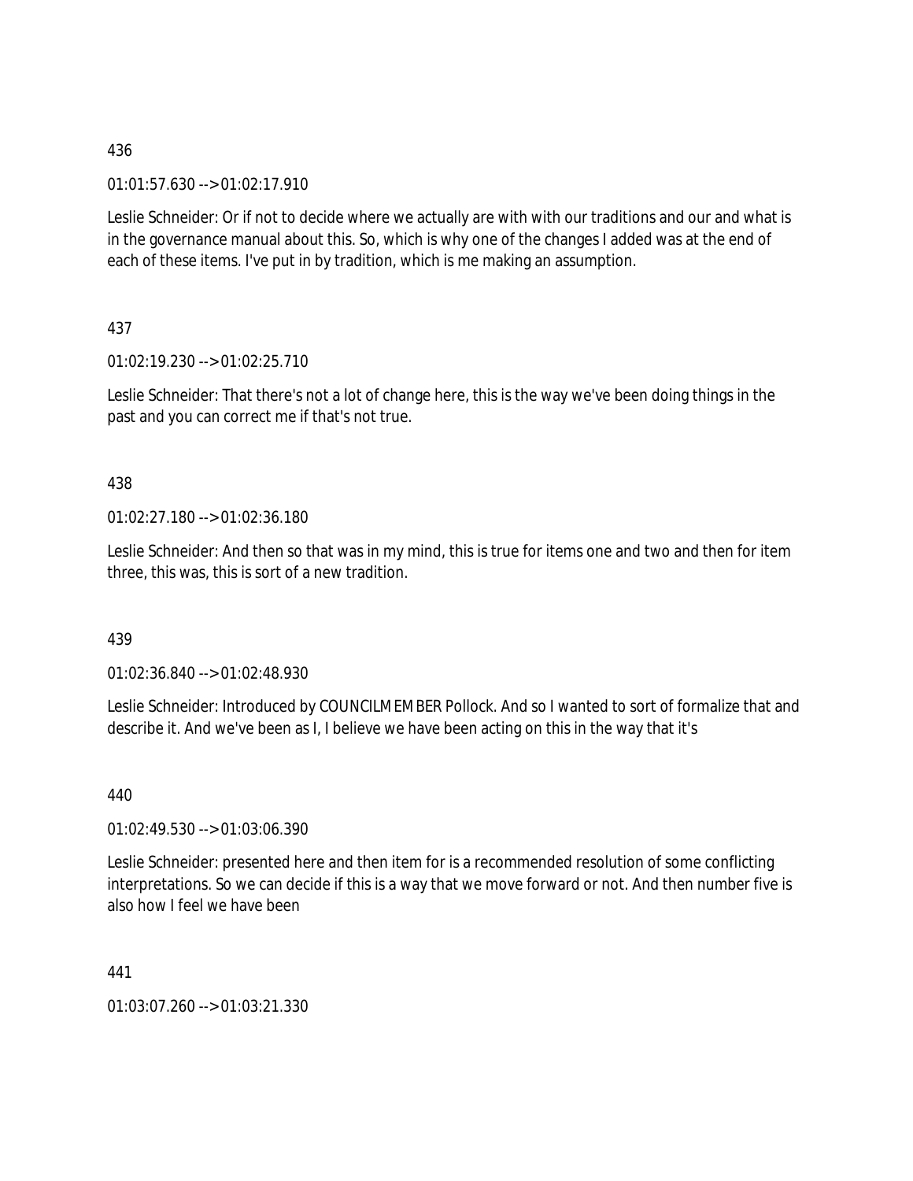436

01:01:57.630 --> 01:02:17.910

Leslie Schneider: Or if not to decide where we actually are with with our traditions and our and what is in the governance manual about this. So, which is why one of the changes I added was at the end of each of these items. I've put in by tradition, which is me making an assumption.

437

01:02:19.230 --> 01:02:25.710

Leslie Schneider: That there's not a lot of change here, this is the way we've been doing things in the past and you can correct me if that's not true.

438

01:02:27.180 --> 01:02:36.180

Leslie Schneider: And then so that was in my mind, this is true for items one and two and then for item three, this was, this is sort of a new tradition.

439

01:02:36.840 --> 01:02:48.930

Leslie Schneider: Introduced by COUNCILMEMBER Pollock. And so I wanted to sort of formalize that and describe it. And we've been as I, I believe we have been acting on this in the way that it's

440

01:02:49.530 --> 01:03:06.390

Leslie Schneider: presented here and then item for is a recommended resolution of some conflicting interpretations. So we can decide if this is a way that we move forward or not. And then number five is also how I feel we have been

441

01:03:07.260 --> 01:03:21.330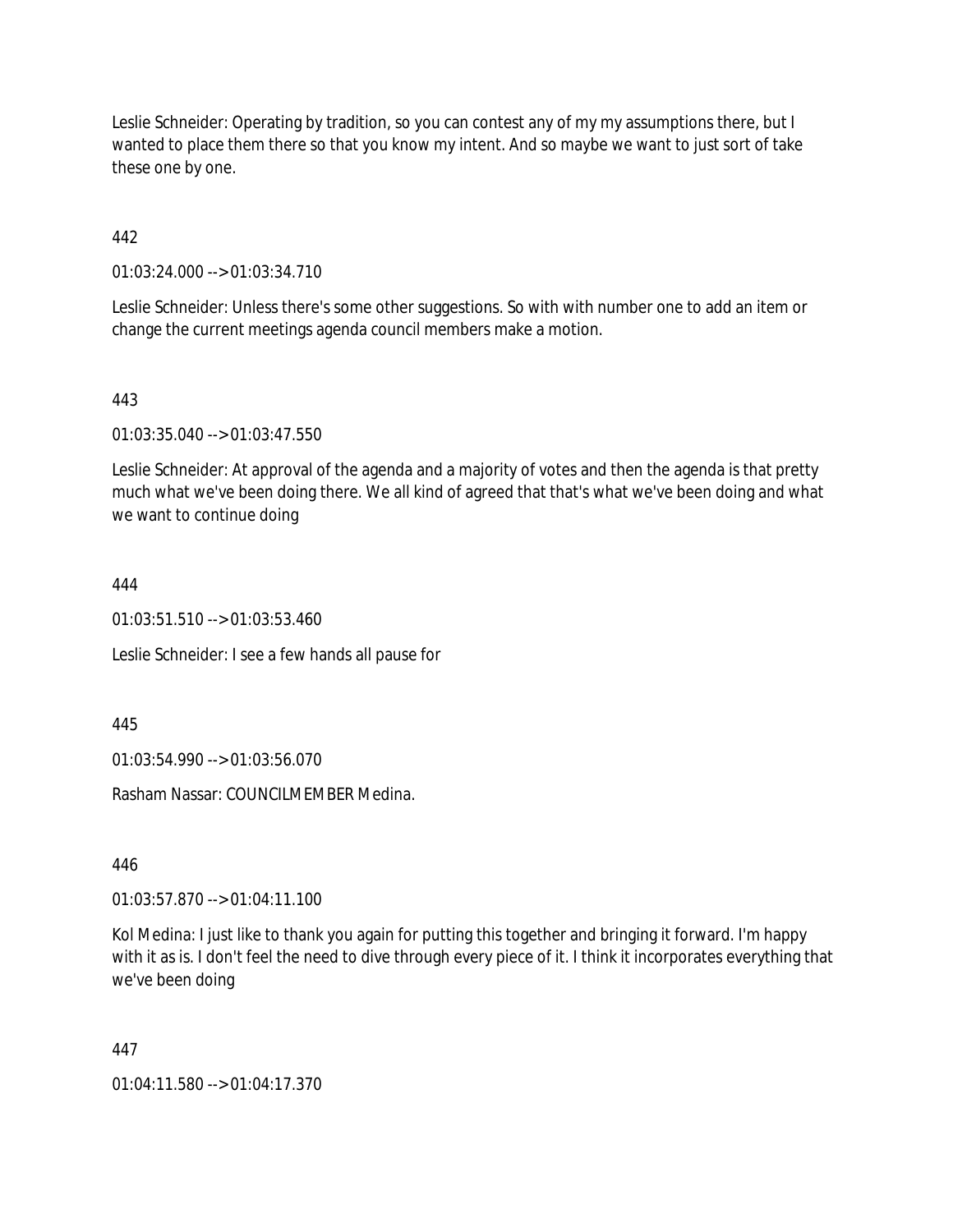Leslie Schneider: Operating by tradition, so you can contest any of my my assumptions there, but I wanted to place them there so that you know my intent. And so maybe we want to just sort of take these one by one.

442

01:03:24.000 --> 01:03:34.710

Leslie Schneider: Unless there's some other suggestions. So with with number one to add an item or change the current meetings agenda council members make a motion.

443

01:03:35.040 --> 01:03:47.550

Leslie Schneider: At approval of the agenda and a majority of votes and then the agenda is that pretty much what we've been doing there. We all kind of agreed that that's what we've been doing and what we want to continue doing

444

01:03:51.510 --> 01:03:53.460

Leslie Schneider: I see a few hands all pause for

445

01:03:54.990 --> 01:03:56.070

Rasham Nassar: COUNCILMEMBER Medina.

446

01:03:57.870 --> 01:04:11.100

Kol Medina: I just like to thank you again for putting this together and bringing it forward. I'm happy with it as is. I don't feel the need to dive through every piece of it. I think it incorporates everything that we've been doing

447

01:04:11.580 --> 01:04:17.370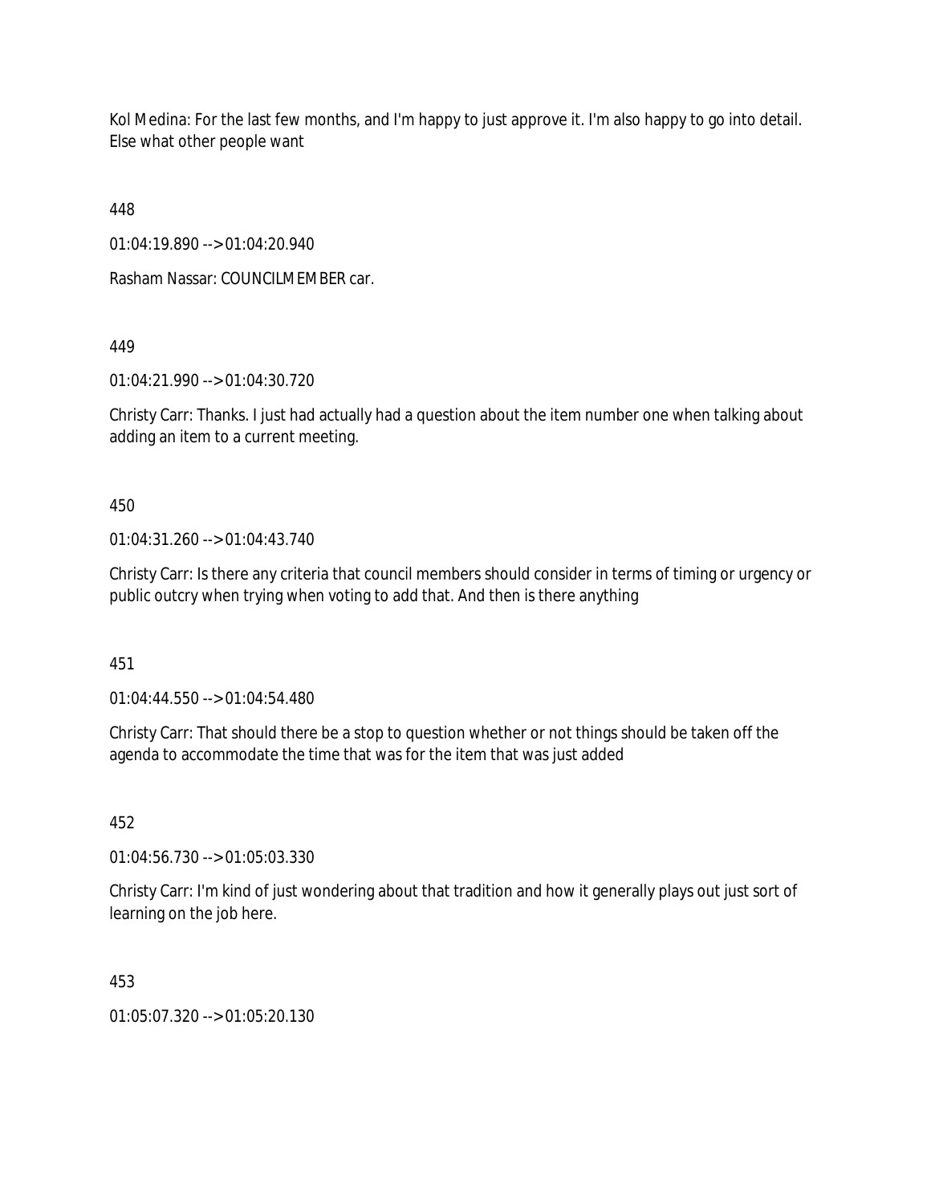Kol Medina: For the last few months, and I'm happy to just approve it. I'm also happy to go into detail. Else what other people want

448

01:04:19.890 --> 01:04:20.940

Rasham Nassar: COUNCILMEMBER car.

449

01:04:21.990 --> 01:04:30.720

Christy Carr: Thanks. I just had actually had a question about the item number one when talking about adding an item to a current meeting.

450

01:04:31.260 --> 01:04:43.740

Christy Carr: Is there any criteria that council members should consider in terms of timing or urgency or public outcry when trying when voting to add that. And then is there anything

451

01:04:44.550 --> 01:04:54.480

Christy Carr: That should there be a stop to question whether or not things should be taken off the agenda to accommodate the time that was for the item that was just added

452

01:04:56.730 --> 01:05:03.330

Christy Carr: I'm kind of just wondering about that tradition and how it generally plays out just sort of learning on the job here.

453

01:05:07.320 --> 01:05:20.130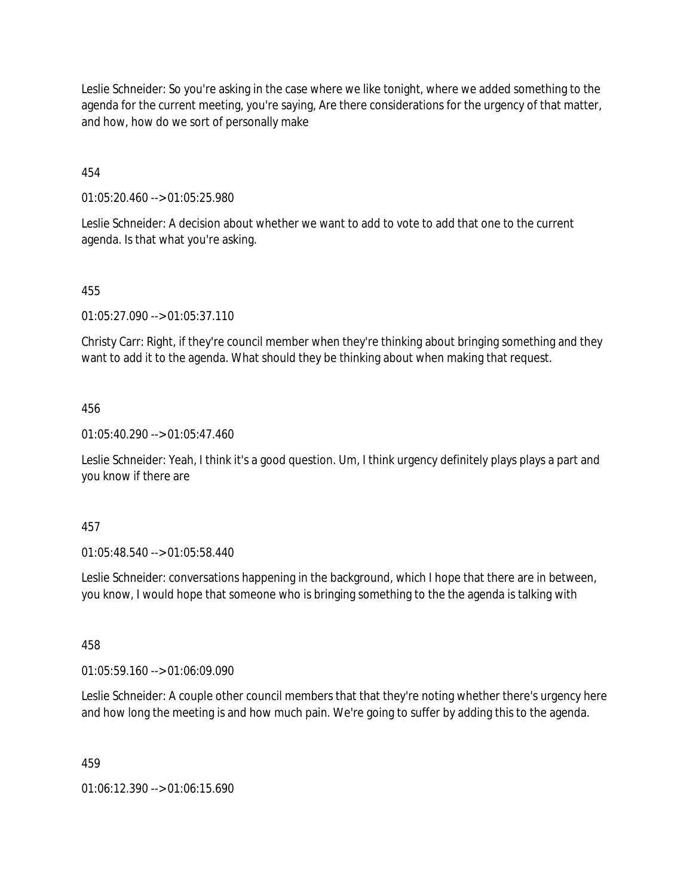Leslie Schneider: So you're asking in the case where we like tonight, where we added something to the agenda for the current meeting, you're saying, Are there considerations for the urgency of that matter, and how, how do we sort of personally make

454

01:05:20.460 --> 01:05:25.980

Leslie Schneider: A decision about whether we want to add to vote to add that one to the current agenda. Is that what you're asking.

455

01:05:27.090 --> 01:05:37.110

Christy Carr: Right, if they're council member when they're thinking about bringing something and they want to add it to the agenda. What should they be thinking about when making that request.

456

01:05:40.290 --> 01:05:47.460

Leslie Schneider: Yeah, I think it's a good question. Um, I think urgency definitely plays plays a part and you know if there are

457

01:05:48.540 --> 01:05:58.440

Leslie Schneider: conversations happening in the background, which I hope that there are in between, you know, I would hope that someone who is bringing something to the the agenda is talking with

458

01:05:59.160 --> 01:06:09.090

Leslie Schneider: A couple other council members that that they're noting whether there's urgency here and how long the meeting is and how much pain. We're going to suffer by adding this to the agenda.

459

01:06:12.390 --> 01:06:15.690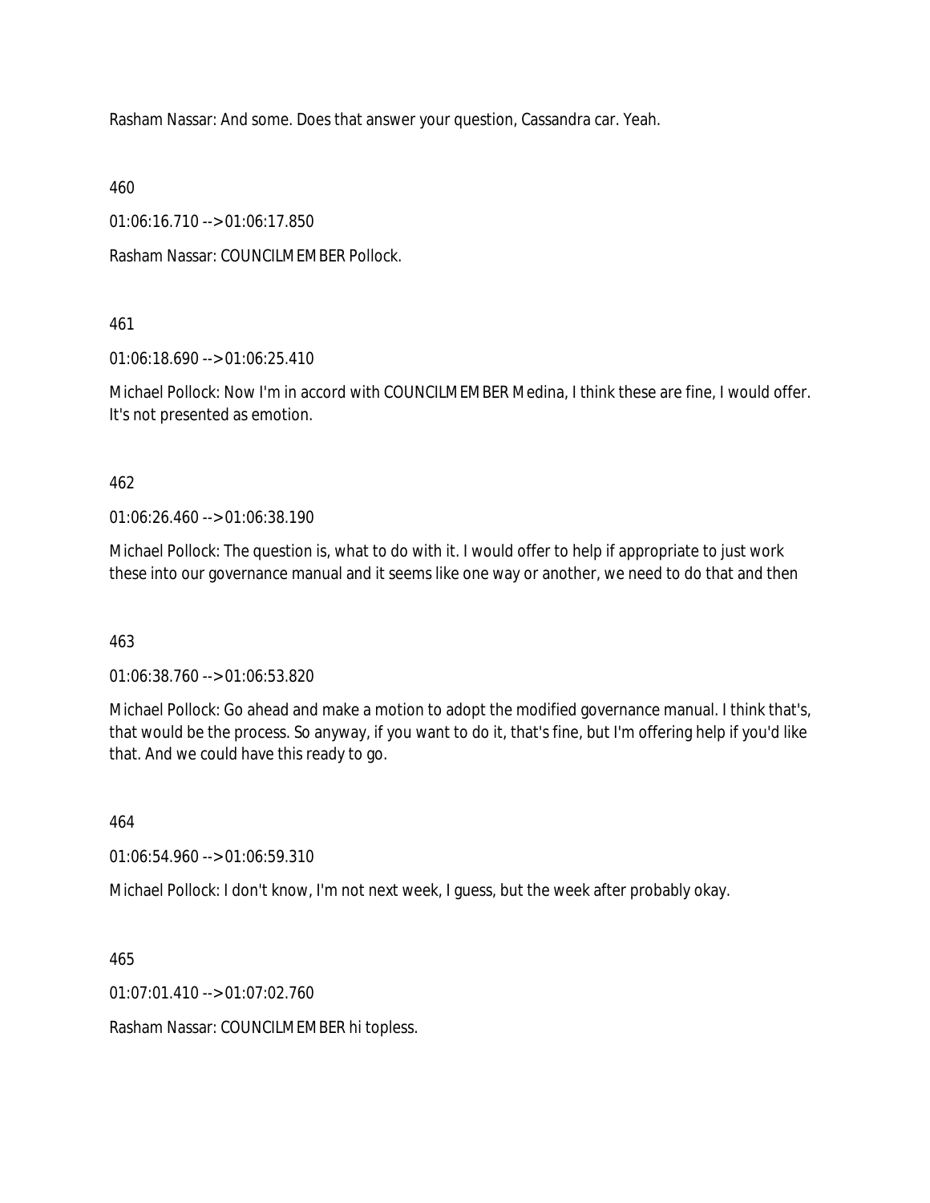Rasham Nassar: And some. Does that answer your question, Cassandra car. Yeah.

460

01:06:16.710 --> 01:06:17.850

Rasham Nassar: COUNCILMEMBER Pollock.

461

01:06:18.690 --> 01:06:25.410

Michael Pollock: Now I'm in accord with COUNCILMEMBER Medina, I think these are fine, I would offer. It's not presented as emotion.

462

01:06:26.460 --> 01:06:38.190

Michael Pollock: The question is, what to do with it. I would offer to help if appropriate to just work these into our governance manual and it seems like one way or another, we need to do that and then

463

01:06:38.760 --> 01:06:53.820

Michael Pollock: Go ahead and make a motion to adopt the modified governance manual. I think that's, that would be the process. So anyway, if you want to do it, that's fine, but I'm offering help if you'd like that. And we could have this ready to go.

464

01:06:54.960 --> 01:06:59.310

Michael Pollock: I don't know, I'm not next week, I guess, but the week after probably okay.

465

01:07:01.410 --> 01:07:02.760

Rasham Nassar: COUNCILMEMBER hi topless.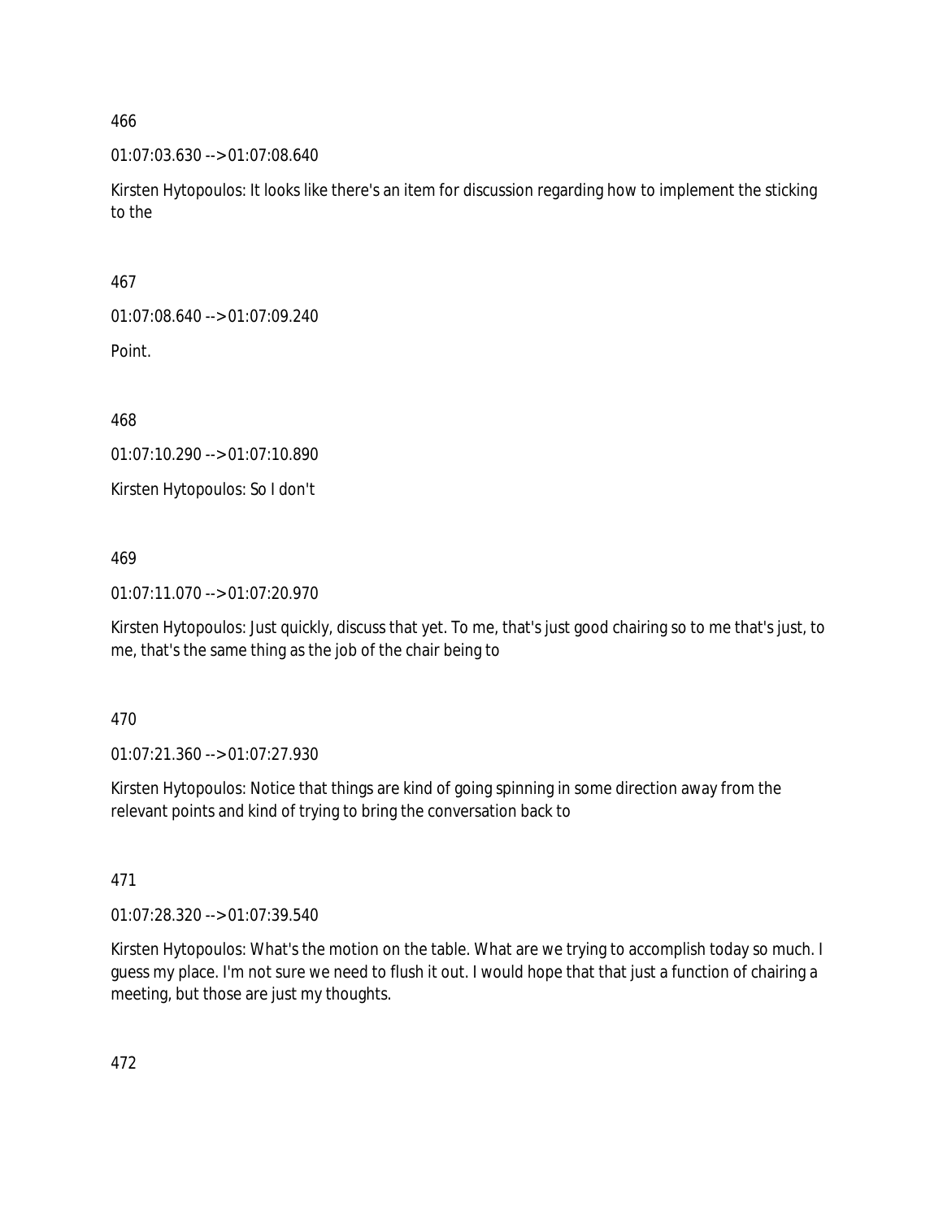466

01:07:03.630 --> 01:07:08.640

Kirsten Hytopoulos: It looks like there's an item for discussion regarding how to implement the sticking to the

467

01:07:08.640 --> 01:07:09.240

Point.

468

01:07:10.290 --> 01:07:10.890

Kirsten Hytopoulos: So I don't

469

01:07:11.070 --> 01:07:20.970

Kirsten Hytopoulos: Just quickly, discuss that yet. To me, that's just good chairing so to me that's just, to me, that's the same thing as the job of the chair being to

470

01:07:21.360 --> 01:07:27.930

Kirsten Hytopoulos: Notice that things are kind of going spinning in some direction away from the relevant points and kind of trying to bring the conversation back to

471

01:07:28.320 --> 01:07:39.540

Kirsten Hytopoulos: What's the motion on the table. What are we trying to accomplish today so much. I guess my place. I'm not sure we need to flush it out. I would hope that that just a function of chairing a meeting, but those are just my thoughts.

472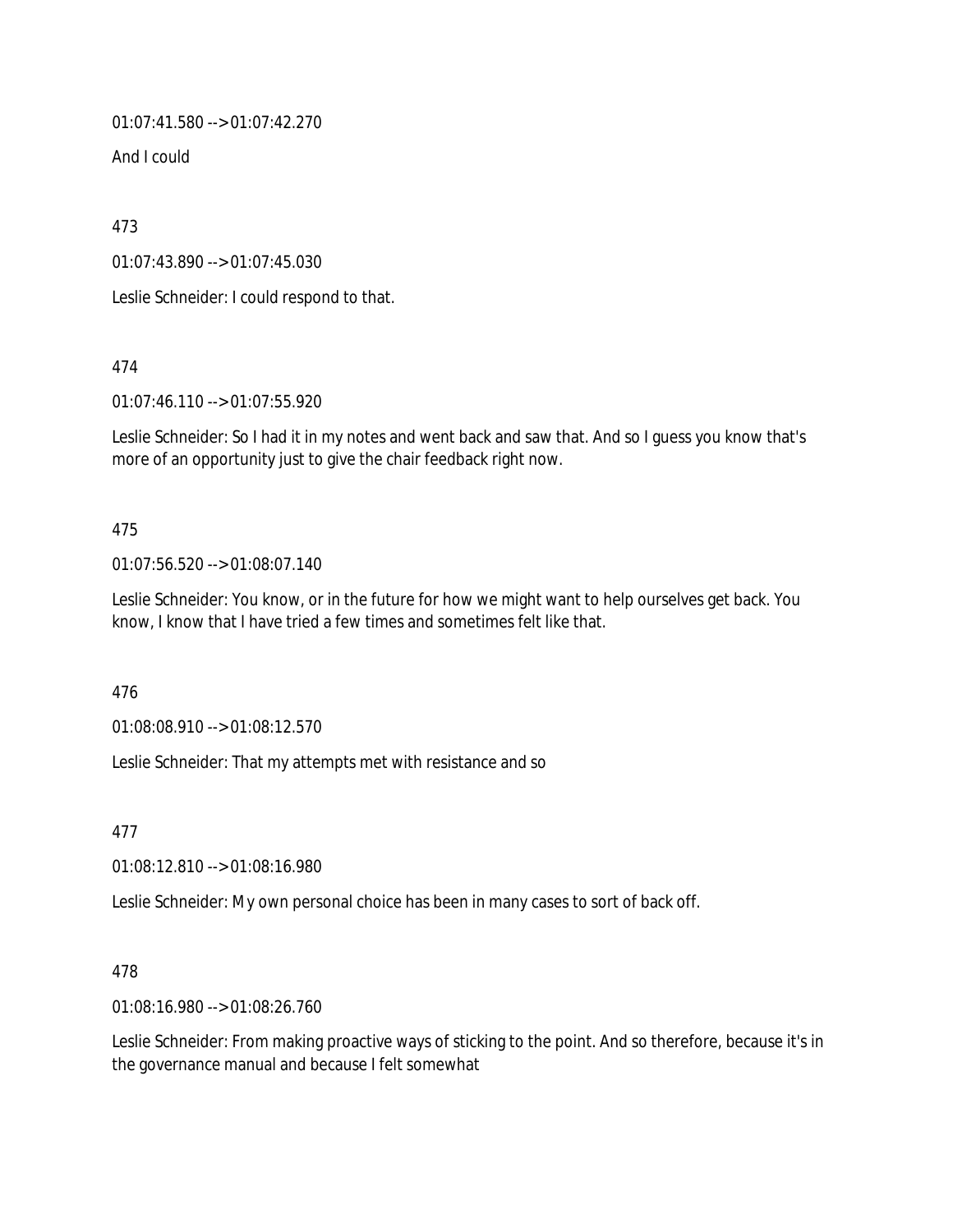01:07:41.580 --> 01:07:42.270

And I could

473

01:07:43.890 --> 01:07:45.030

Leslie Schneider: I could respond to that.

474

01:07:46.110 --> 01:07:55.920

Leslie Schneider: So I had it in my notes and went back and saw that. And so I guess you know that's more of an opportunity just to give the chair feedback right now.

475

01:07:56.520 --> 01:08:07.140

Leslie Schneider: You know, or in the future for how we might want to help ourselves get back. You know, I know that I have tried a few times and sometimes felt like that.

476

01:08:08.910 --> 01:08:12.570

Leslie Schneider: That my attempts met with resistance and so

477

01:08:12.810 --> 01:08:16.980

Leslie Schneider: My own personal choice has been in many cases to sort of back off.

478

01:08:16.980 --> 01:08:26.760

Leslie Schneider: From making proactive ways of sticking to the point. And so therefore, because it's in the governance manual and because I felt somewhat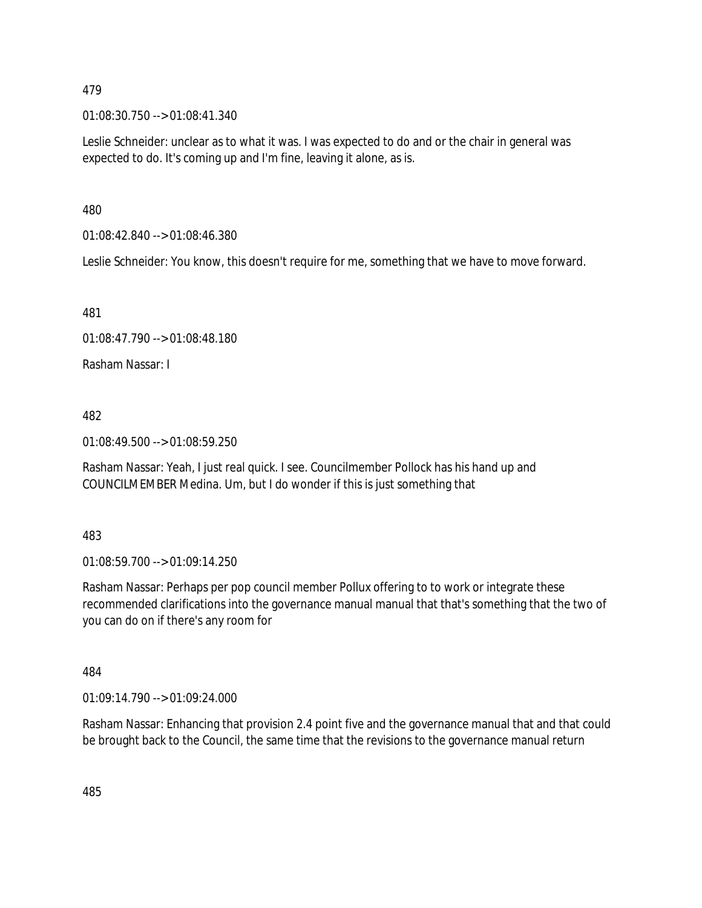479

01:08:30.750 --> 01:08:41.340

Leslie Schneider: unclear as to what it was. I was expected to do and or the chair in general was expected to do. It's coming up and I'm fine, leaving it alone, as is.

480

01:08:42.840 --> 01:08:46.380

Leslie Schneider: You know, this doesn't require for me, something that we have to move forward.

481

01:08:47.790 --> 01:08:48.180

Rasham Nassar: I

482

01:08:49.500 --> 01:08:59.250

Rasham Nassar: Yeah, I just real quick. I see. Councilmember Pollock has his hand up and COUNCILMEMBER Medina. Um, but I do wonder if this is just something that

483

01:08:59.700 --> 01:09:14.250

Rasham Nassar: Perhaps per pop council member Pollux offering to to work or integrate these recommended clarifications into the governance manual manual that that's something that the two of you can do on if there's any room for

484

01:09:14.790 --> 01:09:24.000

Rasham Nassar: Enhancing that provision 2.4 point five and the governance manual that and that could be brought back to the Council, the same time that the revisions to the governance manual return

485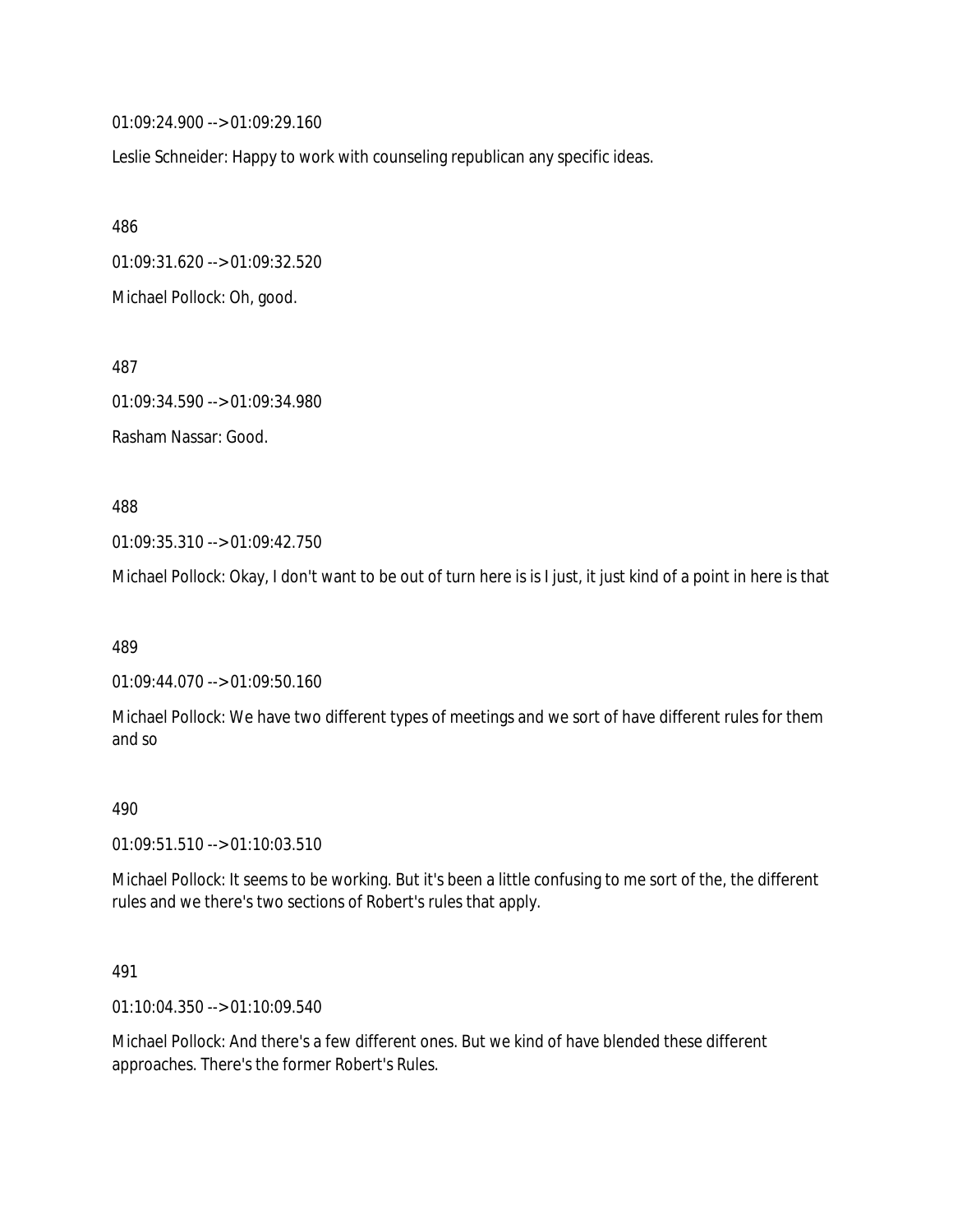01:09:24.900 --> 01:09:29.160

Leslie Schneider: Happy to work with counseling republican any specific ideas.

486

01:09:31.620 --> 01:09:32.520

Michael Pollock: Oh, good.

487

01:09:34.590 --> 01:09:34.980

Rasham Nassar: Good.

488

01:09:35.310 --> 01:09:42.750

Michael Pollock: Okay, I don't want to be out of turn here is is I just, it just kind of a point in here is that

489

01:09:44.070 --> 01:09:50.160

Michael Pollock: We have two different types of meetings and we sort of have different rules for them and so

490

01:09:51.510 --> 01:10:03.510

Michael Pollock: It seems to be working. But it's been a little confusing to me sort of the, the different rules and we there's two sections of Robert's rules that apply.

491

01:10:04.350 --> 01:10:09.540

Michael Pollock: And there's a few different ones. But we kind of have blended these different approaches. There's the former Robert's Rules.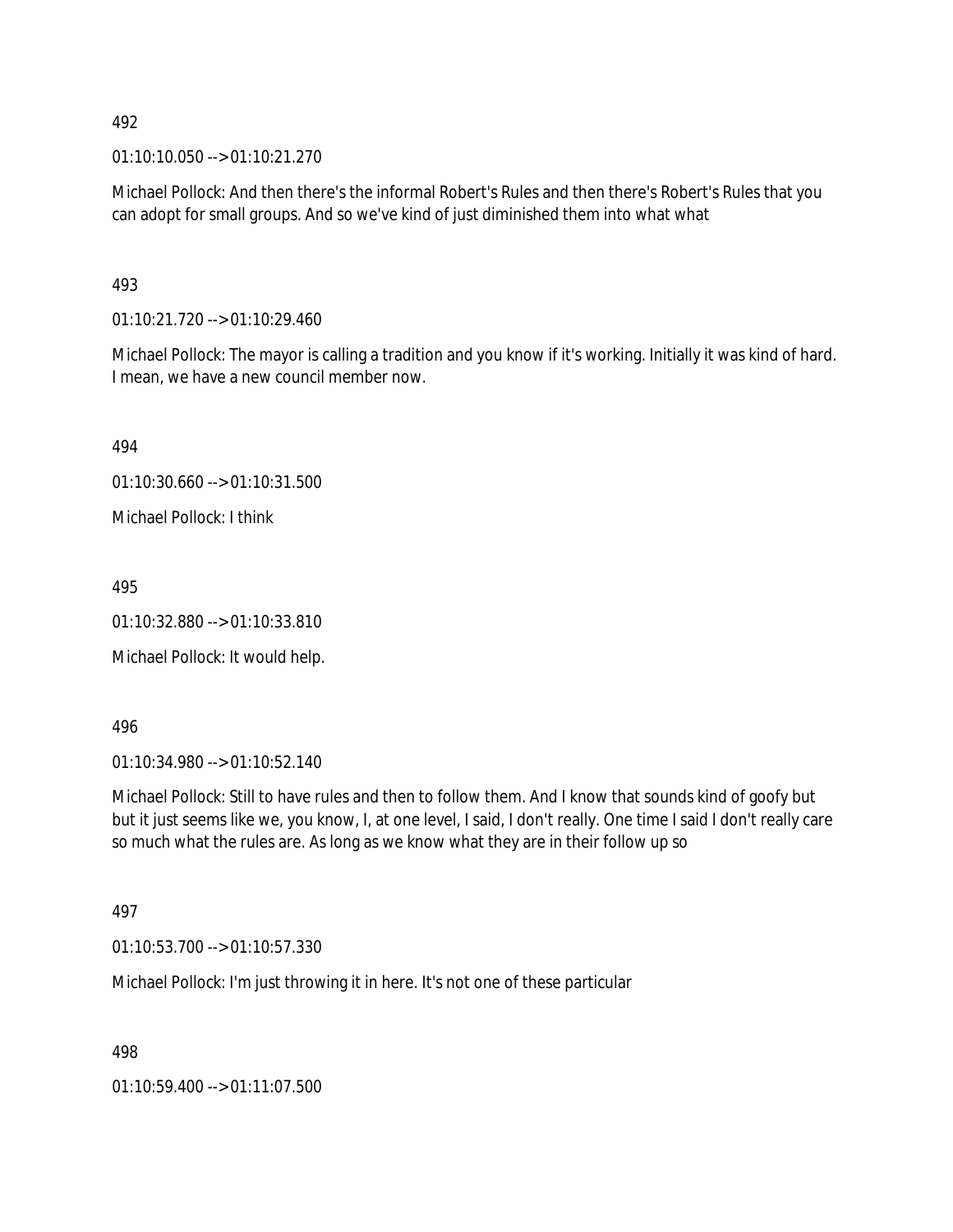492

01:10:10.050 --> 01:10:21.270

Michael Pollock: And then there's the informal Robert's Rules and then there's Robert's Rules that you can adopt for small groups. And so we've kind of just diminished them into what what

493

01:10:21.720 --> 01:10:29.460

Michael Pollock: The mayor is calling a tradition and you know if it's working. Initially it was kind of hard. I mean, we have a new council member now.

494

01:10:30.660 --> 01:10:31.500

Michael Pollock: I think

495

01:10:32.880 --> 01:10:33.810

Michael Pollock: It would help.

496

01:10:34.980 --> 01:10:52.140

Michael Pollock: Still to have rules and then to follow them. And I know that sounds kind of goofy but but it just seems like we, you know, I, at one level, I said, I don't really. One time I said I don't really care so much what the rules are. As long as we know what they are in their follow up so

497

01:10:53.700 --> 01:10:57.330

Michael Pollock: I'm just throwing it in here. It's not one of these particular

498

01:10:59.400 --> 01:11:07.500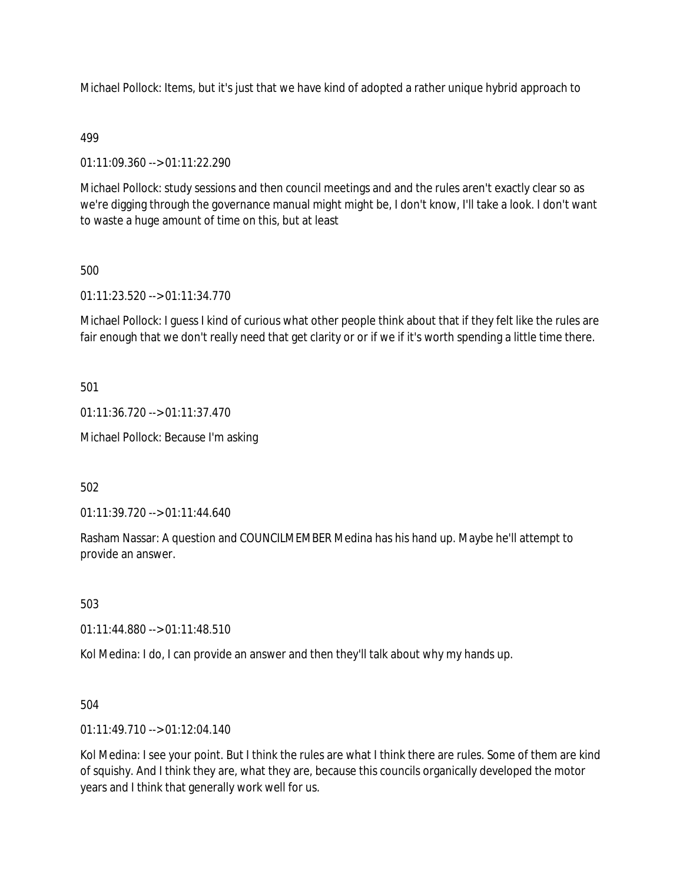Michael Pollock: Items, but it's just that we have kind of adopted a rather unique hybrid approach to

499

01:11:09.360 --> 01:11:22.290

Michael Pollock: study sessions and then council meetings and and the rules aren't exactly clear so as we're digging through the governance manual might might be, I don't know, I'll take a look. I don't want to waste a huge amount of time on this, but at least

500

01:11:23.520 --> 01:11:34.770

Michael Pollock: I guess I kind of curious what other people think about that if they felt like the rules are fair enough that we don't really need that get clarity or or if we if it's worth spending a little time there.

501

01:11:36.720 --> 01:11:37.470

Michael Pollock: Because I'm asking

502

01:11:39.720 --> 01:11:44.640

Rasham Nassar: A question and COUNCILMEMBER Medina has his hand up. Maybe he'll attempt to provide an answer.

503

01:11:44.880 --> 01:11:48.510

Kol Medina: I do, I can provide an answer and then they'll talk about why my hands up.

504

01:11:49.710 --> 01:12:04.140

Kol Medina: I see your point. But I think the rules are what I think there are rules. Some of them are kind of squishy. And I think they are, what they are, because this councils organically developed the motor years and I think that generally work well for us.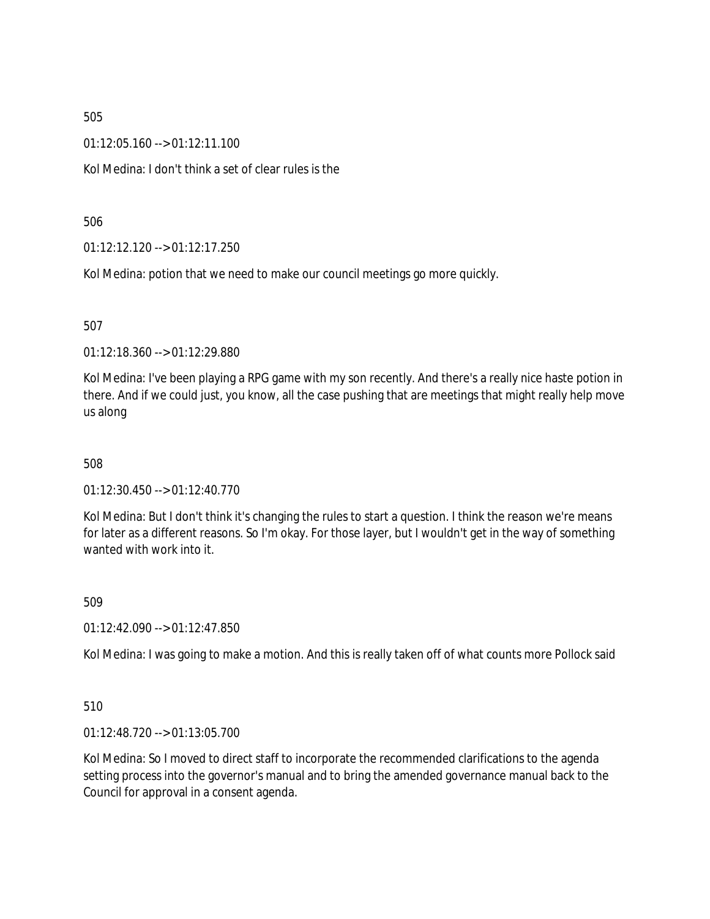505

01:12:05.160 --> 01:12:11.100

Kol Medina: I don't think a set of clear rules is the

506

01:12:12.120 --> 01:12:17.250

Kol Medina: potion that we need to make our council meetings go more quickly.

507

01:12:18.360 --> 01:12:29.880

Kol Medina: I've been playing a RPG game with my son recently. And there's a really nice haste potion in there. And if we could just, you know, all the case pushing that are meetings that might really help move us along

508

01:12:30.450 --> 01:12:40.770

Kol Medina: But I don't think it's changing the rules to start a question. I think the reason we're means for later as a different reasons. So I'm okay. For those layer, but I wouldn't get in the way of something wanted with work into it.

509

01:12:42.090 --> 01:12:47.850

Kol Medina: I was going to make a motion. And this is really taken off of what counts more Pollock said

510

01:12:48.720 --> 01:13:05.700

Kol Medina: So I moved to direct staff to incorporate the recommended clarifications to the agenda setting process into the governor's manual and to bring the amended governance manual back to the Council for approval in a consent agenda.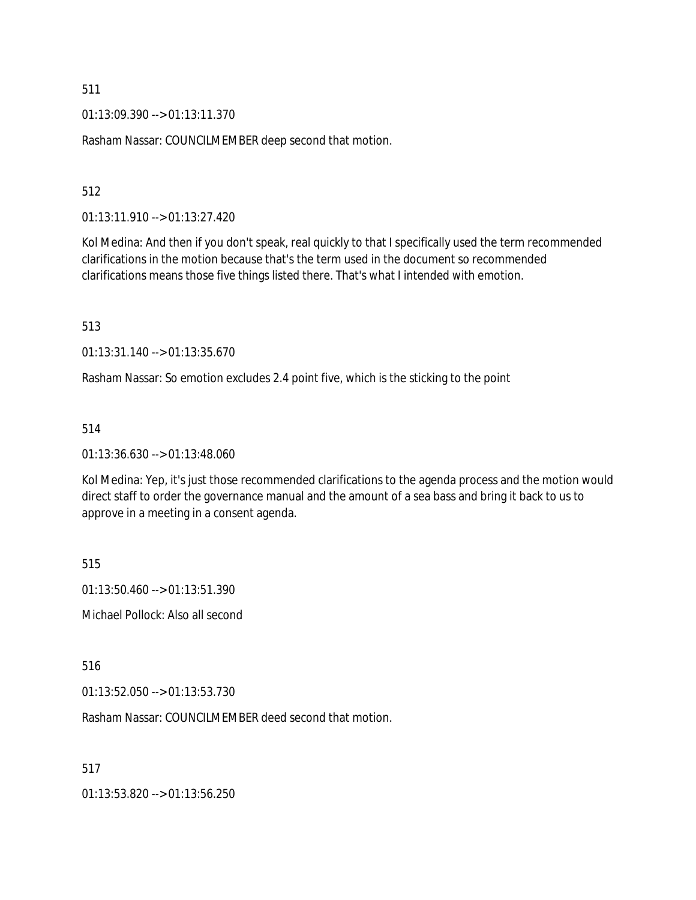511

01:13:09.390 --> 01:13:11.370

Rasham Nassar: COUNCILMEMBER deep second that motion.

512

01:13:11.910 --> 01:13:27.420

Kol Medina: And then if you don't speak, real quickly to that I specifically used the term recommended clarifications in the motion because that's the term used in the document so recommended clarifications means those five things listed there. That's what I intended with emotion.

513

01:13:31.140 --> 01:13:35.670

Rasham Nassar: So emotion excludes 2.4 point five, which is the sticking to the point

514

01:13:36.630 --> 01:13:48.060

Kol Medina: Yep, it's just those recommended clarifications to the agenda process and the motion would direct staff to order the governance manual and the amount of a sea bass and bring it back to us to approve in a meeting in a consent agenda.

515

01:13:50.460 --> 01:13:51.390

Michael Pollock: Also all second

516

01:13:52.050 --> 01:13:53.730

Rasham Nassar: COUNCILMEMBER deed second that motion.

517

01:13:53.820 --> 01:13:56.250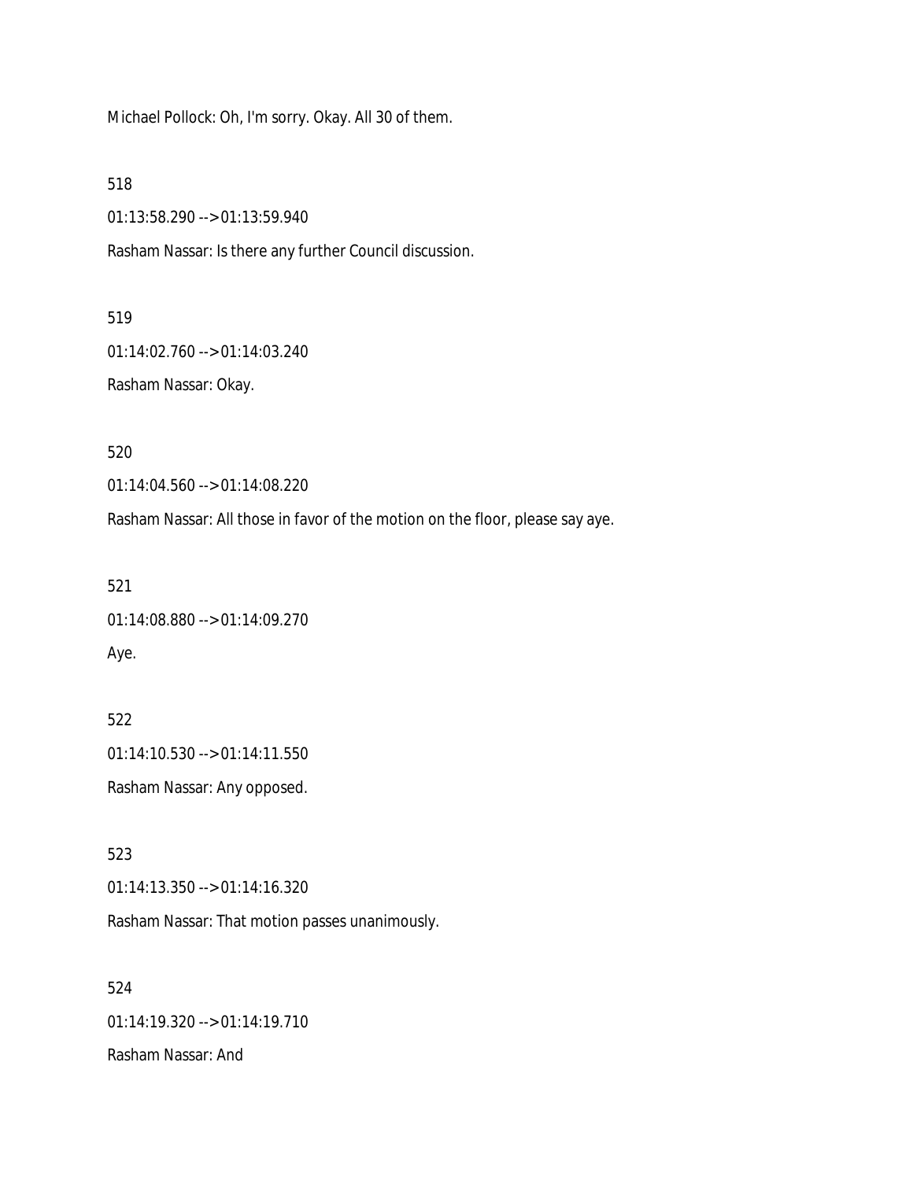Michael Pollock: Oh, I'm sorry. Okay. All 30 of them.

518

01:13:58.290 --> 01:13:59.940

Rasham Nassar: Is there any further Council discussion.

519

01:14:02.760 --> 01:14:03.240

Rasham Nassar: Okay.

520

01:14:04.560 --> 01:14:08.220

Rasham Nassar: All those in favor of the motion on the floor, please say aye.

521

01:14:08.880 --> 01:14:09.270

Aye.

522

01:14:10.530 --> 01:14:11.550

Rasham Nassar: Any opposed.

523

01:14:13.350 --> 01:14:16.320

Rasham Nassar: That motion passes unanimously.

524

01:14:19.320 --> 01:14:19.710

Rasham Nassar: And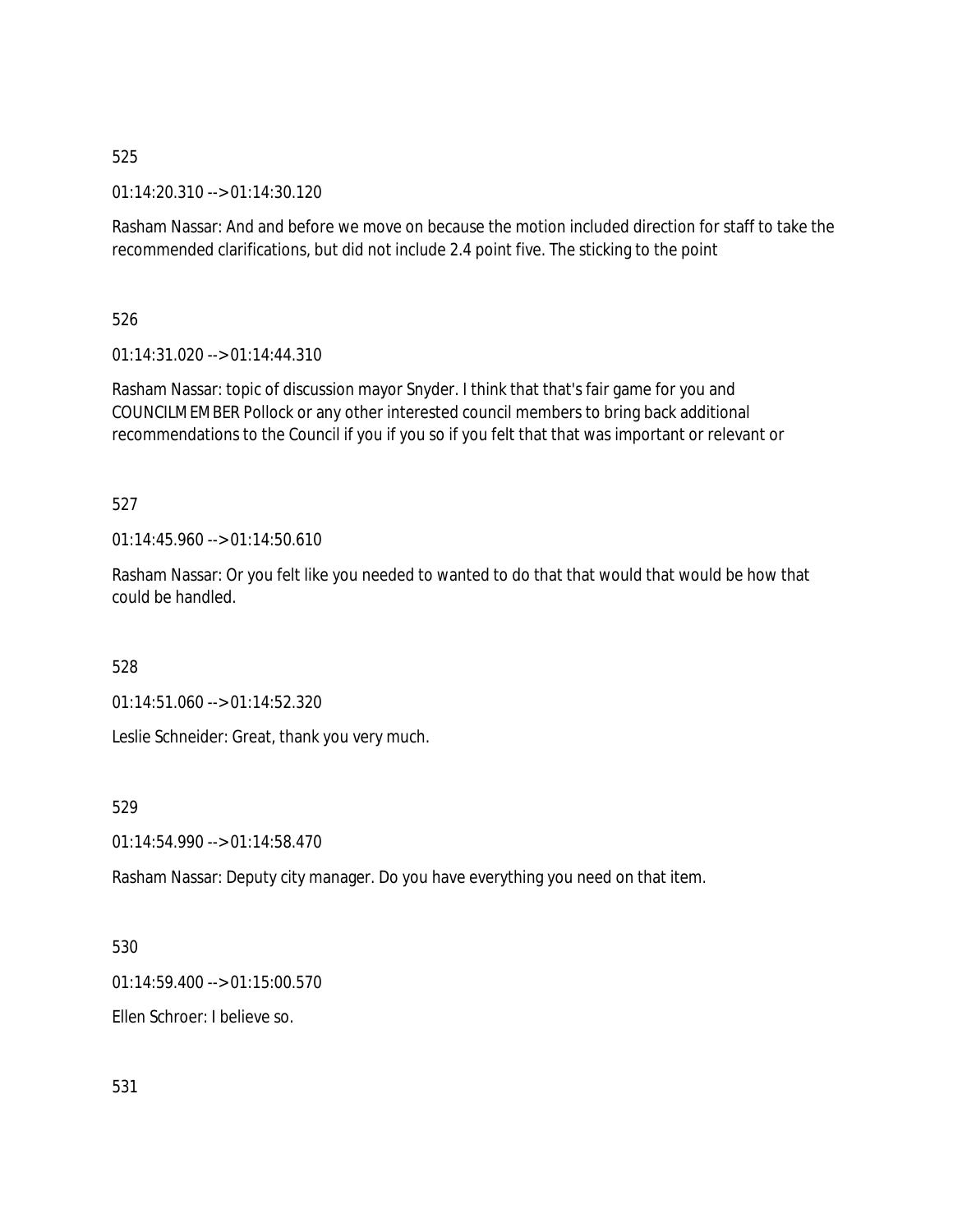525

01:14:20.310 --> 01:14:30.120

Rasham Nassar: And and before we move on because the motion included direction for staff to take the recommended clarifications, but did not include 2.4 point five. The sticking to the point

526

01:14:31.020 --> 01:14:44.310

Rasham Nassar: topic of discussion mayor Snyder. I think that that's fair game for you and COUNCILMEMBER Pollock or any other interested council members to bring back additional recommendations to the Council if you if you so if you felt that that was important or relevant or

527

01:14:45.960 --> 01:14:50.610

Rasham Nassar: Or you felt like you needed to wanted to do that that would that would be how that could be handled.

528

01:14:51.060 --> 01:14:52.320

Leslie Schneider: Great, thank you very much.

529

01:14:54.990 --> 01:14:58.470

Rasham Nassar: Deputy city manager. Do you have everything you need on that item.

530

01:14:59.400 --> 01:15:00.570

Ellen Schroer: I believe so.

531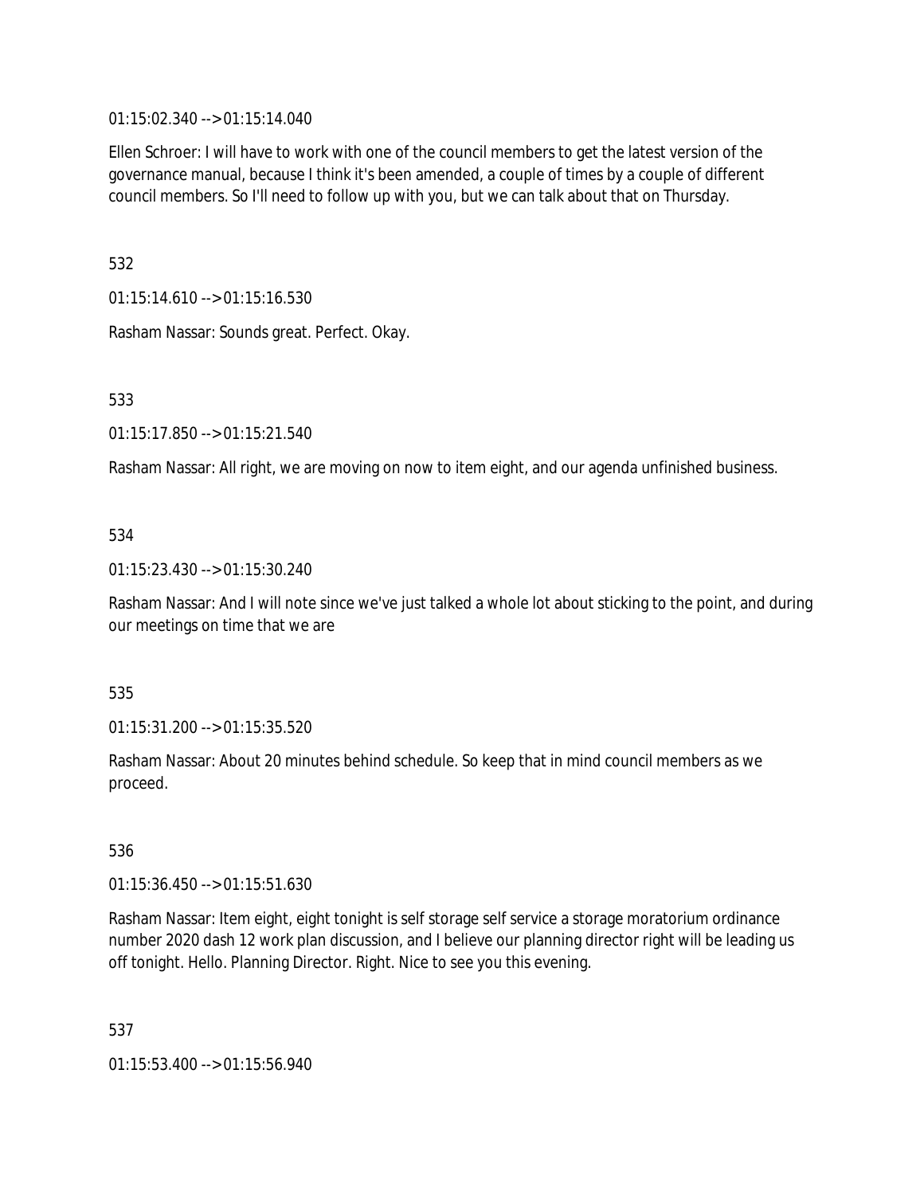01:15:02.340 --> 01:15:14.040

Ellen Schroer: I will have to work with one of the council members to get the latest version of the governance manual, because I think it's been amended, a couple of times by a couple of different council members. So I'll need to follow up with you, but we can talk about that on Thursday.

532

01:15:14.610 --> 01:15:16.530

Rasham Nassar: Sounds great. Perfect. Okay.

533

01:15:17.850 --> 01:15:21.540

Rasham Nassar: All right, we are moving on now to item eight, and our agenda unfinished business.

534

01:15:23.430 --> 01:15:30.240

Rasham Nassar: And I will note since we've just talked a whole lot about sticking to the point, and during our meetings on time that we are

535

01:15:31.200 --> 01:15:35.520

Rasham Nassar: About 20 minutes behind schedule. So keep that in mind council members as we proceed.

536

01:15:36.450 --> 01:15:51.630

Rasham Nassar: Item eight, eight tonight is self storage self service a storage moratorium ordinance number 2020 dash 12 work plan discussion, and I believe our planning director right will be leading us off tonight. Hello. Planning Director. Right. Nice to see you this evening.

537

01:15:53.400 --> 01:15:56.940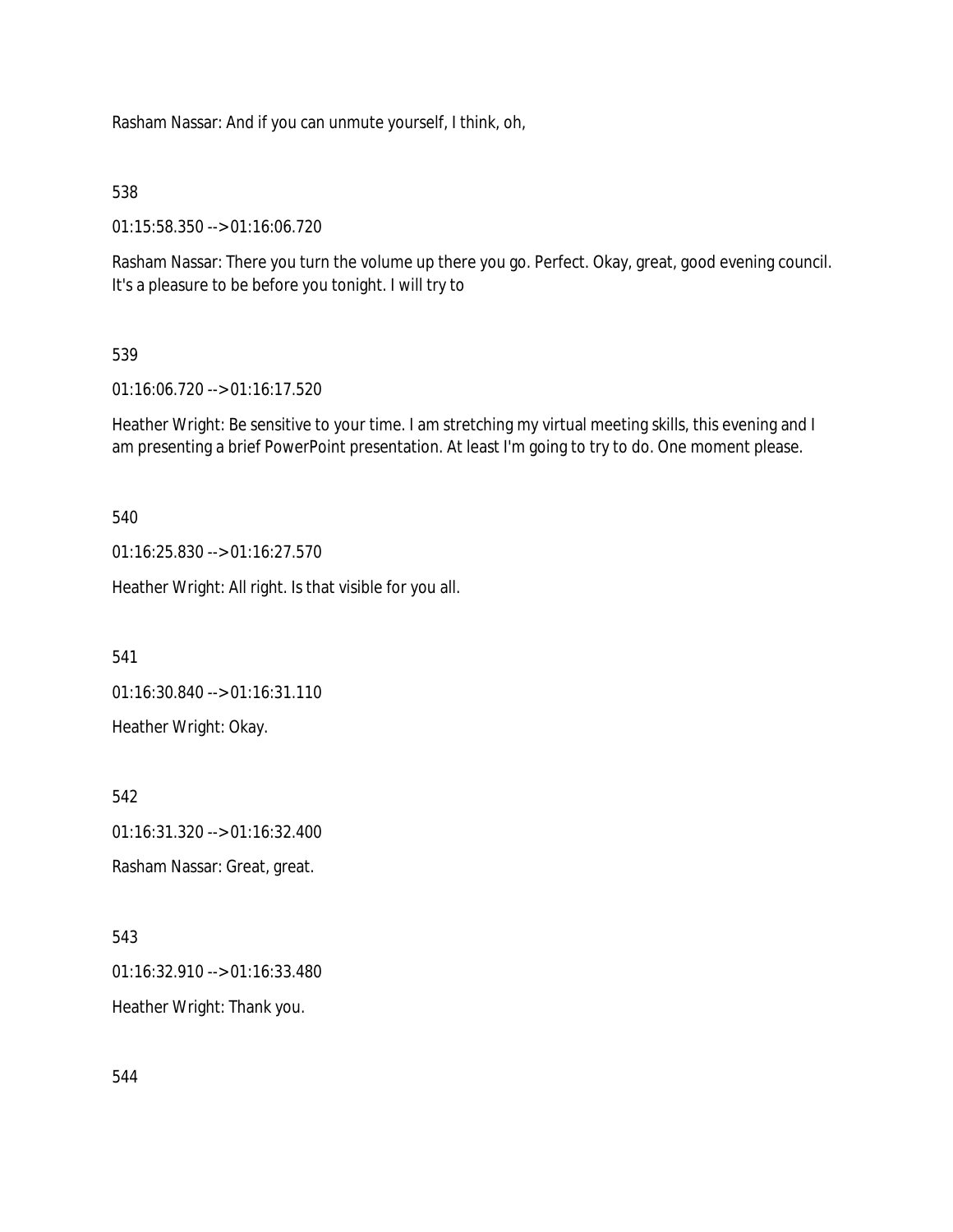Rasham Nassar: And if you can unmute yourself, I think, oh,

538

01:15:58.350 --> 01:16:06.720

Rasham Nassar: There you turn the volume up there you go. Perfect. Okay, great, good evening council. It's a pleasure to be before you tonight. I will try to

539

01:16:06.720 --> 01:16:17.520

Heather Wright: Be sensitive to your time. I am stretching my virtual meeting skills, this evening and I am presenting a brief PowerPoint presentation. At least I'm going to try to do. One moment please.

540

01:16:25.830 --> 01:16:27.570

Heather Wright: All right. Is that visible for you all.

541

01:16:30.840 --> 01:16:31.110

Heather Wright: Okay.

542

01:16:31.320 --> 01:16:32.400

Rasham Nassar: Great, great.

543

01:16:32.910 --> 01:16:33.480

Heather Wright: Thank you.

544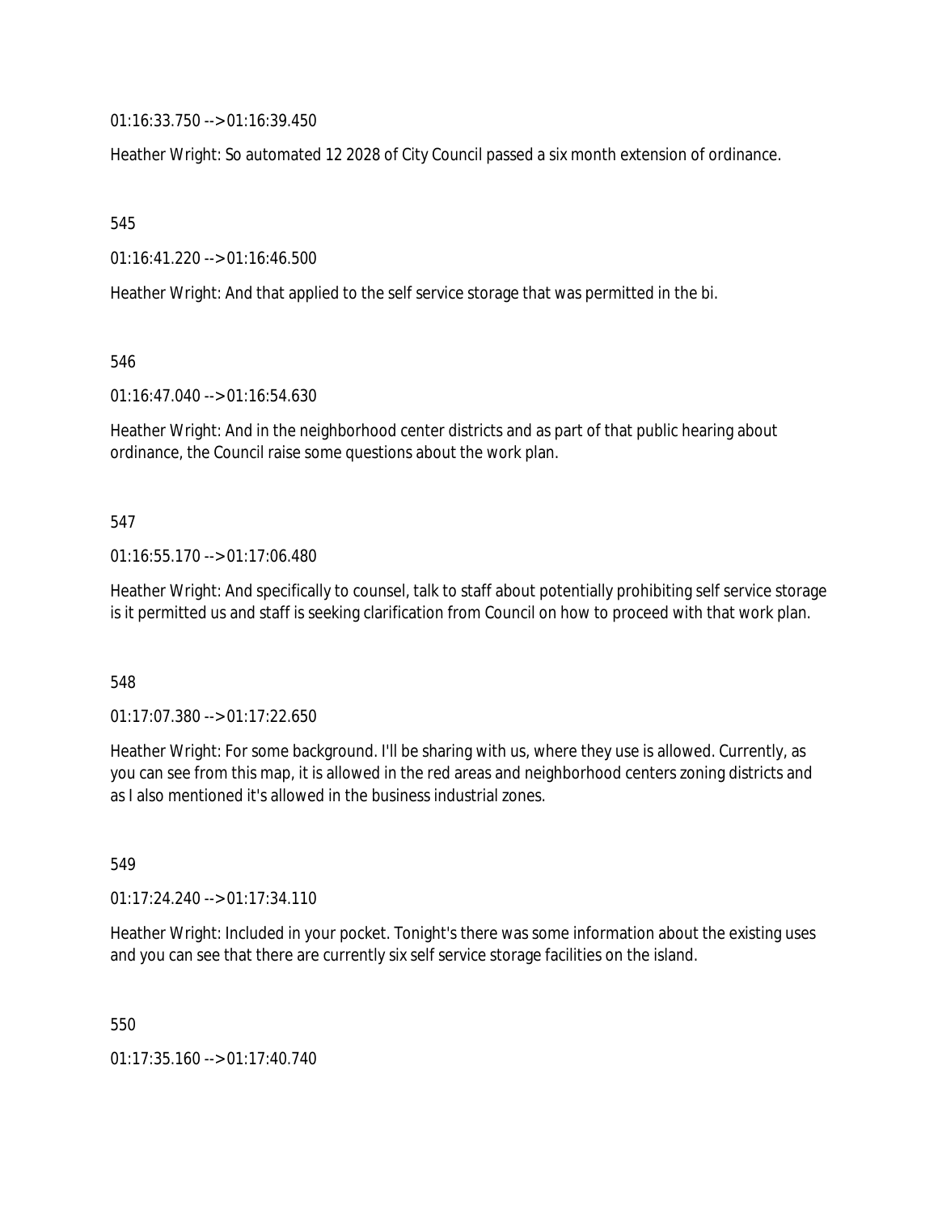01:16:33.750 --> 01:16:39.450

Heather Wright: So automated 12 2028 of City Council passed a six month extension of ordinance.

545

01:16:41.220 --> 01:16:46.500

Heather Wright: And that applied to the self service storage that was permitted in the bi.

546

01:16:47.040 --> 01:16:54.630

Heather Wright: And in the neighborhood center districts and as part of that public hearing about ordinance, the Council raise some questions about the work plan.

547

01:16:55.170 --> 01:17:06.480

Heather Wright: And specifically to counsel, talk to staff about potentially prohibiting self service storage is it permitted us and staff is seeking clarification from Council on how to proceed with that work plan.

548

01:17:07.380 --> 01:17:22.650

Heather Wright: For some background. I'll be sharing with us, where they use is allowed. Currently, as you can see from this map, it is allowed in the red areas and neighborhood centers zoning districts and as I also mentioned it's allowed in the business industrial zones.

549

01:17:24.240 --> 01:17:34.110

Heather Wright: Included in your pocket. Tonight's there was some information about the existing uses and you can see that there are currently six self service storage facilities on the island.

550

01:17:35.160 --> 01:17:40.740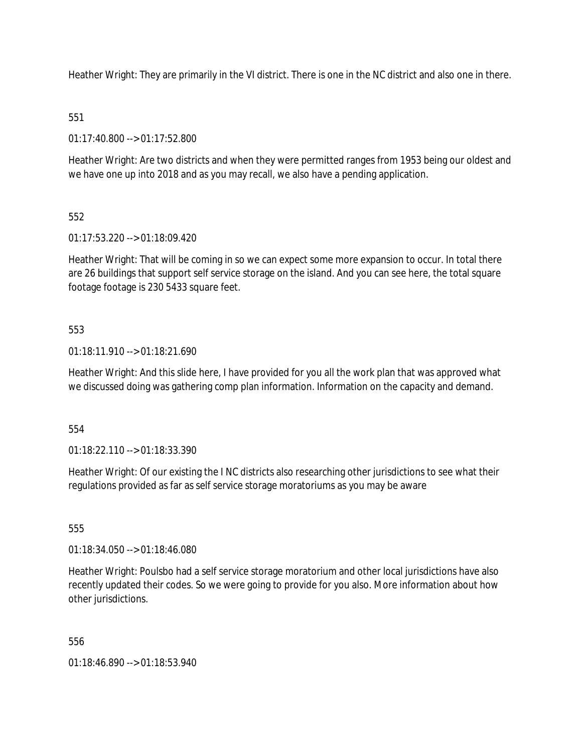Heather Wright: They are primarily in the VI district. There is one in the NC district and also one in there.

551

01:17:40.800 --> 01:17:52.800

Heather Wright: Are two districts and when they were permitted ranges from 1953 being our oldest and we have one up into 2018 and as you may recall, we also have a pending application.

552

01:17:53.220 --> 01:18:09.420

Heather Wright: That will be coming in so we can expect some more expansion to occur. In total there are 26 buildings that support self service storage on the island. And you can see here, the total square footage footage is 230 5433 square feet.

553

01:18:11.910 --> 01:18:21.690

Heather Wright: And this slide here, I have provided for you all the work plan that was approved what we discussed doing was gathering comp plan information. Information on the capacity and demand.

554

01:18:22.110 --> 01:18:33.390

Heather Wright: Of our existing the I NC districts also researching other jurisdictions to see what their regulations provided as far as self service storage moratoriums as you may be aware

555

01:18:34.050 --> 01:18:46.080

Heather Wright: Poulsbo had a self service storage moratorium and other local jurisdictions have also recently updated their codes. So we were going to provide for you also. More information about how other jurisdictions.

556

01:18:46.890 --> 01:18:53.940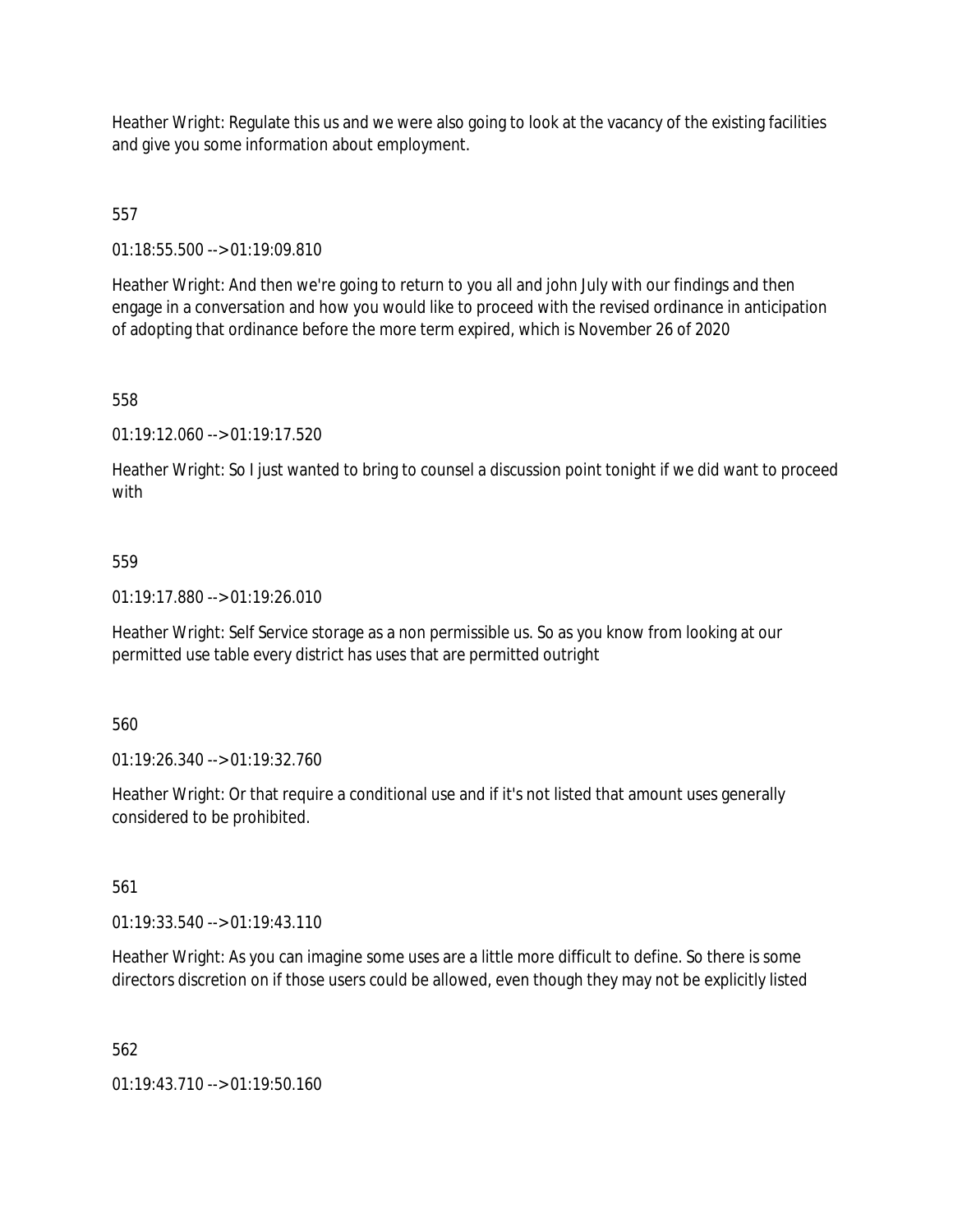Heather Wright: Regulate this us and we were also going to look at the vacancy of the existing facilities and give you some information about employment.

557

01:18:55.500 --> 01:19:09.810

Heather Wright: And then we're going to return to you all and john July with our findings and then engage in a conversation and how you would like to proceed with the revised ordinance in anticipation of adopting that ordinance before the more term expired, which is November 26 of 2020

558

01:19:12.060 --> 01:19:17.520

Heather Wright: So I just wanted to bring to counsel a discussion point tonight if we did want to proceed with

559

01:19:17.880 --> 01:19:26.010

Heather Wright: Self Service storage as a non permissible us. So as you know from looking at our permitted use table every district has uses that are permitted outright

560

01:19:26.340 --> 01:19:32.760

Heather Wright: Or that require a conditional use and if it's not listed that amount uses generally considered to be prohibited.

561

01:19:33.540 --> 01:19:43.110

Heather Wright: As you can imagine some uses are a little more difficult to define. So there is some directors discretion on if those users could be allowed, even though they may not be explicitly listed

562

01:19:43.710 --> 01:19:50.160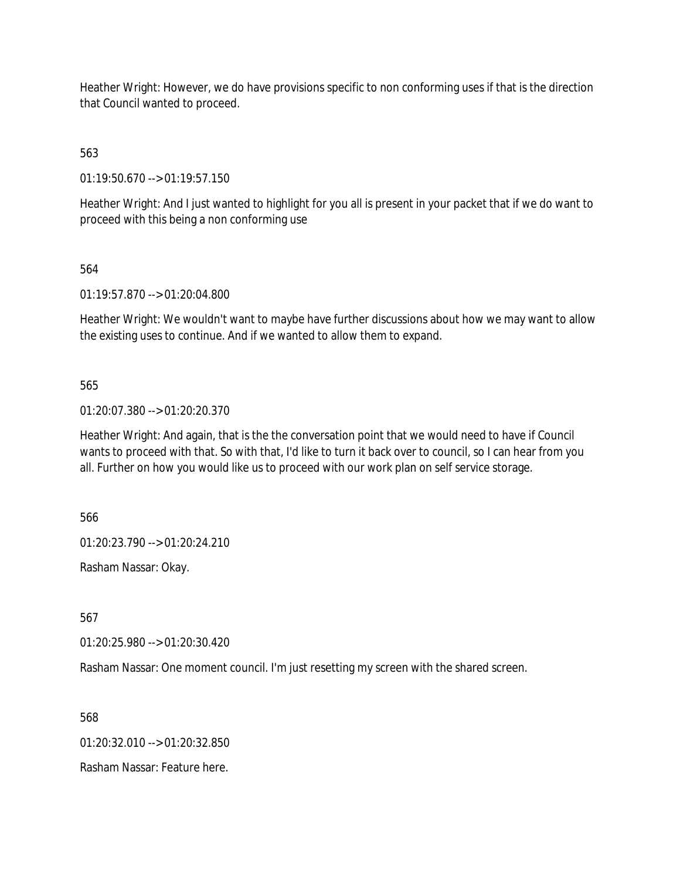Heather Wright: However, we do have provisions specific to non conforming uses if that is the direction that Council wanted to proceed.

563

01:19:50.670 --> 01:19:57.150

Heather Wright: And I just wanted to highlight for you all is present in your packet that if we do want to proceed with this being a non conforming use

564

01:19:57.870 --> 01:20:04.800

Heather Wright: We wouldn't want to maybe have further discussions about how we may want to allow the existing uses to continue. And if we wanted to allow them to expand.

565

01:20:07.380 --> 01:20:20.370

Heather Wright: And again, that is the the conversation point that we would need to have if Council wants to proceed with that. So with that, I'd like to turn it back over to council, so I can hear from you all. Further on how you would like us to proceed with our work plan on self service storage.

566

01:20:23.790 --> 01:20:24.210

Rasham Nassar: Okay.

567

01:20:25.980 --> 01:20:30.420

Rasham Nassar: One moment council. I'm just resetting my screen with the shared screen.

568

01:20:32.010 --> 01:20:32.850

Rasham Nassar: Feature here.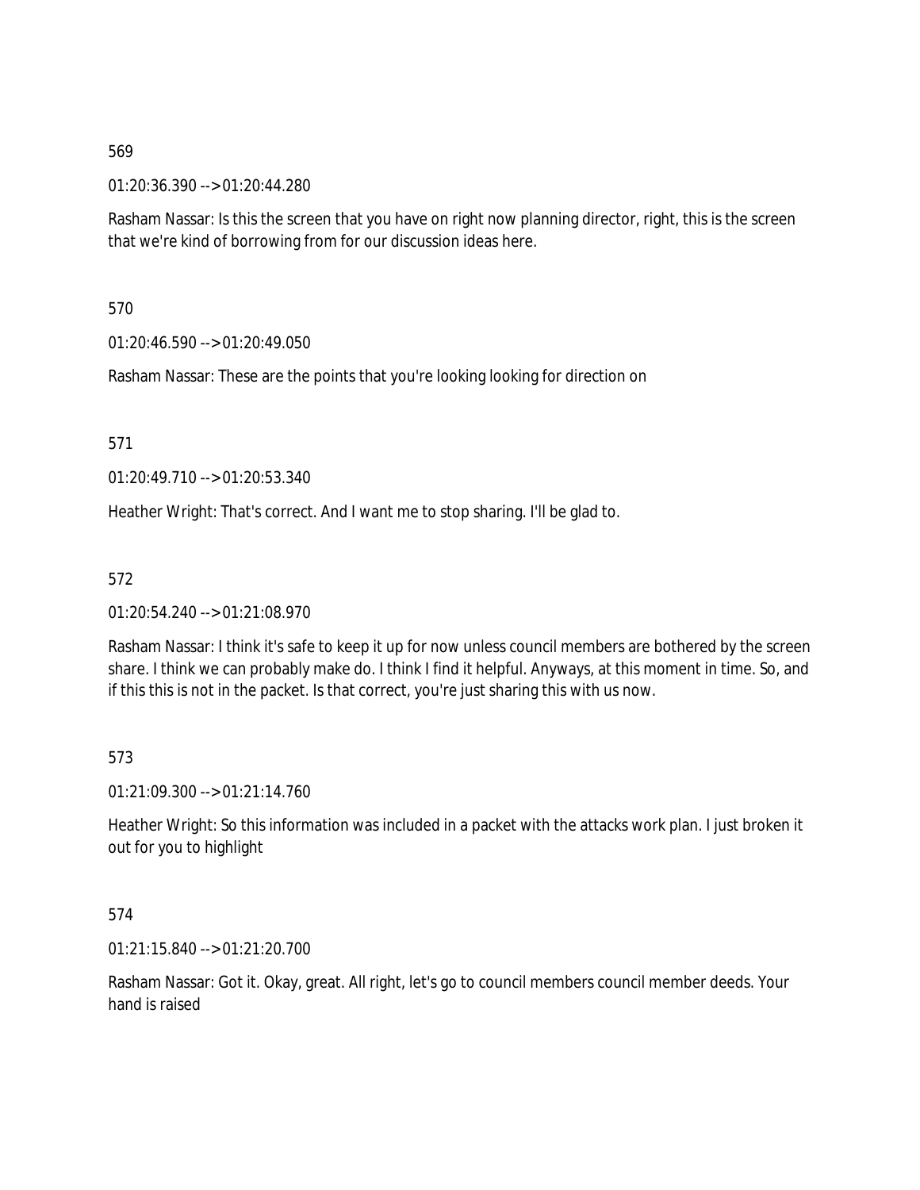569

01:20:36.390 --> 01:20:44.280

Rasham Nassar: Is this the screen that you have on right now planning director, right, this is the screen that we're kind of borrowing from for our discussion ideas here.

570

01:20:46.590 --> 01:20:49.050

Rasham Nassar: These are the points that you're looking looking for direction on

571

01:20:49.710 --> 01:20:53.340

Heather Wright: That's correct. And I want me to stop sharing. I'll be glad to.

572

01:20:54.240 --> 01:21:08.970

Rasham Nassar: I think it's safe to keep it up for now unless council members are bothered by the screen share. I think we can probably make do. I think I find it helpful. Anyways, at this moment in time. So, and if this this is not in the packet. Is that correct, you're just sharing this with us now.

573

01:21:09.300 --> 01:21:14.760

Heather Wright: So this information was included in a packet with the attacks work plan. I just broken it out for you to highlight

574

01:21:15.840 --> 01:21:20.700

Rasham Nassar: Got it. Okay, great. All right, let's go to council members council member deeds. Your hand is raised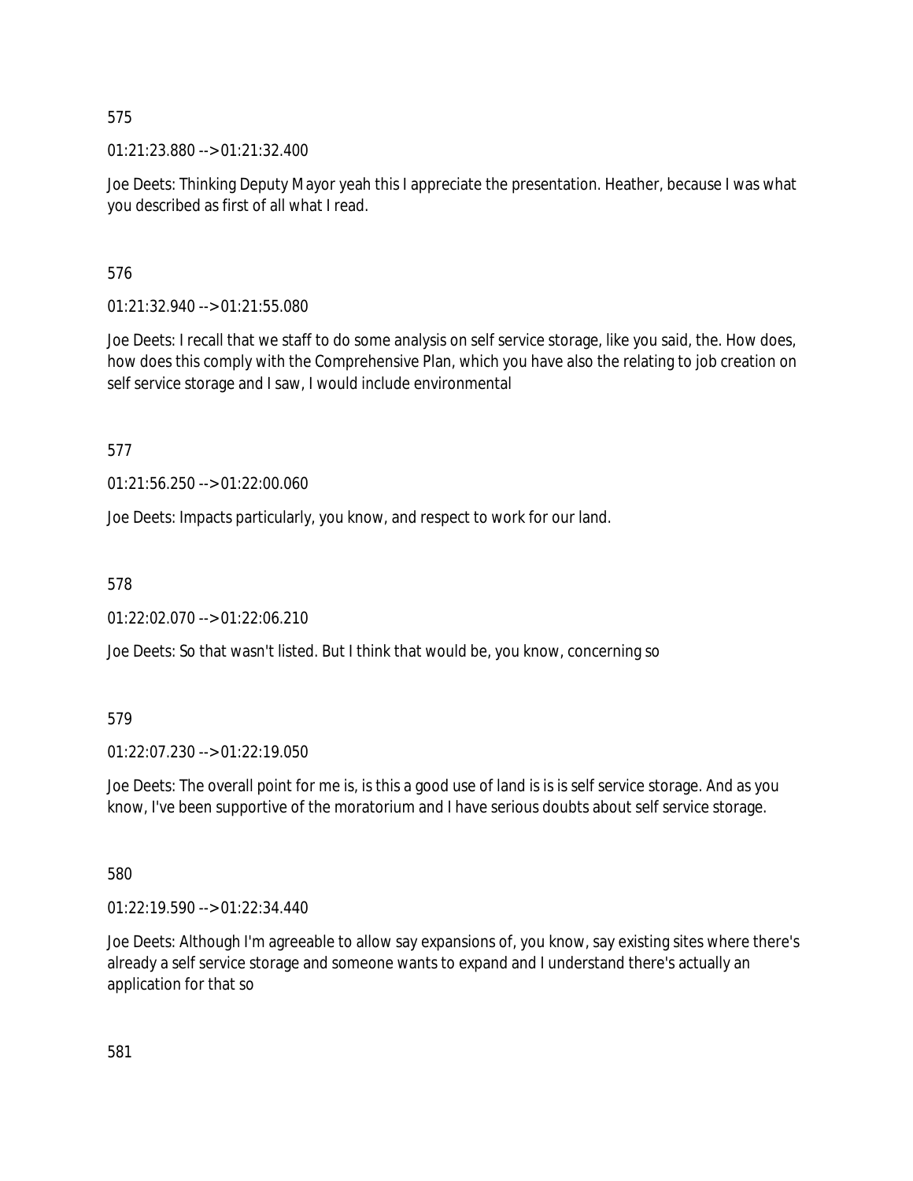575

01:21:23.880 --> 01:21:32.400

Joe Deets: Thinking Deputy Mayor yeah this I appreciate the presentation. Heather, because I was what you described as first of all what I read.

576

01:21:32.940 --> 01:21:55.080

Joe Deets: I recall that we staff to do some analysis on self service storage, like you said, the. How does, how does this comply with the Comprehensive Plan, which you have also the relating to job creation on self service storage and I saw, I would include environmental

577

01:21:56.250 --> 01:22:00.060

Joe Deets: Impacts particularly, you know, and respect to work for our land.

578

01:22:02.070 --> 01:22:06.210

Joe Deets: So that wasn't listed. But I think that would be, you know, concerning so

579

01:22:07.230 --> 01:22:19.050

Joe Deets: The overall point for me is, is this a good use of land is is is self service storage. And as you know, I've been supportive of the moratorium and I have serious doubts about self service storage.

580

01:22:19.590 --> 01:22:34.440

Joe Deets: Although I'm agreeable to allow say expansions of, you know, say existing sites where there's already a self service storage and someone wants to expand and I understand there's actually an application for that so

581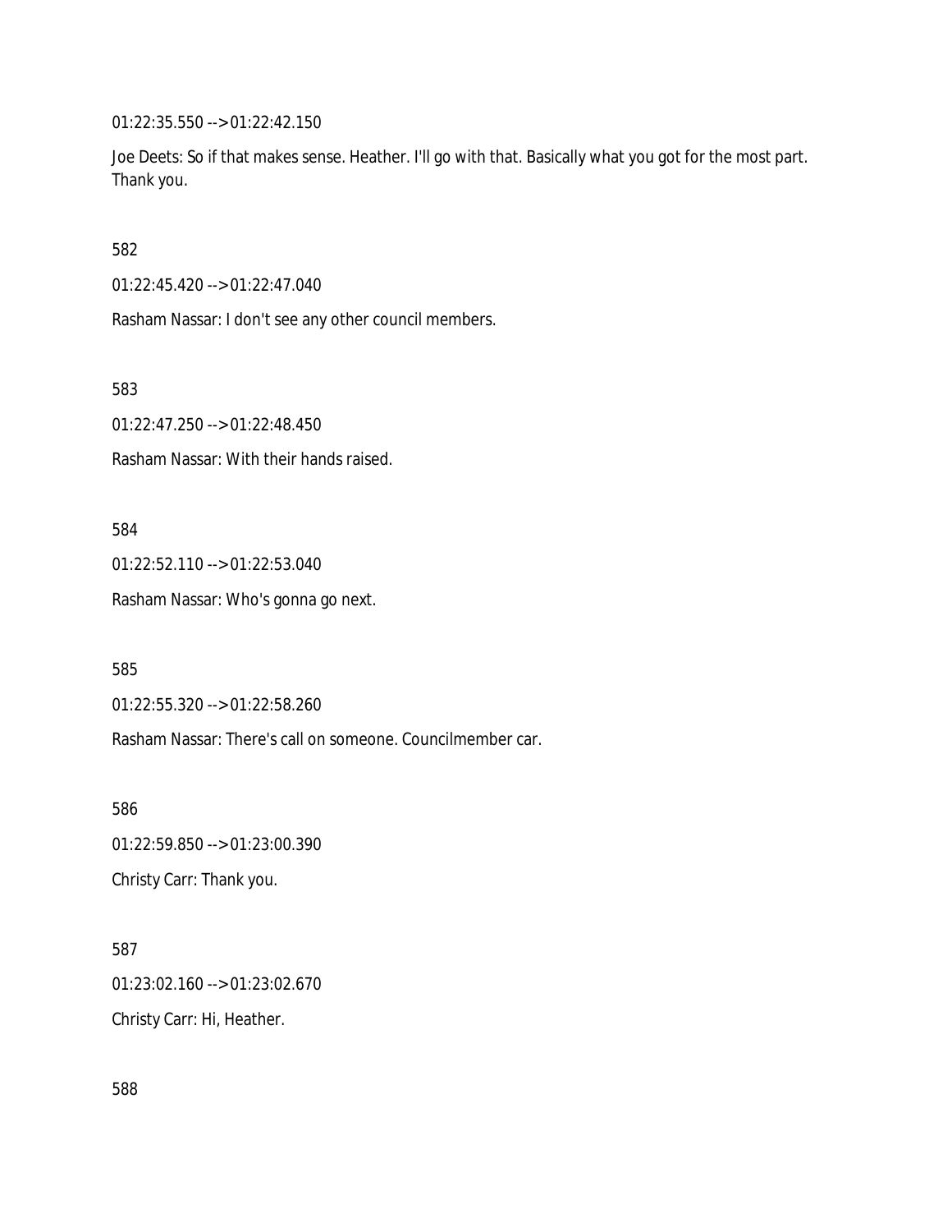01:22:35.550 --> 01:22:42.150

Joe Deets: So if that makes sense. Heather. I'll go with that. Basically what you got for the most part. Thank you.

582

01:22:45.420 --> 01:22:47.040

Rasham Nassar: I don't see any other council members.

583

01:22:47.250 --> 01:22:48.450

Rasham Nassar: With their hands raised.

584

01:22:52.110 --> 01:22:53.040

Rasham Nassar: Who's gonna go next.

585

01:22:55.320 --> 01:22:58.260

Rasham Nassar: There's call on someone. Councilmember car.

586

01:22:59.850 --> 01:23:00.390

Christy Carr: Thank you.

587

01:23:02.160 --> 01:23:02.670

Christy Carr: Hi, Heather.

588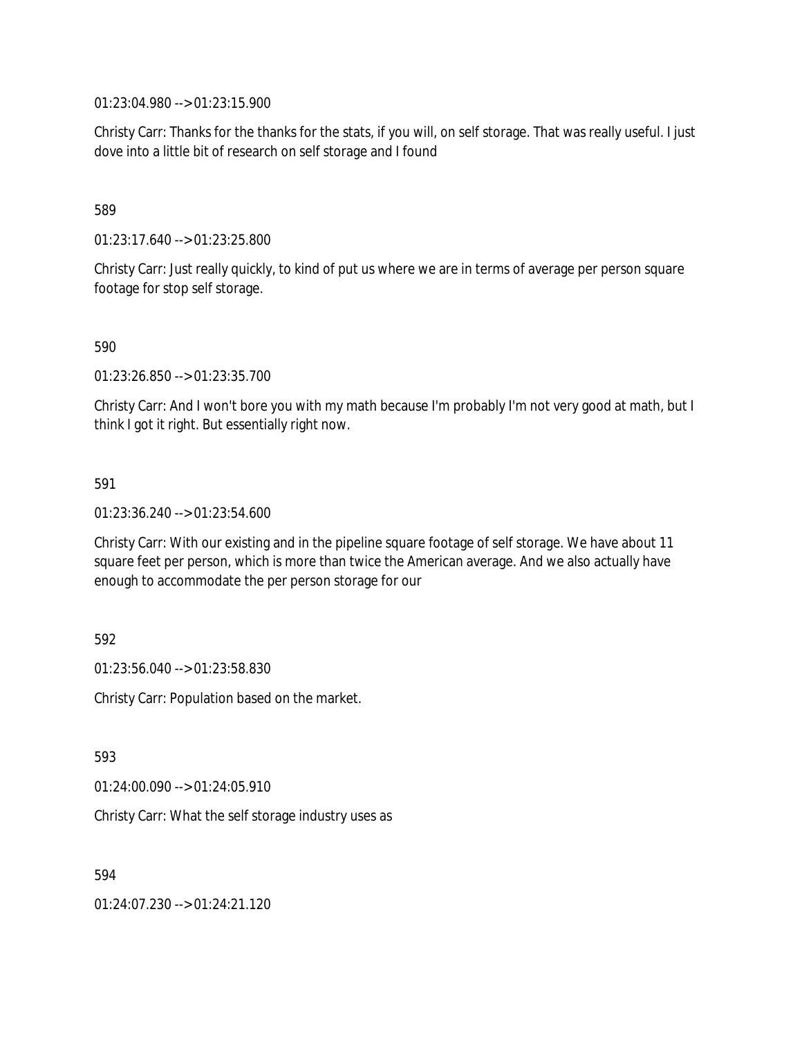01:23:04.980 --> 01:23:15.900

Christy Carr: Thanks for the thanks for the stats, if you will, on self storage. That was really useful. I just dove into a little bit of research on self storage and I found

589

01:23:17.640 --> 01:23:25.800

Christy Carr: Just really quickly, to kind of put us where we are in terms of average per person square footage for stop self storage.

590

01:23:26.850 --> 01:23:35.700

Christy Carr: And I won't bore you with my math because I'm probably I'm not very good at math, but I think I got it right. But essentially right now.

591

01:23:36.240 --> 01:23:54.600

Christy Carr: With our existing and in the pipeline square footage of self storage. We have about 11 square feet per person, which is more than twice the American average. And we also actually have enough to accommodate the per person storage for our

592

01:23:56.040 --> 01:23:58.830

Christy Carr: Population based on the market.

593

01:24:00.090 --> 01:24:05.910

Christy Carr: What the self storage industry uses as

594

01:24:07.230 --> 01:24:21.120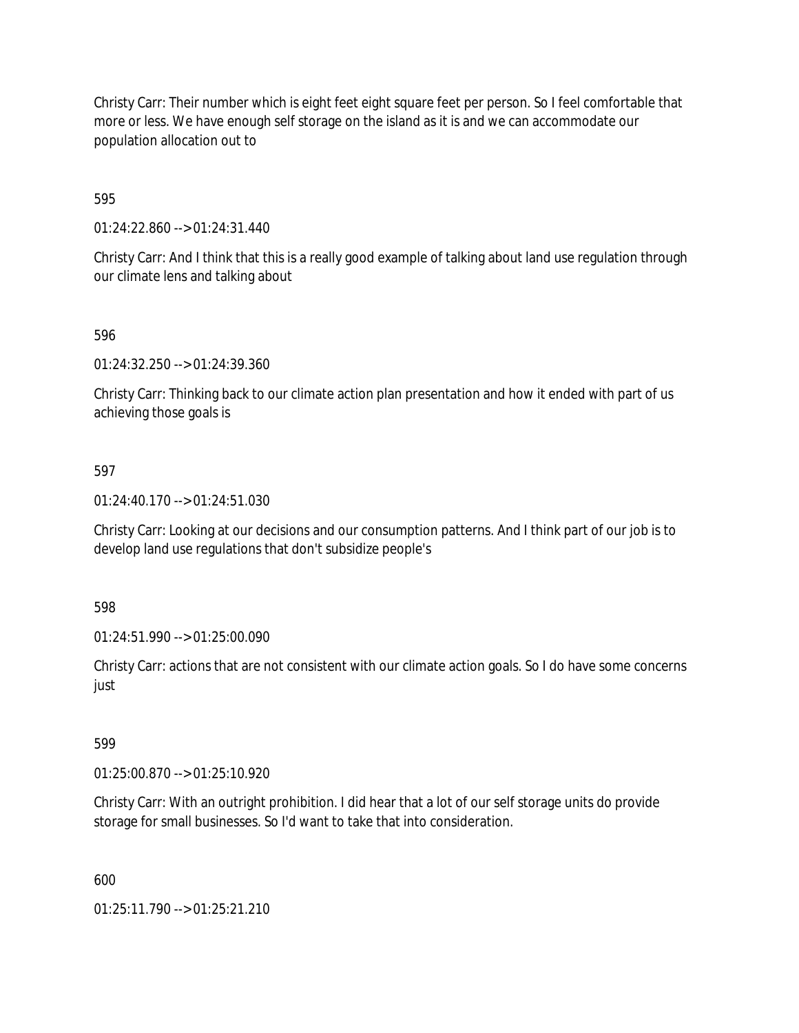Christy Carr: Their number which is eight feet eight square feet per person. So I feel comfortable that more or less. We have enough self storage on the island as it is and we can accommodate our population allocation out to

595

01:24:22.860 --> 01:24:31.440

Christy Carr: And I think that this is a really good example of talking about land use regulation through our climate lens and talking about

596

01:24:32.250 --> 01:24:39.360

Christy Carr: Thinking back to our climate action plan presentation and how it ended with part of us achieving those goals is

597

01:24:40.170 --> 01:24:51.030

Christy Carr: Looking at our decisions and our consumption patterns. And I think part of our job is to develop land use regulations that don't subsidize people's

598

01:24:51.990 --> 01:25:00.090

Christy Carr: actions that are not consistent with our climate action goals. So I do have some concerns just

599

01:25:00.870 --> 01:25:10.920

Christy Carr: With an outright prohibition. I did hear that a lot of our self storage units do provide storage for small businesses. So I'd want to take that into consideration.

600

01:25:11.790 --> 01:25:21.210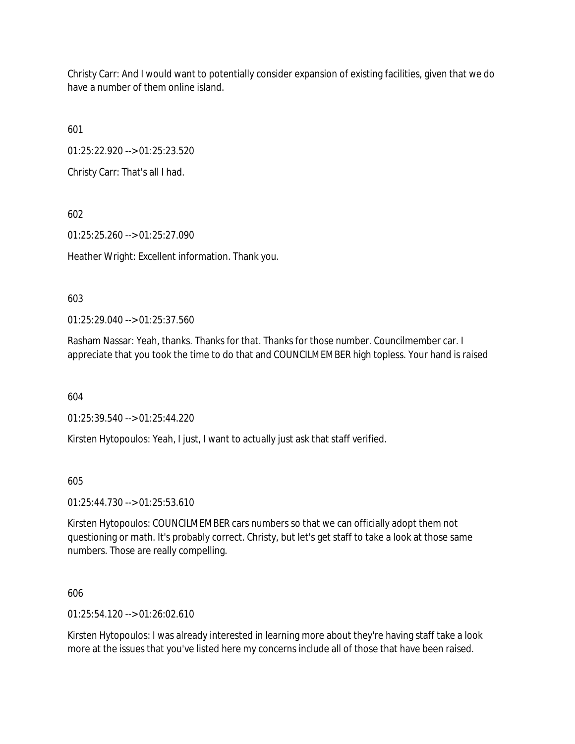Christy Carr: And I would want to potentially consider expansion of existing facilities, given that we do have a number of them online island.

601

01:25:22.920 --> 01:25:23.520

Christy Carr: That's all I had.

602

01:25:25.260 --> 01:25:27.090

Heather Wright: Excellent information. Thank you.

603

01:25:29.040 --> 01:25:37.560

Rasham Nassar: Yeah, thanks. Thanks for that. Thanks for those number. Councilmember car. I appreciate that you took the time to do that and COUNCILMEMBER high topless. Your hand is raised

604

01:25:39.540 --> 01:25:44.220

Kirsten Hytopoulos: Yeah, I just, I want to actually just ask that staff verified.

605

01:25:44.730 --> 01:25:53.610

Kirsten Hytopoulos: COUNCILMEMBER cars numbers so that we can officially adopt them not questioning or math. It's probably correct. Christy, but let's get staff to take a look at those same numbers. Those are really compelling.

606

01:25:54.120 --> 01:26:02.610

Kirsten Hytopoulos: I was already interested in learning more about they're having staff take a look more at the issues that you've listed here my concerns include all of those that have been raised.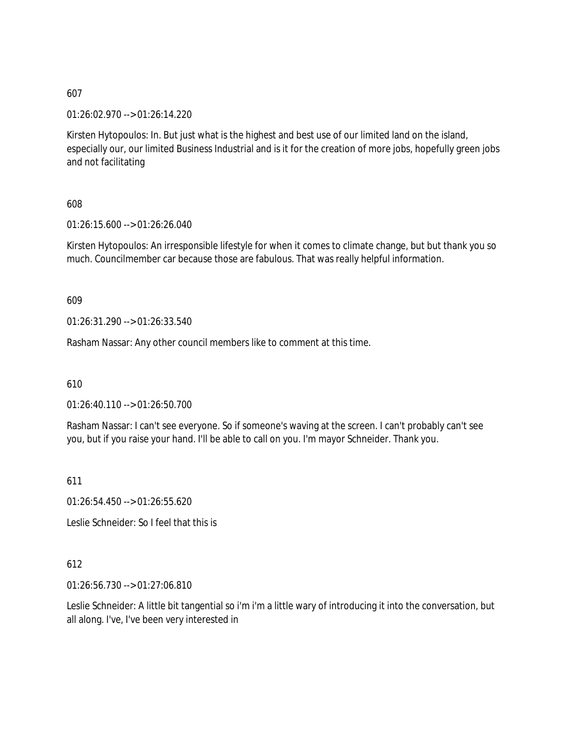607

01:26:02.970 --> 01:26:14.220

Kirsten Hytopoulos: In. But just what is the highest and best use of our limited land on the island, especially our, our limited Business Industrial and is it for the creation of more jobs, hopefully green jobs and not facilitating

608

01:26:15.600 --> 01:26:26.040

Kirsten Hytopoulos: An irresponsible lifestyle for when it comes to climate change, but but thank you so much. Councilmember car because those are fabulous. That was really helpful information.

609

01:26:31.290 --> 01:26:33.540

Rasham Nassar: Any other council members like to comment at this time.

610

01:26:40.110 --> 01:26:50.700

Rasham Nassar: I can't see everyone. So if someone's waving at the screen. I can't probably can't see you, but if you raise your hand. I'll be able to call on you. I'm mayor Schneider. Thank you.

611

01:26:54.450 --> 01:26:55.620

Leslie Schneider: So I feel that this is

612

01:26:56.730 --> 01:27:06.810

Leslie Schneider: A little bit tangential so i'm i'm a little wary of introducing it into the conversation, but all along. I've, I've been very interested in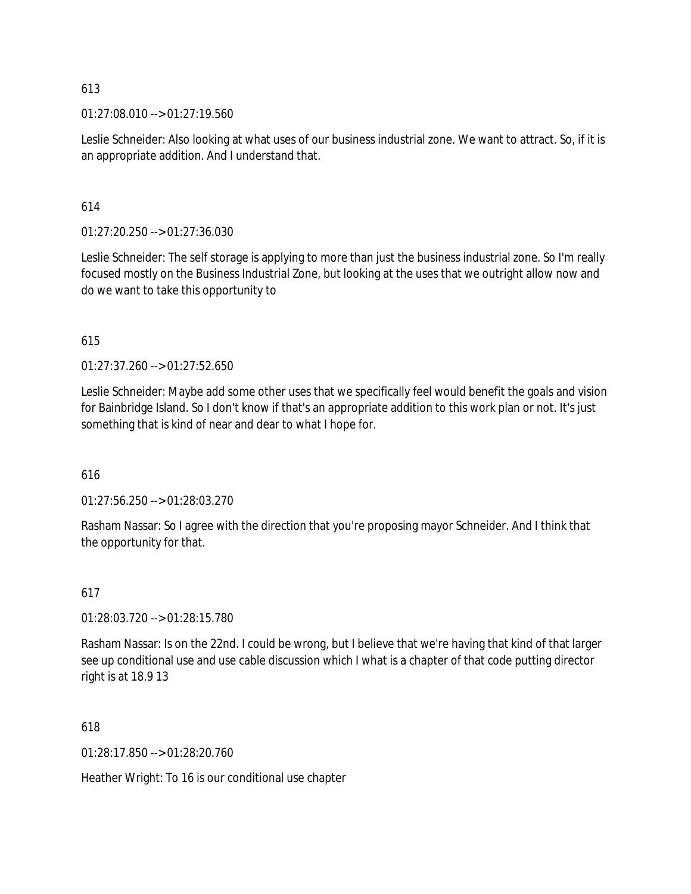613

01:27:08.010 --> 01:27:19.560

Leslie Schneider: Also looking at what uses of our business industrial zone. We want to attract. So, if it is an appropriate addition. And I understand that.

614

01:27:20.250 --> 01:27:36.030

Leslie Schneider: The self storage is applying to more than just the business industrial zone. So I'm really focused mostly on the Business Industrial Zone, but looking at the uses that we outright allow now and do we want to take this opportunity to

615

01:27:37.260 --> 01:27:52.650

Leslie Schneider: Maybe add some other uses that we specifically feel would benefit the goals and vision for Bainbridge Island. So I don't know if that's an appropriate addition to this work plan or not. It's just something that is kind of near and dear to what I hope for.

616

01:27:56.250 --> 01:28:03.270

Rasham Nassar: So I agree with the direction that you're proposing mayor Schneider. And I think that the opportunity for that.

617

01:28:03.720 --> 01:28:15.780

Rasham Nassar: Is on the 22nd. I could be wrong, but I believe that we're having that kind of that larger see up conditional use and use cable discussion which I what is a chapter of that code putting director right is at 18.9 13

618

01:28:17.850 --> 01:28:20.760

Heather Wright: To 16 is our conditional use chapter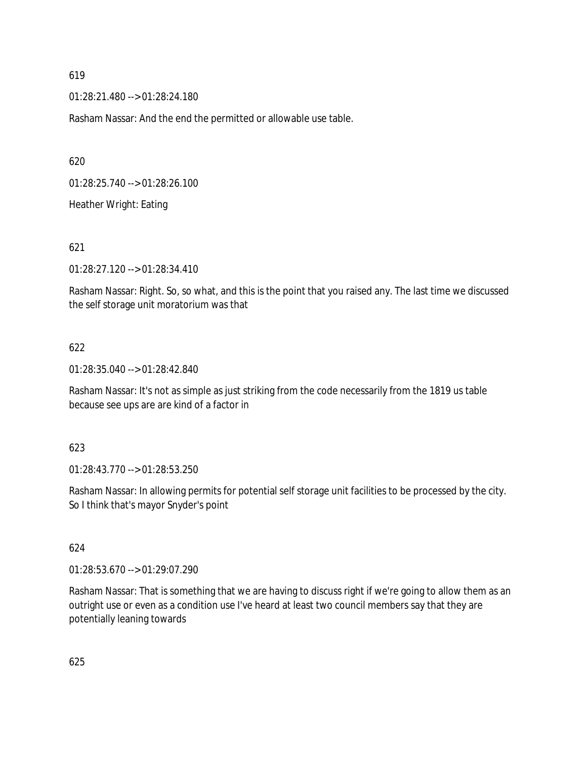619

01:28:21.480 --> 01:28:24.180

Rasham Nassar: And the end the permitted or allowable use table.

620

01:28:25.740 --> 01:28:26.100

Heather Wright: Eating

621

01:28:27.120 --> 01:28:34.410

Rasham Nassar: Right. So, so what, and this is the point that you raised any. The last time we discussed the self storage unit moratorium was that

622

01:28:35.040 --> 01:28:42.840

Rasham Nassar: It's not as simple as just striking from the code necessarily from the 1819 us table because see ups are are kind of a factor in

623

01:28:43.770 --> 01:28:53.250

Rasham Nassar: In allowing permits for potential self storage unit facilities to be processed by the city. So I think that's mayor Snyder's point

624

01:28:53.670 --> 01:29:07.290

Rasham Nassar: That is something that we are having to discuss right if we're going to allow them as an outright use or even as a condition use I've heard at least two council members say that they are potentially leaning towards

625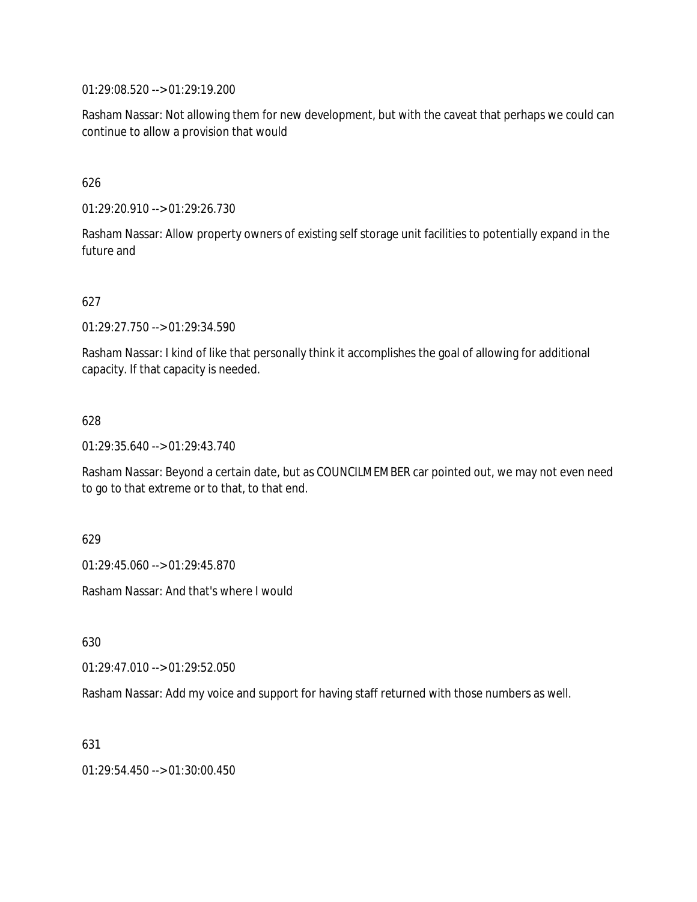01:29:08.520 --> 01:29:19.200

Rasham Nassar: Not allowing them for new development, but with the caveat that perhaps we could can continue to allow a provision that would

626

01:29:20.910 --> 01:29:26.730

Rasham Nassar: Allow property owners of existing self storage unit facilities to potentially expand in the future and

627

01:29:27.750 --> 01:29:34.590

Rasham Nassar: I kind of like that personally think it accomplishes the goal of allowing for additional capacity. If that capacity is needed.

628

01:29:35.640 --> 01:29:43.740

Rasham Nassar: Beyond a certain date, but as COUNCILMEMBER car pointed out, we may not even need to go to that extreme or to that, to that end.

629

01:29:45.060 --> 01:29:45.870

Rasham Nassar: And that's where I would

630

01:29:47.010 --> 01:29:52.050

Rasham Nassar: Add my voice and support for having staff returned with those numbers as well.

631

01:29:54.450 --> 01:30:00.450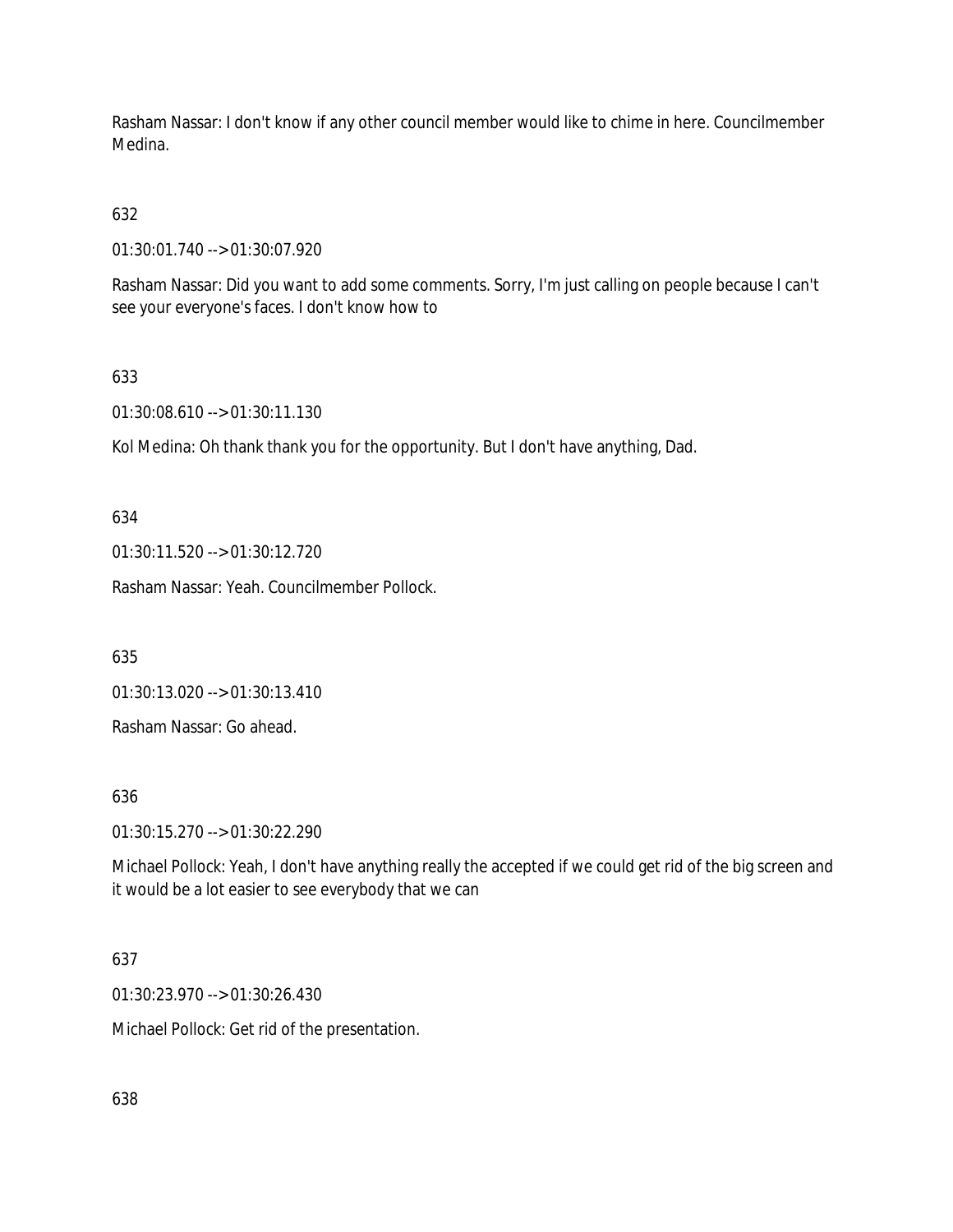Rasham Nassar: I don't know if any other council member would like to chime in here. Councilmember Medina.

632

01:30:01.740 --> 01:30:07.920

Rasham Nassar: Did you want to add some comments. Sorry, I'm just calling on people because I can't see your everyone's faces. I don't know how to

633

01:30:08.610 --> 01:30:11.130

Kol Medina: Oh thank thank you for the opportunity. But I don't have anything, Dad.

634

01:30:11.520 --> 01:30:12.720

Rasham Nassar: Yeah. Councilmember Pollock.

635

01:30:13.020 --> 01:30:13.410

Rasham Nassar: Go ahead.

636

01:30:15.270 --> 01:30:22.290

Michael Pollock: Yeah, I don't have anything really the accepted if we could get rid of the big screen and it would be a lot easier to see everybody that we can

637

01:30:23.970 --> 01:30:26.430

Michael Pollock: Get rid of the presentation.

638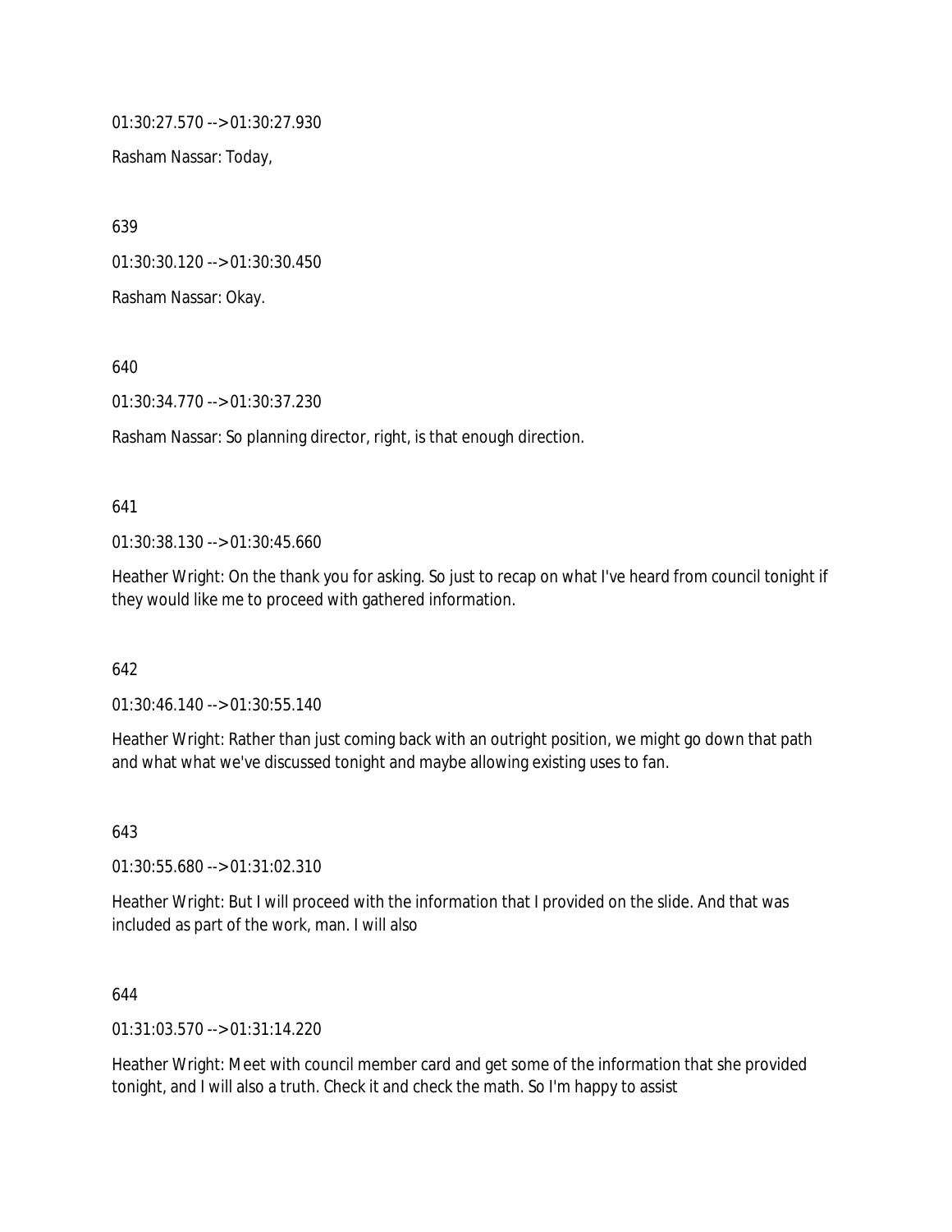01:30:27.570 --> 01:30:27.930

Rasham Nassar: Today,

639

01:30:30.120 --> 01:30:30.450

Rasham Nassar: Okay.

640

01:30:34.770 --> 01:30:37.230

Rasham Nassar: So planning director, right, is that enough direction.

641

01:30:38.130 --> 01:30:45.660

Heather Wright: On the thank you for asking. So just to recap on what I've heard from council tonight if they would like me to proceed with gathered information.

642

01:30:46.140 --> 01:30:55.140

Heather Wright: Rather than just coming back with an outright position, we might go down that path and what what we've discussed tonight and maybe allowing existing uses to fan.

643

01:30:55.680 --> 01:31:02.310

Heather Wright: But I will proceed with the information that I provided on the slide. And that was included as part of the work, man. I will also

644

01:31:03.570 --> 01:31:14.220

Heather Wright: Meet with council member card and get some of the information that she provided tonight, and I will also a truth. Check it and check the math. So I'm happy to assist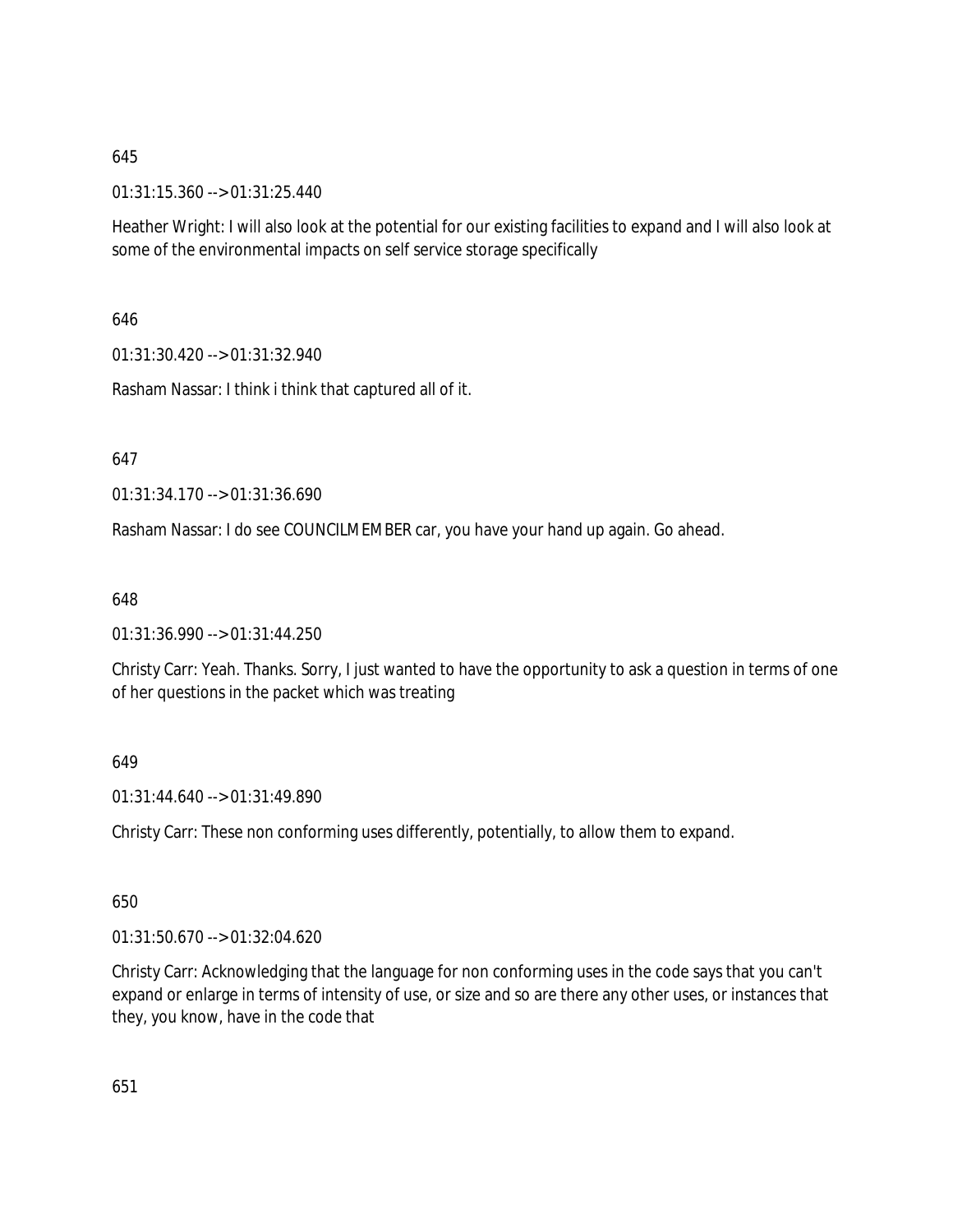645

01:31:15.360 --> 01:31:25.440

Heather Wright: I will also look at the potential for our existing facilities to expand and I will also look at some of the environmental impacts on self service storage specifically

646

01:31:30.420 --> 01:31:32.940

Rasham Nassar: I think i think that captured all of it.

647

01:31:34.170 --> 01:31:36.690

Rasham Nassar: I do see COUNCILMEMBER car, you have your hand up again. Go ahead.

648

01:31:36.990 --> 01:31:44.250

Christy Carr: Yeah. Thanks. Sorry, I just wanted to have the opportunity to ask a question in terms of one of her questions in the packet which was treating

649

01:31:44.640 --> 01:31:49.890

Christy Carr: These non conforming uses differently, potentially, to allow them to expand.

650

01:31:50.670 --> 01:32:04.620

Christy Carr: Acknowledging that the language for non conforming uses in the code says that you can't expand or enlarge in terms of intensity of use, or size and so are there any other uses, or instances that they, you know, have in the code that

651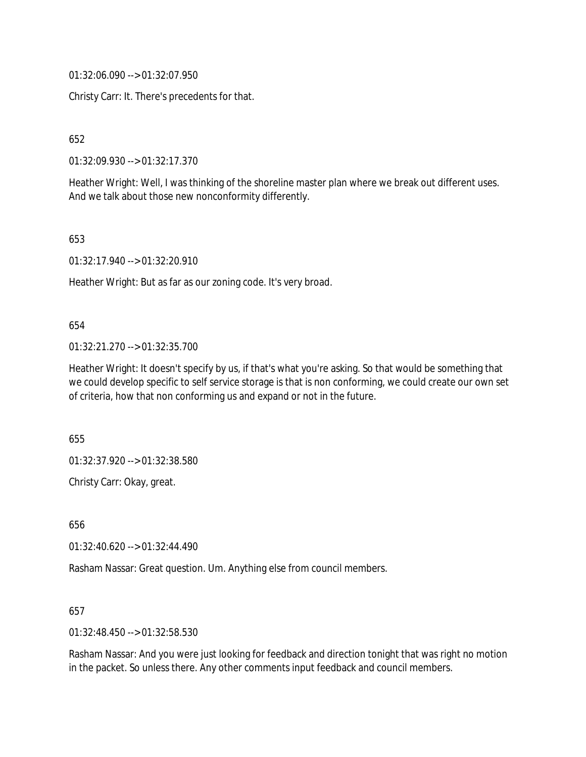01:32:06.090 --> 01:32:07.950

Christy Carr: It. There's precedents for that.

652

01:32:09.930 --> 01:32:17.370

Heather Wright: Well, I was thinking of the shoreline master plan where we break out different uses. And we talk about those new nonconformity differently.

653

01:32:17.940 --> 01:32:20.910

Heather Wright: But as far as our zoning code. It's very broad.

654

01:32:21.270 --> 01:32:35.700

Heather Wright: It doesn't specify by us, if that's what you're asking. So that would be something that we could develop specific to self service storage is that is non conforming, we could create our own set of criteria, how that non conforming us and expand or not in the future.

655

01:32:37.920 --> 01:32:38.580

Christy Carr: Okay, great.

656

01:32:40.620 --> 01:32:44.490

Rasham Nassar: Great question. Um. Anything else from council members.

657

01:32:48.450 --> 01:32:58.530

Rasham Nassar: And you were just looking for feedback and direction tonight that was right no motion in the packet. So unless there. Any other comments input feedback and council members.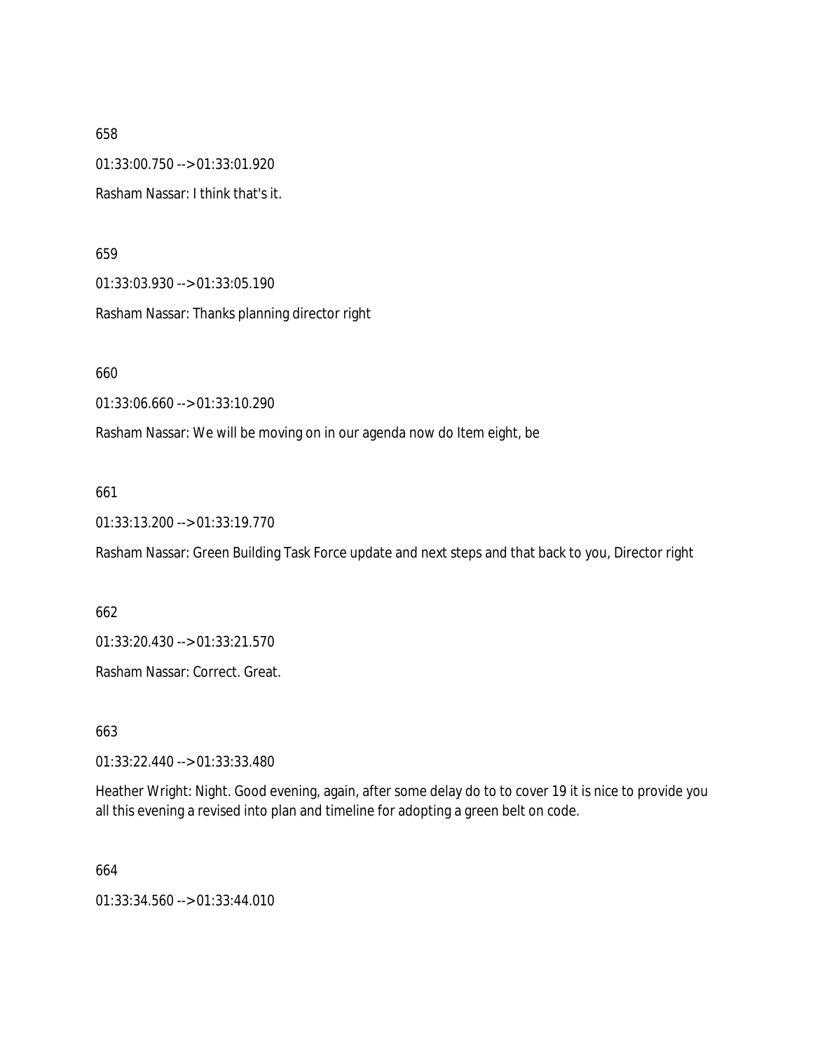658

01:33:00.750 --> 01:33:01.920

Rasham Nassar: I think that's it.

659

01:33:03.930 --> 01:33:05.190

Rasham Nassar: Thanks planning director right

660

01:33:06.660 --> 01:33:10.290

Rasham Nassar: We will be moving on in our agenda now do Item eight, be

661

01:33:13.200 --> 01:33:19.770

Rasham Nassar: Green Building Task Force update and next steps and that back to you, Director right

662

01:33:20.430 --> 01:33:21.570

Rasham Nassar: Correct. Great.

663

01:33:22.440 --> 01:33:33.480

Heather Wright: Night. Good evening, again, after some delay do to to cover 19 it is nice to provide you all this evening a revised into plan and timeline for adopting a green belt on code.

664

01:33:34.560 --> 01:33:44.010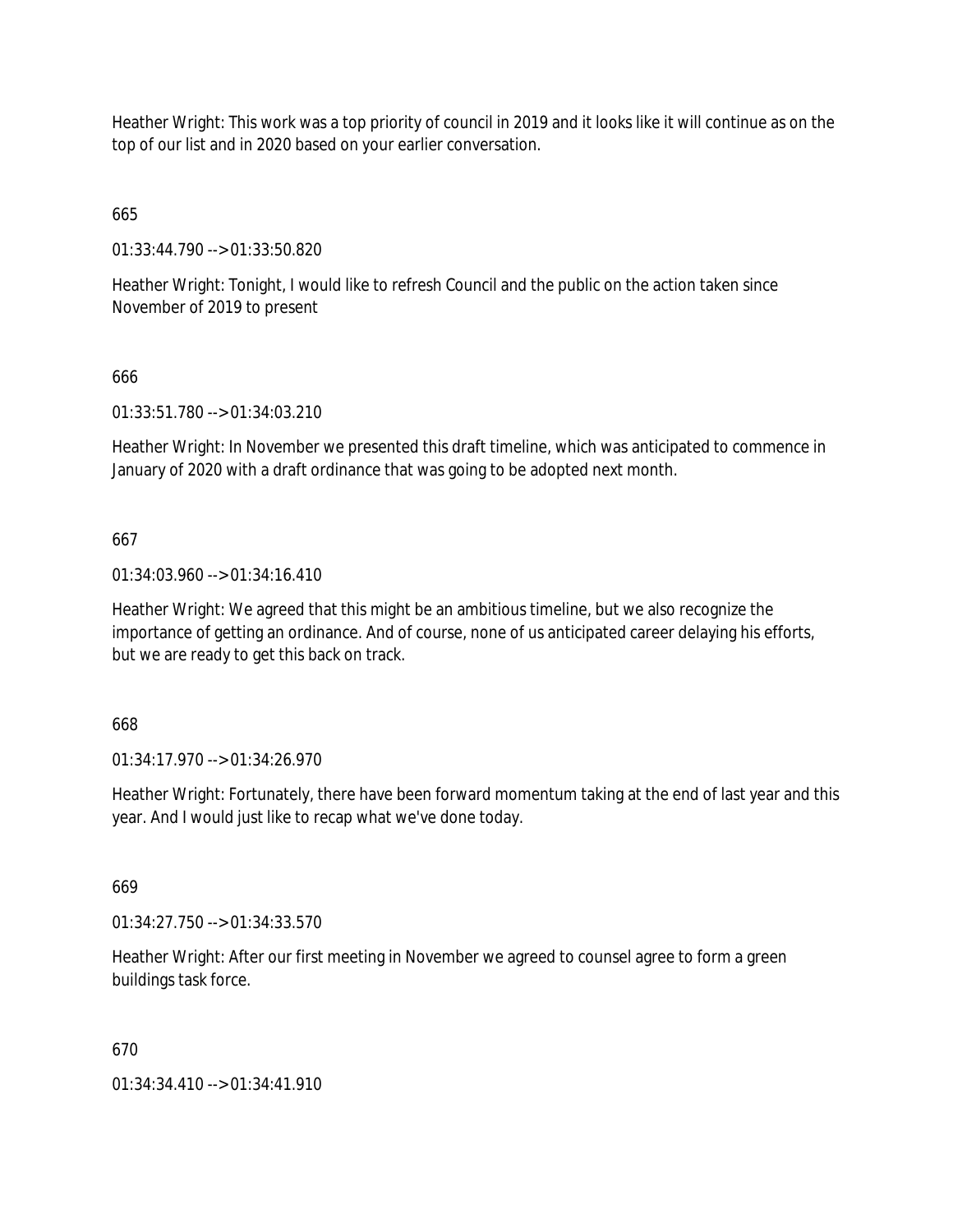Heather Wright: This work was a top priority of council in 2019 and it looks like it will continue as on the top of our list and in 2020 based on your earlier conversation.

665

01:33:44.790 --> 01:33:50.820

Heather Wright: Tonight, I would like to refresh Council and the public on the action taken since November of 2019 to present

666

01:33:51.780 --> 01:34:03.210

Heather Wright: In November we presented this draft timeline, which was anticipated to commence in January of 2020 with a draft ordinance that was going to be adopted next month.

667

01:34:03.960 --> 01:34:16.410

Heather Wright: We agreed that this might be an ambitious timeline, but we also recognize the importance of getting an ordinance. And of course, none of us anticipated career delaying his efforts, but we are ready to get this back on track.

668

01:34:17.970 --> 01:34:26.970

Heather Wright: Fortunately, there have been forward momentum taking at the end of last year and this year. And I would just like to recap what we've done today.

669

01:34:27.750 --> 01:34:33.570

Heather Wright: After our first meeting in November we agreed to counsel agree to form a green buildings task force.

670

01:34:34.410 --> 01:34:41.910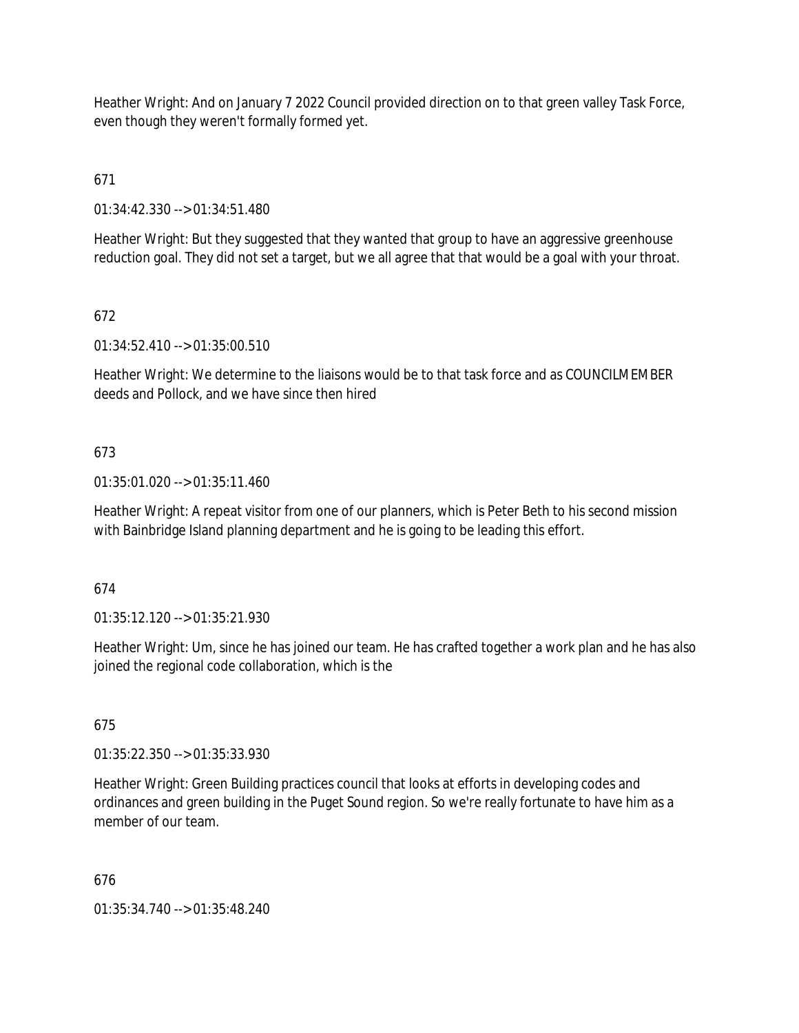Heather Wright: And on January 7 2022 Council provided direction on to that green valley Task Force, even though they weren't formally formed yet.

671

01:34:42.330 --> 01:34:51.480

Heather Wright: But they suggested that they wanted that group to have an aggressive greenhouse reduction goal. They did not set a target, but we all agree that that would be a goal with your throat.

672

01:34:52.410 --> 01:35:00.510

Heather Wright: We determine to the liaisons would be to that task force and as COUNCILMEMBER deeds and Pollock, and we have since then hired

673

01:35:01.020 --> 01:35:11.460

Heather Wright: A repeat visitor from one of our planners, which is Peter Beth to his second mission with Bainbridge Island planning department and he is going to be leading this effort.

674

01:35:12.120 --> 01:35:21.930

Heather Wright: Um, since he has joined our team. He has crafted together a work plan and he has also joined the regional code collaboration, which is the

675

01:35:22.350 --> 01:35:33.930

Heather Wright: Green Building practices council that looks at efforts in developing codes and ordinances and green building in the Puget Sound region. So we're really fortunate to have him as a member of our team.

676

01:35:34.740 --> 01:35:48.240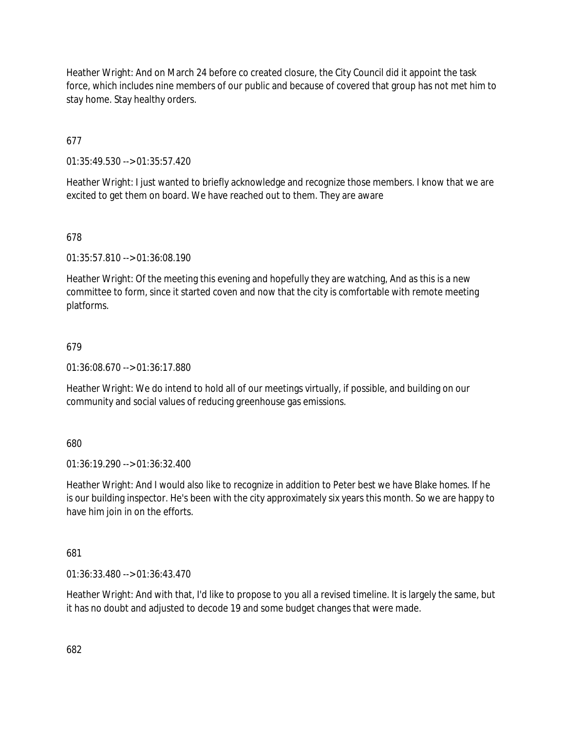Heather Wright: And on March 24 before co created closure, the City Council did it appoint the task force, which includes nine members of our public and because of covered that group has not met him to stay home. Stay healthy orders.

677

01:35:49.530 --> 01:35:57.420

Heather Wright: I just wanted to briefly acknowledge and recognize those members. I know that we are excited to get them on board. We have reached out to them. They are aware

678

01:35:57.810 --> 01:36:08.190

Heather Wright: Of the meeting this evening and hopefully they are watching, And as this is a new committee to form, since it started coven and now that the city is comfortable with remote meeting platforms.

679

01:36:08.670 --> 01:36:17.880

Heather Wright: We do intend to hold all of our meetings virtually, if possible, and building on our community and social values of reducing greenhouse gas emissions.

680

01:36:19.290 --> 01:36:32.400

Heather Wright: And I would also like to recognize in addition to Peter best we have Blake homes. If he is our building inspector. He's been with the city approximately six years this month. So we are happy to have him join in on the efforts.

681

01:36:33.480 --> 01:36:43.470

Heather Wright: And with that, I'd like to propose to you all a revised timeline. It is largely the same, but it has no doubt and adjusted to decode 19 and some budget changes that were made.

682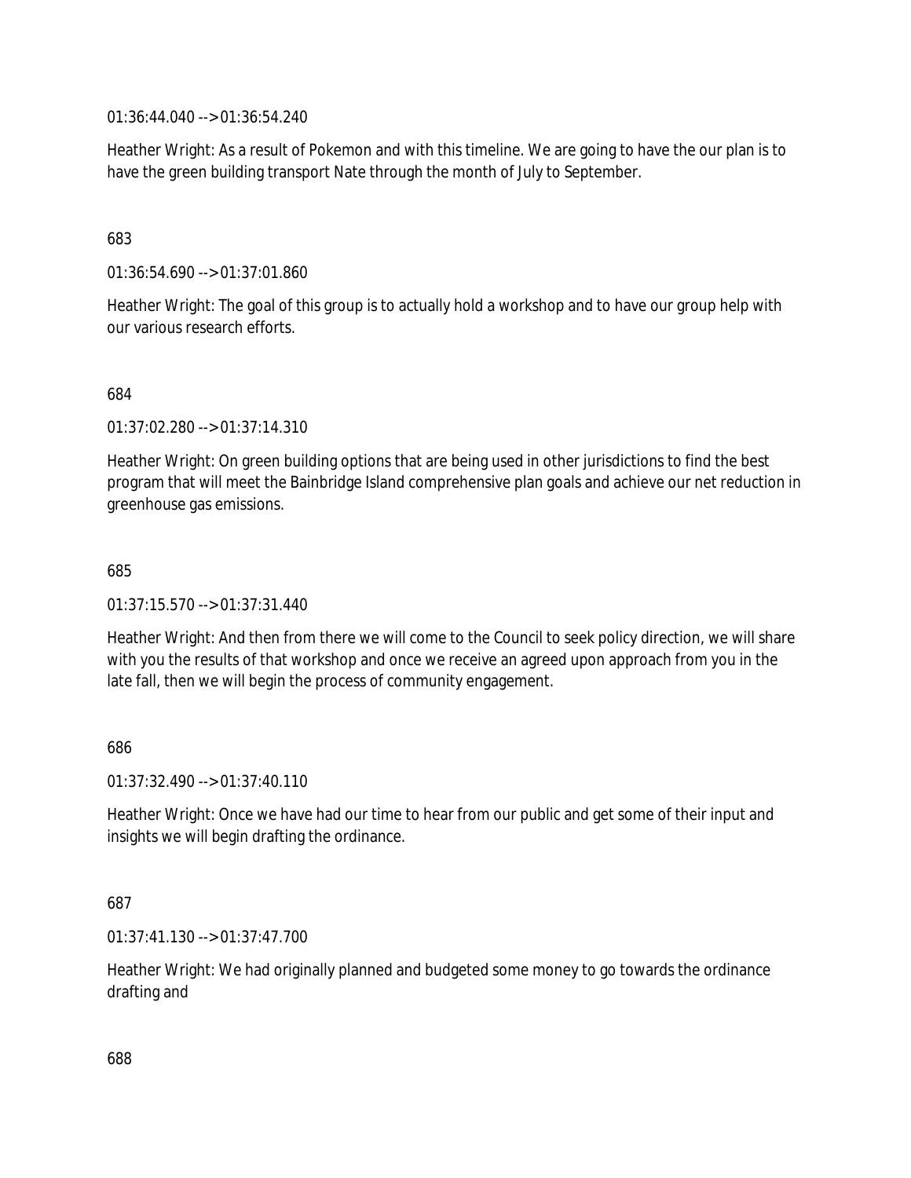01:36:44.040 --> 01:36:54.240

Heather Wright: As a result of Pokemon and with this timeline. We are going to have the our plan is to have the green building transport Nate through the month of July to September.

683

01:36:54.690 --> 01:37:01.860

Heather Wright: The goal of this group is to actually hold a workshop and to have our group help with our various research efforts.

684

01:37:02.280 --> 01:37:14.310

Heather Wright: On green building options that are being used in other jurisdictions to find the best program that will meet the Bainbridge Island comprehensive plan goals and achieve our net reduction in greenhouse gas emissions.

685

01:37:15.570 --> 01:37:31.440

Heather Wright: And then from there we will come to the Council to seek policy direction, we will share with you the results of that workshop and once we receive an agreed upon approach from you in the late fall, then we will begin the process of community engagement.

686

01:37:32.490 --> 01:37:40.110

Heather Wright: Once we have had our time to hear from our public and get some of their input and insights we will begin drafting the ordinance.

687

01:37:41.130 --> 01:37:47.700

Heather Wright: We had originally planned and budgeted some money to go towards the ordinance drafting and

688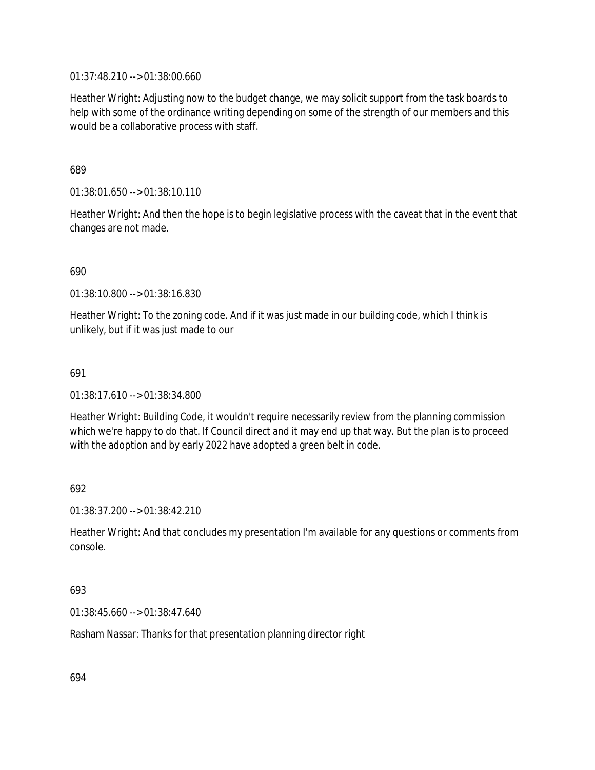01:37:48.210 --> 01:38:00.660

Heather Wright: Adjusting now to the budget change, we may solicit support from the task boards to help with some of the ordinance writing depending on some of the strength of our members and this would be a collaborative process with staff.

689

01:38:01.650 --> 01:38:10.110

Heather Wright: And then the hope is to begin legislative process with the caveat that in the event that changes are not made.

690

01:38:10.800 --> 01:38:16.830

Heather Wright: To the zoning code. And if it was just made in our building code, which I think is unlikely, but if it was just made to our

691

01:38:17.610 --> 01:38:34.800

Heather Wright: Building Code, it wouldn't require necessarily review from the planning commission which we're happy to do that. If Council direct and it may end up that way. But the plan is to proceed with the adoption and by early 2022 have adopted a green belt in code.

692

01:38:37.200 --> 01:38:42.210

Heather Wright: And that concludes my presentation I'm available for any questions or comments from console.

693

01:38:45.660 --> 01:38:47.640

Rasham Nassar: Thanks for that presentation planning director right

694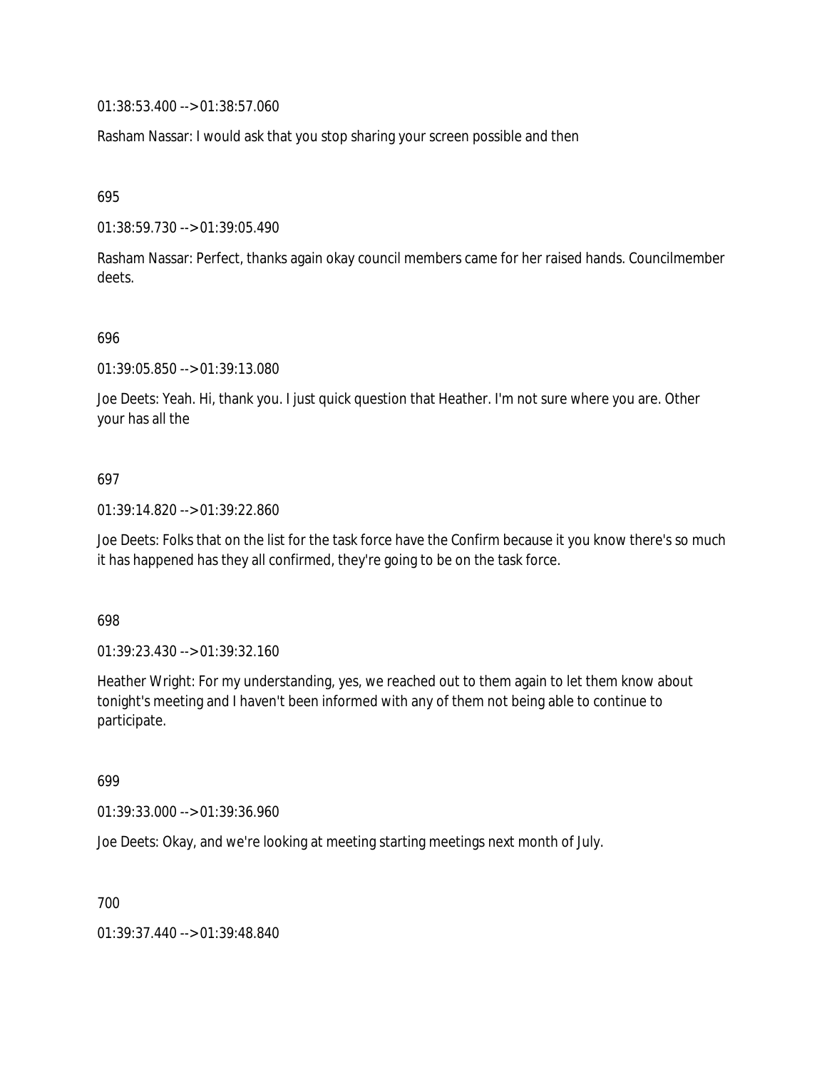01:38:53.400 --> 01:38:57.060

Rasham Nassar: I would ask that you stop sharing your screen possible and then

695

01:38:59.730 --> 01:39:05.490

Rasham Nassar: Perfect, thanks again okay council members came for her raised hands. Councilmember deets.

696

01:39:05.850 --> 01:39:13.080

Joe Deets: Yeah. Hi, thank you. I just quick question that Heather. I'm not sure where you are. Other your has all the

697

01:39:14.820 --> 01:39:22.860

Joe Deets: Folks that on the list for the task force have the Confirm because it you know there's so much it has happened has they all confirmed, they're going to be on the task force.

698

01:39:23.430 --> 01:39:32.160

Heather Wright: For my understanding, yes, we reached out to them again to let them know about tonight's meeting and I haven't been informed with any of them not being able to continue to participate.

699

01:39:33.000 --> 01:39:36.960

Joe Deets: Okay, and we're looking at meeting starting meetings next month of July.

700

01:39:37.440 --> 01:39:48.840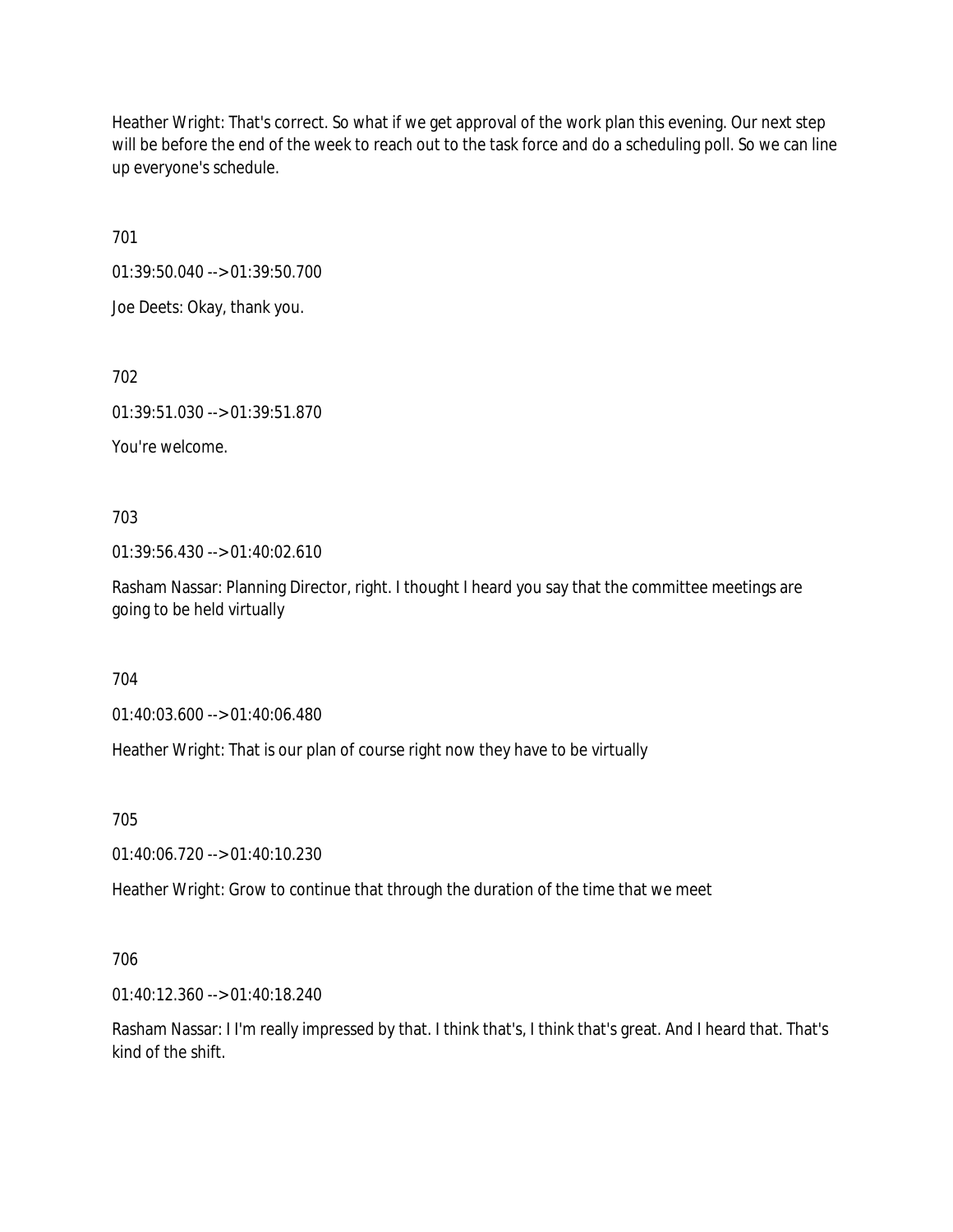Heather Wright: That's correct. So what if we get approval of the work plan this evening. Our next step will be before the end of the week to reach out to the task force and do a scheduling poll. So we can line up everyone's schedule.

701

01:39:50.040 --> 01:39:50.700

Joe Deets: Okay, thank you.

702

01:39:51.030 --> 01:39:51.870

You're welcome.

703

01:39:56.430 --> 01:40:02.610

Rasham Nassar: Planning Director, right. I thought I heard you say that the committee meetings are going to be held virtually

704

01:40:03.600 --> 01:40:06.480

Heather Wright: That is our plan of course right now they have to be virtually

705

01:40:06.720 --> 01:40:10.230

Heather Wright: Grow to continue that through the duration of the time that we meet

706

01:40:12.360 --> 01:40:18.240

Rasham Nassar: I I'm really impressed by that. I think that's, I think that's great. And I heard that. That's kind of the shift.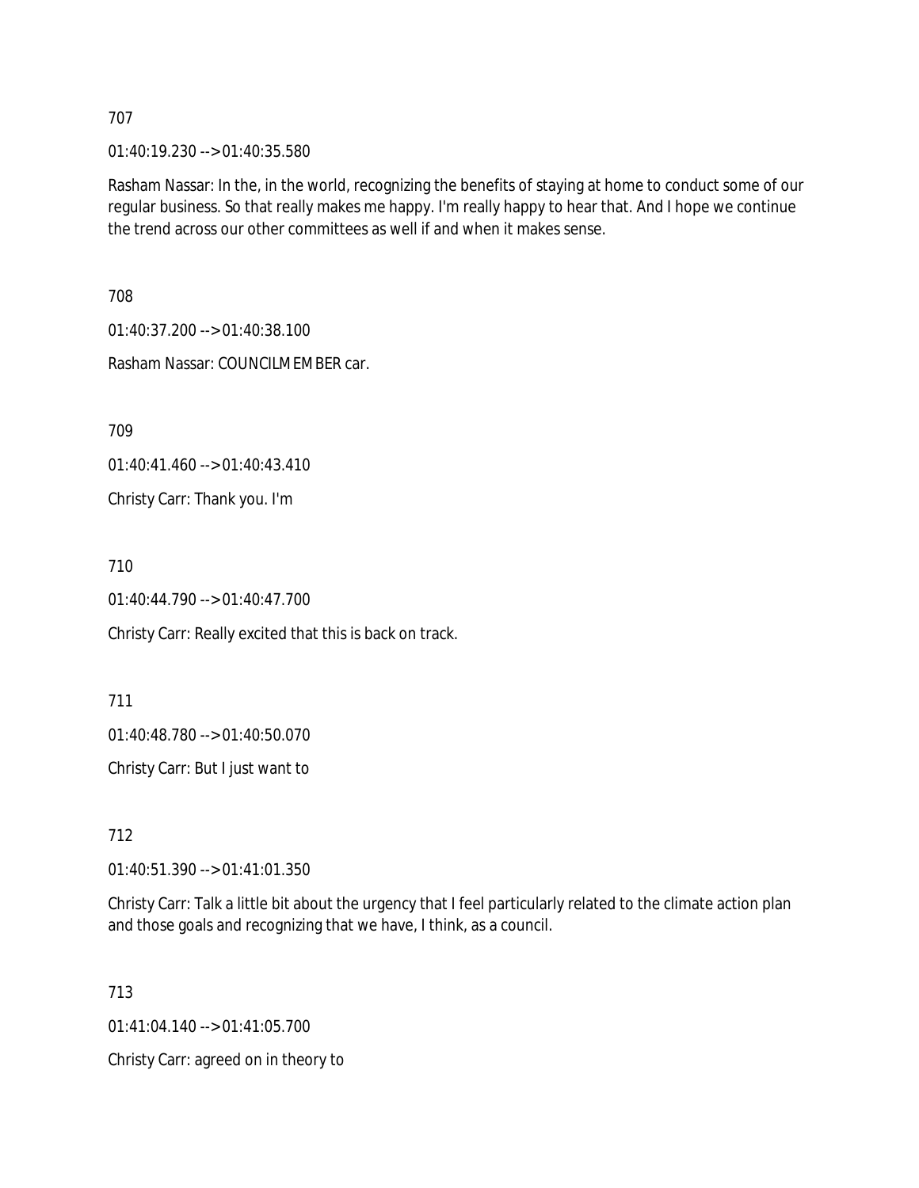707

01:40:19.230 --> 01:40:35.580

Rasham Nassar: In the, in the world, recognizing the benefits of staying at home to conduct some of our regular business. So that really makes me happy. I'm really happy to hear that. And I hope we continue the trend across our other committees as well if and when it makes sense.

708

01:40:37.200 --> 01:40:38.100

Rasham Nassar: COUNCILMEMBER car.

709

01:40:41.460 --> 01:40:43.410

Christy Carr: Thank you. I'm

710

01:40:44.790 --> 01:40:47.700

Christy Carr: Really excited that this is back on track.

711

01:40:48.780 --> 01:40:50.070

Christy Carr: But I just want to

712

01:40:51.390 --> 01:41:01.350

Christy Carr: Talk a little bit about the urgency that I feel particularly related to the climate action plan and those goals and recognizing that we have, I think, as a council.

713

01:41:04.140 --> 01:41:05.700

Christy Carr: agreed on in theory to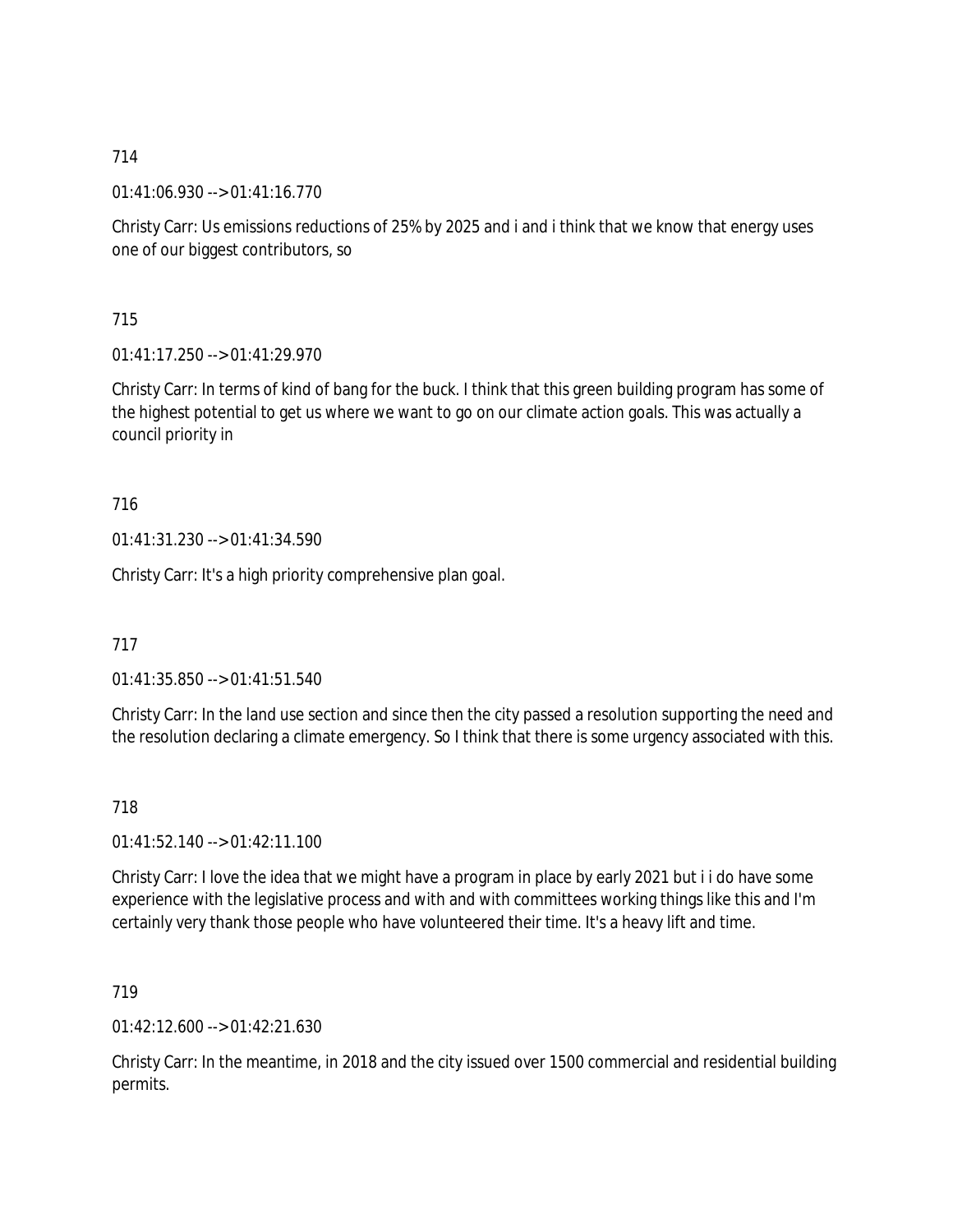714

01:41:06.930 --> 01:41:16.770

Christy Carr: Us emissions reductions of 25% by 2025 and i and i think that we know that energy uses one of our biggest contributors, so

715

01:41:17.250 --> 01:41:29.970

Christy Carr: In terms of kind of bang for the buck. I think that this green building program has some of the highest potential to get us where we want to go on our climate action goals. This was actually a council priority in

716

01:41:31.230 --> 01:41:34.590

Christy Carr: It's a high priority comprehensive plan goal.

717

01:41:35.850 --> 01:41:51.540

Christy Carr: In the land use section and since then the city passed a resolution supporting the need and the resolution declaring a climate emergency. So I think that there is some urgency associated with this.

718

01:41:52.140 --> 01:42:11.100

Christy Carr: I love the idea that we might have a program in place by early 2021 but i i do have some experience with the legislative process and with and with committees working things like this and I'm certainly very thank those people who have volunteered their time. It's a heavy lift and time.

719

01:42:12.600 --> 01:42:21.630

Christy Carr: In the meantime, in 2018 and the city issued over 1500 commercial and residential building permits.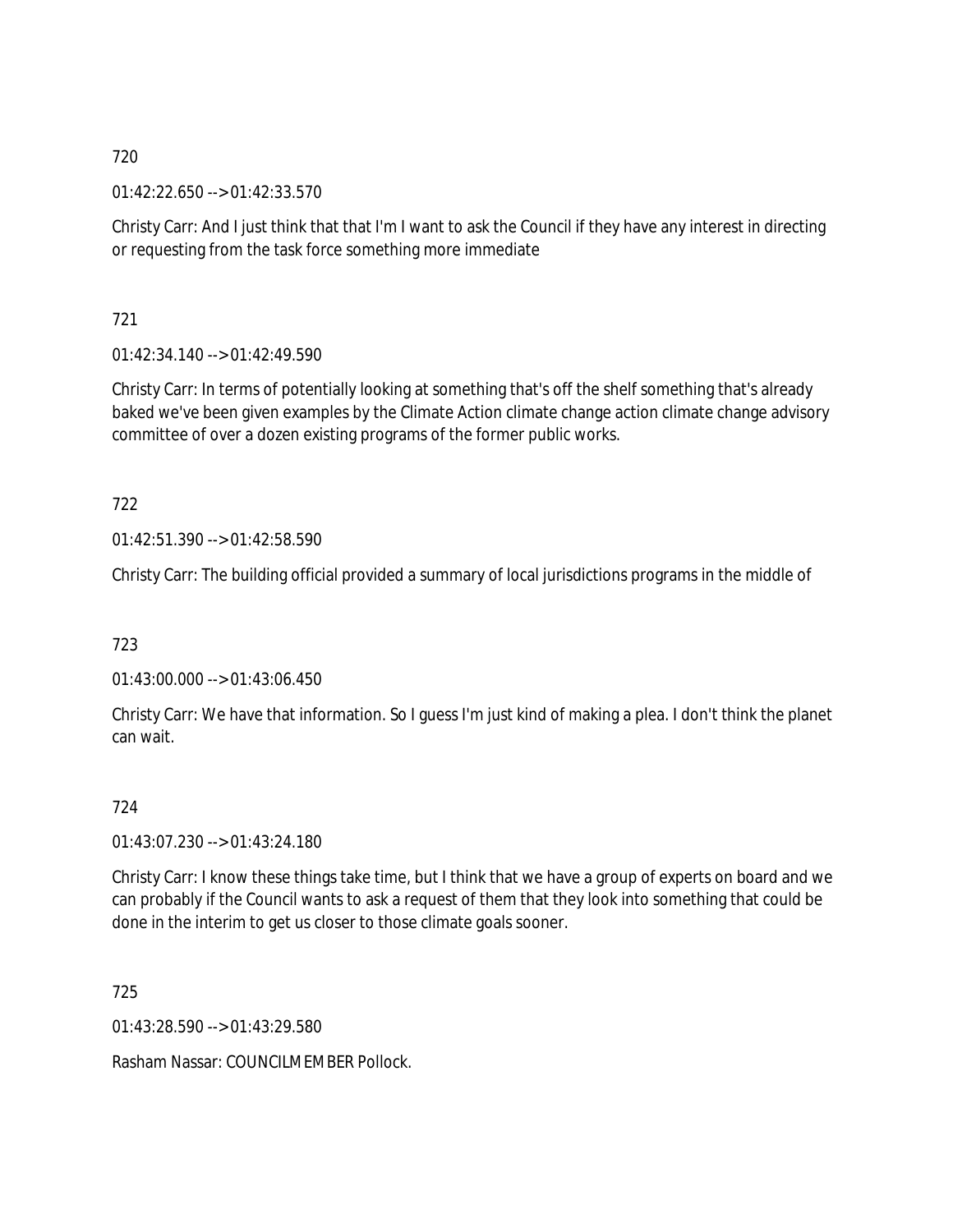720

01:42:22.650 --> 01:42:33.570

Christy Carr: And I just think that that I'm I want to ask the Council if they have any interest in directing or requesting from the task force something more immediate

721

01:42:34.140 --> 01:42:49.590

Christy Carr: In terms of potentially looking at something that's off the shelf something that's already baked we've been given examples by the Climate Action climate change action climate change advisory committee of over a dozen existing programs of the former public works.

722

01:42:51.390 --> 01:42:58.590

Christy Carr: The building official provided a summary of local jurisdictions programs in the middle of

723

01:43:00.000 --> 01:43:06.450

Christy Carr: We have that information. So I guess I'm just kind of making a plea. I don't think the planet can wait.

724

01:43:07.230 --> 01:43:24.180

Christy Carr: I know these things take time, but I think that we have a group of experts on board and we can probably if the Council wants to ask a request of them that they look into something that could be done in the interim to get us closer to those climate goals sooner.

725

01:43:28.590 --> 01:43:29.580

Rasham Nassar: COUNCILMEMBER Pollock.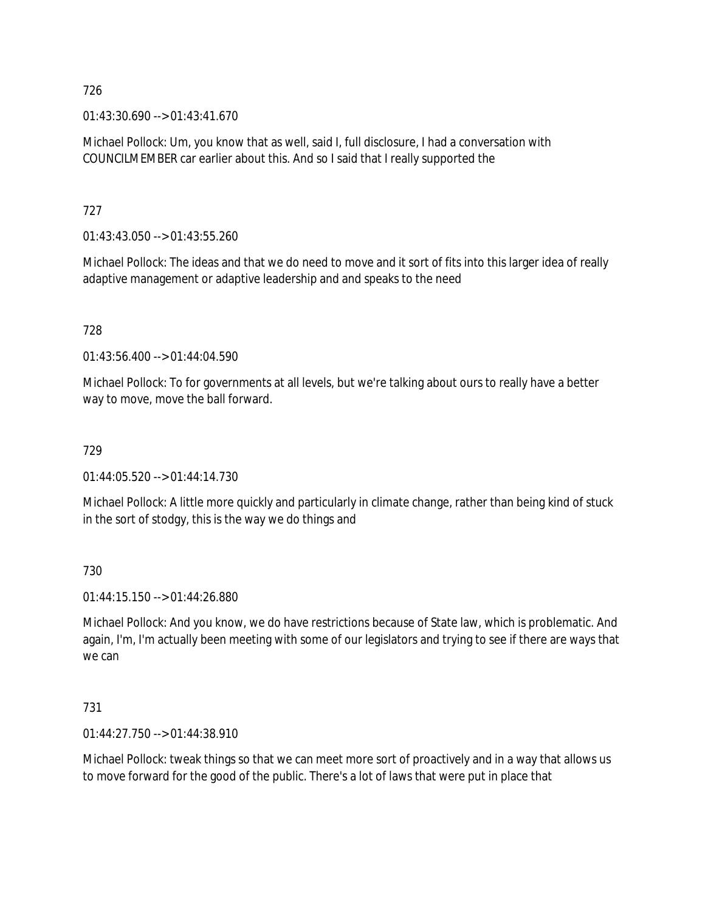726

01:43:30.690 --> 01:43:41.670

Michael Pollock: Um, you know that as well, said I, full disclosure, I had a conversation with COUNCILMEMBER car earlier about this. And so I said that I really supported the

727

01:43:43.050 --> 01:43:55.260

Michael Pollock: The ideas and that we do need to move and it sort of fits into this larger idea of really adaptive management or adaptive leadership and and speaks to the need

728

01:43:56.400 --> 01:44:04.590

Michael Pollock: To for governments at all levels, but we're talking about ours to really have a better way to move, move the ball forward.

729

01:44:05.520 --> 01:44:14.730

Michael Pollock: A little more quickly and particularly in climate change, rather than being kind of stuck in the sort of stodgy, this is the way we do things and

730

01:44:15.150 --> 01:44:26.880

Michael Pollock: And you know, we do have restrictions because of State law, which is problematic. And again, I'm, I'm actually been meeting with some of our legislators and trying to see if there are ways that we can

731

01:44:27.750 --> 01:44:38.910

Michael Pollock: tweak things so that we can meet more sort of proactively and in a way that allows us to move forward for the good of the public. There's a lot of laws that were put in place that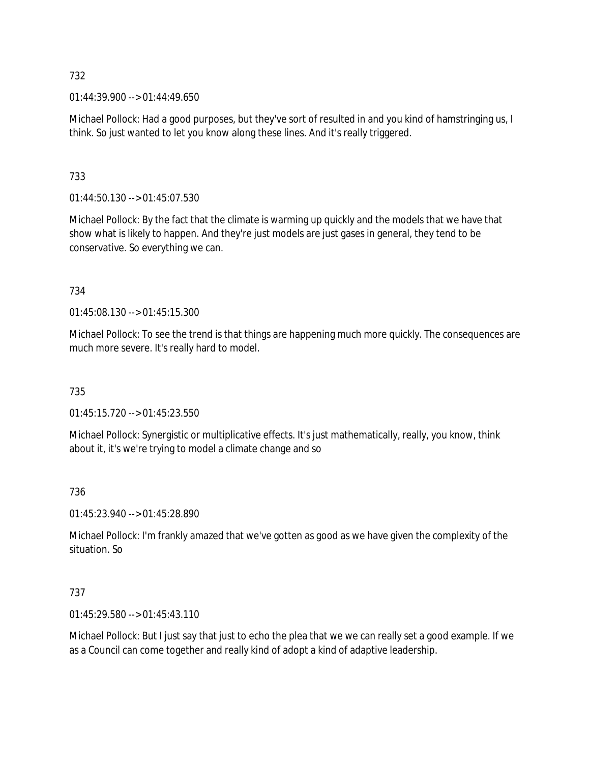732

01:44:39.900 --> 01:44:49.650

Michael Pollock: Had a good purposes, but they've sort of resulted in and you kind of hamstringing us, I think. So just wanted to let you know along these lines. And it's really triggered.

733

01:44:50.130 --> 01:45:07.530

Michael Pollock: By the fact that the climate is warming up quickly and the models that we have that show what is likely to happen. And they're just models are just gases in general, they tend to be conservative. So everything we can.

734

01:45:08.130 --> 01:45:15.300

Michael Pollock: To see the trend is that things are happening much more quickly. The consequences are much more severe. It's really hard to model.

735

01:45:15.720 --> 01:45:23.550

Michael Pollock: Synergistic or multiplicative effects. It's just mathematically, really, you know, think about it, it's we're trying to model a climate change and so

736

01:45:23.940 --> 01:45:28.890

Michael Pollock: I'm frankly amazed that we've gotten as good as we have given the complexity of the situation. So

737

01:45:29.580 --> 01:45:43.110

Michael Pollock: But I just say that just to echo the plea that we we can really set a good example. If we as a Council can come together and really kind of adopt a kind of adaptive leadership.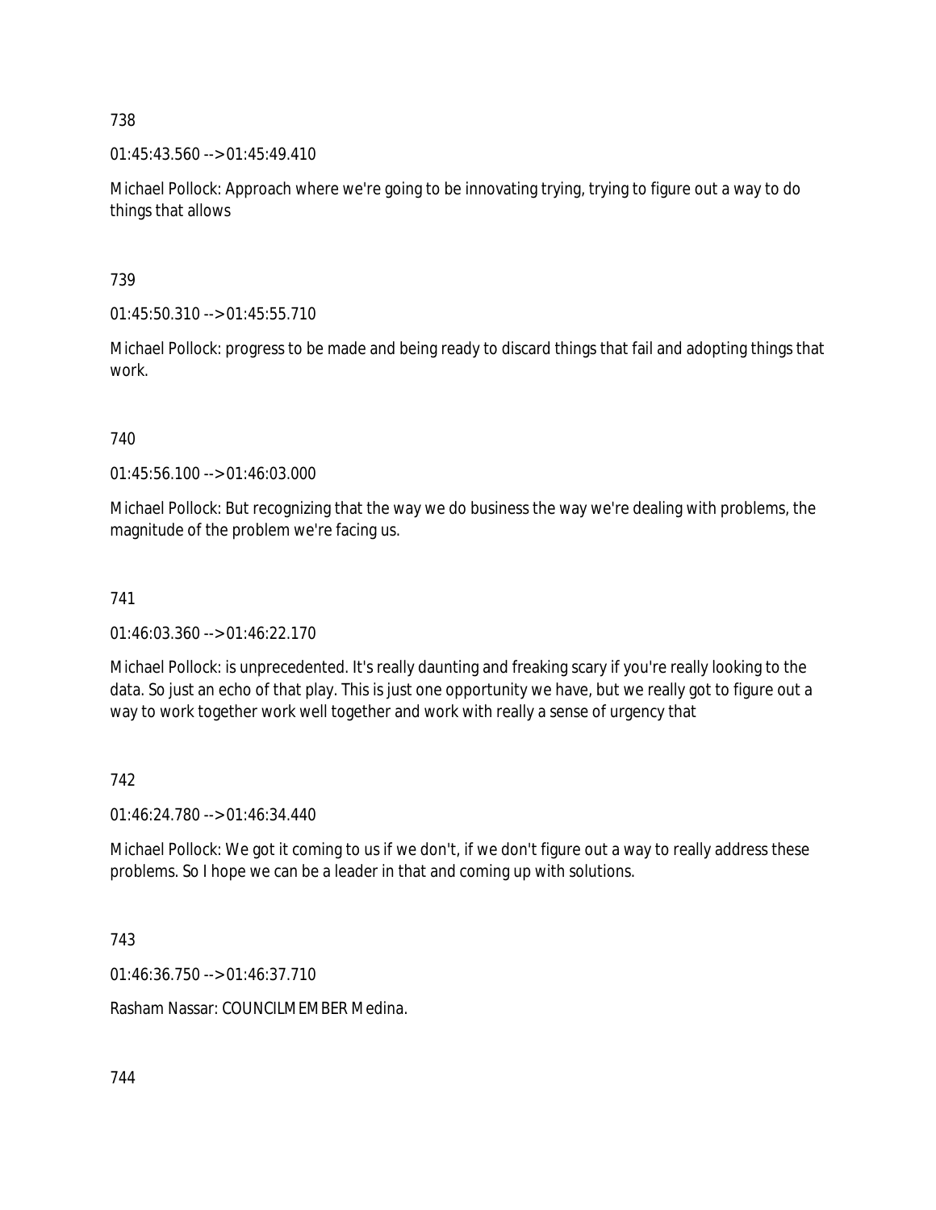738

01:45:43.560 --> 01:45:49.410

Michael Pollock: Approach where we're going to be innovating trying, trying to figure out a way to do things that allows

739

01:45:50.310 --> 01:45:55.710

Michael Pollock: progress to be made and being ready to discard things that fail and adopting things that work.

740

01:45:56.100 --> 01:46:03.000

Michael Pollock: But recognizing that the way we do business the way we're dealing with problems, the magnitude of the problem we're facing us.

741

01:46:03.360 --> 01:46:22.170

Michael Pollock: is unprecedented. It's really daunting and freaking scary if you're really looking to the data. So just an echo of that play. This is just one opportunity we have, but we really got to figure out a way to work together work well together and work with really a sense of urgency that

742

01:46:24.780 --> 01:46:34.440

Michael Pollock: We got it coming to us if we don't, if we don't figure out a way to really address these problems. So I hope we can be a leader in that and coming up with solutions.

743

01:46:36.750 --> 01:46:37.710

Rasham Nassar: COUNCILMEMBER Medina.

744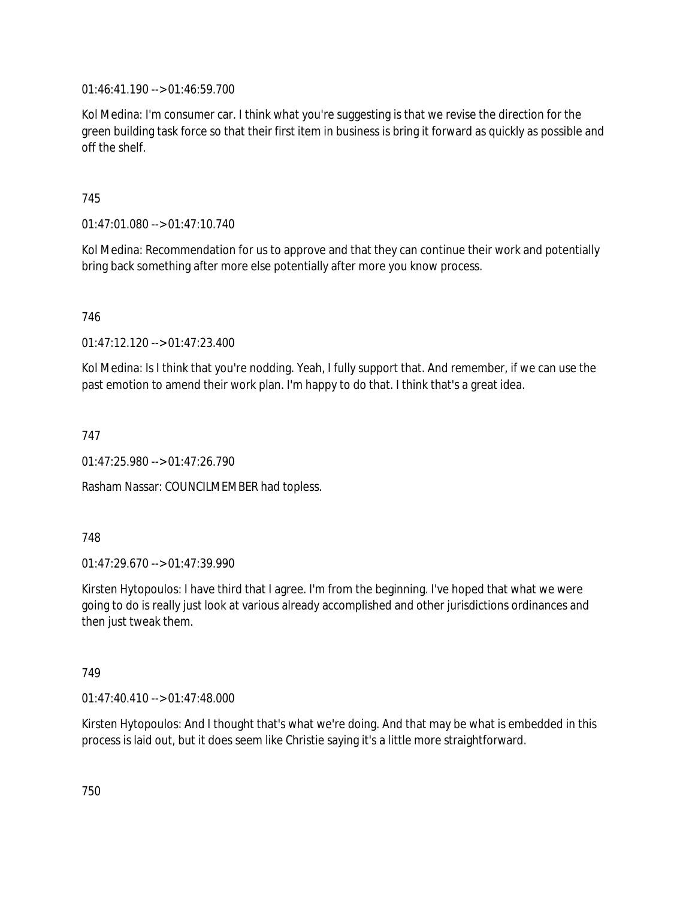01:46:41.190 --> 01:46:59.700

Kol Medina: I'm consumer car. I think what you're suggesting is that we revise the direction for the green building task force so that their first item in business is bring it forward as quickly as possible and off the shelf.

745

01:47:01.080 --> 01:47:10.740

Kol Medina: Recommendation for us to approve and that they can continue their work and potentially bring back something after more else potentially after more you know process.

746

01:47:12.120 --> 01:47:23.400

Kol Medina: Is I think that you're nodding. Yeah, I fully support that. And remember, if we can use the past emotion to amend their work plan. I'm happy to do that. I think that's a great idea.

747

01:47:25.980 --> 01:47:26.790

Rasham Nassar: COUNCILMEMBER had topless.

748

01:47:29.670 --> 01:47:39.990

Kirsten Hytopoulos: I have third that I agree. I'm from the beginning. I've hoped that what we were going to do is really just look at various already accomplished and other jurisdictions ordinances and then just tweak them.

749

01:47:40.410 --> 01:47:48.000

Kirsten Hytopoulos: And I thought that's what we're doing. And that may be what is embedded in this process is laid out, but it does seem like Christie saying it's a little more straightforward.

750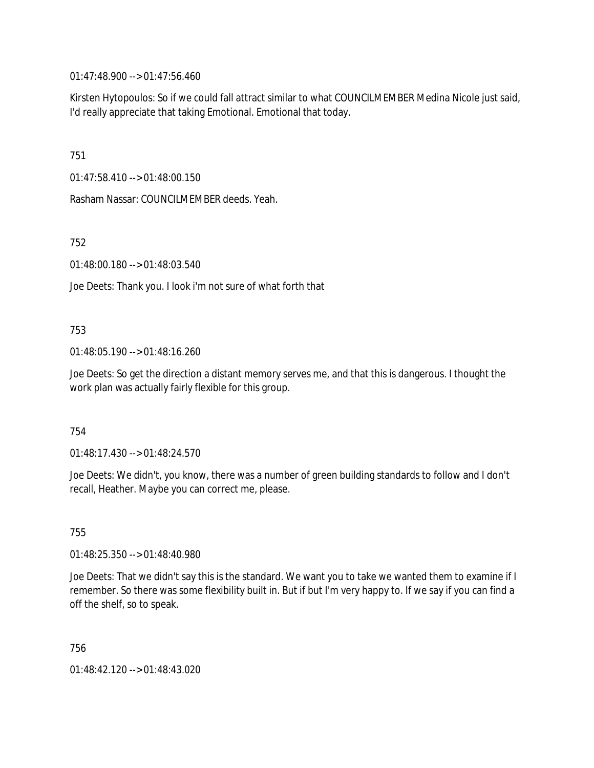01:47:48.900 --> 01:47:56.460

Kirsten Hytopoulos: So if we could fall attract similar to what COUNCILMEMBER Medina Nicole just said, I'd really appreciate that taking Emotional. Emotional that today.

751

01:47:58.410 --> 01:48:00.150

Rasham Nassar: COUNCILMEMBER deeds. Yeah.

752

01:48:00.180 --> 01:48:03.540

Joe Deets: Thank you. I look i'm not sure of what forth that

753

01:48:05.190 --> 01:48:16.260

Joe Deets: So get the direction a distant memory serves me, and that this is dangerous. I thought the work plan was actually fairly flexible for this group.

754

01:48:17.430 --> 01:48:24.570

Joe Deets: We didn't, you know, there was a number of green building standards to follow and I don't recall, Heather. Maybe you can correct me, please.

755

01:48:25.350 --> 01:48:40.980

Joe Deets: That we didn't say this is the standard. We want you to take we wanted them to examine if I remember. So there was some flexibility built in. But if but I'm very happy to. If we say if you can find a off the shelf, so to speak.

756

01:48:42.120 --> 01:48:43.020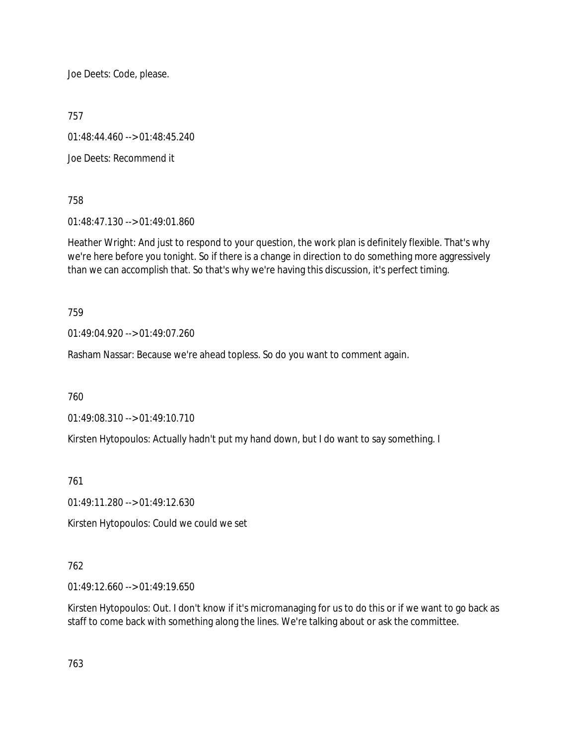Joe Deets: Code, please.

757

01:48:44.460 --> 01:48:45.240

Joe Deets: Recommend it

758

01:48:47.130 --> 01:49:01.860

Heather Wright: And just to respond to your question, the work plan is definitely flexible. That's why we're here before you tonight. So if there is a change in direction to do something more aggressively than we can accomplish that. So that's why we're having this discussion, it's perfect timing.

759

01:49:04.920 --> 01:49:07.260

Rasham Nassar: Because we're ahead topless. So do you want to comment again.

760

01:49:08.310 --> 01:49:10.710

Kirsten Hytopoulos: Actually hadn't put my hand down, but I do want to say something. I

761

01:49:11.280 --> 01:49:12.630

Kirsten Hytopoulos: Could we could we set

762

01:49:12.660 --> 01:49:19.650

Kirsten Hytopoulos: Out. I don't know if it's micromanaging for us to do this or if we want to go back as staff to come back with something along the lines. We're talking about or ask the committee.

763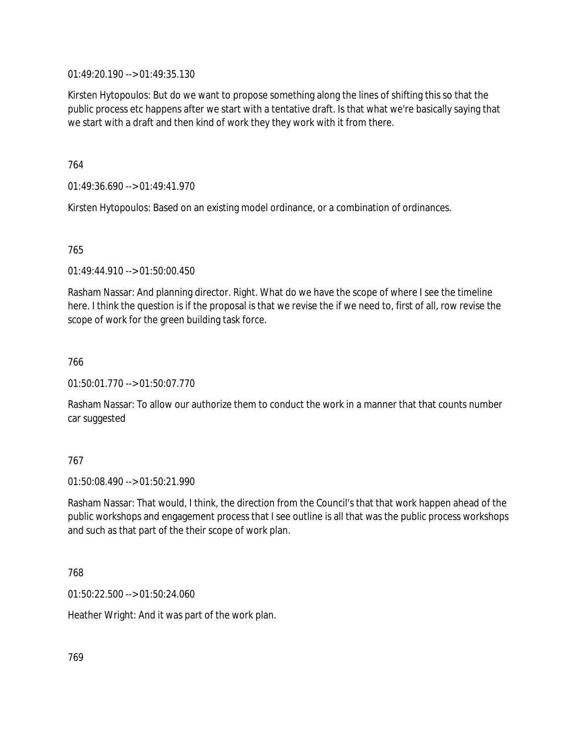01:49:20.190 --> 01:49:35.130

Kirsten Hytopoulos: But do we want to propose something along the lines of shifting this so that the public process etc happens after we start with a tentative draft. Is that what we're basically saying that we start with a draft and then kind of work they they work with it from there.

764

01:49:36.690 --> 01:49:41.970

Kirsten Hytopoulos: Based on an existing model ordinance, or a combination of ordinances.

765

01:49:44.910 --> 01:50:00.450

Rasham Nassar: And planning director. Right. What do we have the scope of where I see the timeline here. I think the question is if the proposal is that we revise the if we need to, first of all, row revise the scope of work for the green building task force.

766

01:50:01.770 --> 01:50:07.770

Rasham Nassar: To allow our authorize them to conduct the work in a manner that that counts number car suggested

767

01:50:08.490 --> 01:50:21.990

Rasham Nassar: That would, I think, the direction from the Council's that that work happen ahead of the public workshops and engagement process that I see outline is all that was the public process workshops and such as that part of the their scope of work plan.

768

01:50:22.500 --> 01:50:24.060

Heather Wright: And it was part of the work plan.

769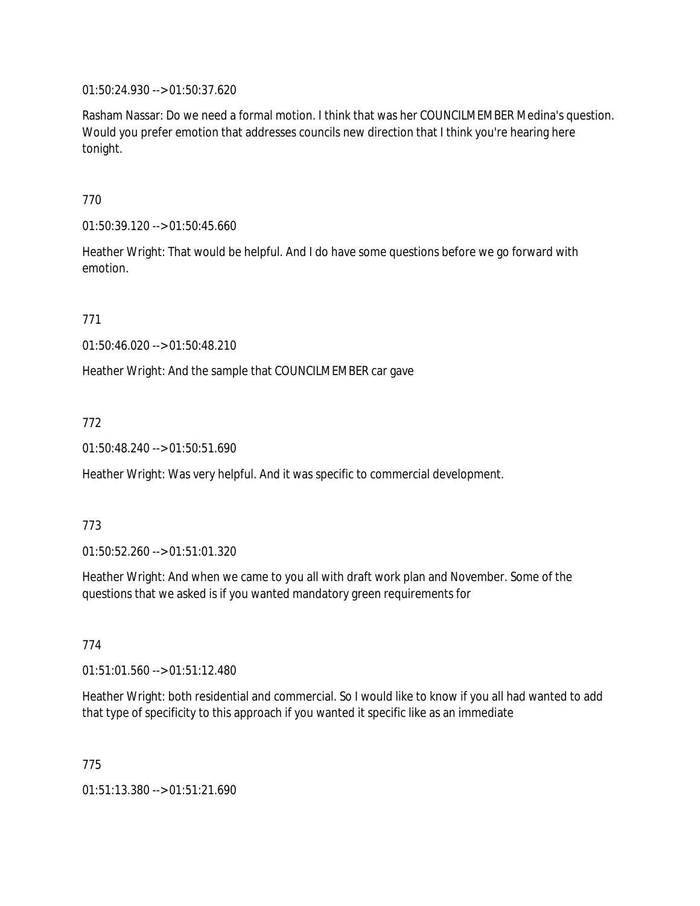01:50:24.930 --> 01:50:37.620

Rasham Nassar: Do we need a formal motion. I think that was her COUNCILMEMBER Medina's question. Would you prefer emotion that addresses councils new direction that I think you're hearing here tonight.

770

01:50:39.120 --> 01:50:45.660

Heather Wright: That would be helpful. And I do have some questions before we go forward with emotion.

771

01:50:46.020 --> 01:50:48.210

Heather Wright: And the sample that COUNCILMEMBER car gave

772

01:50:48.240 --> 01:50:51.690

Heather Wright: Was very helpful. And it was specific to commercial development.

773

01:50:52.260 --> 01:51:01.320

Heather Wright: And when we came to you all with draft work plan and November. Some of the questions that we asked is if you wanted mandatory green requirements for

774

01:51:01.560 --> 01:51:12.480

Heather Wright: both residential and commercial. So I would like to know if you all had wanted to add that type of specificity to this approach if you wanted it specific like as an immediate

775

01:51:13.380 --> 01:51:21.690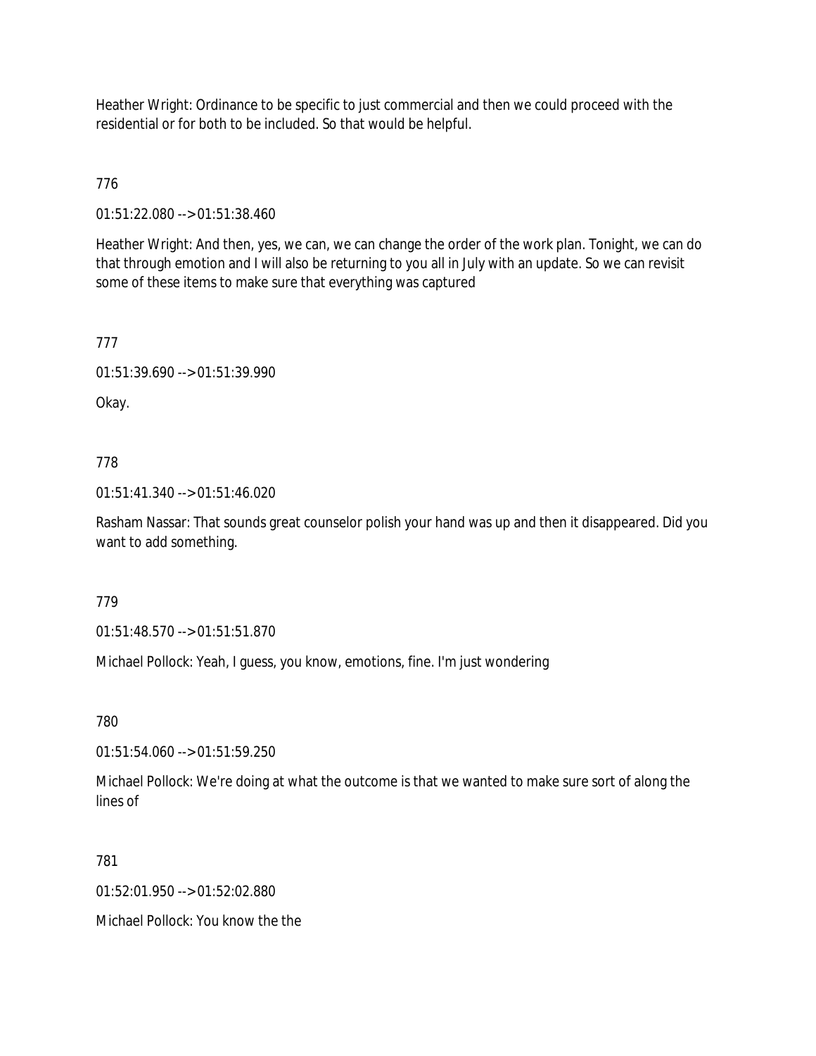Heather Wright: Ordinance to be specific to just commercial and then we could proceed with the residential or for both to be included. So that would be helpful.

776

01:51:22.080 --> 01:51:38.460

Heather Wright: And then, yes, we can, we can change the order of the work plan. Tonight, we can do that through emotion and I will also be returning to you all in July with an update. So we can revisit some of these items to make sure that everything was captured

777

01:51:39.690 --> 01:51:39.990

Okay.

778

01:51:41.340 --> 01:51:46.020

Rasham Nassar: That sounds great counselor polish your hand was up and then it disappeared. Did you want to add something.

779

01:51:48.570 --> 01:51:51.870

Michael Pollock: Yeah, I guess, you know, emotions, fine. I'm just wondering

780

01:51:54.060 --> 01:51:59.250

Michael Pollock: We're doing at what the outcome is that we wanted to make sure sort of along the lines of

781

01:52:01.950 --> 01:52:02.880

Michael Pollock: You know the the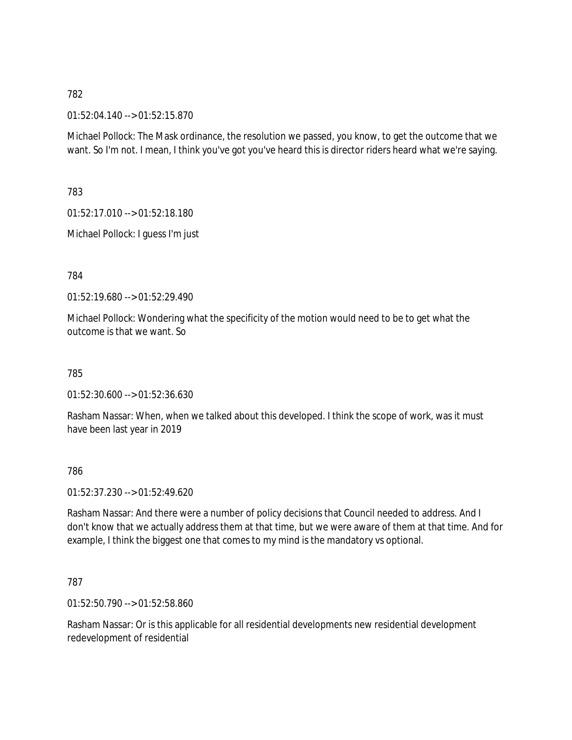782

01:52:04.140 --> 01:52:15.870

Michael Pollock: The Mask ordinance, the resolution we passed, you know, to get the outcome that we want. So I'm not. I mean, I think you've got you've heard this is director riders heard what we're saying.

783

01:52:17.010 --> 01:52:18.180

Michael Pollock: I guess I'm just

784

01:52:19.680 --> 01:52:29.490

Michael Pollock: Wondering what the specificity of the motion would need to be to get what the outcome is that we want. So

785

01:52:30.600 --> 01:52:36.630

Rasham Nassar: When, when we talked about this developed. I think the scope of work, was it must have been last year in 2019

786

01:52:37.230 --> 01:52:49.620

Rasham Nassar: And there were a number of policy decisions that Council needed to address. And I don't know that we actually address them at that time, but we were aware of them at that time. And for example, I think the biggest one that comes to my mind is the mandatory vs optional.

787

01:52:50.790 --> 01:52:58.860

Rasham Nassar: Or is this applicable for all residential developments new residential development redevelopment of residential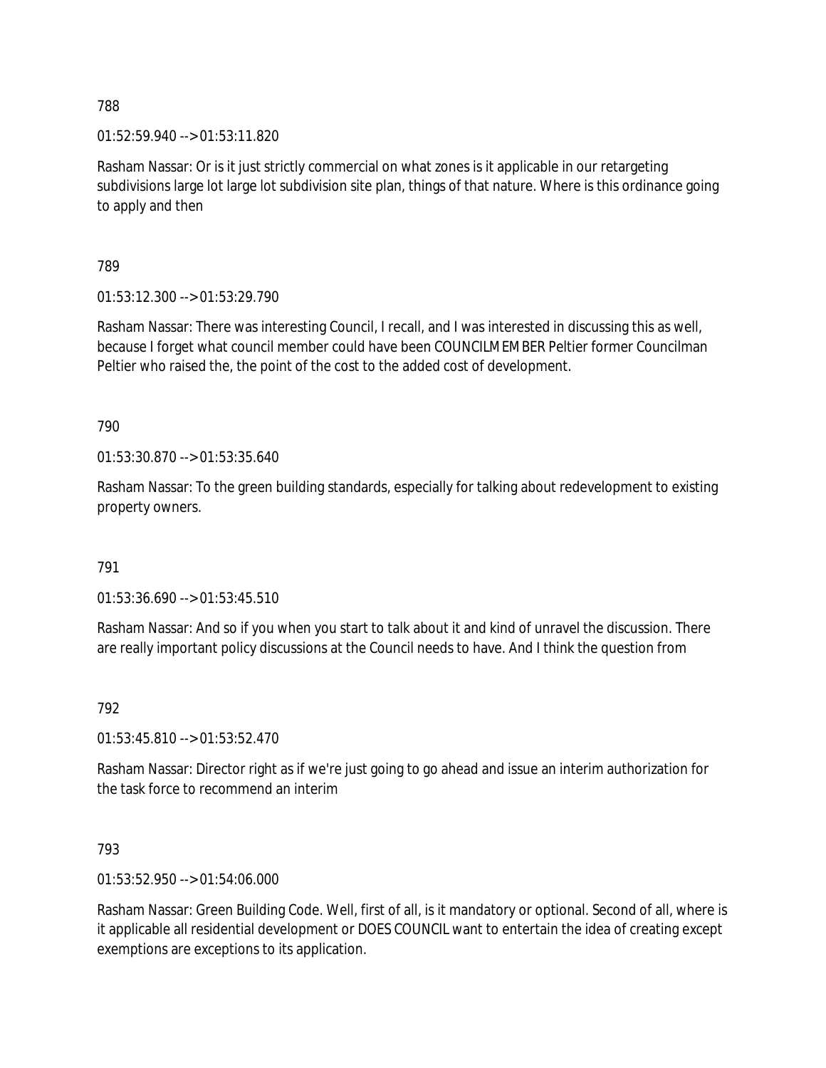788

01:52:59.940 --> 01:53:11.820

Rasham Nassar: Or is it just strictly commercial on what zones is it applicable in our retargeting subdivisions large lot large lot subdivision site plan, things of that nature. Where is this ordinance going to apply and then

789

01:53:12.300 --> 01:53:29.790

Rasham Nassar: There was interesting Council, I recall, and I was interested in discussing this as well, because I forget what council member could have been COUNCILMEMBER Peltier former Councilman Peltier who raised the, the point of the cost to the added cost of development.

790

01:53:30.870 --> 01:53:35.640

Rasham Nassar: To the green building standards, especially for talking about redevelopment to existing property owners.

791

01:53:36.690 --> 01:53:45.510

Rasham Nassar: And so if you when you start to talk about it and kind of unravel the discussion. There are really important policy discussions at the Council needs to have. And I think the question from

792

01:53:45.810 --> 01:53:52.470

Rasham Nassar: Director right as if we're just going to go ahead and issue an interim authorization for the task force to recommend an interim

793

01:53:52.950 --> 01:54:06.000

Rasham Nassar: Green Building Code. Well, first of all, is it mandatory or optional. Second of all, where is it applicable all residential development or DOES COUNCIL want to entertain the idea of creating except exemptions are exceptions to its application.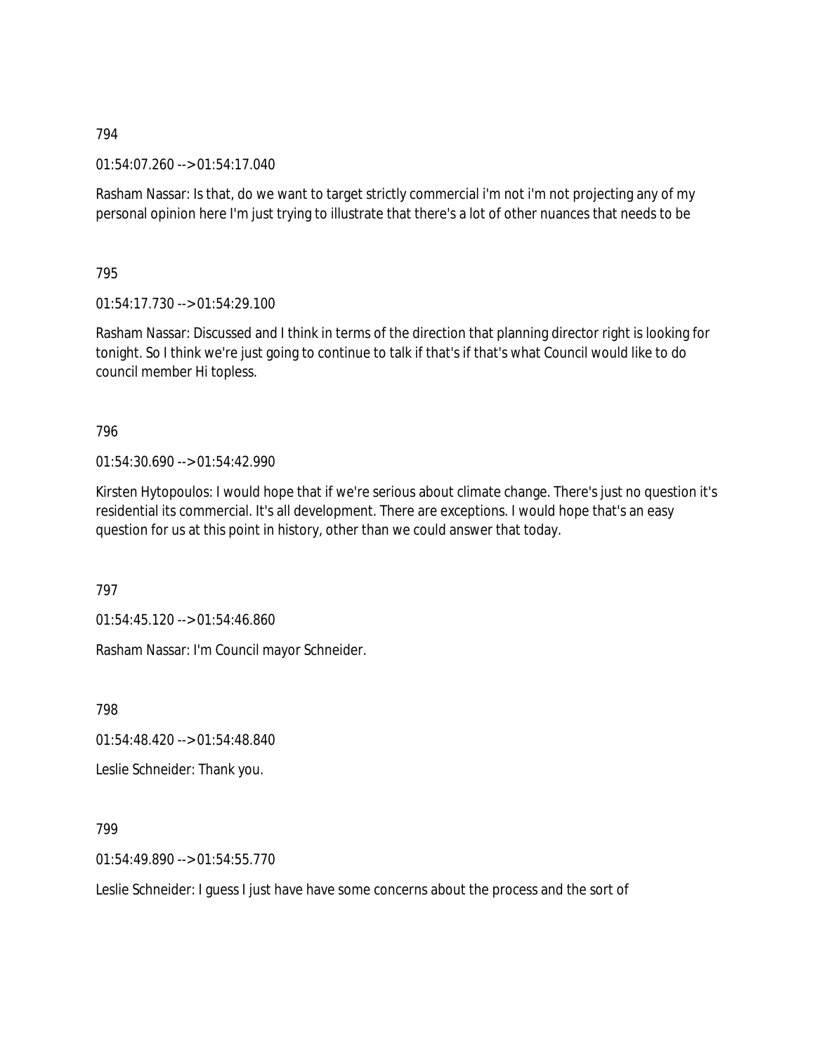794

01:54:07.260 --> 01:54:17.040

Rasham Nassar: Is that, do we want to target strictly commercial i'm not i'm not projecting any of my personal opinion here I'm just trying to illustrate that there's a lot of other nuances that needs to be

795

01:54:17.730 --> 01:54:29.100

Rasham Nassar: Discussed and I think in terms of the direction that planning director right is looking for tonight. So I think we're just going to continue to talk if that's if that's what Council would like to do council member Hi topless.

796

01:54:30.690 --> 01:54:42.990

Kirsten Hytopoulos: I would hope that if we're serious about climate change. There's just no question it's residential its commercial. It's all development. There are exceptions. I would hope that's an easy question for us at this point in history, other than we could answer that today.

797

01:54:45.120 --> 01:54:46.860

Rasham Nassar: I'm Council mayor Schneider.

798

01:54:48.420 --> 01:54:48.840

Leslie Schneider: Thank you.

799

01:54:49.890 --> 01:54:55.770

Leslie Schneider: I guess I just have have some concerns about the process and the sort of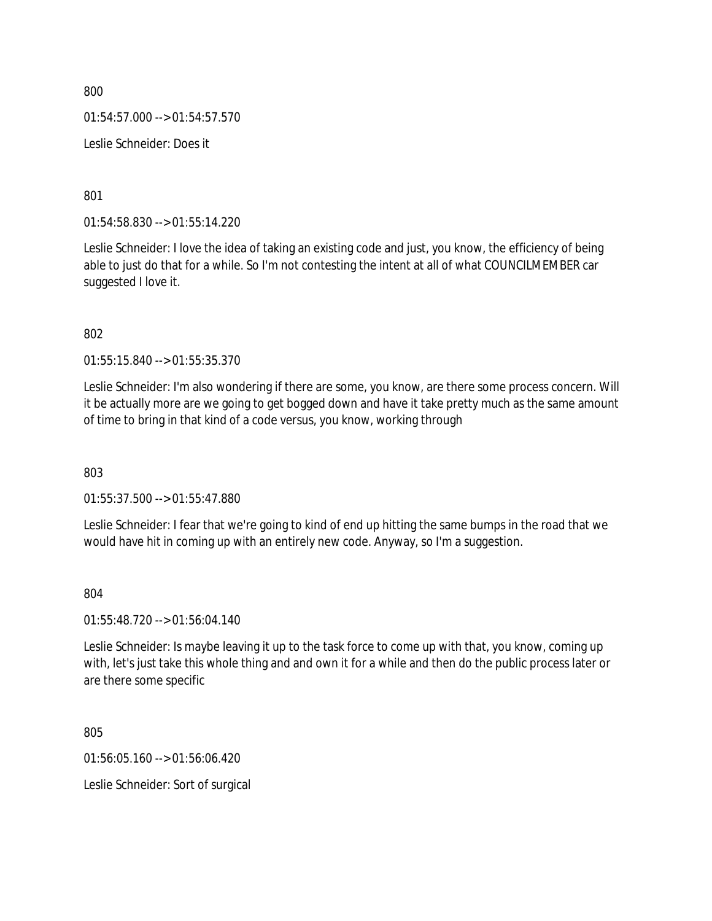800

01:54:57.000 --> 01:54:57.570

Leslie Schneider: Does it

801

01:54:58.830 --> 01:55:14.220

Leslie Schneider: I love the idea of taking an existing code and just, you know, the efficiency of being able to just do that for a while. So I'm not contesting the intent at all of what COUNCILMEMBER car suggested I love it.

802

01:55:15.840 --> 01:55:35.370

Leslie Schneider: I'm also wondering if there are some, you know, are there some process concern. Will it be actually more are we going to get bogged down and have it take pretty much as the same amount of time to bring in that kind of a code versus, you know, working through

803

01:55:37.500 --> 01:55:47.880

Leslie Schneider: I fear that we're going to kind of end up hitting the same bumps in the road that we would have hit in coming up with an entirely new code. Anyway, so I'm a suggestion.

804

01:55:48.720 --> 01:56:04.140

Leslie Schneider: Is maybe leaving it up to the task force to come up with that, you know, coming up with, let's just take this whole thing and and own it for a while and then do the public process later or are there some specific

805

01:56:05.160 --> 01:56:06.420

Leslie Schneider: Sort of surgical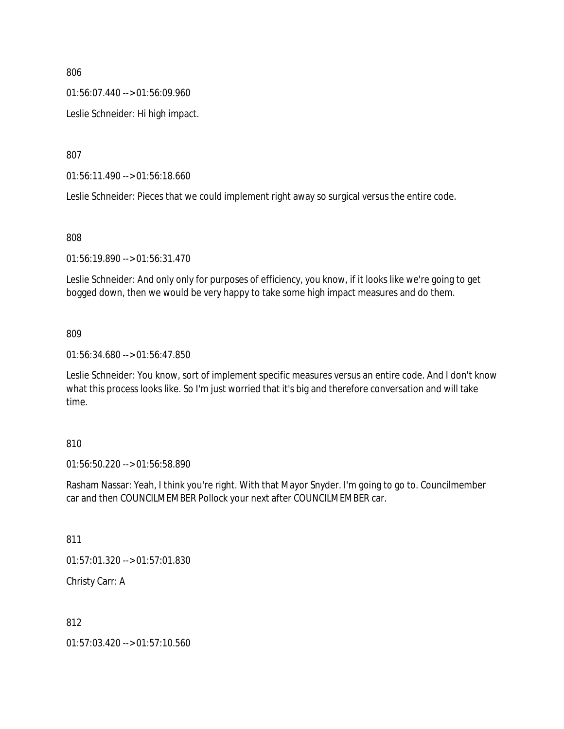806

01:56:07.440 --> 01:56:09.960

Leslie Schneider: Hi high impact.

807

01:56:11.490 --> 01:56:18.660

Leslie Schneider: Pieces that we could implement right away so surgical versus the entire code.

808

01:56:19.890 --> 01:56:31.470

Leslie Schneider: And only only for purposes of efficiency, you know, if it looks like we're going to get bogged down, then we would be very happy to take some high impact measures and do them.

809

01:56:34.680 --> 01:56:47.850

Leslie Schneider: You know, sort of implement specific measures versus an entire code. And I don't know what this process looks like. So I'm just worried that it's big and therefore conversation and will take time.

810

01:56:50.220 --> 01:56:58.890

Rasham Nassar: Yeah, I think you're right. With that Mayor Snyder. I'm going to go to. Councilmember car and then COUNCILMEMBER Pollock your next after COUNCILMEMBER car.

811

01:57:01.320 --> 01:57:01.830

Christy Carr: A

812

01:57:03.420 --> 01:57:10.560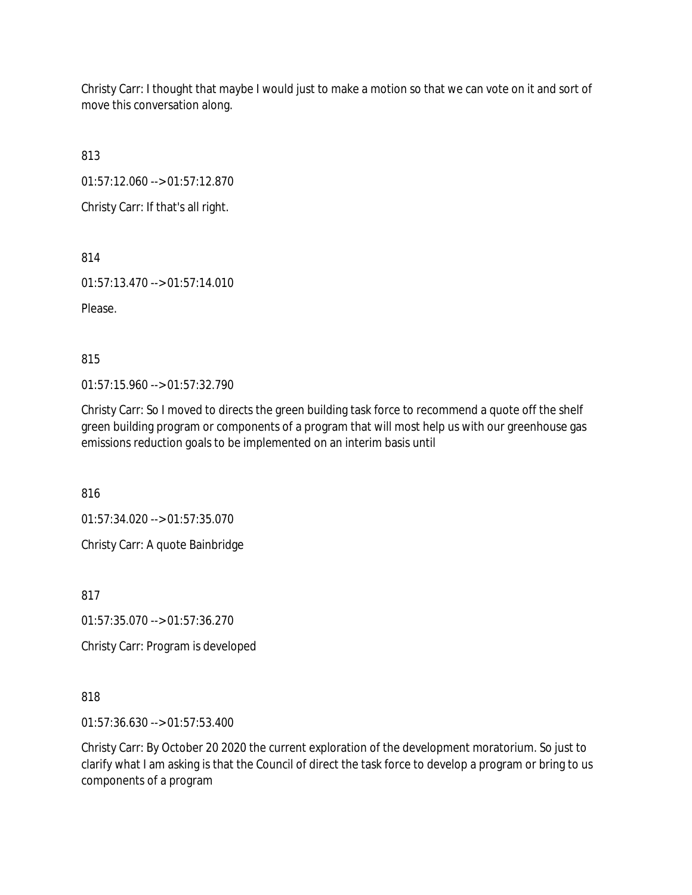Christy Carr: I thought that maybe I would just to make a motion so that we can vote on it and sort of move this conversation along.

813

01:57:12.060 --> 01:57:12.870

Christy Carr: If that's all right.

814

01:57:13.470 --> 01:57:14.010

Please.

815

01:57:15.960 --> 01:57:32.790

Christy Carr: So I moved to directs the green building task force to recommend a quote off the shelf green building program or components of a program that will most help us with our greenhouse gas emissions reduction goals to be implemented on an interim basis until

816

01:57:34.020 --> 01:57:35.070

Christy Carr: A quote Bainbridge

817

01:57:35.070 --> 01:57:36.270

Christy Carr: Program is developed

818

01:57:36.630 --> 01:57:53.400

Christy Carr: By October 20 2020 the current exploration of the development moratorium. So just to clarify what I am asking is that the Council of direct the task force to develop a program or bring to us components of a program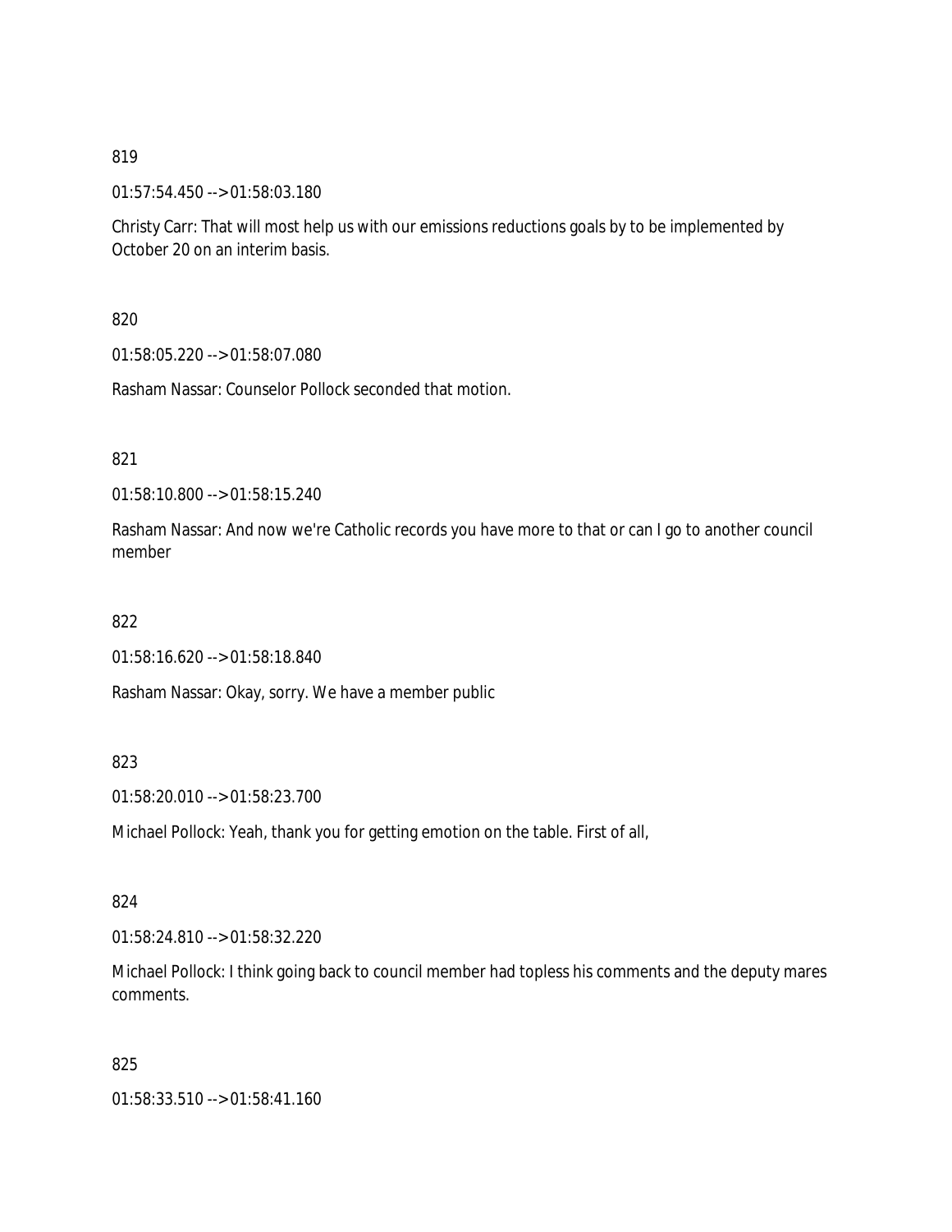819

01:57:54.450 --> 01:58:03.180

Christy Carr: That will most help us with our emissions reductions goals by to be implemented by October 20 on an interim basis.

820

01:58:05.220 --> 01:58:07.080

Rasham Nassar: Counselor Pollock seconded that motion.

821

01:58:10.800 --> 01:58:15.240

Rasham Nassar: And now we're Catholic records you have more to that or can I go to another council member

822

01:58:16.620 --> 01:58:18.840

Rasham Nassar: Okay, sorry. We have a member public

823

01:58:20.010 --> 01:58:23.700

Michael Pollock: Yeah, thank you for getting emotion on the table. First of all,

824

01:58:24.810 --> 01:58:32.220

Michael Pollock: I think going back to council member had topless his comments and the deputy mares comments.

825

01:58:33.510 --> 01:58:41.160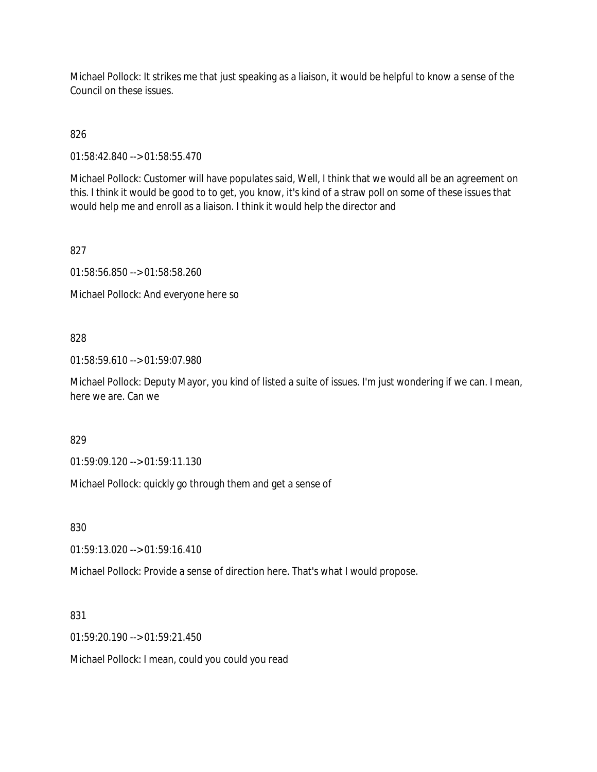Michael Pollock: It strikes me that just speaking as a liaison, it would be helpful to know a sense of the Council on these issues.

826

01:58:42.840 --> 01:58:55.470

Michael Pollock: Customer will have populates said, Well, I think that we would all be an agreement on this. I think it would be good to to get, you know, it's kind of a straw poll on some of these issues that would help me and enroll as a liaison. I think it would help the director and

827

01:58:56.850 --> 01:58:58.260

Michael Pollock: And everyone here so

828

01:58:59.610 --> 01:59:07.980

Michael Pollock: Deputy Mayor, you kind of listed a suite of issues. I'm just wondering if we can. I mean, here we are. Can we

829

01:59:09.120 --> 01:59:11.130

Michael Pollock: quickly go through them and get a sense of

830

01:59:13.020 --> 01:59:16.410

Michael Pollock: Provide a sense of direction here. That's what I would propose.

831

01:59:20.190 --> 01:59:21.450

Michael Pollock: I mean, could you could you read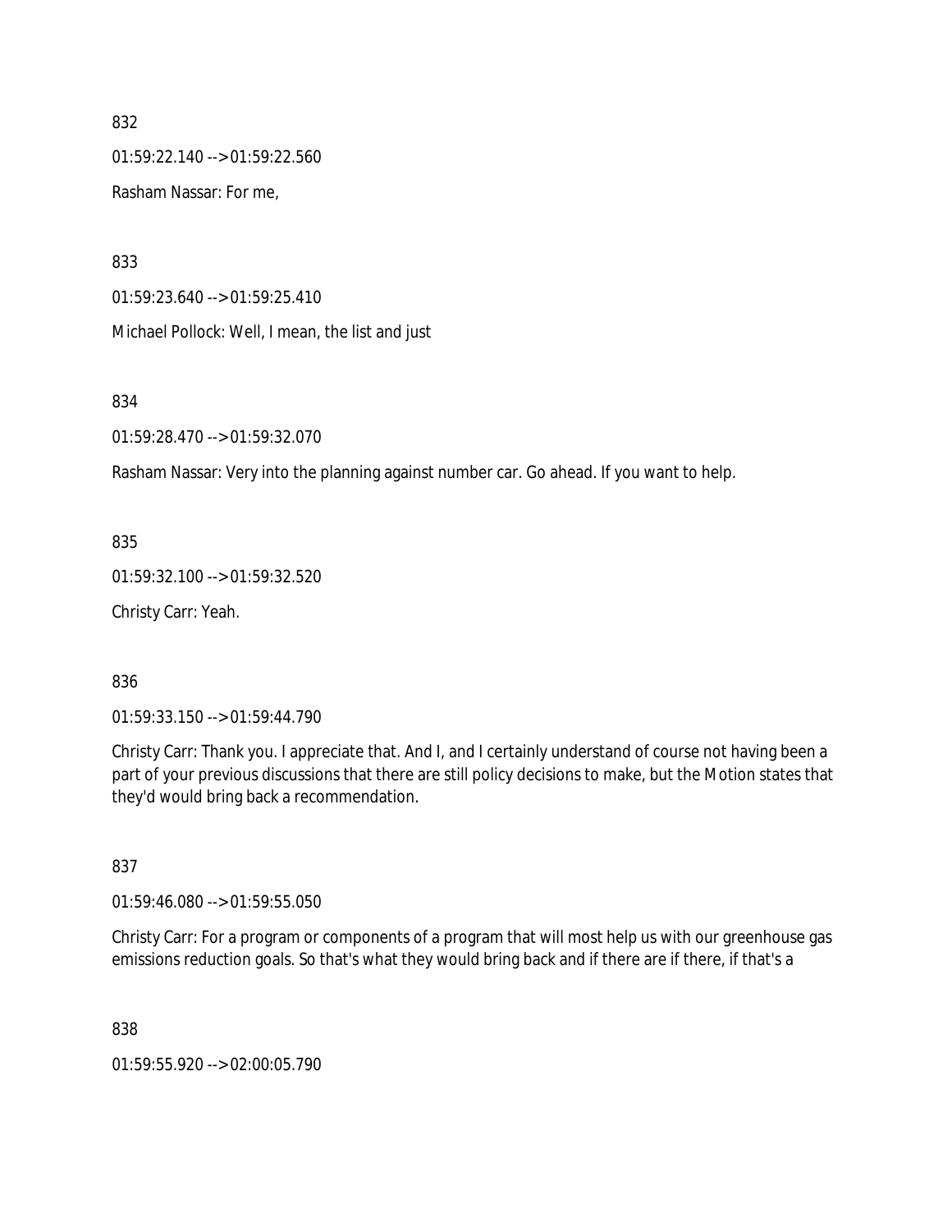832

01:59:22.140 --> 01:59:22.560

Rasham Nassar: For me,

833

01:59:23.640 --> 01:59:25.410

Michael Pollock: Well, I mean, the list and just

834

01:59:28.470 --> 01:59:32.070

Rasham Nassar: Very into the planning against number car. Go ahead. If you want to help.

835

01:59:32.100 --> 01:59:32.520

Christy Carr: Yeah.

836

01:59:33.150 --> 01:59:44.790

Christy Carr: Thank you. I appreciate that. And I, and I certainly understand of course not having been a part of your previous discussions that there are still policy decisions to make, but the Motion states that they'd would bring back a recommendation.

837

01:59:46.080 --> 01:59:55.050

Christy Carr: For a program or components of a program that will most help us with our greenhouse gas emissions reduction goals. So that's what they would bring back and if there are if there, if that's a

838

01:59:55.920 --> 02:00:05.790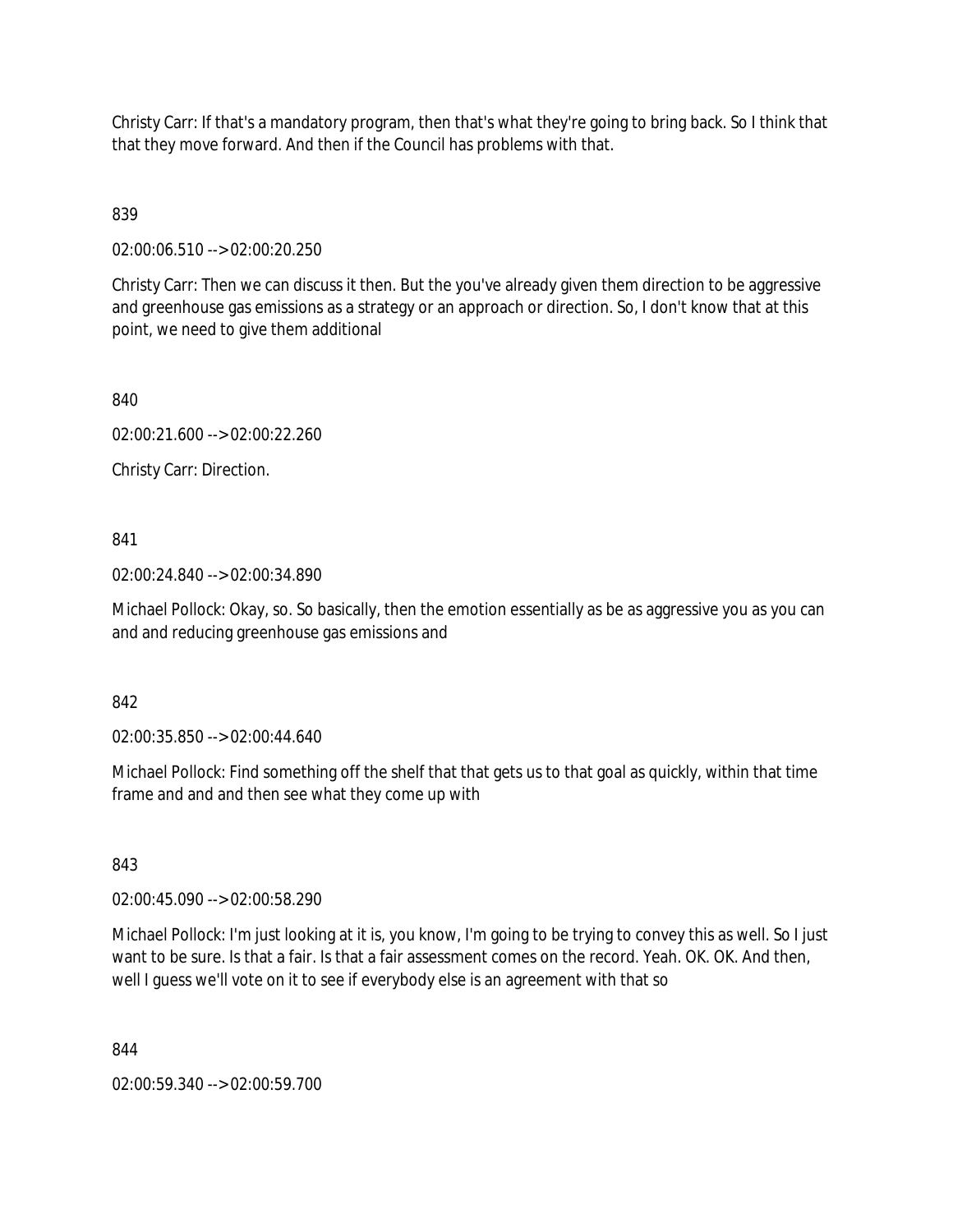Christy Carr: If that's a mandatory program, then that's what they're going to bring back. So I think that that they move forward. And then if the Council has problems with that.

839

02:00:06.510 --> 02:00:20.250

Christy Carr: Then we can discuss it then. But the you've already given them direction to be aggressive and greenhouse gas emissions as a strategy or an approach or direction. So, I don't know that at this point, we need to give them additional

840

02:00:21.600 --> 02:00:22.260

Christy Carr: Direction.

841

02:00:24.840 --> 02:00:34.890

Michael Pollock: Okay, so. So basically, then the emotion essentially as be as aggressive you as you can and and reducing greenhouse gas emissions and

842

02:00:35.850 --> 02:00:44.640

Michael Pollock: Find something off the shelf that that gets us to that goal as quickly, within that time frame and and and then see what they come up with

843

02:00:45.090 --> 02:00:58.290

Michael Pollock: I'm just looking at it is, you know, I'm going to be trying to convey this as well. So I just want to be sure. Is that a fair. Is that a fair assessment comes on the record. Yeah. OK. OK. And then, well I guess we'll vote on it to see if everybody else is an agreement with that so

844

02:00:59.340 --> 02:00:59.700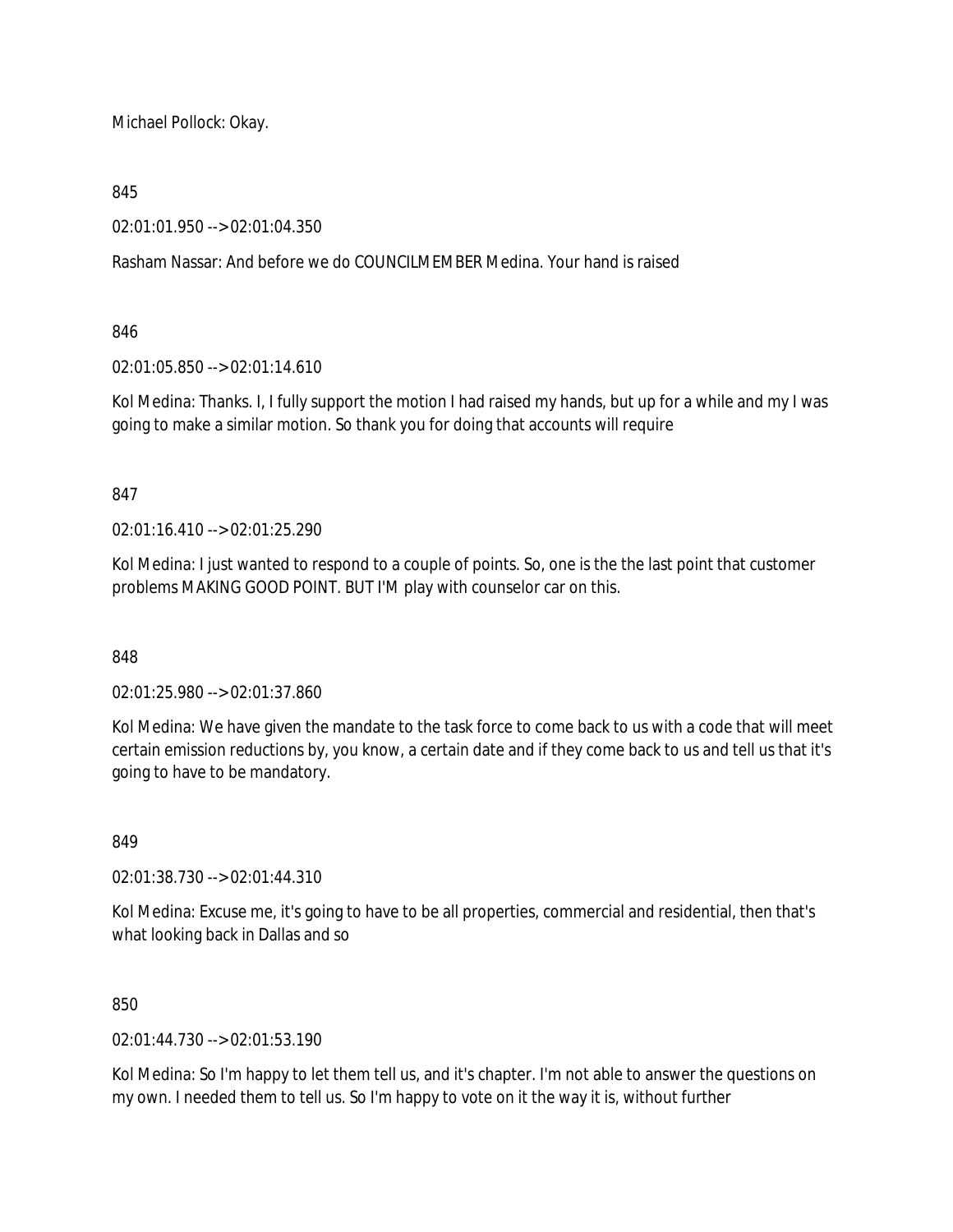Michael Pollock: Okay.

845

02:01:01.950 --> 02:01:04.350

Rasham Nassar: And before we do COUNCILMEMBER Medina. Your hand is raised

846

02:01:05.850 --> 02:01:14.610

Kol Medina: Thanks. I, I fully support the motion I had raised my hands, but up for a while and my I was going to make a similar motion. So thank you for doing that accounts will require

847

02:01:16.410 --> 02:01:25.290

Kol Medina: I just wanted to respond to a couple of points. So, one is the the last point that customer problems MAKING GOOD POINT. BUT I'M play with counselor car on this.

848

02:01:25.980 --> 02:01:37.860

Kol Medina: We have given the mandate to the task force to come back to us with a code that will meet certain emission reductions by, you know, a certain date and if they come back to us and tell us that it's going to have to be mandatory.

849

02:01:38.730 --> 02:01:44.310

Kol Medina: Excuse me, it's going to have to be all properties, commercial and residential, then that's what looking back in Dallas and so

850

02:01:44.730 --> 02:01:53.190

Kol Medina: So I'm happy to let them tell us, and it's chapter. I'm not able to answer the questions on my own. I needed them to tell us. So I'm happy to vote on it the way it is, without further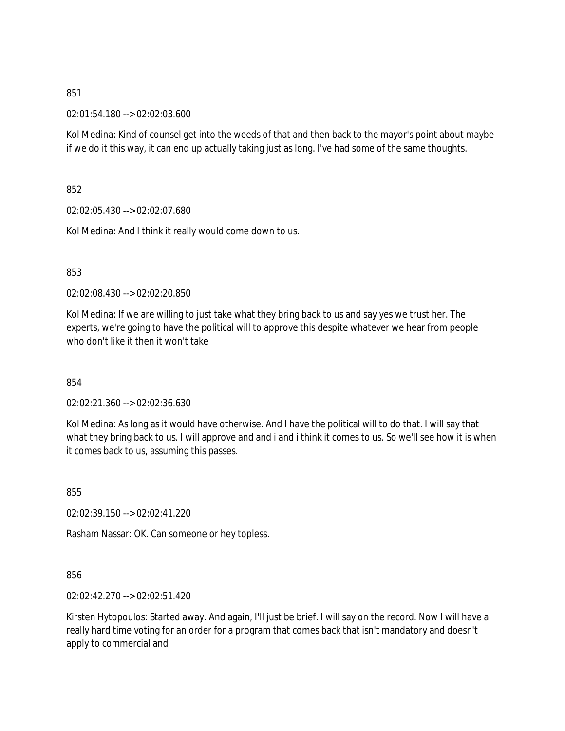851

02:01:54.180 --> 02:02:03.600

Kol Medina: Kind of counsel get into the weeds of that and then back to the mayor's point about maybe if we do it this way, it can end up actually taking just as long. I've had some of the same thoughts.

852

02:02:05.430 --> 02:02:07.680

Kol Medina: And I think it really would come down to us.

853

02:02:08.430 --> 02:02:20.850

Kol Medina: If we are willing to just take what they bring back to us and say yes we trust her. The experts, we're going to have the political will to approve this despite whatever we hear from people who don't like it then it won't take

854

02:02:21.360 --> 02:02:36.630

Kol Medina: As long as it would have otherwise. And I have the political will to do that. I will say that what they bring back to us. I will approve and and i and i think it comes to us. So we'll see how it is when it comes back to us, assuming this passes.

855

02:02:39.150 --> 02:02:41.220

Rasham Nassar: OK. Can someone or hey topless.

856

02:02:42.270 --> 02:02:51.420

Kirsten Hytopoulos: Started away. And again, I'll just be brief. I will say on the record. Now I will have a really hard time voting for an order for a program that comes back that isn't mandatory and doesn't apply to commercial and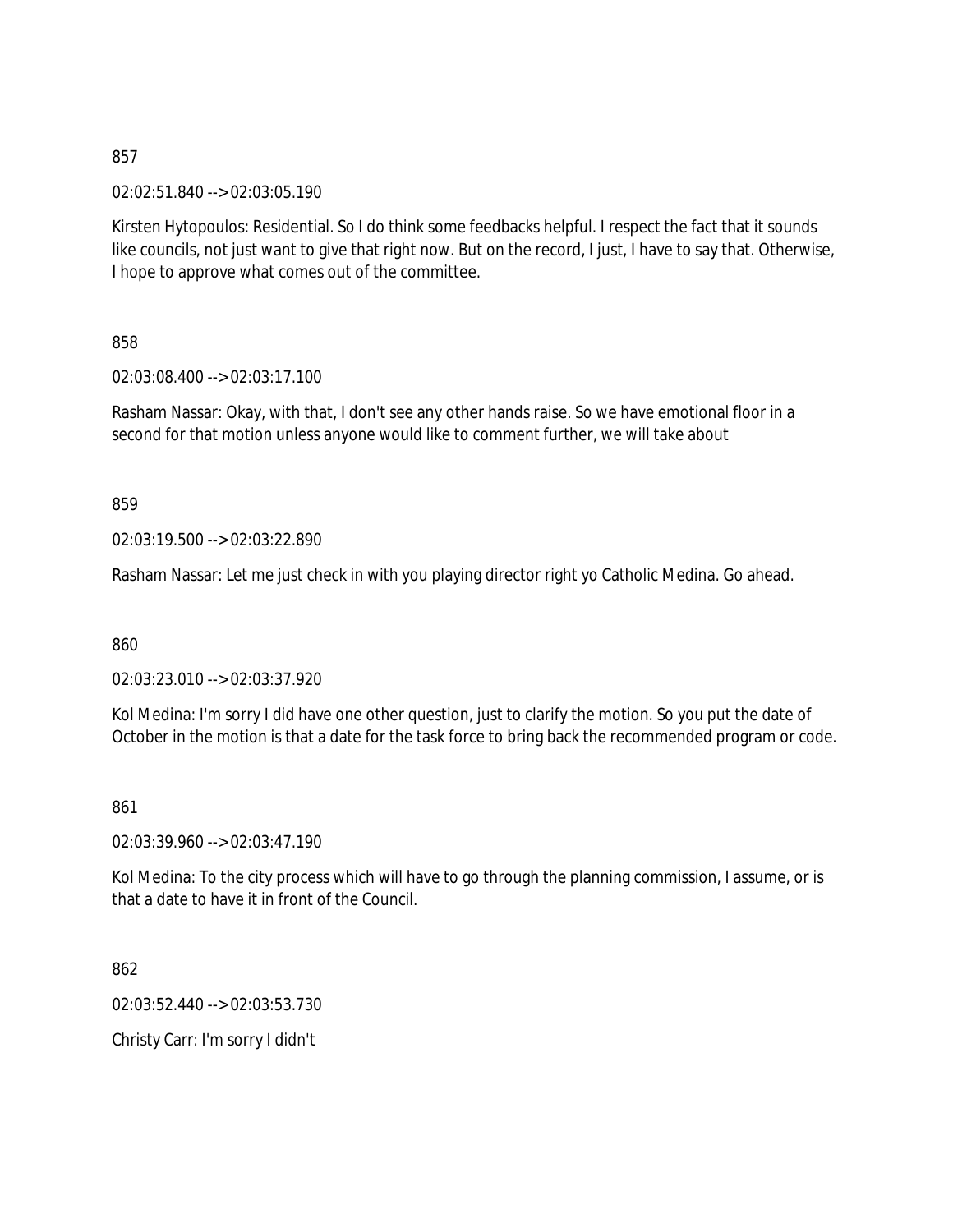857

02:02:51.840 --> 02:03:05.190

Kirsten Hytopoulos: Residential. So I do think some feedbacks helpful. I respect the fact that it sounds like councils, not just want to give that right now. But on the record, I just, I have to say that. Otherwise, I hope to approve what comes out of the committee.

858

02:03:08.400 --> 02:03:17.100

Rasham Nassar: Okay, with that, I don't see any other hands raise. So we have emotional floor in a second for that motion unless anyone would like to comment further, we will take about

859

02:03:19.500 --> 02:03:22.890

Rasham Nassar: Let me just check in with you playing director right yo Catholic Medina. Go ahead.

860

02:03:23.010 --> 02:03:37.920

Kol Medina: I'm sorry I did have one other question, just to clarify the motion. So you put the date of October in the motion is that a date for the task force to bring back the recommended program or code.

861

02:03:39.960 --> 02:03:47.190

Kol Medina: To the city process which will have to go through the planning commission, I assume, or is that a date to have it in front of the Council.

862

02:03:52.440 --> 02:03:53.730

Christy Carr: I'm sorry I didn't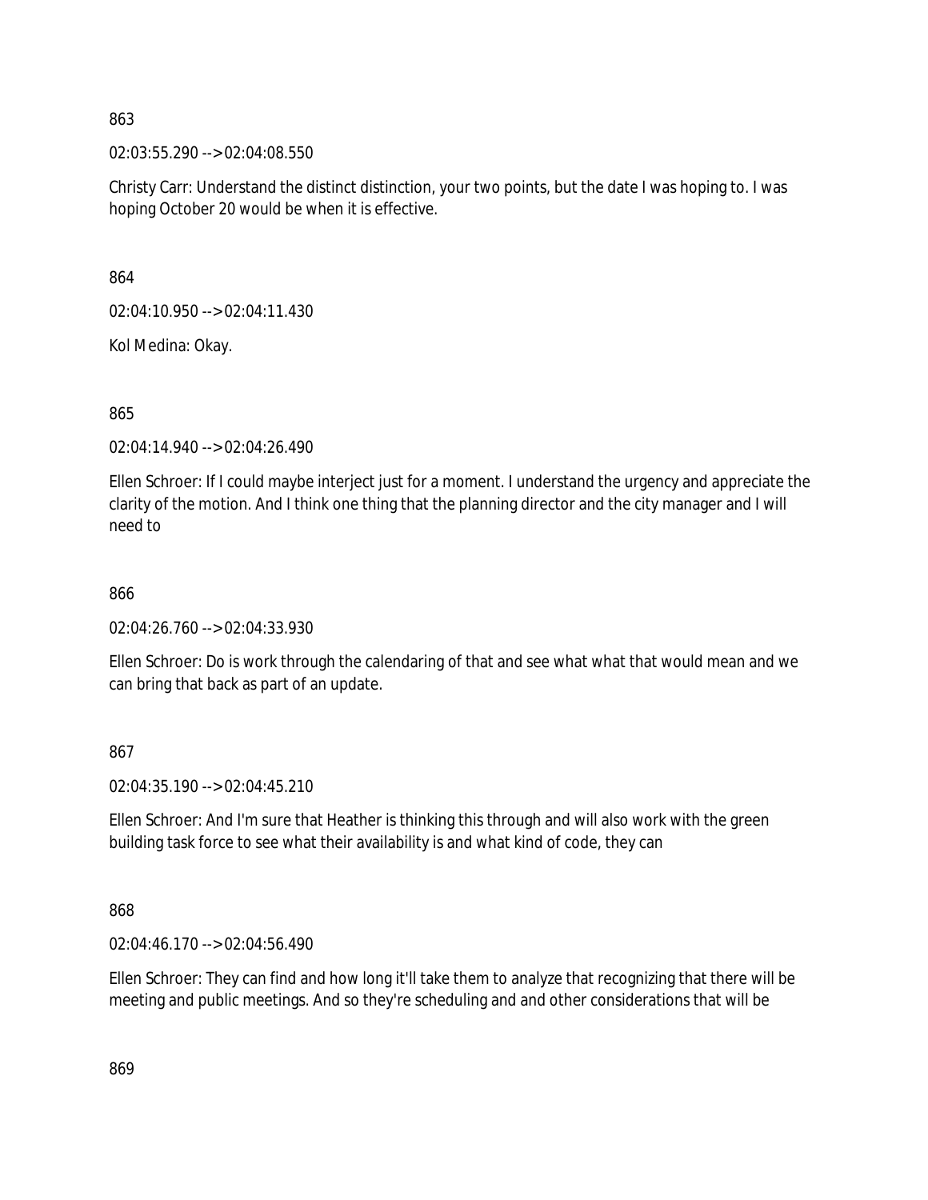863

02:03:55.290 --> 02:04:08.550

Christy Carr: Understand the distinct distinction, your two points, but the date I was hoping to. I was hoping October 20 would be when it is effective.

864

02:04:10.950 --> 02:04:11.430

Kol Medina: Okay.

865

02:04:14.940 --> 02:04:26.490

Ellen Schroer: If I could maybe interject just for a moment. I understand the urgency and appreciate the clarity of the motion. And I think one thing that the planning director and the city manager and I will need to

866

02:04:26.760 --> 02:04:33.930

Ellen Schroer: Do is work through the calendaring of that and see what what that would mean and we can bring that back as part of an update.

867

02:04:35.190 --> 02:04:45.210

Ellen Schroer: And I'm sure that Heather is thinking this through and will also work with the green building task force to see what their availability is and what kind of code, they can

868

02:04:46.170 --> 02:04:56.490

Ellen Schroer: They can find and how long it'll take them to analyze that recognizing that there will be meeting and public meetings. And so they're scheduling and and other considerations that will be

869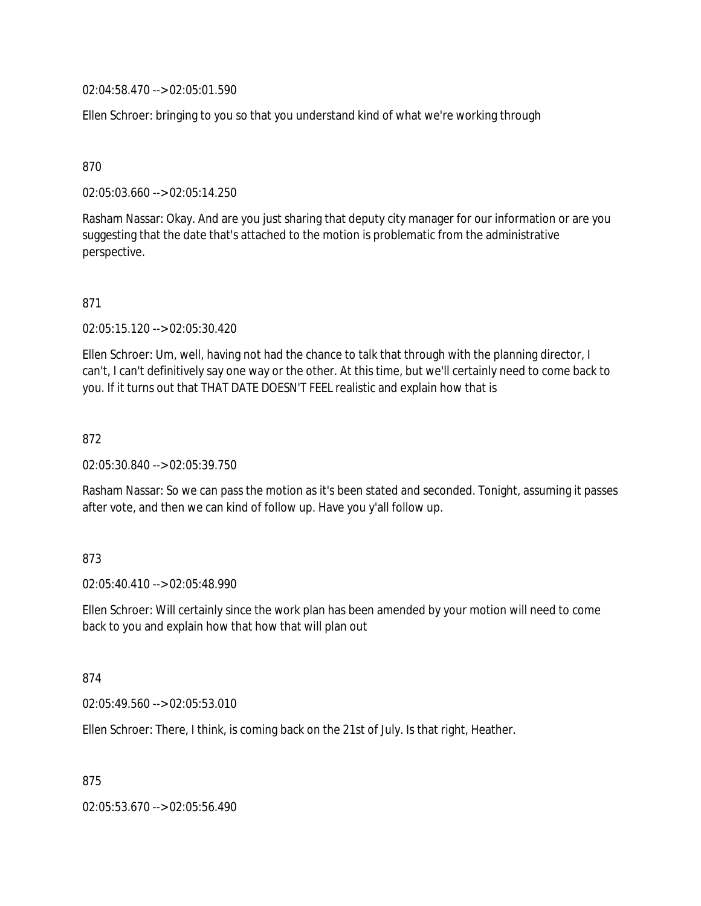02:04:58.470 --> 02:05:01.590

Ellen Schroer: bringing to you so that you understand kind of what we're working through

870

02:05:03.660 --> 02:05:14.250

Rasham Nassar: Okay. And are you just sharing that deputy city manager for our information or are you suggesting that the date that's attached to the motion is problematic from the administrative perspective.

871

02:05:15.120 --> 02:05:30.420

Ellen Schroer: Um, well, having not had the chance to talk that through with the planning director, I can't, I can't definitively say one way or the other. At this time, but we'll certainly need to come back to you. If it turns out that THAT DATE DOESN'T FEEL realistic and explain how that is

872

02:05:30.840 --> 02:05:39.750

Rasham Nassar: So we can pass the motion as it's been stated and seconded. Tonight, assuming it passes after vote, and then we can kind of follow up. Have you y'all follow up.

873

02:05:40.410 --> 02:05:48.990

Ellen Schroer: Will certainly since the work plan has been amended by your motion will need to come back to you and explain how that how that will plan out

874

02:05:49.560 --> 02:05:53.010

Ellen Schroer: There, I think, is coming back on the 21st of July. Is that right, Heather.

875

02:05:53.670 --> 02:05:56.490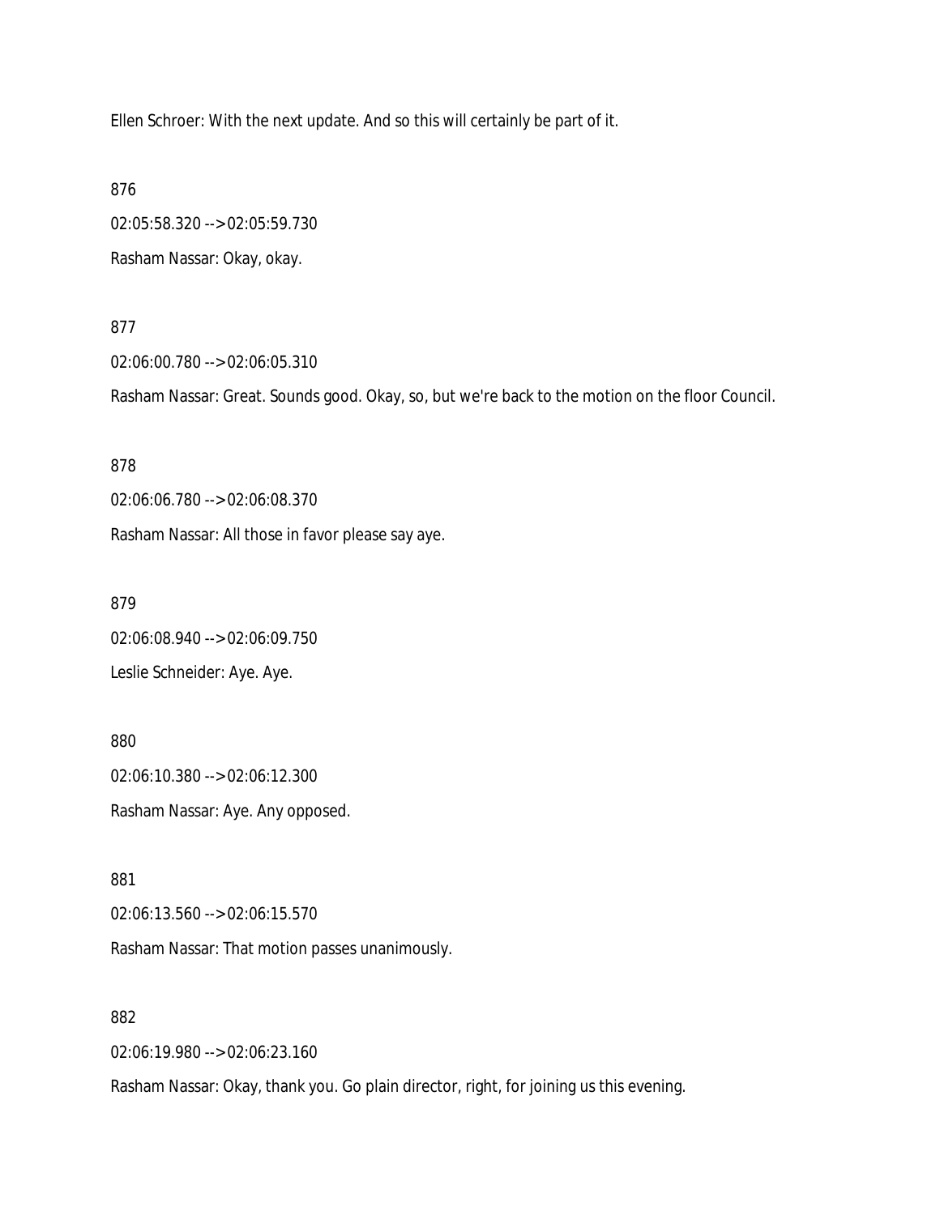Ellen Schroer: With the next update. And so this will certainly be part of it.

876

02:05:58.320 --> 02:05:59.730

Rasham Nassar: Okay, okay.

877

02:06:00.780 --> 02:06:05.310

Rasham Nassar: Great. Sounds good. Okay, so, but we're back to the motion on the floor Council.

878

02:06:06.780 --> 02:06:08.370

Rasham Nassar: All those in favor please say aye.

879

02:06:08.940 --> 02:06:09.750

Leslie Schneider: Aye. Aye.

880

02:06:10.380 --> 02:06:12.300

Rasham Nassar: Aye. Any opposed.

881

02:06:13.560 --> 02:06:15.570

Rasham Nassar: That motion passes unanimously.

882

02:06:19.980 --> 02:06:23.160

Rasham Nassar: Okay, thank you. Go plain director, right, for joining us this evening.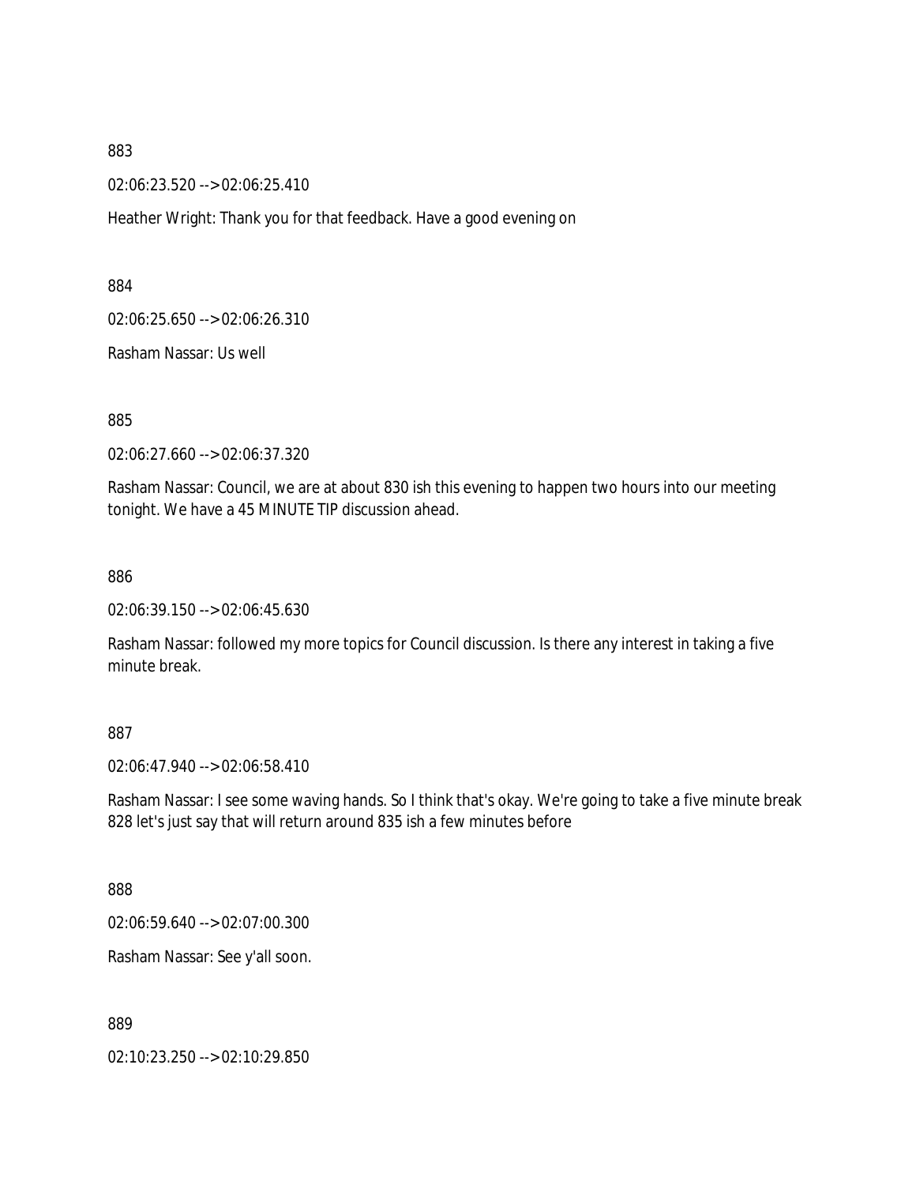883

02:06:23.520 --> 02:06:25.410

Heather Wright: Thank you for that feedback. Have a good evening on

884

02:06:25.650 --> 02:06:26.310

Rasham Nassar: Us well

885

02:06:27.660 --> 02:06:37.320

Rasham Nassar: Council, we are at about 830 ish this evening to happen two hours into our meeting tonight. We have a 45 MINUTE TIP discussion ahead.

886

02:06:39.150 --> 02:06:45.630

Rasham Nassar: followed my more topics for Council discussion. Is there any interest in taking a five minute break.

887

02:06:47.940 --> 02:06:58.410

Rasham Nassar: I see some waving hands. So I think that's okay. We're going to take a five minute break 828 let's just say that will return around 835 ish a few minutes before

888

02:06:59.640 --> 02:07:00.300

Rasham Nassar: See y'all soon.

889

02:10:23.250 --> 02:10:29.850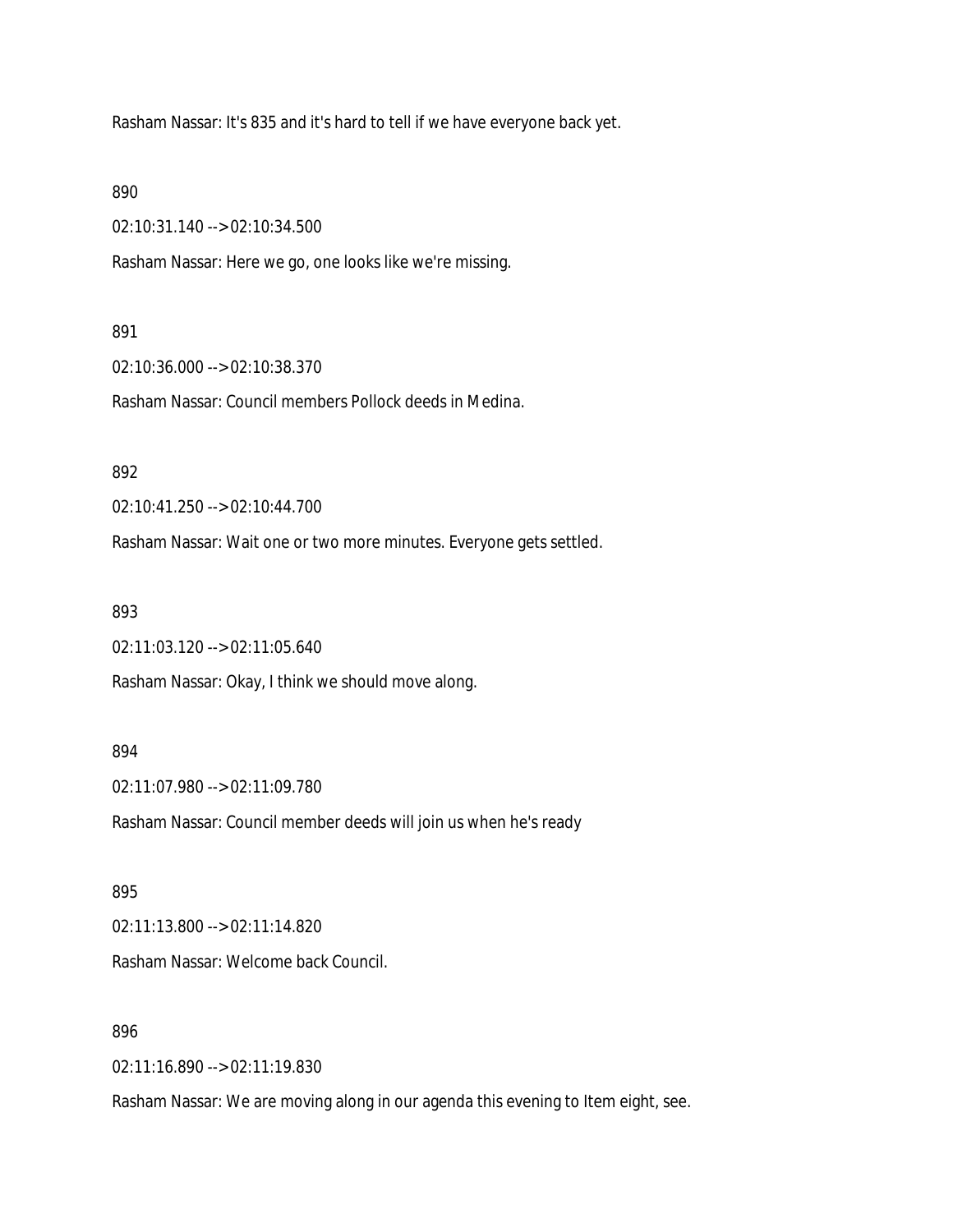Rasham Nassar: It's 835 and it's hard to tell if we have everyone back yet.

890

02:10:31.140 --> 02:10:34.500

Rasham Nassar: Here we go, one looks like we're missing.

891

02:10:36.000 --> 02:10:38.370

Rasham Nassar: Council members Pollock deeds in Medina.

892

02:10:41.250 --> 02:10:44.700

Rasham Nassar: Wait one or two more minutes. Everyone gets settled.

893

02:11:03.120 --> 02:11:05.640

Rasham Nassar: Okay, I think we should move along.

894

02:11:07.980 --> 02:11:09.780

Rasham Nassar: Council member deeds will join us when he's ready

895

02:11:13.800 --> 02:11:14.820

Rasham Nassar: Welcome back Council.

896

02:11:16.890 --> 02:11:19.830

Rasham Nassar: We are moving along in our agenda this evening to Item eight, see.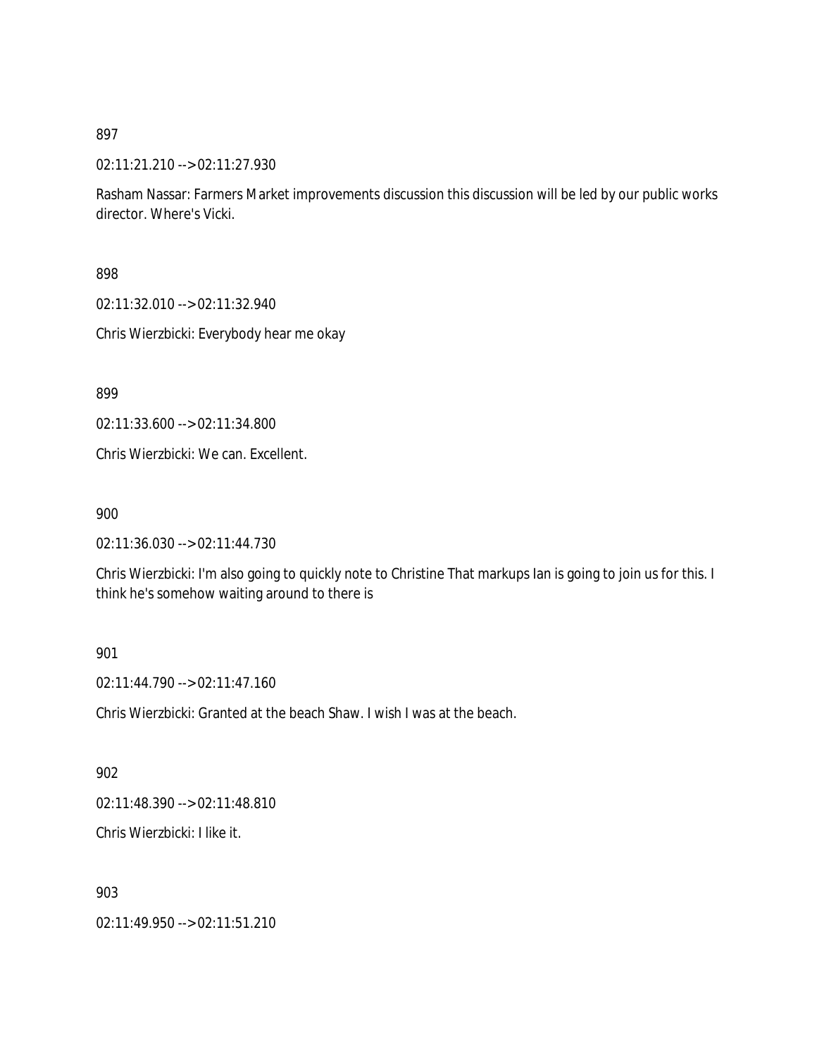897

02:11:21.210 --> 02:11:27.930

Rasham Nassar: Farmers Market improvements discussion this discussion will be led by our public works director. Where's Vicki.

898

02:11:32.010 --> 02:11:32.940

Chris Wierzbicki: Everybody hear me okay

899

02:11:33.600 --> 02:11:34.800

Chris Wierzbicki: We can. Excellent.

900

02:11:36.030 --> 02:11:44.730

Chris Wierzbicki: I'm also going to quickly note to Christine That markups Ian is going to join us for this. I think he's somehow waiting around to there is

901

02:11:44.790 --> 02:11:47.160

Chris Wierzbicki: Granted at the beach Shaw. I wish I was at the beach.

902

02:11:48.390 --> 02:11:48.810

Chris Wierzbicki: I like it.

903

02:11:49.950 --> 02:11:51.210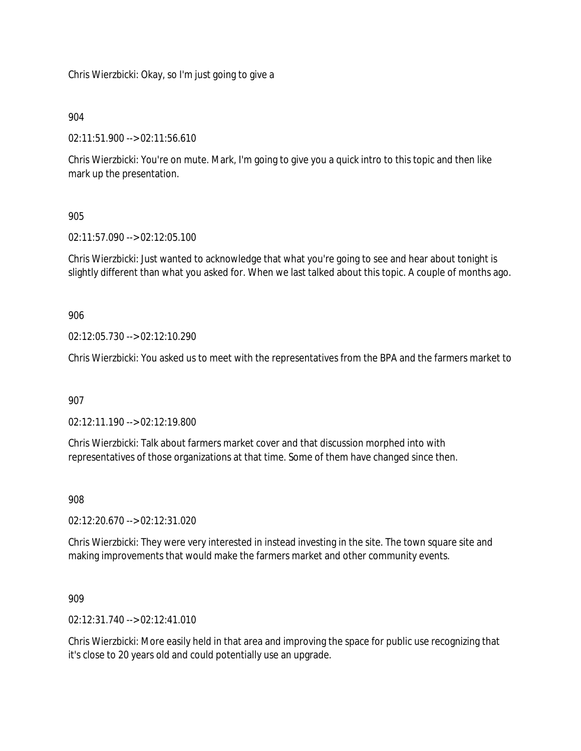Chris Wierzbicki: Okay, so I'm just going to give a

904

02:11:51.900 --> 02:11:56.610

Chris Wierzbicki: You're on mute. Mark, I'm going to give you a quick intro to this topic and then like mark up the presentation.

905

02:11:57.090 --> 02:12:05.100

Chris Wierzbicki: Just wanted to acknowledge that what you're going to see and hear about tonight is slightly different than what you asked for. When we last talked about this topic. A couple of months ago.

906

02:12:05.730 --> 02:12:10.290

Chris Wierzbicki: You asked us to meet with the representatives from the BPA and the farmers market to

907

02:12:11.190 --> 02:12:19.800

Chris Wierzbicki: Talk about farmers market cover and that discussion morphed into with representatives of those organizations at that time. Some of them have changed since then.

908

02:12:20.670 --> 02:12:31.020

Chris Wierzbicki: They were very interested in instead investing in the site. The town square site and making improvements that would make the farmers market and other community events.

909

02:12:31.740 --> 02:12:41.010

Chris Wierzbicki: More easily held in that area and improving the space for public use recognizing that it's close to 20 years old and could potentially use an upgrade.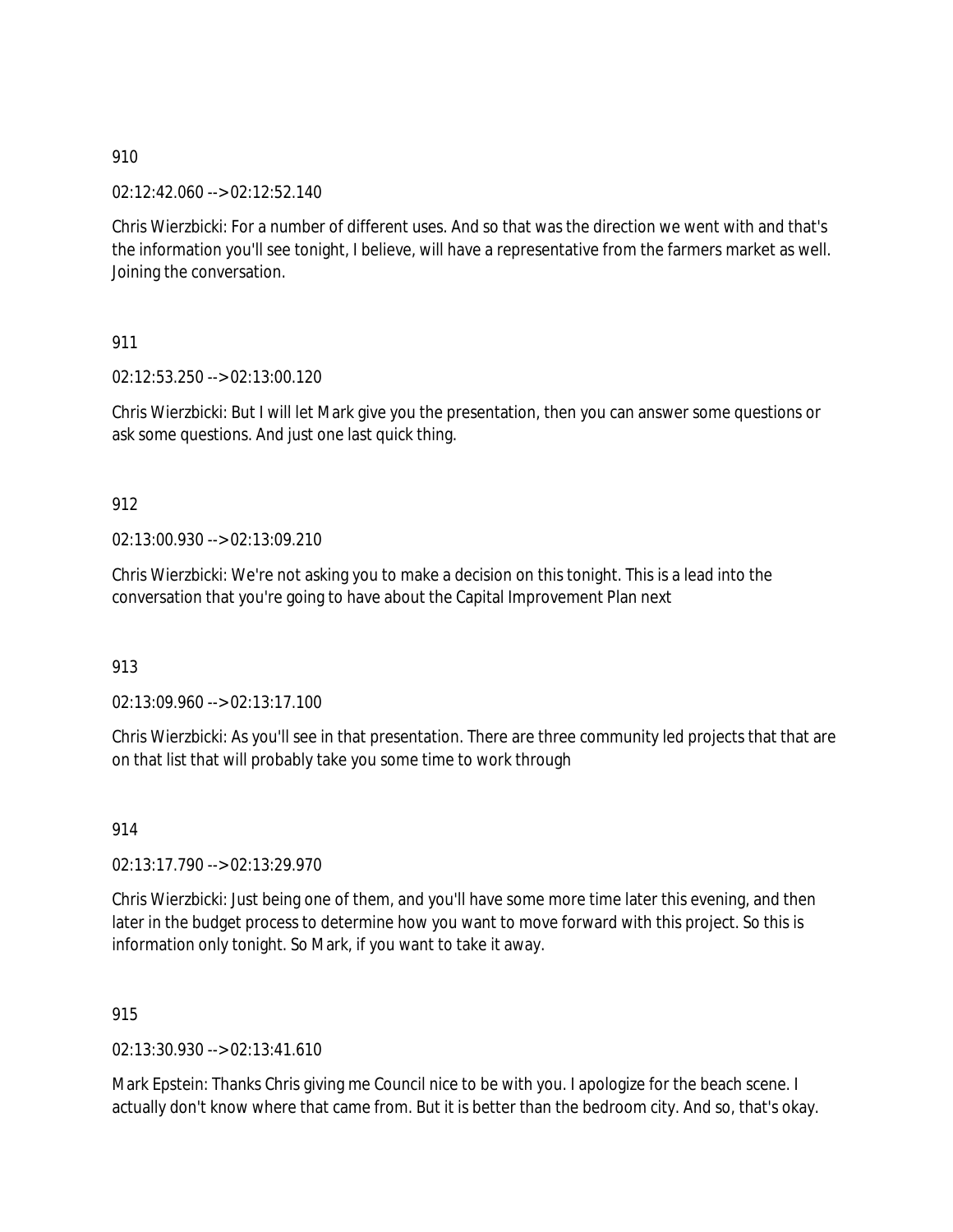910

02:12:42.060 --> 02:12:52.140

Chris Wierzbicki: For a number of different uses. And so that was the direction we went with and that's the information you'll see tonight, I believe, will have a representative from the farmers market as well. Joining the conversation.

911

02:12:53.250 --> 02:13:00.120

Chris Wierzbicki: But I will let Mark give you the presentation, then you can answer some questions or ask some questions. And just one last quick thing.

912

02:13:00.930 --> 02:13:09.210

Chris Wierzbicki: We're not asking you to make a decision on this tonight. This is a lead into the conversation that you're going to have about the Capital Improvement Plan next

913

02:13:09.960 --> 02:13:17.100

Chris Wierzbicki: As you'll see in that presentation. There are three community led projects that that are on that list that will probably take you some time to work through

914

02:13:17.790 --> 02:13:29.970

Chris Wierzbicki: Just being one of them, and you'll have some more time later this evening, and then later in the budget process to determine how you want to move forward with this project. So this is information only tonight. So Mark, if you want to take it away.

915

02:13:30.930 --> 02:13:41.610

Mark Epstein: Thanks Chris giving me Council nice to be with you. I apologize for the beach scene. I actually don't know where that came from. But it is better than the bedroom city. And so, that's okay.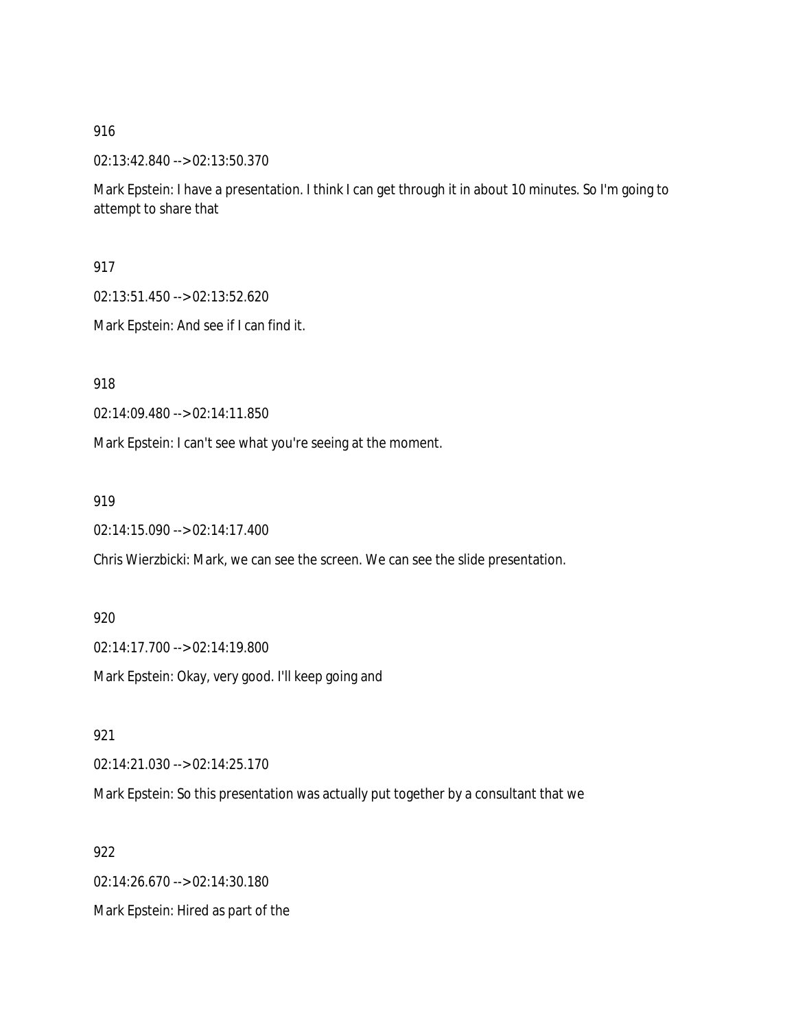916

02:13:42.840 --> 02:13:50.370

Mark Epstein: I have a presentation. I think I can get through it in about 10 minutes. So I'm going to attempt to share that

917

02:13:51.450 --> 02:13:52.620

Mark Epstein: And see if I can find it.

918

02:14:09.480 --> 02:14:11.850

Mark Epstein: I can't see what you're seeing at the moment.

919

02:14:15.090 --> 02:14:17.400

Chris Wierzbicki: Mark, we can see the screen. We can see the slide presentation.

920

02:14:17.700 --> 02:14:19.800

Mark Epstein: Okay, very good. I'll keep going and

921

02:14:21.030 --> 02:14:25.170

Mark Epstein: So this presentation was actually put together by a consultant that we

922

02:14:26.670 --> 02:14:30.180

Mark Epstein: Hired as part of the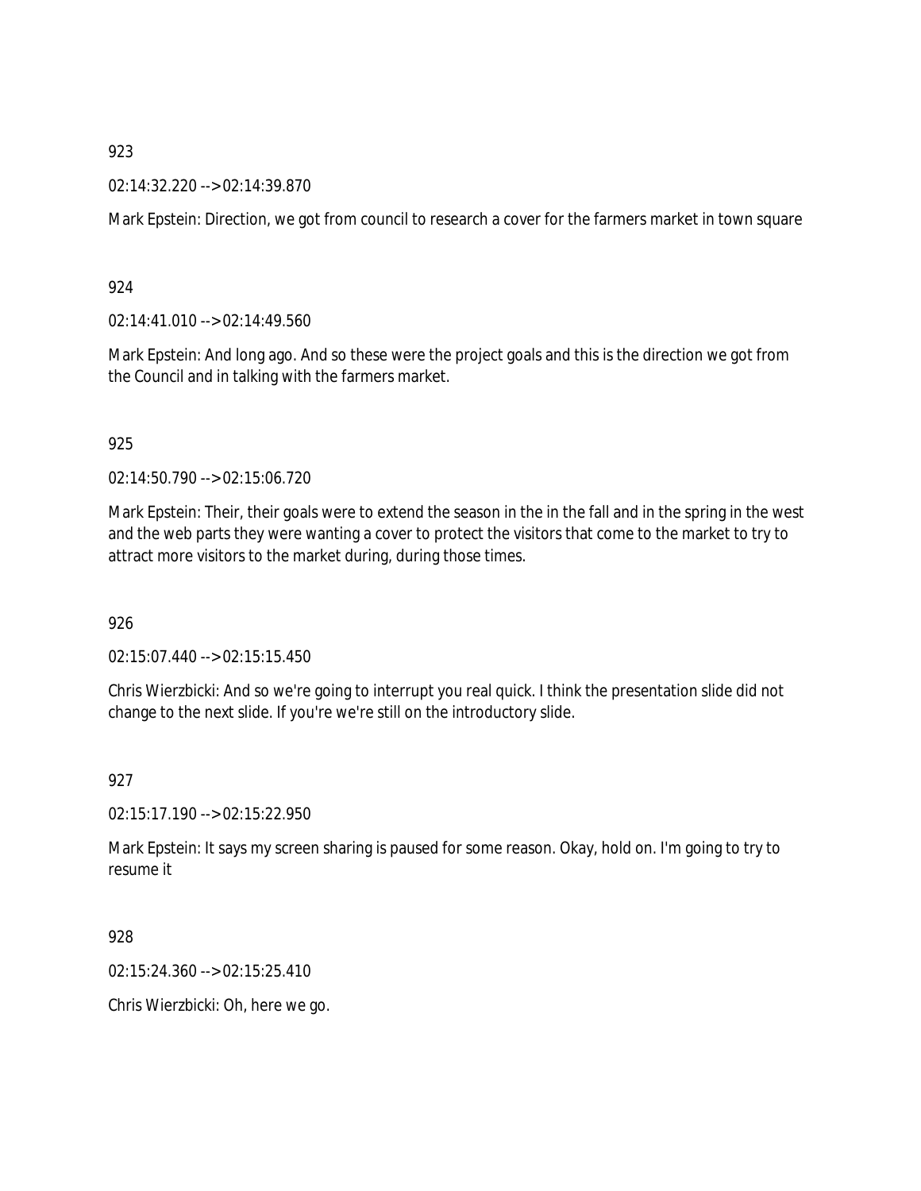923

02:14:32.220 --> 02:14:39.870

Mark Epstein: Direction, we got from council to research a cover for the farmers market in town square

924

02:14:41.010 --> 02:14:49.560

Mark Epstein: And long ago. And so these were the project goals and this is the direction we got from the Council and in talking with the farmers market.

925

02:14:50.790 --> 02:15:06.720

Mark Epstein: Their, their goals were to extend the season in the in the fall and in the spring in the west and the web parts they were wanting a cover to protect the visitors that come to the market to try to attract more visitors to the market during, during those times.

926

02:15:07.440 --> 02:15:15.450

Chris Wierzbicki: And so we're going to interrupt you real quick. I think the presentation slide did not change to the next slide. If you're we're still on the introductory slide.

927

02:15:17.190 --> 02:15:22.950

Mark Epstein: It says my screen sharing is paused for some reason. Okay, hold on. I'm going to try to resume it

928

02:15:24.360 --> 02:15:25.410

Chris Wierzbicki: Oh, here we go.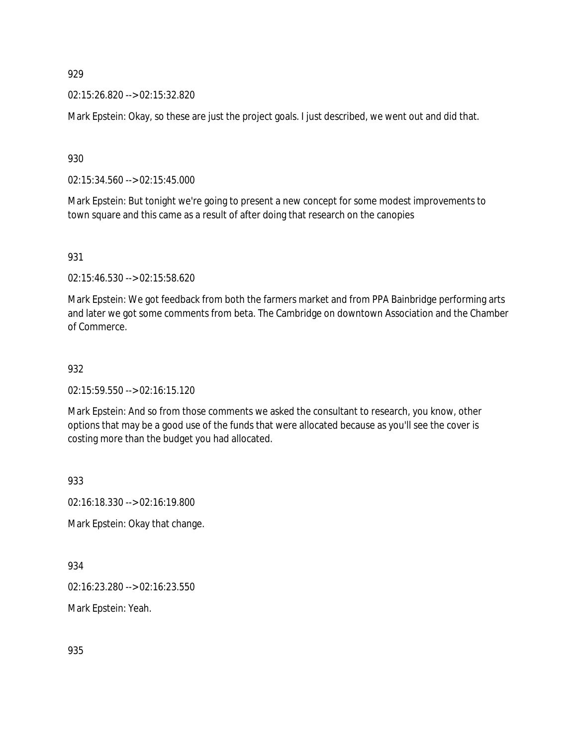929

02:15:26.820 --> 02:15:32.820

Mark Epstein: Okay, so these are just the project goals. I just described, we went out and did that.

930

02:15:34.560 --> 02:15:45.000

Mark Epstein: But tonight we're going to present a new concept for some modest improvements to town square and this came as a result of after doing that research on the canopies

931

02:15:46.530 --> 02:15:58.620

Mark Epstein: We got feedback from both the farmers market and from PPA Bainbridge performing arts and later we got some comments from beta. The Cambridge on downtown Association and the Chamber of Commerce.

932

02:15:59.550 --> 02:16:15.120

Mark Epstein: And so from those comments we asked the consultant to research, you know, other options that may be a good use of the funds that were allocated because as you'll see the cover is costing more than the budget you had allocated.

933

02:16:18.330 --> 02:16:19.800

Mark Epstein: Okay that change.

934

02:16:23.280 --> 02:16:23.550

Mark Epstein: Yeah.

935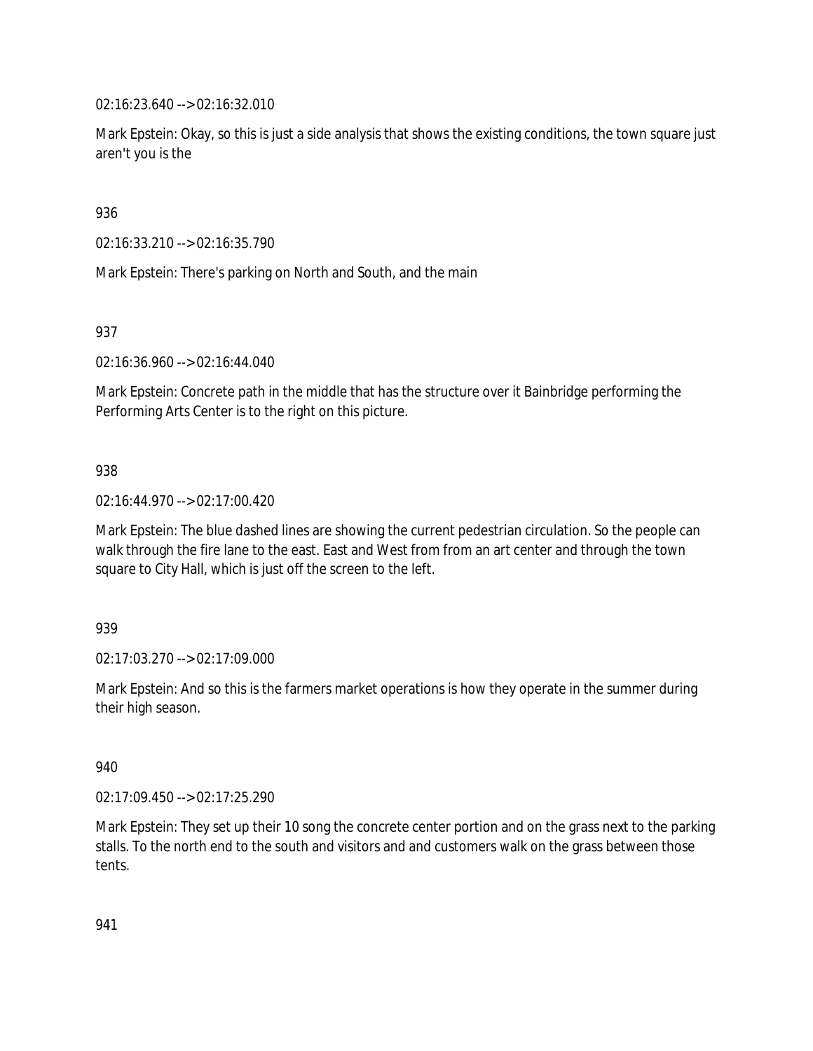02:16:23.640 --> 02:16:32.010

Mark Epstein: Okay, so this is just a side analysis that shows the existing conditions, the town square just aren't you is the

936

02:16:33.210 --> 02:16:35.790

Mark Epstein: There's parking on North and South, and the main

937

02:16:36.960 --> 02:16:44.040

Mark Epstein: Concrete path in the middle that has the structure over it Bainbridge performing the Performing Arts Center is to the right on this picture.

938

02:16:44.970 --> 02:17:00.420

Mark Epstein: The blue dashed lines are showing the current pedestrian circulation. So the people can walk through the fire lane to the east. East and West from from an art center and through the town square to City Hall, which is just off the screen to the left.

939

02:17:03.270 --> 02:17:09.000

Mark Epstein: And so this is the farmers market operations is how they operate in the summer during their high season.

940

02:17:09.450 --> 02:17:25.290

Mark Epstein: They set up their 10 song the concrete center portion and on the grass next to the parking stalls. To the north end to the south and visitors and and customers walk on the grass between those tents.

941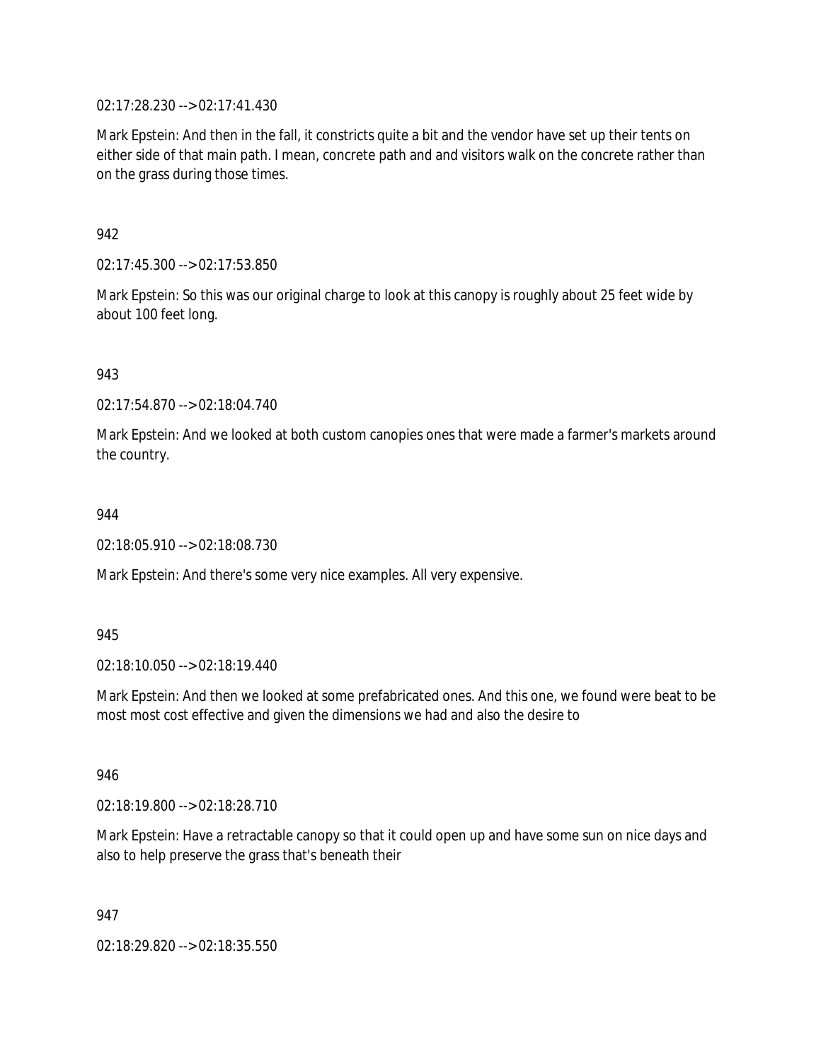02:17:28.230 --> 02:17:41.430

Mark Epstein: And then in the fall, it constricts quite a bit and the vendor have set up their tents on either side of that main path. I mean, concrete path and and visitors walk on the concrete rather than on the grass during those times.

942

02:17:45.300 --> 02:17:53.850

Mark Epstein: So this was our original charge to look at this canopy is roughly about 25 feet wide by about 100 feet long.

943

02:17:54.870 --> 02:18:04.740

Mark Epstein: And we looked at both custom canopies ones that were made a farmer's markets around the country.

944

02:18:05.910 --> 02:18:08.730

Mark Epstein: And there's some very nice examples. All very expensive.

945

02:18:10.050 --> 02:18:19.440

Mark Epstein: And then we looked at some prefabricated ones. And this one, we found were beat to be most most cost effective and given the dimensions we had and also the desire to

946

02:18:19.800 --> 02:18:28.710

Mark Epstein: Have a retractable canopy so that it could open up and have some sun on nice days and also to help preserve the grass that's beneath their

947

02:18:29.820 --> 02:18:35.550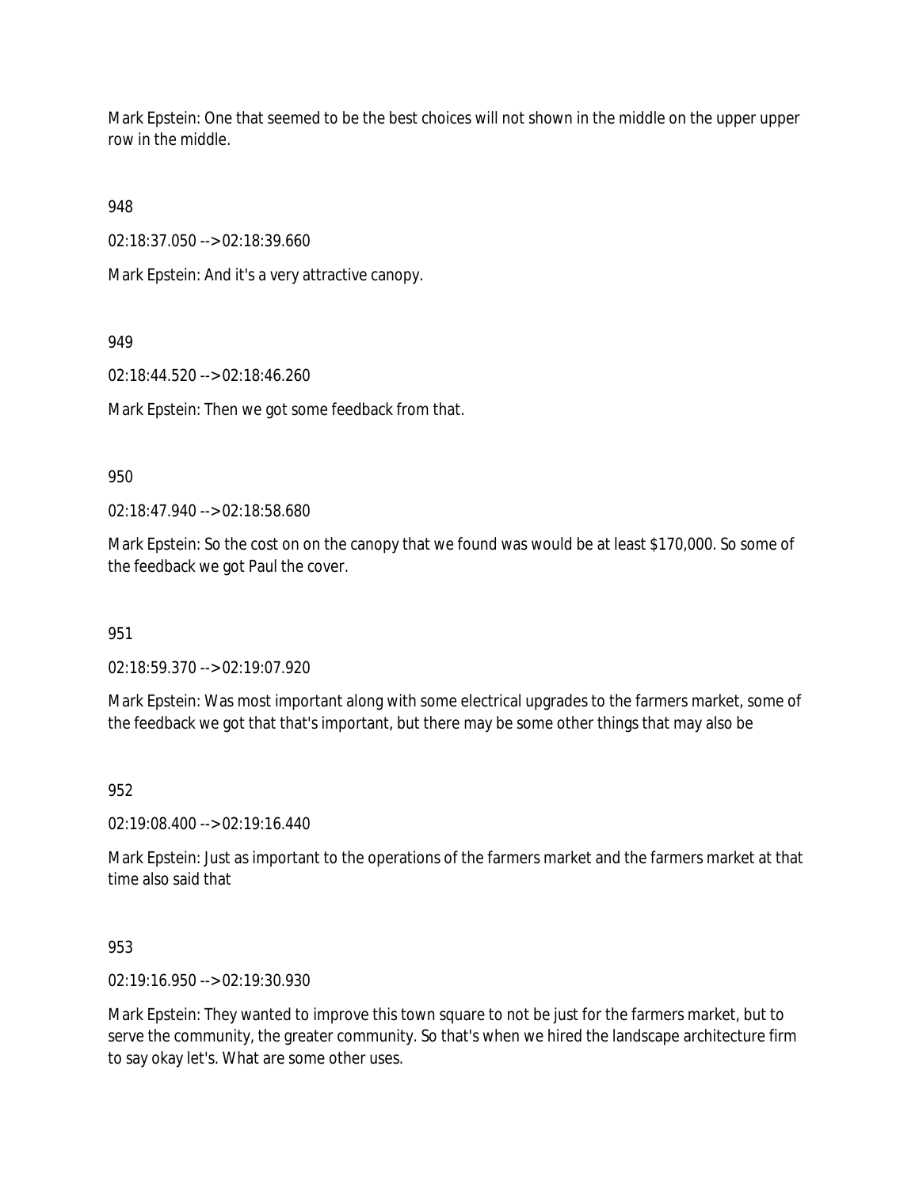Mark Epstein: One that seemed to be the best choices will not shown in the middle on the upper upper row in the middle.

948

02:18:37.050 --> 02:18:39.660

Mark Epstein: And it's a very attractive canopy.

949

02:18:44.520 --> 02:18:46.260

Mark Epstein: Then we got some feedback from that.

950

02:18:47.940 --> 02:18:58.680

Mark Epstein: So the cost on on the canopy that we found was would be at least $170,000. So some of the feedback we got Paul the cover.

951

02:18:59.370 --> 02:19:07.920

Mark Epstein: Was most important along with some electrical upgrades to the farmers market, some of the feedback we got that that's important, but there may be some other things that may also be

952

02:19:08.400 --> 02:19:16.440

Mark Epstein: Just as important to the operations of the farmers market and the farmers market at that time also said that

953

02:19:16.950 --> 02:19:30.930

Mark Epstein: They wanted to improve this town square to not be just for the farmers market, but to serve the community, the greater community. So that's when we hired the landscape architecture firm to say okay let's. What are some other uses.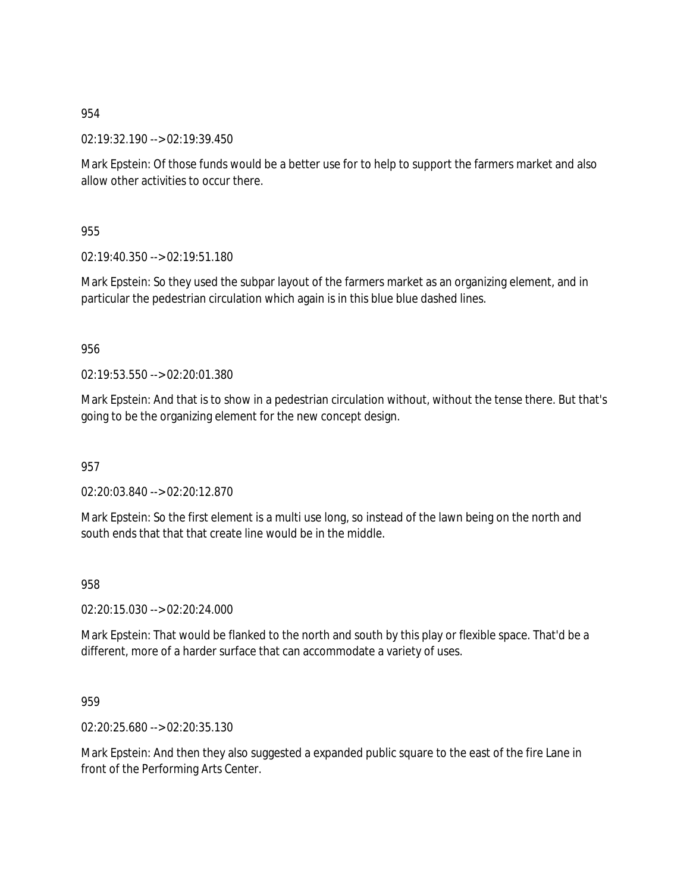954

02:19:32.190 --> 02:19:39.450

Mark Epstein: Of those funds would be a better use for to help to support the farmers market and also allow other activities to occur there.

955

02:19:40.350 --> 02:19:51.180

Mark Epstein: So they used the subpar layout of the farmers market as an organizing element, and in particular the pedestrian circulation which again is in this blue blue dashed lines.

956

02:19:53.550 --> 02:20:01.380

Mark Epstein: And that is to show in a pedestrian circulation without, without the tense there. But that's going to be the organizing element for the new concept design.

957

02:20:03.840 --> 02:20:12.870

Mark Epstein: So the first element is a multi use long, so instead of the lawn being on the north and south ends that that that create line would be in the middle.

958

02:20:15.030 --> 02:20:24.000

Mark Epstein: That would be flanked to the north and south by this play or flexible space. That'd be a different, more of a harder surface that can accommodate a variety of uses.

959

02:20:25.680 --> 02:20:35.130

Mark Epstein: And then they also suggested a expanded public square to the east of the fire Lane in front of the Performing Arts Center.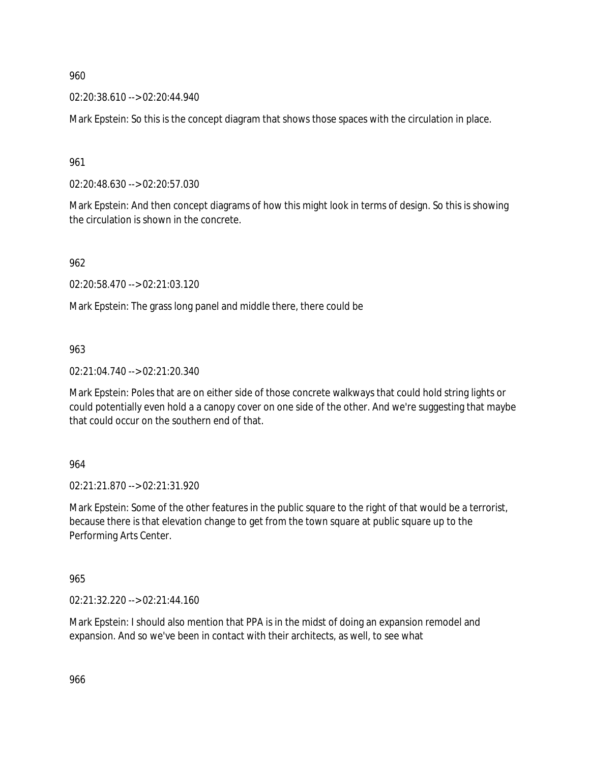960

02:20:38.610 --> 02:20:44.940

Mark Epstein: So this is the concept diagram that shows those spaces with the circulation in place.

961

02:20:48.630 --> 02:20:57.030

Mark Epstein: And then concept diagrams of how this might look in terms of design. So this is showing the circulation is shown in the concrete.

962

02:20:58.470 --> 02:21:03.120

Mark Epstein: The grass long panel and middle there, there could be

963

02:21:04.740 --> 02:21:20.340

Mark Epstein: Poles that are on either side of those concrete walkways that could hold string lights or could potentially even hold a a canopy cover on one side of the other. And we're suggesting that maybe that could occur on the southern end of that.

964

02:21:21.870 --> 02:21:31.920

Mark Epstein: Some of the other features in the public square to the right of that would be a terrorist, because there is that elevation change to get from the town square at public square up to the Performing Arts Center.

965

02:21:32.220 --> 02:21:44.160

Mark Epstein: I should also mention that PPA is in the midst of doing an expansion remodel and expansion. And so we've been in contact with their architects, as well, to see what

966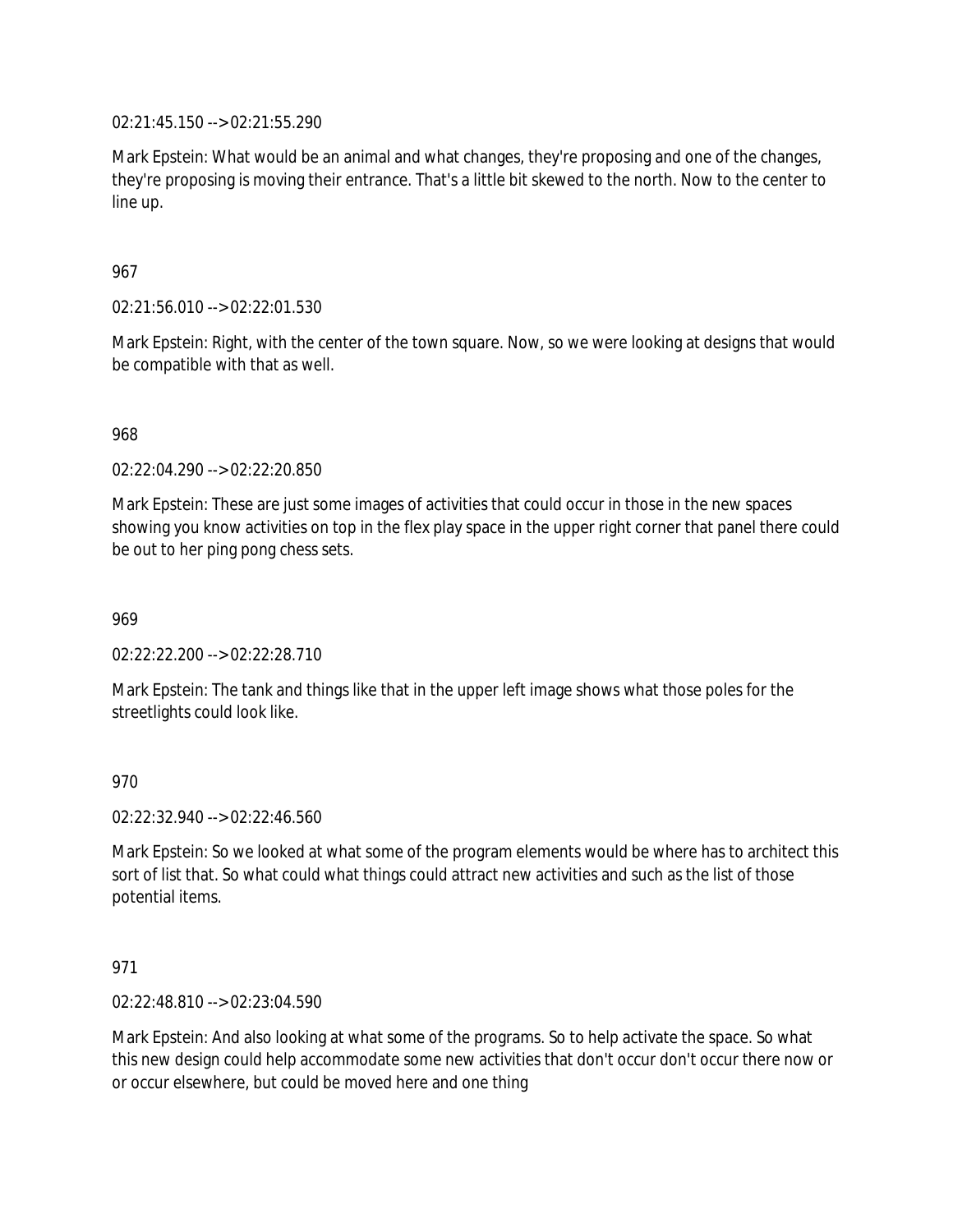02:21:45.150 --> 02:21:55.290

Mark Epstein: What would be an animal and what changes, they're proposing and one of the changes, they're proposing is moving their entrance. That's a little bit skewed to the north. Now to the center to line up.

967

02:21:56.010 --> 02:22:01.530

Mark Epstein: Right, with the center of the town square. Now, so we were looking at designs that would be compatible with that as well.

968

02:22:04.290 --> 02:22:20.850

Mark Epstein: These are just some images of activities that could occur in those in the new spaces showing you know activities on top in the flex play space in the upper right corner that panel there could be out to her ping pong chess sets.

969

02:22:22.200 --> 02:22:28.710

Mark Epstein: The tank and things like that in the upper left image shows what those poles for the streetlights could look like.

970

02:22:32.940 --> 02:22:46.560

Mark Epstein: So we looked at what some of the program elements would be where has to architect this sort of list that. So what could what things could attract new activities and such as the list of those potential items.

971

02:22:48.810 --> 02:23:04.590

Mark Epstein: And also looking at what some of the programs. So to help activate the space. So what this new design could help accommodate some new activities that don't occur don't occur there now or or occur elsewhere, but could be moved here and one thing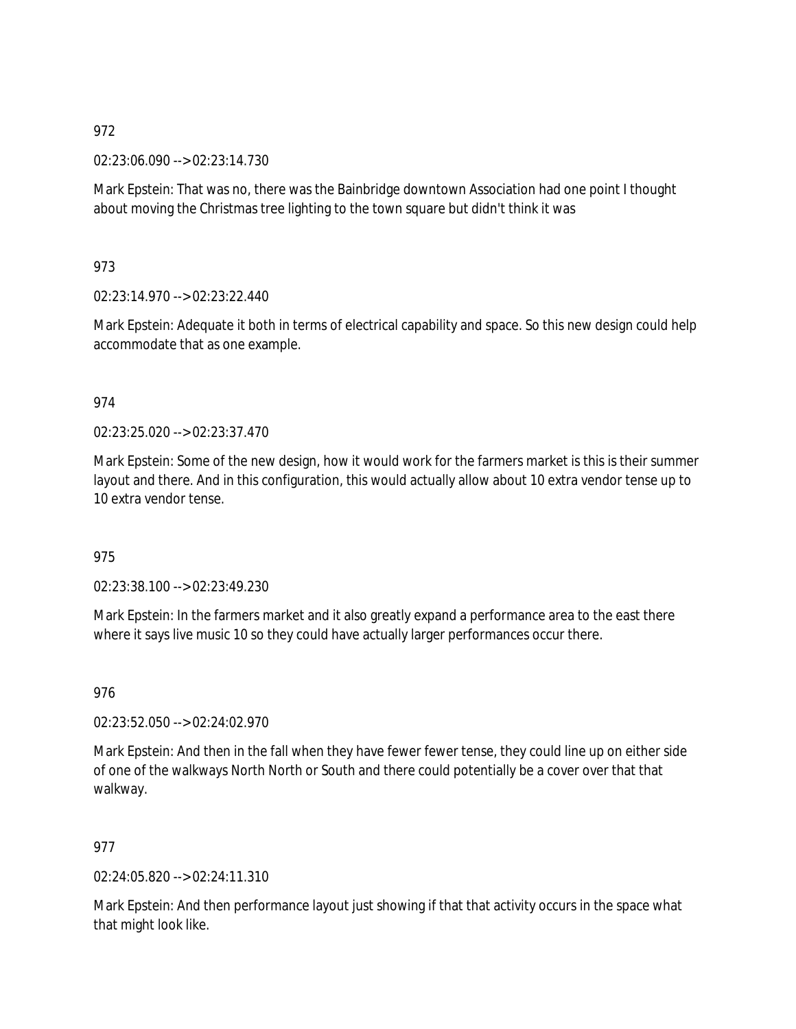972

02:23:06.090 --> 02:23:14.730

Mark Epstein: That was no, there was the Bainbridge downtown Association had one point I thought about moving the Christmas tree lighting to the town square but didn't think it was

973

02:23:14.970 --> 02:23:22.440

Mark Epstein: Adequate it both in terms of electrical capability and space. So this new design could help accommodate that as one example.

974

02:23:25.020 --> 02:23:37.470

Mark Epstein: Some of the new design, how it would work for the farmers market is this is their summer layout and there. And in this configuration, this would actually allow about 10 extra vendor tense up to 10 extra vendor tense.

975

02:23:38.100 --> 02:23:49.230

Mark Epstein: In the farmers market and it also greatly expand a performance area to the east there where it says live music 10 so they could have actually larger performances occur there.

976

02:23:52.050 --> 02:24:02.970

Mark Epstein: And then in the fall when they have fewer fewer tense, they could line up on either side of one of the walkways North North or South and there could potentially be a cover over that that walkway.

977

02:24:05.820 --> 02:24:11.310

Mark Epstein: And then performance layout just showing if that that activity occurs in the space what that might look like.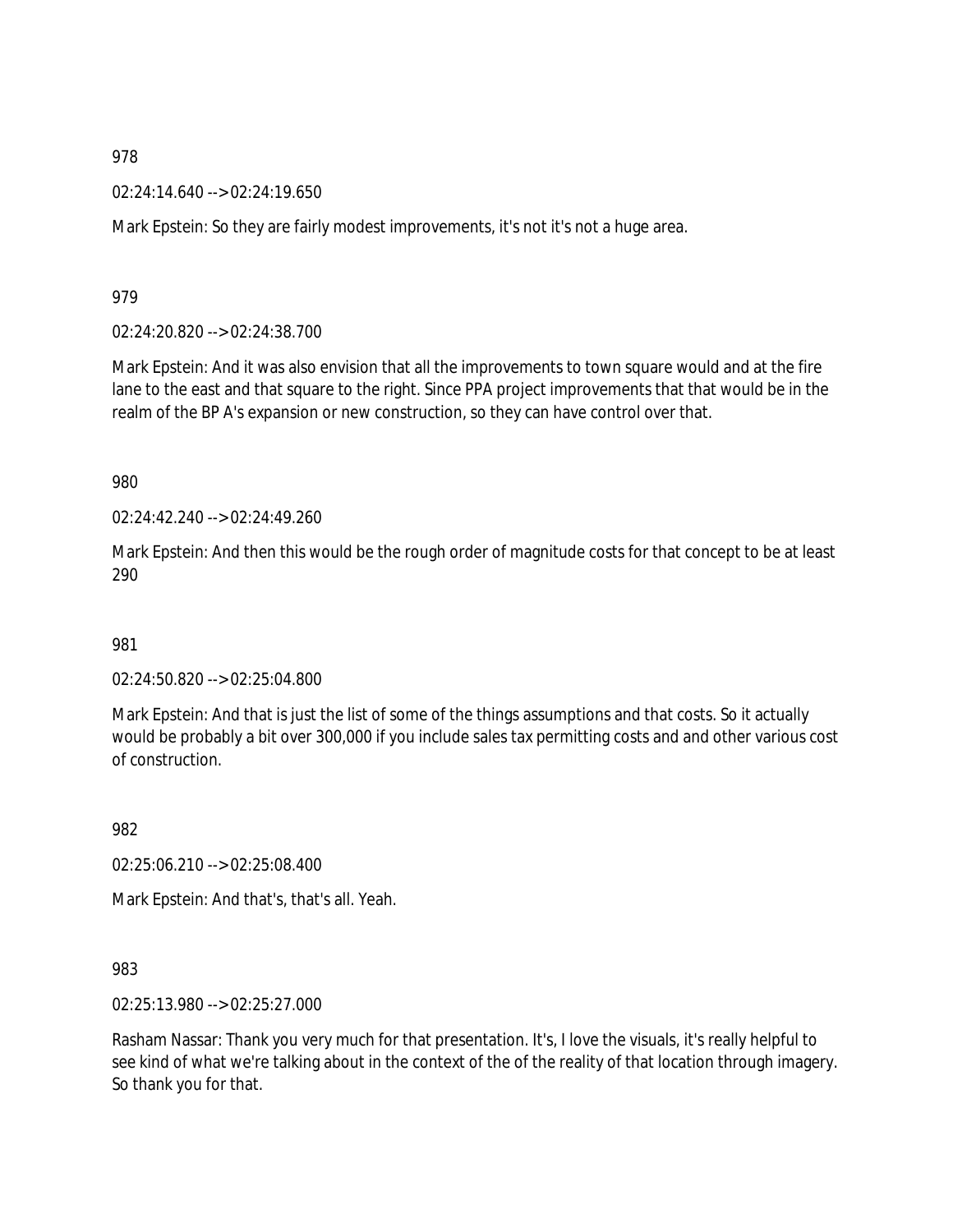978

02:24:14.640 --> 02:24:19.650

Mark Epstein: So they are fairly modest improvements, it's not it's not a huge area.

979

02:24:20.820 --> 02:24:38.700

Mark Epstein: And it was also envision that all the improvements to town square would and at the fire lane to the east and that square to the right. Since PPA project improvements that that would be in the realm of the BP A's expansion or new construction, so they can have control over that.

980

02:24:42.240 --> 02:24:49.260

Mark Epstein: And then this would be the rough order of magnitude costs for that concept to be at least 290

981

02:24:50.820 --> 02:25:04.800

Mark Epstein: And that is just the list of some of the things assumptions and that costs. So it actually would be probably a bit over 300,000 if you include sales tax permitting costs and and other various cost of construction.

982

02:25:06.210 --> 02:25:08.400

Mark Epstein: And that's, that's all. Yeah.

983

02:25:13.980 --> 02:25:27.000

Rasham Nassar: Thank you very much for that presentation. It's, I love the visuals, it's really helpful to see kind of what we're talking about in the context of the of the reality of that location through imagery. So thank you for that.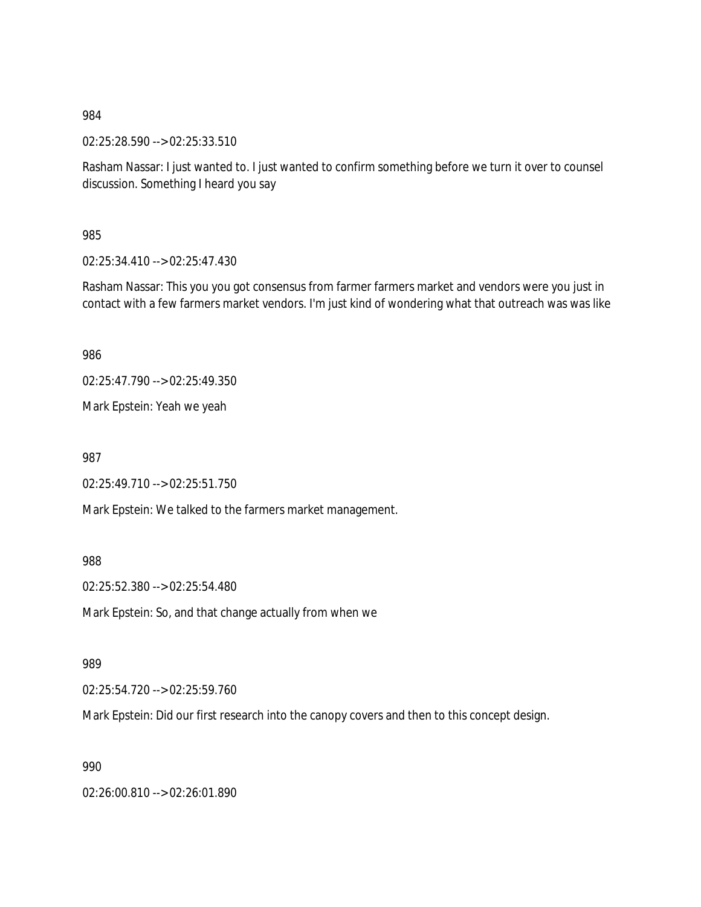984

02:25:28.590 --> 02:25:33.510

Rasham Nassar: I just wanted to. I just wanted to confirm something before we turn it over to counsel discussion. Something I heard you say

985

02:25:34.410 --> 02:25:47.430

Rasham Nassar: This you you got consensus from farmer farmers market and vendors were you just in contact with a few farmers market vendors. I'm just kind of wondering what that outreach was was like

986

02:25:47.790 --> 02:25:49.350

Mark Epstein: Yeah we yeah

987

02:25:49.710 --> 02:25:51.750

Mark Epstein: We talked to the farmers market management.

988

02:25:52.380 --> 02:25:54.480

Mark Epstein: So, and that change actually from when we

989

02:25:54.720 --> 02:25:59.760

Mark Epstein: Did our first research into the canopy covers and then to this concept design.

990

02:26:00.810 --> 02:26:01.890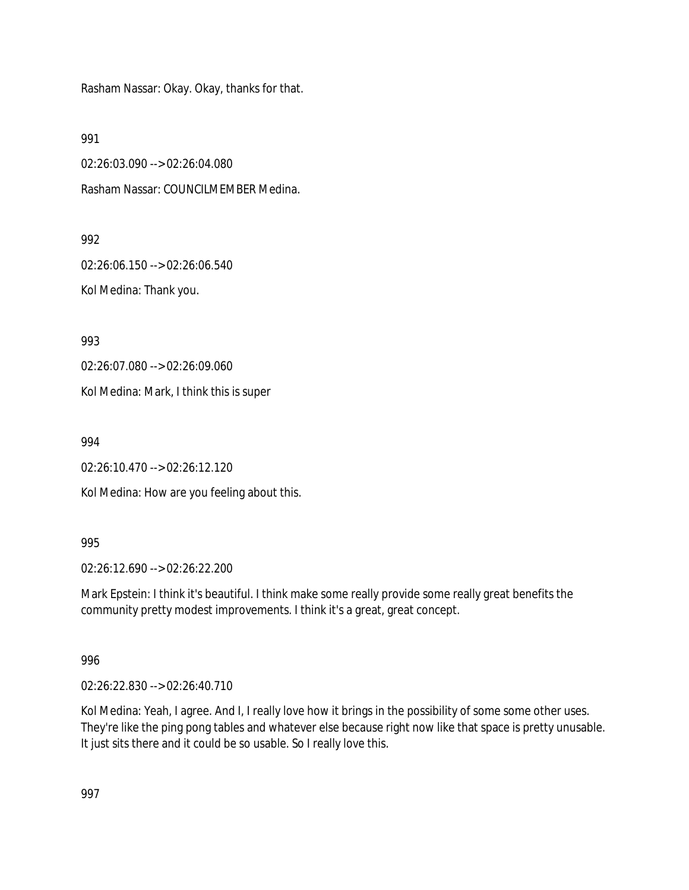Rasham Nassar: Okay. Okay, thanks for that.

991

02:26:03.090 --> 02:26:04.080

Rasham Nassar: COUNCILMEMBER Medina.

992

02:26:06.150 --> 02:26:06.540

Kol Medina: Thank you.

993

02:26:07.080 --> 02:26:09.060

Kol Medina: Mark, I think this is super

994

02:26:10.470 --> 02:26:12.120

Kol Medina: How are you feeling about this.

995

02:26:12.690 --> 02:26:22.200

Mark Epstein: I think it's beautiful. I think make some really provide some really great benefits the community pretty modest improvements. I think it's a great, great concept.

996

02:26:22.830 --> 02:26:40.710

Kol Medina: Yeah, I agree. And I, I really love how it brings in the possibility of some some other uses. They're like the ping pong tables and whatever else because right now like that space is pretty unusable. It just sits there and it could be so usable. So I really love this.

997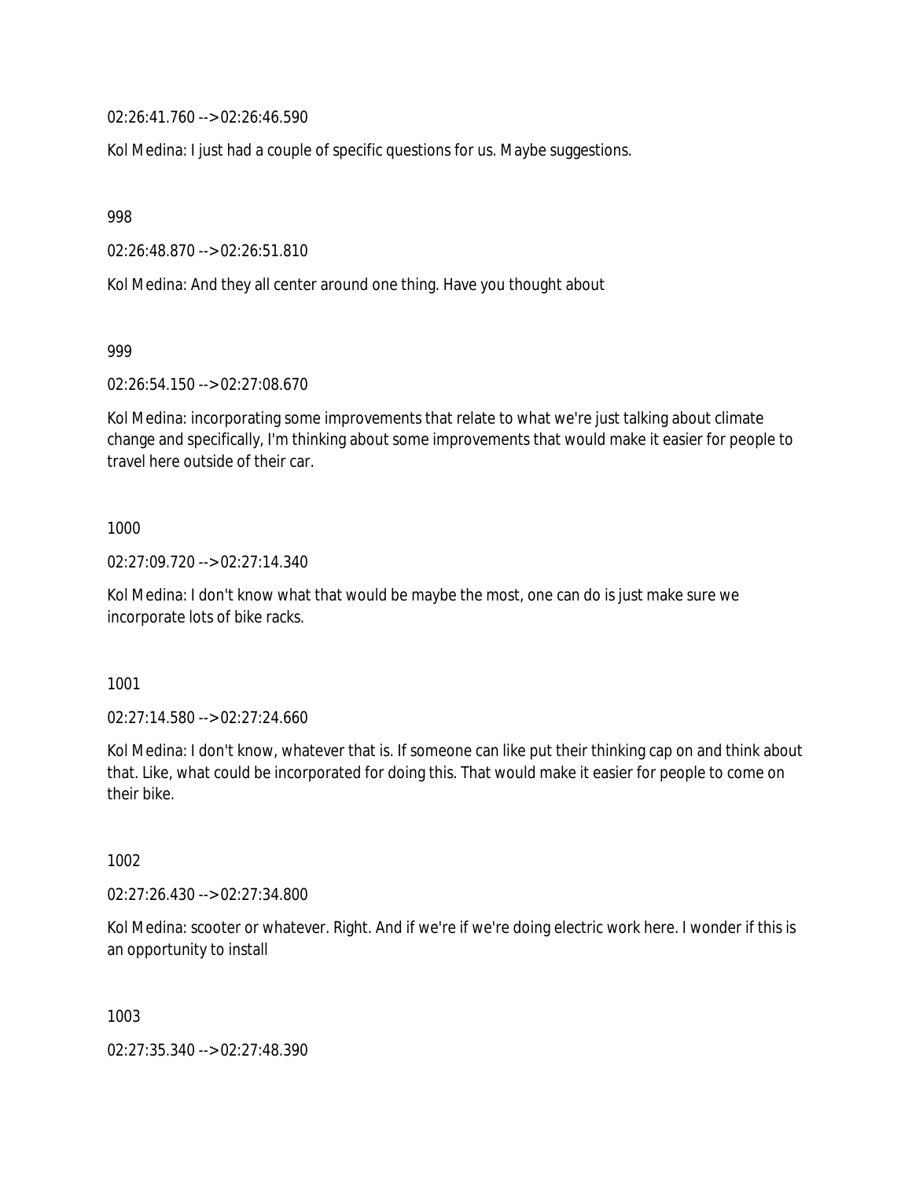02:26:41.760 --> 02:26:46.590

Kol Medina: I just had a couple of specific questions for us. Maybe suggestions.

998

02:26:48.870 --> 02:26:51.810

Kol Medina: And they all center around one thing. Have you thought about

999

02:26:54.150 --> 02:27:08.670

Kol Medina: incorporating some improvements that relate to what we're just talking about climate change and specifically, I'm thinking about some improvements that would make it easier for people to travel here outside of their car.

1000

02:27:09.720 --> 02:27:14.340

Kol Medina: I don't know what that would be maybe the most, one can do is just make sure we incorporate lots of bike racks.

1001

02:27:14.580 --> 02:27:24.660

Kol Medina: I don't know, whatever that is. If someone can like put their thinking cap on and think about that. Like, what could be incorporated for doing this. That would make it easier for people to come on their bike.

1002

02:27:26.430 --> 02:27:34.800

Kol Medina: scooter or whatever. Right. And if we're if we're doing electric work here. I wonder if this is an opportunity to install

1003

02:27:35.340 --> 02:27:48.390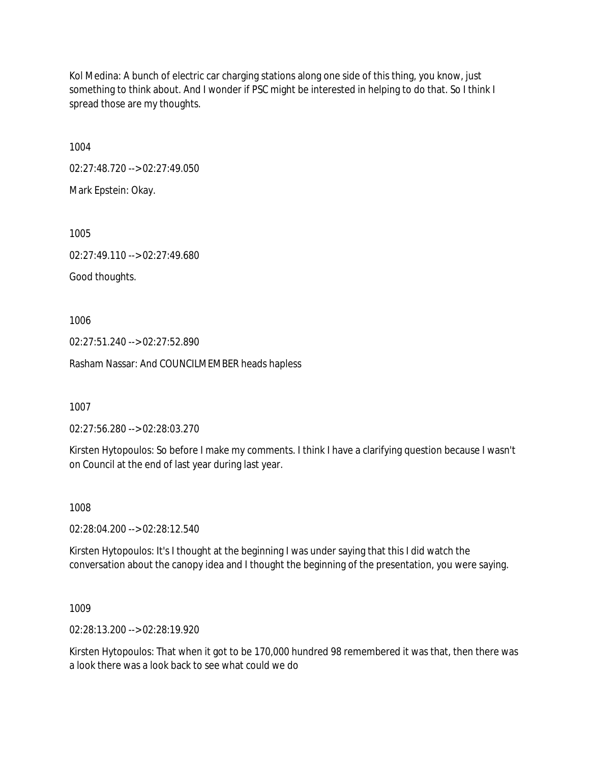Kol Medina: A bunch of electric car charging stations along one side of this thing, you know, just something to think about. And I wonder if PSC might be interested in helping to do that. So I think I spread those are my thoughts.

1004

02:27:48.720 --> 02:27:49.050

Mark Epstein: Okay.

1005

02:27:49.110 --> 02:27:49.680

Good thoughts.

1006

02:27:51.240 --> 02:27:52.890

Rasham Nassar: And COUNCILMEMBER heads hapless

1007

02:27:56.280 --> 02:28:03.270

Kirsten Hytopoulos: So before I make my comments. I think I have a clarifying question because I wasn't on Council at the end of last year during last year.

1008

02:28:04.200 --> 02:28:12.540

Kirsten Hytopoulos: It's I thought at the beginning I was under saying that this I did watch the conversation about the canopy idea and I thought the beginning of the presentation, you were saying.

1009

02:28:13.200 --> 02:28:19.920

Kirsten Hytopoulos: That when it got to be 170,000 hundred 98 remembered it was that, then there was a look there was a look back to see what could we do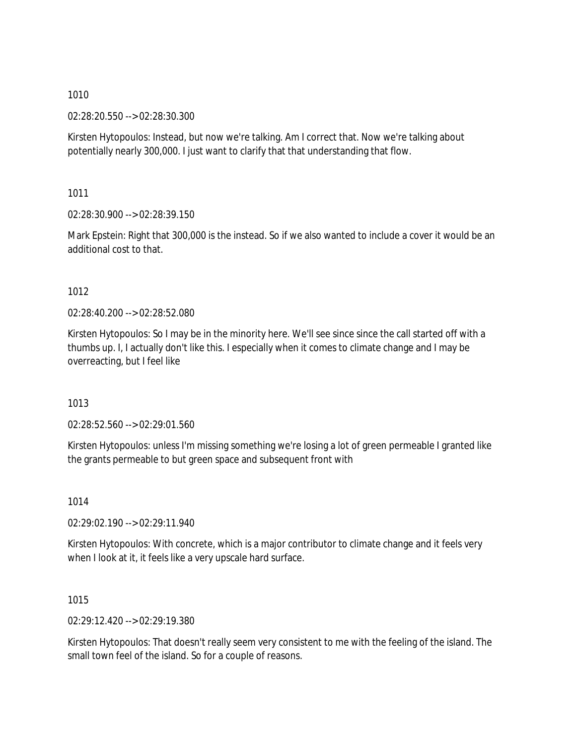1010

02:28:20.550 --> 02:28:30.300

Kirsten Hytopoulos: Instead, but now we're talking. Am I correct that. Now we're talking about potentially nearly 300,000. I just want to clarify that that understanding that flow.

1011

02:28:30.900 --> 02:28:39.150

Mark Epstein: Right that 300,000 is the instead. So if we also wanted to include a cover it would be an additional cost to that.

1012

02:28:40.200 --> 02:28:52.080

Kirsten Hytopoulos: So I may be in the minority here. We'll see since since the call started off with a thumbs up. I, I actually don't like this. I especially when it comes to climate change and I may be overreacting, but I feel like

1013

02:28:52.560 --> 02:29:01.560

Kirsten Hytopoulos: unless I'm missing something we're losing a lot of green permeable I granted like the grants permeable to but green space and subsequent front with

1014

02:29:02.190 --> 02:29:11.940

Kirsten Hytopoulos: With concrete, which is a major contributor to climate change and it feels very when I look at it, it feels like a very upscale hard surface.

1015

02:29:12.420 --> 02:29:19.380

Kirsten Hytopoulos: That doesn't really seem very consistent to me with the feeling of the island. The small town feel of the island. So for a couple of reasons.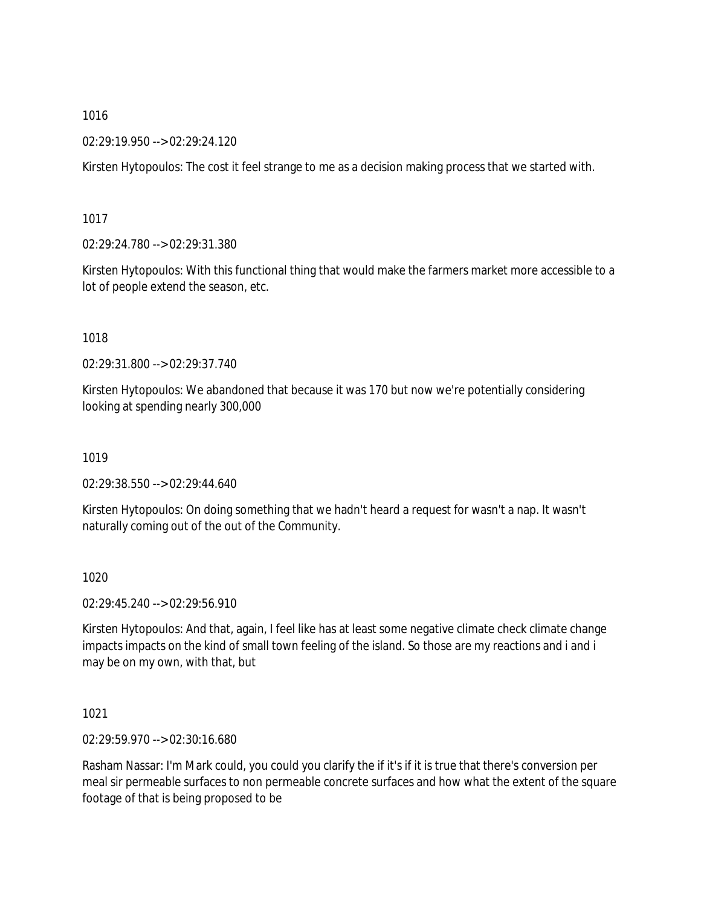1016

02:29:19.950 --> 02:29:24.120

Kirsten Hytopoulos: The cost it feel strange to me as a decision making process that we started with.

1017

02:29:24.780 --> 02:29:31.380

Kirsten Hytopoulos: With this functional thing that would make the farmers market more accessible to a lot of people extend the season, etc.

1018

02:29:31.800 --> 02:29:37.740

Kirsten Hytopoulos: We abandoned that because it was 170 but now we're potentially considering looking at spending nearly 300,000

1019

02:29:38.550 --> 02:29:44.640

Kirsten Hytopoulos: On doing something that we hadn't heard a request for wasn't a nap. It wasn't naturally coming out of the out of the Community.

1020

02:29:45.240 --> 02:29:56.910

Kirsten Hytopoulos: And that, again, I feel like has at least some negative climate check climate change impacts impacts on the kind of small town feeling of the island. So those are my reactions and i and i may be on my own, with that, but

1021

02:29:59.970 --> 02:30:16.680

Rasham Nassar: I'm Mark could, you could you clarify the if it's if it is true that there's conversion per meal sir permeable surfaces to non permeable concrete surfaces and how what the extent of the square footage of that is being proposed to be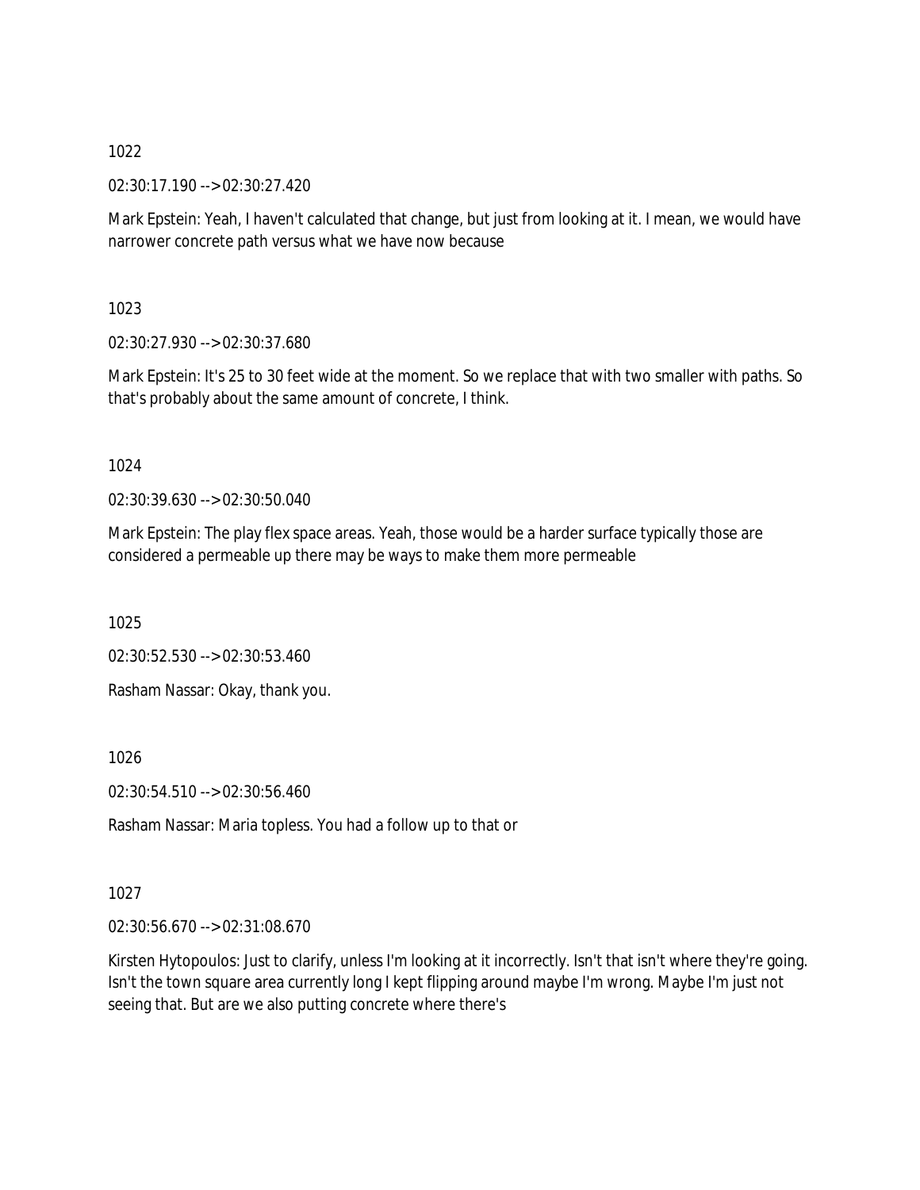1022

02:30:17.190 --> 02:30:27.420

Mark Epstein: Yeah, I haven't calculated that change, but just from looking at it. I mean, we would have narrower concrete path versus what we have now because

1023

02:30:27.930 --> 02:30:37.680

Mark Epstein: It's 25 to 30 feet wide at the moment. So we replace that with two smaller with paths. So that's probably about the same amount of concrete, I think.

1024

02:30:39.630 --> 02:30:50.040

Mark Epstein: The play flex space areas. Yeah, those would be a harder surface typically those are considered a permeable up there may be ways to make them more permeable

1025

02:30:52.530 --> 02:30:53.460

Rasham Nassar: Okay, thank you.

1026

02:30:54.510 --> 02:30:56.460

Rasham Nassar: Maria topless. You had a follow up to that or

1027

02:30:56.670 --> 02:31:08.670

Kirsten Hytopoulos: Just to clarify, unless I'm looking at it incorrectly. Isn't that isn't where they're going. Isn't the town square area currently long I kept flipping around maybe I'm wrong. Maybe I'm just not seeing that. But are we also putting concrete where there's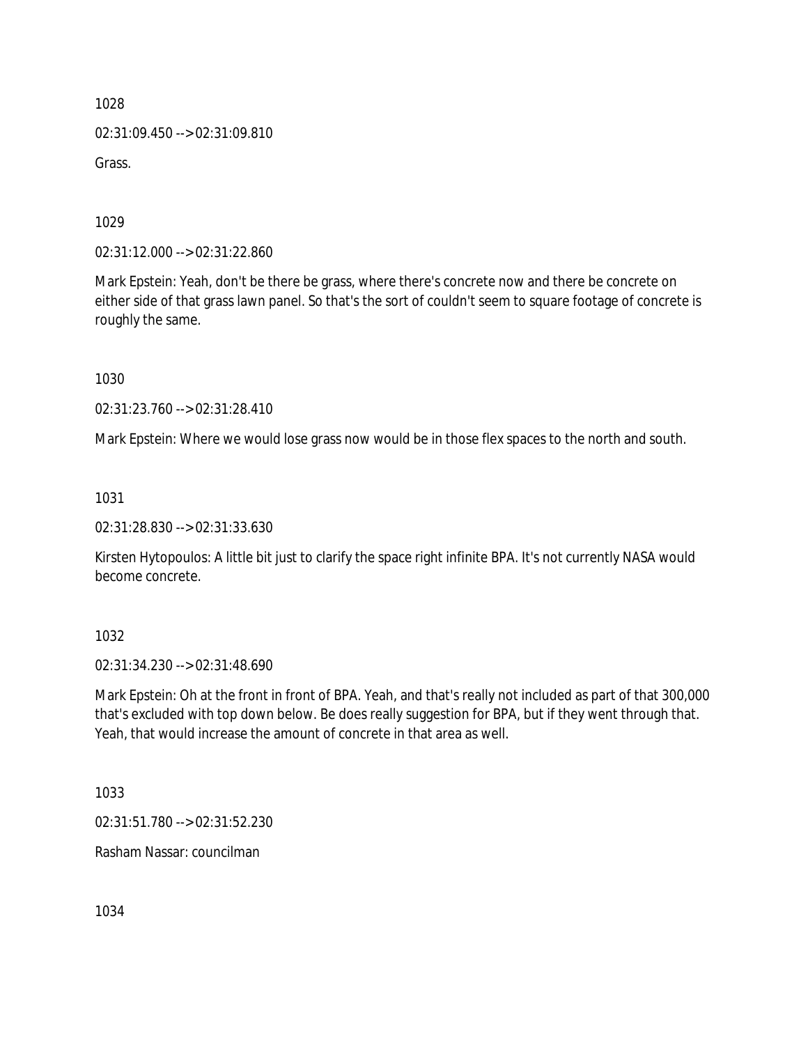1028

02:31:09.450 --> 02:31:09.810

Grass.

1029

02:31:12.000 --> 02:31:22.860

Mark Epstein: Yeah, don't be there be grass, where there's concrete now and there be concrete on either side of that grass lawn panel. So that's the sort of couldn't seem to square footage of concrete is roughly the same.

1030

02:31:23.760 --> 02:31:28.410

Mark Epstein: Where we would lose grass now would be in those flex spaces to the north and south.

1031

02:31:28.830 --> 02:31:33.630

Kirsten Hytopoulos: A little bit just to clarify the space right infinite BPA. It's not currently NASA would become concrete.

1032

02:31:34.230 --> 02:31:48.690

Mark Epstein: Oh at the front in front of BPA. Yeah, and that's really not included as part of that 300,000 that's excluded with top down below. Be does really suggestion for BPA, but if they went through that. Yeah, that would increase the amount of concrete in that area as well.

1033

02:31:51.780 --> 02:31:52.230

Rasham Nassar: councilman

1034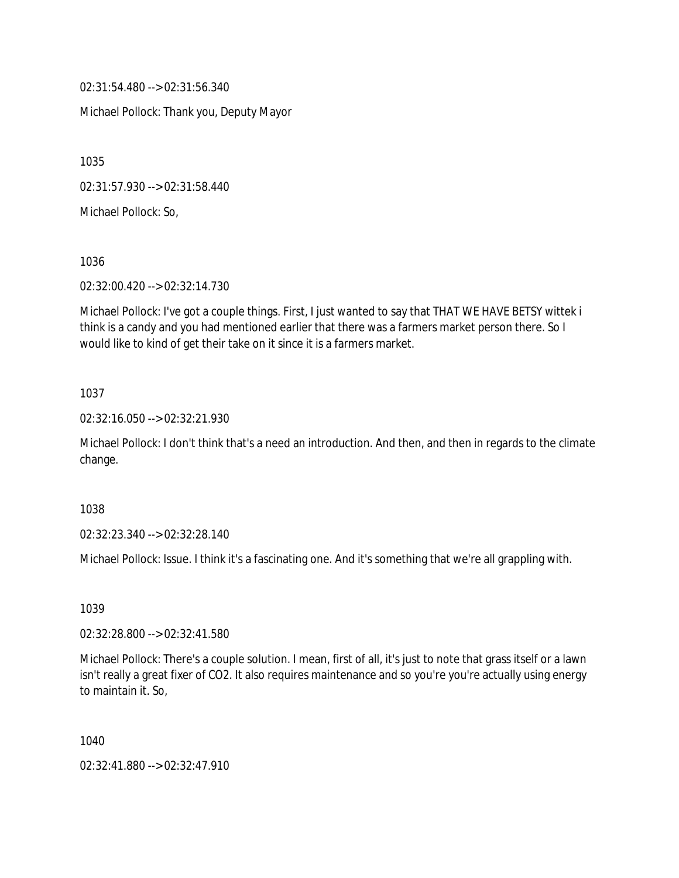02:31:54.480 --> 02:31:56.340

Michael Pollock: Thank you, Deputy Mayor

1035

02:31:57.930 --> 02:31:58.440

Michael Pollock: So,

1036

02:32:00.420 --> 02:32:14.730

Michael Pollock: I've got a couple things. First, I just wanted to say that THAT WE HAVE BETSY wittek i think is a candy and you had mentioned earlier that there was a farmers market person there. So I would like to kind of get their take on it since it is a farmers market.

1037

02:32:16.050 --> 02:32:21.930

Michael Pollock: I don't think that's a need an introduction. And then, and then in regards to the climate change.

1038

02:32:23.340 --> 02:32:28.140

Michael Pollock: Issue. I think it's a fascinating one. And it's something that we're all grappling with.

1039

02:32:28.800 --> 02:32:41.580

Michael Pollock: There's a couple solution. I mean, first of all, it's just to note that grass itself or a lawn isn't really a great fixer of CO2. It also requires maintenance and so you're you're actually using energy to maintain it. So,

1040

02:32:41.880 --> 02:32:47.910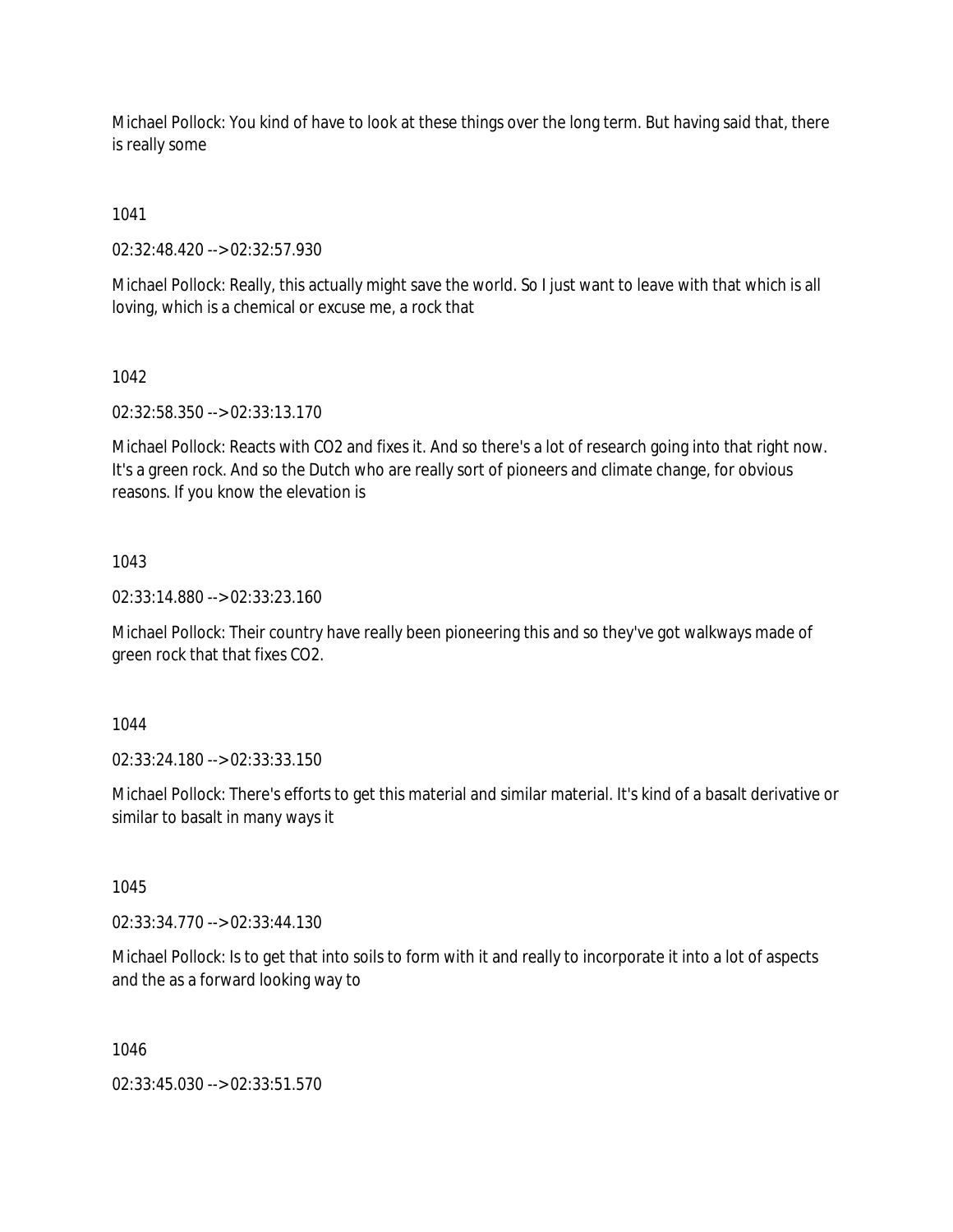Michael Pollock: You kind of have to look at these things over the long term. But having said that, there is really some

1041

02:32:48.420 --> 02:32:57.930

Michael Pollock: Really, this actually might save the world. So I just want to leave with that which is all loving, which is a chemical or excuse me, a rock that

1042

02:32:58.350 --> 02:33:13.170

Michael Pollock: Reacts with $CO_2$ and fixes it. And so there's a lot of research going into that right now. It's a green rock. And so the Dutch who are really sort of pioneers and climate change, for obvious reasons. If you know the elevation is

1043

02:33:14.880 --> 02:33:23.160

Michael Pollock: Their country have really been pioneering this and so they've got walkways made of green rock that that fixes $CO_2$.

1044

02:33:24.180 --> 02:33:33.150

Michael Pollock: There's efforts to get this material and similar material. It's kind of a basalt derivative or similar to basalt in many ways it

1045

02:33:34.770 --> 02:33:44.130

Michael Pollock: Is to get that into soils to form with it and really to incorporate it into a lot of aspects and the as a forward looking way to

1046

02:33:45.030 --> 02:33:51.570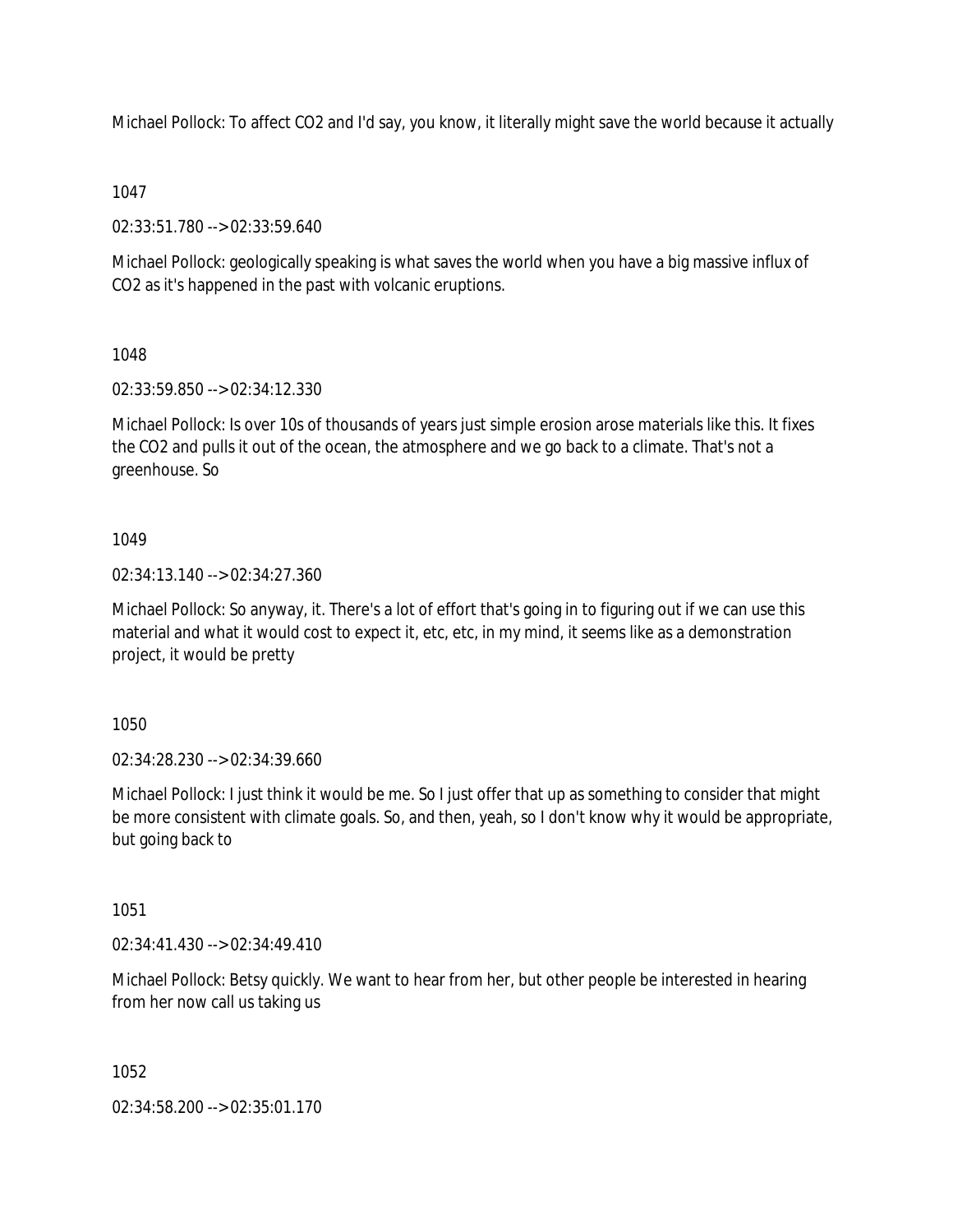Michael Pollock: To affect $CO_2$ and I'd say, you know, it literally might save the world because it actually

1047

02:33:51.780 --> 02:33:59.640

Michael Pollock: geologically speaking is what saves the world when you have a big massive influx of $CO_2$ as it's happened in the past with volcanic eruptions.

1048

02:33:59.850 --> 02:34:12.330

Michael Pollock: Is over 10s of thousands of years just simple erosion arose materials like this. It fixes the $CO_2$ and pulls it out of the ocean, the atmosphere and we go back to a climate. That's not a greenhouse. So

1049

02:34:13.140 --> 02:34:27.360

Michael Pollock: So anyway, it. There's a lot of effort that's going in to figuring out if we can use this material and what it would cost to expect it, etc, etc, in my mind, it seems like as a demonstration project, it would be pretty

1050

02:34:28.230 --> 02:34:39.660

Michael Pollock: I just think it would be me. So I just offer that up as something to consider that might be more consistent with climate goals. So, and then, yeah, so I don't know why it would be appropriate, but going back to

1051

02:34:41.430 --> 02:34:49.410

Michael Pollock: Betsy quickly. We want to hear from her, but other people be interested in hearing from her now call us taking us

1052

02:34:58.200 --> 02:35:01.170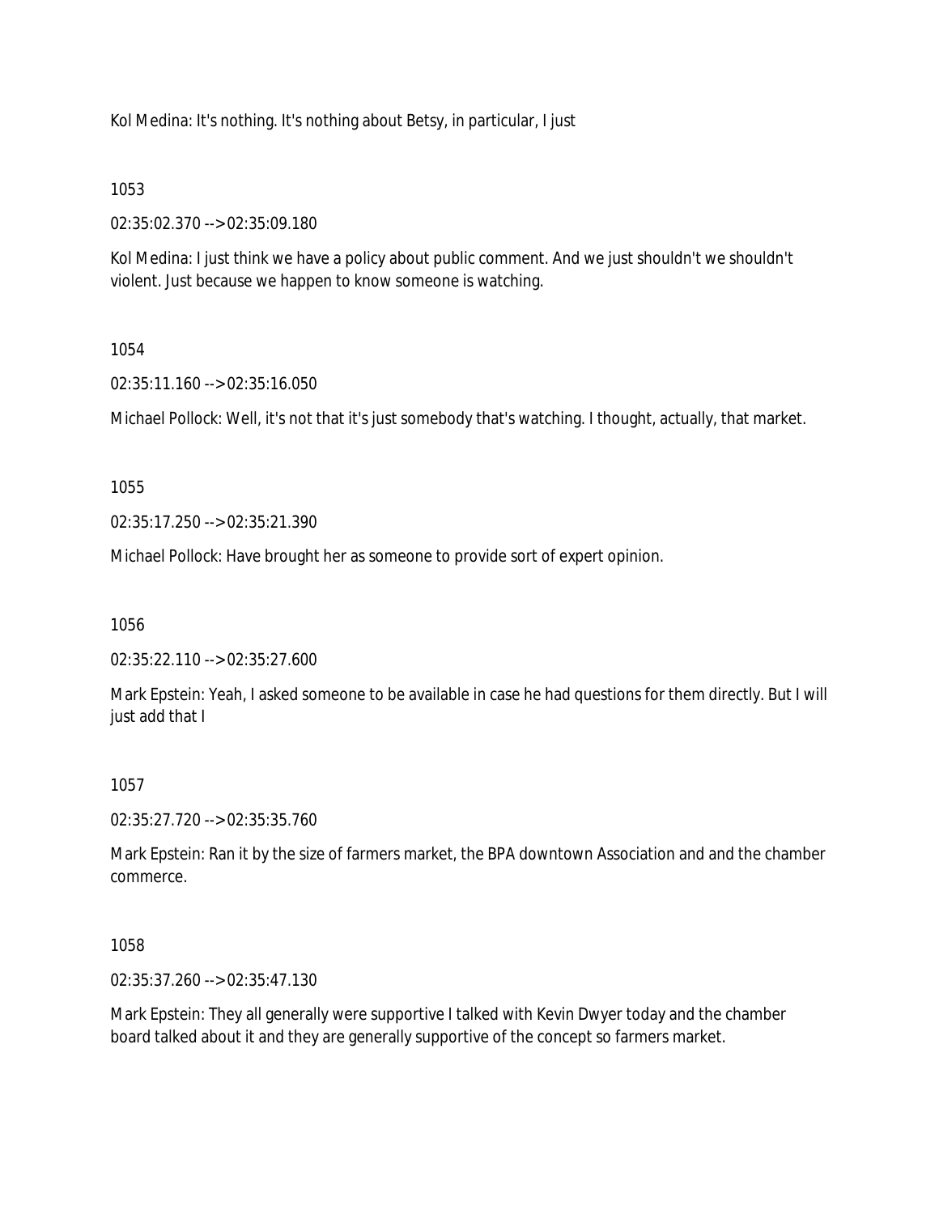Kol Medina: It's nothing. It's nothing about Betsy, in particular, I just

1053

02:35:02.370 --> 02:35:09.180

Kol Medina: I just think we have a policy about public comment. And we just shouldn't we shouldn't violent. Just because we happen to know someone is watching.

1054

02:35:11.160 --> 02:35:16.050

Michael Pollock: Well, it's not that it's just somebody that's watching. I thought, actually, that market.

1055

02:35:17.250 --> 02:35:21.390

Michael Pollock: Have brought her as someone to provide sort of expert opinion.

1056

02:35:22.110 --> 02:35:27.600

Mark Epstein: Yeah, I asked someone to be available in case he had questions for them directly. But I will just add that I

1057

02:35:27.720 --> 02:35:35.760

Mark Epstein: Ran it by the size of farmers market, the BPA downtown Association and and the chamber commerce.

1058

02:35:37.260 --> 02:35:47.130

Mark Epstein: They all generally were supportive I talked with Kevin Dwyer today and the chamber board talked about it and they are generally supportive of the concept so farmers market.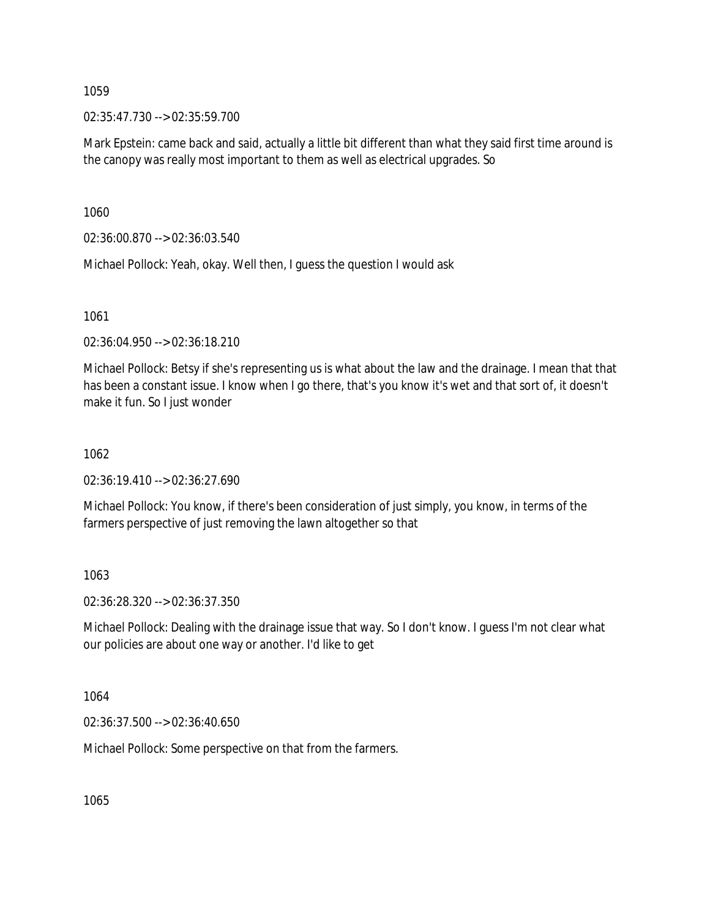1059

02:35:47.730 --> 02:35:59.700

Mark Epstein: came back and said, actually a little bit different than what they said first time around is the canopy was really most important to them as well as electrical upgrades. So

1060

02:36:00.870 --> 02:36:03.540

Michael Pollock: Yeah, okay. Well then, I guess the question I would ask

1061

02:36:04.950 --> 02:36:18.210

Michael Pollock: Betsy if she's representing us is what about the law and the drainage. I mean that that has been a constant issue. I know when I go there, that's you know it's wet and that sort of, it doesn't make it fun. So I just wonder

1062

02:36:19.410 --> 02:36:27.690

Michael Pollock: You know, if there's been consideration of just simply, you know, in terms of the farmers perspective of just removing the lawn altogether so that

1063

02:36:28.320 --> 02:36:37.350

Michael Pollock: Dealing with the drainage issue that way. So I don't know. I guess I'm not clear what our policies are about one way or another. I'd like to get

1064

02:36:37.500 --> 02:36:40.650

Michael Pollock: Some perspective on that from the farmers.

1065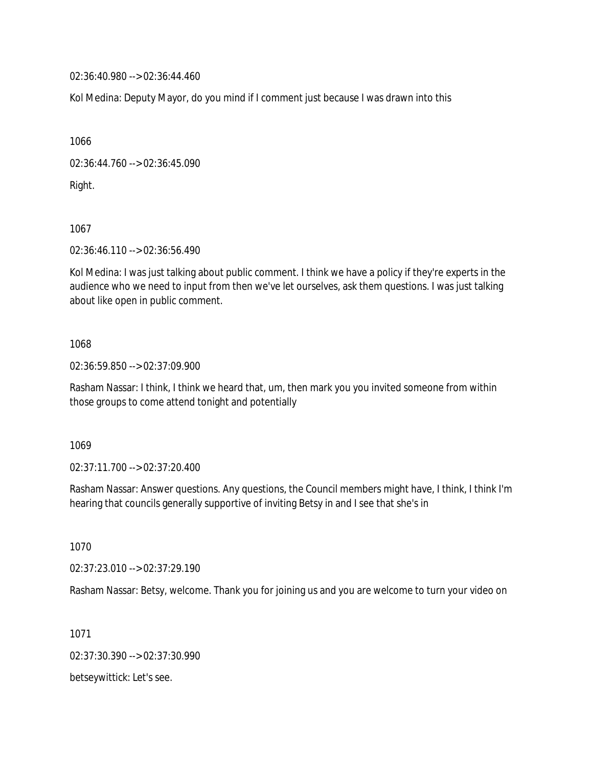02:36:40.980 --> 02:36:44.460

Kol Medina: Deputy Mayor, do you mind if I comment just because I was drawn into this

1066

02:36:44.760 --> 02:36:45.090

Right.

1067

02:36:46.110 --> 02:36:56.490

Kol Medina: I was just talking about public comment. I think we have a policy if they're experts in the audience who we need to input from then we've let ourselves, ask them questions. I was just talking about like open in public comment.

1068

02:36:59.850 --> 02:37:09.900

Rasham Nassar: I think, I think we heard that, um, then mark you you invited someone from within those groups to come attend tonight and potentially

1069

02:37:11.700 --> 02:37:20.400

Rasham Nassar: Answer questions. Any questions, the Council members might have, I think, I think I'm hearing that councils generally supportive of inviting Betsy in and I see that she's in

1070

02:37:23.010 --> 02:37:29.190

Rasham Nassar: Betsy, welcome. Thank you for joining us and you are welcome to turn your video on

1071

02:37:30.390 --> 02:37:30.990

betseywittick: Let's see.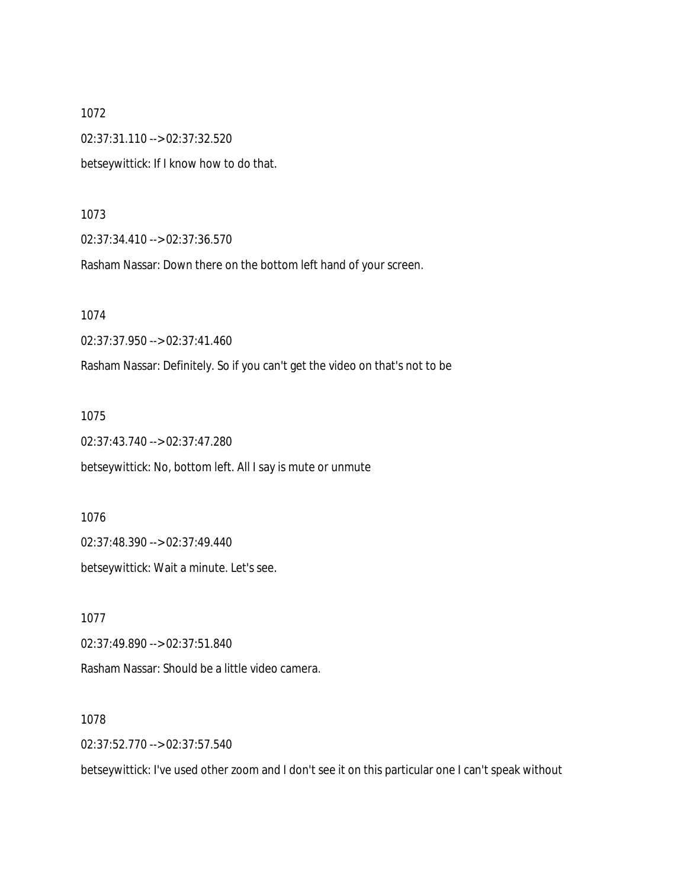1072

02:37:31.110 --> 02:37:32.520

betseywittick: If I know how to do that.

1073

02:37:34.410 --> 02:37:36.570

Rasham Nassar: Down there on the bottom left hand of your screen.

1074

02:37:37.950 --> 02:37:41.460

Rasham Nassar: Definitely. So if you can't get the video on that's not to be

1075

02:37:43.740 --> 02:37:47.280

betseywittick: No, bottom left. All I say is mute or unmute

1076

02:37:48.390 --> 02:37:49.440

betseywittick: Wait a minute. Let's see.

1077

02:37:49.890 --> 02:37:51.840

Rasham Nassar: Should be a little video camera.

1078

02:37:52.770 --> 02:37:57.540

betseywittick: I've used other zoom and I don't see it on this particular one I can't speak without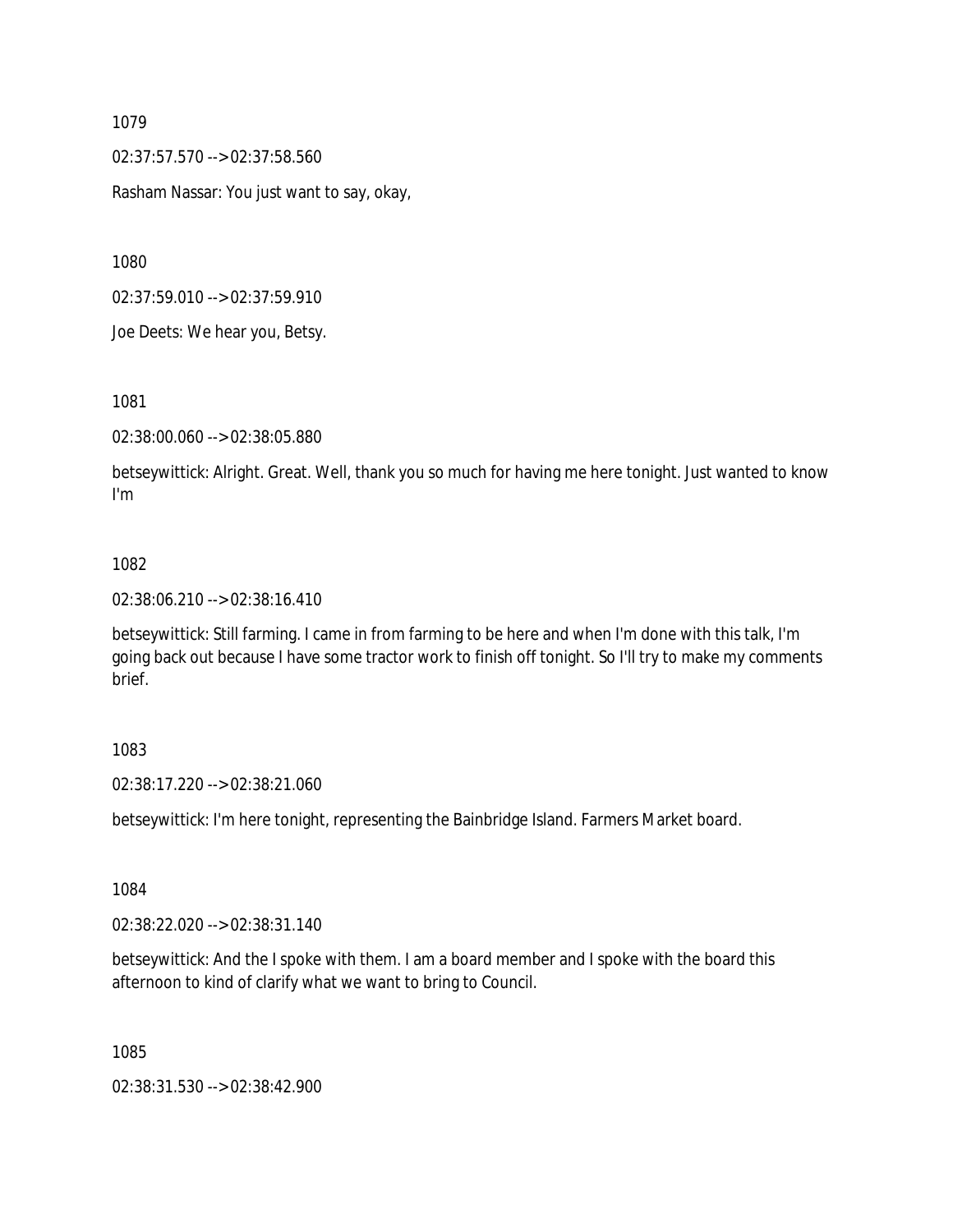1079

02:37:57.570 --> 02:37:58.560

Rasham Nassar: You just want to say, okay,

1080

02:37:59.010 --> 02:37:59.910

Joe Deets: We hear you, Betsy.

1081

02:38:00.060 --> 02:38:05.880

betseywittick: Alright. Great. Well, thank you so much for having me here tonight. Just wanted to know I'm

1082

02:38:06.210 --> 02:38:16.410

betseywittick: Still farming. I came in from farming to be here and when I'm done with this talk, I'm going back out because I have some tractor work to finish off tonight. So I'll try to make my comments brief.

1083

02:38:17.220 --> 02:38:21.060

betseywittick: I'm here tonight, representing the Bainbridge Island. Farmers Market board.

1084

02:38:22.020 --> 02:38:31.140

betseywittick: And the I spoke with them. I am a board member and I spoke with the board this afternoon to kind of clarify what we want to bring to Council.

1085

02:38:31.530 --> 02:38:42.900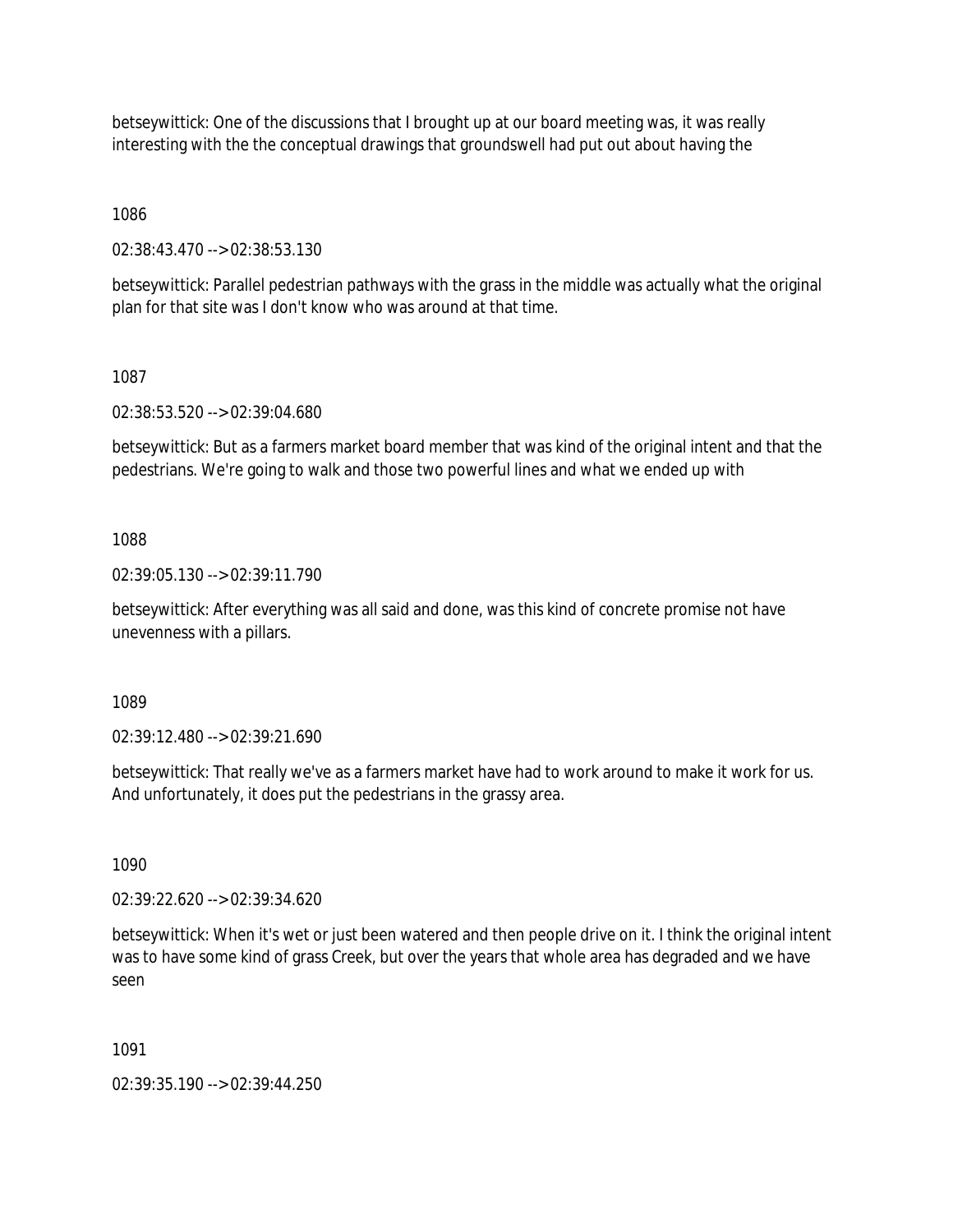betseywittick: One of the discussions that I brought up at our board meeting was, it was really interesting with the the conceptual drawings that groundswell had put out about having the

1086

02:38:43.470 --> 02:38:53.130

betseywittick: Parallel pedestrian pathways with the grass in the middle was actually what the original plan for that site was I don't know who was around at that time.

1087

02:38:53.520 --> 02:39:04.680

betseywittick: But as a farmers market board member that was kind of the original intent and that the pedestrians. We're going to walk and those two powerful lines and what we ended up with

1088

02:39:05.130 --> 02:39:11.790

betseywittick: After everything was all said and done, was this kind of concrete promise not have unevenness with a pillars.

1089

02:39:12.480 --> 02:39:21.690

betseywittick: That really we've as a farmers market have had to work around to make it work for us. And unfortunately, it does put the pedestrians in the grassy area.

1090

02:39:22.620 --> 02:39:34.620

betseywittick: When it's wet or just been watered and then people drive on it. I think the original intent was to have some kind of grass Creek, but over the years that whole area has degraded and we have seen

1091

02:39:35.190 --> 02:39:44.250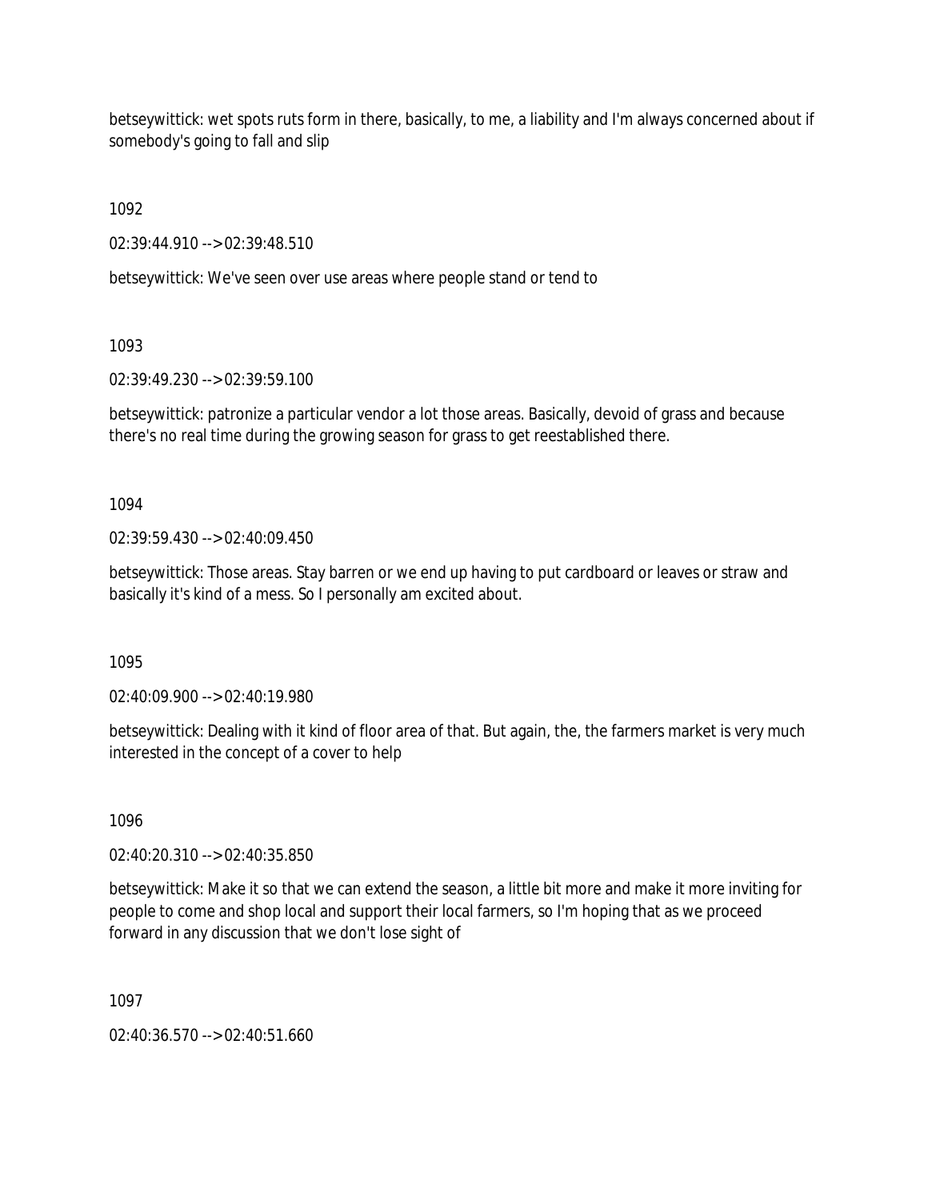betseywittick: wet spots ruts form in there, basically, to me, a liability and I'm always concerned about if somebody's going to fall and slip

1092

02:39:44.910 --> 02:39:48.510

betseywittick: We've seen over use areas where people stand or tend to

1093

02:39:49.230 --> 02:39:59.100

betseywittick: patronize a particular vendor a lot those areas. Basically, devoid of grass and because there's no real time during the growing season for grass to get reestablished there.

1094

02:39:59.430 --> 02:40:09.450

betseywittick: Those areas. Stay barren or we end up having to put cardboard or leaves or straw and basically it's kind of a mess. So I personally am excited about.

1095

02:40:09.900 --> 02:40:19.980

betseywittick: Dealing with it kind of floor area of that. But again, the, the farmers market is very much interested in the concept of a cover to help

1096

02:40:20.310 --> 02:40:35.850

betseywittick: Make it so that we can extend the season, a little bit more and make it more inviting for people to come and shop local and support their local farmers, so I'm hoping that as we proceed forward in any discussion that we don't lose sight of

1097

02:40:36.570 --> 02:40:51.660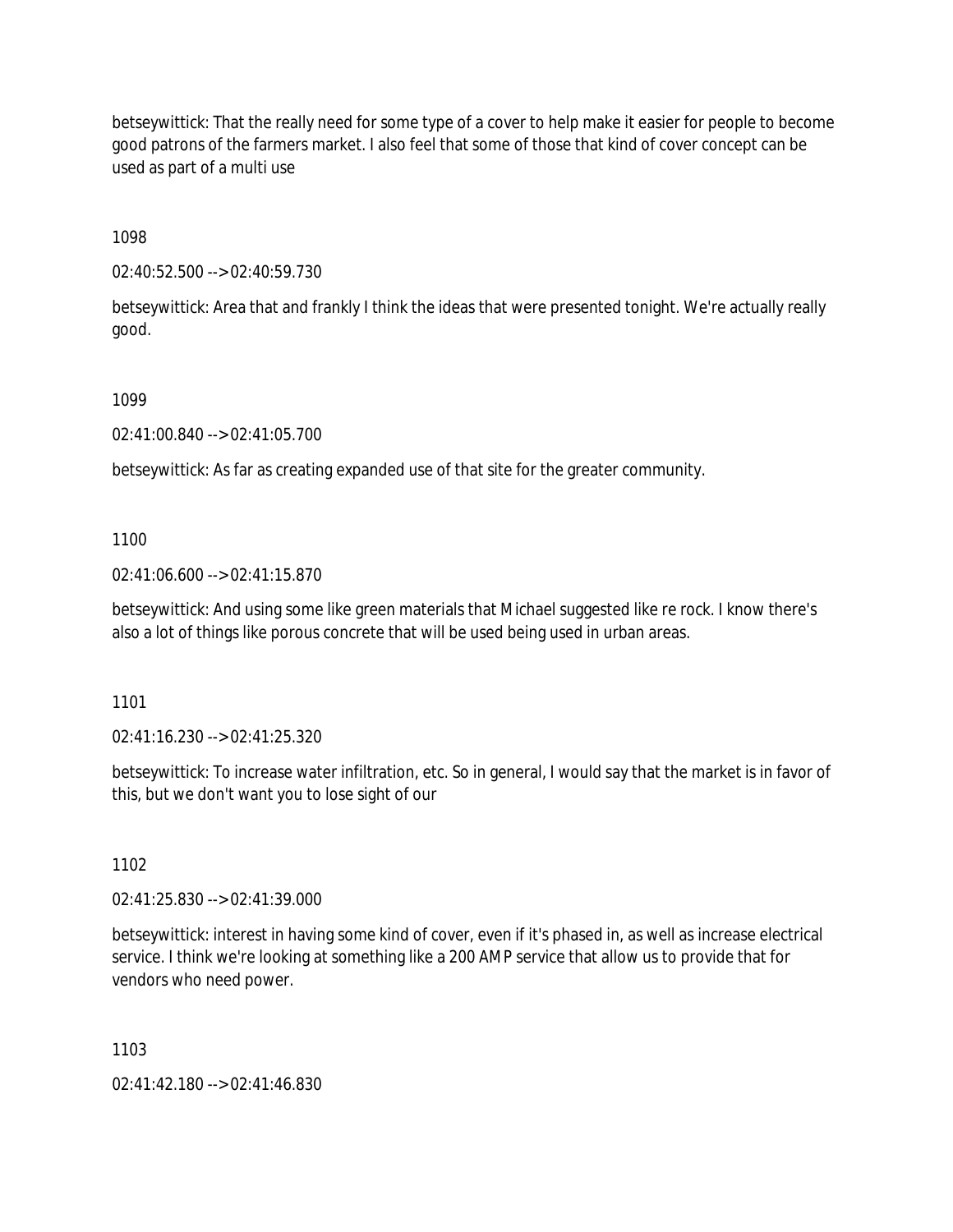betseywittick: That the really need for some type of a cover to help make it easier for people to become good patrons of the farmers market. I also feel that some of those that kind of cover concept can be used as part of a multi use

1098

02:40:52.500 --> 02:40:59.730

betseywittick: Area that and frankly I think the ideas that were presented tonight. We're actually really good.

1099

02:41:00.840 --> 02:41:05.700

betseywittick: As far as creating expanded use of that site for the greater community.

1100

02:41:06.600 --> 02:41:15.870

betseywittick: And using some like green materials that Michael suggested like re rock. I know there's also a lot of things like porous concrete that will be used being used in urban areas.

1101

02:41:16.230 --> 02:41:25.320

betseywittick: To increase water infiltration, etc. So in general, I would say that the market is in favor of this, but we don't want you to lose sight of our

1102

02:41:25.830 --> 02:41:39.000

betseywittick: interest in having some kind of cover, even if it's phased in, as well as increase electrical service. I think we're looking at something like a 200 AMP service that allow us to provide that for vendors who need power.

1103

02:41:42.180 --> 02:41:46.830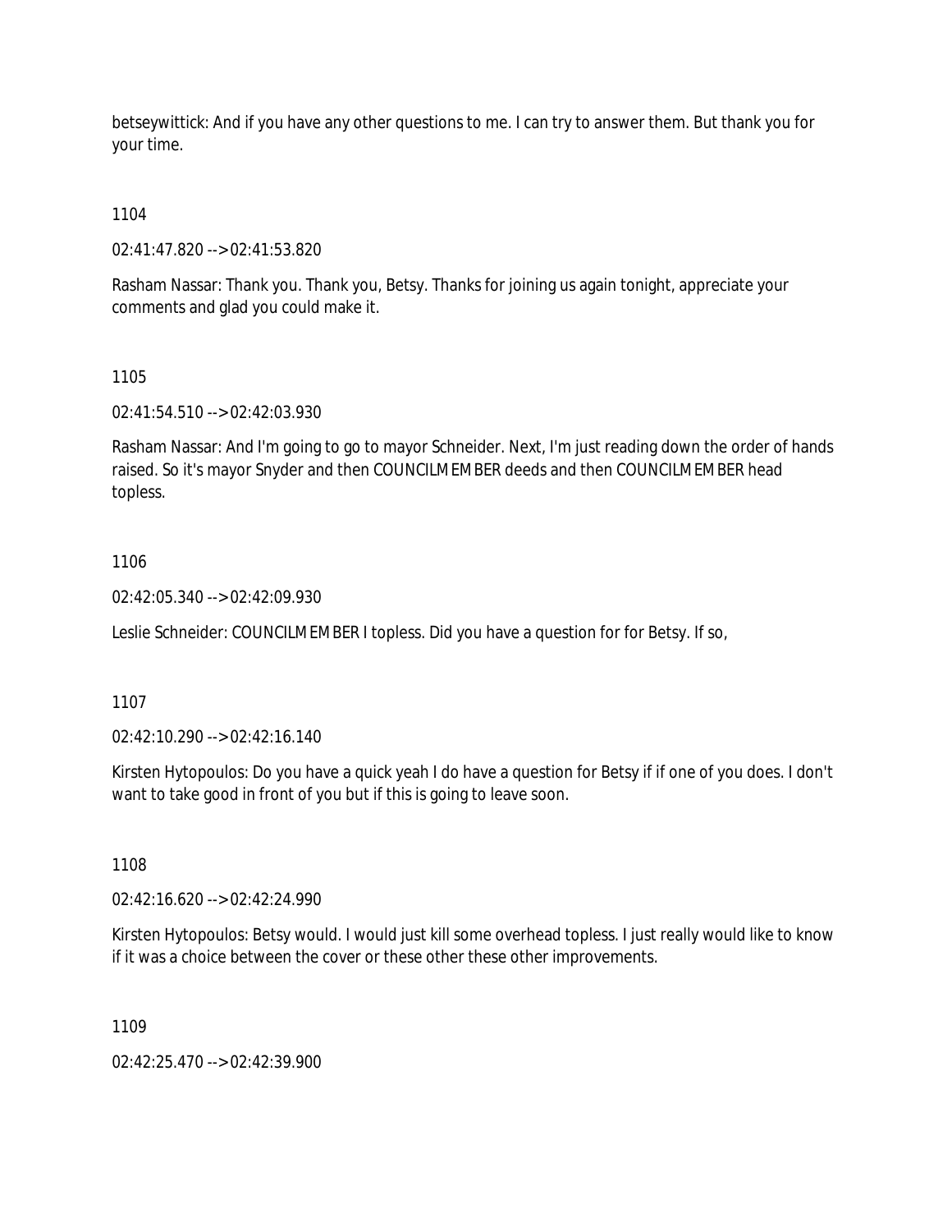betseywittick: And if you have any other questions to me. I can try to answer them. But thank you for your time.

1104

02:41:47.820 --> 02:41:53.820

Rasham Nassar: Thank you. Thank you, Betsy. Thanks for joining us again tonight, appreciate your comments and glad you could make it.

1105

02:41:54.510 --> 02:42:03.930

Rasham Nassar: And I'm going to go to mayor Schneider. Next, I'm just reading down the order of hands raised. So it's mayor Snyder and then COUNCILMEMBER deeds and then COUNCILMEMBER head topless.

1106

02:42:05.340 --> 02:42:09.930

Leslie Schneider: COUNCILMEMBER I topless. Did you have a question for for Betsy. If so,

1107

02:42:10.290 --> 02:42:16.140

Kirsten Hytopoulos: Do you have a quick yeah I do have a question for Betsy if if one of you does. I don't want to take good in front of you but if this is going to leave soon.

1108

02:42:16.620 --> 02:42:24.990

Kirsten Hytopoulos: Betsy would. I would just kill some overhead topless. I just really would like to know if it was a choice between the cover or these other these other improvements.

1109

02:42:25.470 --> 02:42:39.900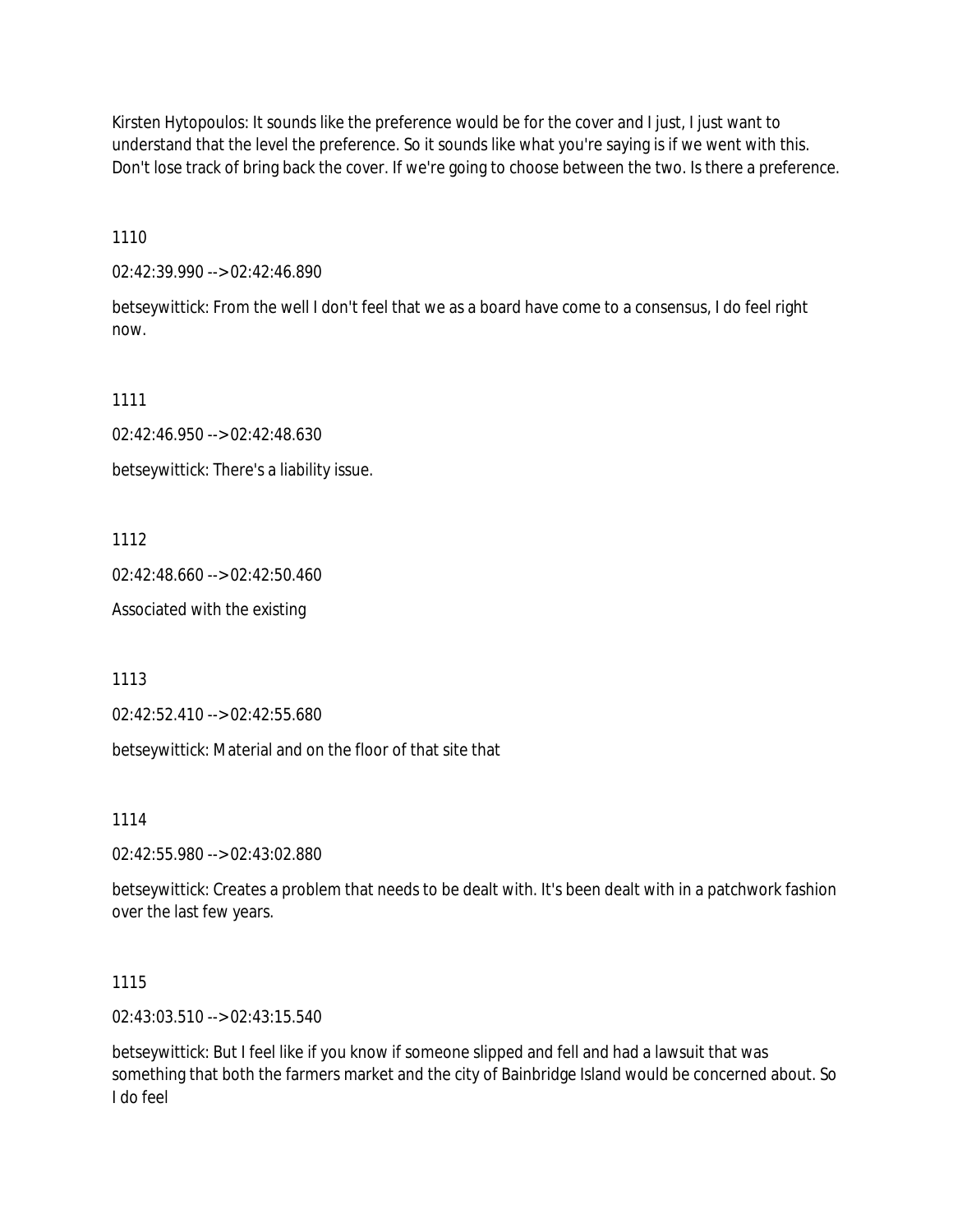Kirsten Hytopoulos: It sounds like the preference would be for the cover and I just, I just want to understand that the level the preference. So it sounds like what you're saying is if we went with this. Don't lose track of bring back the cover. If we're going to choose between the two. Is there a preference.

1110

02:42:39.990 --> 02:42:46.890

betseywittick: From the well I don't feel that we as a board have come to a consensus, I do feel right now.

1111

02:42:46.950 --> 02:42:48.630

betseywittick: There's a liability issue.

1112

02:42:48.660 --> 02:42:50.460

Associated with the existing

1113

02:42:52.410 --> 02:42:55.680

betseywittick: Material and on the floor of that site that

1114

02:42:55.980 --> 02:43:02.880

betseywittick: Creates a problem that needs to be dealt with. It's been dealt with in a patchwork fashion over the last few years.

1115

02:43:03.510 --> 02:43:15.540

betseywittick: But I feel like if you know if someone slipped and fell and had a lawsuit that was something that both the farmers market and the city of Bainbridge Island would be concerned about. So I do feel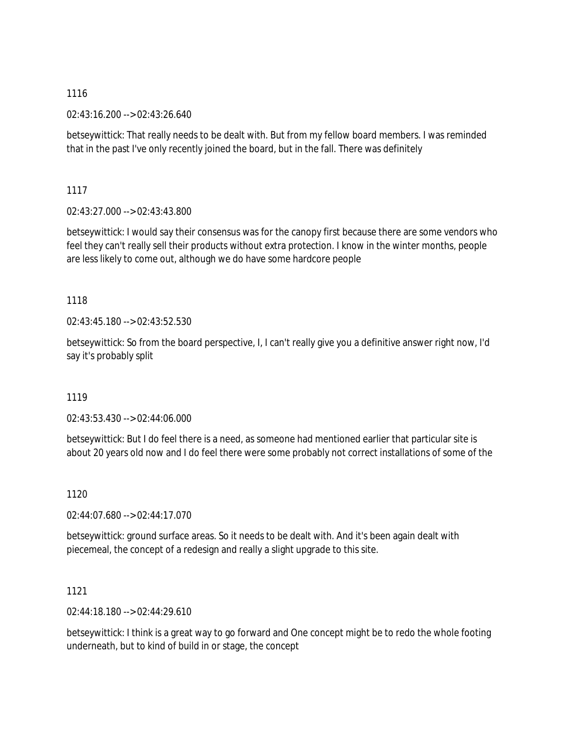1116

02:43:16.200 --> 02:43:26.640

betseywittick: That really needs to be dealt with. But from my fellow board members. I was reminded that in the past I've only recently joined the board, but in the fall. There was definitely

1117

02:43:27.000 --> 02:43:43.800

betseywittick: I would say their consensus was for the canopy first because there are some vendors who feel they can't really sell their products without extra protection. I know in the winter months, people are less likely to come out, although we do have some hardcore people

1118

02:43:45.180 --> 02:43:52.530

betseywittick: So from the board perspective, I, I can't really give you a definitive answer right now, I'd say it's probably split

1119

02:43:53.430 --> 02:44:06.000

betseywittick: But I do feel there is a need, as someone had mentioned earlier that particular site is about 20 years old now and I do feel there were some probably not correct installations of some of the

1120

02:44:07.680 --> 02:44:17.070

betseywittick: ground surface areas. So it needs to be dealt with. And it's been again dealt with piecemeal, the concept of a redesign and really a slight upgrade to this site.

1121

02:44:18.180 --> 02:44:29.610

betseywittick: I think is a great way to go forward and One concept might be to redo the whole footing underneath, but to kind of build in or stage, the concept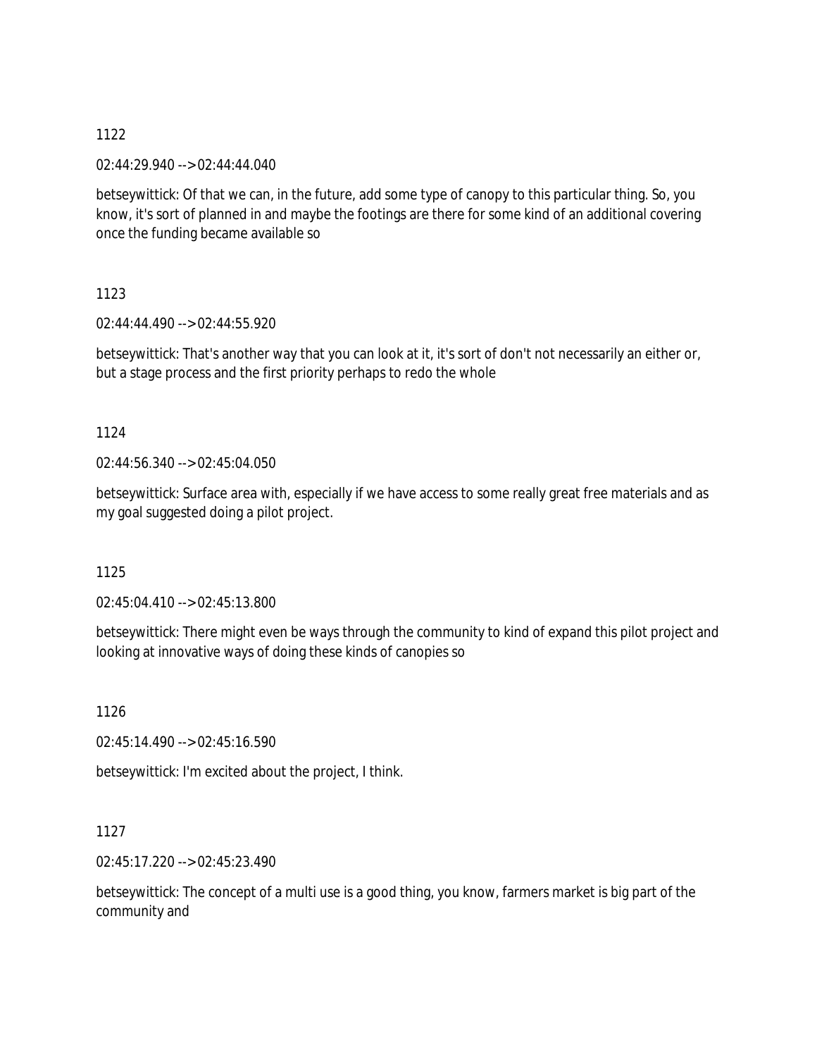1122

02:44:29.940 --> 02:44:44.040

betseywittick: Of that we can, in the future, add some type of canopy to this particular thing. So, you know, it's sort of planned in and maybe the footings are there for some kind of an additional covering once the funding became available so

1123

02:44:44.490 --> 02:44:55.920

betseywittick: That's another way that you can look at it, it's sort of don't not necessarily an either or, but a stage process and the first priority perhaps to redo the whole

1124

02:44:56.340 --> 02:45:04.050

betseywittick: Surface area with, especially if we have access to some really great free materials and as my goal suggested doing a pilot project.

1125

02:45:04.410 --> 02:45:13.800

betseywittick: There might even be ways through the community to kind of expand this pilot project and looking at innovative ways of doing these kinds of canopies so

1126

02:45:14.490 --> 02:45:16.590

betseywittick: I'm excited about the project, I think.

1127

02:45:17.220 --> 02:45:23.490

betseywittick: The concept of a multi use is a good thing, you know, farmers market is big part of the community and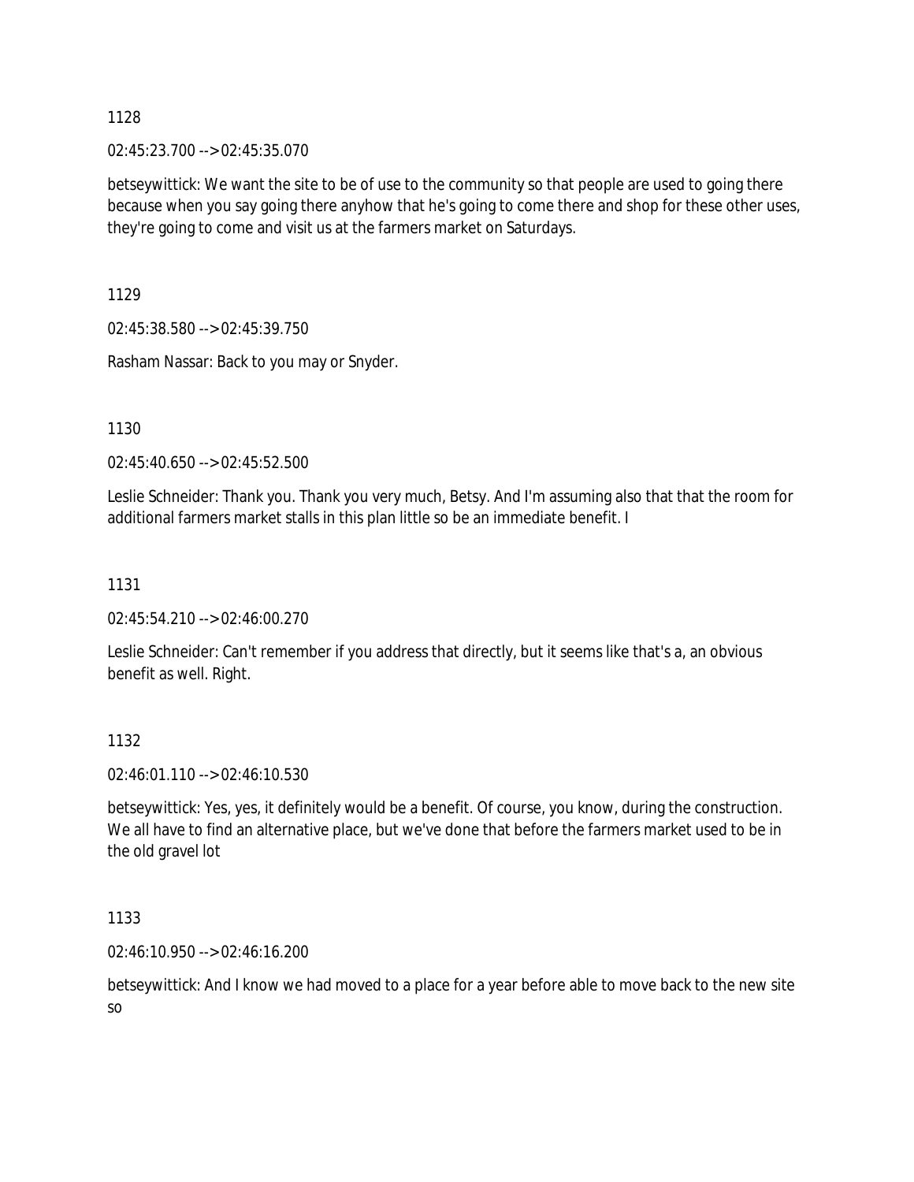1128

02:45:23.700 --> 02:45:35.070

betseywittick: We want the site to be of use to the community so that people are used to going there because when you say going there anyhow that he's going to come there and shop for these other uses, they're going to come and visit us at the farmers market on Saturdays.

1129

02:45:38.580 --> 02:45:39.750

Rasham Nassar: Back to you may or Snyder.

1130

02:45:40.650 --> 02:45:52.500

Leslie Schneider: Thank you. Thank you very much, Betsy. And I'm assuming also that that the room for additional farmers market stalls in this plan little so be an immediate benefit. I

1131

02:45:54.210 --> 02:46:00.270

Leslie Schneider: Can't remember if you address that directly, but it seems like that's a, an obvious benefit as well. Right.

1132

02:46:01.110 --> 02:46:10.530

betseywittick: Yes, yes, it definitely would be a benefit. Of course, you know, during the construction. We all have to find an alternative place, but we've done that before the farmers market used to be in the old gravel lot

1133

02:46:10.950 --> 02:46:16.200

betseywittick: And I know we had moved to a place for a year before able to move back to the new site so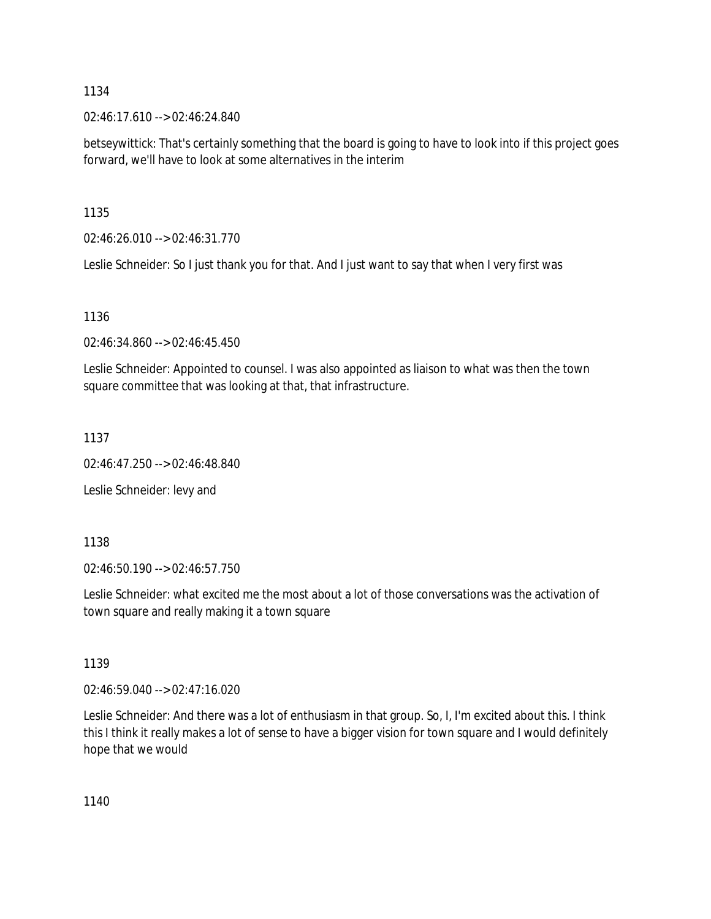1134

02:46:17.610 --> 02:46:24.840

betseywittick: That's certainly something that the board is going to have to look into if this project goes forward, we'll have to look at some alternatives in the interim

1135

02:46:26.010 --> 02:46:31.770

Leslie Schneider: So I just thank you for that. And I just want to say that when I very first was

1136

02:46:34.860 --> 02:46:45.450

Leslie Schneider: Appointed to counsel. I was also appointed as liaison to what was then the town square committee that was looking at that, that infrastructure.

1137

02:46:47.250 --> 02:46:48.840

Leslie Schneider: levy and

1138

02:46:50.190 --> 02:46:57.750

Leslie Schneider: what excited me the most about a lot of those conversations was the activation of town square and really making it a town square

1139

02:46:59.040 --> 02:47:16.020

Leslie Schneider: And there was a lot of enthusiasm in that group. So, I, I'm excited about this. I think this I think it really makes a lot of sense to have a bigger vision for town square and I would definitely hope that we would

1140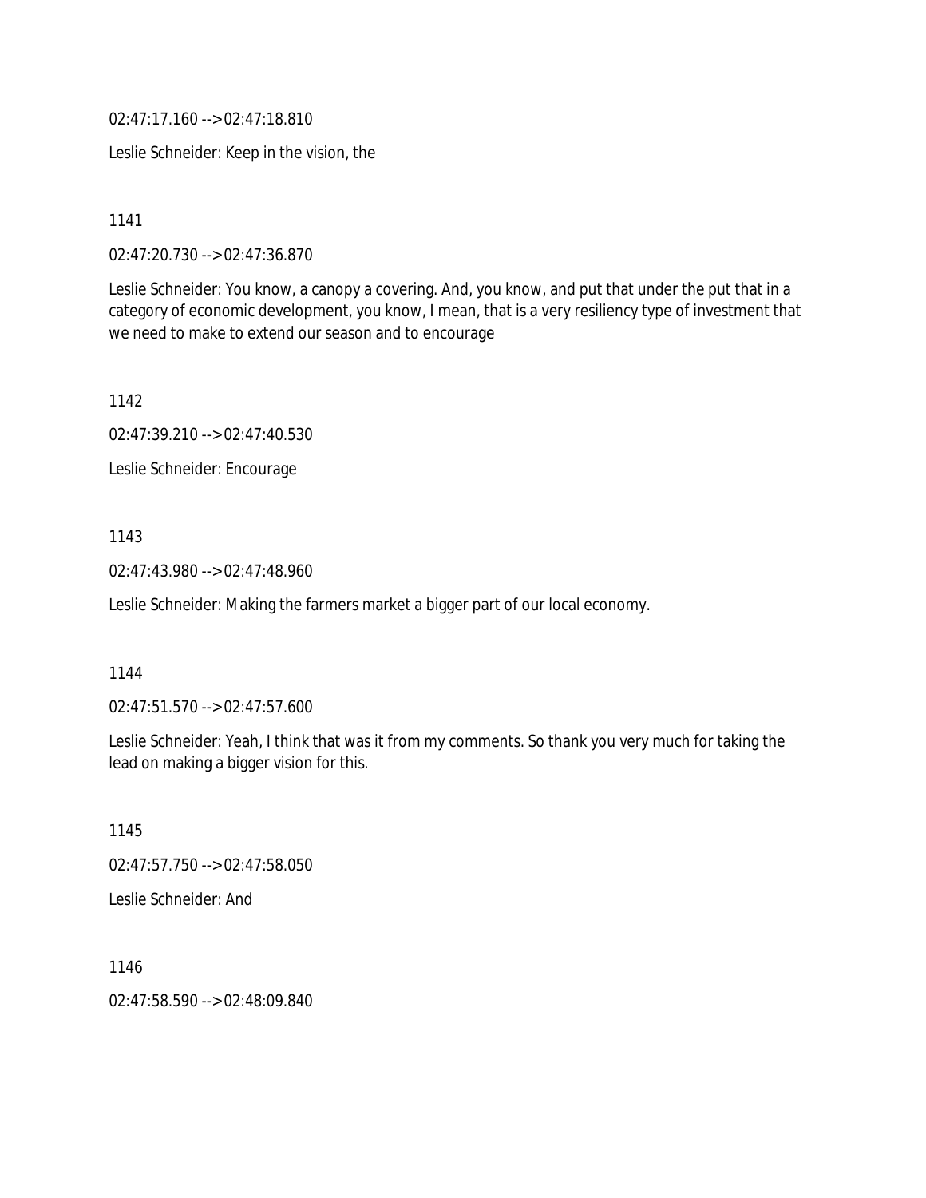02:47:17.160 --> 02:47:18.810

Leslie Schneider: Keep in the vision, the

1141

02:47:20.730 --> 02:47:36.870

Leslie Schneider: You know, a canopy a covering. And, you know, and put that under the put that in a category of economic development, you know, I mean, that is a very resiliency type of investment that we need to make to extend our season and to encourage

1142

02:47:39.210 --> 02:47:40.530

Leslie Schneider: Encourage

1143

02:47:43.980 --> 02:47:48.960

Leslie Schneider: Making the farmers market a bigger part of our local economy.

1144

02:47:51.570 --> 02:47:57.600

Leslie Schneider: Yeah, I think that was it from my comments. So thank you very much for taking the lead on making a bigger vision for this.

1145

02:47:57.750 --> 02:47:58.050

Leslie Schneider: And

1146

02:47:58.590 --> 02:48:09.840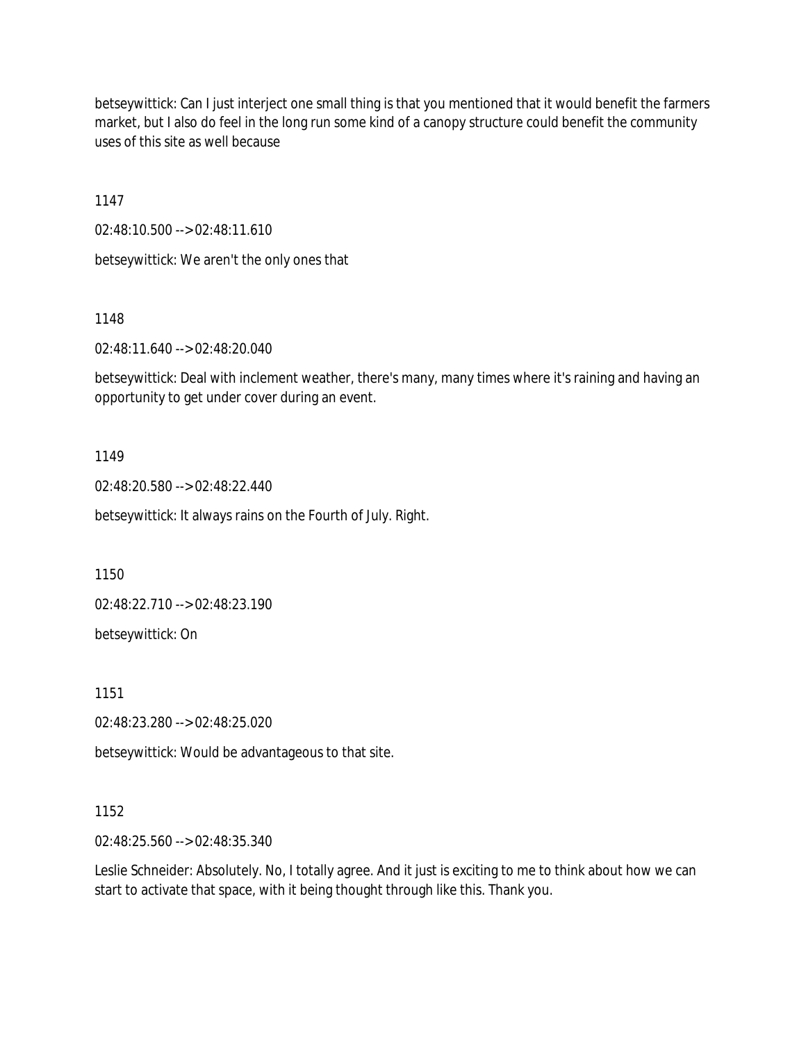betseywittick: Can I just interject one small thing is that you mentioned that it would benefit the farmers market, but I also do feel in the long run some kind of a canopy structure could benefit the community uses of this site as well because

1147

02:48:10.500 --> 02:48:11.610

betseywittick: We aren't the only ones that

1148

02:48:11.640 --> 02:48:20.040

betseywittick: Deal with inclement weather, there's many, many times where it's raining and having an opportunity to get under cover during an event.

1149

02:48:20.580 --> 02:48:22.440

betseywittick: It always rains on the Fourth of July. Right.

1150

02:48:22.710 --> 02:48:23.190

betseywittick: On

1151

02:48:23.280 --> 02:48:25.020

betseywittick: Would be advantageous to that site.

1152

02:48:25.560 --> 02:48:35.340

Leslie Schneider: Absolutely. No, I totally agree. And it just is exciting to me to think about how we can start to activate that space, with it being thought through like this. Thank you.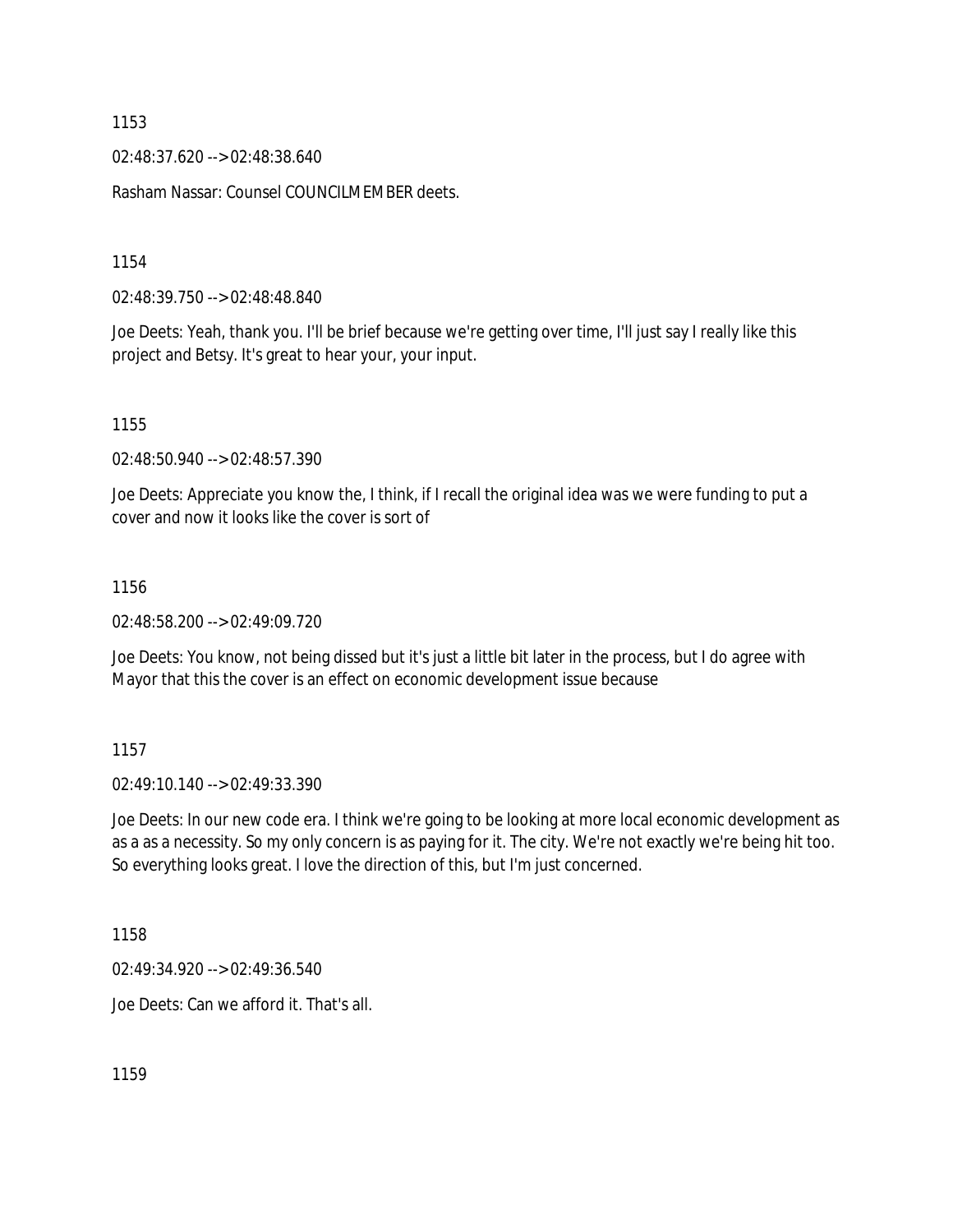1153

02:48:37.620 --> 02:48:38.640

Rasham Nassar: Counsel COUNCILMEMBER deets.

1154

02:48:39.750 --> 02:48:48.840

Joe Deets: Yeah, thank you. I'll be brief because we're getting over time, I'll just say I really like this project and Betsy. It's great to hear your, your input.

1155

02:48:50.940 --> 02:48:57.390

Joe Deets: Appreciate you know the, I think, if I recall the original idea was we were funding to put a cover and now it looks like the cover is sort of

1156

02:48:58.200 --> 02:49:09.720

Joe Deets: You know, not being dissed but it's just a little bit later in the process, but I do agree with Mayor that this the cover is an effect on economic development issue because

1157

02:49:10.140 --> 02:49:33.390

Joe Deets: In our new code era. I think we're going to be looking at more local economic development as as a as a necessity. So my only concern is as paying for it. The city. We're not exactly we're being hit too. So everything looks great. I love the direction of this, but I'm just concerned.

1158

02:49:34.920 --> 02:49:36.540

Joe Deets: Can we afford it. That's all.

1159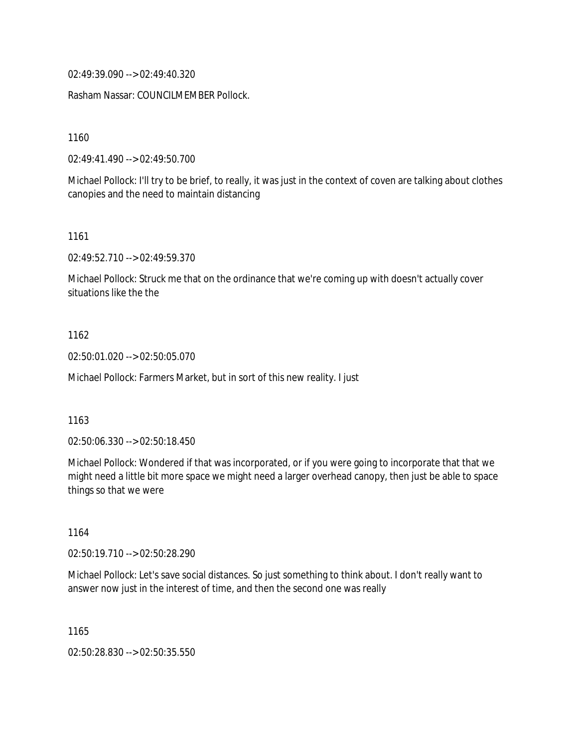02:49:39.090 --> 02:49:40.320

Rasham Nassar: COUNCILMEMBER Pollock.

1160

02:49:41.490 --> 02:49:50.700

Michael Pollock: I'll try to be brief, to really, it was just in the context of coven are talking about clothes canopies and the need to maintain distancing

1161

02:49:52.710 --> 02:49:59.370

Michael Pollock: Struck me that on the ordinance that we're coming up with doesn't actually cover situations like the the

1162

02:50:01.020 --> 02:50:05.070

Michael Pollock: Farmers Market, but in sort of this new reality. I just

1163

02:50:06.330 --> 02:50:18.450

Michael Pollock: Wondered if that was incorporated, or if you were going to incorporate that that we might need a little bit more space we might need a larger overhead canopy, then just be able to space things so that we were

1164

02:50:19.710 --> 02:50:28.290

Michael Pollock: Let's save social distances. So just something to think about. I don't really want to answer now just in the interest of time, and then the second one was really

1165

02:50:28.830 --> 02:50:35.550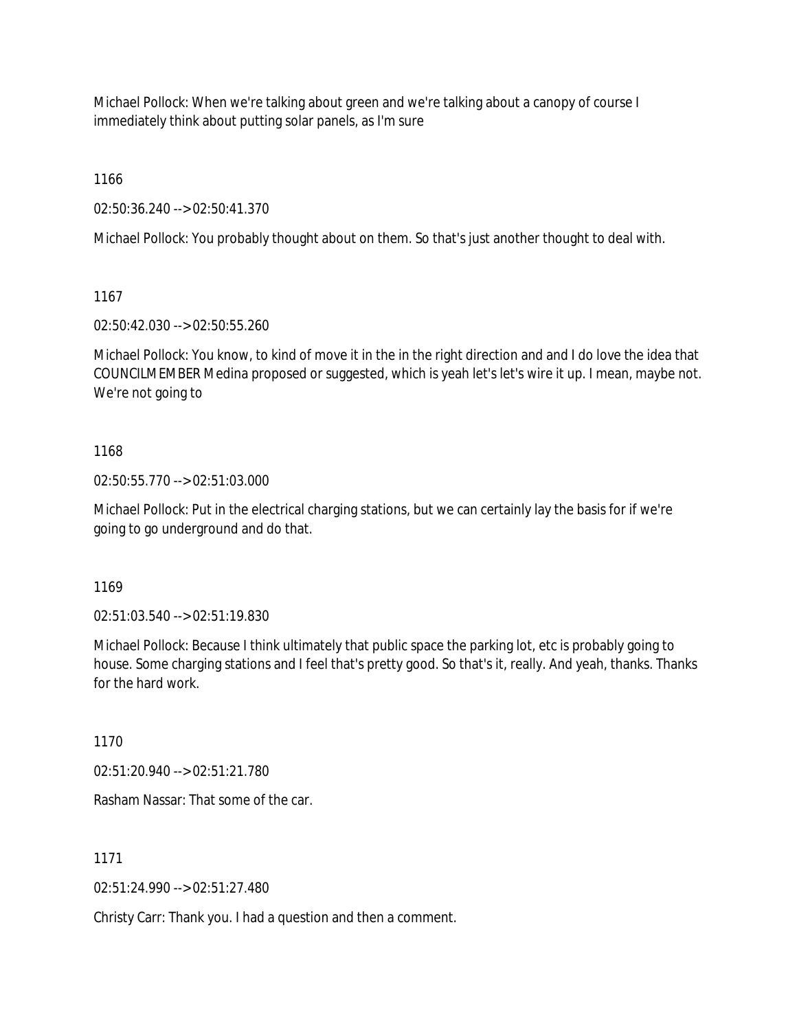Michael Pollock: When we're talking about green and we're talking about a canopy of course I immediately think about putting solar panels, as I'm sure

1166

02:50:36.240 --> 02:50:41.370

Michael Pollock: You probably thought about on them. So that's just another thought to deal with.

1167

02:50:42.030 --> 02:50:55.260

Michael Pollock: You know, to kind of move it in the in the right direction and and I do love the idea that COUNCILMEMBER Medina proposed or suggested, which is yeah let's let's wire it up. I mean, maybe not. We're not going to

1168

02:50:55.770 --> 02:51:03.000

Michael Pollock: Put in the electrical charging stations, but we can certainly lay the basis for if we're going to go underground and do that.

1169

02:51:03.540 --> 02:51:19.830

Michael Pollock: Because I think ultimately that public space the parking lot, etc is probably going to house. Some charging stations and I feel that's pretty good. So that's it, really. And yeah, thanks. Thanks for the hard work.

1170

02:51:20.940 --> 02:51:21.780

Rasham Nassar: That some of the car.

1171

02:51:24.990 --> 02:51:27.480

Christy Carr: Thank you. I had a question and then a comment.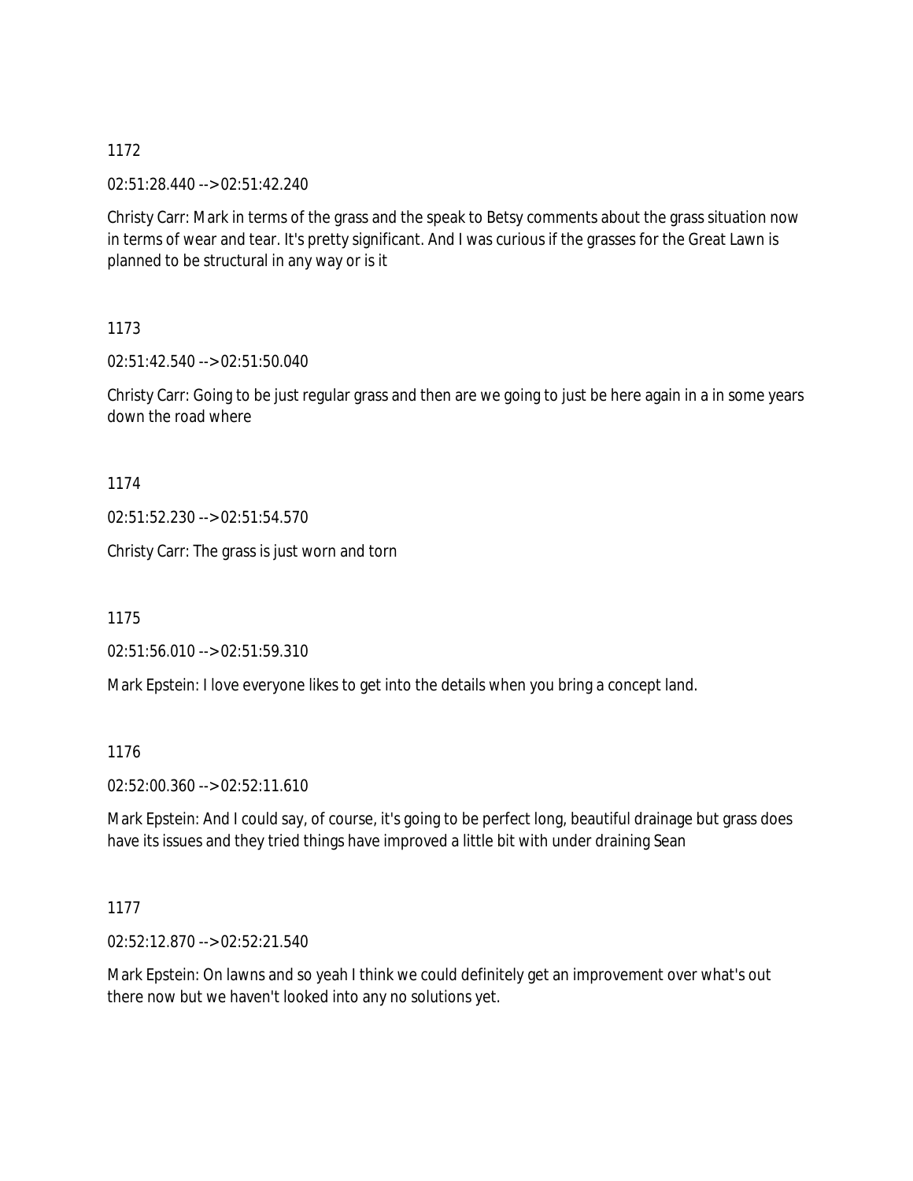1172

02:51:28.440 --> 02:51:42.240

Christy Carr: Mark in terms of the grass and the speak to Betsy comments about the grass situation now in terms of wear and tear. It's pretty significant. And I was curious if the grasses for the Great Lawn is planned to be structural in any way or is it

1173

02:51:42.540 --> 02:51:50.040

Christy Carr: Going to be just regular grass and then are we going to just be here again in a in some years down the road where

1174

02:51:52.230 --> 02:51:54.570

Christy Carr: The grass is just worn and torn

1175

02:51:56.010 --> 02:51:59.310

Mark Epstein: I love everyone likes to get into the details when you bring a concept land.

1176

02:52:00.360 --> 02:52:11.610

Mark Epstein: And I could say, of course, it's going to be perfect long, beautiful drainage but grass does have its issues and they tried things have improved a little bit with under draining Sean

1177

02:52:12.870 --> 02:52:21.540

Mark Epstein: On lawns and so yeah I think we could definitely get an improvement over what's out there now but we haven't looked into any no solutions yet.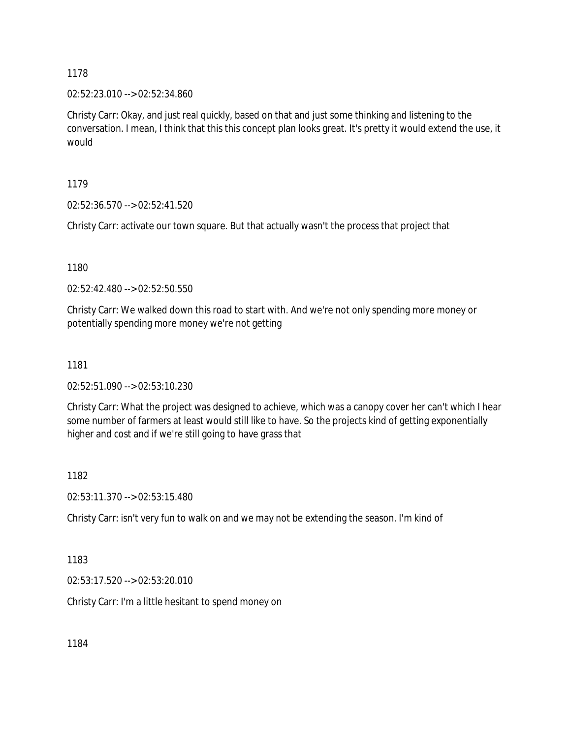1178

02:52:23.010 --> 02:52:34.860

Christy Carr: Okay, and just real quickly, based on that and just some thinking and listening to the conversation. I mean, I think that this this concept plan looks great. It's pretty it would extend the use, it would

1179

02:52:36.570 --> 02:52:41.520

Christy Carr: activate our town square. But that actually wasn't the process that project that

1180

02:52:42.480 --> 02:52:50.550

Christy Carr: We walked down this road to start with. And we're not only spending more money or potentially spending more money we're not getting

1181

02:52:51.090 --> 02:53:10.230

Christy Carr: What the project was designed to achieve, which was a canopy cover her can't which I hear some number of farmers at least would still like to have. So the projects kind of getting exponentially higher and cost and if we're still going to have grass that

1182

02:53:11.370 --> 02:53:15.480

Christy Carr: isn't very fun to walk on and we may not be extending the season. I'm kind of

1183

02:53:17.520 --> 02:53:20.010

Christy Carr: I'm a little hesitant to spend money on

1184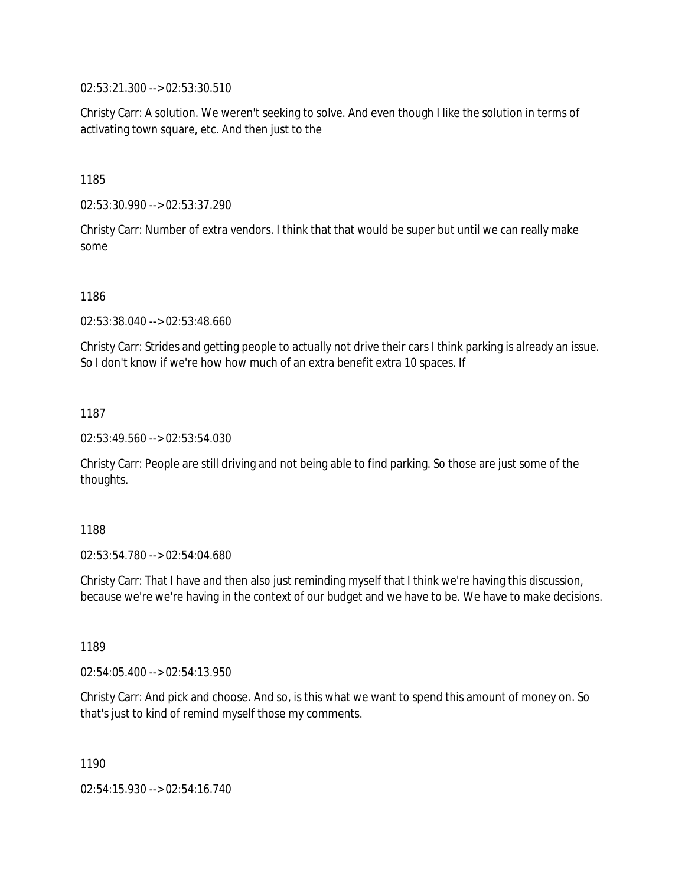02:53:21.300 --> 02:53:30.510

Christy Carr: A solution. We weren't seeking to solve. And even though I like the solution in terms of activating town square, etc. And then just to the

1185

02:53:30.990 --> 02:53:37.290

Christy Carr: Number of extra vendors. I think that that would be super but until we can really make some

1186

02:53:38.040 --> 02:53:48.660

Christy Carr: Strides and getting people to actually not drive their cars I think parking is already an issue. So I don't know if we're how how much of an extra benefit extra 10 spaces. If

1187

02:53:49.560 --> 02:53:54.030

Christy Carr: People are still driving and not being able to find parking. So those are just some of the thoughts.

1188

02:53:54.780 --> 02:54:04.680

Christy Carr: That I have and then also just reminding myself that I think we're having this discussion, because we're we're having in the context of our budget and we have to be. We have to make decisions.

1189

02:54:05.400 --> 02:54:13.950

Christy Carr: And pick and choose. And so, is this what we want to spend this amount of money on. So that's just to kind of remind myself those my comments.

1190

02:54:15.930 --> 02:54:16.740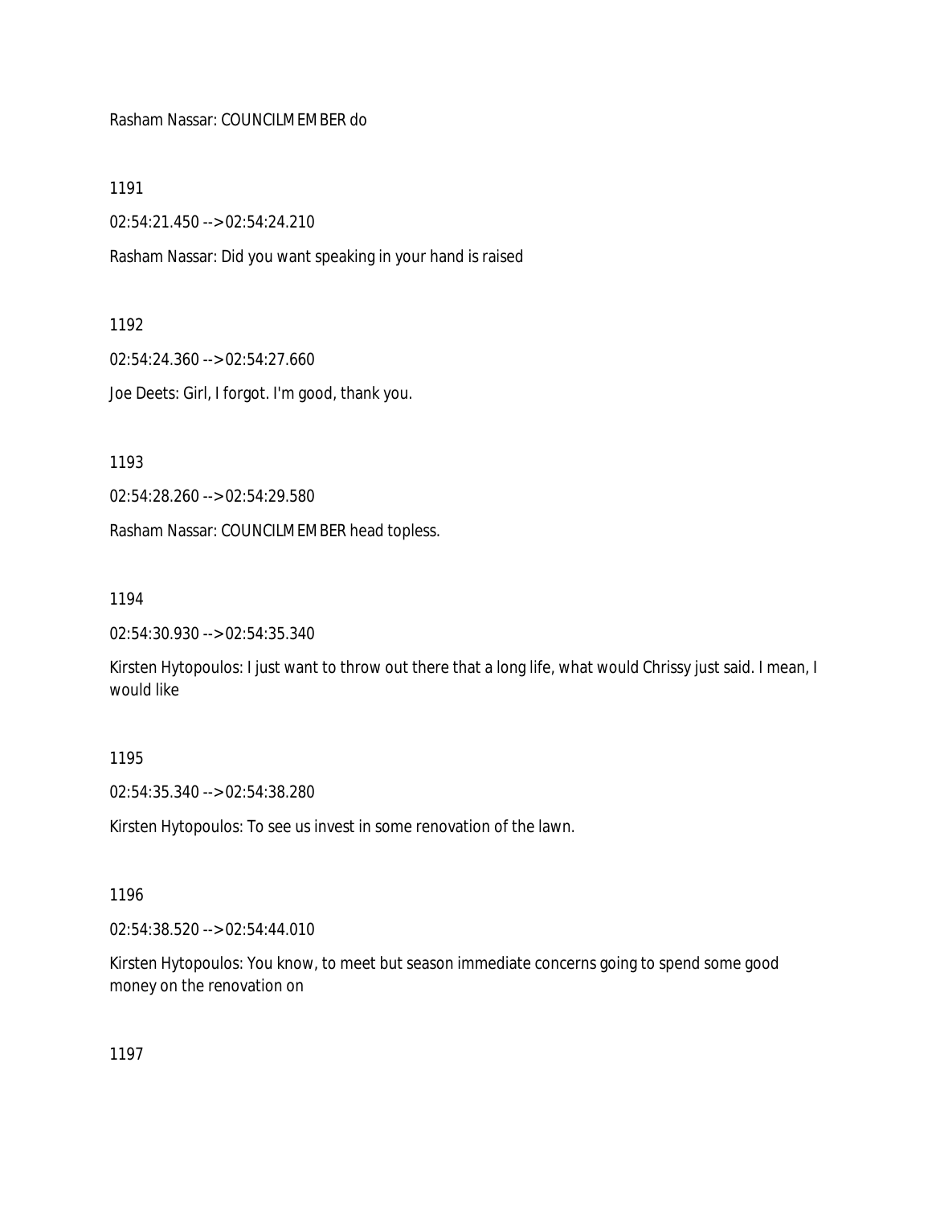Rasham Nassar: COUNCILMEMBER do

1191

02:54:21.450 --> 02:54:24.210

Rasham Nassar: Did you want speaking in your hand is raised

1192

02:54:24.360 --> 02:54:27.660

Joe Deets: Girl, I forgot. I'm good, thank you.

1193

02:54:28.260 --> 02:54:29.580

Rasham Nassar: COUNCILMEMBER head topless.

1194

02:54:30.930 --> 02:54:35.340

Kirsten Hytopoulos: I just want to throw out there that a long life, what would Chrissy just said. I mean, I would like

1195

02:54:35.340 --> 02:54:38.280

Kirsten Hytopoulos: To see us invest in some renovation of the lawn.

1196

02:54:38.520 --> 02:54:44.010

Kirsten Hytopoulos: You know, to meet but season immediate concerns going to spend some good money on the renovation on

1197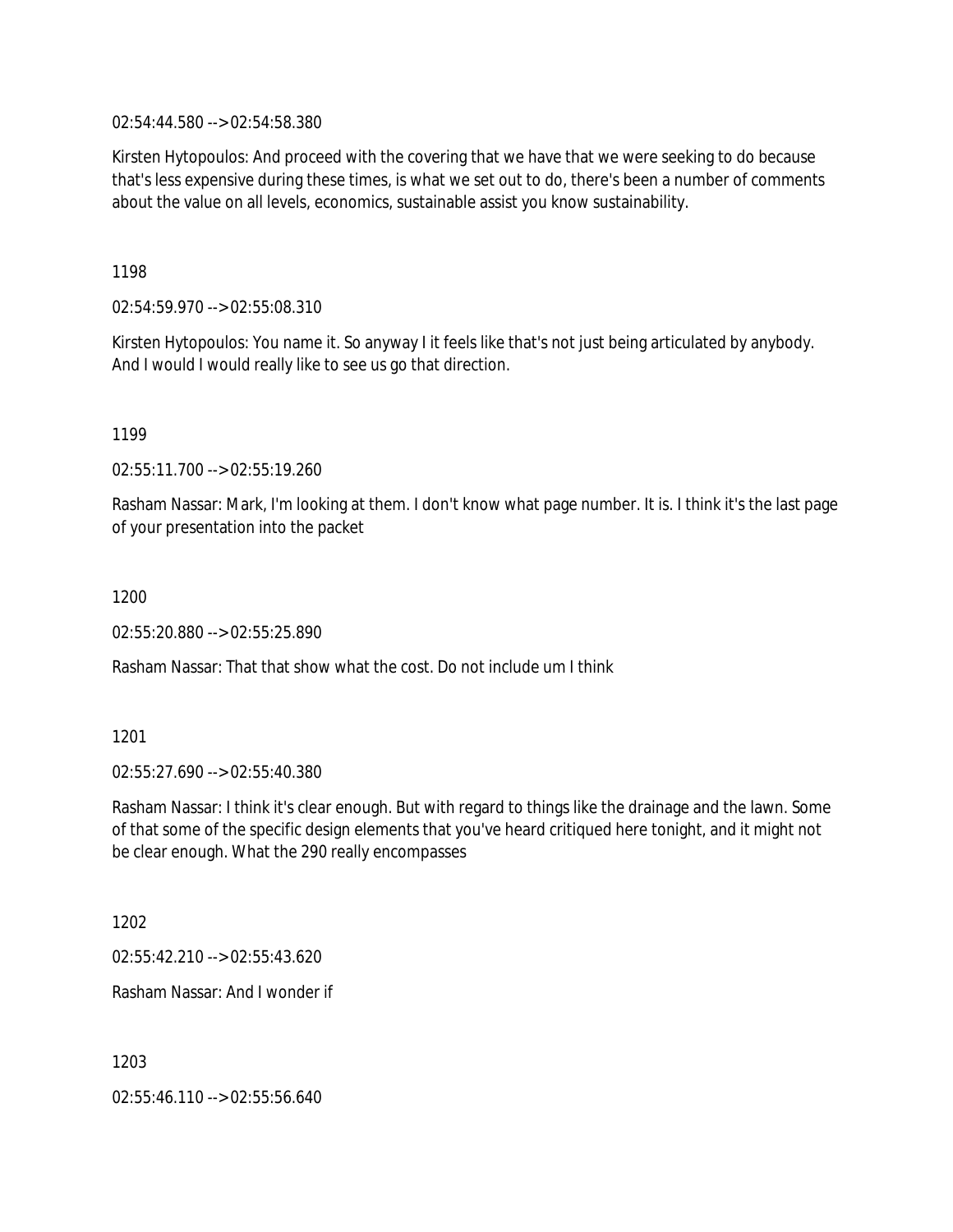02:54:44.580 --> 02:54:58.380

Kirsten Hytopoulos: And proceed with the covering that we have that we were seeking to do because that's less expensive during these times, is what we set out to do, there's been a number of comments about the value on all levels, economics, sustainable assist you know sustainability.

1198

02:54:59.970 --> 02:55:08.310

Kirsten Hytopoulos: You name it. So anyway I it feels like that's not just being articulated by anybody. And I would I would really like to see us go that direction.

1199

02:55:11.700 --> 02:55:19.260

Rasham Nassar: Mark, I'm looking at them. I don't know what page number. It is. I think it's the last page of your presentation into the packet

1200

02:55:20.880 --> 02:55:25.890

Rasham Nassar: That that show what the cost. Do not include um I think

1201

02:55:27.690 --> 02:55:40.380

Rasham Nassar: I think it's clear enough. But with regard to things like the drainage and the lawn. Some of that some of the specific design elements that you've heard critiqued here tonight, and it might not be clear enough. What the 290 really encompasses

1202

02:55:42.210 --> 02:55:43.620

Rasham Nassar: And I wonder if

1203

02:55:46.110 --> 02:55:56.640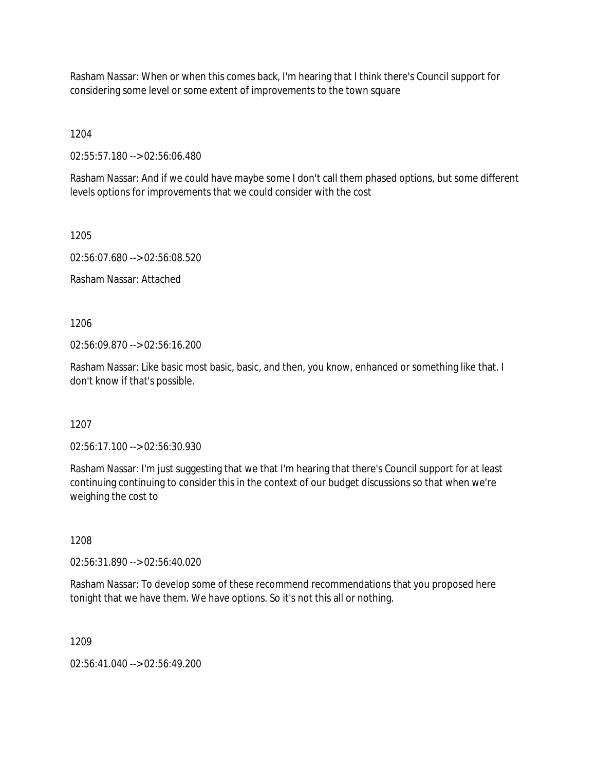Rasham Nassar: When or when this comes back, I'm hearing that I think there's Council support for considering some level or some extent of improvements to the town square

1204

02:55:57.180 --> 02:56:06.480

Rasham Nassar: And if we could have maybe some I don't call them phased options, but some different levels options for improvements that we could consider with the cost

1205

02:56:07.680 --> 02:56:08.520

Rasham Nassar: Attached

1206

02:56:09.870 --> 02:56:16.200

Rasham Nassar: Like basic most basic, basic, and then, you know, enhanced or something like that. I don't know if that's possible.

1207

02:56:17.100 --> 02:56:30.930

Rasham Nassar: I'm just suggesting that we that I'm hearing that there's Council support for at least continuing continuing to consider this in the context of our budget discussions so that when we're weighing the cost to

1208

02:56:31.890 --> 02:56:40.020

Rasham Nassar: To develop some of these recommend recommendations that you proposed here tonight that we have them. We have options. So it's not this all or nothing.

1209

02:56:41.040 --> 02:56:49.200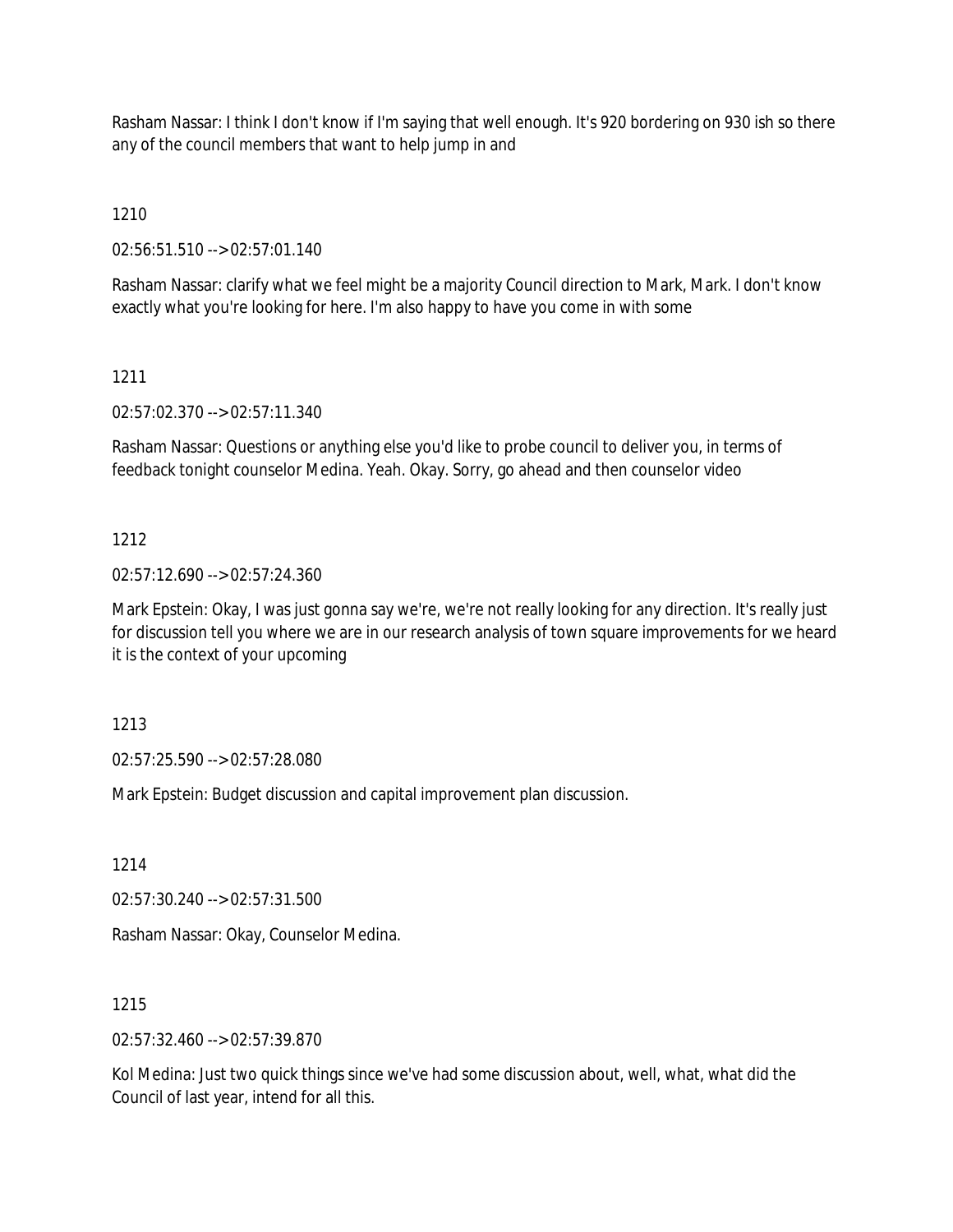Rasham Nassar: I think I don't know if I'm saying that well enough. It's 920 bordering on 930 ish so there any of the council members that want to help jump in and

1210

02:56:51.510 --> 02:57:01.140

Rasham Nassar: clarify what we feel might be a majority Council direction to Mark, Mark. I don't know exactly what you're looking for here. I'm also happy to have you come in with some

1211

02:57:02.370 --> 02:57:11.340

Rasham Nassar: Questions or anything else you'd like to probe council to deliver you, in terms of feedback tonight counselor Medina. Yeah. Okay. Sorry, go ahead and then counselor video

1212

02:57:12.690 --> 02:57:24.360

Mark Epstein: Okay, I was just gonna say we're, we're not really looking for any direction. It's really just for discussion tell you where we are in our research analysis of town square improvements for we heard it is the context of your upcoming

1213

02:57:25.590 --> 02:57:28.080

Mark Epstein: Budget discussion and capital improvement plan discussion.

1214

02:57:30.240 --> 02:57:31.500

Rasham Nassar: Okay, Counselor Medina.

1215

02:57:32.460 --> 02:57:39.870

Kol Medina: Just two quick things since we've had some discussion about, well, what, what did the Council of last year, intend for all this.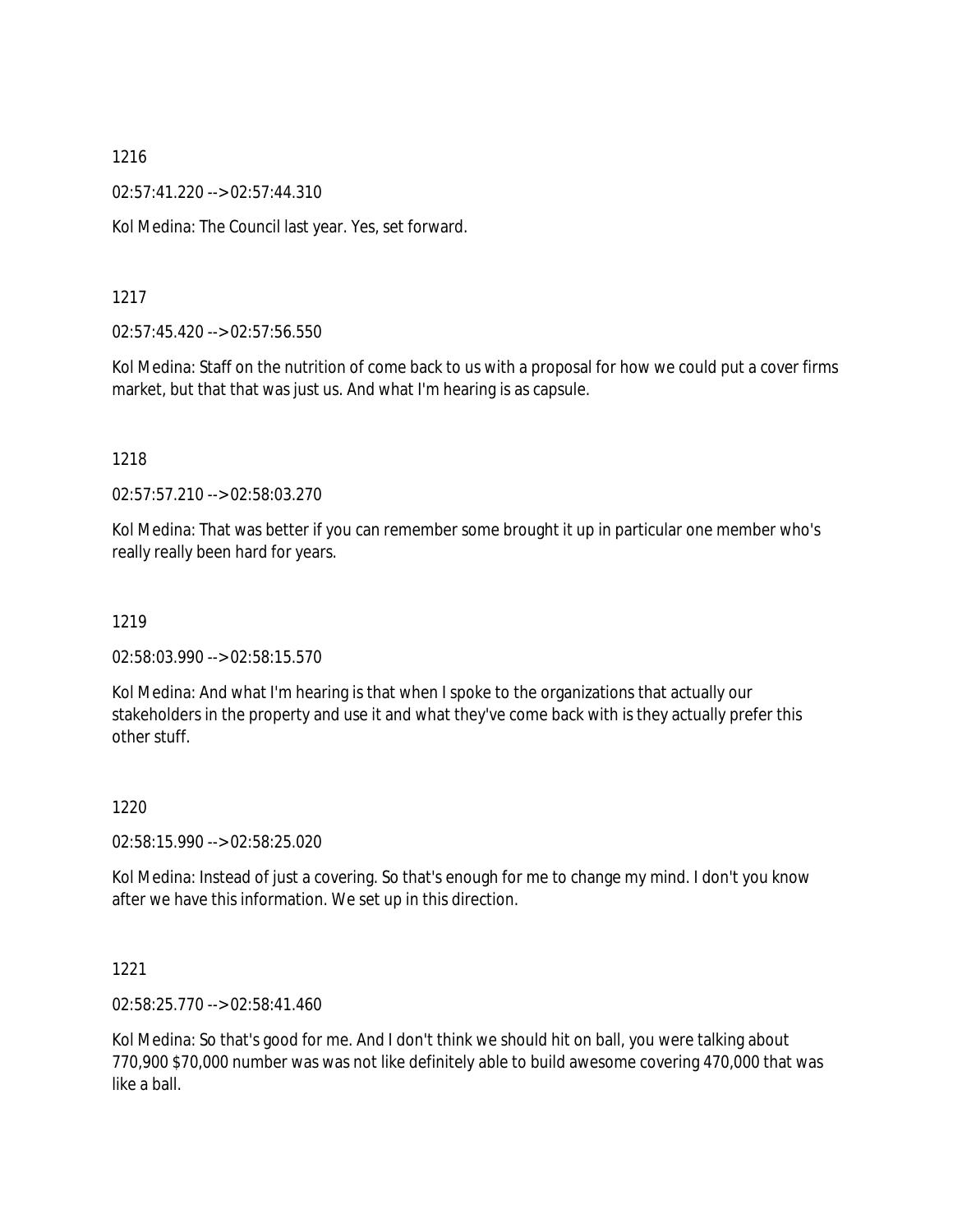1216

02:57:41.220 --> 02:57:44.310

Kol Medina: The Council last year. Yes, set forward.

1217

02:57:45.420 --> 02:57:56.550

Kol Medina: Staff on the nutrition of come back to us with a proposal for how we could put a cover firms market, but that that was just us. And what I'm hearing is as capsule.

1218

02:57:57.210 --> 02:58:03.270

Kol Medina: That was better if you can remember some brought it up in particular one member who's really really been hard for years.

1219

02:58:03.990 --> 02:58:15.570

Kol Medina: And what I'm hearing is that when I spoke to the organizations that actually our stakeholders in the property and use it and what they've come back with is they actually prefer this other stuff.

1220

02:58:15.990 --> 02:58:25.020

Kol Medina: Instead of just a covering. So that's enough for me to change my mind. I don't you know after we have this information. We set up in this direction.

1221

02:58:25.770 --> 02:58:41.460

Kol Medina: So that's good for me. And I don't think we should hit on ball, you were talking about 770,900 $70,000 number was was not like definitely able to build awesome covering 470,000 that was like a ball.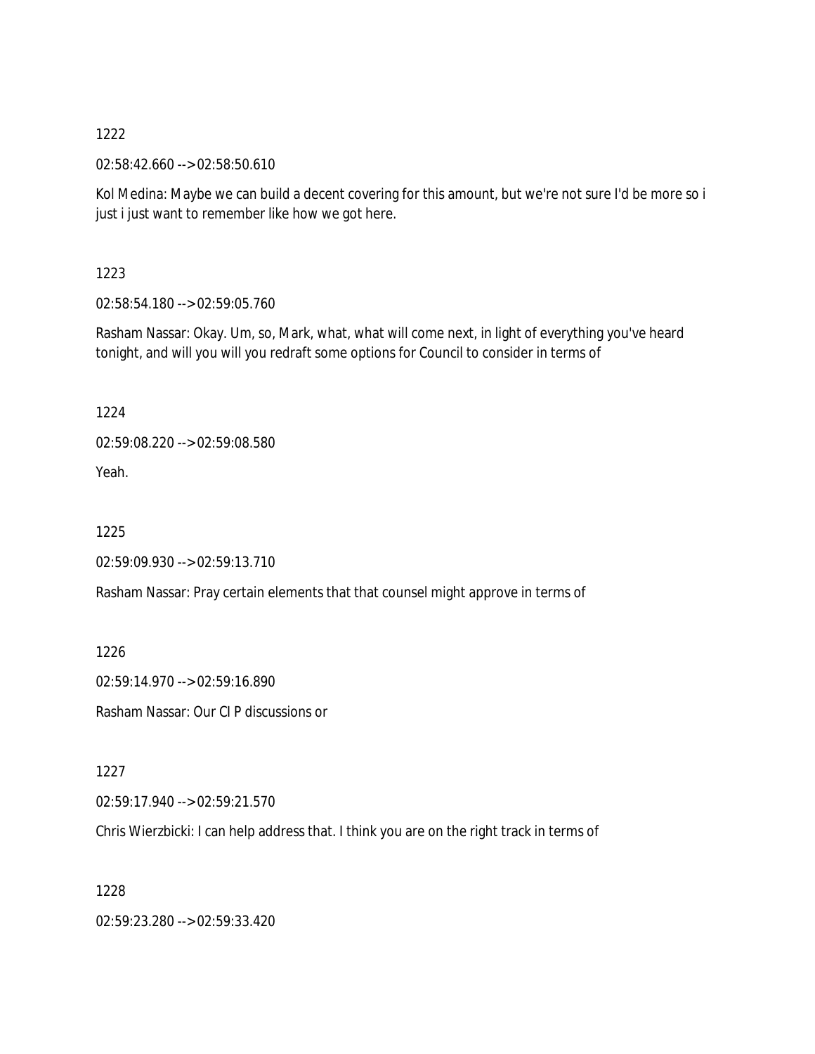1222

02:58:42.660 --> 02:58:50.610

Kol Medina: Maybe we can build a decent covering for this amount, but we're not sure I'd be more so i just i just want to remember like how we got here.

1223

02:58:54.180 --> 02:59:05.760

Rasham Nassar: Okay. Um, so, Mark, what, what will come next, in light of everything you've heard tonight, and will you will you redraft some options for Council to consider in terms of

1224

02:59:08.220 --> 02:59:08.580

Yeah.

1225

02:59:09.930 --> 02:59:13.710

Rasham Nassar: Pray certain elements that that counsel might approve in terms of

1226

02:59:14.970 --> 02:59:16.890

Rasham Nassar: Our CI P discussions or

1227

02:59:17.940 --> 02:59:21.570

Chris Wierzbicki: I can help address that. I think you are on the right track in terms of

1228

02:59:23.280 --> 02:59:33.420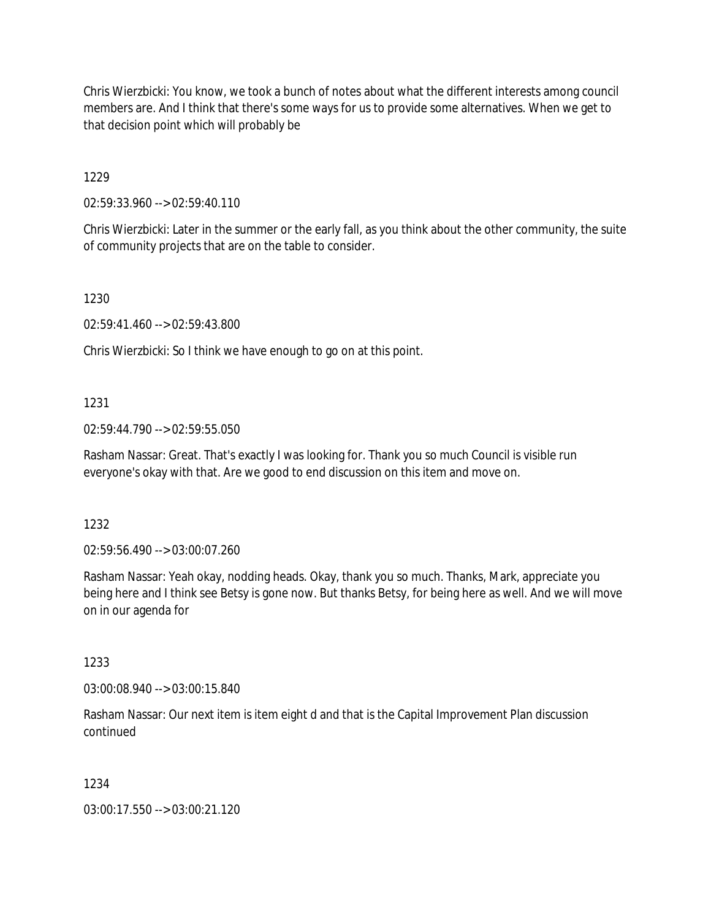Chris Wierzbicki: You know, we took a bunch of notes about what the different interests among council members are. And I think that there's some ways for us to provide some alternatives. When we get to that decision point which will probably be

1229

02:59:33.960 --> 02:59:40.110

Chris Wierzbicki: Later in the summer or the early fall, as you think about the other community, the suite of community projects that are on the table to consider.

1230

02:59:41.460 --> 02:59:43.800

Chris Wierzbicki: So I think we have enough to go on at this point.

1231

02:59:44.790 --> 02:59:55.050

Rasham Nassar: Great. That's exactly I was looking for. Thank you so much Council is visible run everyone's okay with that. Are we good to end discussion on this item and move on.

1232

02:59:56.490 --> 03:00:07.260

Rasham Nassar: Yeah okay, nodding heads. Okay, thank you so much. Thanks, Mark, appreciate you being here and I think see Betsy is gone now. But thanks Betsy, for being here as well. And we will move on in our agenda for

1233

03:00:08.940 --> 03:00:15.840

Rasham Nassar: Our next item is item eight d and that is the Capital Improvement Plan discussion continued

1234

03:00:17.550 --> 03:00:21.120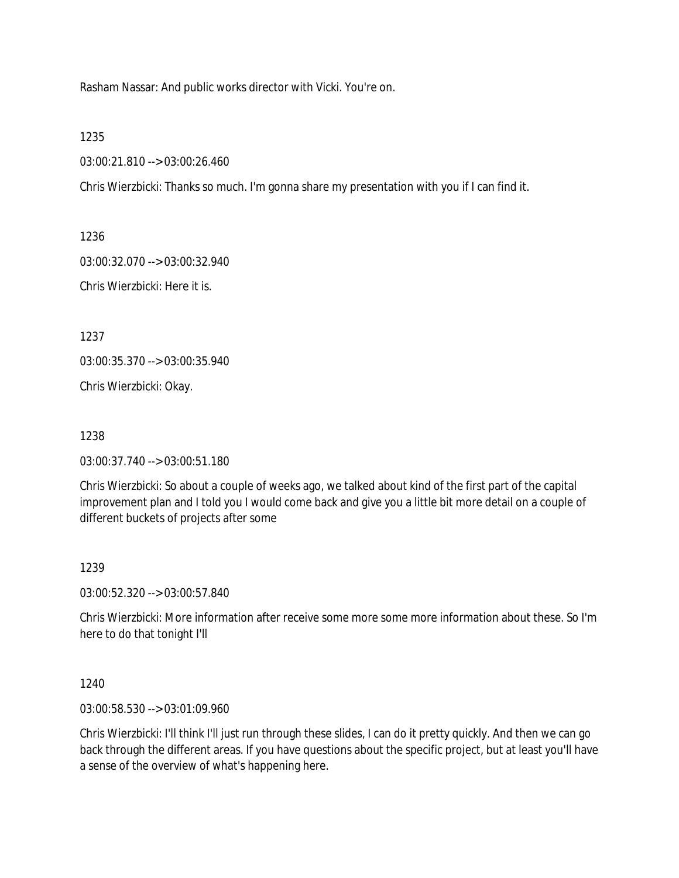Rasham Nassar: And public works director with Vicki. You're on.

1235

03:00:21.810 --> 03:00:26.460

Chris Wierzbicki: Thanks so much. I'm gonna share my presentation with you if I can find it.

1236

03:00:32.070 --> 03:00:32.940

Chris Wierzbicki: Here it is.

1237

03:00:35.370 --> 03:00:35.940

Chris Wierzbicki: Okay.

1238

03:00:37.740 --> 03:00:51.180

Chris Wierzbicki: So about a couple of weeks ago, we talked about kind of the first part of the capital improvement plan and I told you I would come back and give you a little bit more detail on a couple of different buckets of projects after some

1239

03:00:52.320 --> 03:00:57.840

Chris Wierzbicki: More information after receive some more some more information about these. So I'm here to do that tonight I'll

1240

03:00:58.530 --> 03:01:09.960

Chris Wierzbicki: I'll think I'll just run through these slides, I can do it pretty quickly. And then we can go back through the different areas. If you have questions about the specific project, but at least you'll have a sense of the overview of what's happening here.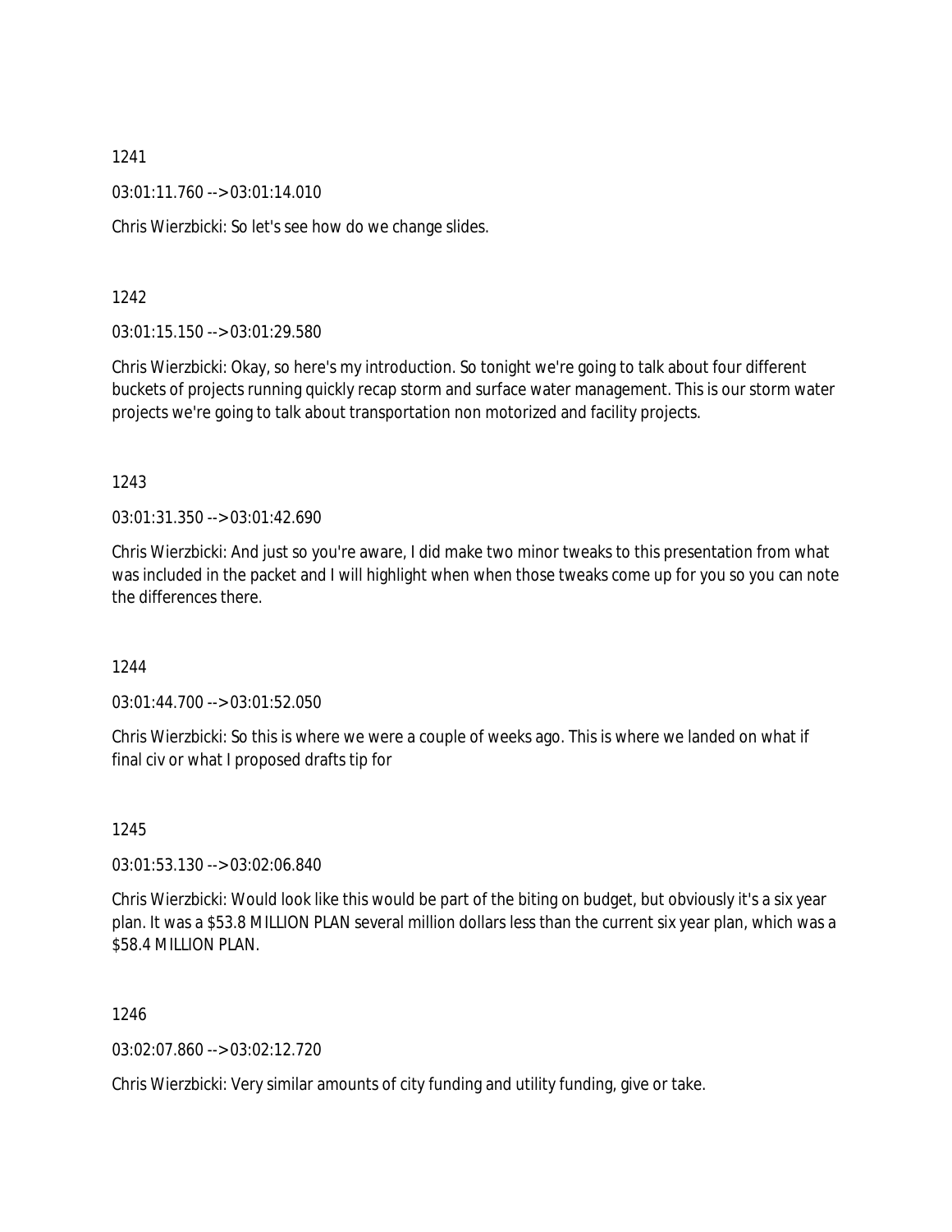1241

03:01:11.760 --> 03:01:14.010

Chris Wierzbicki: So let's see how do we change slides.

1242

03:01:15.150 --> 03:01:29.580

Chris Wierzbicki: Okay, so here's my introduction. So tonight we're going to talk about four different buckets of projects running quickly recap storm and surface water management. This is our storm water projects we're going to talk about transportation non motorized and facility projects.

1243

03:01:31.350 --> 03:01:42.690

Chris Wierzbicki: And just so you're aware, I did make two minor tweaks to this presentation from what was included in the packet and I will highlight when when those tweaks come up for you so you can note the differences there.

1244

03:01:44.700 --> 03:01:52.050

Chris Wierzbicki: So this is where we were a couple of weeks ago. This is where we landed on what if final civ or what I proposed drafts tip for

1245

03:01:53.130 --> 03:02:06.840

Chris Wierzbicki: Would look like this would be part of the biting on budget, but obviously it's a six year plan. It was a $53.8 MILLION PLAN several million dollars less than the current six year plan, which was a $58.4 MILLION PLAN.

1246

03:02:07.860 --> 03:02:12.720

Chris Wierzbicki: Very similar amounts of city funding and utility funding, give or take.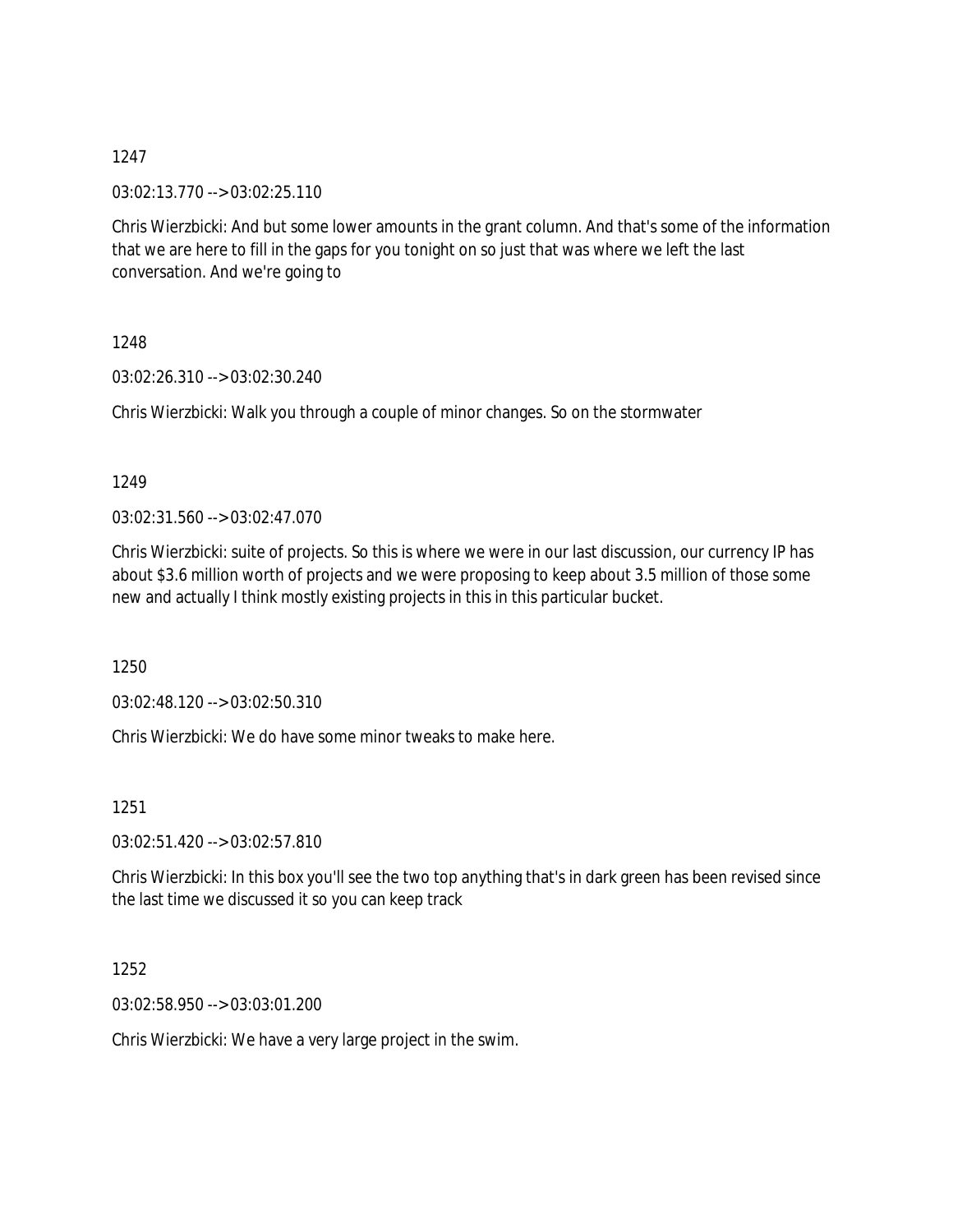1247

03:02:13.770 --> 03:02:25.110

Chris Wierzbicki: And but some lower amounts in the grant column. And that's some of the information that we are here to fill in the gaps for you tonight on so just that was where we left the last conversation. And we're going to

1248

03:02:26.310 --> 03:02:30.240

Chris Wierzbicki: Walk you through a couple of minor changes. So on the stormwater

1249

03:02:31.560 --> 03:02:47.070

Chris Wierzbicki: suite of projects. So this is where we were in our last discussion, our currency IP has about $3.6 million worth of projects and we were proposing to keep about 3.5 million of those some new and actually I think mostly existing projects in this in this particular bucket.

1250

03:02:48.120 --> 03:02:50.310

Chris Wierzbicki: We do have some minor tweaks to make here.

1251

03:02:51.420 --> 03:02:57.810

Chris Wierzbicki: In this box you'll see the two top anything that's in dark green has been revised since the last time we discussed it so you can keep track

1252

03:02:58.950 --> 03:03:01.200

Chris Wierzbicki: We have a very large project in the swim.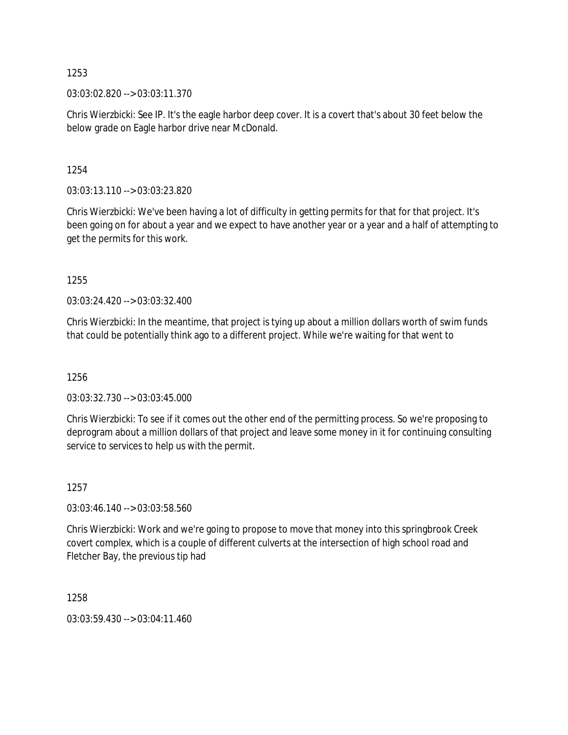1253

03:03:02.820 --> 03:03:11.370

Chris Wierzbicki: See IP. It's the eagle harbor deep cover. It is a covert that's about 30 feet below the below grade on Eagle harbor drive near McDonald.

1254

03:03:13.110 --> 03:03:23.820

Chris Wierzbicki: We've been having a lot of difficulty in getting permits for that for that project. It's been going on for about a year and we expect to have another year or a year and a half of attempting to get the permits for this work.

1255

03:03:24.420 --> 03:03:32.400

Chris Wierzbicki: In the meantime, that project is tying up about a million dollars worth of swim funds that could be potentially think ago to a different project. While we're waiting for that went to

1256

03:03:32.730 --> 03:03:45.000

Chris Wierzbicki: To see if it comes out the other end of the permitting process. So we're proposing to deprogram about a million dollars of that project and leave some money in it for continuing consulting service to services to help us with the permit.

1257

03:03:46.140 --> 03:03:58.560

Chris Wierzbicki: Work and we're going to propose to move that money into this springbrook Creek covert complex, which is a couple of different culverts at the intersection of high school road and Fletcher Bay, the previous tip had

1258

03:03:59.430 --> 03:04:11.460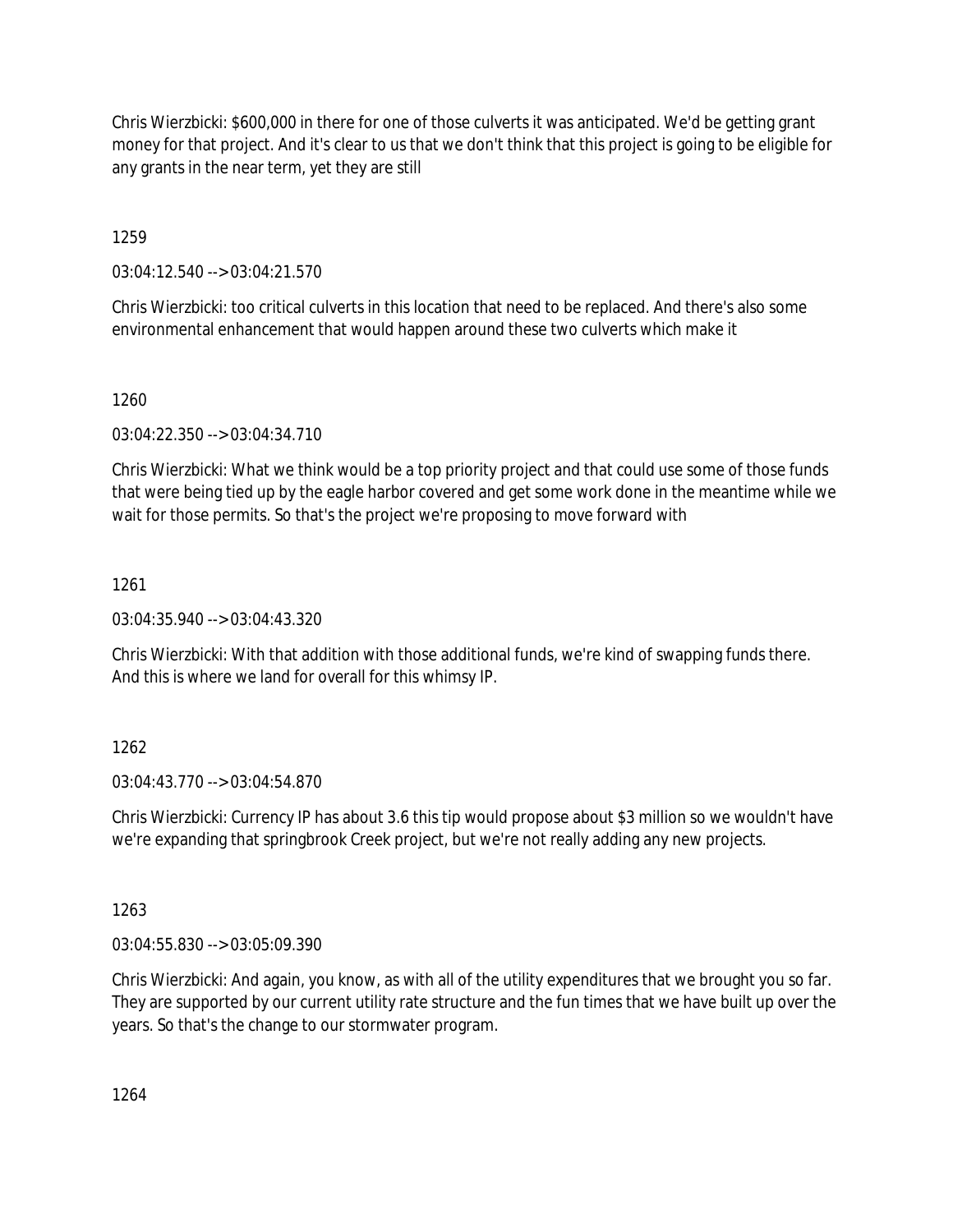Chris Wierzbicki: $600,000 in there for one of those culverts it was anticipated. We'd be getting grant money for that project. And it's clear to us that we don't think that this project is going to be eligible for any grants in the near term, yet they are still

1259

03:04:12.540 --> 03:04:21.570

Chris Wierzbicki: too critical culverts in this location that need to be replaced. And there's also some environmental enhancement that would happen around these two culverts which make it

1260

03:04:22.350 --> 03:04:34.710

Chris Wierzbicki: What we think would be a top priority project and that could use some of those funds that were being tied up by the eagle harbor covered and get some work done in the meantime while we wait for those permits. So that's the project we're proposing to move forward with

1261

03:04:35.940 --> 03:04:43.320

Chris Wierzbicki: With that addition with those additional funds, we're kind of swapping funds there. And this is where we land for overall for this whimsy IP.

1262

03:04:43.770 --> 03:04:54.870

Chris Wierzbicki: Currency IP has about 3.6 this tip would propose about $3 million so we wouldn't have we're expanding that springbrook Creek project, but we're not really adding any new projects.

1263

03:04:55.830 --> 03:05:09.390

Chris Wierzbicki: And again, you know, as with all of the utility expenditures that we brought you so far. They are supported by our current utility rate structure and the fun times that we have built up over the years. So that's the change to our stormwater program.

1264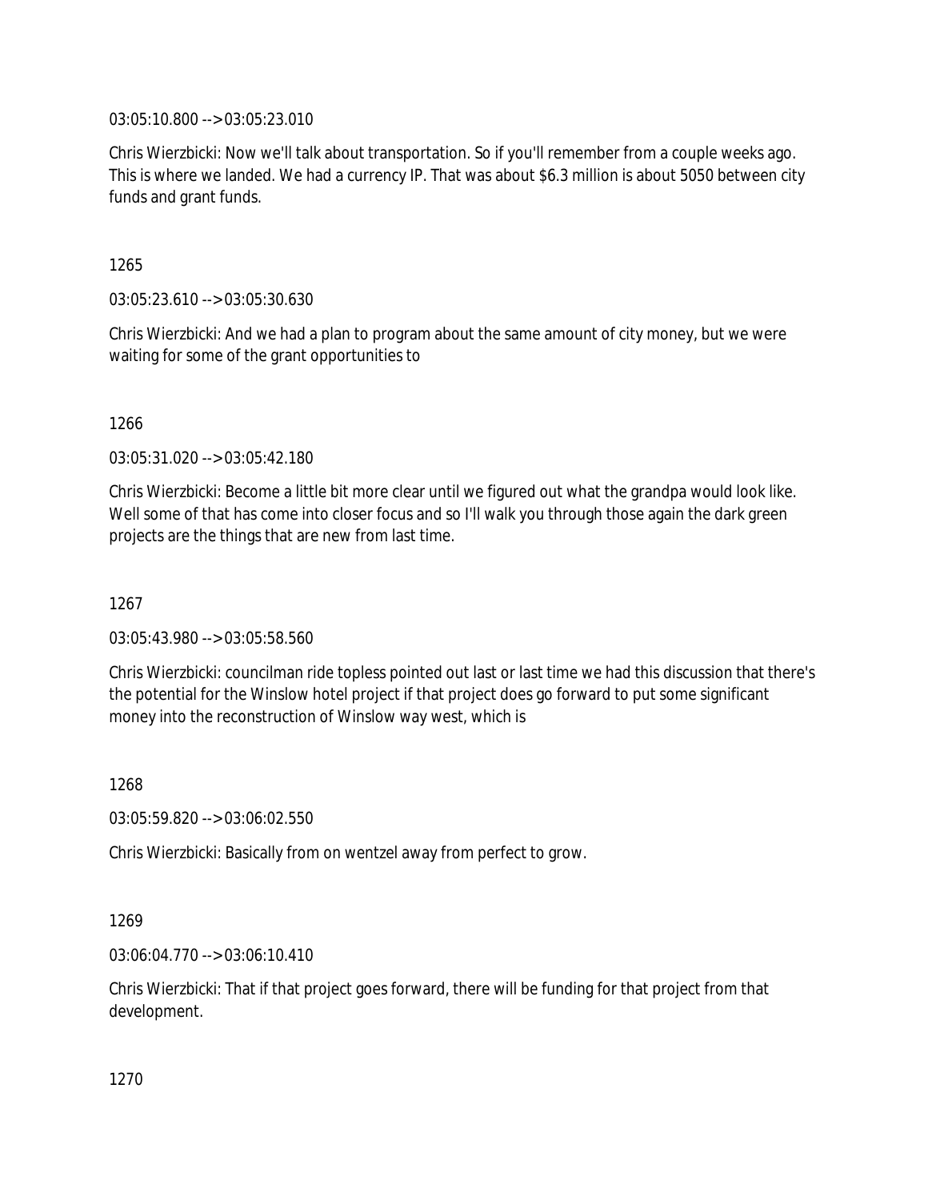03:05:10.800 --> 03:05:23.010

Chris Wierzbicki: Now we'll talk about transportation. So if you'll remember from a couple weeks ago. This is where we landed. We had a currency IP. That was about $6.3 million is about 5050 between city funds and grant funds.

1265

03:05:23.610 --> 03:05:30.630

Chris Wierzbicki: And we had a plan to program about the same amount of city money, but we were waiting for some of the grant opportunities to

1266

03:05:31.020 --> 03:05:42.180

Chris Wierzbicki: Become a little bit more clear until we figured out what the grandpa would look like. Well some of that has come into closer focus and so I'll walk you through those again the dark green projects are the things that are new from last time.

1267

03:05:43.980 --> 03:05:58.560

Chris Wierzbicki: councilman ride topless pointed out last or last time we had this discussion that there's the potential for the Winslow hotel project if that project does go forward to put some significant money into the reconstruction of Winslow way west, which is

1268

03:05:59.820 --> 03:06:02.550

Chris Wierzbicki: Basically from on wentzel away from perfect to grow.

1269

03:06:04.770 --> 03:06:10.410

Chris Wierzbicki: That if that project goes forward, there will be funding for that project from that development.

1270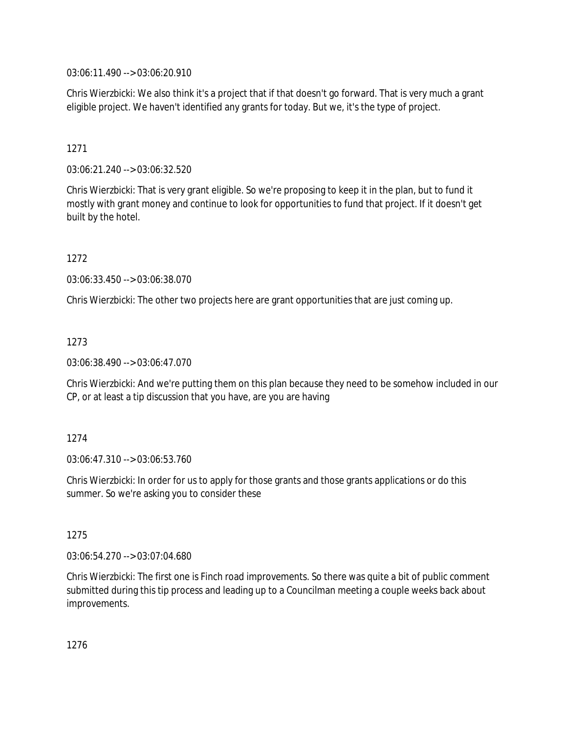03:06:11.490 --> 03:06:20.910

Chris Wierzbicki: We also think it's a project that if that doesn't go forward. That is very much a grant eligible project. We haven't identified any grants for today. But we, it's the type of project.

1271

03:06:21.240 --> 03:06:32.520

Chris Wierzbicki: That is very grant eligible. So we're proposing to keep it in the plan, but to fund it mostly with grant money and continue to look for opportunities to fund that project. If it doesn't get built by the hotel.

1272

03:06:33.450 --> 03:06:38.070

Chris Wierzbicki: The other two projects here are grant opportunities that are just coming up.

1273

03:06:38.490 --> 03:06:47.070

Chris Wierzbicki: And we're putting them on this plan because they need to be somehow included in our CP, or at least a tip discussion that you have, are you are having

1274

03:06:47.310 --> 03:06:53.760

Chris Wierzbicki: In order for us to apply for those grants and those grants applications or do this summer. So we're asking you to consider these

1275

03:06:54.270 --> 03:07:04.680

Chris Wierzbicki: The first one is Finch road improvements. So there was quite a bit of public comment submitted during this tip process and leading up to a Councilman meeting a couple weeks back about improvements.

1276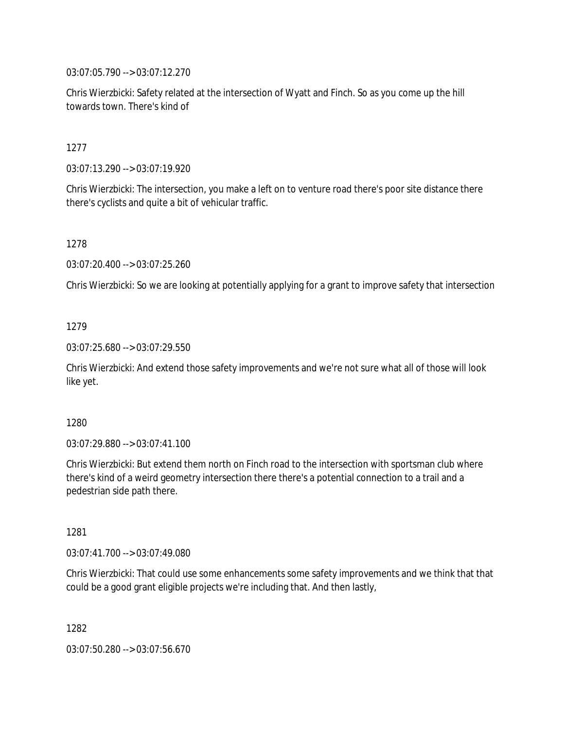03:07:05.790 --> 03:07:12.270

Chris Wierzbicki: Safety related at the intersection of Wyatt and Finch. So as you come up the hill towards town. There's kind of

1277

03:07:13.290 --> 03:07:19.920

Chris Wierzbicki: The intersection, you make a left on to venture road there's poor site distance there there's cyclists and quite a bit of vehicular traffic.

1278

03:07:20.400 --> 03:07:25.260

Chris Wierzbicki: So we are looking at potentially applying for a grant to improve safety that intersection

1279

03:07:25.680 --> 03:07:29.550

Chris Wierzbicki: And extend those safety improvements and we're not sure what all of those will look like yet.

1280

03:07:29.880 --> 03:07:41.100

Chris Wierzbicki: But extend them north on Finch road to the intersection with sportsman club where there's kind of a weird geometry intersection there there's a potential connection to a trail and a pedestrian side path there.

1281

03:07:41.700 --> 03:07:49.080

Chris Wierzbicki: That could use some enhancements some safety improvements and we think that that could be a good grant eligible projects we're including that. And then lastly,

1282

03:07:50.280 --> 03:07:56.670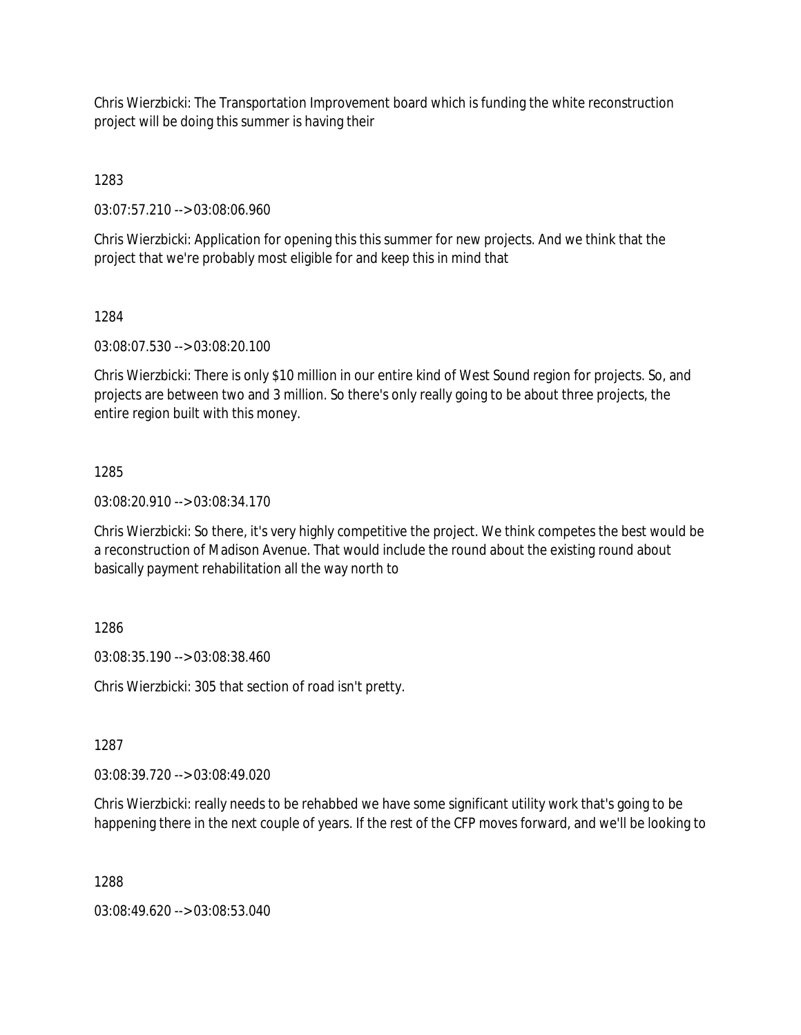Chris Wierzbicki: The Transportation Improvement board which is funding the white reconstruction project will be doing this summer is having their

1283

03:07:57.210 --> 03:08:06.960

Chris Wierzbicki: Application for opening this this summer for new projects. And we think that the project that we're probably most eligible for and keep this in mind that

1284

03:08:07.530 --> 03:08:20.100

Chris Wierzbicki: There is only $10 million in our entire kind of West Sound region for projects. So, and projects are between two and 3 million. So there's only really going to be about three projects, the entire region built with this money.

1285

03:08:20.910 --> 03:08:34.170

Chris Wierzbicki: So there, it's very highly competitive the project. We think competes the best would be a reconstruction of Madison Avenue. That would include the round about the existing round about basically payment rehabilitation all the way north to

1286

03:08:35.190 --> 03:08:38.460

Chris Wierzbicki: 305 that section of road isn't pretty.

1287

03:08:39.720 --> 03:08:49.020

Chris Wierzbicki: really needs to be rehabbed we have some significant utility work that's going to be happening there in the next couple of years. If the rest of the CFP moves forward, and we'll be looking to

1288

03:08:49.620 --> 03:08:53.040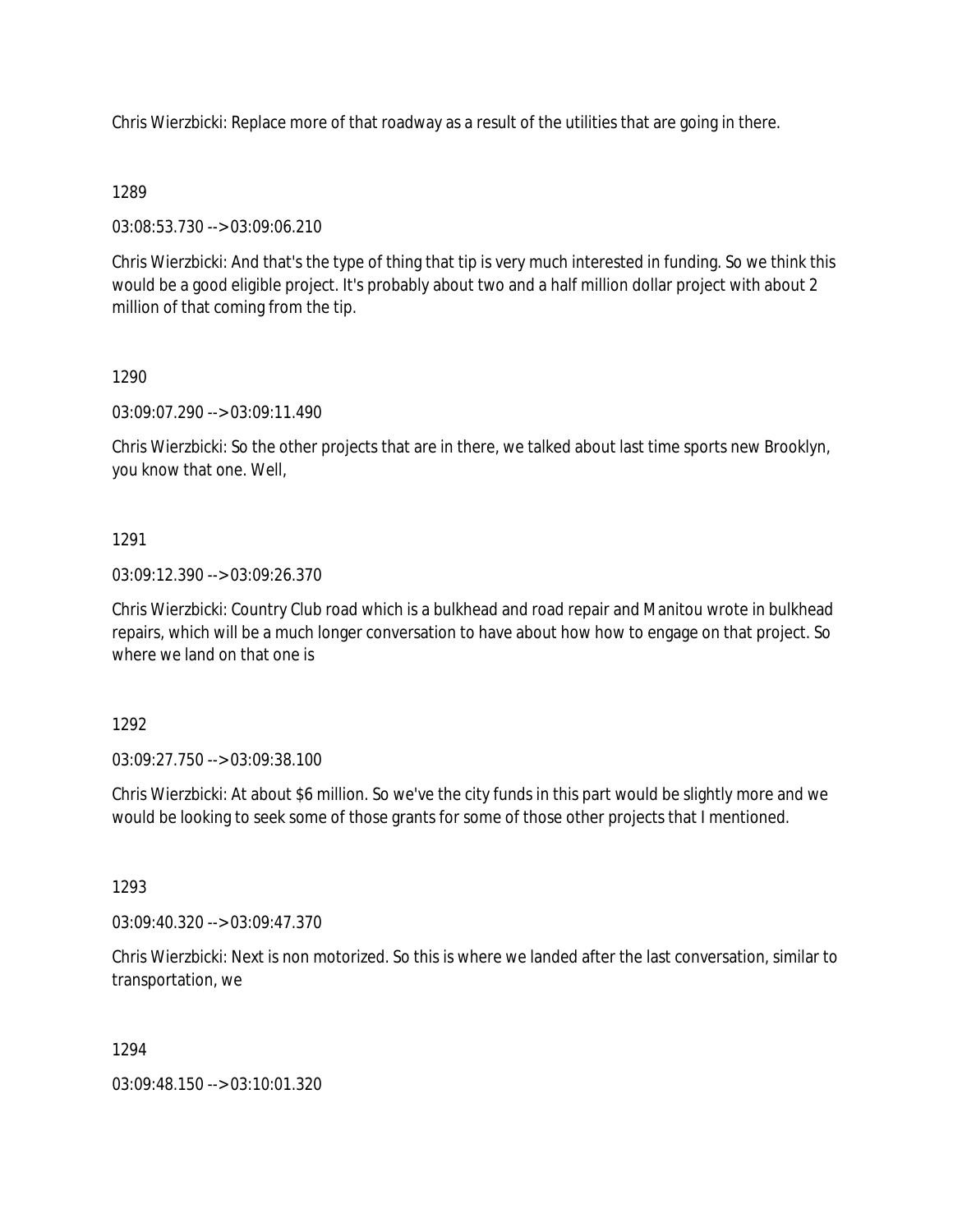Chris Wierzbicki: Replace more of that roadway as a result of the utilities that are going in there.

1289

03:08:53.730 --> 03:09:06.210

Chris Wierzbicki: And that's the type of thing that tip is very much interested in funding. So we think this would be a good eligible project. It's probably about two and a half million dollar project with about 2 million of that coming from the tip.

1290

03:09:07.290 --> 03:09:11.490

Chris Wierzbicki: So the other projects that are in there, we talked about last time sports new Brooklyn, you know that one. Well,

1291

03:09:12.390 --> 03:09:26.370

Chris Wierzbicki: Country Club road which is a bulkhead and road repair and Manitou wrote in bulkhead repairs, which will be a much longer conversation to have about how how to engage on that project. So where we land on that one is

1292

03:09:27.750 --> 03:09:38.100

Chris Wierzbicki: At about $6 million. So we've the city funds in this part would be slightly more and we would be looking to seek some of those grants for some of those other projects that I mentioned.

1293

03:09:40.320 --> 03:09:47.370

Chris Wierzbicki: Next is non motorized. So this is where we landed after the last conversation, similar to transportation, we

1294

03:09:48.150 --> 03:10:01.320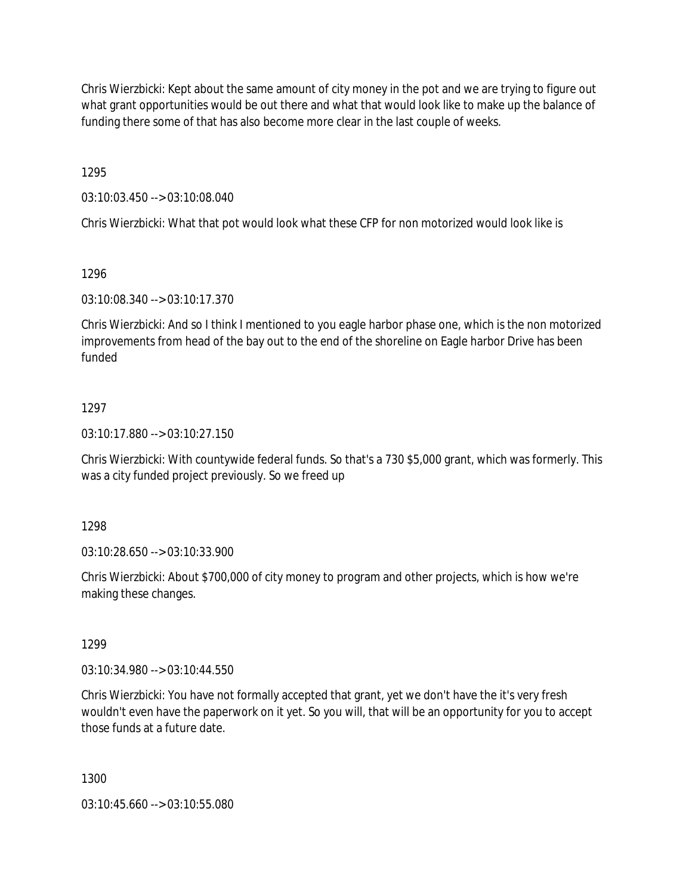Chris Wierzbicki: Kept about the same amount of city money in the pot and we are trying to figure out what grant opportunities would be out there and what that would look like to make up the balance of funding there some of that has also become more clear in the last couple of weeks.

1295

03:10:03.450 --> 03:10:08.040

Chris Wierzbicki: What that pot would look what these CFP for non motorized would look like is

1296

03:10:08.340 --> 03:10:17.370

Chris Wierzbicki: And so I think I mentioned to you eagle harbor phase one, which is the non motorized improvements from head of the bay out to the end of the shoreline on Eagle harbor Drive has been funded

1297

03:10:17.880 --> 03:10:27.150

Chris Wierzbicki: With countywide federal funds. So that's a 730 $5,000 grant, which was formerly. This was a city funded project previously. So we freed up

1298

03:10:28.650 --> 03:10:33.900

Chris Wierzbicki: About $700,000 of city money to program and other projects, which is how we're making these changes.

1299

03:10:34.980 --> 03:10:44.550

Chris Wierzbicki: You have not formally accepted that grant, yet we don't have the it's very fresh wouldn't even have the paperwork on it yet. So you will, that will be an opportunity for you to accept those funds at a future date.

1300

03:10:45.660 --> 03:10:55.080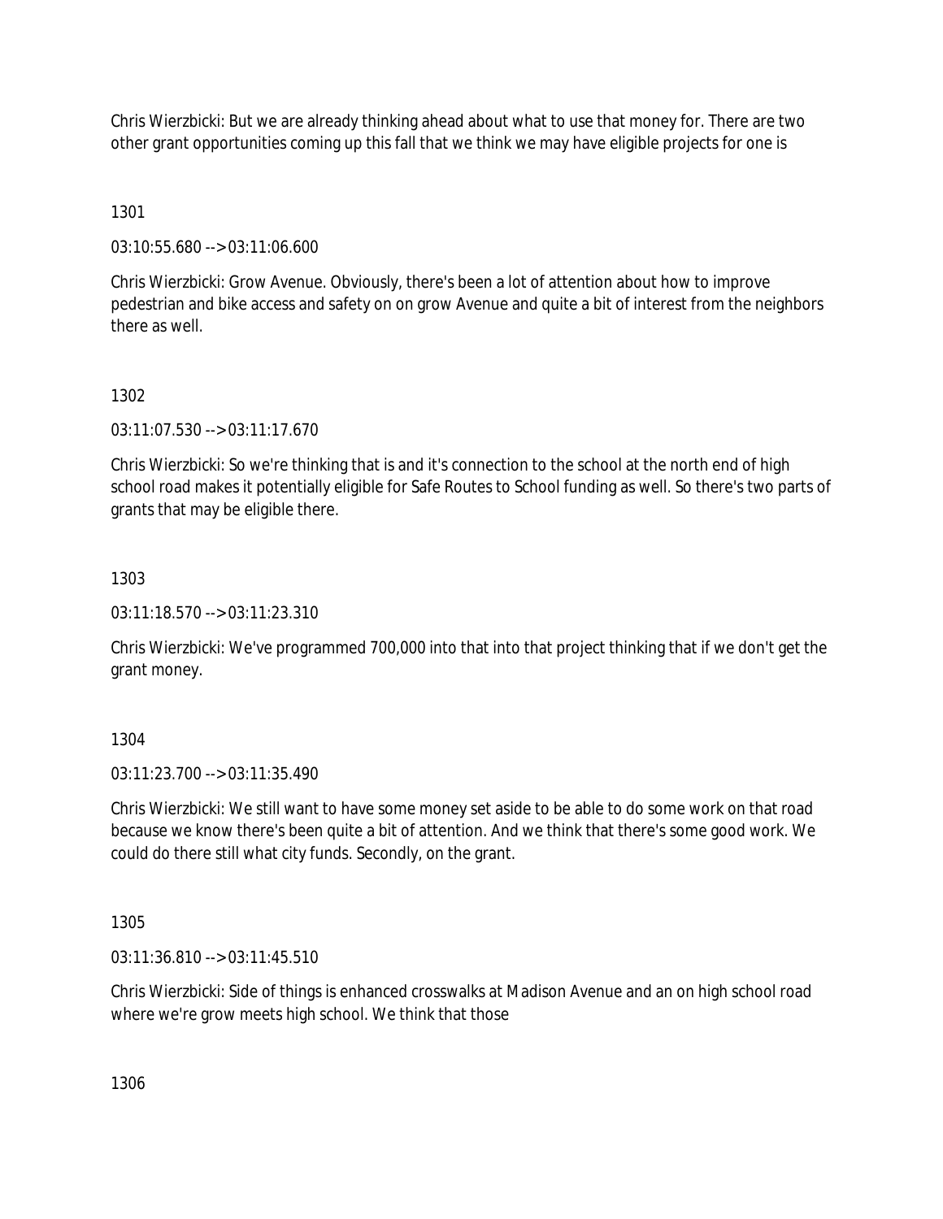Chris Wierzbicki: But we are already thinking ahead about what to use that money for. There are two other grant opportunities coming up this fall that we think we may have eligible projects for one is

1301

03:10:55.680 --> 03:11:06.600

Chris Wierzbicki: Grow Avenue. Obviously, there's been a lot of attention about how to improve pedestrian and bike access and safety on on grow Avenue and quite a bit of interest from the neighbors there as well.

1302

03:11:07.530 --> 03:11:17.670

Chris Wierzbicki: So we're thinking that is and it's connection to the school at the north end of high school road makes it potentially eligible for Safe Routes to School funding as well. So there's two parts of grants that may be eligible there.

1303

03:11:18.570 --> 03:11:23.310

Chris Wierzbicki: We've programmed 700,000 into that into that project thinking that if we don't get the grant money.

1304

03:11:23.700 --> 03:11:35.490

Chris Wierzbicki: We still want to have some money set aside to be able to do some work on that road because we know there's been quite a bit of attention. And we think that there's some good work. We could do there still what city funds. Secondly, on the grant.

1305

03:11:36.810 --> 03:11:45.510

Chris Wierzbicki: Side of things is enhanced crosswalks at Madison Avenue and an on high school road where we're grow meets high school. We think that those

1306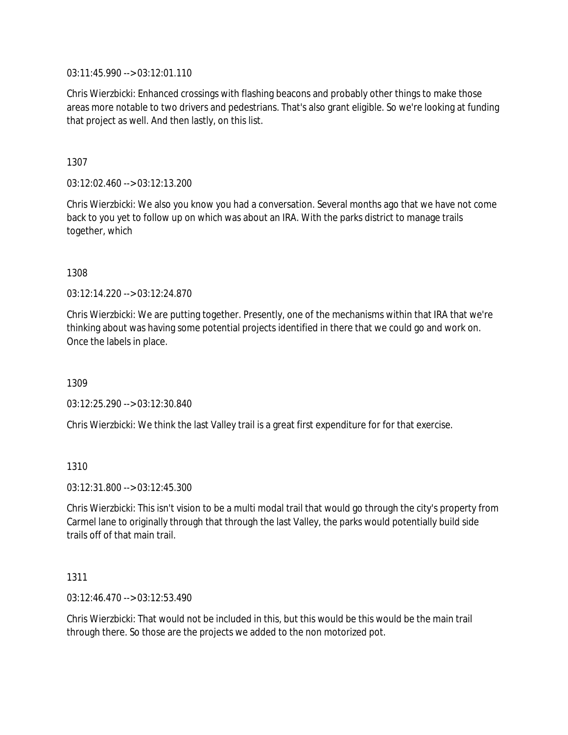03:11:45.990 --> 03:12:01.110

Chris Wierzbicki: Enhanced crossings with flashing beacons and probably other things to make those areas more notable to two drivers and pedestrians. That's also grant eligible. So we're looking at funding that project as well. And then lastly, on this list.

1307

03:12:02.460 --> 03:12:13.200

Chris Wierzbicki: We also you know you had a conversation. Several months ago that we have not come back to you yet to follow up on which was about an IRA. With the parks district to manage trails together, which

1308

03:12:14.220 --> 03:12:24.870

Chris Wierzbicki: We are putting together. Presently, one of the mechanisms within that IRA that we're thinking about was having some potential projects identified in there that we could go and work on. Once the labels in place.

1309

03:12:25.290 --> 03:12:30.840

Chris Wierzbicki: We think the last Valley trail is a great first expenditure for for that exercise.

1310

03:12:31.800 --> 03:12:45.300

Chris Wierzbicki: This isn't vision to be a multi modal trail that would go through the city's property from Carmel lane to originally through that through the last Valley, the parks would potentially build side trails off of that main trail.

1311

03:12:46.470 --> 03:12:53.490

Chris Wierzbicki: That would not be included in this, but this would be this would be the main trail through there. So those are the projects we added to the non motorized pot.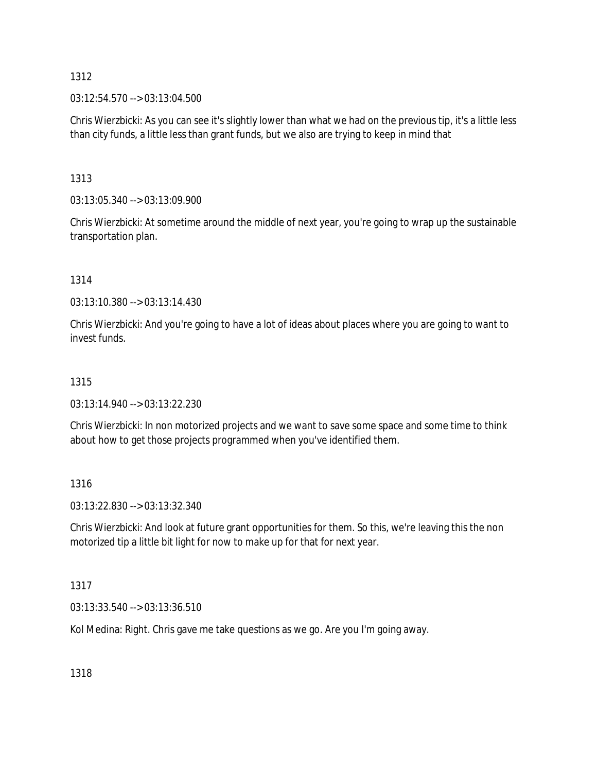1312

03:12:54.570 --> 03:13:04.500

Chris Wierzbicki: As you can see it's slightly lower than what we had on the previous tip, it's a little less than city funds, a little less than grant funds, but we also are trying to keep in mind that

1313

03:13:05.340 --> 03:13:09.900

Chris Wierzbicki: At sometime around the middle of next year, you're going to wrap up the sustainable transportation plan.

1314

03:13:10.380 --> 03:13:14.430

Chris Wierzbicki: And you're going to have a lot of ideas about places where you are going to want to invest funds.

1315

03:13:14.940 --> 03:13:22.230

Chris Wierzbicki: In non motorized projects and we want to save some space and some time to think about how to get those projects programmed when you've identified them.

1316

03:13:22.830 --> 03:13:32.340

Chris Wierzbicki: And look at future grant opportunities for them. So this, we're leaving this the non motorized tip a little bit light for now to make up for that for next year.

1317

03:13:33.540 --> 03:13:36.510

Kol Medina: Right. Chris gave me take questions as we go. Are you I'm going away.

1318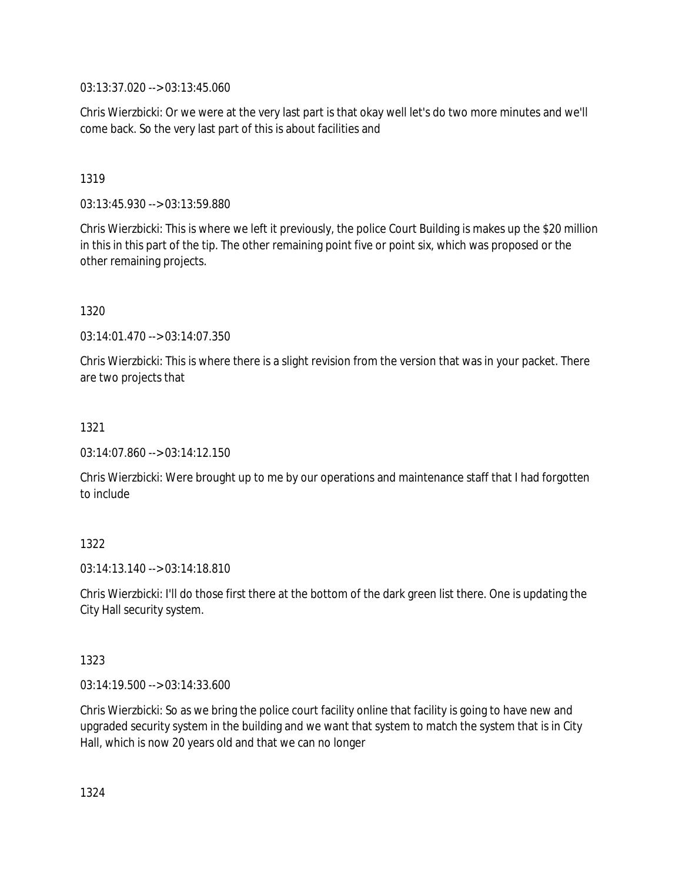03:13:37.020 --> 03:13:45.060

Chris Wierzbicki: Or we were at the very last part is that okay well let's do two more minutes and we'll come back. So the very last part of this is about facilities and

1319

03:13:45.930 --> 03:13:59.880

Chris Wierzbicki: This is where we left it previously, the police Court Building is makes up the $20 million in this in this part of the tip. The other remaining point five or point six, which was proposed or the other remaining projects.

1320

03:14:01.470 --> 03:14:07.350

Chris Wierzbicki: This is where there is a slight revision from the version that was in your packet. There are two projects that

1321

03:14:07.860 --> 03:14:12.150

Chris Wierzbicki: Were brought up to me by our operations and maintenance staff that I had forgotten to include

1322

03:14:13.140 --> 03:14:18.810

Chris Wierzbicki: I'll do those first there at the bottom of the dark green list there. One is updating the City Hall security system.

1323

03:14:19.500 --> 03:14:33.600

Chris Wierzbicki: So as we bring the police court facility online that facility is going to have new and upgraded security system in the building and we want that system to match the system that is in City Hall, which is now 20 years old and that we can no longer

1324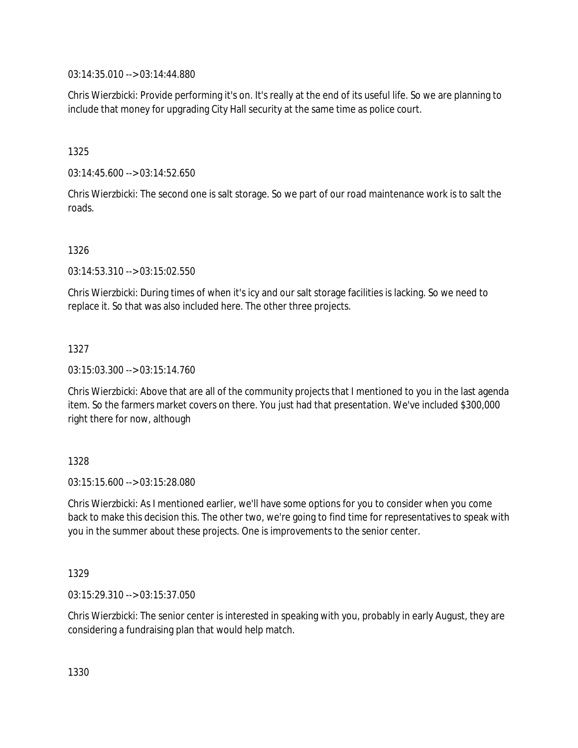03:14:35.010 --> 03:14:44.880

Chris Wierzbicki: Provide performing it's on. It's really at the end of its useful life. So we are planning to include that money for upgrading City Hall security at the same time as police court.

1325

03:14:45.600 --> 03:14:52.650

Chris Wierzbicki: The second one is salt storage. So we part of our road maintenance work is to salt the roads.

1326

03:14:53.310 --> 03:15:02.550

Chris Wierzbicki: During times of when it's icy and our salt storage facilities is lacking. So we need to replace it. So that was also included here. The other three projects.

1327

03:15:03.300 --> 03:15:14.760

Chris Wierzbicki: Above that are all of the community projects that I mentioned to you in the last agenda item. So the farmers market covers on there. You just had that presentation. We've included $300,000 right there for now, although

1328

03:15:15.600 --> 03:15:28.080

Chris Wierzbicki: As I mentioned earlier, we'll have some options for you to consider when you come back to make this decision this. The other two, we're going to find time for representatives to speak with you in the summer about these projects. One is improvements to the senior center.

1329

03:15:29.310 --> 03:15:37.050

Chris Wierzbicki: The senior center is interested in speaking with you, probably in early August, they are considering a fundraising plan that would help match.

1330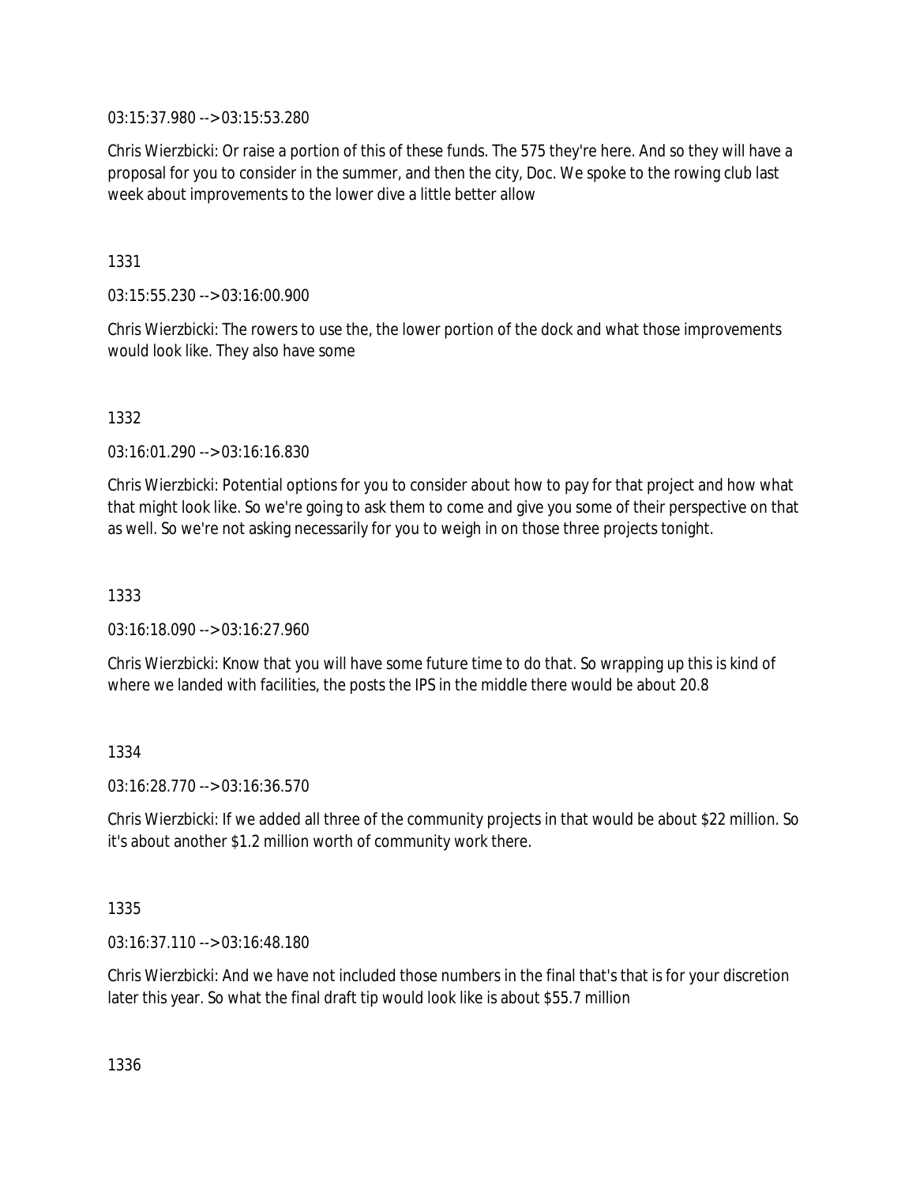03:15:37.980 --> 03:15:53.280

Chris Wierzbicki: Or raise a portion of this of these funds. The 575 they're here. And so they will have a proposal for you to consider in the summer, and then the city, Doc. We spoke to the rowing club last week about improvements to the lower dive a little better allow

1331

03:15:55.230 --> 03:16:00.900

Chris Wierzbicki: The rowers to use the, the lower portion of the dock and what those improvements would look like. They also have some

1332

03:16:01.290 --> 03:16:16.830

Chris Wierzbicki: Potential options for you to consider about how to pay for that project and how what that might look like. So we're going to ask them to come and give you some of their perspective on that as well. So we're not asking necessarily for you to weigh in on those three projects tonight.

1333

03:16:18.090 --> 03:16:27.960

Chris Wierzbicki: Know that you will have some future time to do that. So wrapping up this is kind of where we landed with facilities, the posts the IPS in the middle there would be about 20.8

1334

03:16:28.770 --> 03:16:36.570

Chris Wierzbicki: If we added all three of the community projects in that would be about $22 million. So it's about another $1.2 million worth of community work there.

1335

03:16:37.110 --> 03:16:48.180

Chris Wierzbicki: And we have not included those numbers in the final that's that is for your discretion later this year. So what the final draft tip would look like is about $55.7 million

1336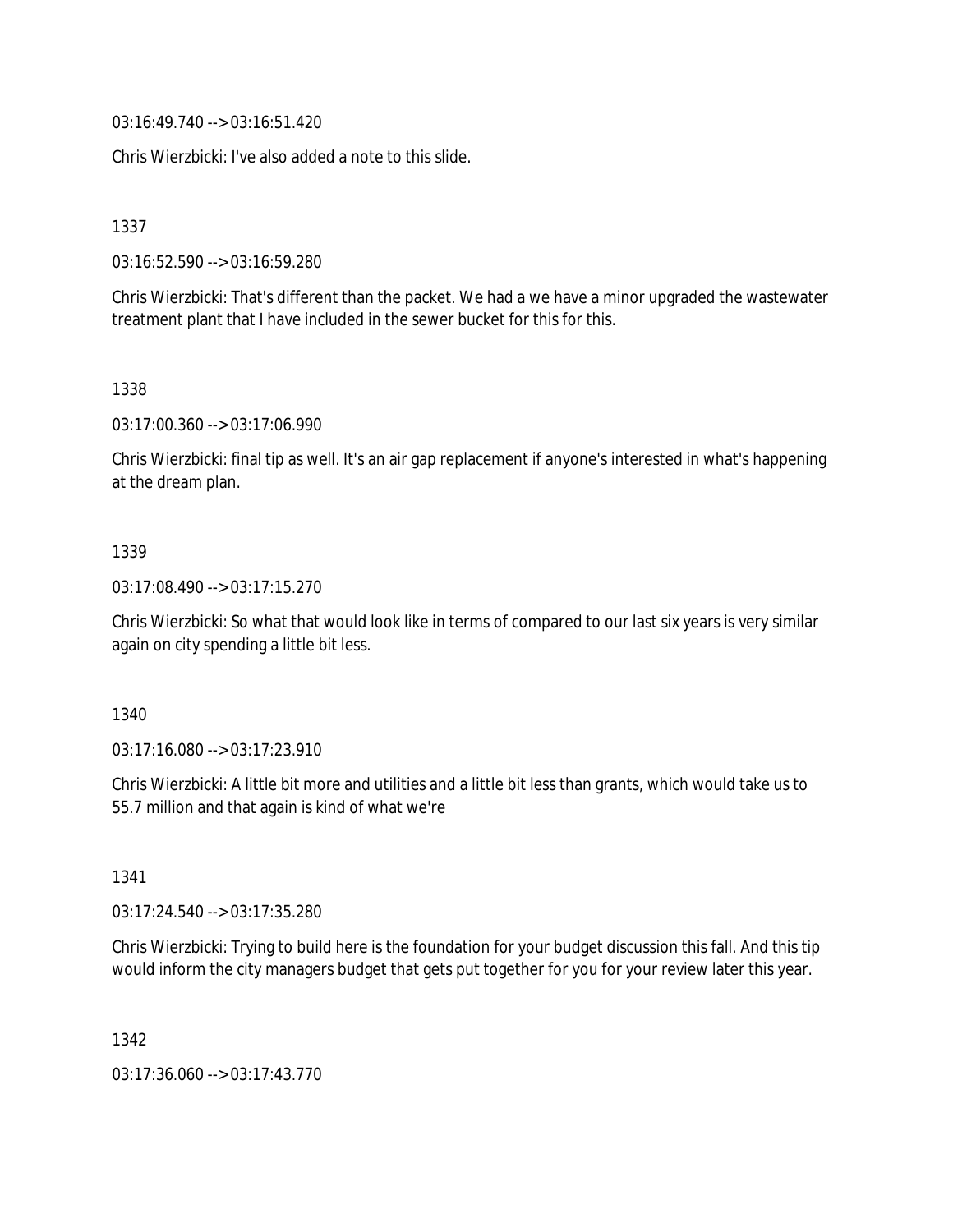03:16:49.740 --> 03:16:51.420

Chris Wierzbicki: I've also added a note to this slide.

1337

03:16:52.590 --> 03:16:59.280

Chris Wierzbicki: That's different than the packet. We had a we have a minor upgraded the wastewater treatment plant that I have included in the sewer bucket for this for this.

1338

03:17:00.360 --> 03:17:06.990

Chris Wierzbicki: final tip as well. It's an air gap replacement if anyone's interested in what's happening at the dream plan.

1339

03:17:08.490 --> 03:17:15.270

Chris Wierzbicki: So what that would look like in terms of compared to our last six years is very similar again on city spending a little bit less.

1340

03:17:16.080 --> 03:17:23.910

Chris Wierzbicki: A little bit more and utilities and a little bit less than grants, which would take us to 55.7 million and that again is kind of what we're

1341

03:17:24.540 --> 03:17:35.280

Chris Wierzbicki: Trying to build here is the foundation for your budget discussion this fall. And this tip would inform the city managers budget that gets put together for you for your review later this year.

1342

03:17:36.060 --> 03:17:43.770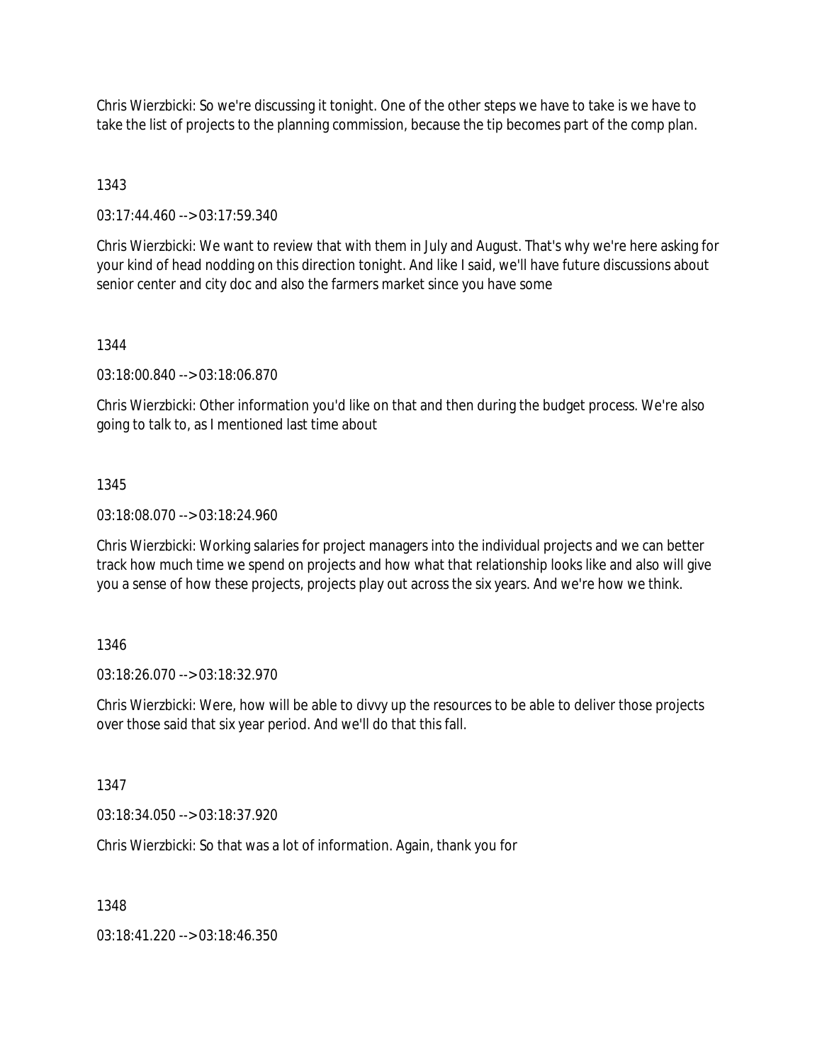Chris Wierzbicki: So we're discussing it tonight. One of the other steps we have to take is we have to take the list of projects to the planning commission, because the tip becomes part of the comp plan.

1343

03:17:44.460 --> 03:17:59.340

Chris Wierzbicki: We want to review that with them in July and August. That's why we're here asking for your kind of head nodding on this direction tonight. And like I said, we'll have future discussions about senior center and city doc and also the farmers market since you have some

1344

03:18:00.840 --> 03:18:06.870

Chris Wierzbicki: Other information you'd like on that and then during the budget process. We're also going to talk to, as I mentioned last time about

1345

03:18:08.070 --> 03:18:24.960

Chris Wierzbicki: Working salaries for project managers into the individual projects and we can better track how much time we spend on projects and how what that relationship looks like and also will give you a sense of how these projects, projects play out across the six years. And we're how we think.

1346

03:18:26.070 --> 03:18:32.970

Chris Wierzbicki: Were, how will be able to divvy up the resources to be able to deliver those projects over those said that six year period. And we'll do that this fall.

1347

03:18:34.050 --> 03:18:37.920

Chris Wierzbicki: So that was a lot of information. Again, thank you for

1348

03:18:41.220 --> 03:18:46.350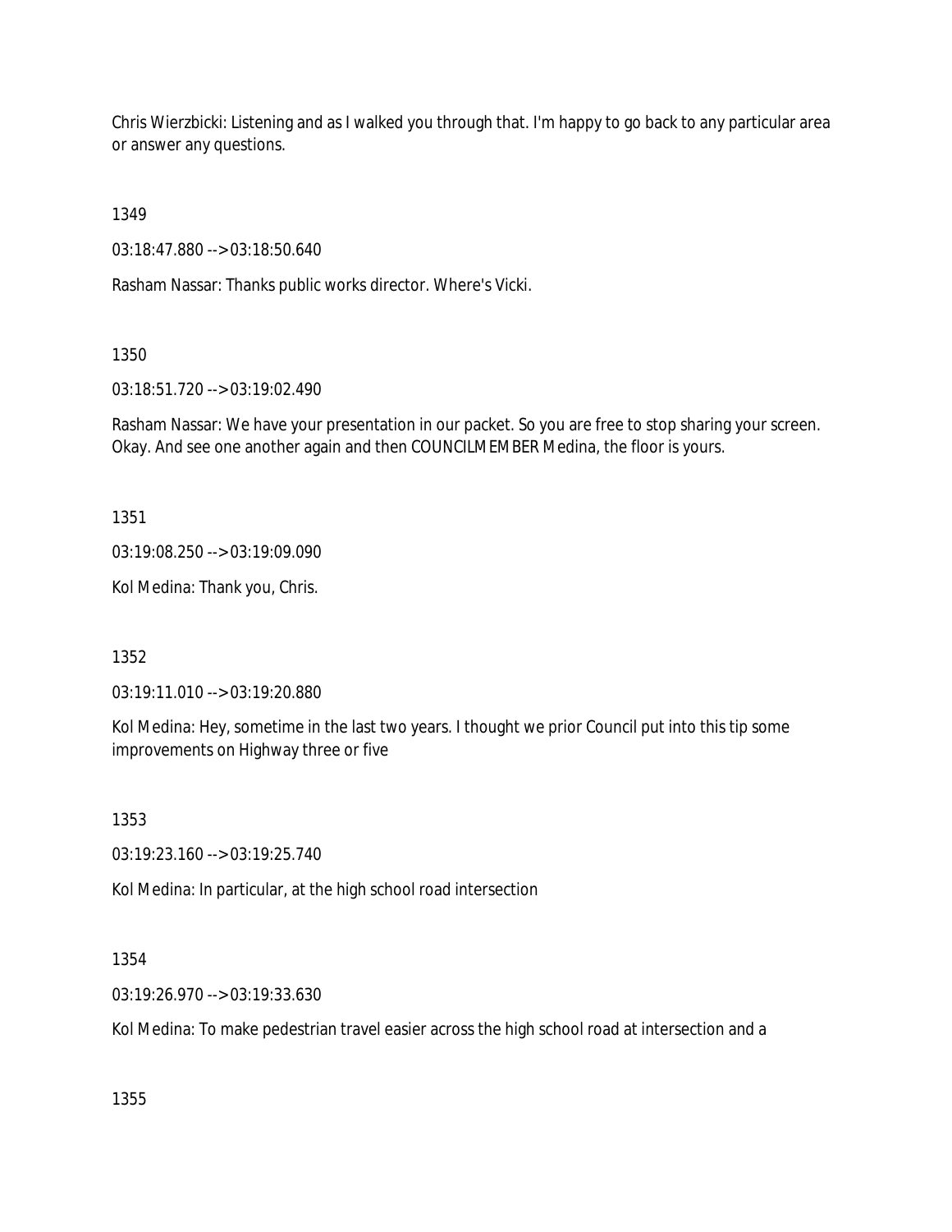Chris Wierzbicki: Listening and as I walked you through that. I'm happy to go back to any particular area or answer any questions.

1349

03:18:47.880 --> 03:18:50.640

Rasham Nassar: Thanks public works director. Where's Vicki.

1350

03:18:51.720 --> 03:19:02.490

Rasham Nassar: We have your presentation in our packet. So you are free to stop sharing your screen. Okay. And see one another again and then COUNCILMEMBER Medina, the floor is yours.

1351

03:19:08.250 --> 03:19:09.090

Kol Medina: Thank you, Chris.

1352

03:19:11.010 --> 03:19:20.880

Kol Medina: Hey, sometime in the last two years. I thought we prior Council put into this tip some improvements on Highway three or five

1353

03:19:23.160 --> 03:19:25.740

Kol Medina: In particular, at the high school road intersection

1354

03:19:26.970 --> 03:19:33.630

Kol Medina: To make pedestrian travel easier across the high school road at intersection and a

1355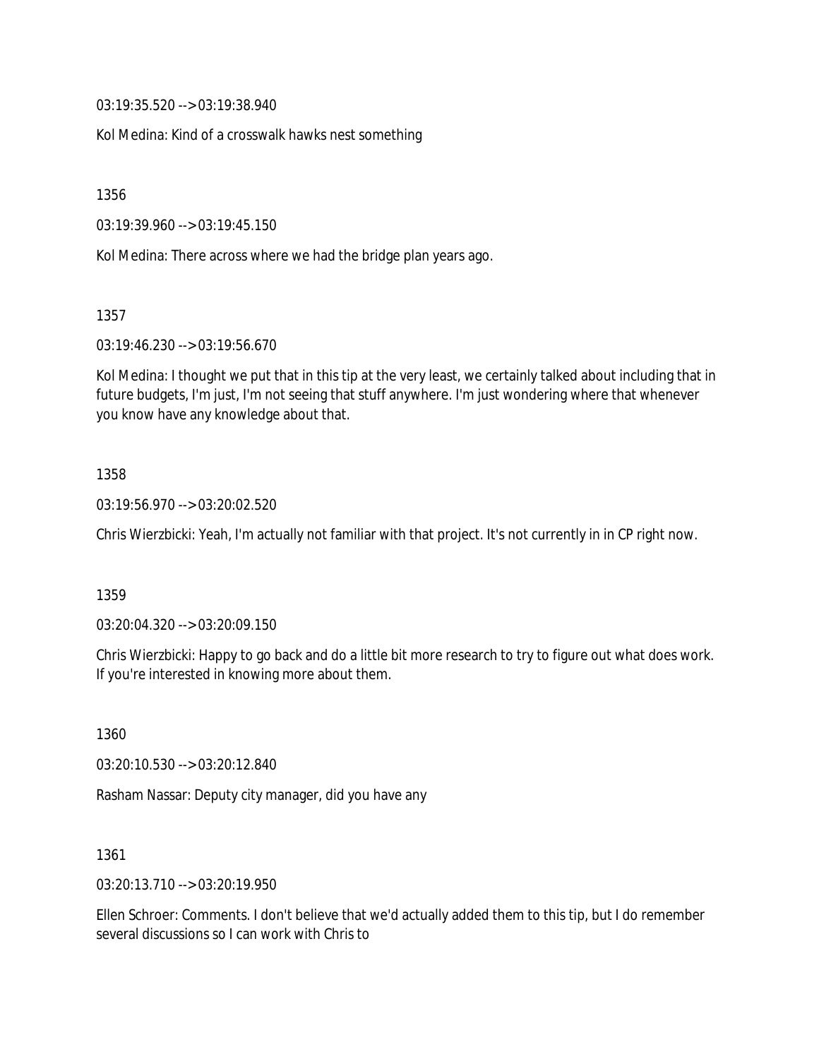03:19:35.520 --> 03:19:38.940

Kol Medina: Kind of a crosswalk hawks nest something

1356

03:19:39.960 --> 03:19:45.150

Kol Medina: There across where we had the bridge plan years ago.

1357

03:19:46.230 --> 03:19:56.670

Kol Medina: I thought we put that in this tip at the very least, we certainly talked about including that in future budgets, I'm just, I'm not seeing that stuff anywhere. I'm just wondering where that whenever you know have any knowledge about that.

1358

03:19:56.970 --> 03:20:02.520

Chris Wierzbicki: Yeah, I'm actually not familiar with that project. It's not currently in in CP right now.

1359

03:20:04.320 --> 03:20:09.150

Chris Wierzbicki: Happy to go back and do a little bit more research to try to figure out what does work. If you're interested in knowing more about them.

1360

03:20:10.530 --> 03:20:12.840

Rasham Nassar: Deputy city manager, did you have any

1361

03:20:13.710 --> 03:20:19.950

Ellen Schroer: Comments. I don't believe that we'd actually added them to this tip, but I do remember several discussions so I can work with Chris to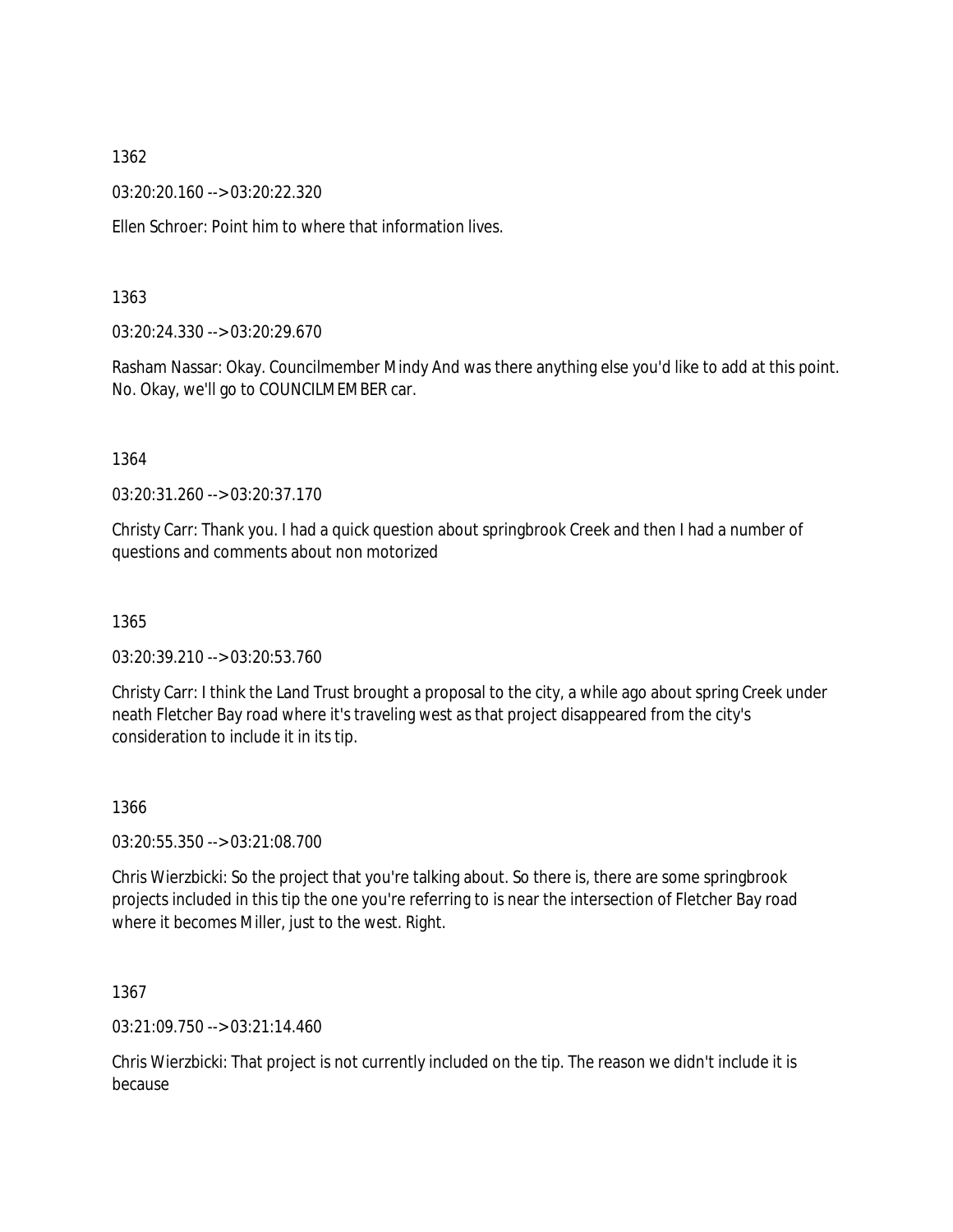1362

03:20:20.160 --> 03:20:22.320

Ellen Schroer: Point him to where that information lives.

1363

03:20:24.330 --> 03:20:29.670

Rasham Nassar: Okay. Councilmember Mindy And was there anything else you'd like to add at this point. No. Okay, we'll go to COUNCILMEMBER car.

1364

03:20:31.260 --> 03:20:37.170

Christy Carr: Thank you. I had a quick question about springbrook Creek and then I had a number of questions and comments about non motorized

1365

03:20:39.210 --> 03:20:53.760

Christy Carr: I think the Land Trust brought a proposal to the city, a while ago about spring Creek under neath Fletcher Bay road where it's traveling west as that project disappeared from the city's consideration to include it in its tip.

1366

03:20:55.350 --> 03:21:08.700

Chris Wierzbicki: So the project that you're talking about. So there is, there are some springbrook projects included in this tip the one you're referring to is near the intersection of Fletcher Bay road where it becomes Miller, just to the west. Right.

1367

03:21:09.750 --> 03:21:14.460

Chris Wierzbicki: That project is not currently included on the tip. The reason we didn't include it is because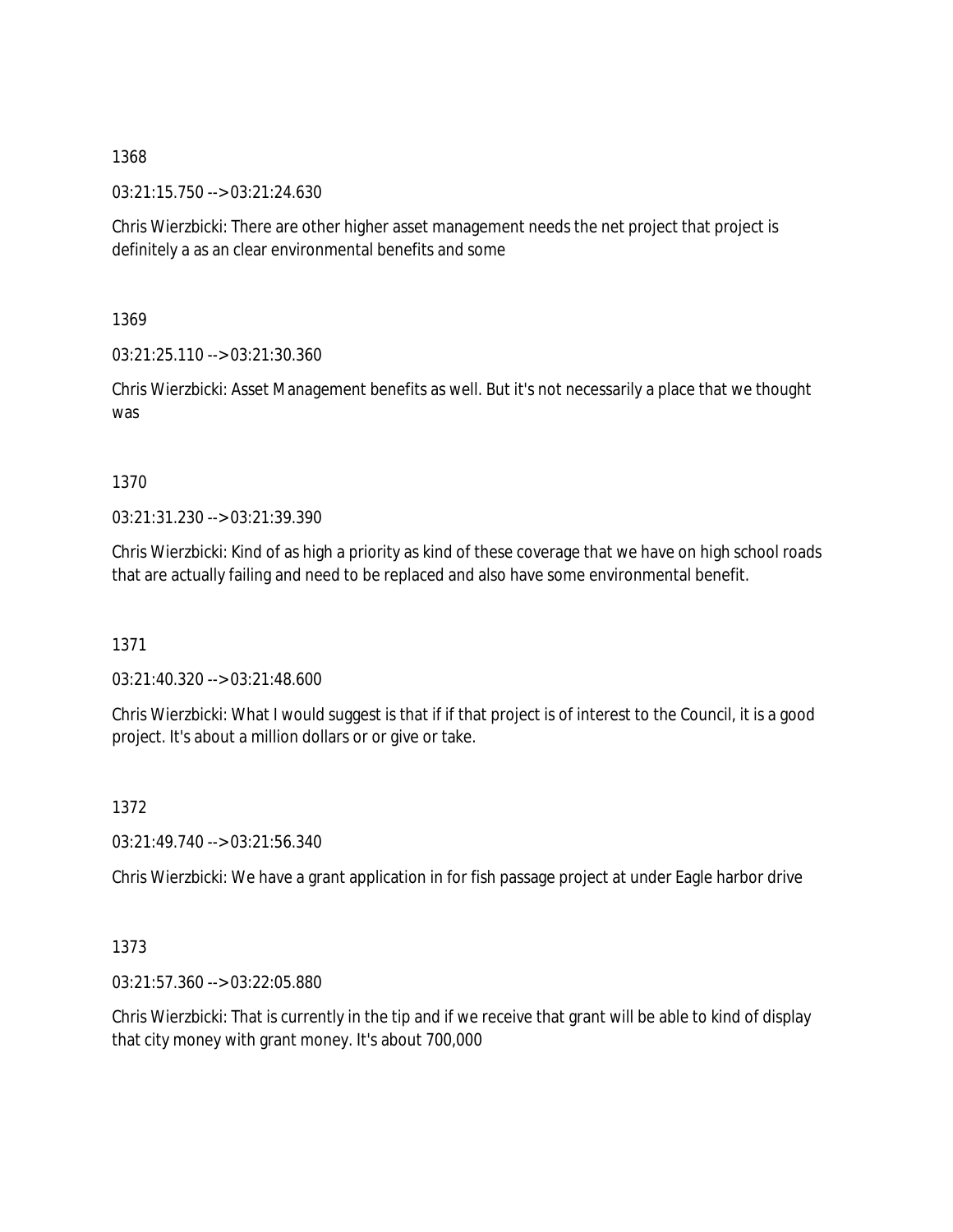1368

03:21:15.750 --> 03:21:24.630

Chris Wierzbicki: There are other higher asset management needs the net project that project is definitely a as an clear environmental benefits and some

1369

03:21:25.110 --> 03:21:30.360

Chris Wierzbicki: Asset Management benefits as well. But it's not necessarily a place that we thought was

1370

03:21:31.230 --> 03:21:39.390

Chris Wierzbicki: Kind of as high a priority as kind of these coverage that we have on high school roads that are actually failing and need to be replaced and also have some environmental benefit.

1371

03:21:40.320 --> 03:21:48.600

Chris Wierzbicki: What I would suggest is that if if that project is of interest to the Council, it is a good project. It's about a million dollars or or give or take.

1372

03:21:49.740 --> 03:21:56.340

Chris Wierzbicki: We have a grant application in for fish passage project at under Eagle harbor drive

1373

03:21:57.360 --> 03:22:05.880

Chris Wierzbicki: That is currently in the tip and if we receive that grant will be able to kind of display that city money with grant money. It's about 700,000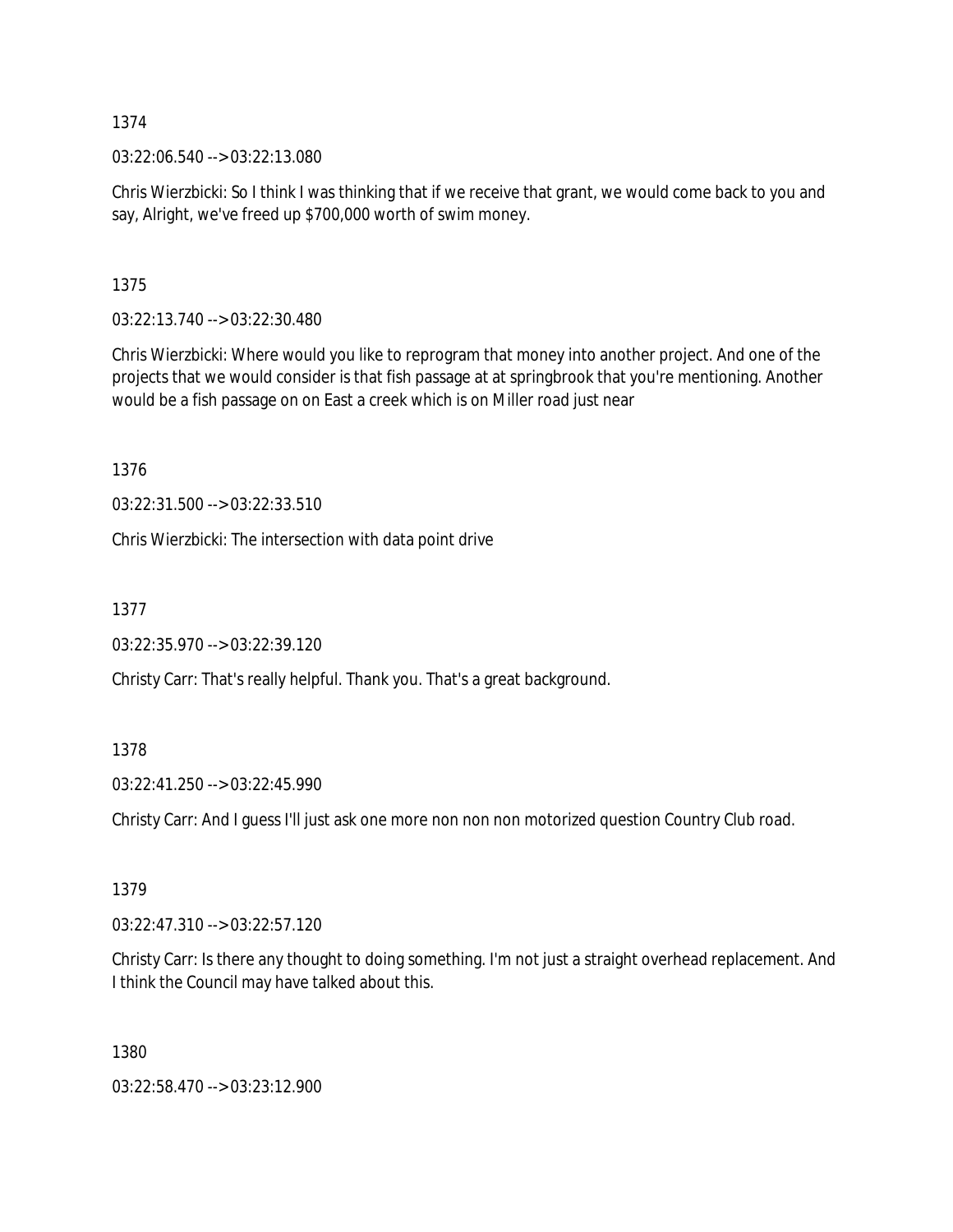1374

03:22:06.540 --> 03:22:13.080

Chris Wierzbicki: So I think I was thinking that if we receive that grant, we would come back to you and say, Alright, we've freed up $700,000 worth of swim money.

1375

03:22:13.740 --> 03:22:30.480

Chris Wierzbicki: Where would you like to reprogram that money into another project. And one of the projects that we would consider is that fish passage at at springbrook that you're mentioning. Another would be a fish passage on on East a creek which is on Miller road just near

1376

03:22:31.500 --> 03:22:33.510

Chris Wierzbicki: The intersection with data point drive

1377

03:22:35.970 --> 03:22:39.120

Christy Carr: That's really helpful. Thank you. That's a great background.

1378

03:22:41.250 --> 03:22:45.990

Christy Carr: And I guess I'll just ask one more non non non motorized question Country Club road.

1379

03:22:47.310 --> 03:22:57.120

Christy Carr: Is there any thought to doing something. I'm not just a straight overhead replacement. And I think the Council may have talked about this.

1380

03:22:58.470 --> 03:23:12.900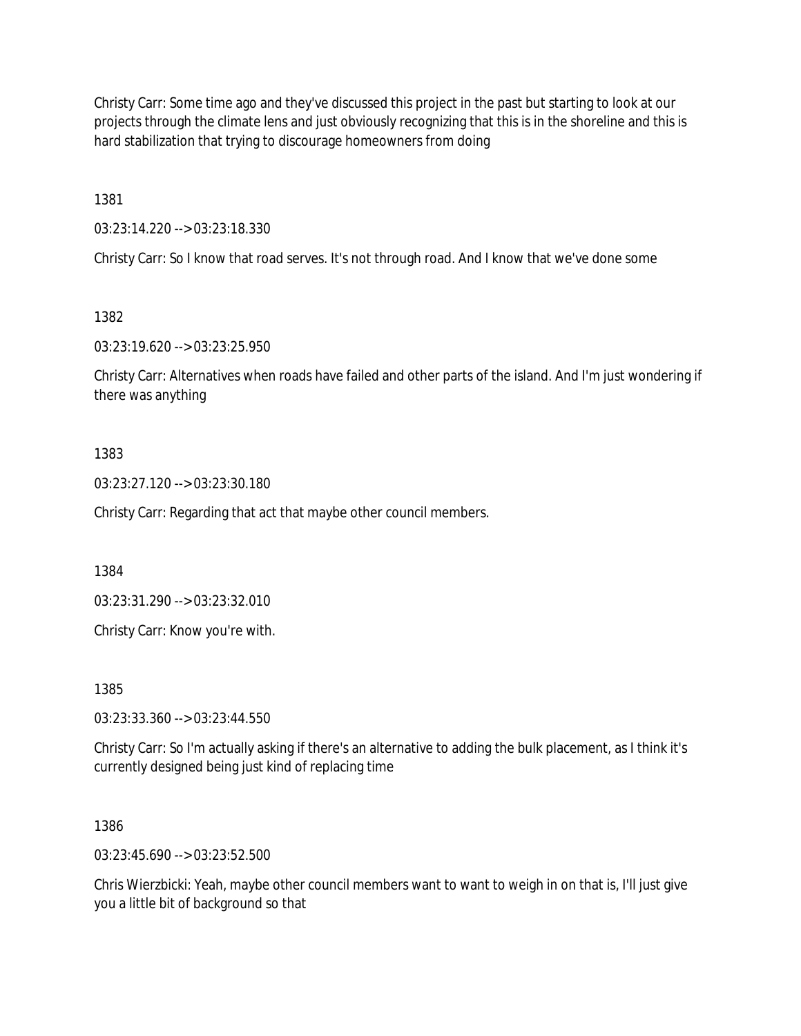Christy Carr: Some time ago and they've discussed this project in the past but starting to look at our projects through the climate lens and just obviously recognizing that this is in the shoreline and this is hard stabilization that trying to discourage homeowners from doing

1381

03:23:14.220 --> 03:23:18.330

Christy Carr: So I know that road serves. It's not through road. And I know that we've done some

1382

03:23:19.620 --> 03:23:25.950

Christy Carr: Alternatives when roads have failed and other parts of the island. And I'm just wondering if there was anything

1383

03:23:27.120 --> 03:23:30.180

Christy Carr: Regarding that act that maybe other council members.

1384

03:23:31.290 --> 03:23:32.010

Christy Carr: Know you're with.

1385

03:23:33.360 --> 03:23:44.550

Christy Carr: So I'm actually asking if there's an alternative to adding the bulk placement, as I think it's currently designed being just kind of replacing time

1386

03:23:45.690 --> 03:23:52.500

Chris Wierzbicki: Yeah, maybe other council members want to want to weigh in on that is, I'll just give you a little bit of background so that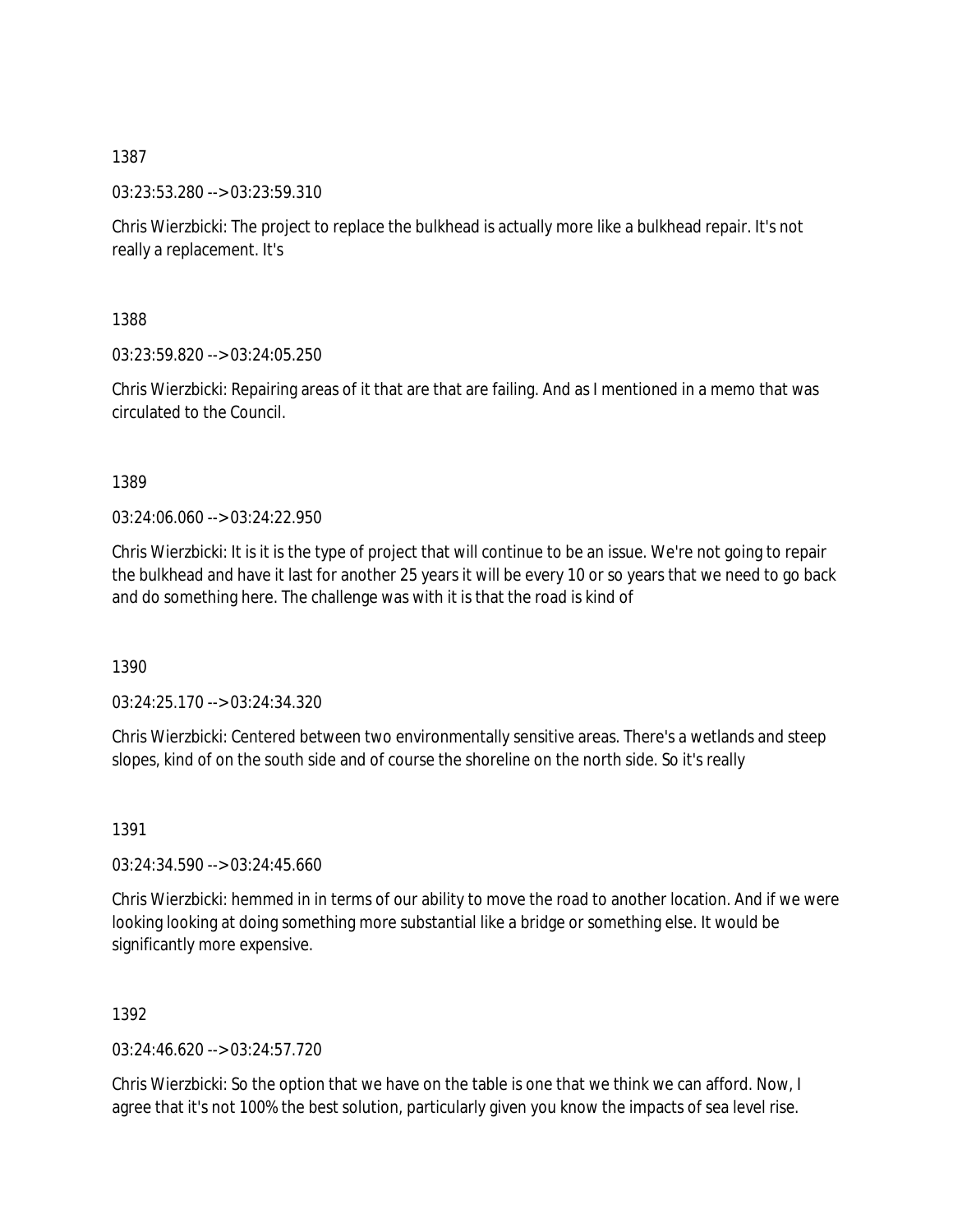1387

03:23:53.280 --> 03:23:59.310

Chris Wierzbicki: The project to replace the bulkhead is actually more like a bulkhead repair. It's not really a replacement. It's

1388

03:23:59.820 --> 03:24:05.250

Chris Wierzbicki: Repairing areas of it that are that are failing. And as I mentioned in a memo that was circulated to the Council.

1389

03:24:06.060 --> 03:24:22.950

Chris Wierzbicki: It is it is the type of project that will continue to be an issue. We're not going to repair the bulkhead and have it last for another 25 years it will be every 10 or so years that we need to go back and do something here. The challenge was with it is that the road is kind of

1390

03:24:25.170 --> 03:24:34.320

Chris Wierzbicki: Centered between two environmentally sensitive areas. There's a wetlands and steep slopes, kind of on the south side and of course the shoreline on the north side. So it's really

1391

03:24:34.590 --> 03:24:45.660

Chris Wierzbicki: hemmed in in terms of our ability to move the road to another location. And if we were looking looking at doing something more substantial like a bridge or something else. It would be significantly more expensive.

1392

03:24:46.620 --> 03:24:57.720

Chris Wierzbicki: So the option that we have on the table is one that we think we can afford. Now, I agree that it's not 100% the best solution, particularly given you know the impacts of sea level rise.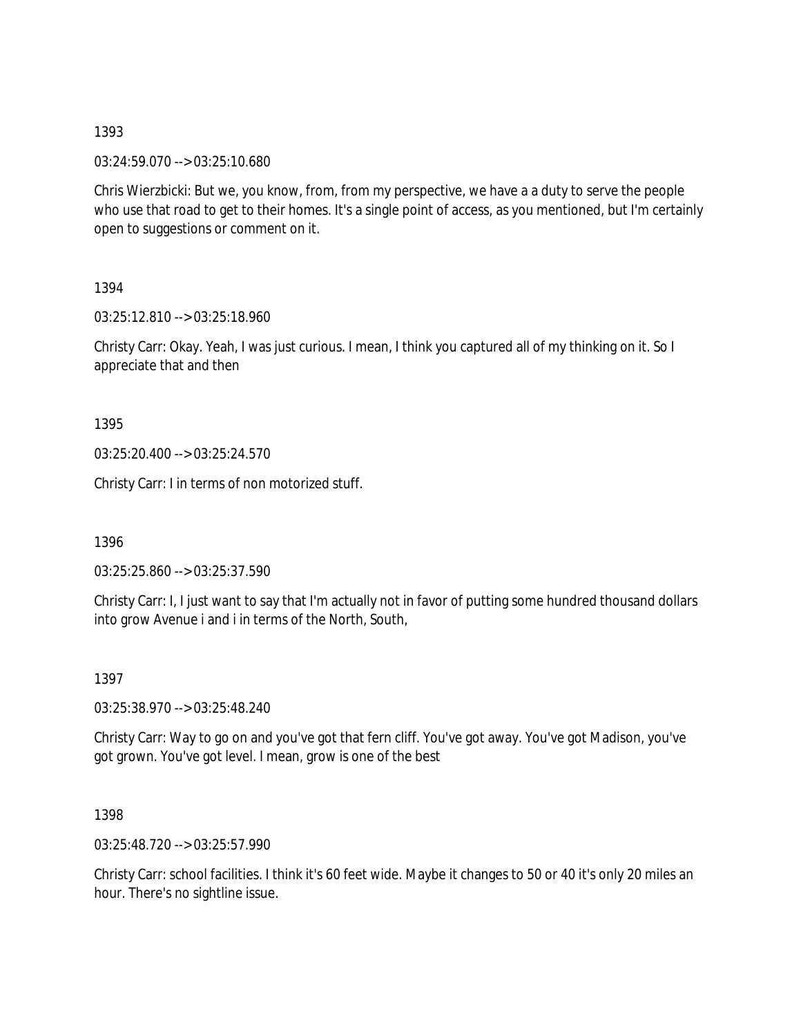1393

03:24:59.070 --> 03:25:10.680

Chris Wierzbicki: But we, you know, from, from my perspective, we have a a duty to serve the people who use that road to get to their homes. It's a single point of access, as you mentioned, but I'm certainly open to suggestions or comment on it.

1394

03:25:12.810 --> 03:25:18.960

Christy Carr: Okay. Yeah, I was just curious. I mean, I think you captured all of my thinking on it. So I appreciate that and then

1395

03:25:20.400 --> 03:25:24.570

Christy Carr: I in terms of non motorized stuff.

1396

03:25:25.860 --> 03:25:37.590

Christy Carr: I, I just want to say that I'm actually not in favor of putting some hundred thousand dollars into grow Avenue i and i in terms of the North, South,

1397

03:25:38.970 --> 03:25:48.240

Christy Carr: Way to go on and you've got that fern cliff. You've got away. You've got Madison, you've got grown. You've got level. I mean, grow is one of the best

1398

03:25:48.720 --> 03:25:57.990

Christy Carr: school facilities. I think it's 60 feet wide. Maybe it changes to 50 or 40 it's only 20 miles an hour. There's no sightline issue.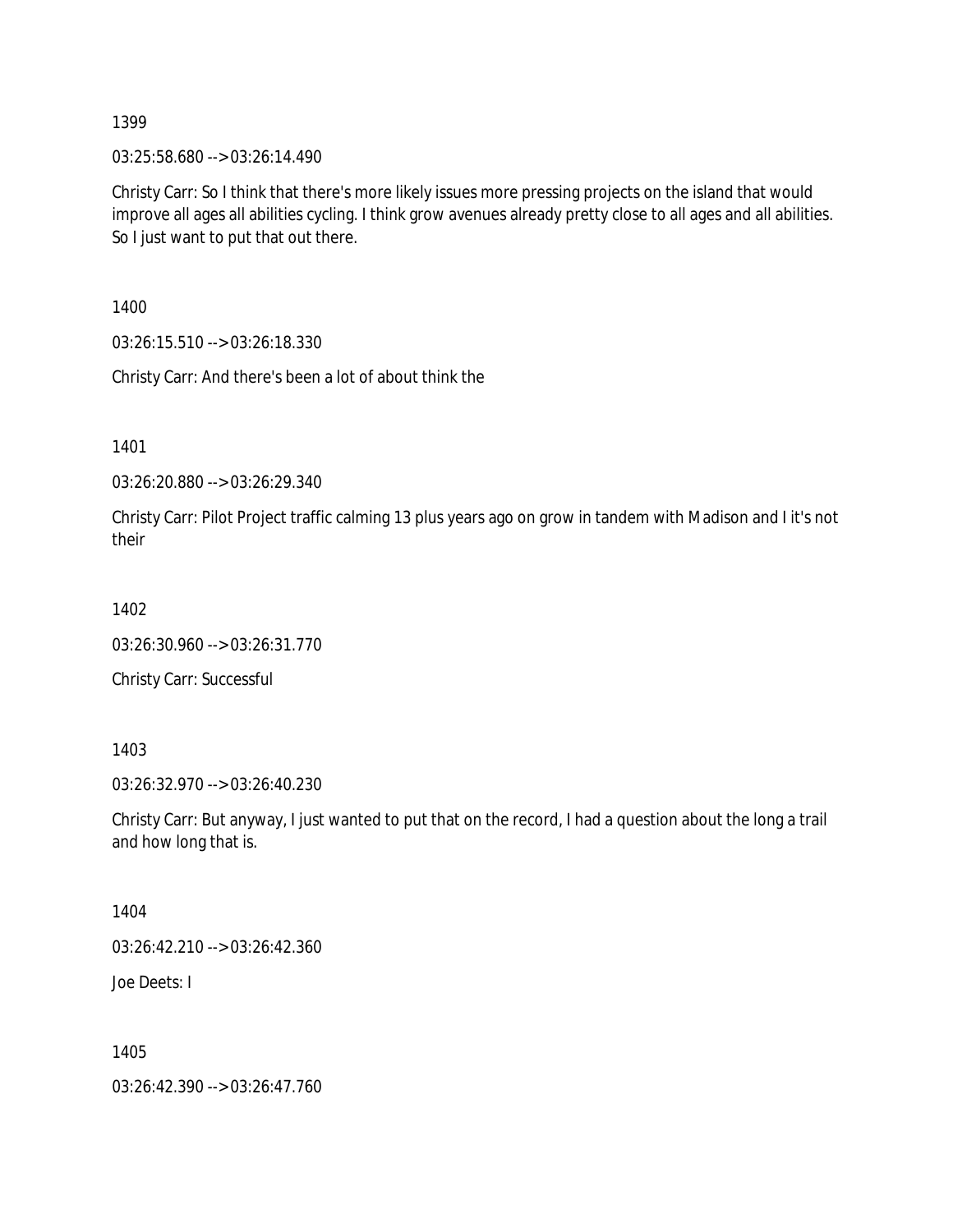1399

03:25:58.680 --> 03:26:14.490

Christy Carr: So I think that there's more likely issues more pressing projects on the island that would improve all ages all abilities cycling. I think grow avenues already pretty close to all ages and all abilities. So I just want to put that out there.

1400

03:26:15.510 --> 03:26:18.330

Christy Carr: And there's been a lot of about think the

1401

03:26:20.880 --> 03:26:29.340

Christy Carr: Pilot Project traffic calming 13 plus years ago on grow in tandem with Madison and I it's not their

1402

03:26:30.960 --> 03:26:31.770

Christy Carr: Successful

1403

03:26:32.970 --> 03:26:40.230

Christy Carr: But anyway, I just wanted to put that on the record, I had a question about the long a trail and how long that is.

1404

03:26:42.210 --> 03:26:42.360

Joe Deets: I

1405

03:26:42.390 --> 03:26:47.760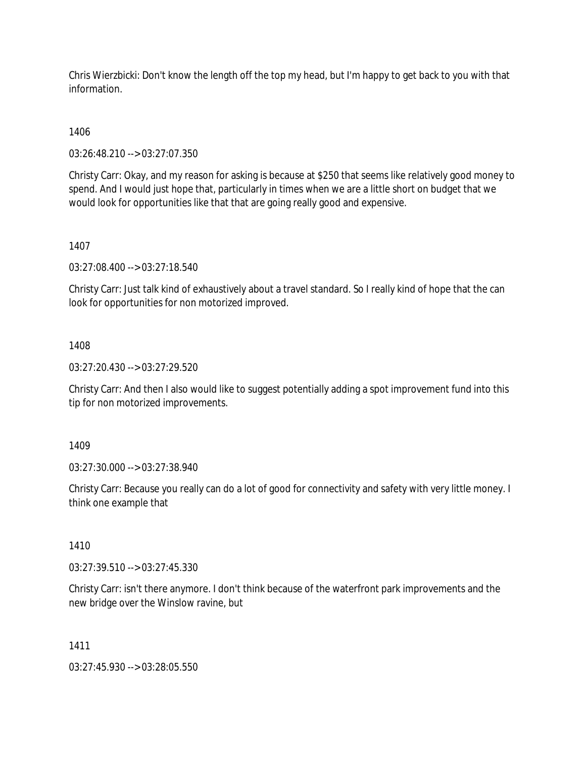Chris Wierzbicki: Don't know the length off the top my head, but I'm happy to get back to you with that information.

1406

03:26:48.210 --> 03:27:07.350

Christy Carr: Okay, and my reason for asking is because at $250 that seems like relatively good money to spend. And I would just hope that, particularly in times when we are a little short on budget that we would look for opportunities like that that are going really good and expensive.

1407

03:27:08.400 --> 03:27:18.540

Christy Carr: Just talk kind of exhaustively about a travel standard. So I really kind of hope that the can look for opportunities for non motorized improved.

1408

03:27:20.430 --> 03:27:29.520

Christy Carr: And then I also would like to suggest potentially adding a spot improvement fund into this tip for non motorized improvements.

1409

03:27:30.000 --> 03:27:38.940

Christy Carr: Because you really can do a lot of good for connectivity and safety with very little money. I think one example that

1410

03:27:39.510 --> 03:27:45.330

Christy Carr: isn't there anymore. I don't think because of the waterfront park improvements and the new bridge over the Winslow ravine, but

1411

03:27:45.930 --> 03:28:05.550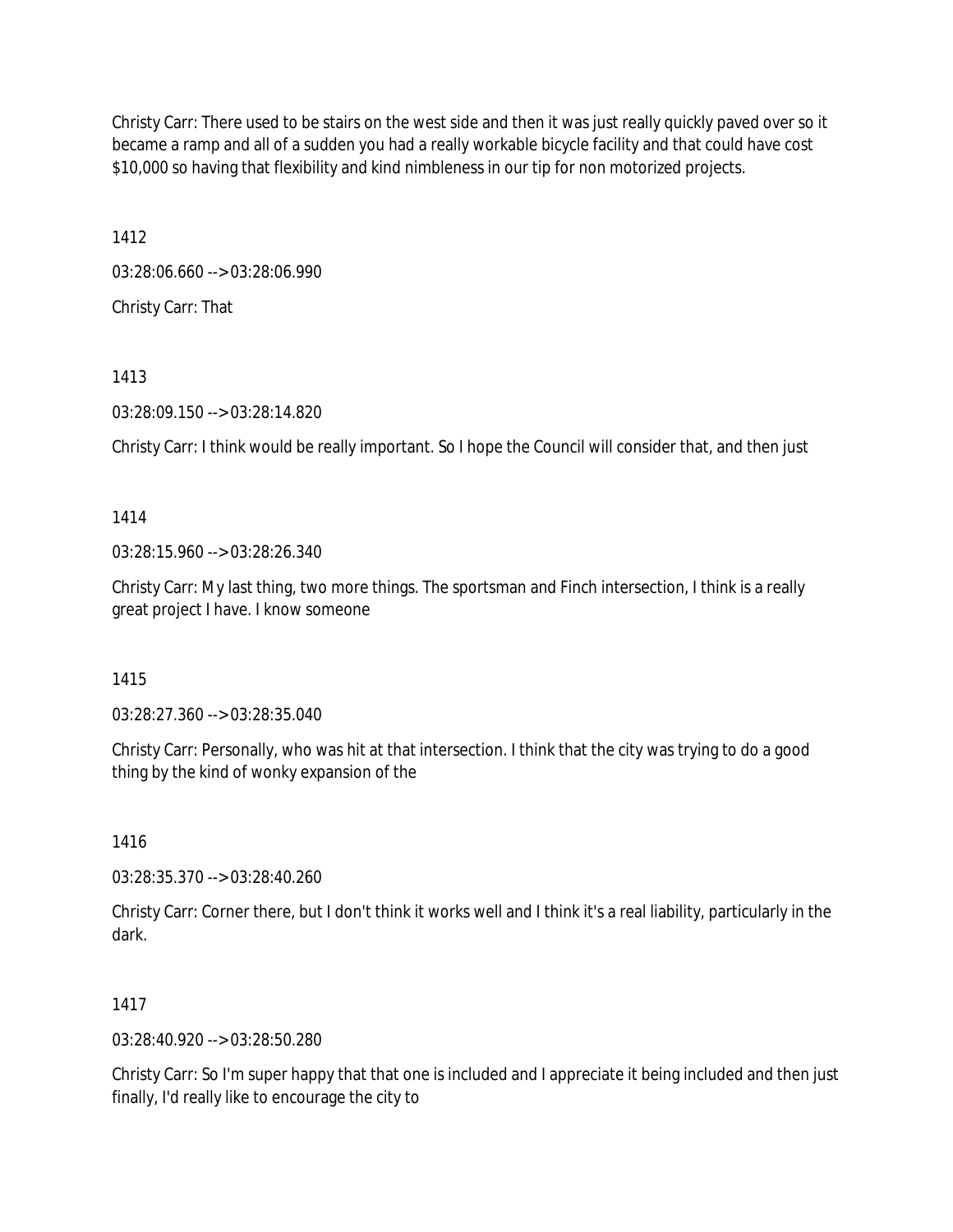Christy Carr: There used to be stairs on the west side and then it was just really quickly paved over so it became a ramp and all of a sudden you had a really workable bicycle facility and that could have cost $10,000 so having that flexibility and kind nimbleness in our tip for non motorized projects.

1412

03:28:06.660 --> 03:28:06.990

Christy Carr: That

1413

03:28:09.150 --> 03:28:14.820

Christy Carr: I think would be really important. So I hope the Council will consider that, and then just

1414

03:28:15.960 --> 03:28:26.340

Christy Carr: My last thing, two more things. The sportsman and Finch intersection, I think is a really great project I have. I know someone

1415

03:28:27.360 --> 03:28:35.040

Christy Carr: Personally, who was hit at that intersection. I think that the city was trying to do a good thing by the kind of wonky expansion of the

1416

03:28:35.370 --> 03:28:40.260

Christy Carr: Corner there, but I don't think it works well and I think it's a real liability, particularly in the dark.

1417

03:28:40.920 --> 03:28:50.280

Christy Carr: So I'm super happy that that one is included and I appreciate it being included and then just finally, I'd really like to encourage the city to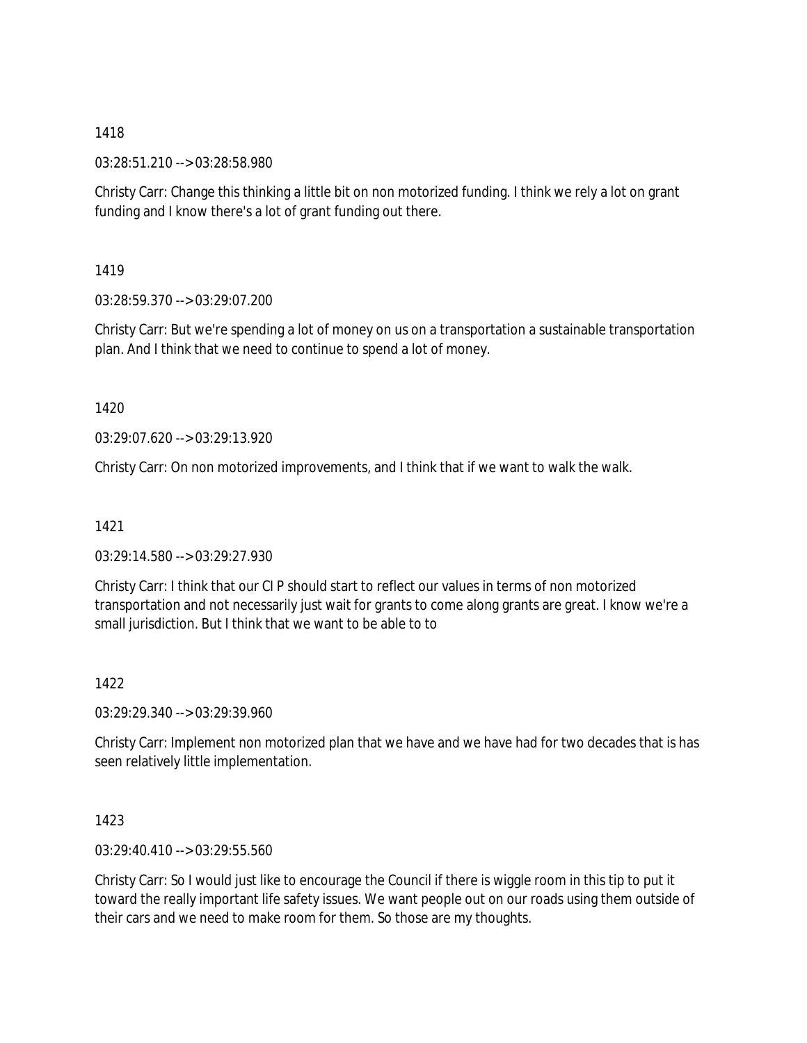1418

03:28:51.210 --> 03:28:58.980

Christy Carr: Change this thinking a little bit on non motorized funding. I think we rely a lot on grant funding and I know there's a lot of grant funding out there.

1419

03:28:59.370 --> 03:29:07.200

Christy Carr: But we're spending a lot of money on us on a transportation a sustainable transportation plan. And I think that we need to continue to spend a lot of money.

1420

03:29:07.620 --> 03:29:13.920

Christy Carr: On non motorized improvements, and I think that if we want to walk the walk.

1421

03:29:14.580 --> 03:29:27.930

Christy Carr: I think that our CI P should start to reflect our values in terms of non motorized transportation and not necessarily just wait for grants to come along grants are great. I know we're a small jurisdiction. But I think that we want to be able to to

1422

03:29:29.340 --> 03:29:39.960

Christy Carr: Implement non motorized plan that we have and we have had for two decades that is has seen relatively little implementation.

1423

03:29:40.410 --> 03:29:55.560

Christy Carr: So I would just like to encourage the Council if there is wiggle room in this tip to put it toward the really important life safety issues. We want people out on our roads using them outside of their cars and we need to make room for them. So those are my thoughts.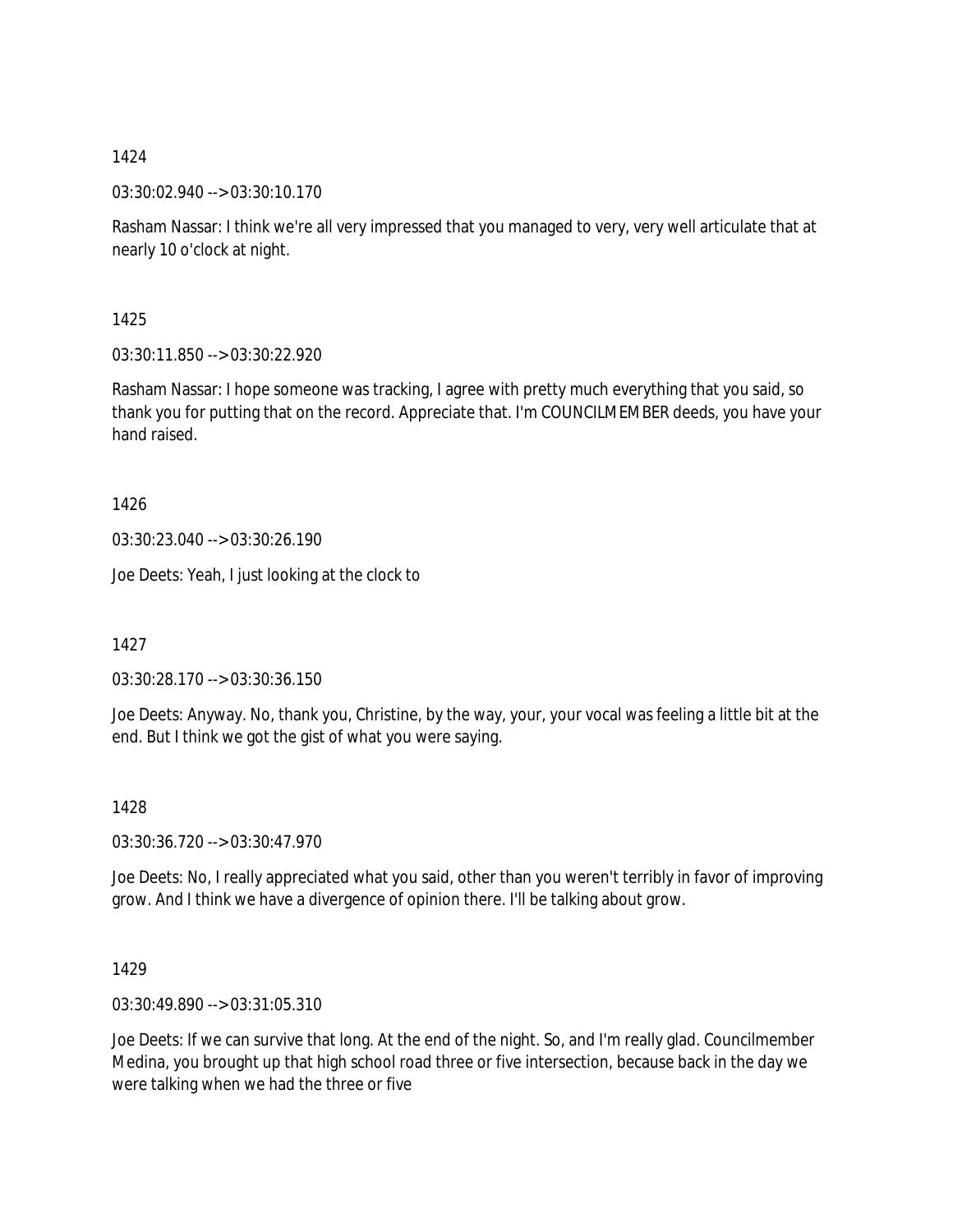1424

03:30:02.940 --> 03:30:10.170

Rasham Nassar: I think we're all very impressed that you managed to very, very well articulate that at nearly 10 o'clock at night.

1425

03:30:11.850 --> 03:30:22.920

Rasham Nassar: I hope someone was tracking, I agree with pretty much everything that you said, so thank you for putting that on the record. Appreciate that. I'm COUNCILMEMBER deeds, you have your hand raised.

1426

03:30:23.040 --> 03:30:26.190

Joe Deets: Yeah, I just looking at the clock to

1427

03:30:28.170 --> 03:30:36.150

Joe Deets: Anyway. No, thank you, Christine, by the way, your, your vocal was feeling a little bit at the end. But I think we got the gist of what you were saying.

1428

03:30:36.720 --> 03:30:47.970

Joe Deets: No, I really appreciated what you said, other than you weren't terribly in favor of improving grow. And I think we have a divergence of opinion there. I'll be talking about grow.

1429

03:30:49.890 --> 03:31:05.310

Joe Deets: If we can survive that long. At the end of the night. So, and I'm really glad. Councilmember Medina, you brought up that high school road three or five intersection, because back in the day we were talking when we had the three or five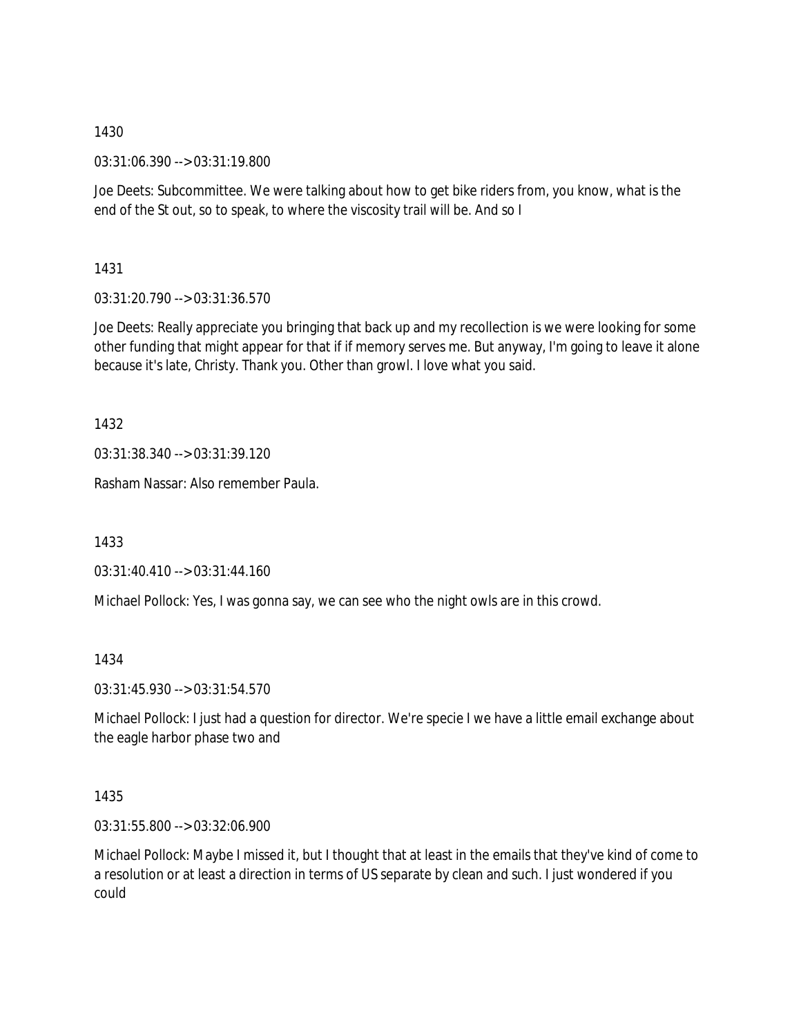1430

03:31:06.390 --> 03:31:19.800

Joe Deets: Subcommittee. We were talking about how to get bike riders from, you know, what is the end of the St out, so to speak, to where the viscosity trail will be. And so I

1431

03:31:20.790 --> 03:31:36.570

Joe Deets: Really appreciate you bringing that back up and my recollection is we were looking for some other funding that might appear for that if if memory serves me. But anyway, I'm going to leave it alone because it's late, Christy. Thank you. Other than growl. I love what you said.

1432

03:31:38.340 --> 03:31:39.120

Rasham Nassar: Also remember Paula.

1433

03:31:40.410 --> 03:31:44.160

Michael Pollock: Yes, I was gonna say, we can see who the night owls are in this crowd.

1434

03:31:45.930 --> 03:31:54.570

Michael Pollock: I just had a question for director. We're specie I we have a little email exchange about the eagle harbor phase two and

1435

03:31:55.800 --> 03:32:06.900

Michael Pollock: Maybe I missed it, but I thought that at least in the emails that they've kind of come to a resolution or at least a direction in terms of US separate by clean and such. I just wondered if you could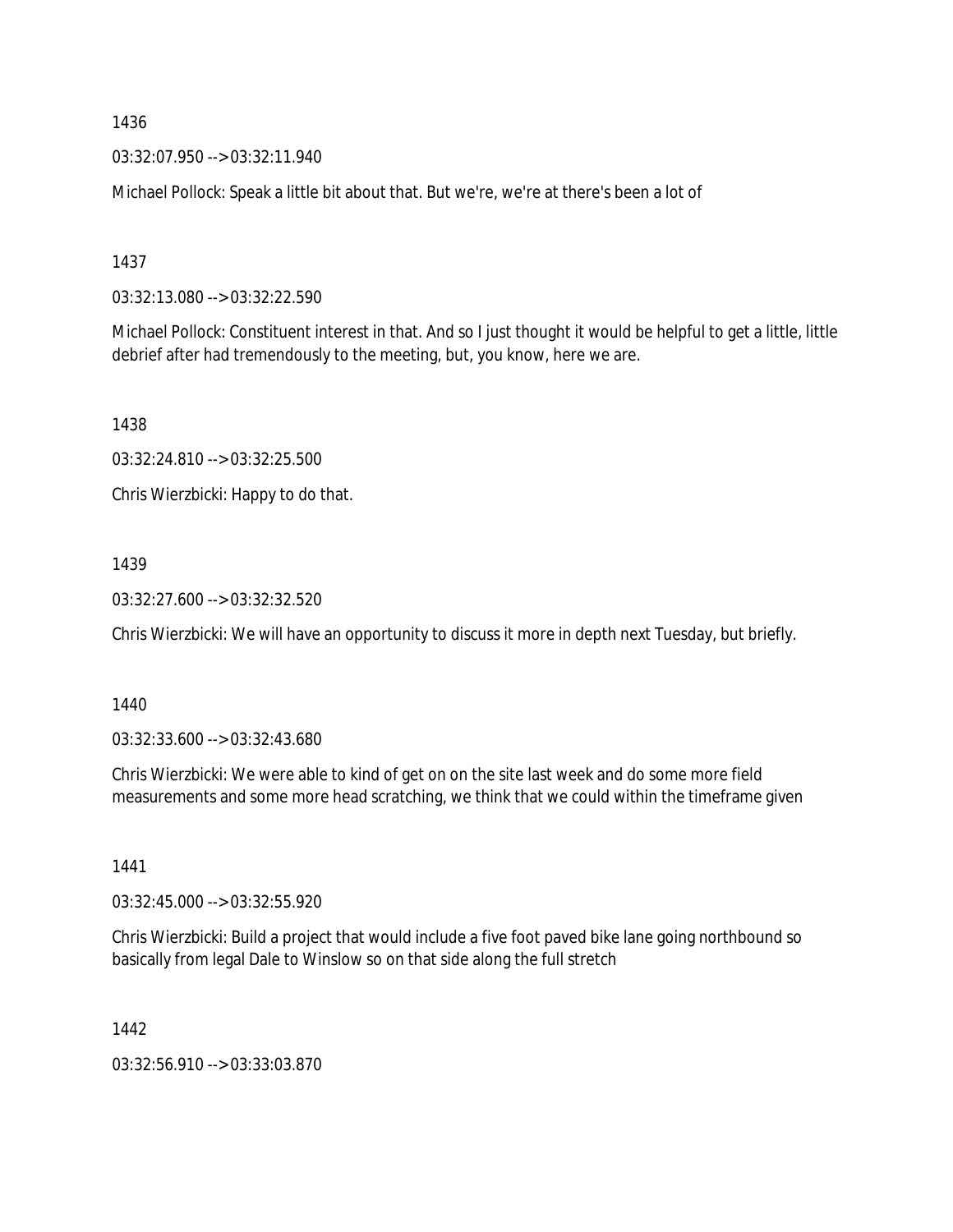1436

03:32:07.950 --> 03:32:11.940

Michael Pollock: Speak a little bit about that. But we're, we're at there's been a lot of

1437

03:32:13.080 --> 03:32:22.590

Michael Pollock: Constituent interest in that. And so I just thought it would be helpful to get a little, little debrief after had tremendously to the meeting, but, you know, here we are.

1438

03:32:24.810 --> 03:32:25.500

Chris Wierzbicki: Happy to do that.

1439

03:32:27.600 --> 03:32:32.520

Chris Wierzbicki: We will have an opportunity to discuss it more in depth next Tuesday, but briefly.

1440

03:32:33.600 --> 03:32:43.680

Chris Wierzbicki: We were able to kind of get on on the site last week and do some more field measurements and some more head scratching, we think that we could within the timeframe given

1441

03:32:45.000 --> 03:32:55.920

Chris Wierzbicki: Build a project that would include a five foot paved bike lane going northbound so basically from legal Dale to Winslow so on that side along the full stretch

1442

03:32:56.910 --> 03:33:03.870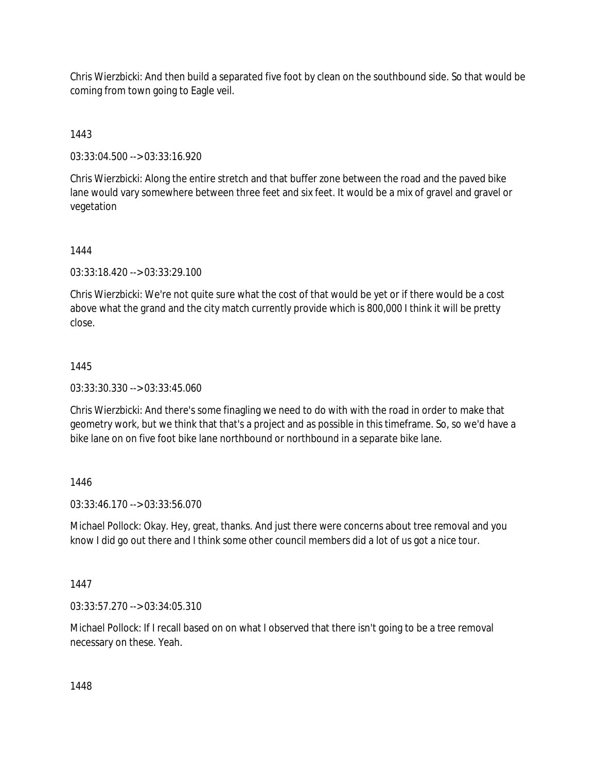Chris Wierzbicki: And then build a separated five foot by clean on the southbound side. So that would be coming from town going to Eagle veil.

1443

03:33:04.500 --> 03:33:16.920

Chris Wierzbicki: Along the entire stretch and that buffer zone between the road and the paved bike lane would vary somewhere between three feet and six feet. It would be a mix of gravel and gravel or vegetation

1444

03:33:18.420 --> 03:33:29.100

Chris Wierzbicki: We're not quite sure what the cost of that would be yet or if there would be a cost above what the grand and the city match currently provide which is 800,000 I think it will be pretty close.

1445

03:33:30.330 --> 03:33:45.060

Chris Wierzbicki: And there's some finagling we need to do with with the road in order to make that geometry work, but we think that that's a project and as possible in this timeframe. So, so we'd have a bike lane on on five foot bike lane northbound or northbound in a separate bike lane.

1446

03:33:46.170 --> 03:33:56.070

Michael Pollock: Okay. Hey, great, thanks. And just there were concerns about tree removal and you know I did go out there and I think some other council members did a lot of us got a nice tour.

1447

03:33:57.270 --> 03:34:05.310

Michael Pollock: If I recall based on on what I observed that there isn't going to be a tree removal necessary on these. Yeah.

1448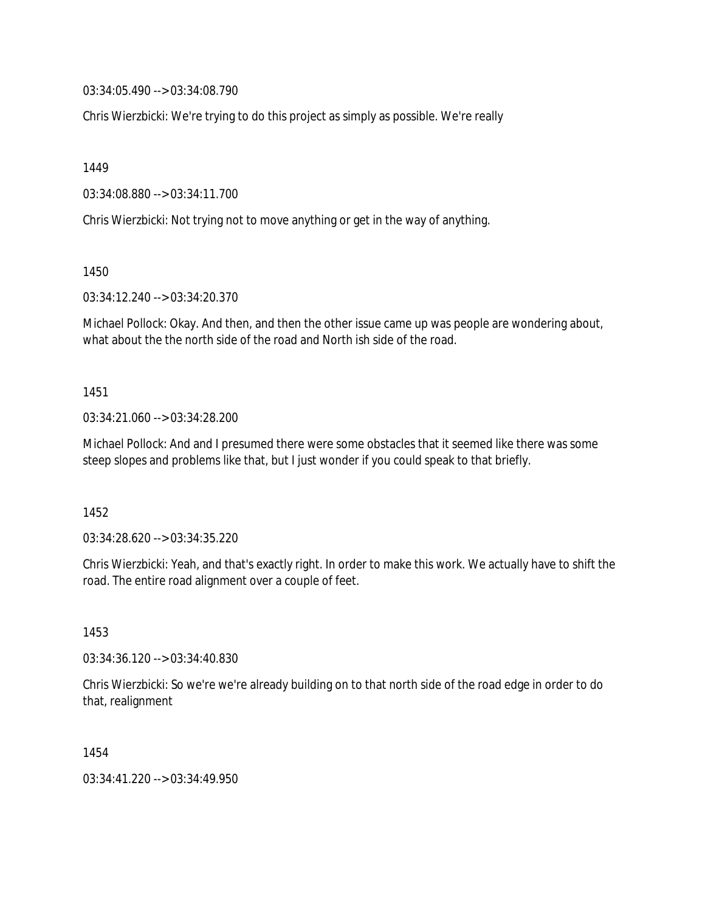03:34:05.490 --> 03:34:08.790

Chris Wierzbicki: We're trying to do this project as simply as possible. We're really

1449

03:34:08.880 --> 03:34:11.700

Chris Wierzbicki: Not trying not to move anything or get in the way of anything.

1450

03:34:12.240 --> 03:34:20.370

Michael Pollock: Okay. And then, and then the other issue came up was people are wondering about, what about the the north side of the road and North ish side of the road.

1451

03:34:21.060 --> 03:34:28.200

Michael Pollock: And and I presumed there were some obstacles that it seemed like there was some steep slopes and problems like that, but I just wonder if you could speak to that briefly.

1452

03:34:28.620 --> 03:34:35.220

Chris Wierzbicki: Yeah, and that's exactly right. In order to make this work. We actually have to shift the road. The entire road alignment over a couple of feet.

1453

03:34:36.120 --> 03:34:40.830

Chris Wierzbicki: So we're we're already building on to that north side of the road edge in order to do that, realignment

1454

03:34:41.220 --> 03:34:49.950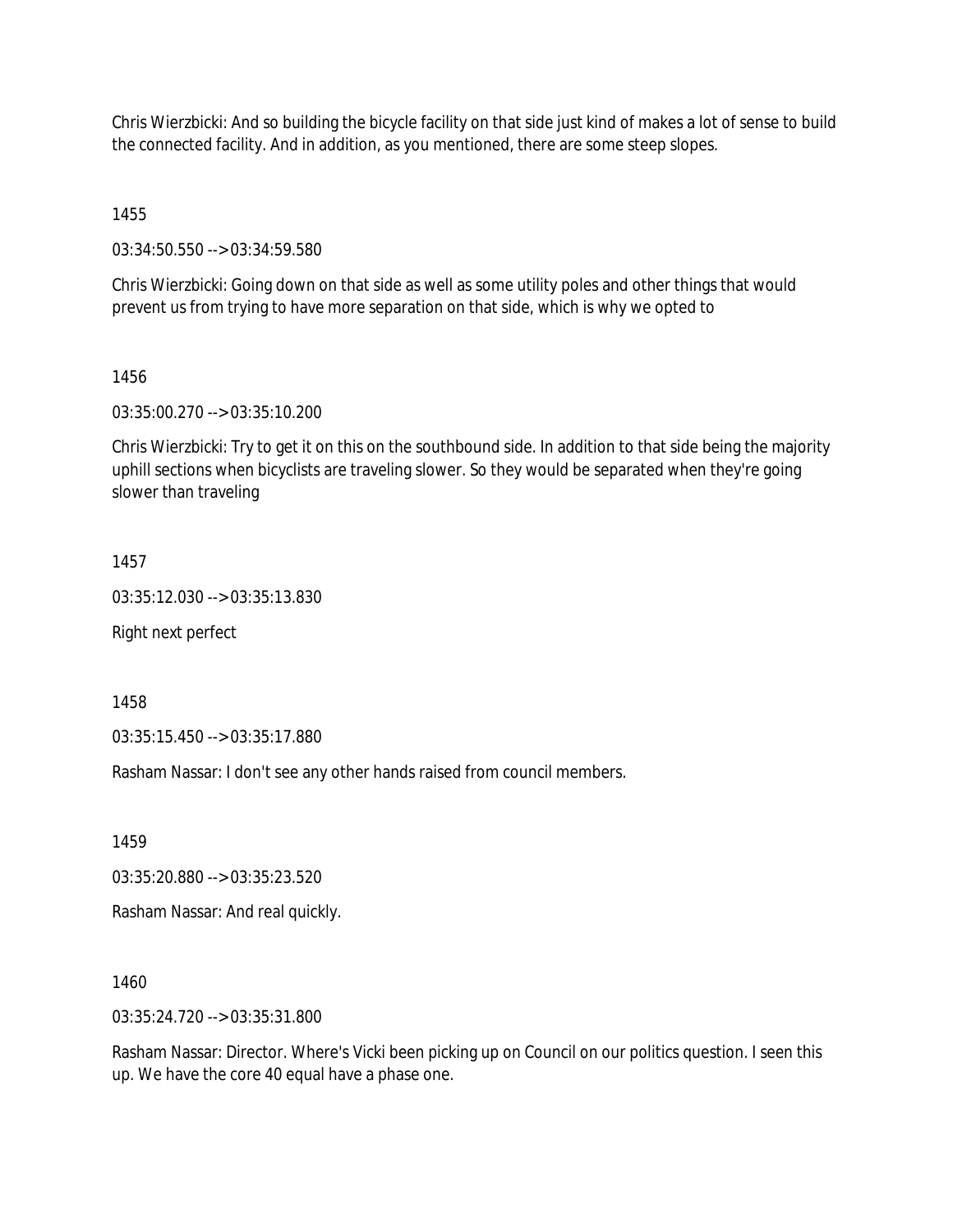Chris Wierzbicki: And so building the bicycle facility on that side just kind of makes a lot of sense to build the connected facility. And in addition, as you mentioned, there are some steep slopes.

1455

03:34:50.550 --> 03:34:59.580

Chris Wierzbicki: Going down on that side as well as some utility poles and other things that would prevent us from trying to have more separation on that side, which is why we opted to

1456

03:35:00.270 --> 03:35:10.200

Chris Wierzbicki: Try to get it on this on the southbound side. In addition to that side being the majority uphill sections when bicyclists are traveling slower. So they would be separated when they're going slower than traveling

1457

03:35:12.030 --> 03:35:13.830

Right next perfect

1458

03:35:15.450 --> 03:35:17.880

Rasham Nassar: I don't see any other hands raised from council members.

1459

03:35:20.880 --> 03:35:23.520

Rasham Nassar: And real quickly.

1460

03:35:24.720 --> 03:35:31.800

Rasham Nassar: Director. Where's Vicki been picking up on Council on our politics question. I seen this up. We have the core 40 equal have a phase one.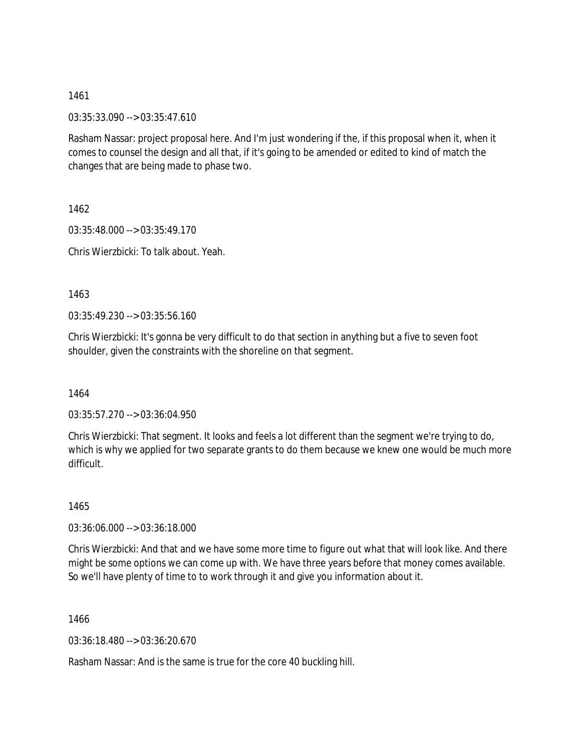1461

03:35:33.090 --> 03:35:47.610

Rasham Nassar: project proposal here. And I'm just wondering if the, if this proposal when it, when it comes to counsel the design and all that, if it's going to be amended or edited to kind of match the changes that are being made to phase two.

1462

03:35:48.000 --> 03:35:49.170

Chris Wierzbicki: To talk about. Yeah.

1463

03:35:49.230 --> 03:35:56.160

Chris Wierzbicki: It's gonna be very difficult to do that section in anything but a five to seven foot shoulder, given the constraints with the shoreline on that segment.

1464

03:35:57.270 --> 03:36:04.950

Chris Wierzbicki: That segment. It looks and feels a lot different than the segment we're trying to do, which is why we applied for two separate grants to do them because we knew one would be much more difficult.

1465

03:36:06.000 --> 03:36:18.000

Chris Wierzbicki: And that and we have some more time to figure out what that will look like. And there might be some options we can come up with. We have three years before that money comes available. So we'll have plenty of time to to work through it and give you information about it.

1466

03:36:18.480 --> 03:36:20.670

Rasham Nassar: And is the same is true for the core 40 buckling hill.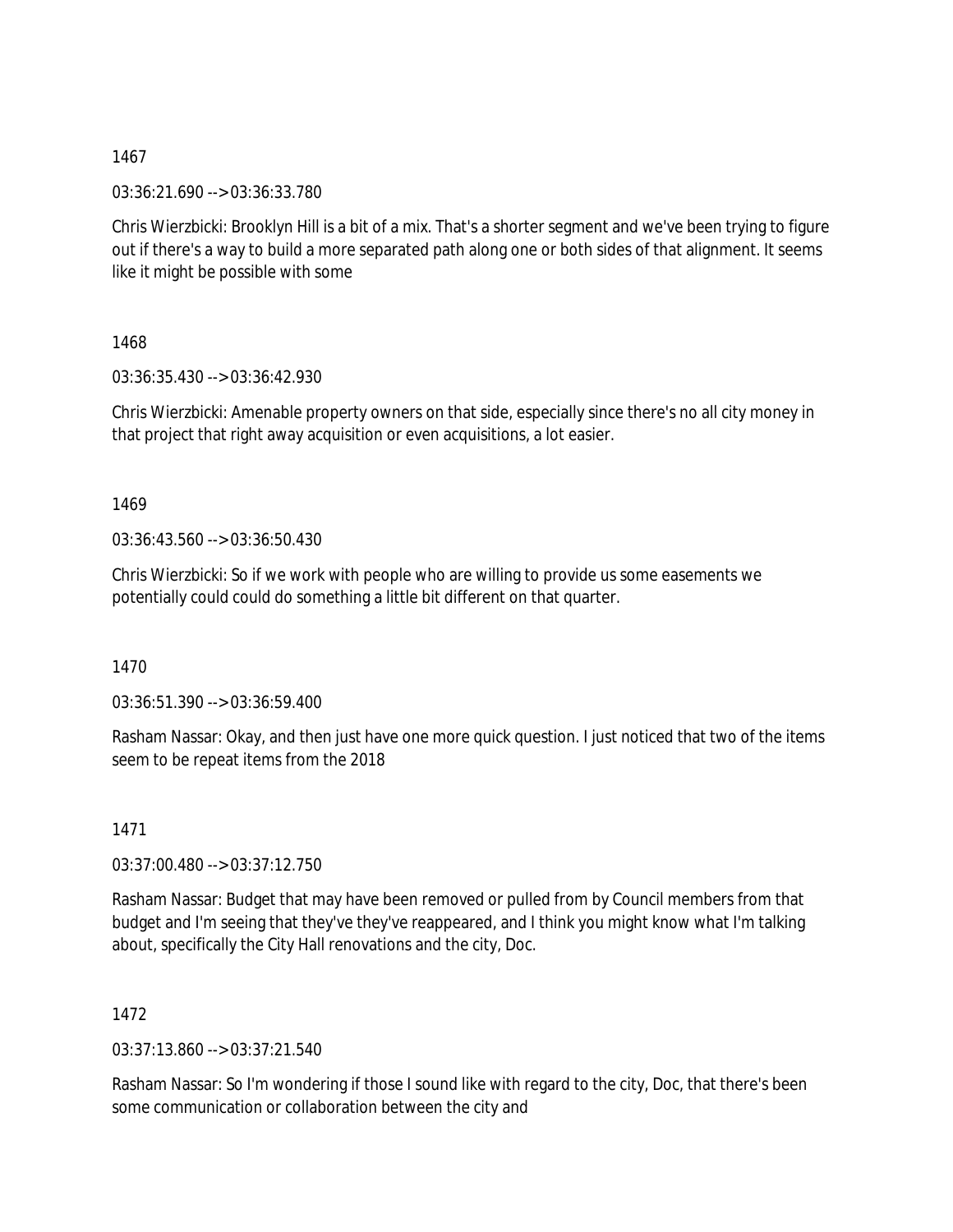1467

03:36:21.690 --> 03:36:33.780

Chris Wierzbicki: Brooklyn Hill is a bit of a mix. That's a shorter segment and we've been trying to figure out if there's a way to build a more separated path along one or both sides of that alignment. It seems like it might be possible with some

1468

03:36:35.430 --> 03:36:42.930

Chris Wierzbicki: Amenable property owners on that side, especially since there's no all city money in that project that right away acquisition or even acquisitions, a lot easier.

1469

03:36:43.560 --> 03:36:50.430

Chris Wierzbicki: So if we work with people who are willing to provide us some easements we potentially could could do something a little bit different on that quarter.

1470

03:36:51.390 --> 03:36:59.400

Rasham Nassar: Okay, and then just have one more quick question. I just noticed that two of the items seem to be repeat items from the 2018

1471

03:37:00.480 --> 03:37:12.750

Rasham Nassar: Budget that may have been removed or pulled from by Council members from that budget and I'm seeing that they've they've reappeared, and I think you might know what I'm talking about, specifically the City Hall renovations and the city, Doc.

1472

03:37:13.860 --> 03:37:21.540

Rasham Nassar: So I'm wondering if those I sound like with regard to the city, Doc, that there's been some communication or collaboration between the city and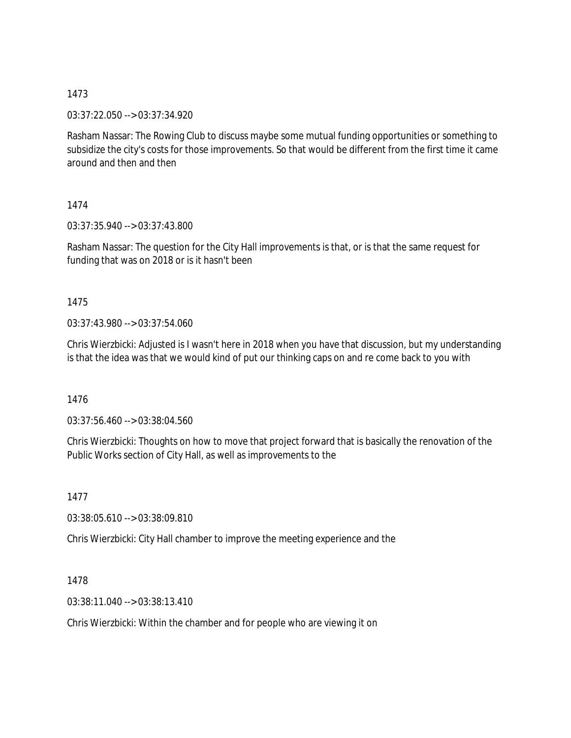1473

03:37:22.050 --> 03:37:34.920

Rasham Nassar: The Rowing Club to discuss maybe some mutual funding opportunities or something to subsidize the city's costs for those improvements. So that would be different from the first time it came around and then and then

1474

03:37:35.940 --> 03:37:43.800

Rasham Nassar: The question for the City Hall improvements is that, or is that the same request for funding that was on 2018 or is it hasn't been

1475

03:37:43.980 --> 03:37:54.060

Chris Wierzbicki: Adjusted is I wasn't here in 2018 when you have that discussion, but my understanding is that the idea was that we would kind of put our thinking caps on and re come back to you with

1476

03:37:56.460 --> 03:38:04.560

Chris Wierzbicki: Thoughts on how to move that project forward that is basically the renovation of the Public Works section of City Hall, as well as improvements to the

1477

03:38:05.610 --> 03:38:09.810

Chris Wierzbicki: City Hall chamber to improve the meeting experience and the

1478

03:38:11.040 --> 03:38:13.410

Chris Wierzbicki: Within the chamber and for people who are viewing it on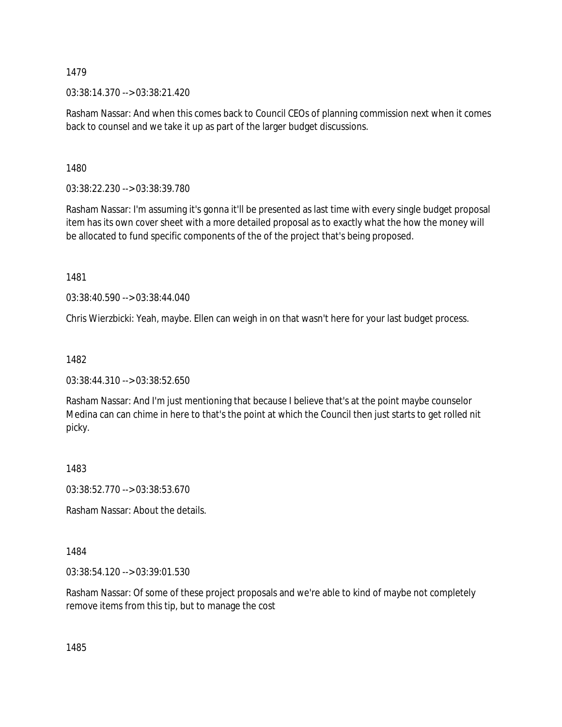1479

03:38:14.370 --> 03:38:21.420

Rasham Nassar: And when this comes back to Council CEOs of planning commission next when it comes back to counsel and we take it up as part of the larger budget discussions.

1480

03:38:22.230 --> 03:38:39.780

Rasham Nassar: I'm assuming it's gonna it'll be presented as last time with every single budget proposal item has its own cover sheet with a more detailed proposal as to exactly what the how the money will be allocated to fund specific components of the of the project that's being proposed.

1481

03:38:40.590 --> 03:38:44.040

Chris Wierzbicki: Yeah, maybe. Ellen can weigh in on that wasn't here for your last budget process.

1482

03:38:44.310 --> 03:38:52.650

Rasham Nassar: And I'm just mentioning that because I believe that's at the point maybe counselor Medina can can chime in here to that's the point at which the Council then just starts to get rolled nit picky.

1483

03:38:52.770 --> 03:38:53.670

Rasham Nassar: About the details.

1484

03:38:54.120 --> 03:39:01.530

Rasham Nassar: Of some of these project proposals and we're able to kind of maybe not completely remove items from this tip, but to manage the cost

1485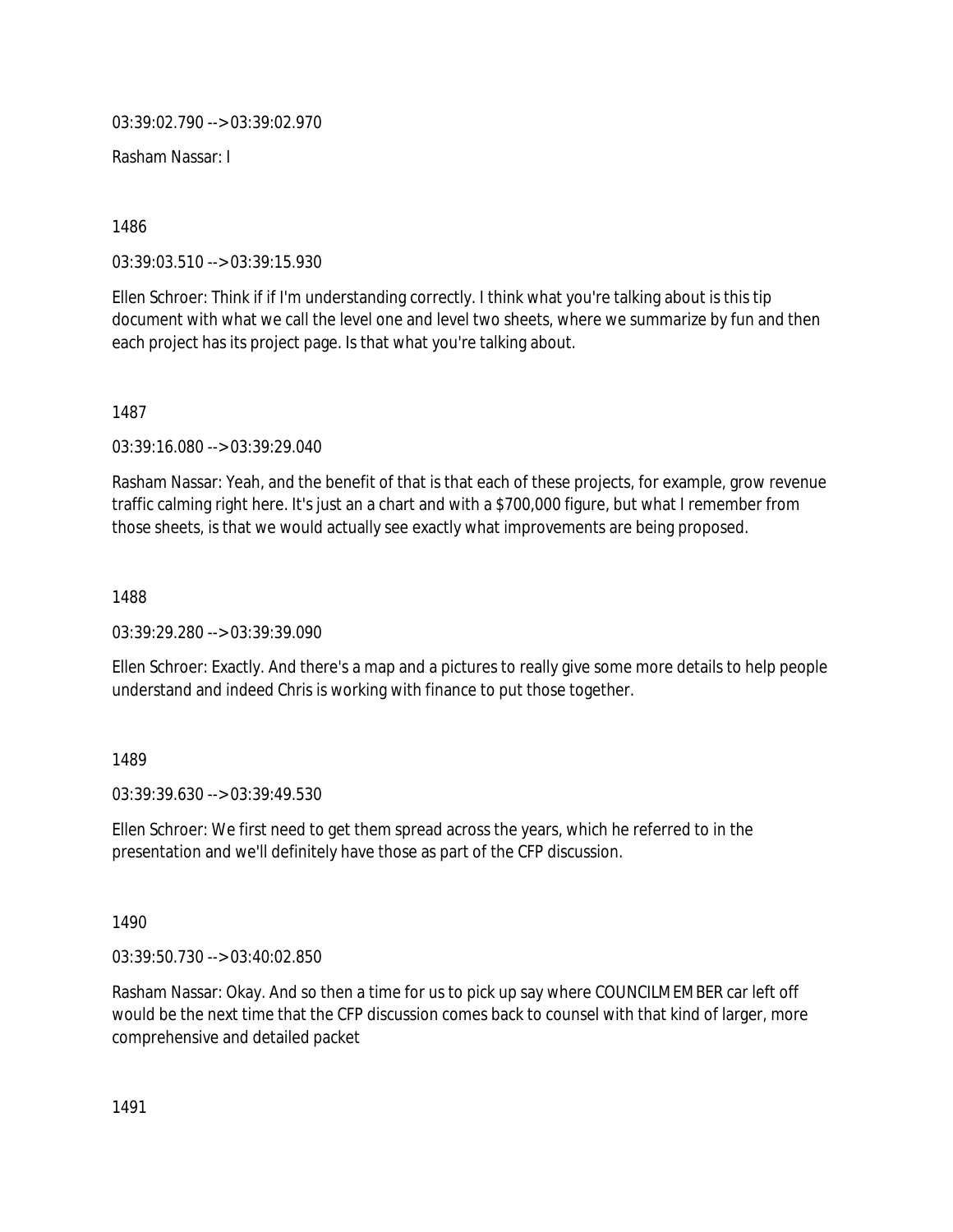03:39:02.790 --> 03:39:02.970

Rasham Nassar: I

1486

03:39:03.510 --> 03:39:15.930

Ellen Schroer: Think if if I'm understanding correctly. I think what you're talking about is this tip document with what we call the level one and level two sheets, where we summarize by fun and then each project has its project page. Is that what you're talking about.

1487

03:39:16.080 --> 03:39:29.040

Rasham Nassar: Yeah, and the benefit of that is that each of these projects, for example, grow revenue traffic calming right here. It's just an a chart and with a $700,000 figure, but what I remember from those sheets, is that we would actually see exactly what improvements are being proposed.

1488

03:39:29.280 --> 03:39:39.090

Ellen Schroer: Exactly. And there's a map and a pictures to really give some more details to help people understand and indeed Chris is working with finance to put those together.

1489

03:39:39.630 --> 03:39:49.530

Ellen Schroer: We first need to get them spread across the years, which he referred to in the presentation and we'll definitely have those as part of the CFP discussion.

1490

03:39:50.730 --> 03:40:02.850

Rasham Nassar: Okay. And so then a time for us to pick up say where COUNCILMEMBER car left off would be the next time that the CFP discussion comes back to counsel with that kind of larger, more comprehensive and detailed packet

1491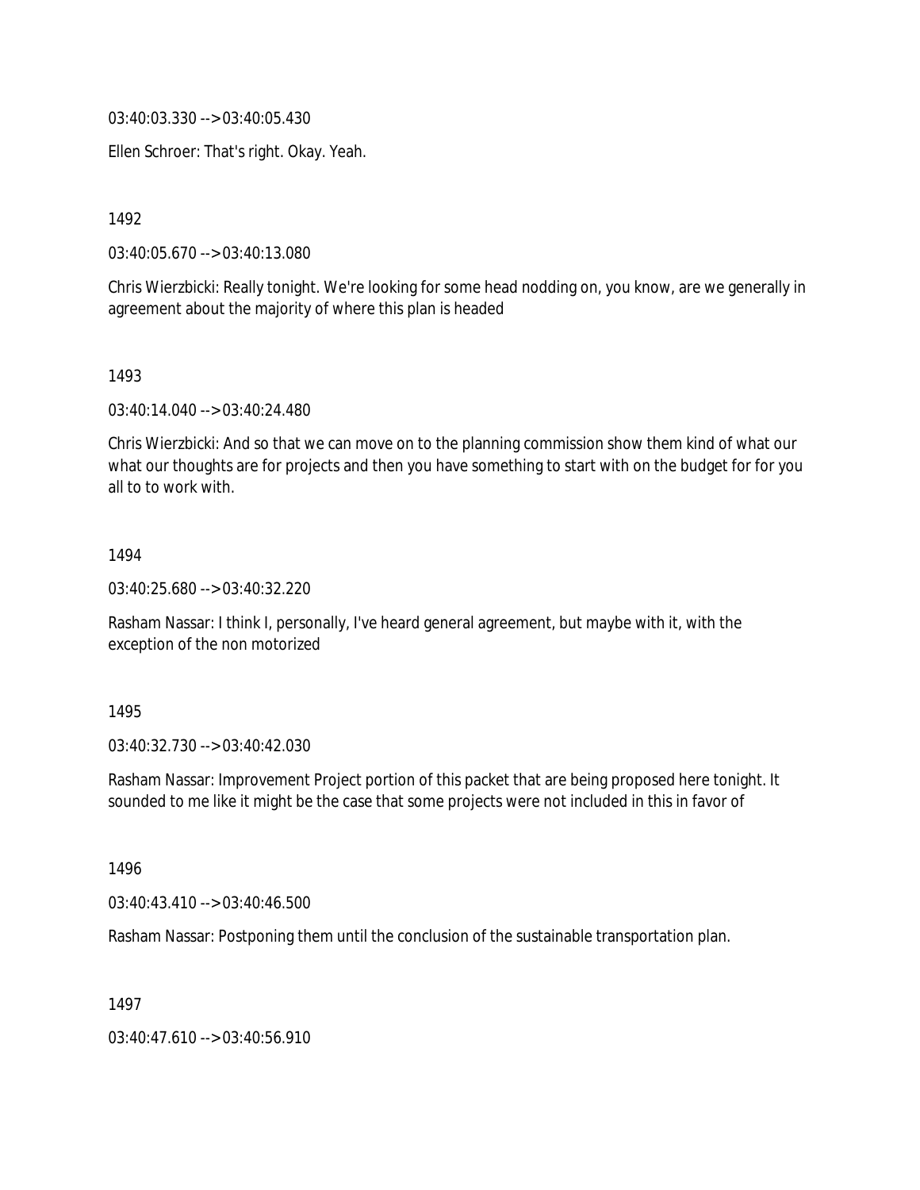03:40:03.330 --> 03:40:05.430

Ellen Schroer: That's right. Okay. Yeah.

1492

03:40:05.670 --> 03:40:13.080

Chris Wierzbicki: Really tonight. We're looking for some head nodding on, you know, are we generally in agreement about the majority of where this plan is headed

1493

03:40:14.040 --> 03:40:24.480

Chris Wierzbicki: And so that we can move on to the planning commission show them kind of what our what our thoughts are for projects and then you have something to start with on the budget for for you all to to work with.

1494

03:40:25.680 --> 03:40:32.220

Rasham Nassar: I think I, personally, I've heard general agreement, but maybe with it, with the exception of the non motorized

1495

03:40:32.730 --> 03:40:42.030

Rasham Nassar: Improvement Project portion of this packet that are being proposed here tonight. It sounded to me like it might be the case that some projects were not included in this in favor of

1496

03:40:43.410 --> 03:40:46.500

Rasham Nassar: Postponing them until the conclusion of the sustainable transportation plan.

1497

03:40:47.610 --> 03:40:56.910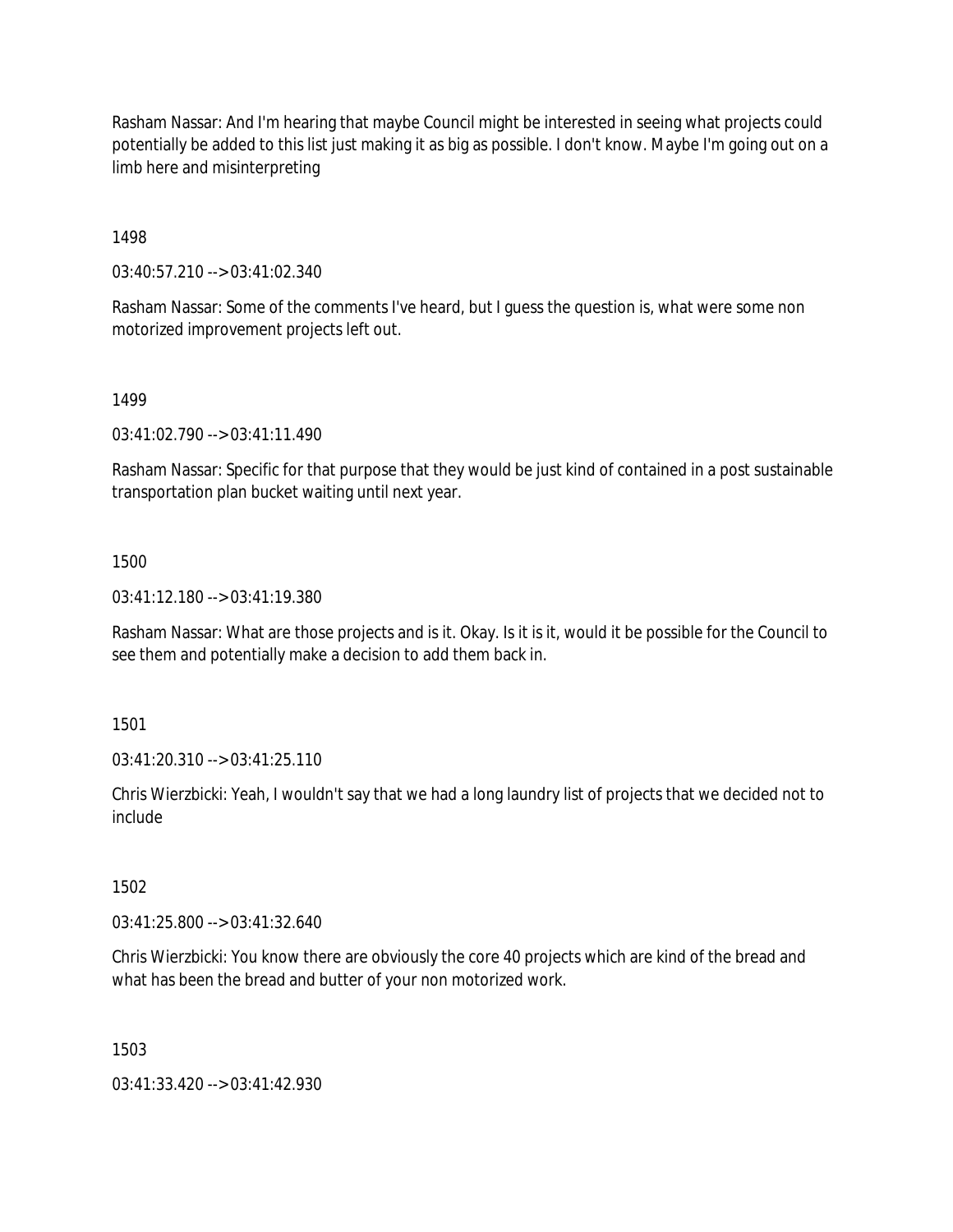Rasham Nassar: And I'm hearing that maybe Council might be interested in seeing what projects could potentially be added to this list just making it as big as possible. I don't know. Maybe I'm going out on a limb here and misinterpreting

1498

03:40:57.210 --> 03:41:02.340

Rasham Nassar: Some of the comments I've heard, but I guess the question is, what were some non motorized improvement projects left out.

1499

03:41:02.790 --> 03:41:11.490

Rasham Nassar: Specific for that purpose that they would be just kind of contained in a post sustainable transportation plan bucket waiting until next year.

1500

03:41:12.180 --> 03:41:19.380

Rasham Nassar: What are those projects and is it. Okay. Is it is it, would it be possible for the Council to see them and potentially make a decision to add them back in.

1501

03:41:20.310 --> 03:41:25.110

Chris Wierzbicki: Yeah, I wouldn't say that we had a long laundry list of projects that we decided not to include

1502

03:41:25.800 --> 03:41:32.640

Chris Wierzbicki: You know there are obviously the core 40 projects which are kind of the bread and what has been the bread and butter of your non motorized work.

1503

03:41:33.420 --> 03:41:42.930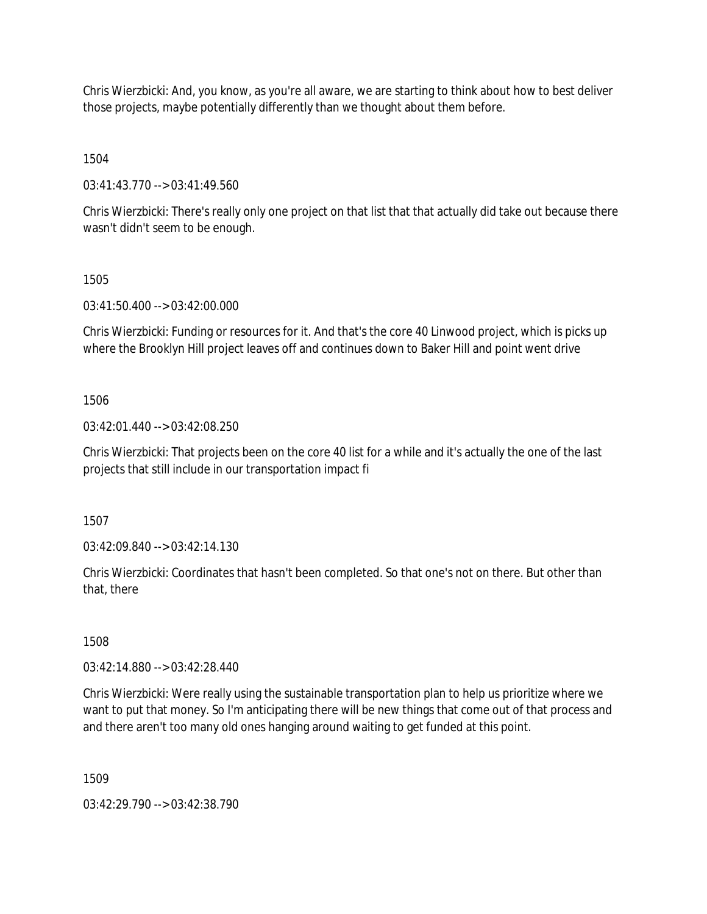Chris Wierzbicki: And, you know, as you're all aware, we are starting to think about how to best deliver those projects, maybe potentially differently than we thought about them before.

1504

03:41:43.770 --> 03:41:49.560

Chris Wierzbicki: There's really only one project on that list that that actually did take out because there wasn't didn't seem to be enough.

1505

03:41:50.400 --> 03:42:00.000

Chris Wierzbicki: Funding or resources for it. And that's the core 40 Linwood project, which is picks up where the Brooklyn Hill project leaves off and continues down to Baker Hill and point went drive

1506

03:42:01.440 --> 03:42:08.250

Chris Wierzbicki: That projects been on the core 40 list for a while and it's actually the one of the last projects that still include in our transportation impact fi

1507

03:42:09.840 --> 03:42:14.130

Chris Wierzbicki: Coordinates that hasn't been completed. So that one's not on there. But other than that, there

1508

03:42:14.880 --> 03:42:28.440

Chris Wierzbicki: Were really using the sustainable transportation plan to help us prioritize where we want to put that money. So I'm anticipating there will be new things that come out of that process and and there aren't too many old ones hanging around waiting to get funded at this point.

1509

03:42:29.790 --> 03:42:38.790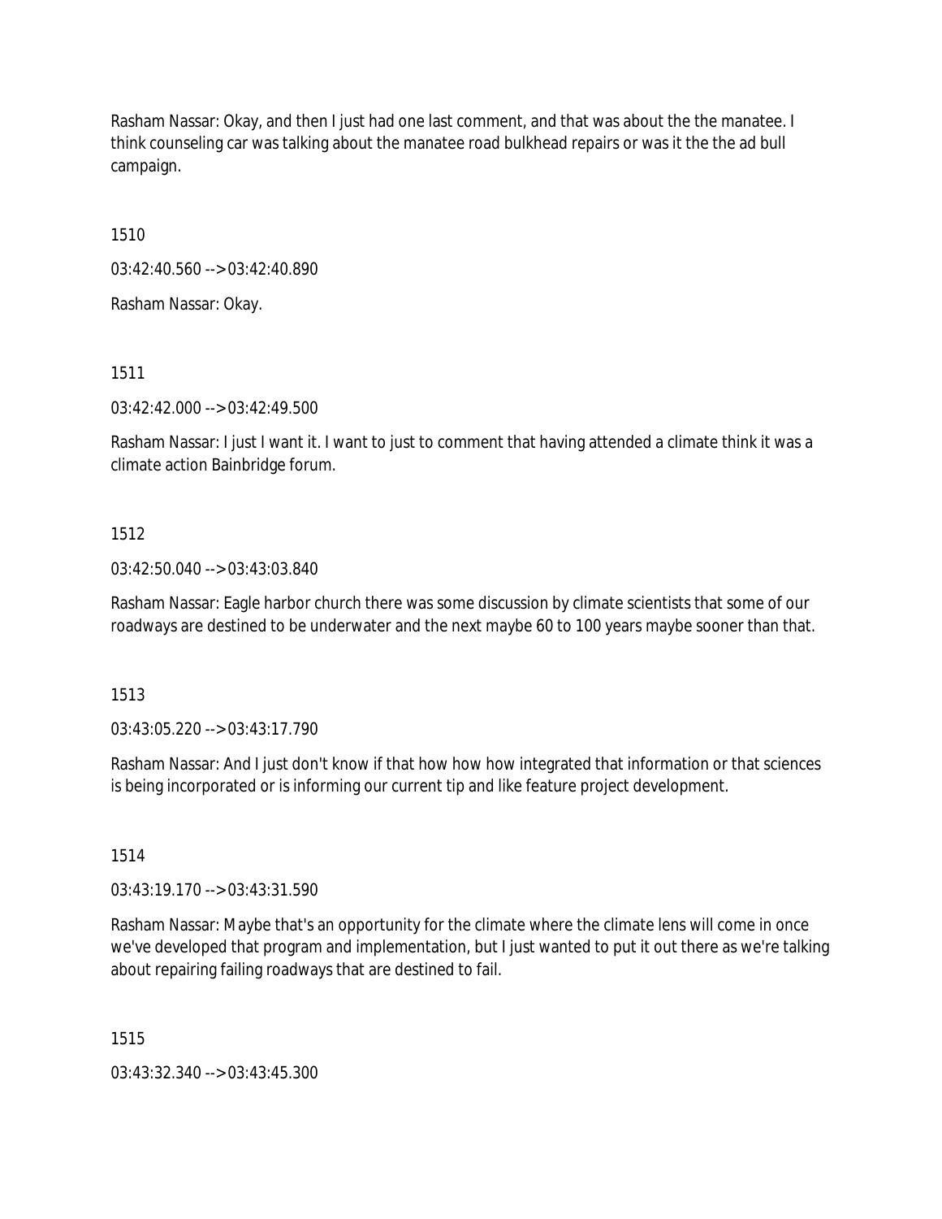Rasham Nassar: Okay, and then I just had one last comment, and that was about the the manatee. I think counseling car was talking about the manatee road bulkhead repairs or was it the the ad bull campaign.

1510

03:42:40.560 --> 03:42:40.890

Rasham Nassar: Okay.

1511

03:42:42.000 --> 03:42:49.500

Rasham Nassar: I just I want it. I want to just to comment that having attended a climate think it was a climate action Bainbridge forum.

1512

03:42:50.040 --> 03:43:03.840

Rasham Nassar: Eagle harbor church there was some discussion by climate scientists that some of our roadways are destined to be underwater and the next maybe 60 to 100 years maybe sooner than that.

1513

03:43:05.220 --> 03:43:17.790

Rasham Nassar: And I just don't know if that how how how integrated that information or that sciences is being incorporated or is informing our current tip and like feature project development.

1514

03:43:19.170 --> 03:43:31.590

Rasham Nassar: Maybe that's an opportunity for the climate where the climate lens will come in once we've developed that program and implementation, but I just wanted to put it out there as we're talking about repairing failing roadways that are destined to fail.

1515

03:43:32.340 --> 03:43:45.300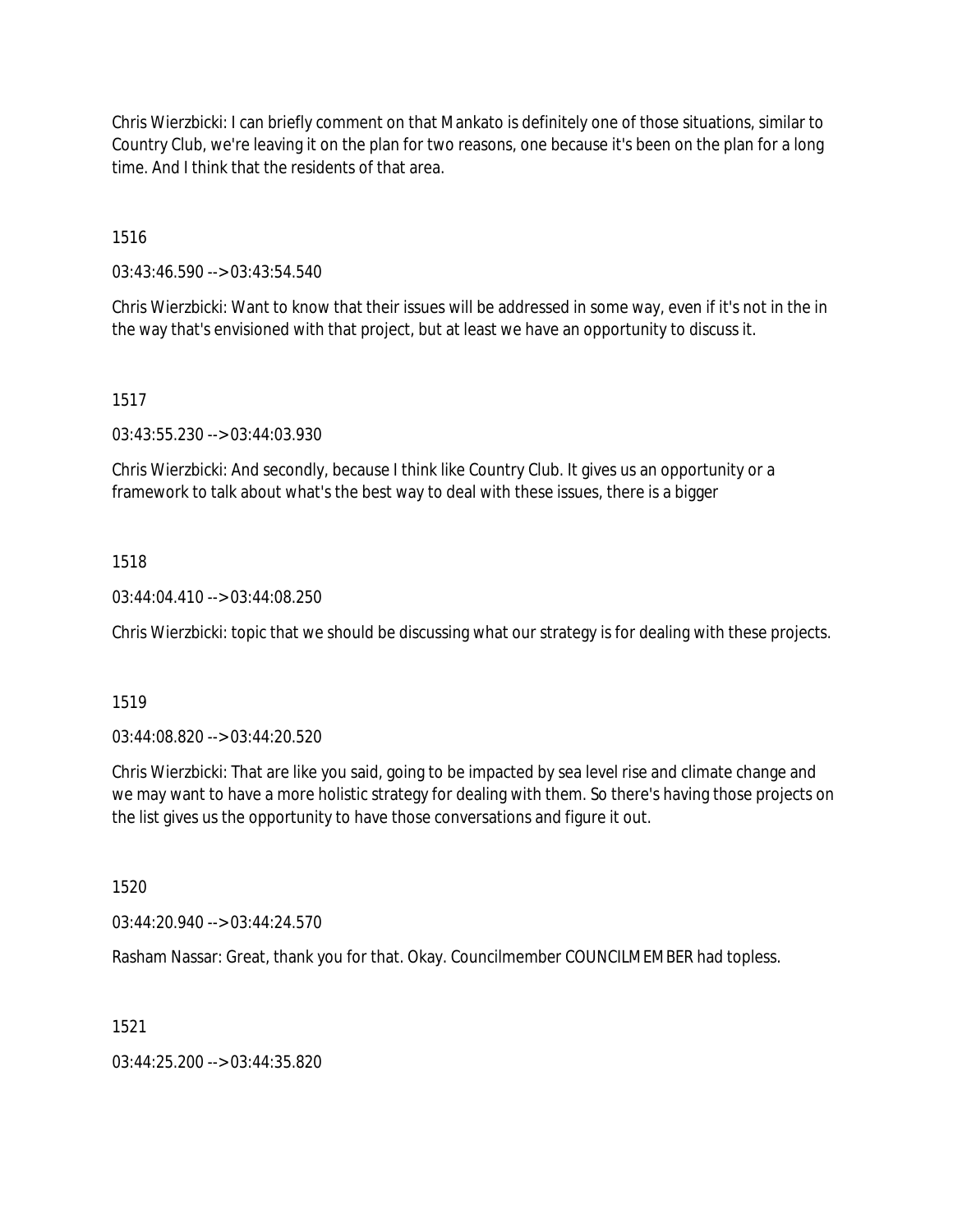Chris Wierzbicki: I can briefly comment on that Mankato is definitely one of those situations, similar to Country Club, we're leaving it on the plan for two reasons, one because it's been on the plan for a long time. And I think that the residents of that area.

1516

03:43:46.590 --> 03:43:54.540

Chris Wierzbicki: Want to know that their issues will be addressed in some way, even if it's not in the in the way that's envisioned with that project, but at least we have an opportunity to discuss it.

1517

03:43:55.230 --> 03:44:03.930

Chris Wierzbicki: And secondly, because I think like Country Club. It gives us an opportunity or a framework to talk about what's the best way to deal with these issues, there is a bigger

1518

03:44:04.410 --> 03:44:08.250

Chris Wierzbicki: topic that we should be discussing what our strategy is for dealing with these projects.

1519

03:44:08.820 --> 03:44:20.520

Chris Wierzbicki: That are like you said, going to be impacted by sea level rise and climate change and we may want to have a more holistic strategy for dealing with them. So there's having those projects on the list gives us the opportunity to have those conversations and figure it out.

1520

03:44:20.940 --> 03:44:24.570

Rasham Nassar: Great, thank you for that. Okay. Councilmember COUNCILMEMBER had topless.

1521

03:44:25.200 --> 03:44:35.820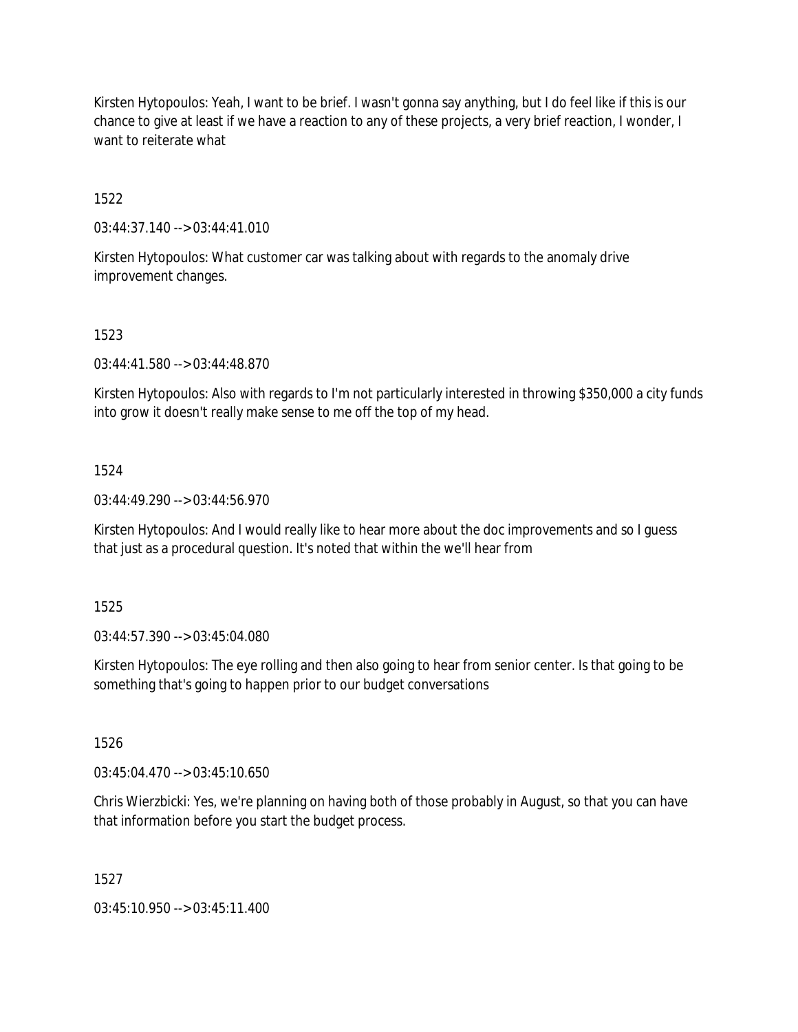Kirsten Hytopoulos: Yeah, I want to be brief. I wasn't gonna say anything, but I do feel like if this is our chance to give at least if we have a reaction to any of these projects, a very brief reaction, I wonder, I want to reiterate what

1522

03:44:37.140 --> 03:44:41.010

Kirsten Hytopoulos: What customer car was talking about with regards to the anomaly drive improvement changes.

1523

03:44:41.580 --> 03:44:48.870

Kirsten Hytopoulos: Also with regards to I'm not particularly interested in throwing $350,000 a city funds into grow it doesn't really make sense to me off the top of my head.

1524

03:44:49.290 --> 03:44:56.970

Kirsten Hytopoulos: And I would really like to hear more about the doc improvements and so I guess that just as a procedural question. It's noted that within the we'll hear from

1525

03:44:57.390 --> 03:45:04.080

Kirsten Hytopoulos: The eye rolling and then also going to hear from senior center. Is that going to be something that's going to happen prior to our budget conversations

1526

03:45:04.470 --> 03:45:10.650

Chris Wierzbicki: Yes, we're planning on having both of those probably in August, so that you can have that information before you start the budget process.

1527

03:45:10.950 --> 03:45:11.400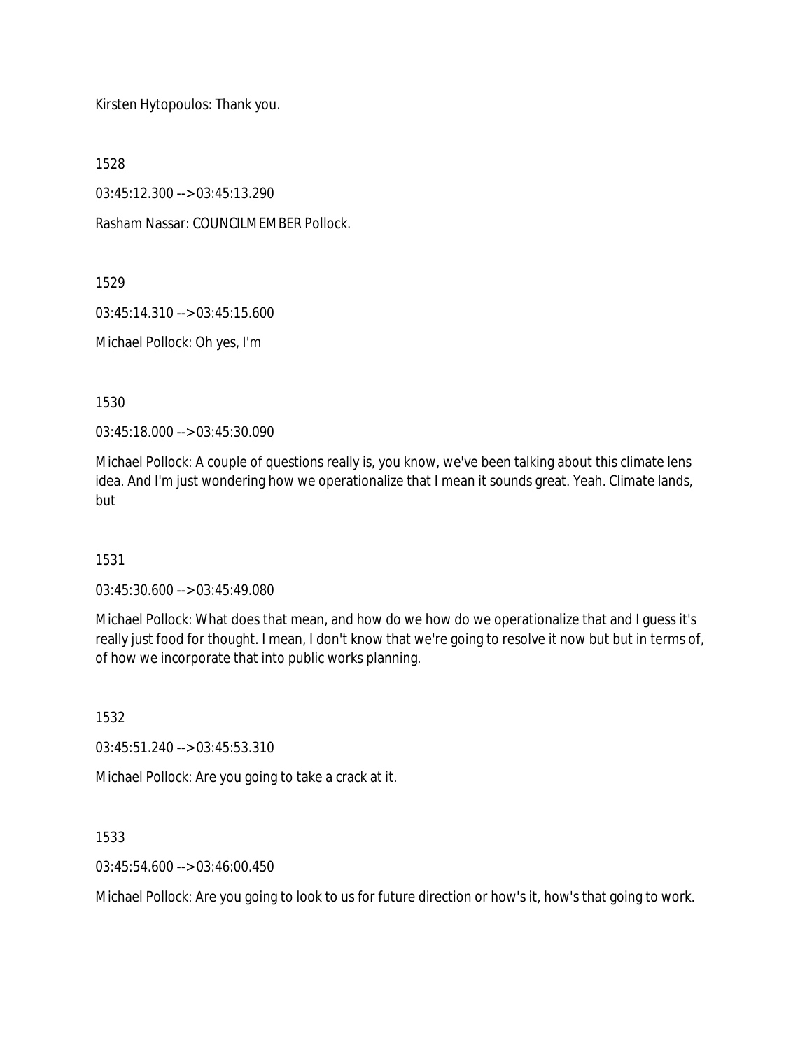Kirsten Hytopoulos: Thank you.

1528

03:45:12.300 --> 03:45:13.290

Rasham Nassar: COUNCILMEMBER Pollock.

1529

03:45:14.310 --> 03:45:15.600

Michael Pollock: Oh yes, I'm

1530

03:45:18.000 --> 03:45:30.090

Michael Pollock: A couple of questions really is, you know, we've been talking about this climate lens idea. And I'm just wondering how we operationalize that I mean it sounds great. Yeah. Climate lands, but

1531

03:45:30.600 --> 03:45:49.080

Michael Pollock: What does that mean, and how do we how do we operationalize that and I guess it's really just food for thought. I mean, I don't know that we're going to resolve it now but but in terms of, of how we incorporate that into public works planning.

1532

03:45:51.240 --> 03:45:53.310

Michael Pollock: Are you going to take a crack at it.

1533

03:45:54.600 --> 03:46:00.450

Michael Pollock: Are you going to look to us for future direction or how's it, how's that going to work.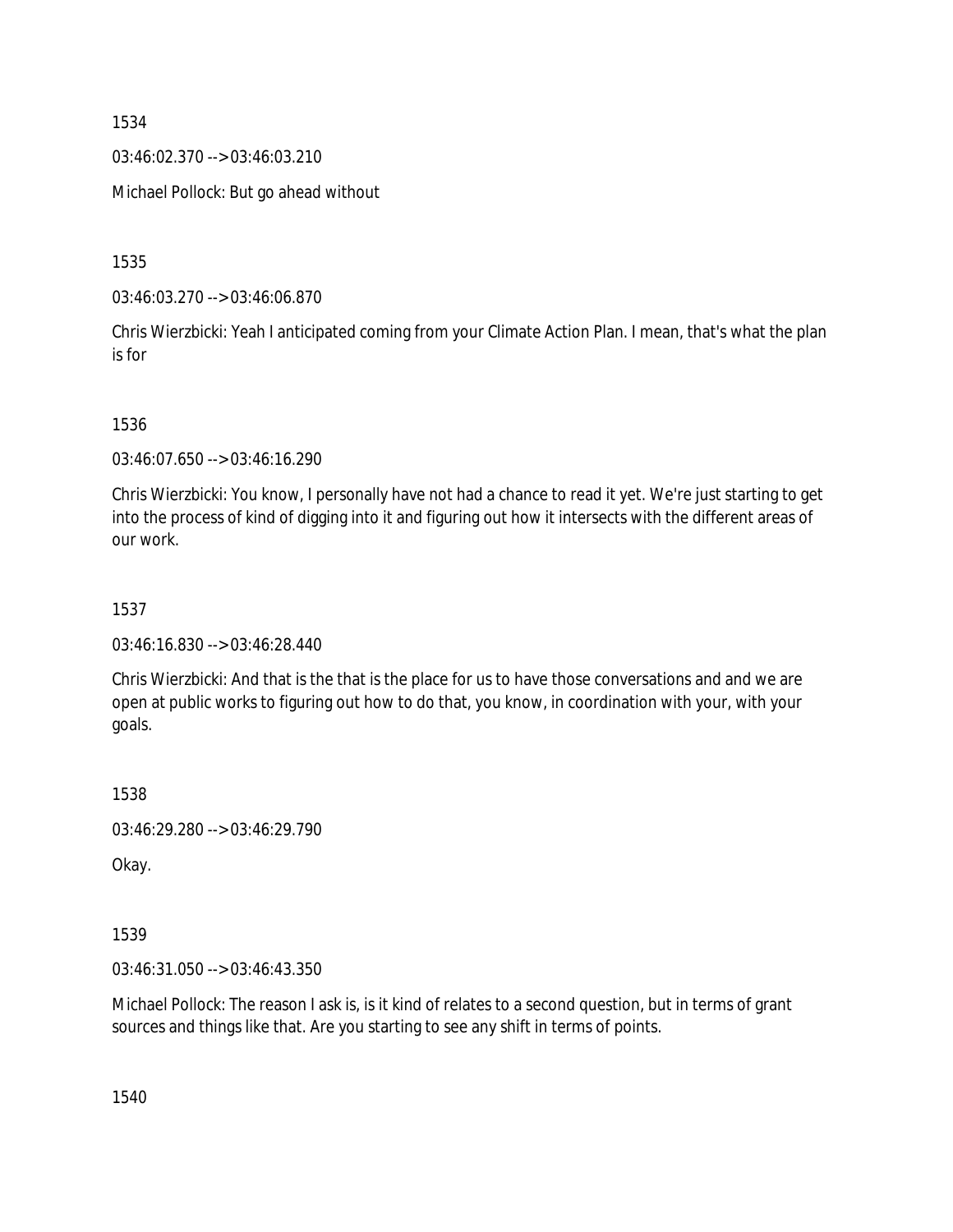1534

03:46:02.370 --> 03:46:03.210

Michael Pollock: But go ahead without

1535

03:46:03.270 --> 03:46:06.870

Chris Wierzbicki: Yeah I anticipated coming from your Climate Action Plan. I mean, that's what the plan is for

1536

03:46:07.650 --> 03:46:16.290

Chris Wierzbicki: You know, I personally have not had a chance to read it yet. We're just starting to get into the process of kind of digging into it and figuring out how it intersects with the different areas of our work.

1537

03:46:16.830 --> 03:46:28.440

Chris Wierzbicki: And that is the that is the place for us to have those conversations and and we are open at public works to figuring out how to do that, you know, in coordination with your, with your goals.

1538

03:46:29.280 --> 03:46:29.790

Okay.

1539

03:46:31.050 --> 03:46:43.350

Michael Pollock: The reason I ask is, is it kind of relates to a second question, but in terms of grant sources and things like that. Are you starting to see any shift in terms of points.

1540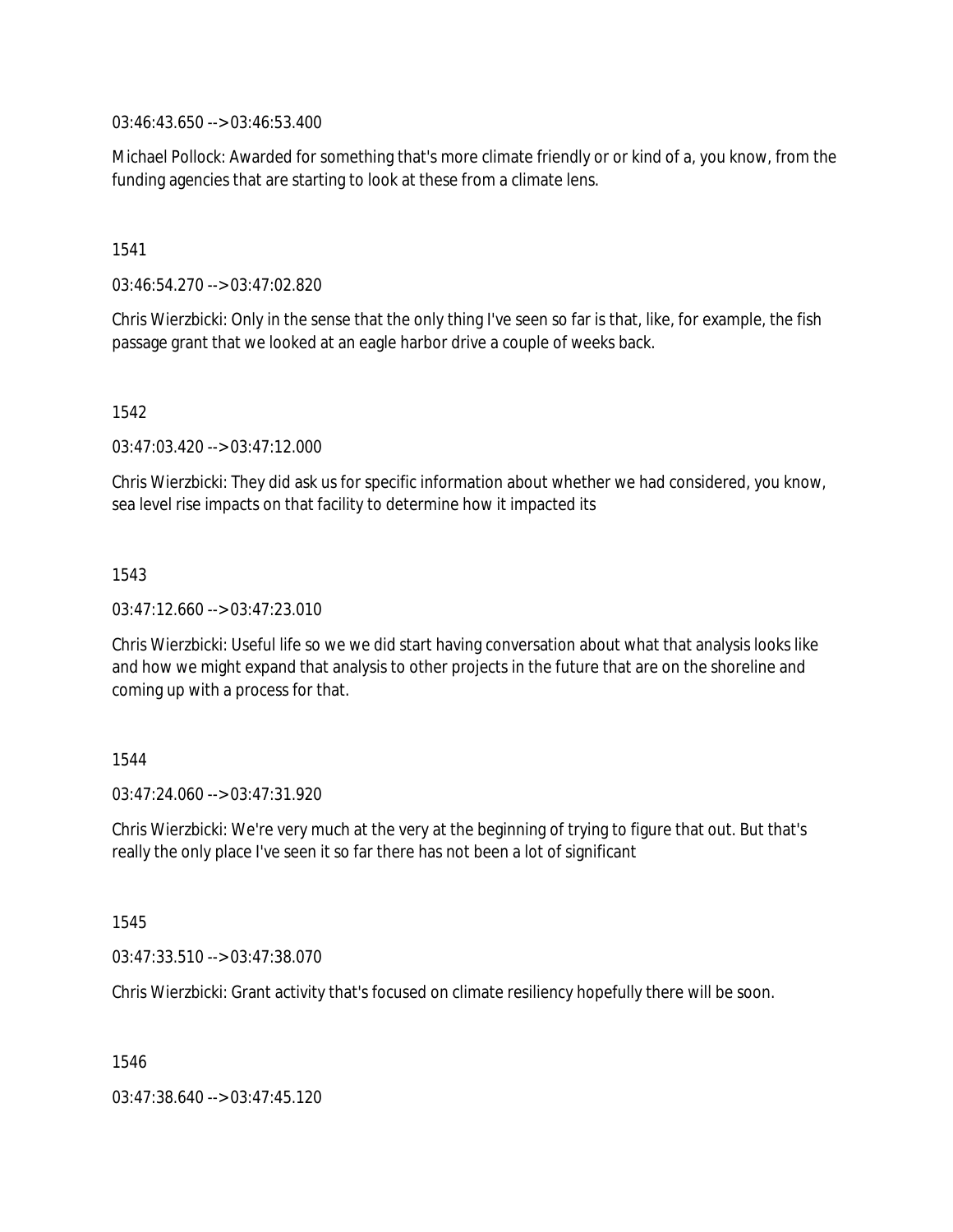03:46:43.650 --> 03:46:53.400

Michael Pollock: Awarded for something that's more climate friendly or or kind of a, you know, from the funding agencies that are starting to look at these from a climate lens.

1541

03:46:54.270 --> 03:47:02.820

Chris Wierzbicki: Only in the sense that the only thing I've seen so far is that, like, for example, the fish passage grant that we looked at an eagle harbor drive a couple of weeks back.

1542

03:47:03.420 --> 03:47:12.000

Chris Wierzbicki: They did ask us for specific information about whether we had considered, you know, sea level rise impacts on that facility to determine how it impacted its

1543

03:47:12.660 --> 03:47:23.010

Chris Wierzbicki: Useful life so we we did start having conversation about what that analysis looks like and how we might expand that analysis to other projects in the future that are on the shoreline and coming up with a process for that.

1544

03:47:24.060 --> 03:47:31.920

Chris Wierzbicki: We're very much at the very at the beginning of trying to figure that out. But that's really the only place I've seen it so far there has not been a lot of significant

1545

03:47:33.510 --> 03:47:38.070

Chris Wierzbicki: Grant activity that's focused on climate resiliency hopefully there will be soon.

1546

03:47:38.640 --> 03:47:45.120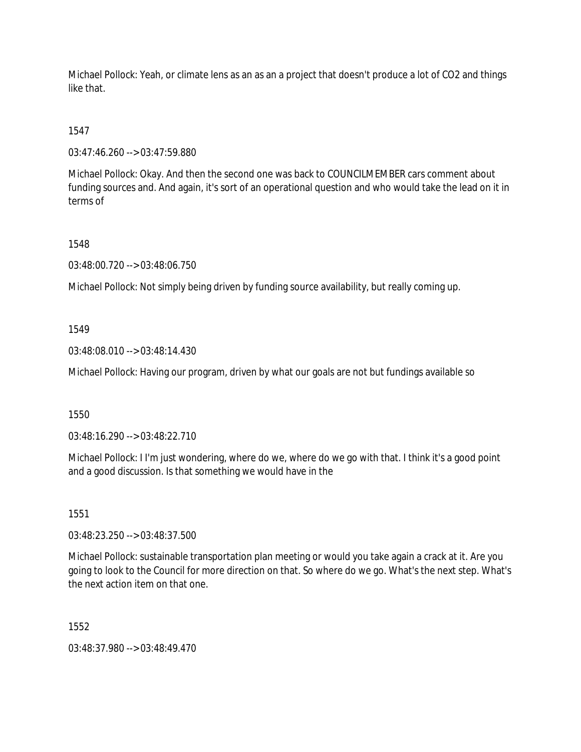Michael Pollock: Yeah, or climate lens as an as an a project that doesn't produce a lot of $CO_2$ and things like that.

1547

03:47:46.260 --> 03:47:59.880

Michael Pollock: Okay. And then the second one was back to COUNCILMEMBER cars comment about funding sources and. And again, it's sort of an operational question and who would take the lead on it in terms of

1548

03:48:00.720 --> 03:48:06.750

Michael Pollock: Not simply being driven by funding source availability, but really coming up.

1549

03:48:08.010 --> 03:48:14.430

Michael Pollock: Having our program, driven by what our goals are not but fundings available so

1550

03:48:16.290 --> 03:48:22.710

Michael Pollock: I I'm just wondering, where do we, where do we go with that. I think it's a good point and a good discussion. Is that something we would have in the

1551

03:48:23.250 --> 03:48:37.500

Michael Pollock: sustainable transportation plan meeting or would you take again a crack at it. Are you going to look to the Council for more direction on that. So where do we go. What's the next step. What's the next action item on that one.

1552

03:48:37.980 --> 03:48:49.470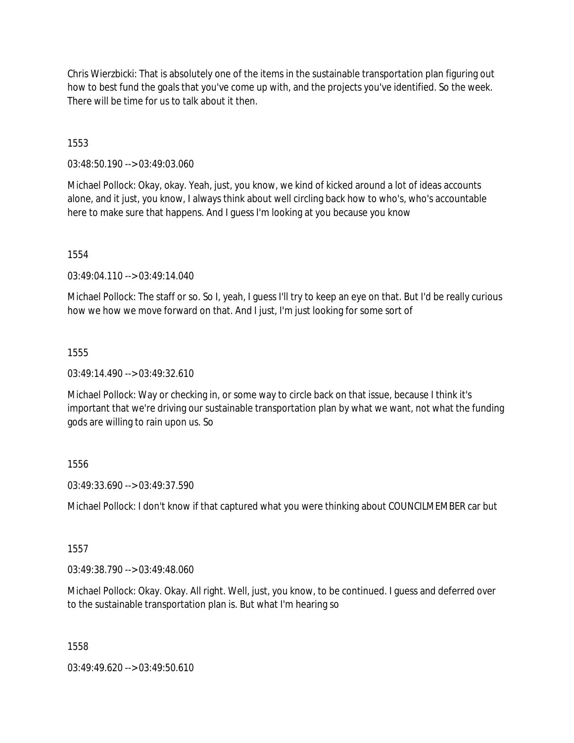Chris Wierzbicki: That is absolutely one of the items in the sustainable transportation plan figuring out how to best fund the goals that you've come up with, and the projects you've identified. So the week. There will be time for us to talk about it then.

1553

03:48:50.190 --> 03:49:03.060

Michael Pollock: Okay, okay. Yeah, just, you know, we kind of kicked around a lot of ideas accounts alone, and it just, you know, I always think about well circling back how to who's, who's accountable here to make sure that happens. And I guess I'm looking at you because you know

1554

03:49:04.110 --> 03:49:14.040

Michael Pollock: The staff or so. So I, yeah, I guess I'll try to keep an eye on that. But I'd be really curious how we how we move forward on that. And I just, I'm just looking for some sort of

1555

03:49:14.490 --> 03:49:32.610

Michael Pollock: Way or checking in, or some way to circle back on that issue, because I think it's important that we're driving our sustainable transportation plan by what we want, not what the funding gods are willing to rain upon us. So

1556

03:49:33.690 --> 03:49:37.590

Michael Pollock: I don't know if that captured what you were thinking about COUNCILMEMBER car but

1557

03:49:38.790 --> 03:49:48.060

Michael Pollock: Okay. Okay. All right. Well, just, you know, to be continued. I guess and deferred over to the sustainable transportation plan is. But what I'm hearing so

1558

03:49:49.620 --> 03:49:50.610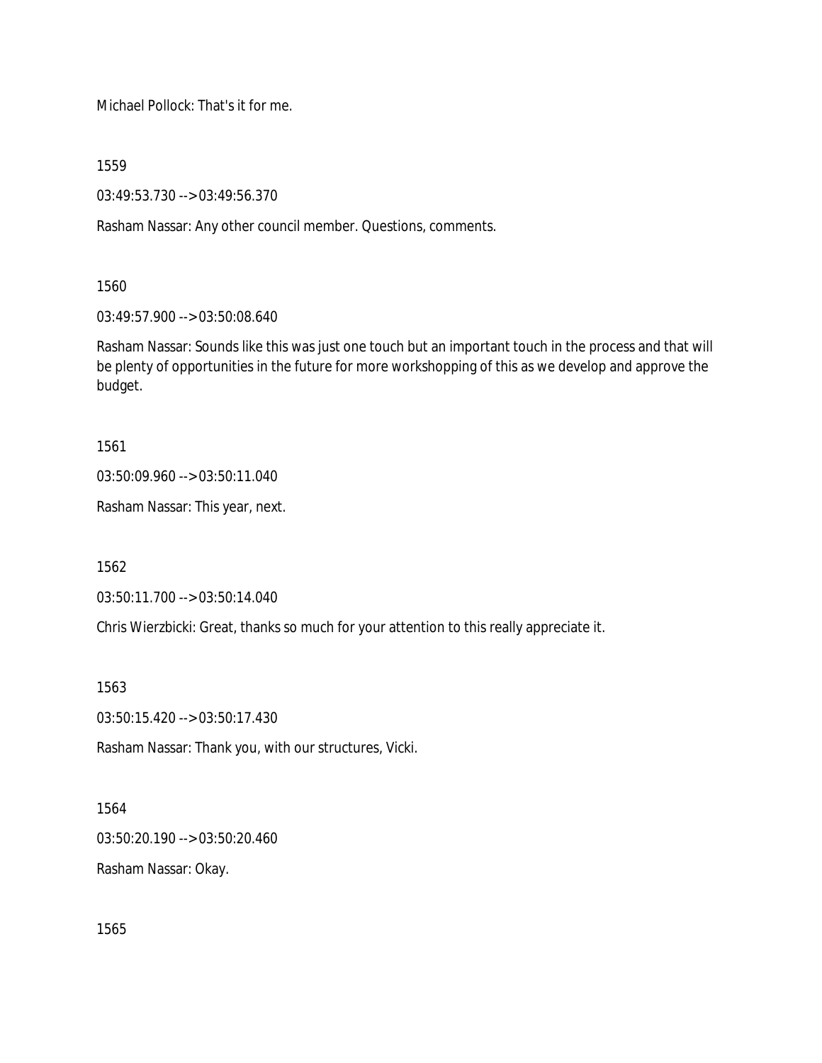Michael Pollock: That's it for me.

1559

03:49:53.730 --> 03:49:56.370

Rasham Nassar: Any other council member. Questions, comments.

1560

03:49:57.900 --> 03:50:08.640

Rasham Nassar: Sounds like this was just one touch but an important touch in the process and that will be plenty of opportunities in the future for more workshopping of this as we develop and approve the budget.

1561

03:50:09.960 --> 03:50:11.040

Rasham Nassar: This year, next.

1562

03:50:11.700 --> 03:50:14.040

Chris Wierzbicki: Great, thanks so much for your attention to this really appreciate it.

1563

03:50:15.420 --> 03:50:17.430

Rasham Nassar: Thank you, with our structures, Vicki.

1564

03:50:20.190 --> 03:50:20.460

Rasham Nassar: Okay.

1565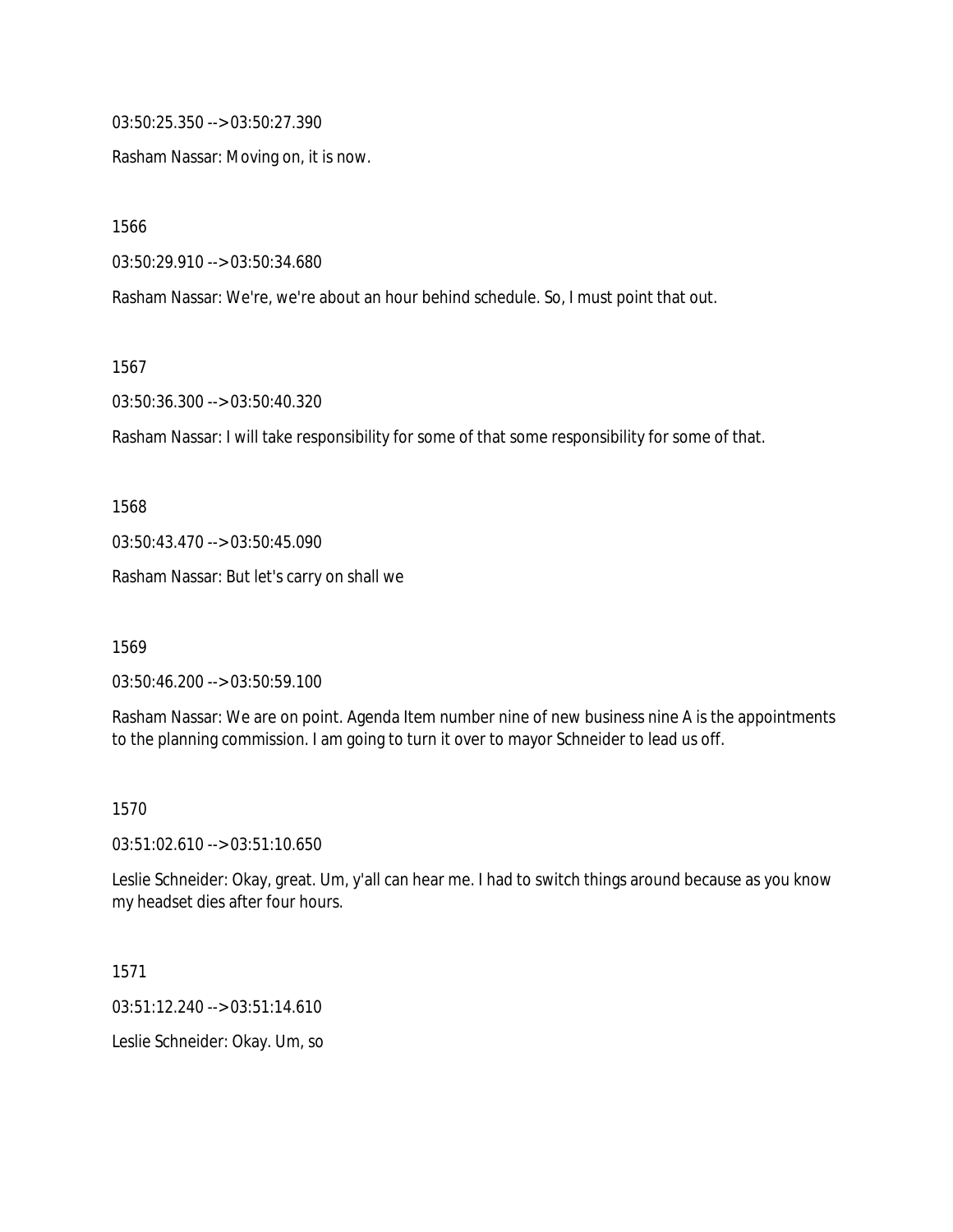03:50:25.350 --> 03:50:27.390

Rasham Nassar: Moving on, it is now.

1566

03:50:29.910 --> 03:50:34.680

Rasham Nassar: We're, we're about an hour behind schedule. So, I must point that out.

1567

03:50:36.300 --> 03:50:40.320

Rasham Nassar: I will take responsibility for some of that some responsibility for some of that.

1568

03:50:43.470 --> 03:50:45.090

Rasham Nassar: But let's carry on shall we

1569

03:50:46.200 --> 03:50:59.100

Rasham Nassar: We are on point. Agenda Item number nine of new business nine A is the appointments to the planning commission. I am going to turn it over to mayor Schneider to lead us off.

1570

03:51:02.610 --> 03:51:10.650

Leslie Schneider: Okay, great. Um, y'all can hear me. I had to switch things around because as you know my headset dies after four hours.

1571

03:51:12.240 --> 03:51:14.610

Leslie Schneider: Okay. Um, so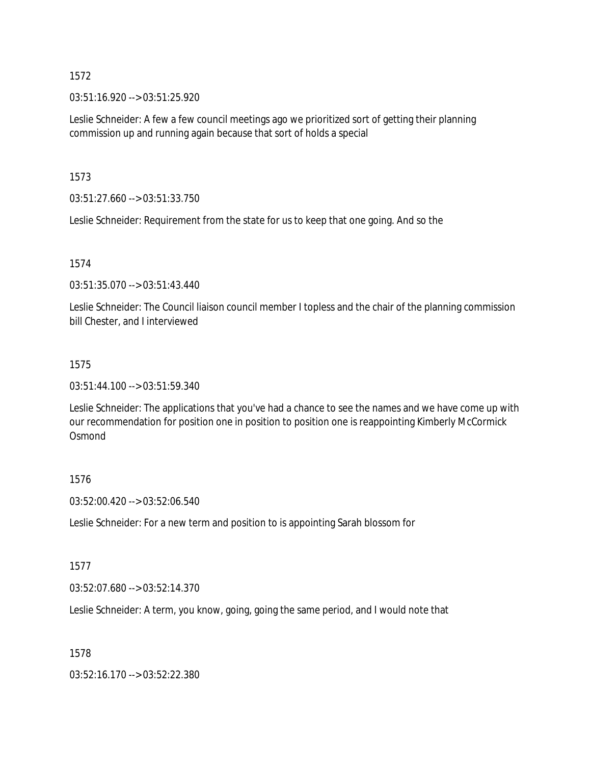1572

03:51:16.920 --> 03:51:25.920

Leslie Schneider: A few a few council meetings ago we prioritized sort of getting their planning commission up and running again because that sort of holds a special

1573

03:51:27.660 --> 03:51:33.750

Leslie Schneider: Requirement from the state for us to keep that one going. And so the

1574

03:51:35.070 --> 03:51:43.440

Leslie Schneider: The Council liaison council member I topless and the chair of the planning commission bill Chester, and I interviewed

1575

03:51:44.100 --> 03:51:59.340

Leslie Schneider: The applications that you've had a chance to see the names and we have come up with our recommendation for position one in position to position one is reappointing Kimberly McCormick Osmond

1576

03:52:00.420 --> 03:52:06.540

Leslie Schneider: For a new term and position to is appointing Sarah blossom for

1577

03:52:07.680 --> 03:52:14.370

Leslie Schneider: A term, you know, going, going the same period, and I would note that

1578

03:52:16.170 --> 03:52:22.380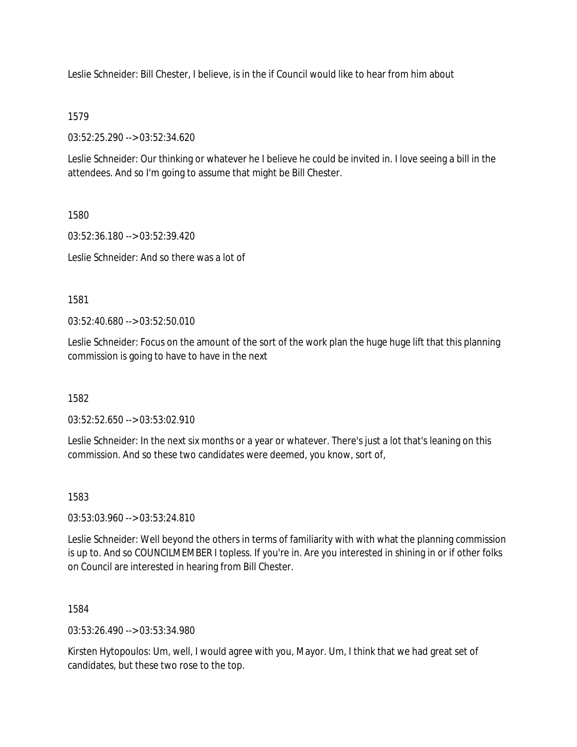Leslie Schneider: Bill Chester, I believe, is in the if Council would like to hear from him about

1579

03:52:25.290 --> 03:52:34.620

Leslie Schneider: Our thinking or whatever he I believe he could be invited in. I love seeing a bill in the attendees. And so I'm going to assume that might be Bill Chester.

1580

03:52:36.180 --> 03:52:39.420

Leslie Schneider: And so there was a lot of

1581

03:52:40.680 --> 03:52:50.010

Leslie Schneider: Focus on the amount of the sort of the work plan the huge huge lift that this planning commission is going to have to have in the next

1582

03:52:52.650 --> 03:53:02.910

Leslie Schneider: In the next six months or a year or whatever. There's just a lot that's leaning on this commission. And so these two candidates were deemed, you know, sort of,

1583

03:53:03.960 --> 03:53:24.810

Leslie Schneider: Well beyond the others in terms of familiarity with with what the planning commission is up to. And so COUNCILMEMBER I topless. If you're in. Are you interested in shining in or if other folks on Council are interested in hearing from Bill Chester.

1584

03:53:26.490 --> 03:53:34.980

Kirsten Hytopoulos: Um, well, I would agree with you, Mayor. Um, I think that we had great set of candidates, but these two rose to the top.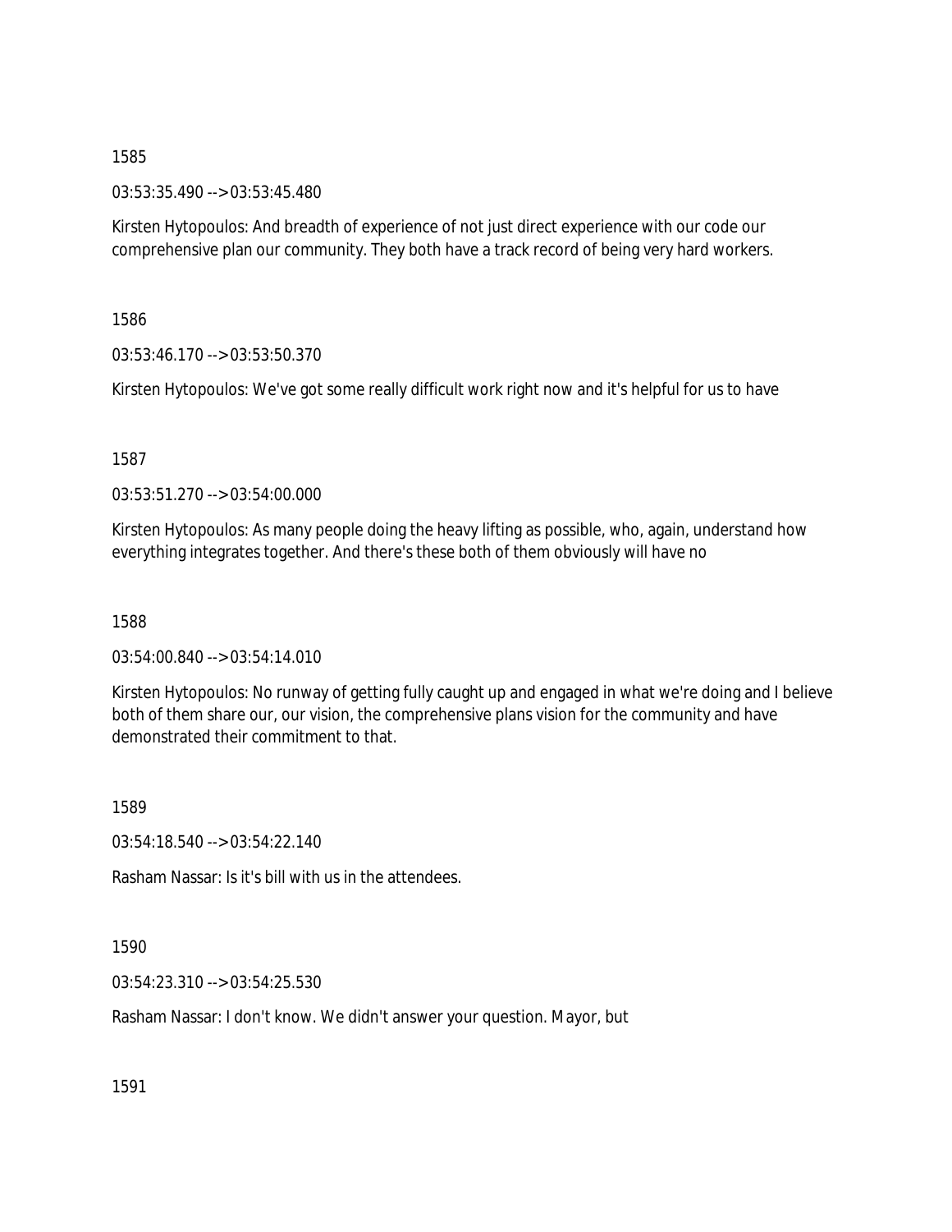1585

03:53:35.490 --> 03:53:45.480

Kirsten Hytopoulos: And breadth of experience of not just direct experience with our code our comprehensive plan our community. They both have a track record of being very hard workers.

1586

03:53:46.170 --> 03:53:50.370

Kirsten Hytopoulos: We've got some really difficult work right now and it's helpful for us to have

1587

03:53:51.270 --> 03:54:00.000

Kirsten Hytopoulos: As many people doing the heavy lifting as possible, who, again, understand how everything integrates together. And there's these both of them obviously will have no

1588

03:54:00.840 --> 03:54:14.010

Kirsten Hytopoulos: No runway of getting fully caught up and engaged in what we're doing and I believe both of them share our, our vision, the comprehensive plans vision for the community and have demonstrated their commitment to that.

1589

03:54:18.540 --> 03:54:22.140

Rasham Nassar: Is it's bill with us in the attendees.

1590

03:54:23.310 --> 03:54:25.530

Rasham Nassar: I don't know. We didn't answer your question. Mayor, but

1591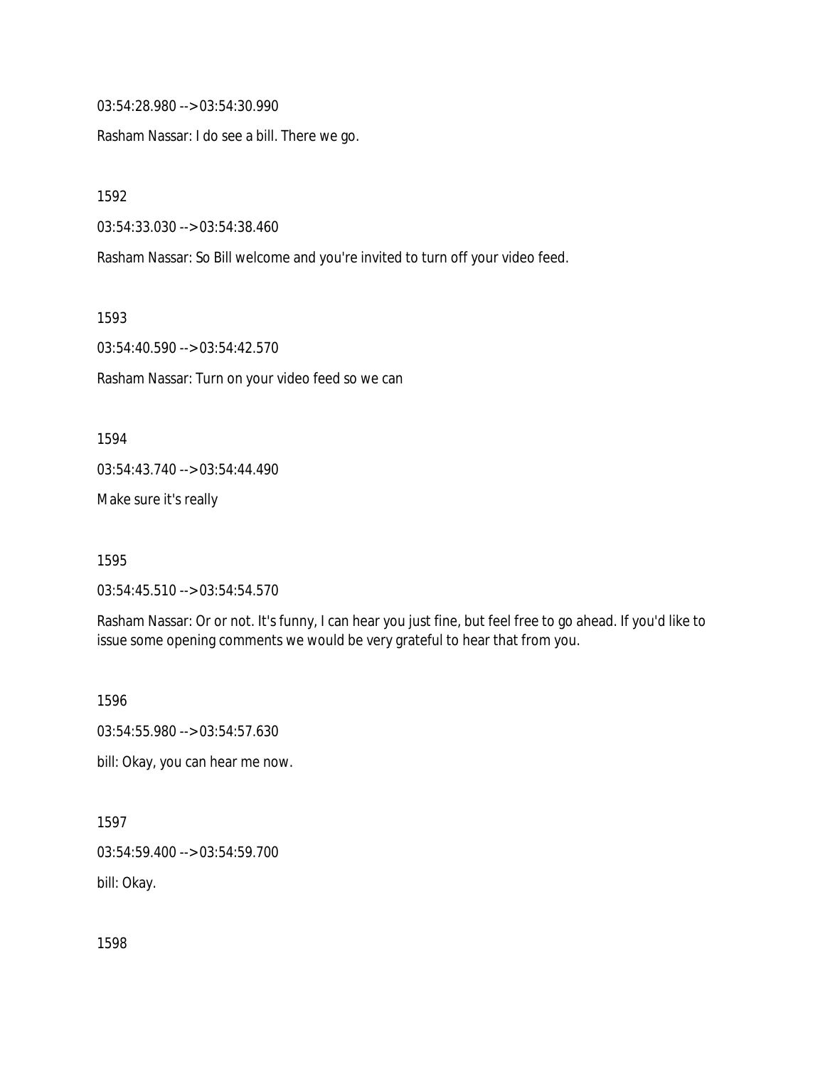03:54:28.980 --> 03:54:30.990

Rasham Nassar: I do see a bill. There we go.

1592

03:54:33.030 --> 03:54:38.460

Rasham Nassar: So Bill welcome and you're invited to turn off your video feed.

1593

03:54:40.590 --> 03:54:42.570

Rasham Nassar: Turn on your video feed so we can

1594

03:54:43.740 --> 03:54:44.490

Make sure it's really

1595

03:54:45.510 --> 03:54:54.570

Rasham Nassar: Or or not. It's funny, I can hear you just fine, but feel free to go ahead. If you'd like to issue some opening comments we would be very grateful to hear that from you.

1596

03:54:55.980 --> 03:54:57.630

bill: Okay, you can hear me now.

1597

03:54:59.400 --> 03:54:59.700

bill: Okay.

1598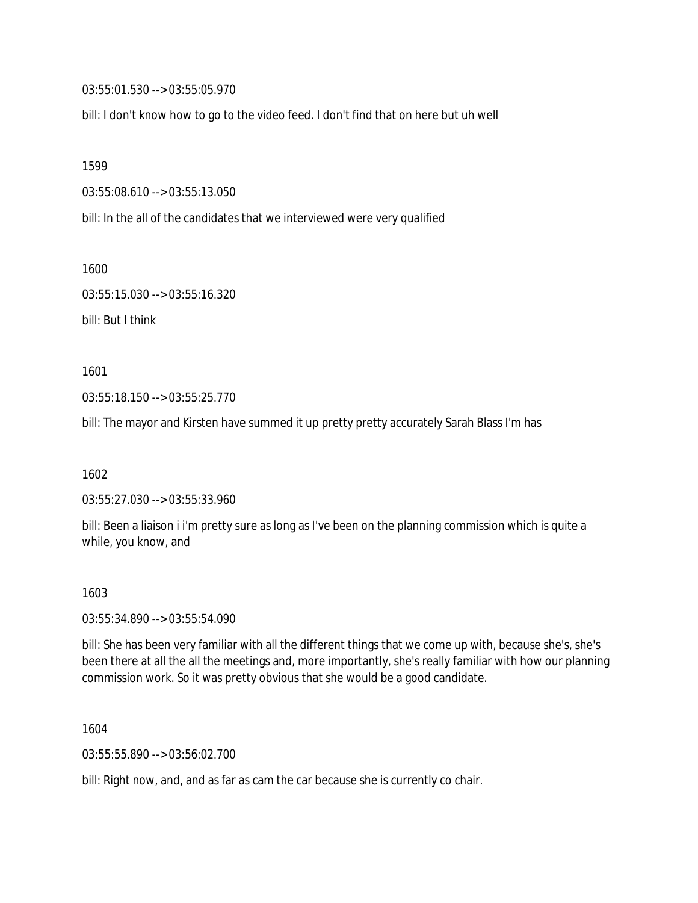03:55:01.530 --> 03:55:05.970

bill: I don't know how to go to the video feed. I don't find that on here but uh well

1599

03:55:08.610 --> 03:55:13.050

bill: In the all of the candidates that we interviewed were very qualified

1600

03:55:15.030 --> 03:55:16.320

bill: But I think

1601

03:55:18.150 --> 03:55:25.770

bill: The mayor and Kirsten have summed it up pretty pretty accurately Sarah Blass I'm has

1602

03:55:27.030 --> 03:55:33.960

bill: Been a liaison i i'm pretty sure as long as I've been on the planning commission which is quite a while, you know, and

1603

03:55:34.890 --> 03:55:54.090

bill: She has been very familiar with all the different things that we come up with, because she's, she's been there at all the all the meetings and, more importantly, she's really familiar with how our planning commission work. So it was pretty obvious that she would be a good candidate.

1604

03:55:55.890 --> 03:56:02.700

bill: Right now, and, and as far as cam the car because she is currently co chair.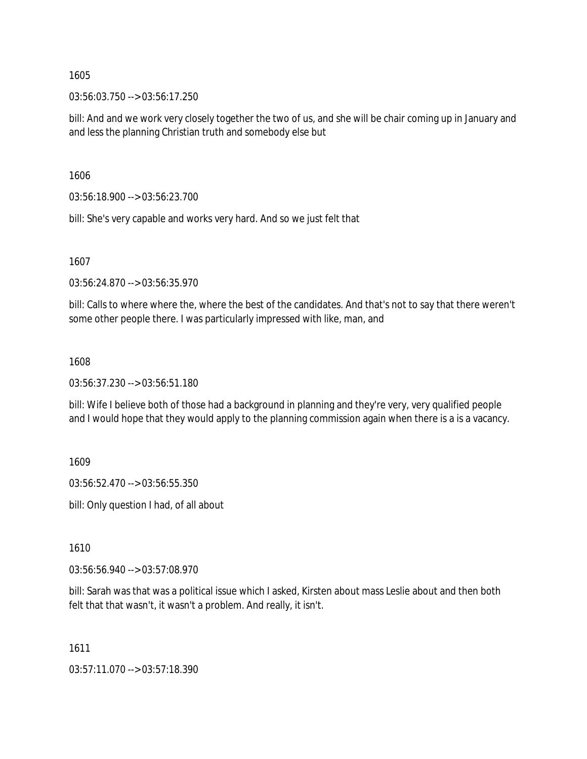1605

03:56:03.750 --> 03:56:17.250

bill: And and we work very closely together the two of us, and she will be chair coming up in January and and less the planning Christian truth and somebody else but

1606

03:56:18.900 --> 03:56:23.700

bill: She's very capable and works very hard. And so we just felt that

1607

03:56:24.870 --> 03:56:35.970

bill: Calls to where where the, where the best of the candidates. And that's not to say that there weren't some other people there. I was particularly impressed with like, man, and

1608

03:56:37.230 --> 03:56:51.180

bill: Wife I believe both of those had a background in planning and they're very, very qualified people and I would hope that they would apply to the planning commission again when there is a is a vacancy.

1609

03:56:52.470 --> 03:56:55.350

bill: Only question I had, of all about

1610

03:56:56.940 --> 03:57:08.970

bill: Sarah was that was a political issue which I asked, Kirsten about mass Leslie about and then both felt that that wasn't, it wasn't a problem. And really, it isn't.

1611

03:57:11.070 --> 03:57:18.390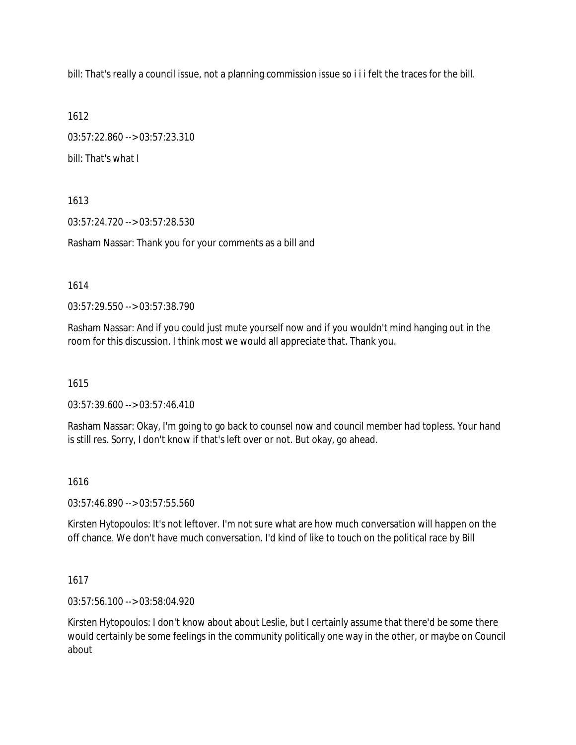bill: That's really a council issue, not a planning commission issue so i i i felt the traces for the bill.

1612

03:57:22.860 --> 03:57:23.310

bill: That's what I

1613

03:57:24.720 --> 03:57:28.530

Rasham Nassar: Thank you for your comments as a bill and

1614

03:57:29.550 --> 03:57:38.790

Rasham Nassar: And if you could just mute yourself now and if you wouldn't mind hanging out in the room for this discussion. I think most we would all appreciate that. Thank you.

1615

03:57:39.600 --> 03:57:46.410

Rasham Nassar: Okay, I'm going to go back to counsel now and council member had topless. Your hand is still res. Sorry, I don't know if that's left over or not. But okay, go ahead.

1616

03:57:46.890 --> 03:57:55.560

Kirsten Hytopoulos: It's not leftover. I'm not sure what are how much conversation will happen on the off chance. We don't have much conversation. I'd kind of like to touch on the political race by Bill

1617

03:57:56.100 --> 03:58:04.920

Kirsten Hytopoulos: I don't know about about Leslie, but I certainly assume that there'd be some there would certainly be some feelings in the community politically one way in the other, or maybe on Council about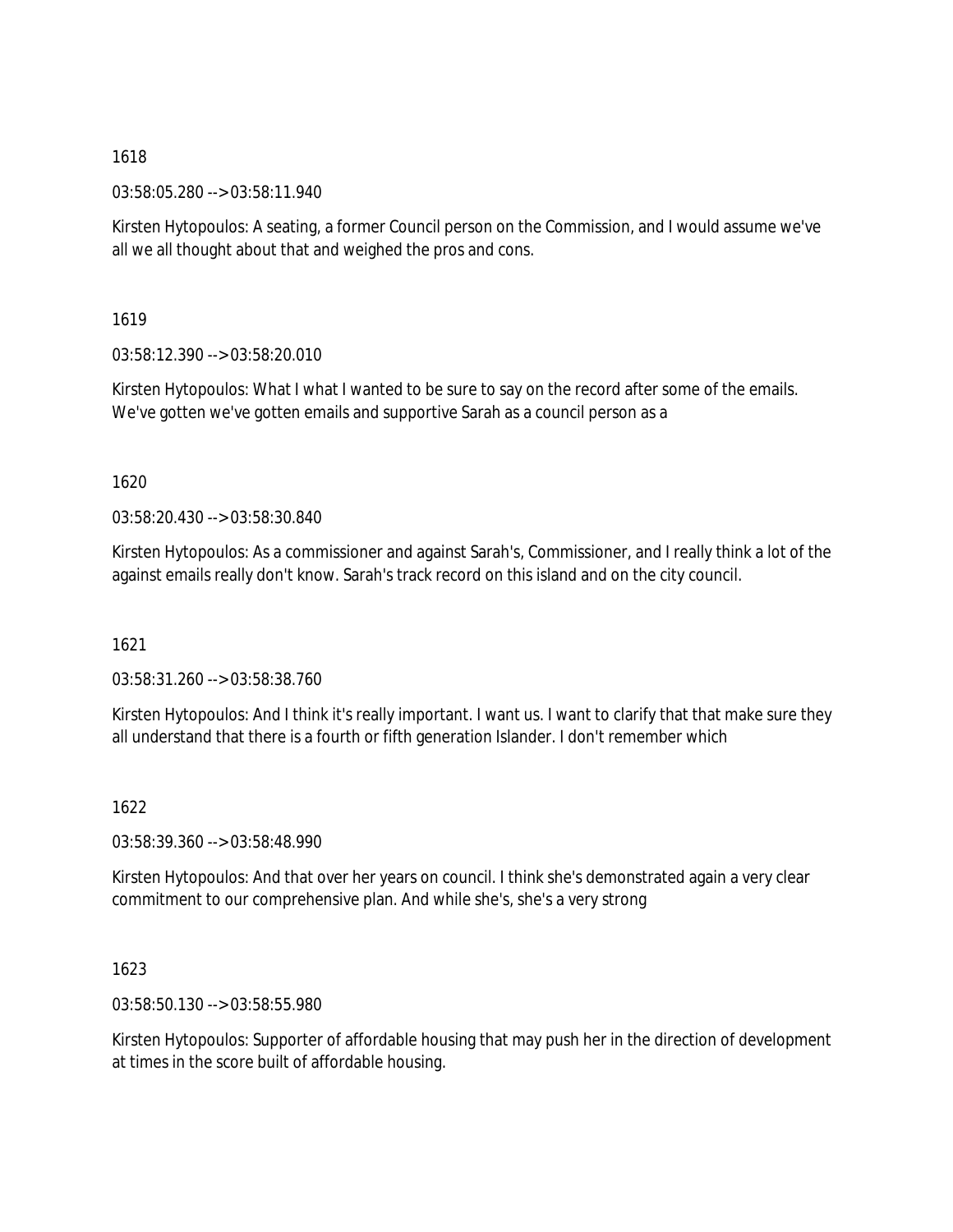1618

03:58:05.280 --> 03:58:11.940

Kirsten Hytopoulos: A seating, a former Council person on the Commission, and I would assume we've all we all thought about that and weighed the pros and cons.

1619

03:58:12.390 --> 03:58:20.010

Kirsten Hytopoulos: What I what I wanted to be sure to say on the record after some of the emails. We've gotten we've gotten emails and supportive Sarah as a council person as a

1620

03:58:20.430 --> 03:58:30.840

Kirsten Hytopoulos: As a commissioner and against Sarah's, Commissioner, and I really think a lot of the against emails really don't know. Sarah's track record on this island and on the city council.

1621

03:58:31.260 --> 03:58:38.760

Kirsten Hytopoulos: And I think it's really important. I want us. I want to clarify that that make sure they all understand that there is a fourth or fifth generation Islander. I don't remember which

1622

03:58:39.360 --> 03:58:48.990

Kirsten Hytopoulos: And that over her years on council. I think she's demonstrated again a very clear commitment to our comprehensive plan. And while she's, she's a very strong

1623

03:58:50.130 --> 03:58:55.980

Kirsten Hytopoulos: Supporter of affordable housing that may push her in the direction of development at times in the score built of affordable housing.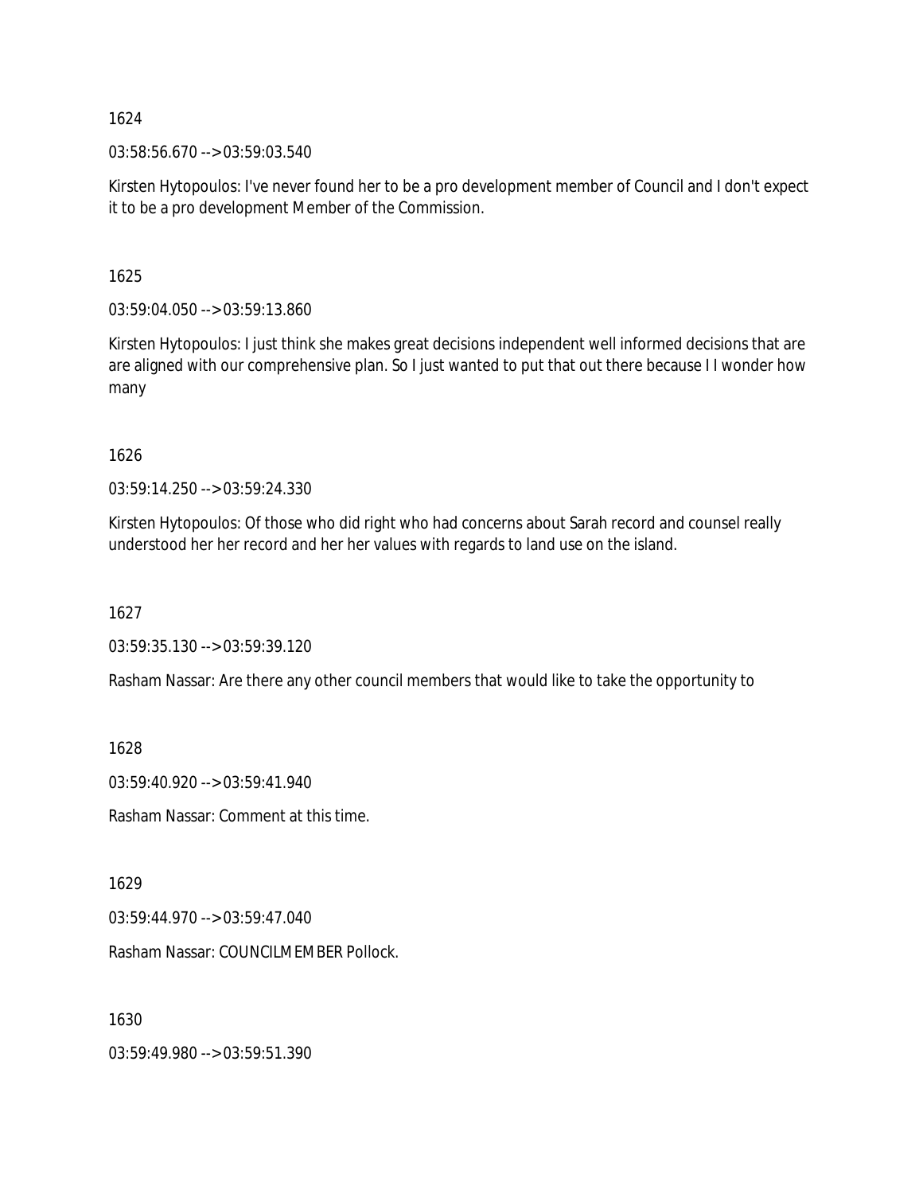1624

03:58:56.670 --> 03:59:03.540

Kirsten Hytopoulos: I've never found her to be a pro development member of Council and I don't expect it to be a pro development Member of the Commission.

1625

03:59:04.050 --> 03:59:13.860

Kirsten Hytopoulos: I just think she makes great decisions independent well informed decisions that are are aligned with our comprehensive plan. So I just wanted to put that out there because I I wonder how many

1626

03:59:14.250 --> 03:59:24.330

Kirsten Hytopoulos: Of those who did right who had concerns about Sarah record and counsel really understood her her record and her her values with regards to land use on the island.

1627

03:59:35.130 --> 03:59:39.120

Rasham Nassar: Are there any other council members that would like to take the opportunity to

1628

03:59:40.920 --> 03:59:41.940

Rasham Nassar: Comment at this time.

1629

03:59:44.970 --> 03:59:47.040

Rasham Nassar: COUNCILMEMBER Pollock.

1630

03:59:49.980 --> 03:59:51.390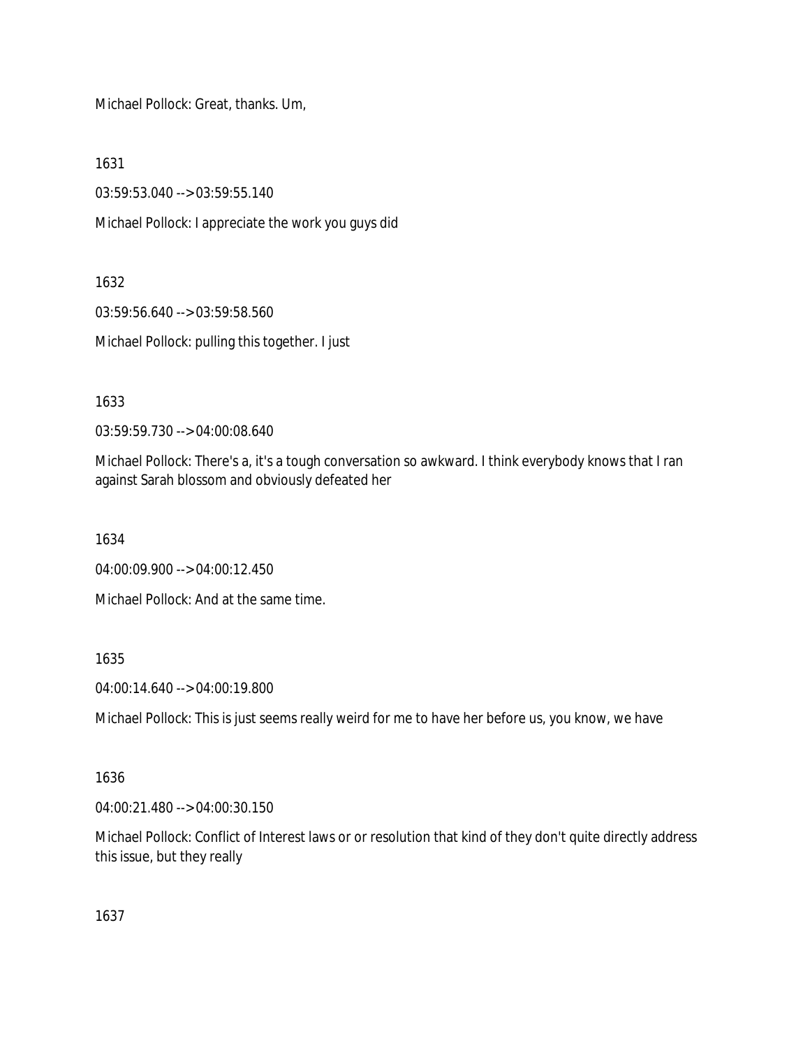Michael Pollock: Great, thanks. Um,

1631

03:59:53.040 --> 03:59:55.140

Michael Pollock: I appreciate the work you guys did

1632

03:59:56.640 --> 03:59:58.560

Michael Pollock: pulling this together. I just

1633

03:59:59.730 --> 04:00:08.640

Michael Pollock: There's a, it's a tough conversation so awkward. I think everybody knows that I ran against Sarah blossom and obviously defeated her

1634

04:00:09.900 --> 04:00:12.450

Michael Pollock: And at the same time.

1635

04:00:14.640 --> 04:00:19.800

Michael Pollock: This is just seems really weird for me to have her before us, you know, we have

1636

04:00:21.480 --> 04:00:30.150

Michael Pollock: Conflict of Interest laws or or resolution that kind of they don't quite directly address this issue, but they really

1637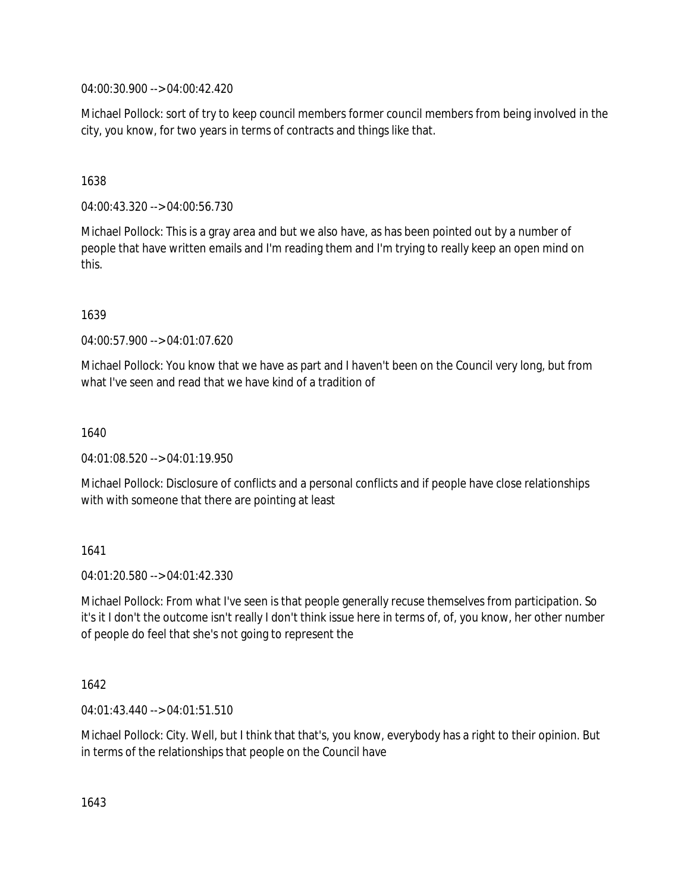04:00:30.900 --> 04:00:42.420

Michael Pollock: sort of try to keep council members former council members from being involved in the city, you know, for two years in terms of contracts and things like that.

1638

04:00:43.320 --> 04:00:56.730

Michael Pollock: This is a gray area and but we also have, as has been pointed out by a number of people that have written emails and I'm reading them and I'm trying to really keep an open mind on this.

1639

04:00:57.900 --> 04:01:07.620

Michael Pollock: You know that we have as part and I haven't been on the Council very long, but from what I've seen and read that we have kind of a tradition of

1640

04:01:08.520 --> 04:01:19.950

Michael Pollock: Disclosure of conflicts and a personal conflicts and if people have close relationships with with someone that there are pointing at least

1641

04:01:20.580 --> 04:01:42.330

Michael Pollock: From what I've seen is that people generally recuse themselves from participation. So it's it I don't the outcome isn't really I don't think issue here in terms of, of, you know, her other number of people do feel that she's not going to represent the

1642

04:01:43.440 --> 04:01:51.510

Michael Pollock: City. Well, but I think that that's, you know, everybody has a right to their opinion. But in terms of the relationships that people on the Council have

1643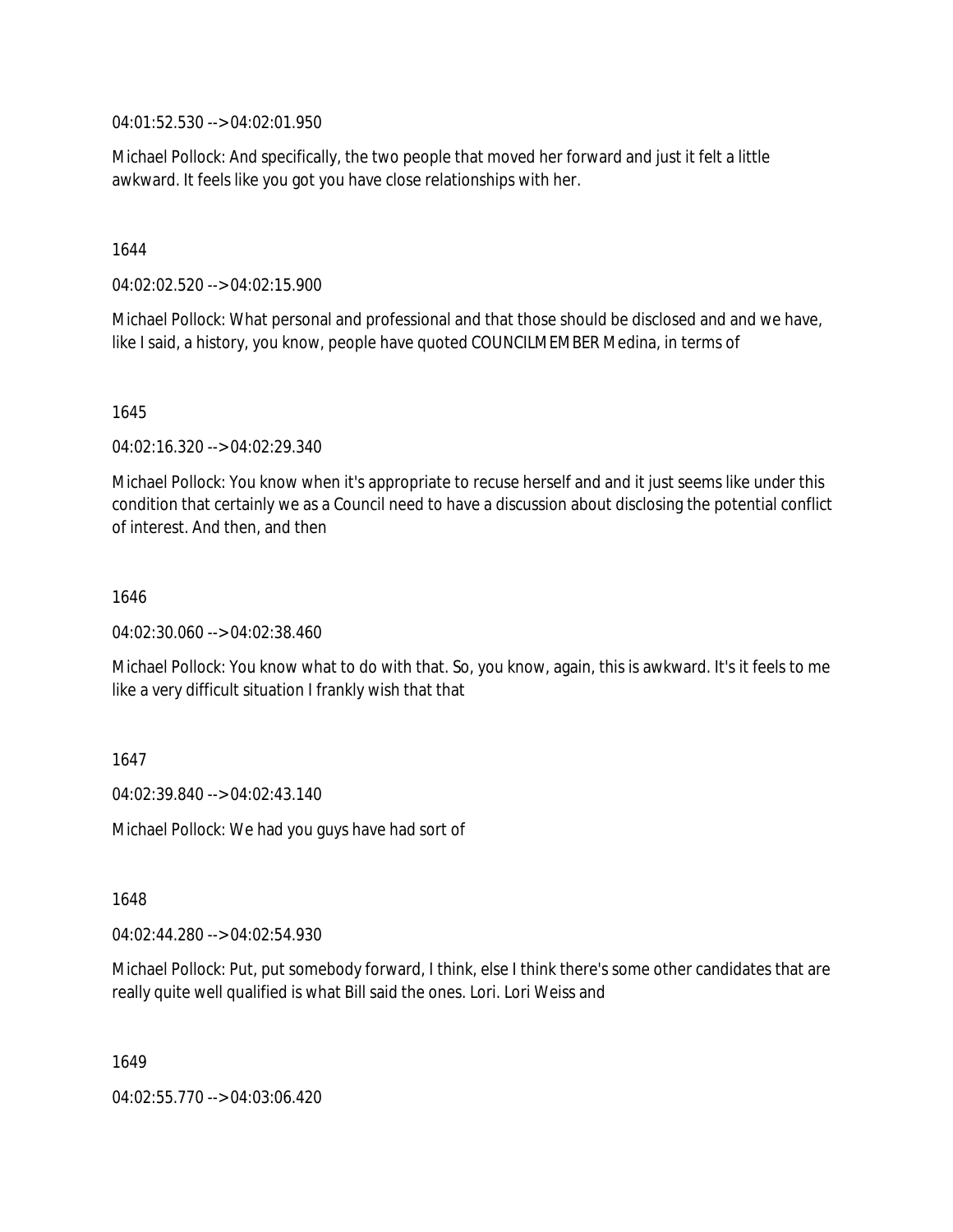04:01:52.530 --> 04:02:01.950

Michael Pollock: And specifically, the two people that moved her forward and just it felt a little awkward. It feels like you got you have close relationships with her.

1644

04:02:02.520 --> 04:02:15.900

Michael Pollock: What personal and professional and that those should be disclosed and and we have, like I said, a history, you know, people have quoted COUNCILMEMBER Medina, in terms of

1645

04:02:16.320 --> 04:02:29.340

Michael Pollock: You know when it's appropriate to recuse herself and and it just seems like under this condition that certainly we as a Council need to have a discussion about disclosing the potential conflict of interest. And then, and then

1646

04:02:30.060 --> 04:02:38.460

Michael Pollock: You know what to do with that. So, you know, again, this is awkward. It's it feels to me like a very difficult situation I frankly wish that that

1647

04:02:39.840 --> 04:02:43.140

Michael Pollock: We had you guys have had sort of

1648

04:02:44.280 --> 04:02:54.930

Michael Pollock: Put, put somebody forward, I think, else I think there's some other candidates that are really quite well qualified is what Bill said the ones. Lori. Lori Weiss and

1649

04:02:55.770 --> 04:03:06.420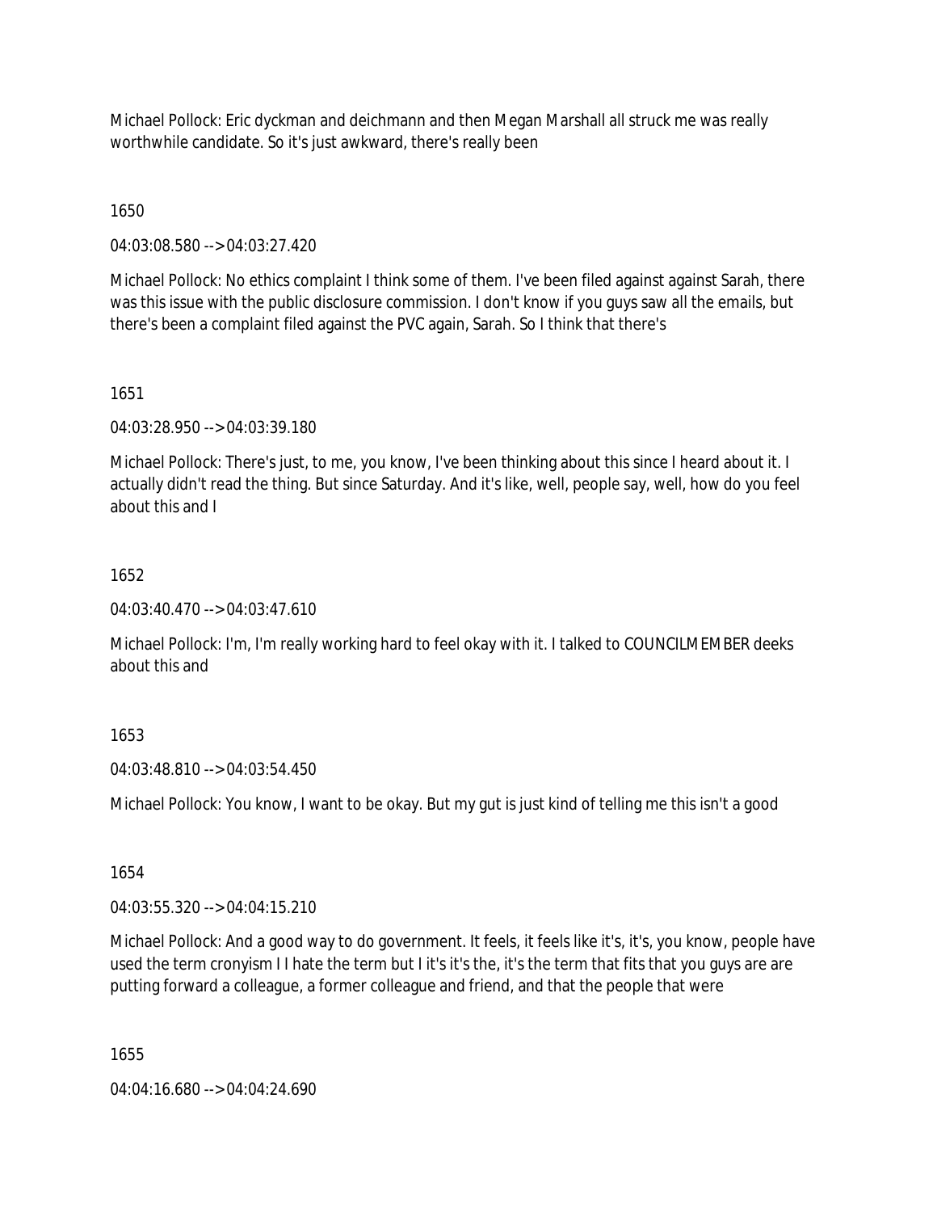Michael Pollock: Eric dyckman and deichmann and then Megan Marshall all struck me was really worthwhile candidate. So it's just awkward, there's really been

1650

04:03:08.580 --> 04:03:27.420

Michael Pollock: No ethics complaint I think some of them. I've been filed against against Sarah, there was this issue with the public disclosure commission. I don't know if you guys saw all the emails, but there's been a complaint filed against the PVC again, Sarah. So I think that there's

1651

04:03:28.950 --> 04:03:39.180

Michael Pollock: There's just, to me, you know, I've been thinking about this since I heard about it. I actually didn't read the thing. But since Saturday. And it's like, well, people say, well, how do you feel about this and I

1652

04:03:40.470 --> 04:03:47.610

Michael Pollock: I'm, I'm really working hard to feel okay with it. I talked to COUNCILMEMBER deeks about this and

1653

04:03:48.810 --> 04:03:54.450

Michael Pollock: You know, I want to be okay. But my gut is just kind of telling me this isn't a good

1654

04:03:55.320 --> 04:04:15.210

Michael Pollock: And a good way to do government. It feels, it feels like it's, it's, you know, people have used the term cronyism I I hate the term but I it's it's the, it's the term that fits that you guys are are putting forward a colleague, a former colleague and friend, and that the people that were

1655

04:04:16.680 --> 04:04:24.690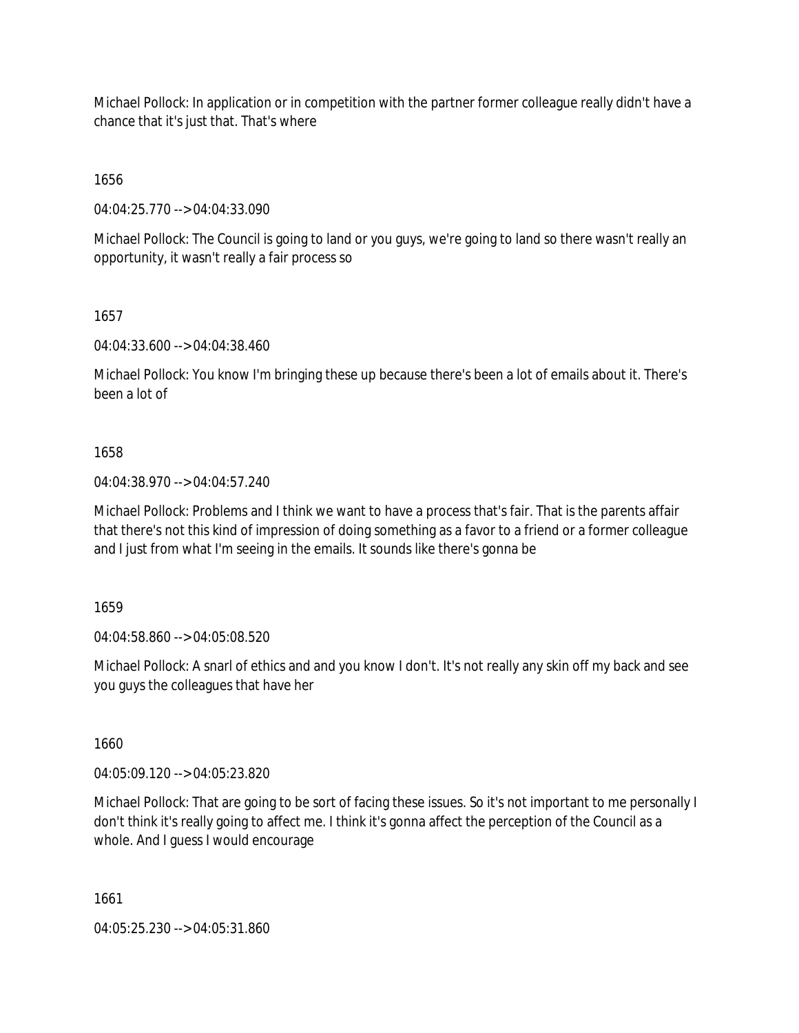Michael Pollock: In application or in competition with the partner former colleague really didn't have a chance that it's just that. That's where

1656

04:04:25.770 --> 04:04:33.090

Michael Pollock: The Council is going to land or you guys, we're going to land so there wasn't really an opportunity, it wasn't really a fair process so

1657

04:04:33.600 --> 04:04:38.460

Michael Pollock: You know I'm bringing these up because there's been a lot of emails about it. There's been a lot of

1658

04:04:38.970 --> 04:04:57.240

Michael Pollock: Problems and I think we want to have a process that's fair. That is the parents affair that there's not this kind of impression of doing something as a favor to a friend or a former colleague and I just from what I'm seeing in the emails. It sounds like there's gonna be

1659

04:04:58.860 --> 04:05:08.520

Michael Pollock: A snarl of ethics and and you know I don't. It's not really any skin off my back and see you guys the colleagues that have her

1660

04:05:09.120 --> 04:05:23.820

Michael Pollock: That are going to be sort of facing these issues. So it's not important to me personally I don't think it's really going to affect me. I think it's gonna affect the perception of the Council as a whole. And I guess I would encourage

1661

04:05:25.230 --> 04:05:31.860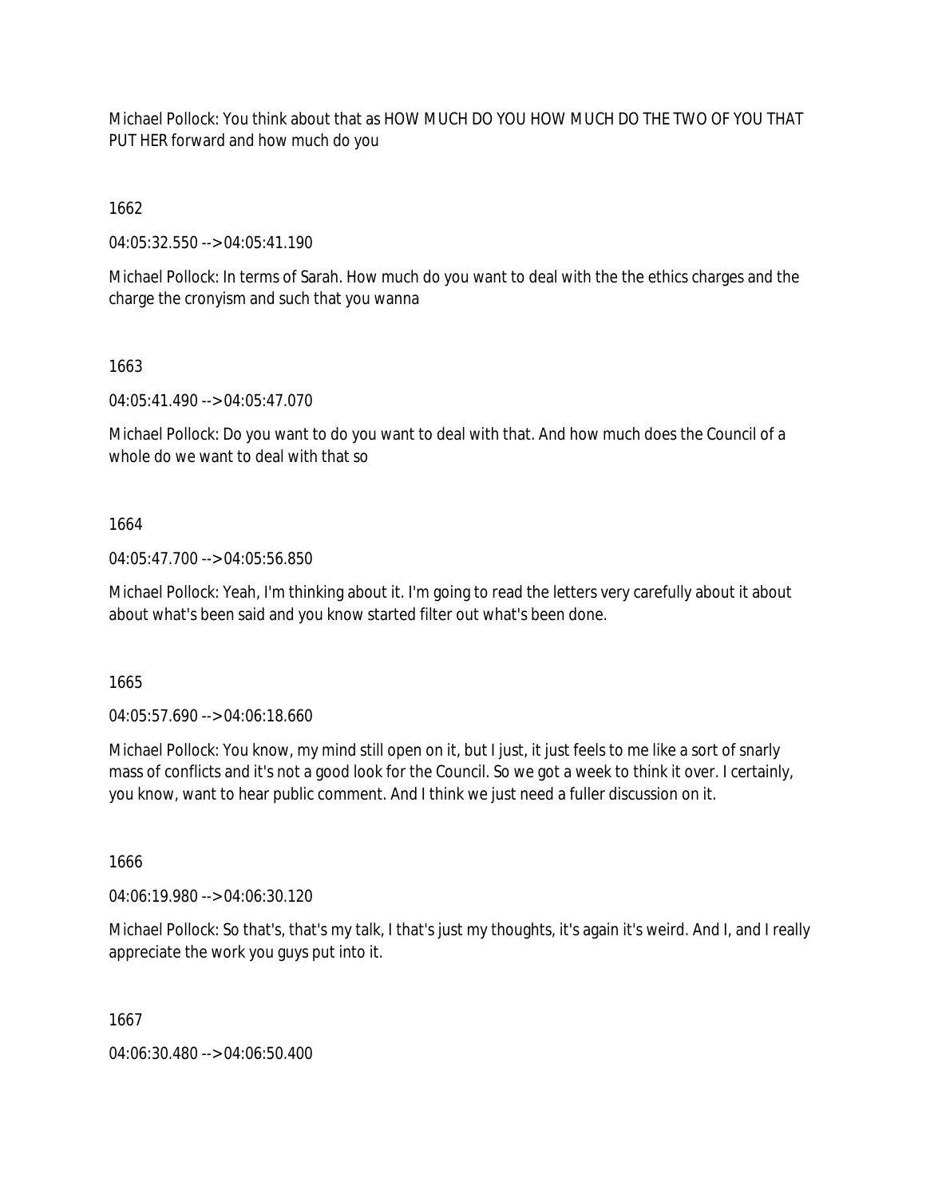Michael Pollock: You think about that as HOW MUCH DO YOU HOW MUCH DO THE TWO OF YOU THAT PUT HER forward and how much do you

1662

04:05:32.550 --> 04:05:41.190

Michael Pollock: In terms of Sarah. How much do you want to deal with the the ethics charges and the charge the cronyism and such that you wanna

1663

04:05:41.490 --> 04:05:47.070

Michael Pollock: Do you want to do you want to deal with that. And how much does the Council of a whole do we want to deal with that so

1664

04:05:47.700 --> 04:05:56.850

Michael Pollock: Yeah, I'm thinking about it. I'm going to read the letters very carefully about it about about what's been said and you know started filter out what's been done.

1665

04:05:57.690 --> 04:06:18.660

Michael Pollock: You know, my mind still open on it, but I just, it just feels to me like a sort of snarly mass of conflicts and it's not a good look for the Council. So we got a week to think it over. I certainly, you know, want to hear public comment. And I think we just need a fuller discussion on it.

1666

04:06:19.980 --> 04:06:30.120

Michael Pollock: So that's, that's my talk, I that's just my thoughts, it's again it's weird. And I, and I really appreciate the work you guys put into it.

1667

04:06:30.480 --> 04:06:50.400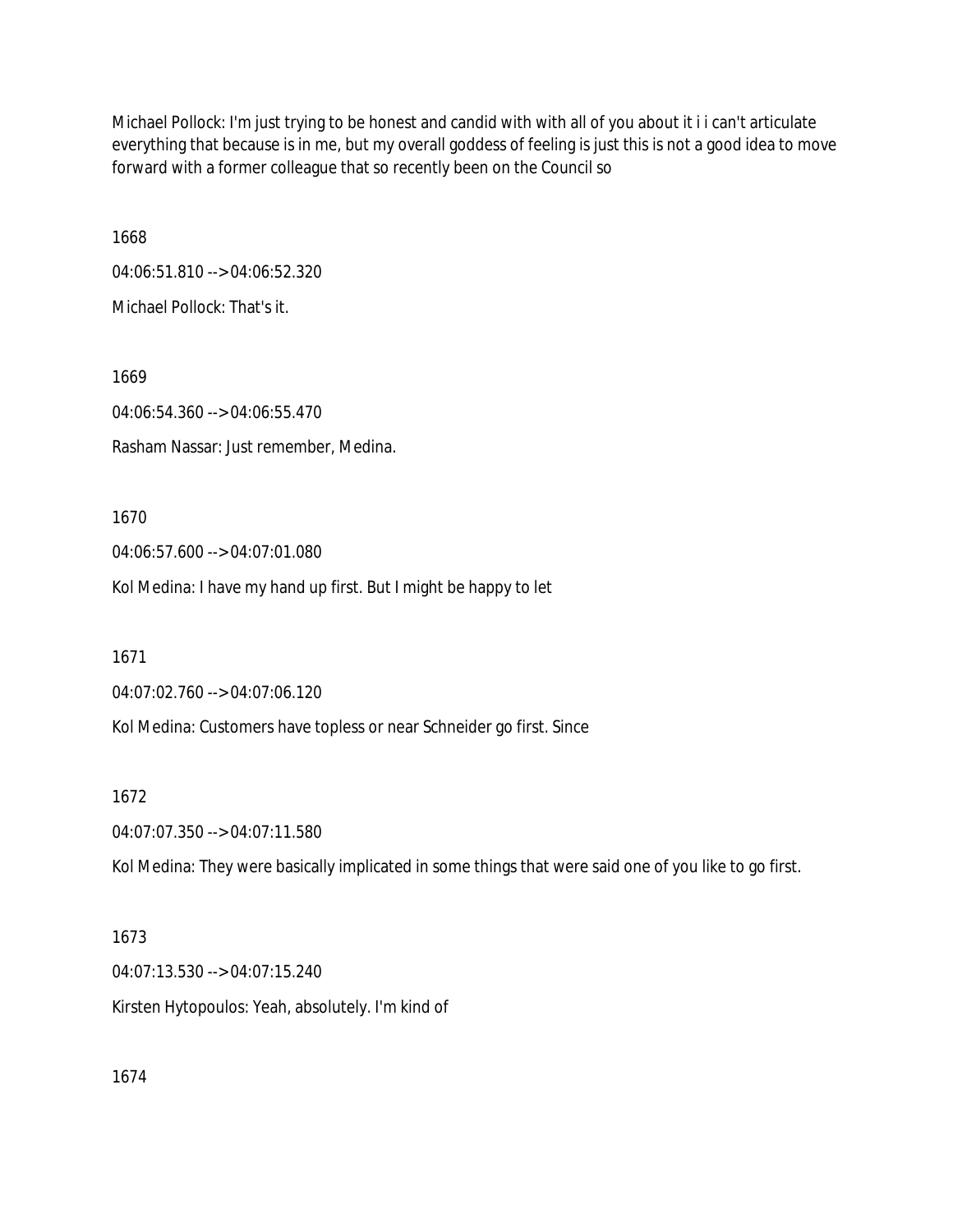Michael Pollock: I'm just trying to be honest and candid with with all of you about it i i can't articulate everything that because is in me, but my overall goddess of feeling is just this is not a good idea to move forward with a former colleague that so recently been on the Council so

1668

04:06:51.810 --> 04:06:52.320

Michael Pollock: That's it.

1669

04:06:54.360 --> 04:06:55.470

Rasham Nassar: Just remember, Medina.

1670

04:06:57.600 --> 04:07:01.080

Kol Medina: I have my hand up first. But I might be happy to let

1671

04:07:02.760 --> 04:07:06.120

Kol Medina: Customers have topless or near Schneider go first. Since

1672

04:07:07.350 --> 04:07:11.580

Kol Medina: They were basically implicated in some things that were said one of you like to go first.

1673

04:07:13.530 --> 04:07:15.240

Kirsten Hytopoulos: Yeah, absolutely. I'm kind of

1674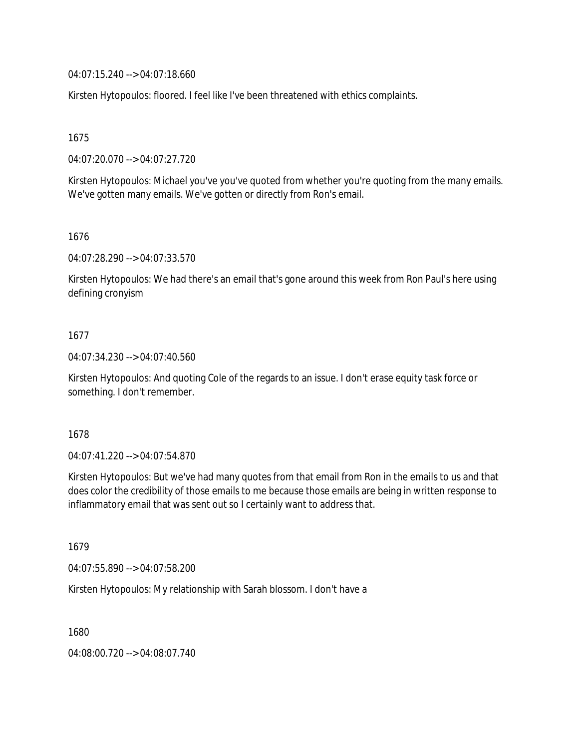04:07:15.240 --> 04:07:18.660

Kirsten Hytopoulos: floored. I feel like I've been threatened with ethics complaints.

1675

04:07:20.070 --> 04:07:27.720

Kirsten Hytopoulos: Michael you've you've quoted from whether you're quoting from the many emails. We've gotten many emails. We've gotten or directly from Ron's email.

1676

04:07:28.290 --> 04:07:33.570

Kirsten Hytopoulos: We had there's an email that's gone around this week from Ron Paul's here using defining cronyism

1677

04:07:34.230 --> 04:07:40.560

Kirsten Hytopoulos: And quoting Cole of the regards to an issue. I don't erase equity task force or something. I don't remember.

1678

04:07:41.220 --> 04:07:54.870

Kirsten Hytopoulos: But we've had many quotes from that email from Ron in the emails to us and that does color the credibility of those emails to me because those emails are being in written response to inflammatory email that was sent out so I certainly want to address that.

1679

04:07:55.890 --> 04:07:58.200

Kirsten Hytopoulos: My relationship with Sarah blossom. I don't have a

1680

04:08:00.720 --> 04:08:07.740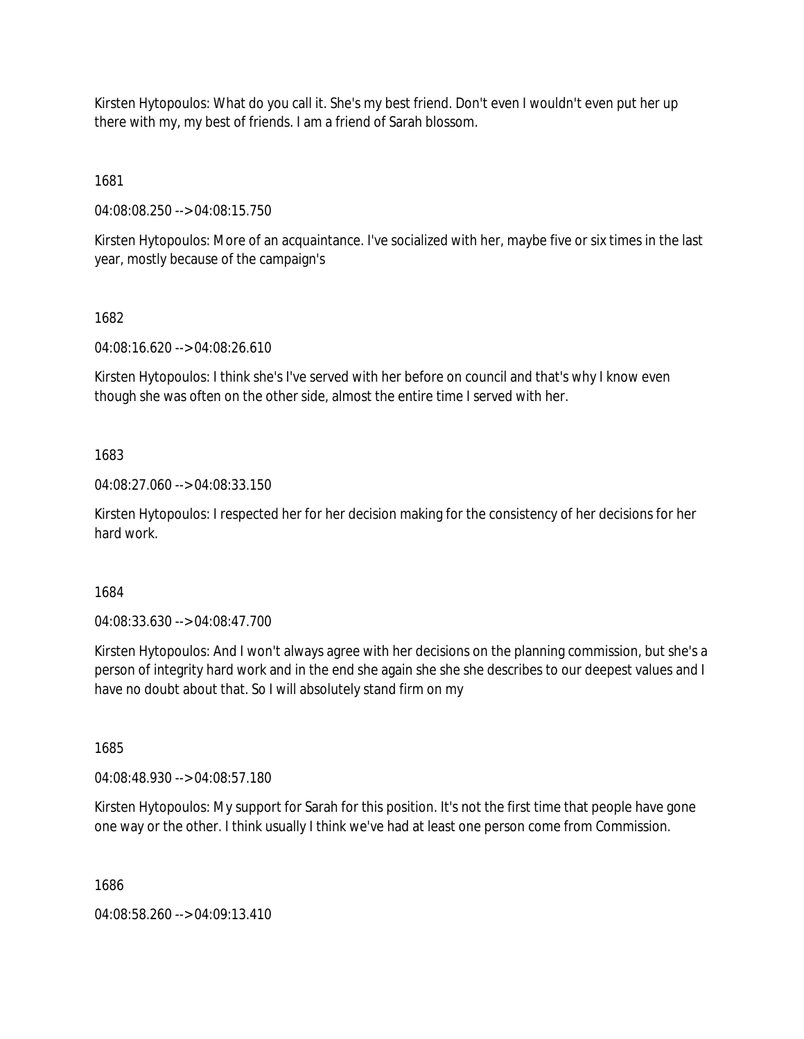Kirsten Hytopoulos: What do you call it. She's my best friend. Don't even I wouldn't even put her up there with my, my best of friends. I am a friend of Sarah blossom.

1681

04:08:08.250 --> 04:08:15.750

Kirsten Hytopoulos: More of an acquaintance. I've socialized with her, maybe five or six times in the last year, mostly because of the campaign's

1682

04:08:16.620 --> 04:08:26.610

Kirsten Hytopoulos: I think she's I've served with her before on council and that's why I know even though she was often on the other side, almost the entire time I served with her.

1683

04:08:27.060 --> 04:08:33.150

Kirsten Hytopoulos: I respected her for her decision making for the consistency of her decisions for her hard work.

1684

04:08:33.630 --> 04:08:47.700

Kirsten Hytopoulos: And I won't always agree with her decisions on the planning commission, but she's a person of integrity hard work and in the end she again she she describes to our deepest values and I have no doubt about that. So I will absolutely stand firm on my

1685

04:08:48.930 --> 04:08:57.180

Kirsten Hytopoulos: My support for Sarah for this position. It's not the first time that people have gone one way or the other. I think usually I think we've had at least one person come from Commission.

1686

04:08:58.260 --> 04:09:13.410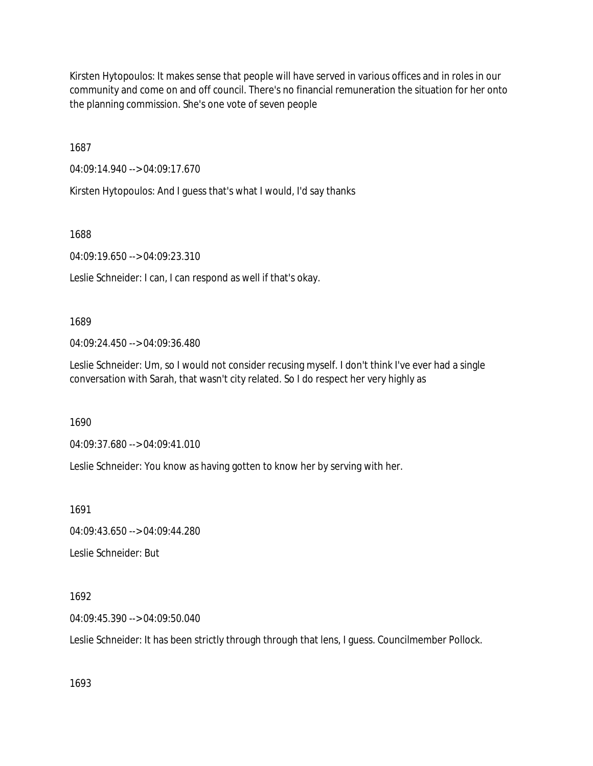Kirsten Hytopoulos: It makes sense that people will have served in various offices and in roles in our community and come on and off council. There's no financial remuneration the situation for her onto the planning commission. She's one vote of seven people

1687

04:09:14.940 --> 04:09:17.670

Kirsten Hytopoulos: And I guess that's what I would, I'd say thanks

1688

04:09:19.650 --> 04:09:23.310

Leslie Schneider: I can, I can respond as well if that's okay.

1689

04:09:24.450 --> 04:09:36.480

Leslie Schneider: Um, so I would not consider recusing myself. I don't think I've ever had a single conversation with Sarah, that wasn't city related. So I do respect her very highly as

1690

04:09:37.680 --> 04:09:41.010

Leslie Schneider: You know as having gotten to know her by serving with her.

1691

04:09:43.650 --> 04:09:44.280

Leslie Schneider: But

1692

04:09:45.390 --> 04:09:50.040

Leslie Schneider: It has been strictly through through that lens, I guess. Councilmember Pollock.

1693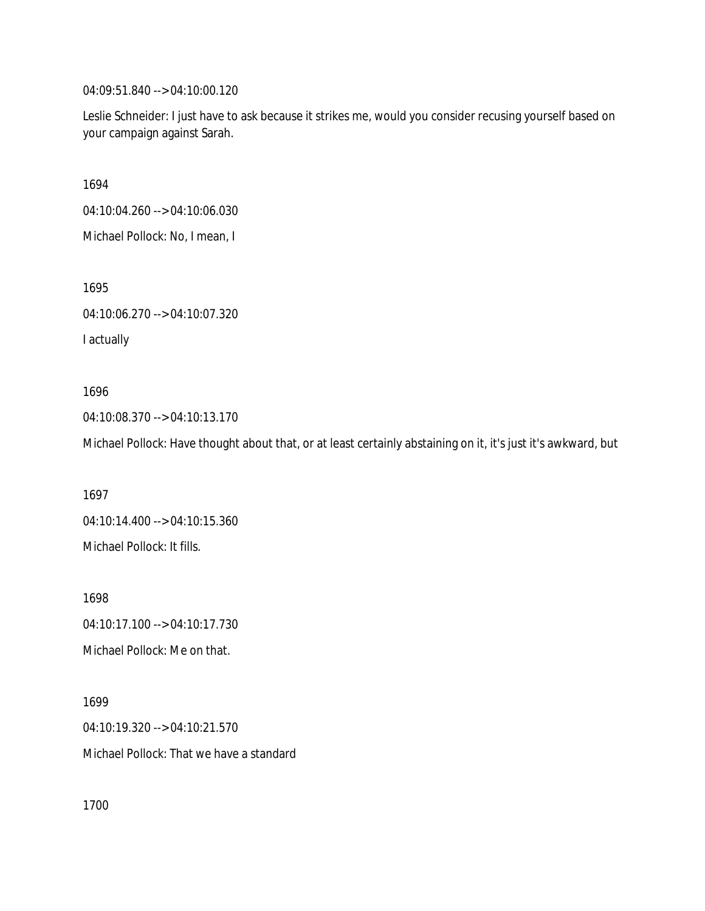04:09:51.840 --> 04:10:00.120

Leslie Schneider: I just have to ask because it strikes me, would you consider recusing yourself based on your campaign against Sarah.

1694

04:10:04.260 --> 04:10:06.030

Michael Pollock: No, I mean, I

1695

04:10:06.270 --> 04:10:07.320

I actually

1696

04:10:08.370 --> 04:10:13.170

Michael Pollock: Have thought about that, or at least certainly abstaining on it, it's just it's awkward, but

1697

04:10:14.400 --> 04:10:15.360

Michael Pollock: It fills.

1698

04:10:17.100 --> 04:10:17.730

Michael Pollock: Me on that.

1699

04:10:19.320 --> 04:10:21.570

Michael Pollock: That we have a standard

1700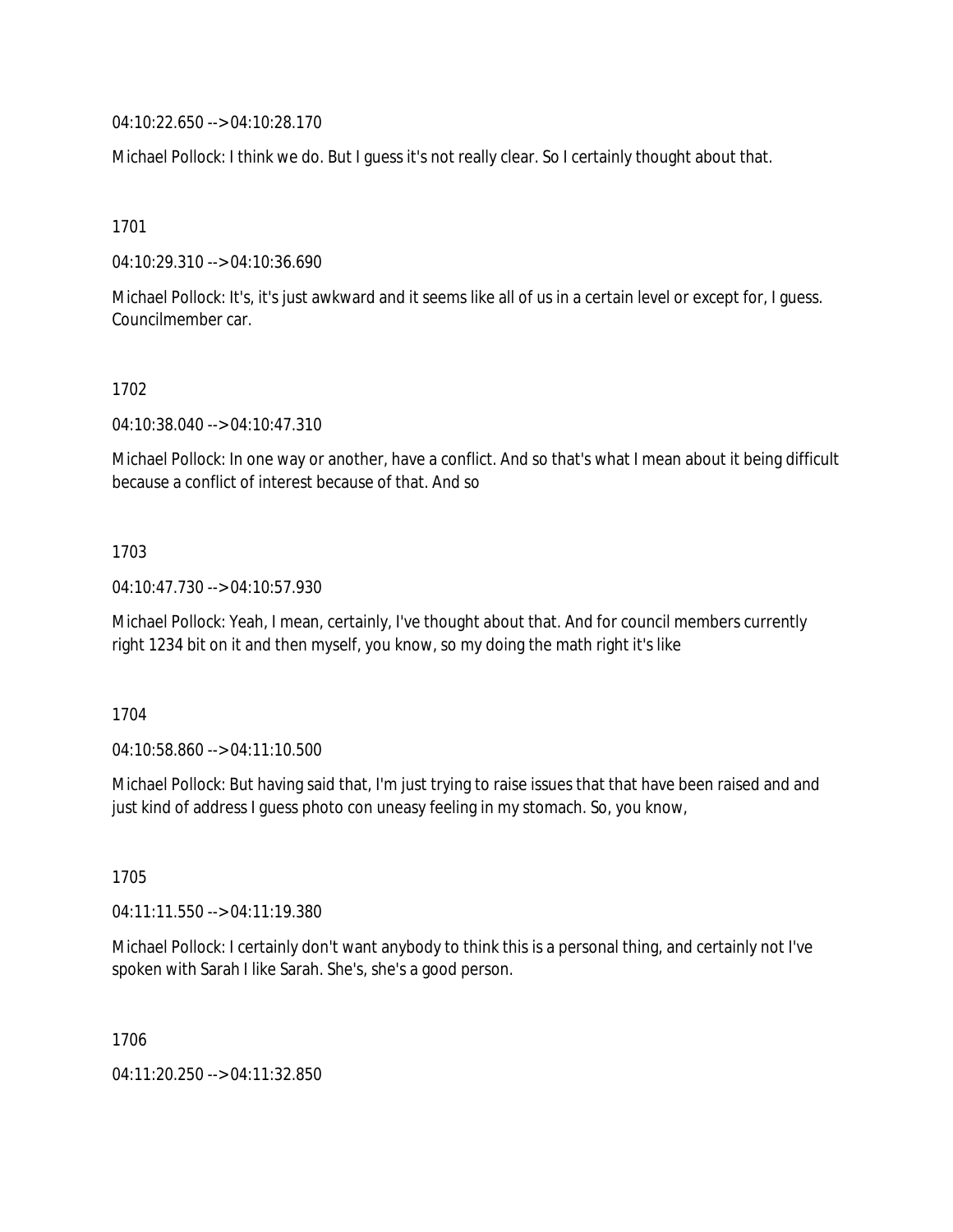04:10:22.650 --> 04:10:28.170

Michael Pollock: I think we do. But I guess it's not really clear. So I certainly thought about that.

1701

04:10:29.310 --> 04:10:36.690

Michael Pollock: It's, it's just awkward and it seems like all of us in a certain level or except for, I guess. Councilmember car.

1702

04:10:38.040 --> 04:10:47.310

Michael Pollock: In one way or another, have a conflict. And so that's what I mean about it being difficult because a conflict of interest because of that. And so

1703

04:10:47.730 --> 04:10:57.930

Michael Pollock: Yeah, I mean, certainly, I've thought about that. And for council members currently right 1234 bit on it and then myself, you know, so my doing the math right it's like

1704

04:10:58.860 --> 04:11:10.500

Michael Pollock: But having said that, I'm just trying to raise issues that that have been raised and and just kind of address I guess photo con uneasy feeling in my stomach. So, you know,

1705

04:11:11.550 --> 04:11:19.380

Michael Pollock: I certainly don't want anybody to think this is a personal thing, and certainly not I've spoken with Sarah I like Sarah. She's, she's a good person.

1706

04:11:20.250 --> 04:11:32.850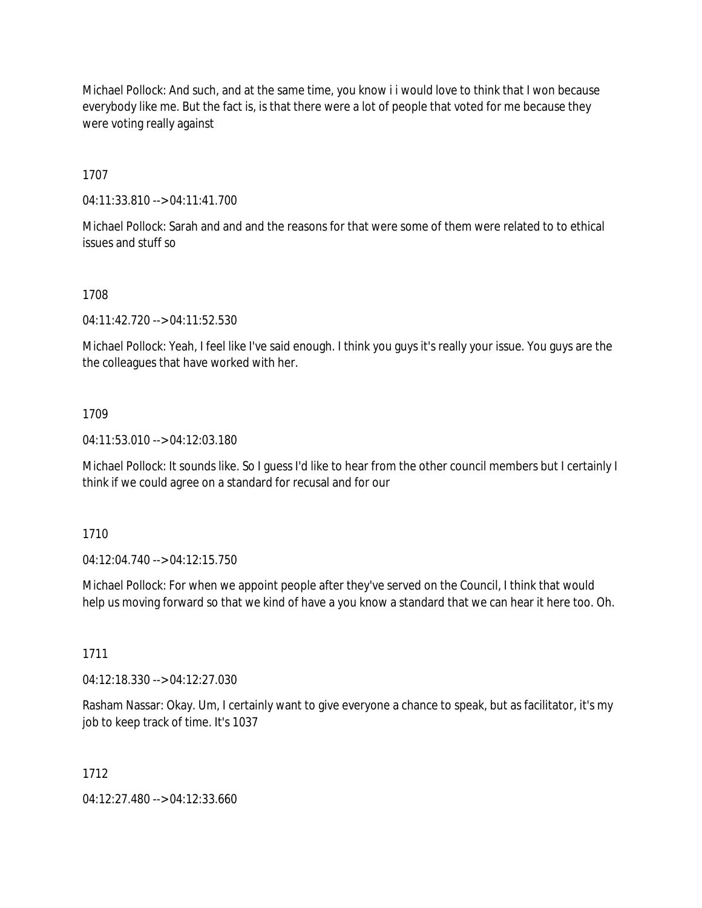Michael Pollock: And such, and at the same time, you know i i would love to think that I won because everybody like me. But the fact is, is that there were a lot of people that voted for me because they were voting really against

1707

04:11:33.810 --> 04:11:41.700

Michael Pollock: Sarah and and and the reasons for that were some of them were related to to ethical issues and stuff so

1708

04:11:42.720 --> 04:11:52.530

Michael Pollock: Yeah, I feel like I've said enough. I think you guys it's really your issue. You guys are the the colleagues that have worked with her.

1709

04:11:53.010 --> 04:12:03.180

Michael Pollock: It sounds like. So I guess I'd like to hear from the other council members but I certainly I think if we could agree on a standard for recusal and for our

1710

04:12:04.740 --> 04:12:15.750

Michael Pollock: For when we appoint people after they've served on the Council, I think that would help us moving forward so that we kind of have a you know a standard that we can hear it here too. Oh.

1711

04:12:18.330 --> 04:12:27.030

Rasham Nassar: Okay. Um, I certainly want to give everyone a chance to speak, but as facilitator, it's my job to keep track of time. It's 1037

1712

04:12:27.480 --> 04:12:33.660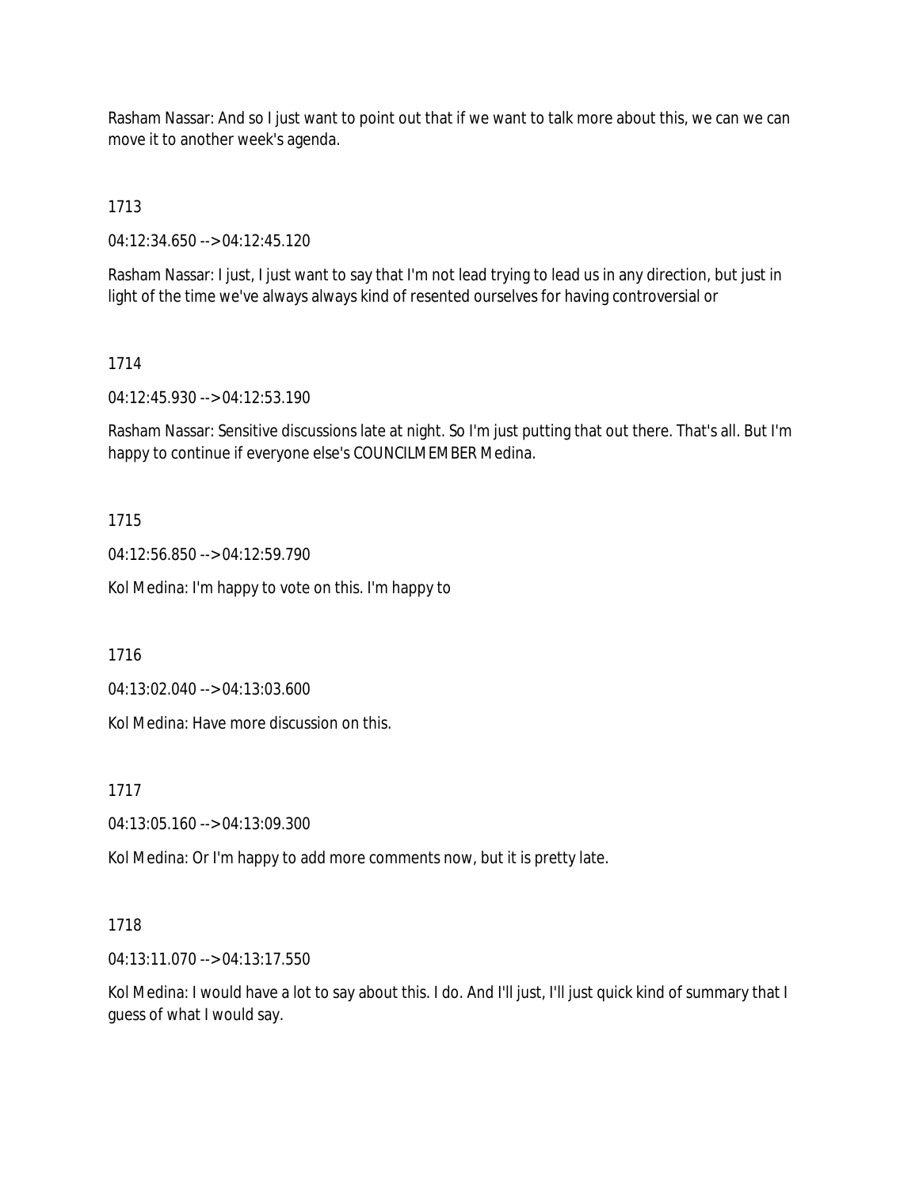Rasham Nassar: And so I just want to point out that if we want to talk more about this, we can we can move it to another week's agenda.

1713

04:12:34.650 --> 04:12:45.120

Rasham Nassar: I just, I just want to say that I'm not lead trying to lead us in any direction, but just in light of the time we've always always kind of resented ourselves for having controversial or

1714

04:12:45.930 --> 04:12:53.190

Rasham Nassar: Sensitive discussions late at night. So I'm just putting that out there. That's all. But I'm happy to continue if everyone else's COUNCILMEMBER Medina.

1715

04:12:56.850 --> 04:12:59.790

Kol Medina: I'm happy to vote on this. I'm happy to

1716

04:13:02.040 --> 04:13:03.600

Kol Medina: Have more discussion on this.

1717

04:13:05.160 --> 04:13:09.300

Kol Medina: Or I'm happy to add more comments now, but it is pretty late.

1718

04:13:11.070 --> 04:13:17.550

Kol Medina: I would have a lot to say about this. I do. And I'll just, I'll just quick kind of summary that I guess of what I would say.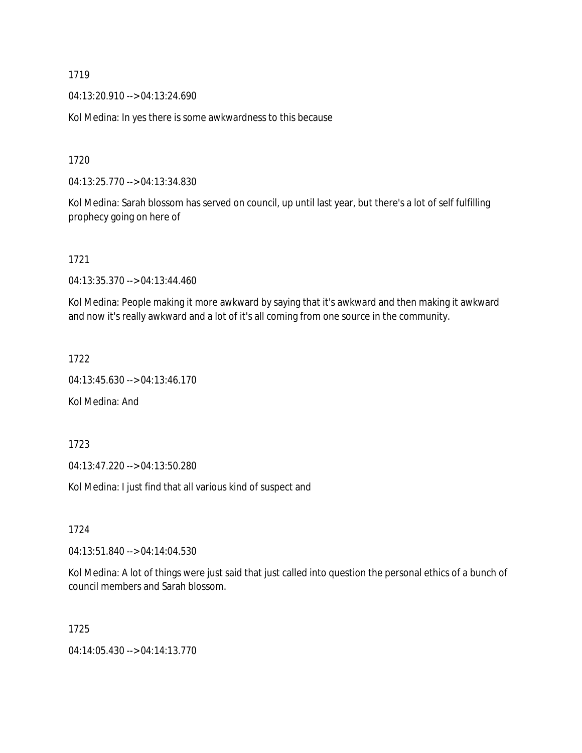1719

04:13:20.910 --> 04:13:24.690

Kol Medina: In yes there is some awkwardness to this because

1720

04:13:25.770 --> 04:13:34.830

Kol Medina: Sarah blossom has served on council, up until last year, but there's a lot of self fulfilling prophecy going on here of

1721

04:13:35.370 --> 04:13:44.460

Kol Medina: People making it more awkward by saying that it's awkward and then making it awkward and now it's really awkward and a lot of it's all coming from one source in the community.

1722

04:13:45.630 --> 04:13:46.170

Kol Medina: And

1723

04:13:47.220 --> 04:13:50.280

Kol Medina: I just find that all various kind of suspect and

1724

04:13:51.840 --> 04:14:04.530

Kol Medina: A lot of things were just said that just called into question the personal ethics of a bunch of council members and Sarah blossom.

1725

04:14:05.430 --> 04:14:13.770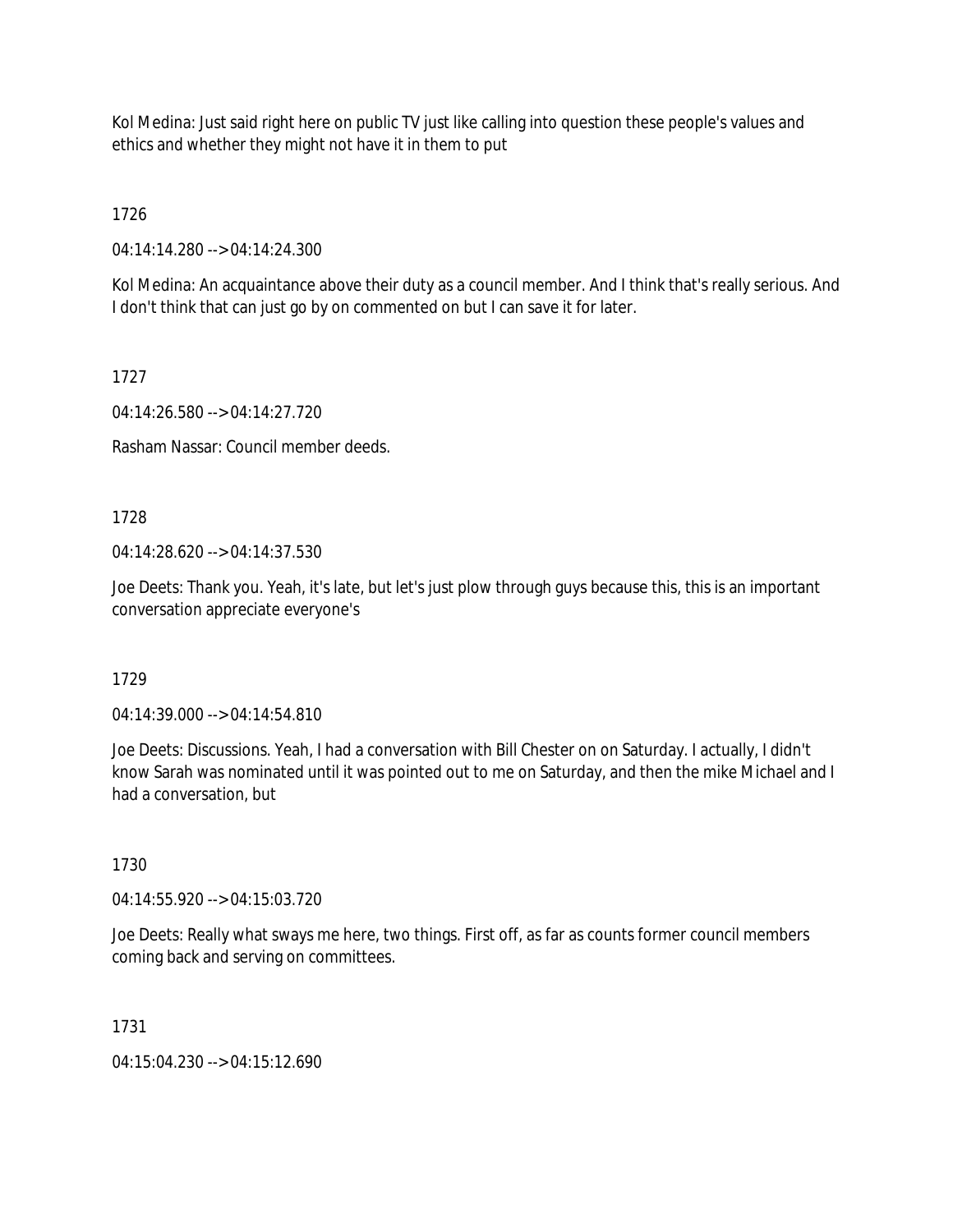Kol Medina: Just said right here on public TV just like calling into question these people's values and ethics and whether they might not have it in them to put

1726

04:14:14.280 --> 04:14:24.300

Kol Medina: An acquaintance above their duty as a council member. And I think that's really serious. And I don't think that can just go by on commented on but I can save it for later.

1727

04:14:26.580 --> 04:14:27.720

Rasham Nassar: Council member deeds.

1728

04:14:28.620 --> 04:14:37.530

Joe Deets: Thank you. Yeah, it's late, but let's just plow through guys because this, this is an important conversation appreciate everyone's

1729

04:14:39.000 --> 04:14:54.810

Joe Deets: Discussions. Yeah, I had a conversation with Bill Chester on on Saturday. I actually, I didn't know Sarah was nominated until it was pointed out to me on Saturday, and then the mike Michael and I had a conversation, but

1730

04:14:55.920 --> 04:15:03.720

Joe Deets: Really what sways me here, two things. First off, as far as counts former council members coming back and serving on committees.

1731

04:15:04.230 --> 04:15:12.690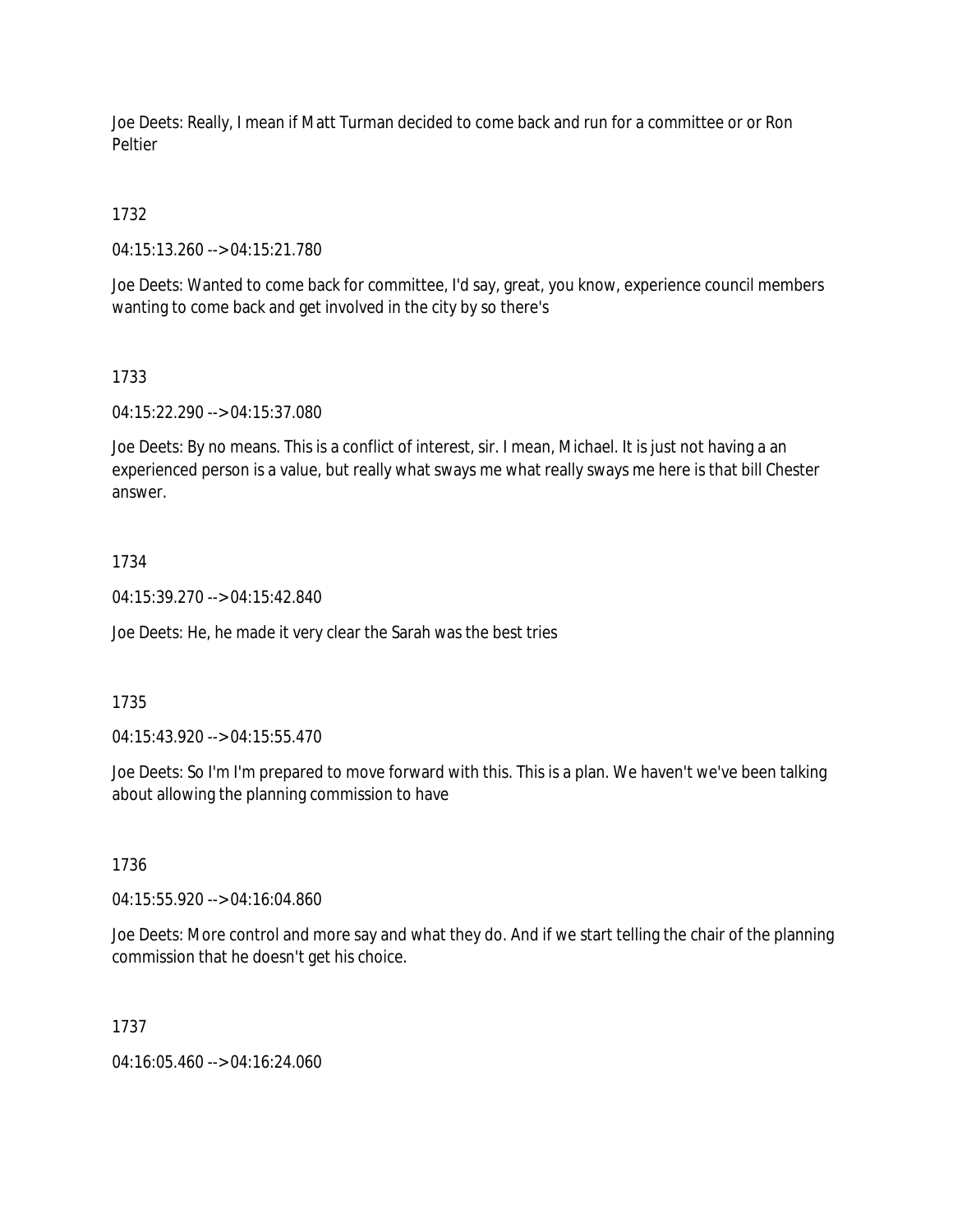Joe Deets: Really, I mean if Matt Turman decided to come back and run for a committee or or Ron Peltier

1732

04:15:13.260 --> 04:15:21.780

Joe Deets: Wanted to come back for committee, I'd say, great, you know, experience council members wanting to come back and get involved in the city by so there's

1733

04:15:22.290 --> 04:15:37.080

Joe Deets: By no means. This is a conflict of interest, sir. I mean, Michael. It is just not having a an experienced person is a value, but really what sways me what really sways me here is that bill Chester answer.

1734

04:15:39.270 --> 04:15:42.840

Joe Deets: He, he made it very clear the Sarah was the best tries

1735

04:15:43.920 --> 04:15:55.470

Joe Deets: So I'm I'm prepared to move forward with this. This is a plan. We haven't we've been talking about allowing the planning commission to have

1736

04:15:55.920 --> 04:16:04.860

Joe Deets: More control and more say and what they do. And if we start telling the chair of the planning commission that he doesn't get his choice.

1737

04:16:05.460 --> 04:16:24.060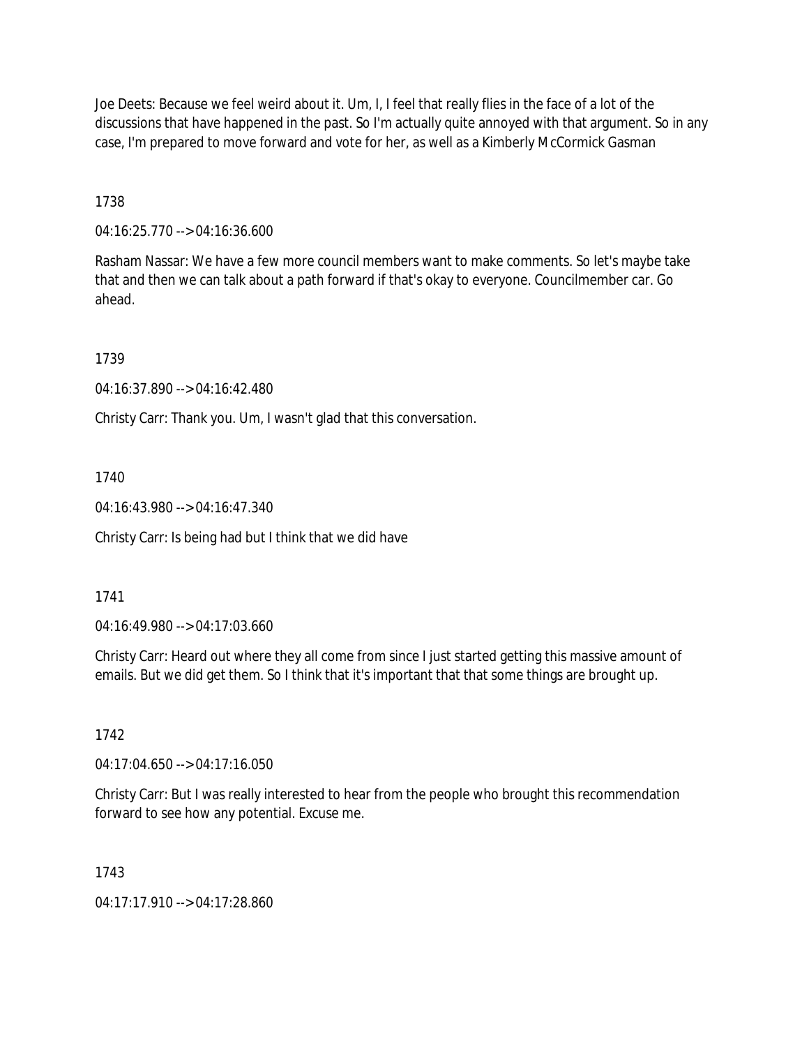Joe Deets: Because we feel weird about it. Um, I, I feel that really flies in the face of a lot of the discussions that have happened in the past. So I'm actually quite annoyed with that argument. So in any case, I'm prepared to move forward and vote for her, as well as a Kimberly McCormick Gasman

1738

04:16:25.770 --> 04:16:36.600

Rasham Nassar: We have a few more council members want to make comments. So let's maybe take that and then we can talk about a path forward if that's okay to everyone. Councilmember car. Go ahead.

1739

04:16:37.890 --> 04:16:42.480

Christy Carr: Thank you. Um, I wasn't glad that this conversation.

1740

04:16:43.980 --> 04:16:47.340

Christy Carr: Is being had but I think that we did have

1741

04:16:49.980 --> 04:17:03.660

Christy Carr: Heard out where they all come from since I just started getting this massive amount of emails. But we did get them. So I think that it's important that that some things are brought up.

1742

04:17:04.650 --> 04:17:16.050

Christy Carr: But I was really interested to hear from the people who brought this recommendation forward to see how any potential. Excuse me.

1743

04:17:17.910 --> 04:17:28.860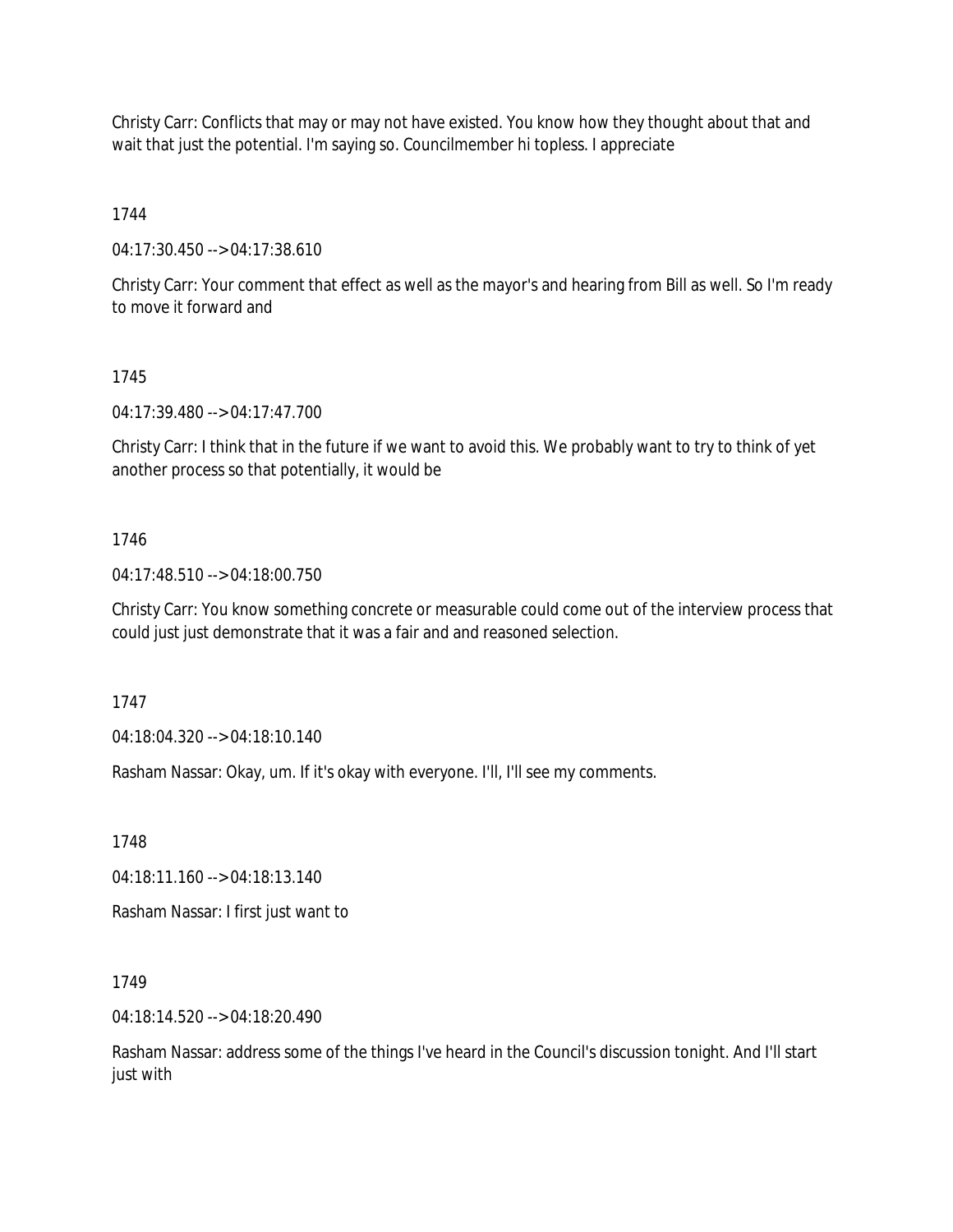Christy Carr: Conflicts that may or may not have existed. You know how they thought about that and wait that just the potential. I'm saying so. Councilmember hi topless. I appreciate

1744

04:17:30.450 --> 04:17:38.610

Christy Carr: Your comment that effect as well as the mayor's and hearing from Bill as well. So I'm ready to move it forward and

1745

04:17:39.480 --> 04:17:47.700

Christy Carr: I think that in the future if we want to avoid this. We probably want to try to think of yet another process so that potentially, it would be

1746

04:17:48.510 --> 04:18:00.750

Christy Carr: You know something concrete or measurable could come out of the interview process that could just just demonstrate that it was a fair and and reasoned selection.

1747

04:18:04.320 --> 04:18:10.140

Rasham Nassar: Okay, um. If it's okay with everyone. I'll, I'll see my comments.

1748

04:18:11.160 --> 04:18:13.140

Rasham Nassar: I first just want to

1749

04:18:14.520 --> 04:18:20.490

Rasham Nassar: address some of the things I've heard in the Council's discussion tonight. And I'll start just with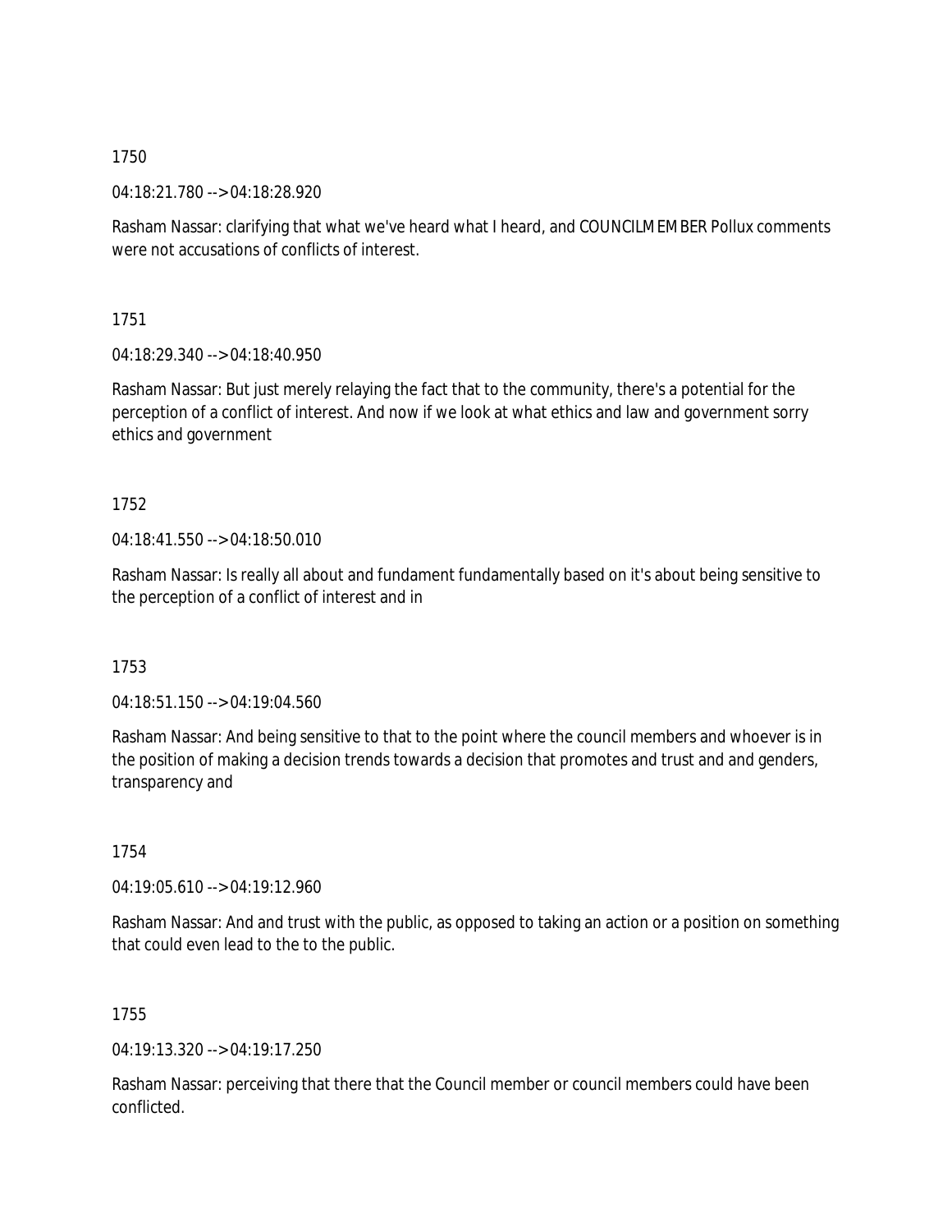1750

04:18:21.780 --> 04:18:28.920

Rasham Nassar: clarifying that what we've heard what I heard, and COUNCILMEMBER Pollux comments were not accusations of conflicts of interest.

1751

04:18:29.340 --> 04:18:40.950

Rasham Nassar: But just merely relaying the fact that to the community, there's a potential for the perception of a conflict of interest. And now if we look at what ethics and law and government sorry ethics and government

1752

04:18:41.550 --> 04:18:50.010

Rasham Nassar: Is really all about and fundament fundamentally based on it's about being sensitive to the perception of a conflict of interest and in

1753

04:18:51.150 --> 04:19:04.560

Rasham Nassar: And being sensitive to that to the point where the council members and whoever is in the position of making a decision trends towards a decision that promotes and trust and and genders, transparency and

1754

04:19:05.610 --> 04:19:12.960

Rasham Nassar: And and trust with the public, as opposed to taking an action or a position on something that could even lead to the to the public.

1755

04:19:13.320 --> 04:19:17.250

Rasham Nassar: perceiving that there that the Council member or council members could have been conflicted.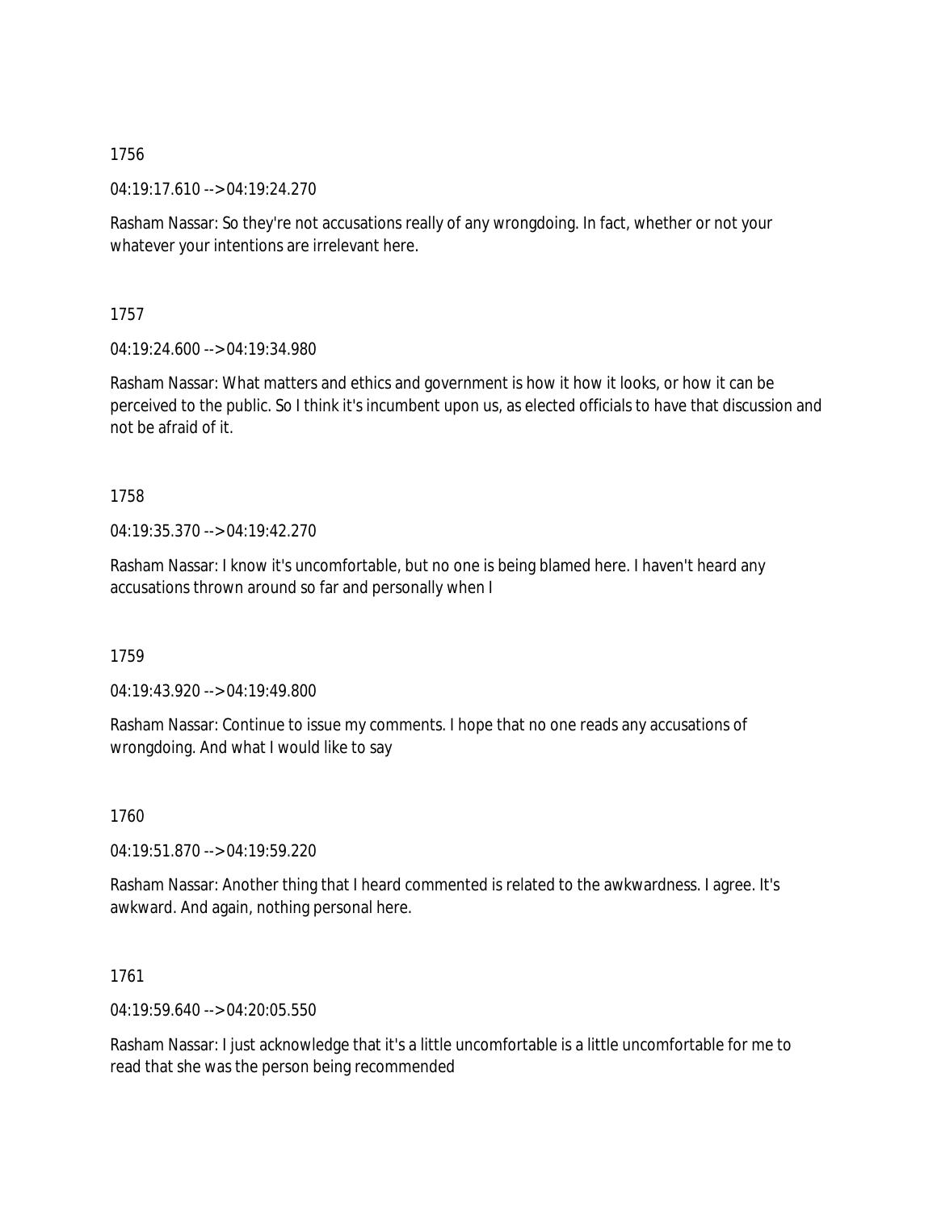1756

04:19:17.610 --> 04:19:24.270

Rasham Nassar: So they're not accusations really of any wrongdoing. In fact, whether or not your whatever your intentions are irrelevant here.

1757

04:19:24.600 --> 04:19:34.980

Rasham Nassar: What matters and ethics and government is how it how it looks, or how it can be perceived to the public. So I think it's incumbent upon us, as elected officials to have that discussion and not be afraid of it.

1758

04:19:35.370 --> 04:19:42.270

Rasham Nassar: I know it's uncomfortable, but no one is being blamed here. I haven't heard any accusations thrown around so far and personally when I

1759

04:19:43.920 --> 04:19:49.800

Rasham Nassar: Continue to issue my comments. I hope that no one reads any accusations of wrongdoing. And what I would like to say

1760

04:19:51.870 --> 04:19:59.220

Rasham Nassar: Another thing that I heard commented is related to the awkwardness. I agree. It's awkward. And again, nothing personal here.

1761

04:19:59.640 --> 04:20:05.550

Rasham Nassar: I just acknowledge that it's a little uncomfortable is a little uncomfortable for me to read that she was the person being recommended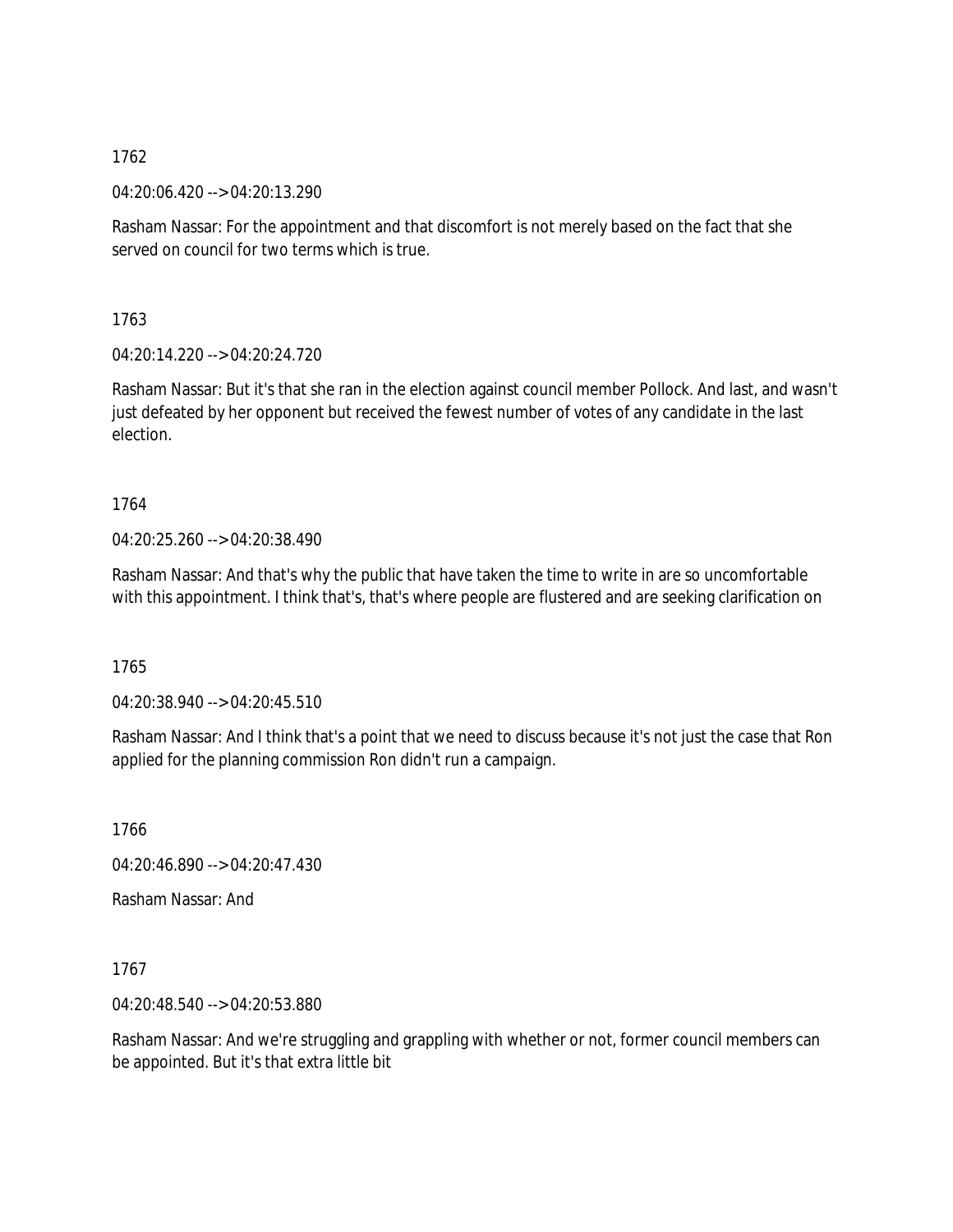1762

04:20:06.420 --> 04:20:13.290

Rasham Nassar: For the appointment and that discomfort is not merely based on the fact that she served on council for two terms which is true.

1763

04:20:14.220 --> 04:20:24.720

Rasham Nassar: But it's that she ran in the election against council member Pollock. And last, and wasn't just defeated by her opponent but received the fewest number of votes of any candidate in the last election.

1764

04:20:25.260 --> 04:20:38.490

Rasham Nassar: And that's why the public that have taken the time to write in are so uncomfortable with this appointment. I think that's, that's where people are flustered and are seeking clarification on

1765

04:20:38.940 --> 04:20:45.510

Rasham Nassar: And I think that's a point that we need to discuss because it's not just the case that Ron applied for the planning commission Ron didn't run a campaign.

1766

04:20:46.890 --> 04:20:47.430

Rasham Nassar: And

1767

04:20:48.540 --> 04:20:53.880

Rasham Nassar: And we're struggling and grappling with whether or not, former council members can be appointed. But it's that extra little bit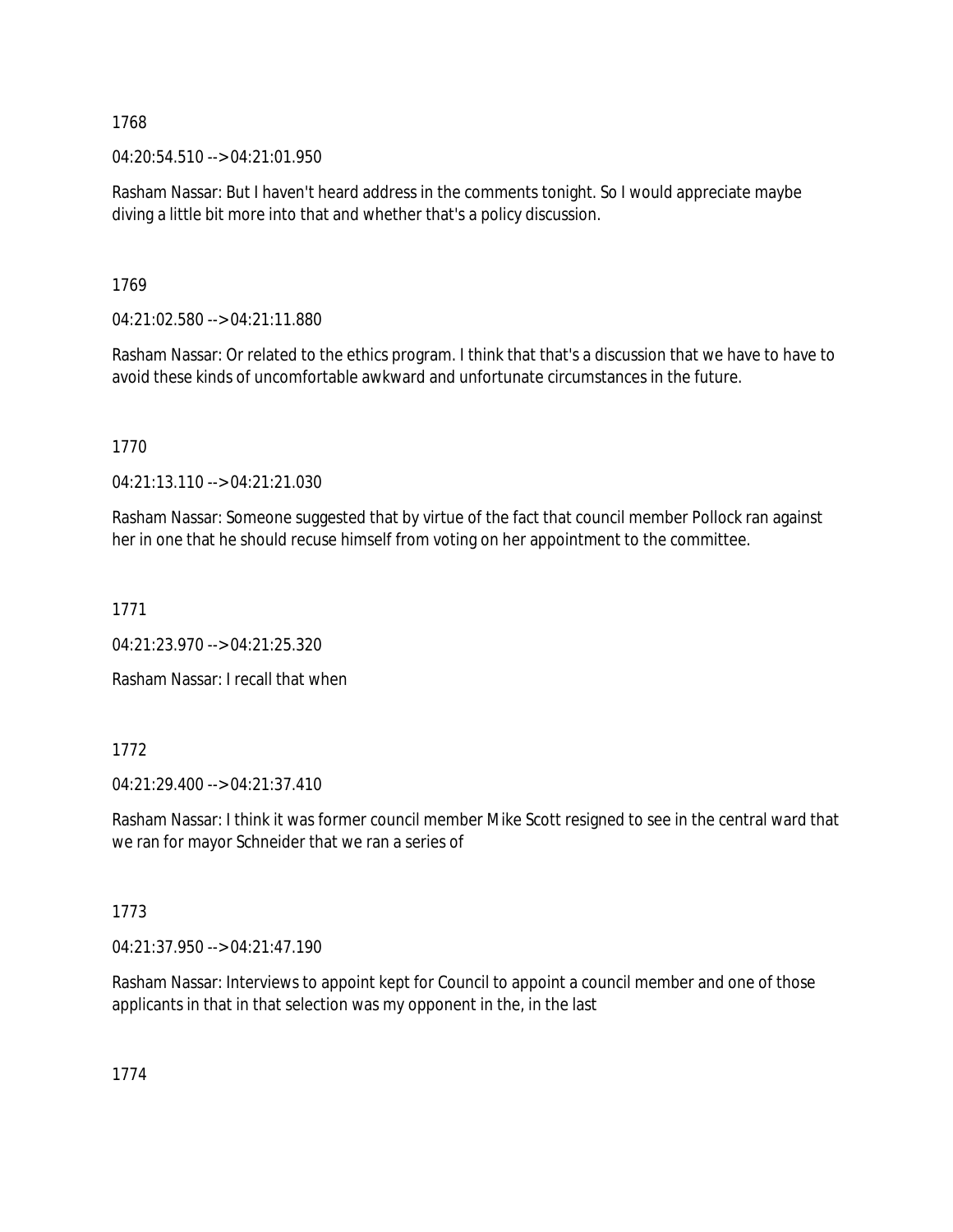1768

04:20:54.510 --> 04:21:01.950

Rasham Nassar: But I haven't heard address in the comments tonight. So I would appreciate maybe diving a little bit more into that and whether that's a policy discussion.

1769

04:21:02.580 --> 04:21:11.880

Rasham Nassar: Or related to the ethics program. I think that that's a discussion that we have to have to avoid these kinds of uncomfortable awkward and unfortunate circumstances in the future.

1770

04:21:13.110 --> 04:21:21.030

Rasham Nassar: Someone suggested that by virtue of the fact that council member Pollock ran against her in one that he should recuse himself from voting on her appointment to the committee.

1771

04:21:23.970 --> 04:21:25.320

Rasham Nassar: I recall that when

1772

04:21:29.400 --> 04:21:37.410

Rasham Nassar: I think it was former council member Mike Scott resigned to see in the central ward that we ran for mayor Schneider that we ran a series of

1773

04:21:37.950 --> 04:21:47.190

Rasham Nassar: Interviews to appoint kept for Council to appoint a council member and one of those applicants in that in that selection was my opponent in the, in the last

1774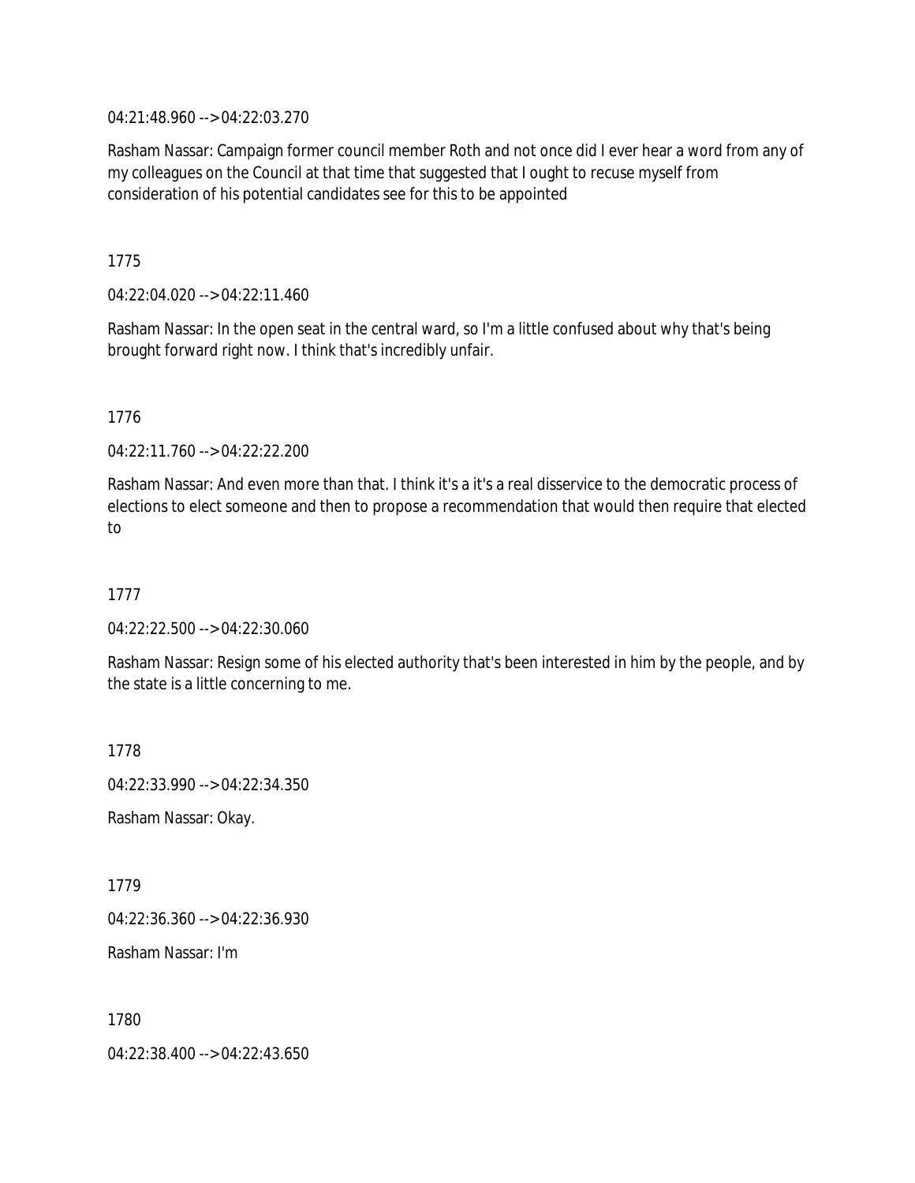04:21:48.960 --> 04:22:03.270

Rasham Nassar: Campaign former council member Roth and not once did I ever hear a word from any of my colleagues on the Council at that time that suggested that I ought to recuse myself from consideration of his potential candidates see for this to be appointed

1775

04:22:04.020 --> 04:22:11.460

Rasham Nassar: In the open seat in the central ward, so I'm a little confused about why that's being brought forward right now. I think that's incredibly unfair.

1776

04:22:11.760 --> 04:22:22.200

Rasham Nassar: And even more than that. I think it's a it's a real disservice to the democratic process of elections to elect someone and then to propose a recommendation that would then require that elected to

1777

04:22:22.500 --> 04:22:30.060

Rasham Nassar: Resign some of his elected authority that's been interested in him by the people, and by the state is a little concerning to me.

1778

04:22:33.990 --> 04:22:34.350

Rasham Nassar: Okay.

1779

04:22:36.360 --> 04:22:36.930

Rasham Nassar: I'm

1780

04:22:38.400 --> 04:22:43.650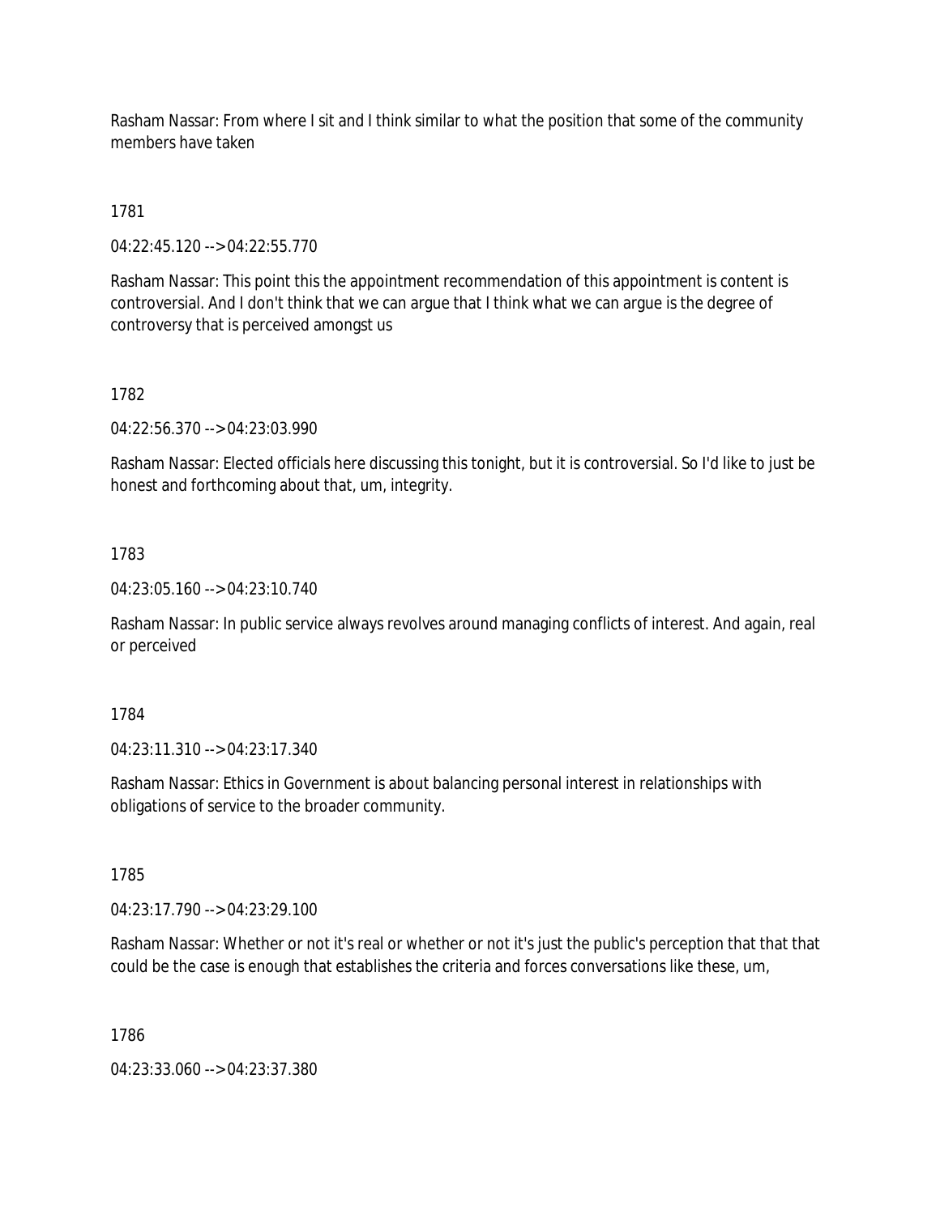Rasham Nassar: From where I sit and I think similar to what the position that some of the community members have taken

1781

04:22:45.120 --> 04:22:55.770

Rasham Nassar: This point this the appointment recommendation of this appointment is content is controversial. And I don't think that we can argue that I think what we can argue is the degree of controversy that is perceived amongst us

1782

04:22:56.370 --> 04:23:03.990

Rasham Nassar: Elected officials here discussing this tonight, but it is controversial. So I'd like to just be honest and forthcoming about that, um, integrity.

1783

04:23:05.160 --> 04:23:10.740

Rasham Nassar: In public service always revolves around managing conflicts of interest. And again, real or perceived

1784

04:23:11.310 --> 04:23:17.340

Rasham Nassar: Ethics in Government is about balancing personal interest in relationships with obligations of service to the broader community.

1785

04:23:17.790 --> 04:23:29.100

Rasham Nassar: Whether or not it's real or whether or not it's just the public's perception that that that could be the case is enough that establishes the criteria and forces conversations like these, um,

1786

04:23:33.060 --> 04:23:37.380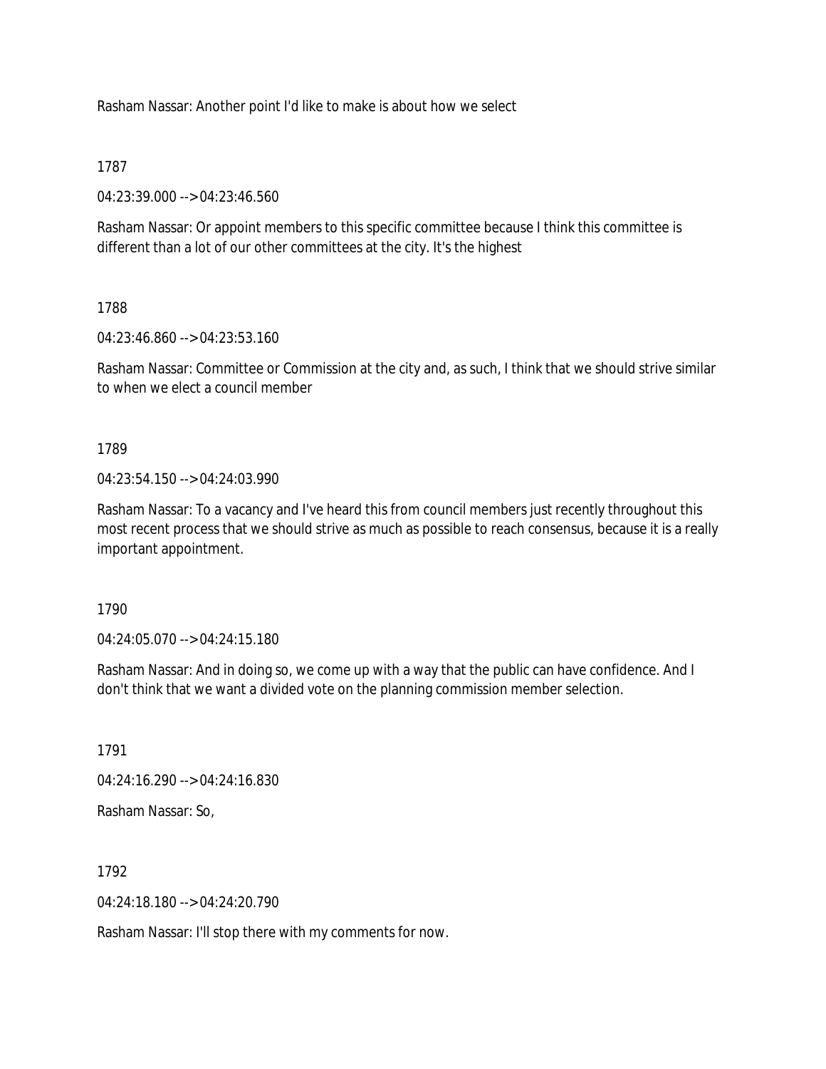Rasham Nassar: Another point I'd like to make is about how we select

1787

04:23:39.000 --> 04:23:46.560

Rasham Nassar: Or appoint members to this specific committee because I think this committee is different than a lot of our other committees at the city. It's the highest

1788

04:23:46.860 --> 04:23:53.160

Rasham Nassar: Committee or Commission at the city and, as such, I think that we should strive similar to when we elect a council member

1789

04:23:54.150 --> 04:24:03.990

Rasham Nassar: To a vacancy and I've heard this from council members just recently throughout this most recent process that we should strive as much as possible to reach consensus, because it is a really important appointment.

1790

04:24:05.070 --> 04:24:15.180

Rasham Nassar: And in doing so, we come up with a way that the public can have confidence. And I don't think that we want a divided vote on the planning commission member selection.

1791

04:24:16.290 --> 04:24:16.830

Rasham Nassar: So,

1792

04:24:18.180 --> 04:24:20.790

Rasham Nassar: I'll stop there with my comments for now.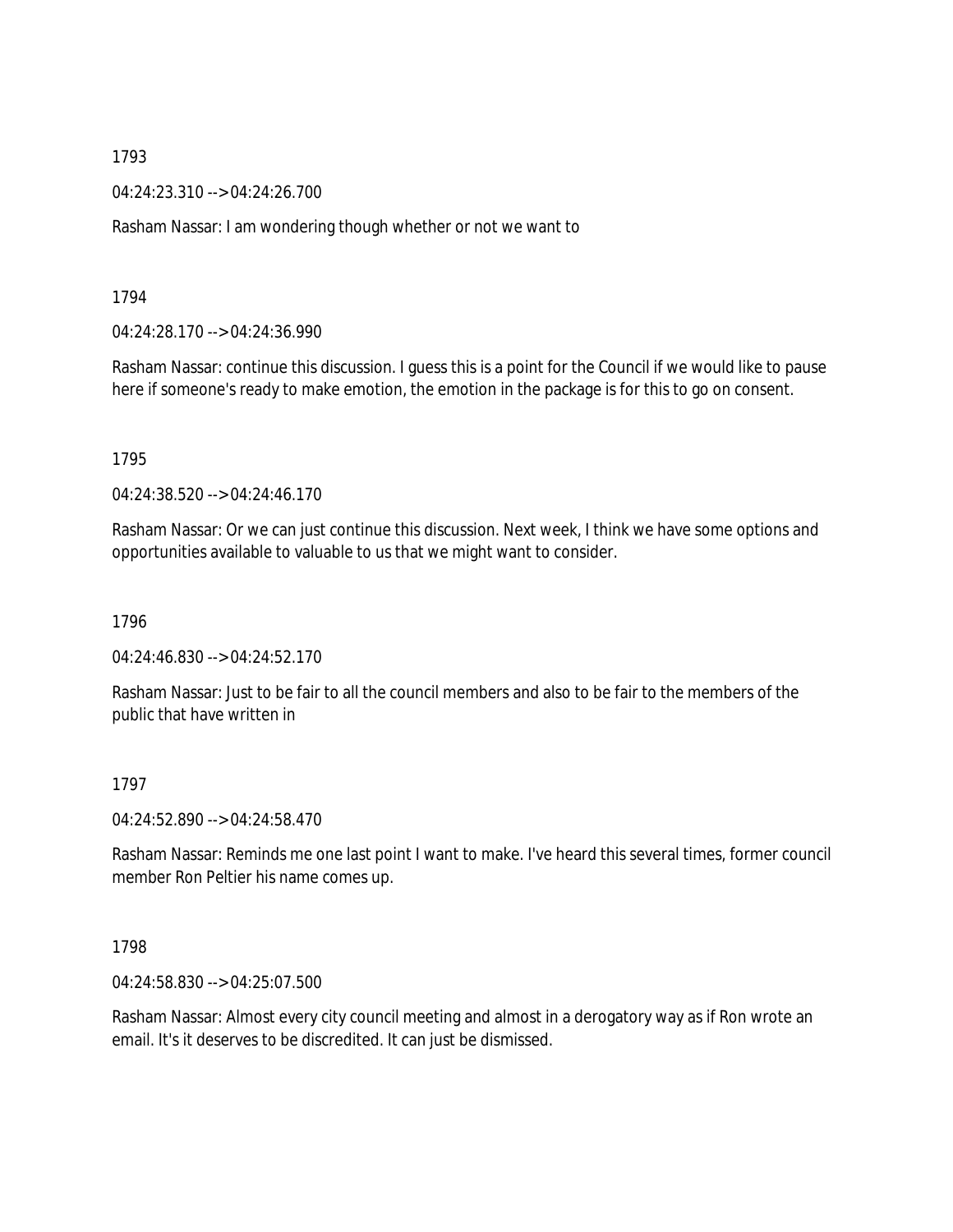1793

04:24:23.310 --> 04:24:26.700

Rasham Nassar: I am wondering though whether or not we want to

1794

04:24:28.170 --> 04:24:36.990

Rasham Nassar: continue this discussion. I guess this is a point for the Council if we would like to pause here if someone's ready to make emotion, the emotion in the package is for this to go on consent.

1795

04:24:38.520 --> 04:24:46.170

Rasham Nassar: Or we can just continue this discussion. Next week, I think we have some options and opportunities available to valuable to us that we might want to consider.

1796

04:24:46.830 --> 04:24:52.170

Rasham Nassar: Just to be fair to all the council members and also to be fair to the members of the public that have written in

1797

04:24:52.890 --> 04:24:58.470

Rasham Nassar: Reminds me one last point I want to make. I've heard this several times, former council member Ron Peltier his name comes up.

1798

04:24:58.830 --> 04:25:07.500

Rasham Nassar: Almost every city council meeting and almost in a derogatory way as if Ron wrote an email. It's it deserves to be discredited. It can just be dismissed.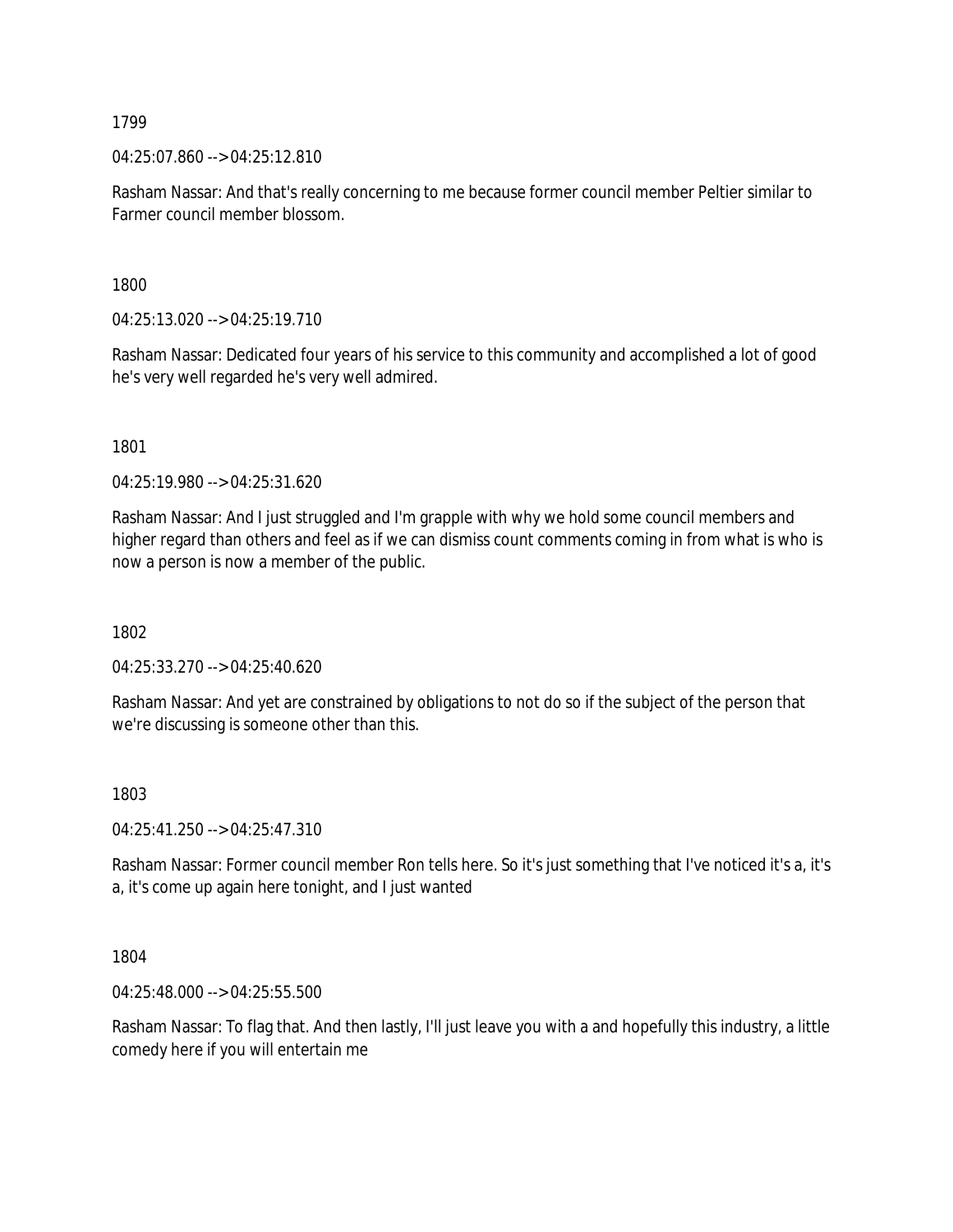1799

04:25:07.860 --> 04:25:12.810

Rasham Nassar: And that's really concerning to me because former council member Peltier similar to Farmer council member blossom.

1800

04:25:13.020 --> 04:25:19.710

Rasham Nassar: Dedicated four years of his service to this community and accomplished a lot of good he's very well regarded he's very well admired.

1801

04:25:19.980 --> 04:25:31.620

Rasham Nassar: And I just struggled and I'm grapple with why we hold some council members and higher regard than others and feel as if we can dismiss count comments coming in from what is who is now a person is now a member of the public.

1802

04:25:33.270 --> 04:25:40.620

Rasham Nassar: And yet are constrained by obligations to not do so if the subject of the person that we're discussing is someone other than this.

1803

04:25:41.250 --> 04:25:47.310

Rasham Nassar: Former council member Ron tells here. So it's just something that I've noticed it's a, it's a, it's come up again here tonight, and I just wanted

1804

04:25:48.000 --> 04:25:55.500

Rasham Nassar: To flag that. And then lastly, I'll just leave you with a and hopefully this industry, a little comedy here if you will entertain me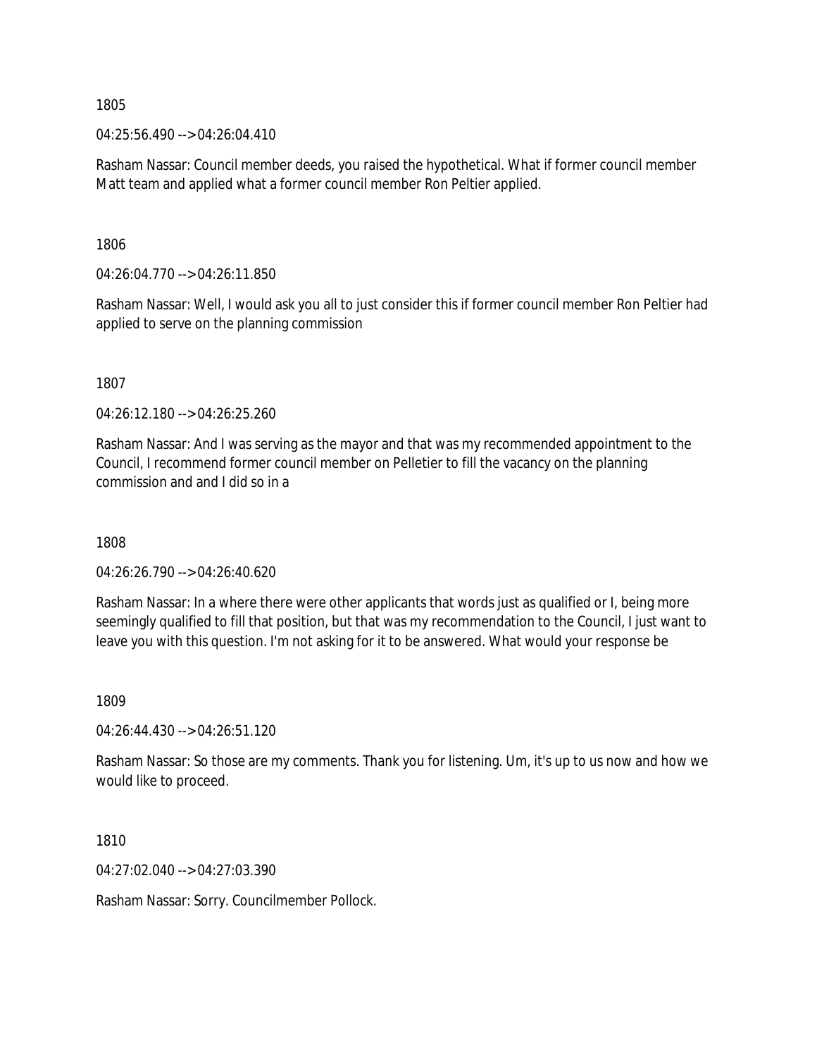1805

04:25:56.490 --> 04:26:04.410

Rasham Nassar: Council member deeds, you raised the hypothetical. What if former council member Matt team and applied what a former council member Ron Peltier applied.

1806

04:26:04.770 --> 04:26:11.850

Rasham Nassar: Well, I would ask you all to just consider this if former council member Ron Peltier had applied to serve on the planning commission

1807

04:26:12.180 --> 04:26:25.260

Rasham Nassar: And I was serving as the mayor and that was my recommended appointment to the Council, I recommend former council member on Pelletier to fill the vacancy on the planning commission and and I did so in a

1808

04:26:26.790 --> 04:26:40.620

Rasham Nassar: In a where there were other applicants that words just as qualified or I, being more seemingly qualified to fill that position, but that was my recommendation to the Council, I just want to leave you with this question. I'm not asking for it to be answered. What would your response be

1809

04:26:44.430 --> 04:26:51.120

Rasham Nassar: So those are my comments. Thank you for listening. Um, it's up to us now and how we would like to proceed.

1810

04:27:02.040 --> 04:27:03.390

Rasham Nassar: Sorry. Councilmember Pollock.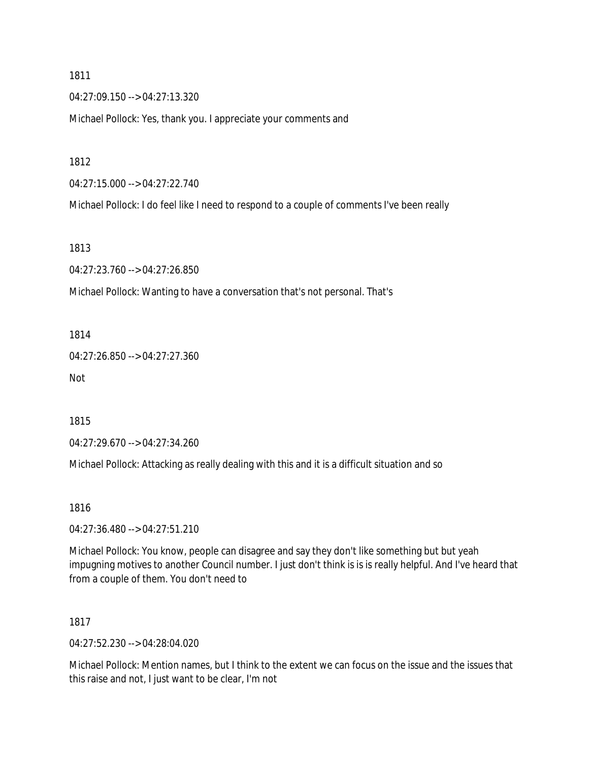1811

04:27:09.150 --> 04:27:13.320

Michael Pollock: Yes, thank you. I appreciate your comments and

1812

04:27:15.000 --> 04:27:22.740

Michael Pollock: I do feel like I need to respond to a couple of comments I've been really

1813

04:27:23.760 --> 04:27:26.850

Michael Pollock: Wanting to have a conversation that's not personal. That's

1814

04:27:26.850 --> 04:27:27.360

Not

1815

04:27:29.670 --> 04:27:34.260

Michael Pollock: Attacking as really dealing with this and it is a difficult situation and so

1816

04:27:36.480 --> 04:27:51.210

Michael Pollock: You know, people can disagree and say they don't like something but but yeah impugning motives to another Council number. I just don't think is is is really helpful. And I've heard that from a couple of them. You don't need to

1817

04:27:52.230 --> 04:28:04.020

Michael Pollock: Mention names, but I think to the extent we can focus on the issue and the issues that this raise and not, I just want to be clear, I'm not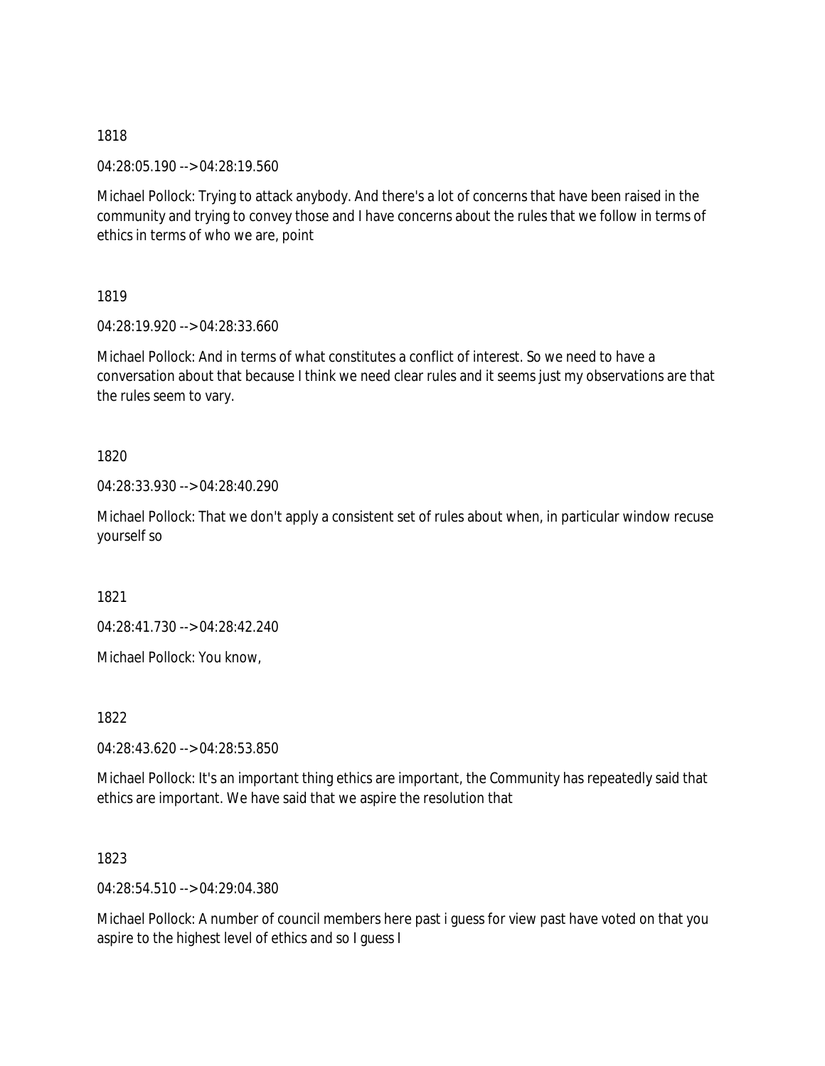1818

04:28:05.190 --> 04:28:19.560

Michael Pollock: Trying to attack anybody. And there's a lot of concerns that have been raised in the community and trying to convey those and I have concerns about the rules that we follow in terms of ethics in terms of who we are, point

1819

04:28:19.920 --> 04:28:33.660

Michael Pollock: And in terms of what constitutes a conflict of interest. So we need to have a conversation about that because I think we need clear rules and it seems just my observations are that the rules seem to vary.

1820

04:28:33.930 --> 04:28:40.290

Michael Pollock: That we don't apply a consistent set of rules about when, in particular window recuse yourself so

1821

04:28:41.730 --> 04:28:42.240

Michael Pollock: You know,

1822

04:28:43.620 --> 04:28:53.850

Michael Pollock: It's an important thing ethics are important, the Community has repeatedly said that ethics are important. We have said that we aspire the resolution that

1823

04:28:54.510 --> 04:29:04.380

Michael Pollock: A number of council members here past i guess for view past have voted on that you aspire to the highest level of ethics and so I guess I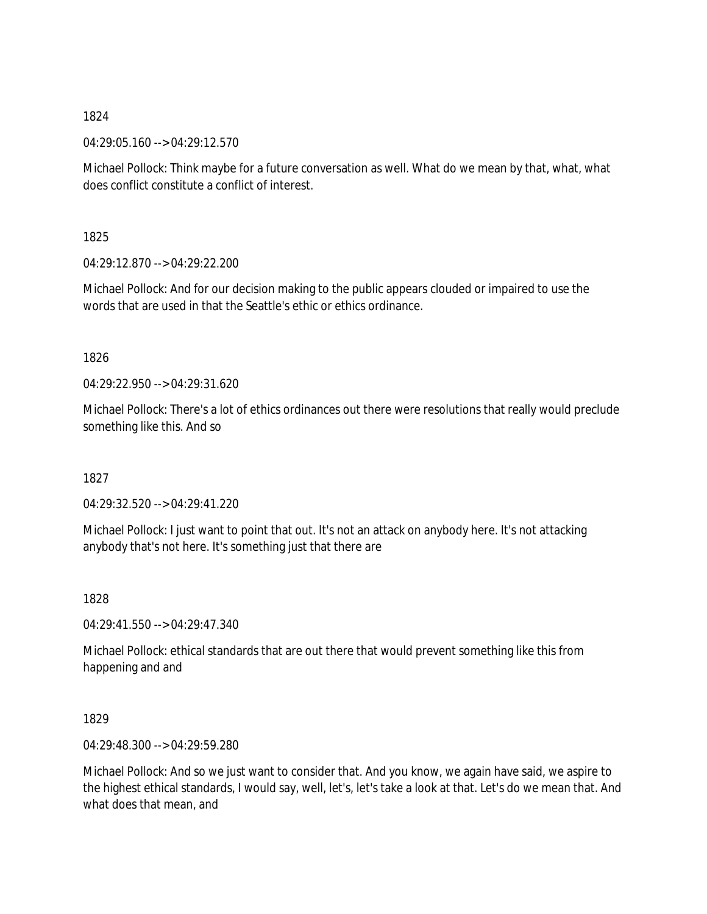1824

04:29:05.160 --> 04:29:12.570

Michael Pollock: Think maybe for a future conversation as well. What do we mean by that, what, what does conflict constitute a conflict of interest.

1825

04:29:12.870 --> 04:29:22.200

Michael Pollock: And for our decision making to the public appears clouded or impaired to use the words that are used in that the Seattle's ethic or ethics ordinance.

1826

04:29:22.950 --> 04:29:31.620

Michael Pollock: There's a lot of ethics ordinances out there were resolutions that really would preclude something like this. And so

1827

04:29:32.520 --> 04:29:41.220

Michael Pollock: I just want to point that out. It's not an attack on anybody here. It's not attacking anybody that's not here. It's something just that there are

1828

04:29:41.550 --> 04:29:47.340

Michael Pollock: ethical standards that are out there that would prevent something like this from happening and and

1829

04:29:48.300 --> 04:29:59.280

Michael Pollock: And so we just want to consider that. And you know, we again have said, we aspire to the highest ethical standards, I would say, well, let's, let's take a look at that. Let's do we mean that. And what does that mean, and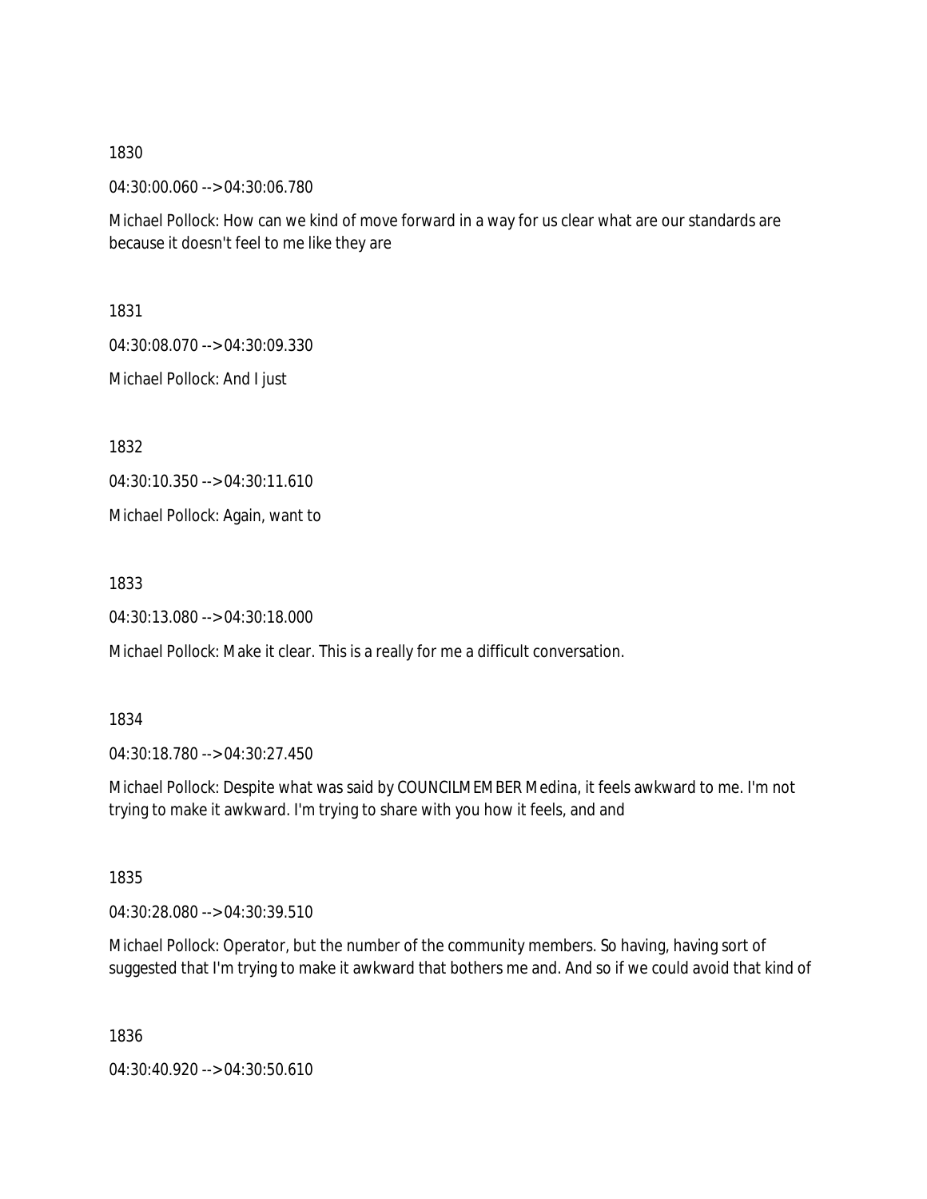1830

04:30:00.060 --> 04:30:06.780

Michael Pollock: How can we kind of move forward in a way for us clear what are our standards are because it doesn't feel to me like they are

1831

04:30:08.070 --> 04:30:09.330

Michael Pollock: And I just

1832

04:30:10.350 --> 04:30:11.610

Michael Pollock: Again, want to

1833

04:30:13.080 --> 04:30:18.000

Michael Pollock: Make it clear. This is a really for me a difficult conversation.

1834

04:30:18.780 --> 04:30:27.450

Michael Pollock: Despite what was said by COUNCILMEMBER Medina, it feels awkward to me. I'm not trying to make it awkward. I'm trying to share with you how it feels, and and

1835

04:30:28.080 --> 04:30:39.510

Michael Pollock: Operator, but the number of the community members. So having, having sort of suggested that I'm trying to make it awkward that bothers me and. And so if we could avoid that kind of

1836

04:30:40.920 --> 04:30:50.610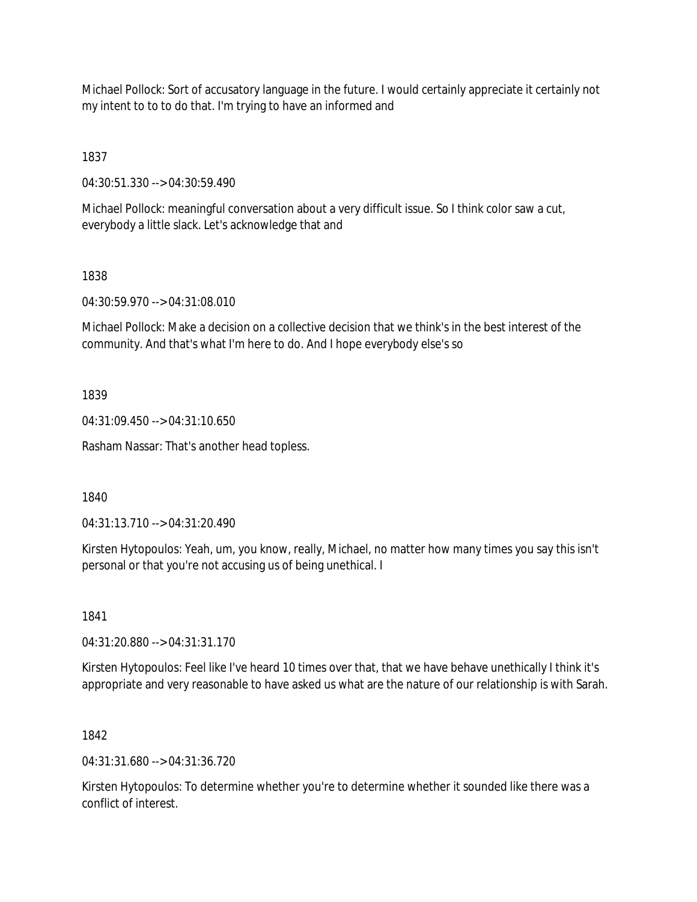Michael Pollock: Sort of accusatory language in the future. I would certainly appreciate it certainly not my intent to to to do that. I'm trying to have an informed and

1837

04:30:51.330 --> 04:30:59.490

Michael Pollock: meaningful conversation about a very difficult issue. So I think color saw a cut, everybody a little slack. Let's acknowledge that and

1838

04:30:59.970 --> 04:31:08.010

Michael Pollock: Make a decision on a collective decision that we think's in the best interest of the community. And that's what I'm here to do. And I hope everybody else's so

1839

04:31:09.450 --> 04:31:10.650

Rasham Nassar: That's another head topless.

1840

04:31:13.710 --> 04:31:20.490

Kirsten Hytopoulos: Yeah, um, you know, really, Michael, no matter how many times you say this isn't personal or that you're not accusing us of being unethical. I

1841

04:31:20.880 --> 04:31:31.170

Kirsten Hytopoulos: Feel like I've heard 10 times over that, that we have behave unethically I think it's appropriate and very reasonable to have asked us what are the nature of our relationship is with Sarah.

1842

04:31:31.680 --> 04:31:36.720

Kirsten Hytopoulos: To determine whether you're to determine whether it sounded like there was a conflict of interest.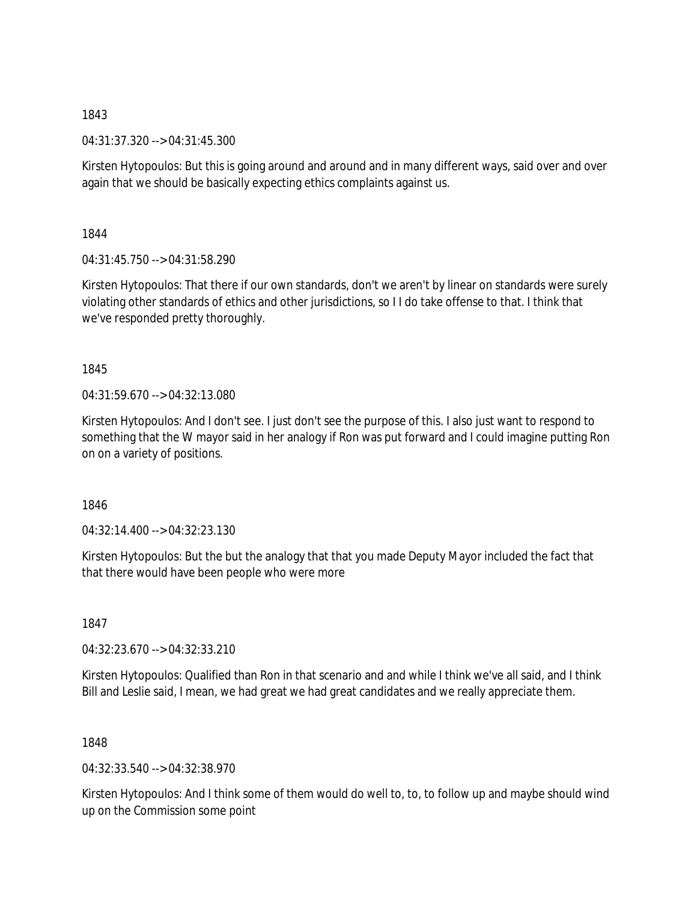1843

04:31:37.320 --> 04:31:45.300

Kirsten Hytopoulos: But this is going around and around and in many different ways, said over and over again that we should be basically expecting ethics complaints against us.

1844

04:31:45.750 --> 04:31:58.290

Kirsten Hytopoulos: That there if our own standards, don't we aren't by linear on standards were surely violating other standards of ethics and other jurisdictions, so I I do take offense to that. I think that we've responded pretty thoroughly.

1845

04:31:59.670 --> 04:32:13.080

Kirsten Hytopoulos: And I don't see. I just don't see the purpose of this. I also just want to respond to something that the W mayor said in her analogy if Ron was put forward and I could imagine putting Ron on on a variety of positions.

1846

04:32:14.400 --> 04:32:23.130

Kirsten Hytopoulos: But the but the analogy that that you made Deputy Mayor included the fact that that there would have been people who were more

1847

04:32:23.670 --> 04:32:33.210

Kirsten Hytopoulos: Qualified than Ron in that scenario and and while I think we've all said, and I think Bill and Leslie said, I mean, we had great we had great candidates and we really appreciate them.

1848

04:32:33.540 --> 04:32:38.970

Kirsten Hytopoulos: And I think some of them would do well to, to, to follow up and maybe should wind up on the Commission some point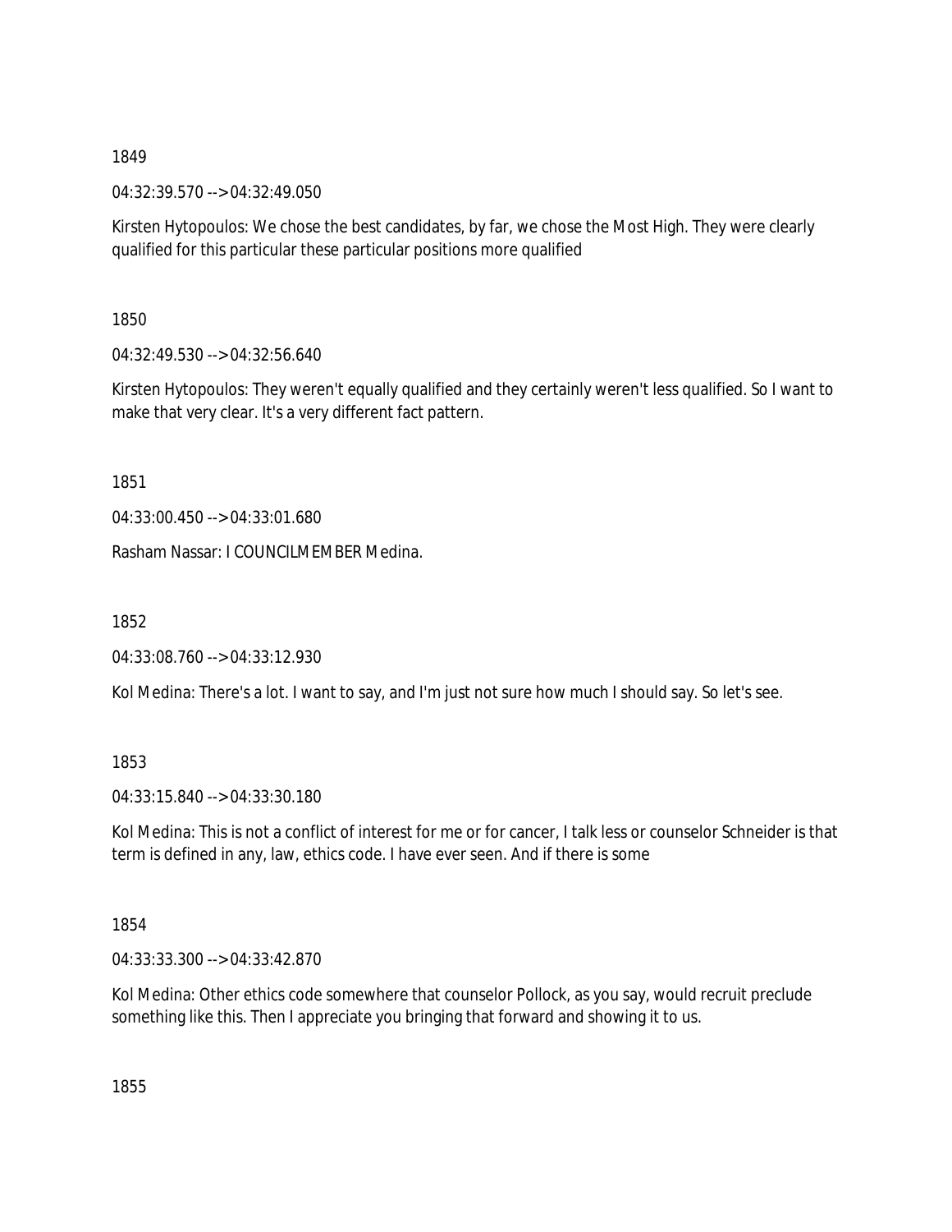1849

04:32:39.570 --> 04:32:49.050

Kirsten Hytopoulos: We chose the best candidates, by far, we chose the Most High. They were clearly qualified for this particular these particular positions more qualified

1850

04:32:49.530 --> 04:32:56.640

Kirsten Hytopoulos: They weren't equally qualified and they certainly weren't less qualified. So I want to make that very clear. It's a very different fact pattern.

1851

04:33:00.450 --> 04:33:01.680

Rasham Nassar: I COUNCILMEMBER Medina.

1852

04:33:08.760 --> 04:33:12.930

Kol Medina: There's a lot. I want to say, and I'm just not sure how much I should say. So let's see.

1853

04:33:15.840 --> 04:33:30.180

Kol Medina: This is not a conflict of interest for me or for cancer, I talk less or counselor Schneider is that term is defined in any, law, ethics code. I have ever seen. And if there is some

1854

04:33:33.300 --> 04:33:42.870

Kol Medina: Other ethics code somewhere that counselor Pollock, as you say, would recruit preclude something like this. Then I appreciate you bringing that forward and showing it to us.

1855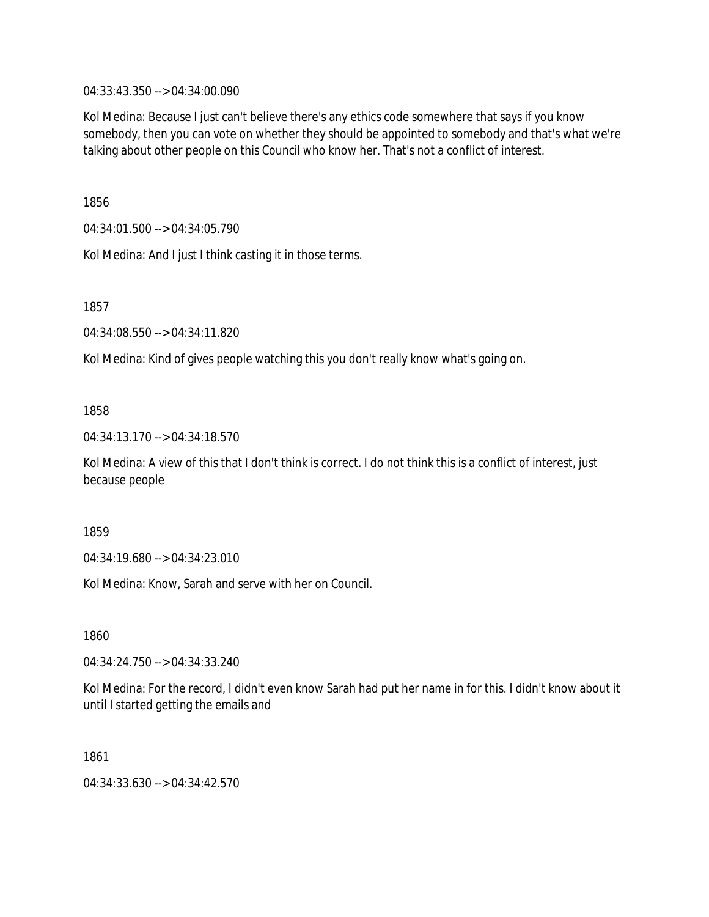04:33:43.350 --> 04:34:00.090

Kol Medina: Because I just can't believe there's any ethics code somewhere that says if you know somebody, then you can vote on whether they should be appointed to somebody and that's what we're talking about other people on this Council who know her. That's not a conflict of interest.

1856

04:34:01.500 --> 04:34:05.790

Kol Medina: And I just I think casting it in those terms.

1857

04:34:08.550 --> 04:34:11.820

Kol Medina: Kind of gives people watching this you don't really know what's going on.

1858

04:34:13.170 --> 04:34:18.570

Kol Medina: A view of this that I don't think is correct. I do not think this is a conflict of interest, just because people

1859

04:34:19.680 --> 04:34:23.010

Kol Medina: Know, Sarah and serve with her on Council.

1860

04:34:24.750 --> 04:34:33.240

Kol Medina: For the record, I didn't even know Sarah had put her name in for this. I didn't know about it until I started getting the emails and

1861

04:34:33.630 --> 04:34:42.570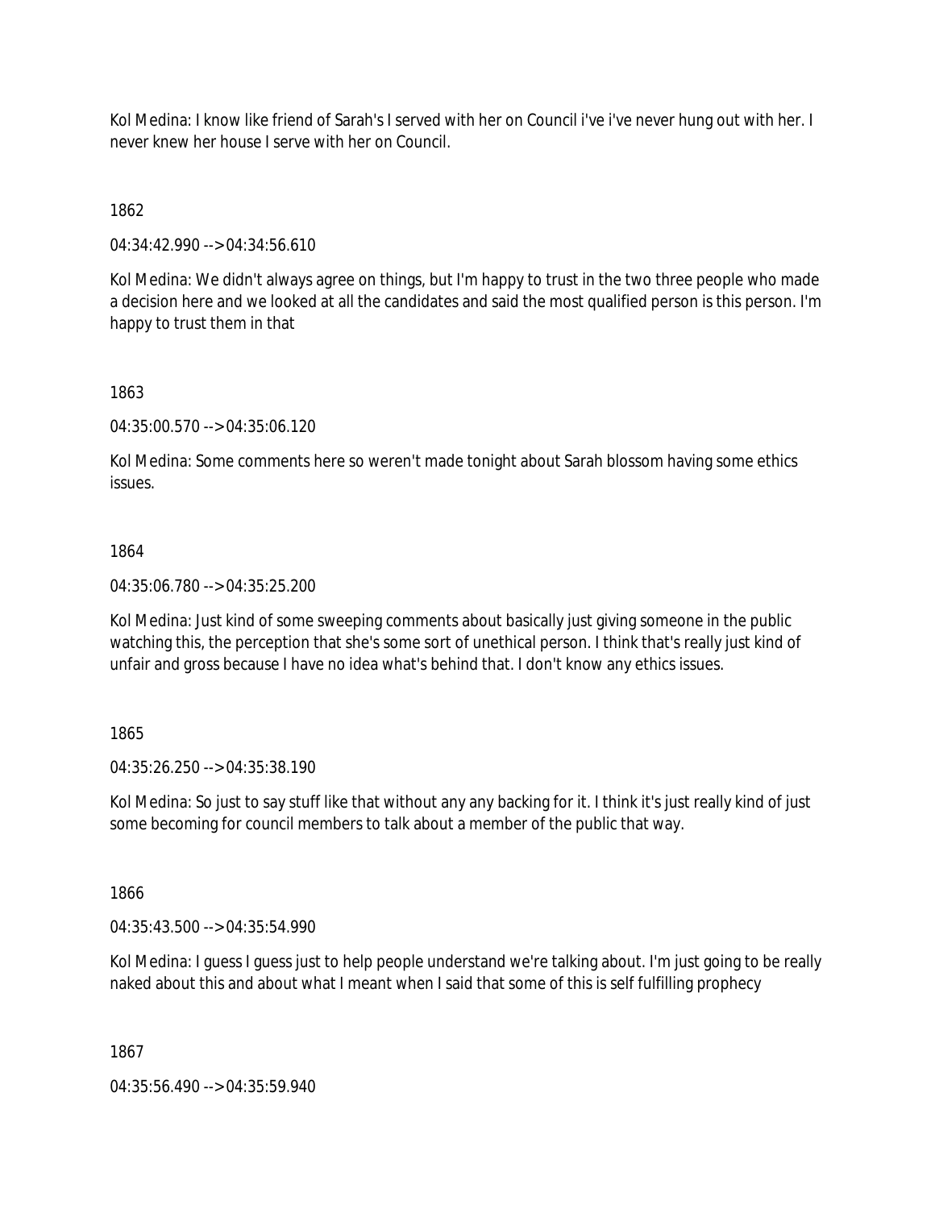Kol Medina: I know like friend of Sarah's I served with her on Council i've i've never hung out with her. I never knew her house I serve with her on Council.

1862

04:34:42.990 --> 04:34:56.610

Kol Medina: We didn't always agree on things, but I'm happy to trust in the two three people who made a decision here and we looked at all the candidates and said the most qualified person is this person. I'm happy to trust them in that

1863

04:35:00.570 --> 04:35:06.120

Kol Medina: Some comments here so weren't made tonight about Sarah blossom having some ethics issues.

1864

04:35:06.780 --> 04:35:25.200

Kol Medina: Just kind of some sweeping comments about basically just giving someone in the public watching this, the perception that she's some sort of unethical person. I think that's really just kind of unfair and gross because I have no idea what's behind that. I don't know any ethics issues.

1865

04:35:26.250 --> 04:35:38.190

Kol Medina: So just to say stuff like that without any any backing for it. I think it's just really kind of just some becoming for council members to talk about a member of the public that way.

1866

04:35:43.500 --> 04:35:54.990

Kol Medina: I guess I guess just to help people understand we're talking about. I'm just going to be really naked about this and about what I meant when I said that some of this is self fulfilling prophecy

1867

04:35:56.490 --> 04:35:59.940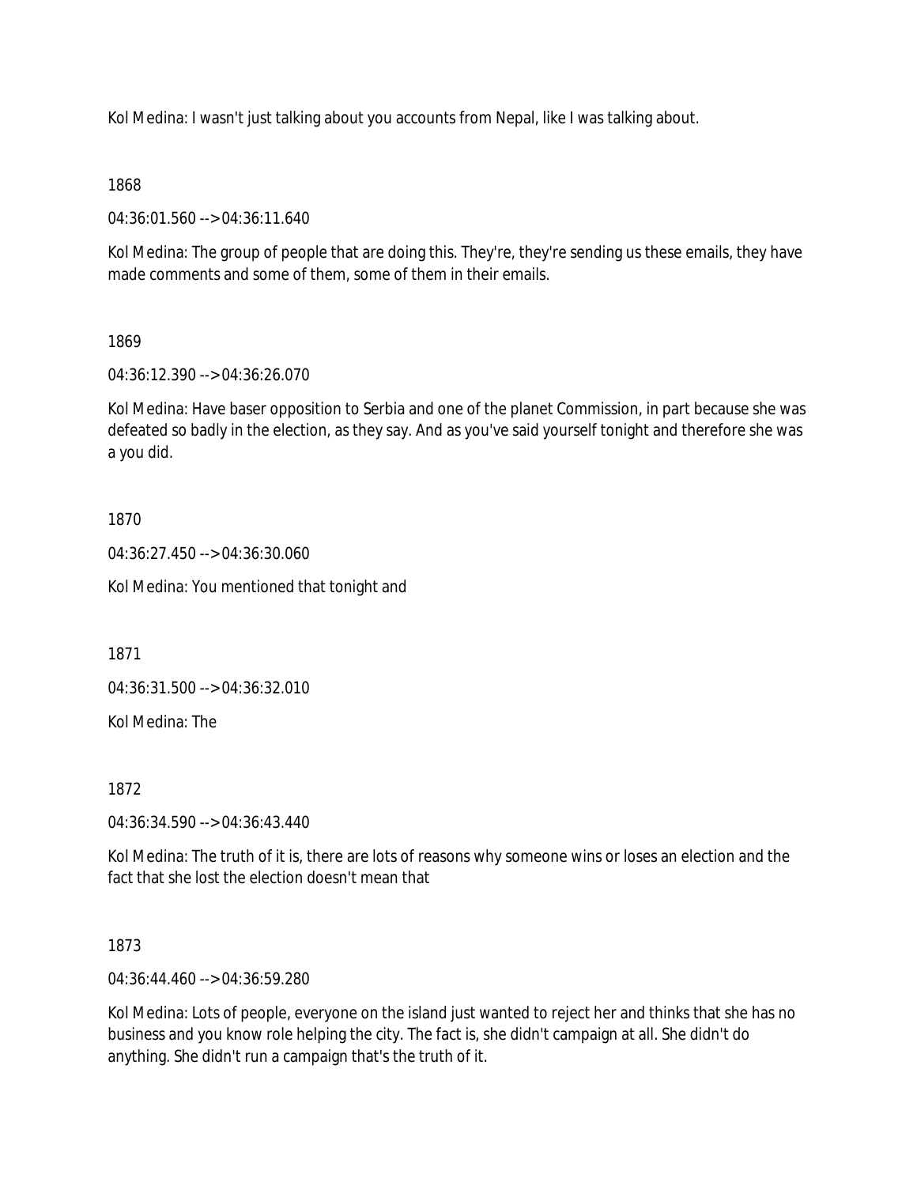Kol Medina: I wasn't just talking about you accounts from Nepal, like I was talking about.

1868

04:36:01.560 --> 04:36:11.640

Kol Medina: The group of people that are doing this. They're, they're sending us these emails, they have made comments and some of them, some of them in their emails.

1869

04:36:12.390 --> 04:36:26.070

Kol Medina: Have baser opposition to Serbia and one of the planet Commission, in part because she was defeated so badly in the election, as they say. And as you've said yourself tonight and therefore she was a you did.

1870

04:36:27.450 --> 04:36:30.060

Kol Medina: You mentioned that tonight and

1871

04:36:31.500 --> 04:36:32.010

Kol Medina: The

1872

04:36:34.590 --> 04:36:43.440

Kol Medina: The truth of it is, there are lots of reasons why someone wins or loses an election and the fact that she lost the election doesn't mean that

1873

04:36:44.460 --> 04:36:59.280

Kol Medina: Lots of people, everyone on the island just wanted to reject her and thinks that she has no business and you know role helping the city. The fact is, she didn't campaign at all. She didn't do anything. She didn't run a campaign that's the truth of it.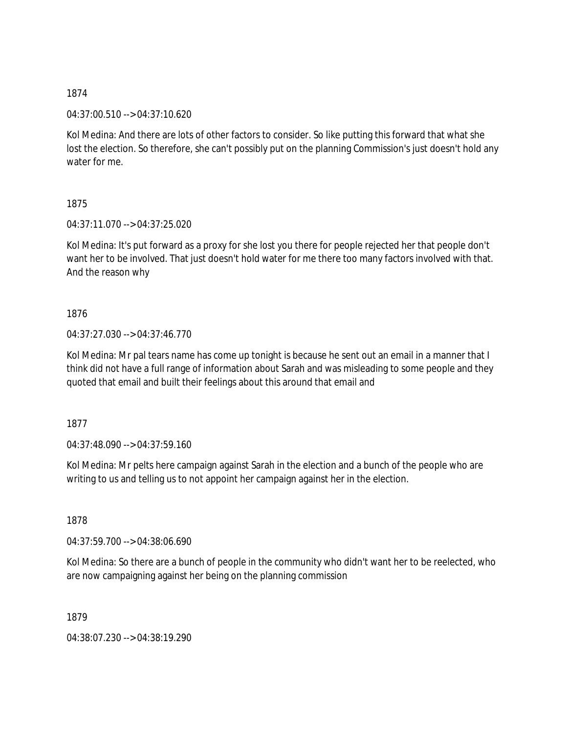1874

04:37:00.510 --> 04:37:10.620

Kol Medina: And there are lots of other factors to consider. So like putting this forward that what she lost the election. So therefore, she can't possibly put on the planning Commission's just doesn't hold any water for me.

1875

04:37:11.070 --> 04:37:25.020

Kol Medina: It's put forward as a proxy for she lost you there for people rejected her that people don't want her to be involved. That just doesn't hold water for me there too many factors involved with that. And the reason why

1876

04:37:27.030 --> 04:37:46.770

Kol Medina: Mr pal tears name has come up tonight is because he sent out an email in a manner that I think did not have a full range of information about Sarah and was misleading to some people and they quoted that email and built their feelings about this around that email and

1877

04:37:48.090 --> 04:37:59.160

Kol Medina: Mr pelts here campaign against Sarah in the election and a bunch of the people who are writing to us and telling us to not appoint her campaign against her in the election.

1878

04:37:59.700 --> 04:38:06.690

Kol Medina: So there are a bunch of people in the community who didn't want her to be reelected, who are now campaigning against her being on the planning commission

1879

04:38:07.230 --> 04:38:19.290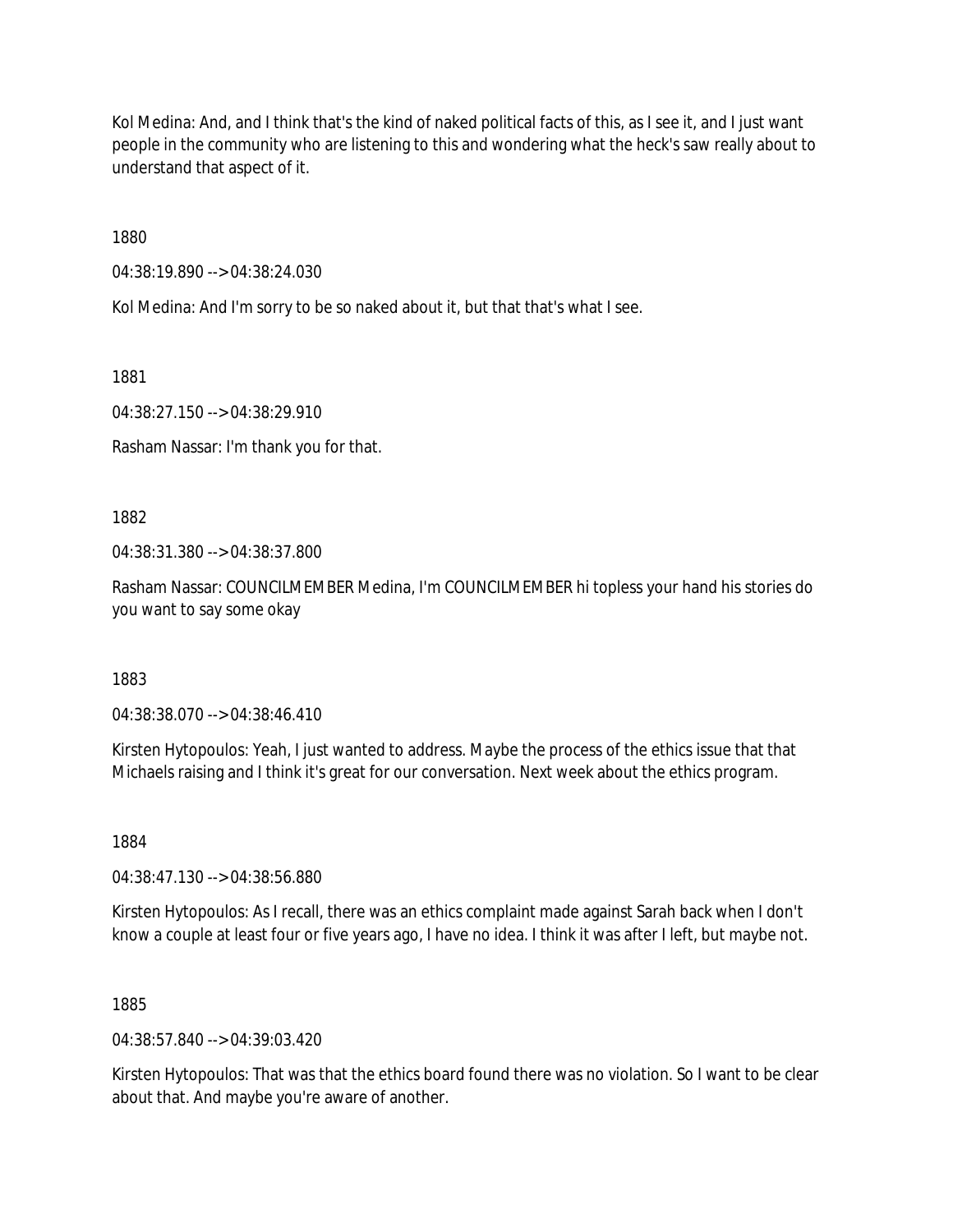Kol Medina: And, and I think that's the kind of naked political facts of this, as I see it, and I just want people in the community who are listening to this and wondering what the heck's saw really about to understand that aspect of it.

1880

04:38:19.890 --> 04:38:24.030

Kol Medina: And I'm sorry to be so naked about it, but that that's what I see.

1881

04:38:27.150 --> 04:38:29.910

Rasham Nassar: I'm thank you for that.

1882

04:38:31.380 --> 04:38:37.800

Rasham Nassar: COUNCILMEMBER Medina, I'm COUNCILMEMBER hi topless your hand his stories do you want to say some okay

1883

04:38:38.070 --> 04:38:46.410

Kirsten Hytopoulos: Yeah, I just wanted to address. Maybe the process of the ethics issue that that Michaels raising and I think it's great for our conversation. Next week about the ethics program.

1884

04:38:47.130 --> 04:38:56.880

Kirsten Hytopoulos: As I recall, there was an ethics complaint made against Sarah back when I don't know a couple at least four or five years ago, I have no idea. I think it was after I left, but maybe not.

1885

04:38:57.840 --> 04:39:03.420

Kirsten Hytopoulos: That was that the ethics board found there was no violation. So I want to be clear about that. And maybe you're aware of another.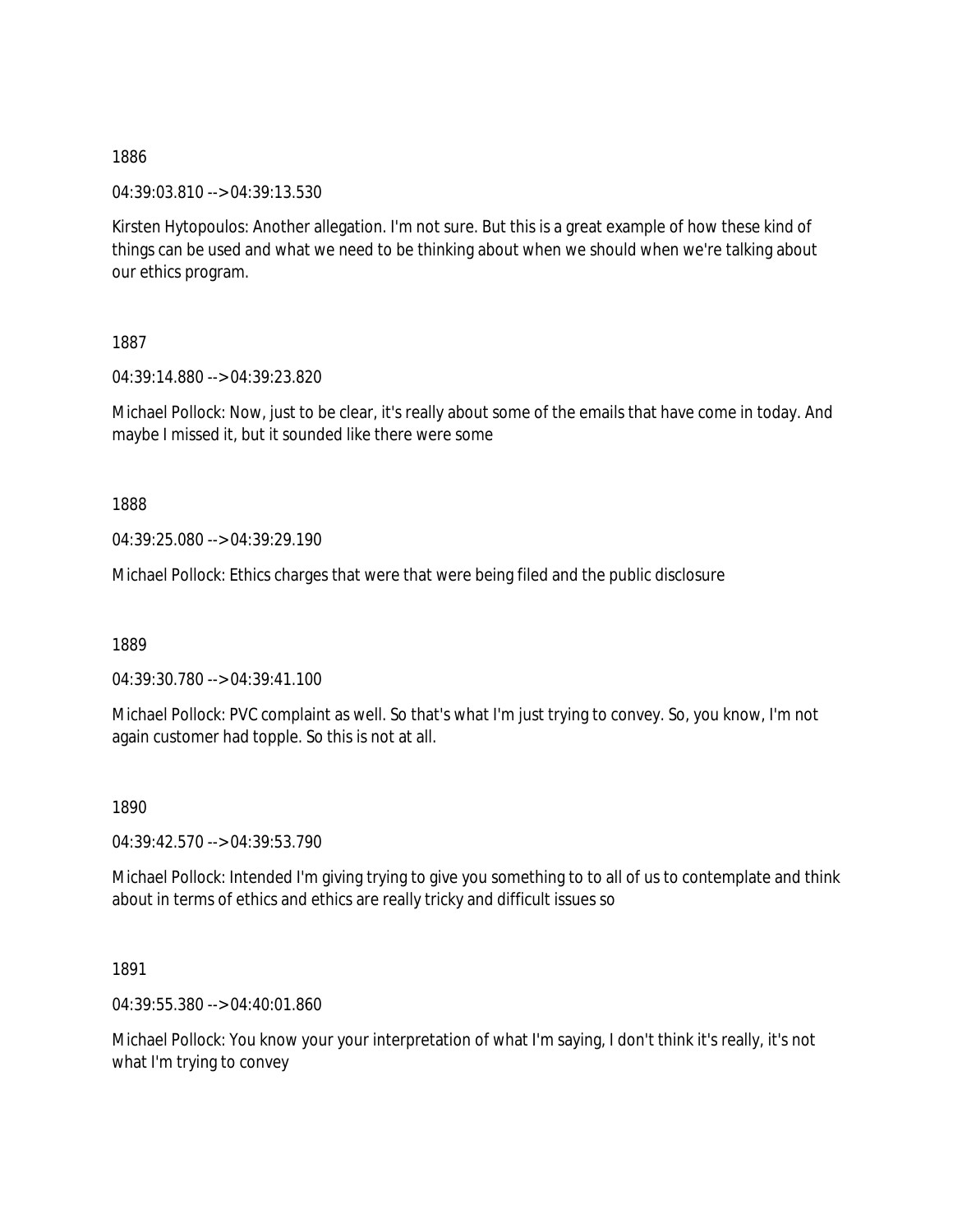1886

04:39:03.810 --> 04:39:13.530

Kirsten Hytopoulos: Another allegation. I'm not sure. But this is a great example of how these kind of things can be used and what we need to be thinking about when we should when we're talking about our ethics program.

1887

04:39:14.880 --> 04:39:23.820

Michael Pollock: Now, just to be clear, it's really about some of the emails that have come in today. And maybe I missed it, but it sounded like there were some

1888

04:39:25.080 --> 04:39:29.190

Michael Pollock: Ethics charges that were that were being filed and the public disclosure

1889

04:39:30.780 --> 04:39:41.100

Michael Pollock: PVC complaint as well. So that's what I'm just trying to convey. So, you know, I'm not again customer had topple. So this is not at all.

1890

04:39:42.570 --> 04:39:53.790

Michael Pollock: Intended I'm giving trying to give you something to to all of us to contemplate and think about in terms of ethics and ethics are really tricky and difficult issues so

1891

04:39:55.380 --> 04:40:01.860

Michael Pollock: You know your your interpretation of what I'm saying, I don't think it's really, it's not what I'm trying to convey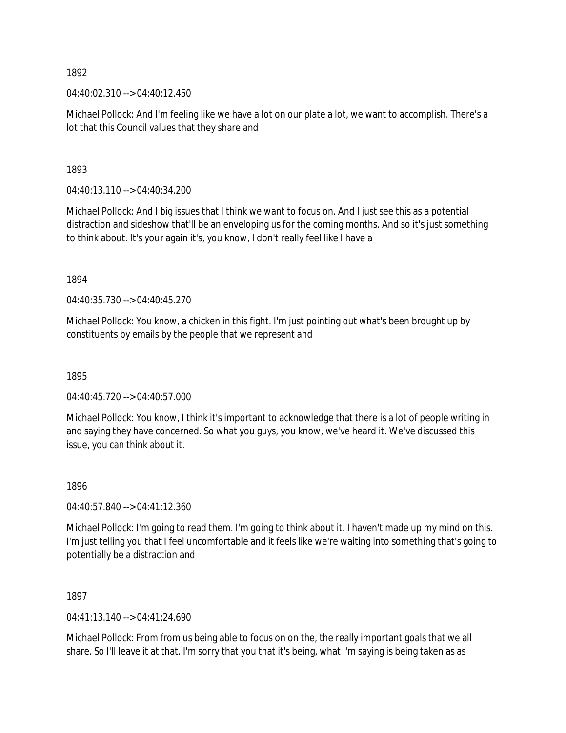1892

04:40:02.310 --> 04:40:12.450

Michael Pollock: And I'm feeling like we have a lot on our plate a lot, we want to accomplish. There's a lot that this Council values that they share and

1893

04:40:13.110 --> 04:40:34.200

Michael Pollock: And I big issues that I think we want to focus on. And I just see this as a potential distraction and sideshow that'll be an enveloping us for the coming months. And so it's just something to think about. It's your again it's, you know, I don't really feel like I have a

1894

04:40:35.730 --> 04:40:45.270

Michael Pollock: You know, a chicken in this fight. I'm just pointing out what's been brought up by constituents by emails by the people that we represent and

1895

04:40:45.720 --> 04:40:57.000

Michael Pollock: You know, I think it's important to acknowledge that there is a lot of people writing in and saying they have concerned. So what you guys, you know, we've heard it. We've discussed this issue, you can think about it.

1896

04:40:57.840 --> 04:41:12.360

Michael Pollock: I'm going to read them. I'm going to think about it. I haven't made up my mind on this. I'm just telling you that I feel uncomfortable and it feels like we're waiting into something that's going to potentially be a distraction and

1897

04:41:13.140 --> 04:41:24.690

Michael Pollock: From from us being able to focus on on the, the really important goals that we all share. So I'll leave it at that. I'm sorry that you that it's being, what I'm saying is being taken as as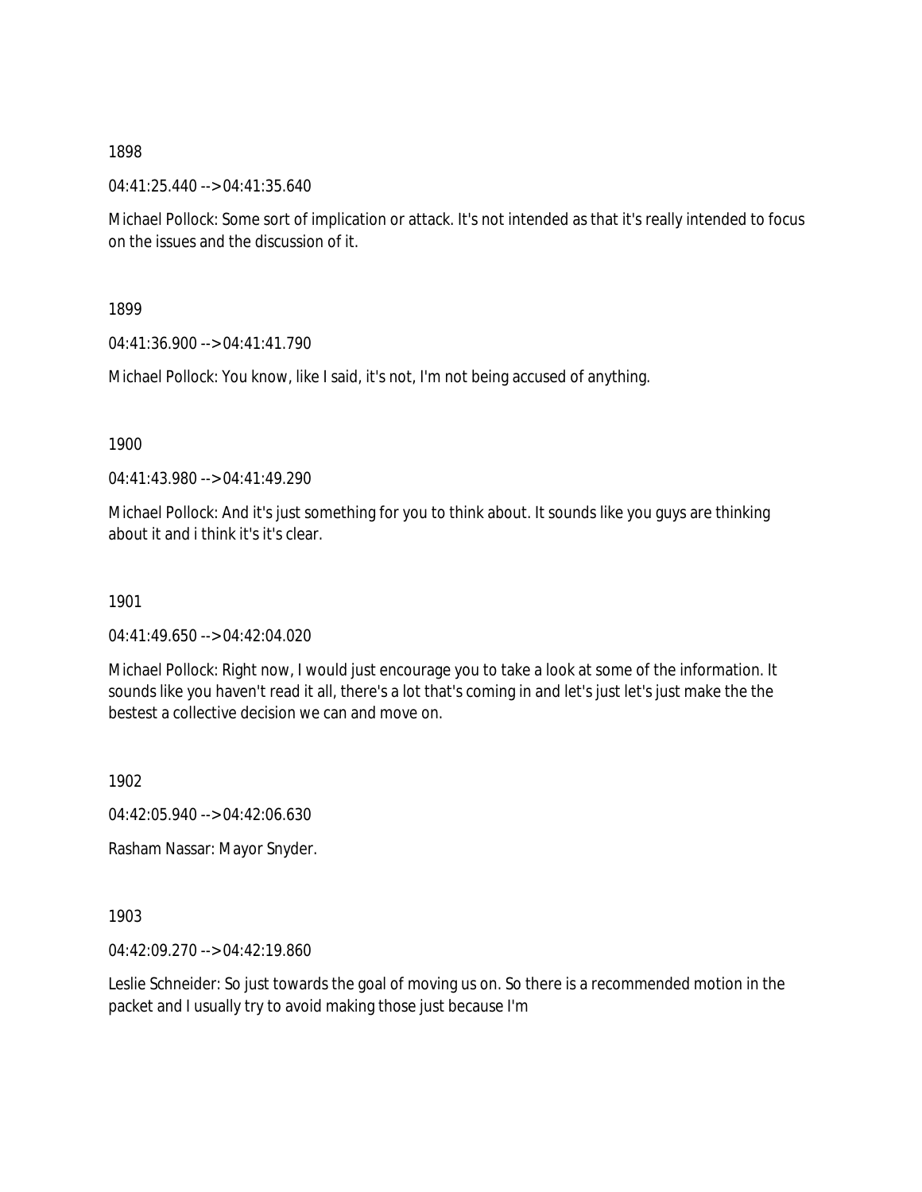1898

04:41:25.440 --> 04:41:35.640

Michael Pollock: Some sort of implication or attack. It's not intended as that it's really intended to focus on the issues and the discussion of it.

1899

04:41:36.900 --> 04:41:41.790

Michael Pollock: You know, like I said, it's not, I'm not being accused of anything.

1900

04:41:43.980 --> 04:41:49.290

Michael Pollock: And it's just something for you to think about. It sounds like you guys are thinking about it and i think it's it's clear.

1901

04:41:49.650 --> 04:42:04.020

Michael Pollock: Right now, I would just encourage you to take a look at some of the information. It sounds like you haven't read it all, there's a lot that's coming in and let's just let's just make the the bestest a collective decision we can and move on.

1902

04:42:05.940 --> 04:42:06.630

Rasham Nassar: Mayor Snyder.

1903

04:42:09.270 --> 04:42:19.860

Leslie Schneider: So just towards the goal of moving us on. So there is a recommended motion in the packet and I usually try to avoid making those just because I'm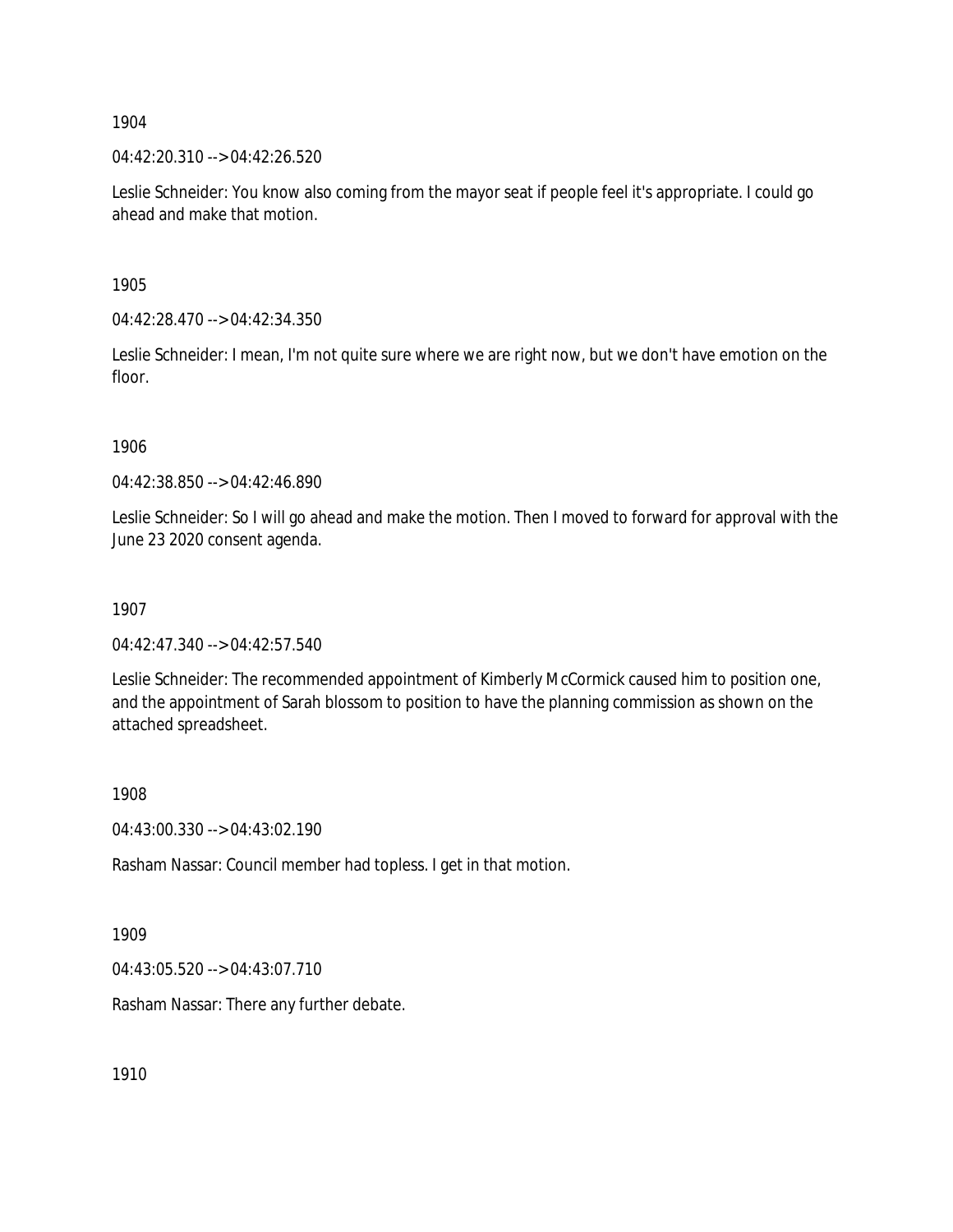1904

04:42:20.310 --> 04:42:26.520

Leslie Schneider: You know also coming from the mayor seat if people feel it's appropriate. I could go ahead and make that motion.

1905

04:42:28.470 --> 04:42:34.350

Leslie Schneider: I mean, I'm not quite sure where we are right now, but we don't have emotion on the floor.

1906

04:42:38.850 --> 04:42:46.890

Leslie Schneider: So I will go ahead and make the motion. Then I moved to forward for approval with the June 23 2020 consent agenda.

1907

04:42:47.340 --> 04:42:57.540

Leslie Schneider: The recommended appointment of Kimberly McCormick caused him to position one, and the appointment of Sarah blossom to position to have the planning commission as shown on the attached spreadsheet.

1908

04:43:00.330 --> 04:43:02.190

Rasham Nassar: Council member had topless. I get in that motion.

1909

04:43:05.520 --> 04:43:07.710

Rasham Nassar: There any further debate.

1910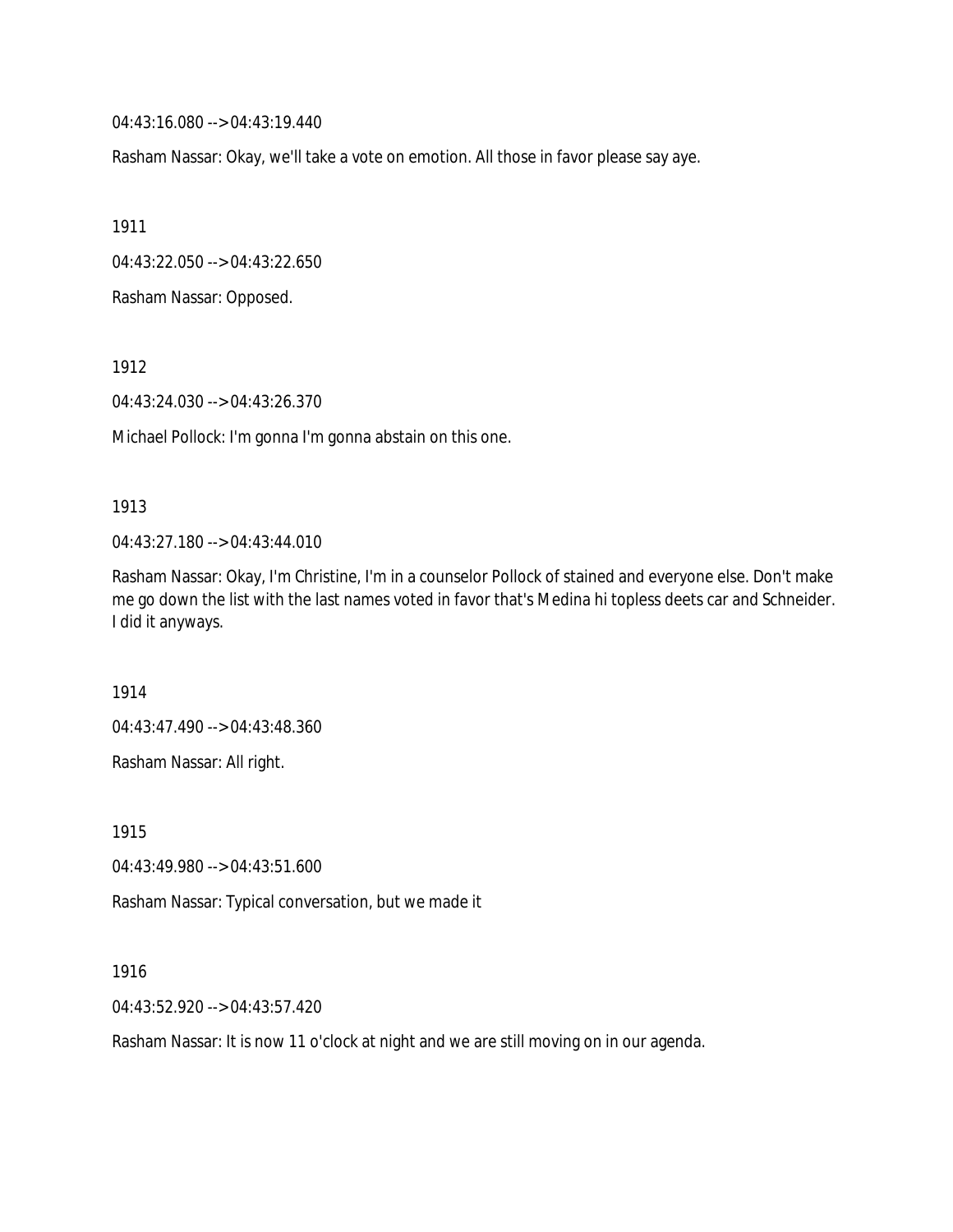04:43:16.080 --> 04:43:19.440

Rasham Nassar: Okay, we'll take a vote on emotion. All those in favor please say aye.

1911

04:43:22.050 --> 04:43:22.650

Rasham Nassar: Opposed.

1912

04:43:24.030 --> 04:43:26.370

Michael Pollock: I'm gonna I'm gonna abstain on this one.

1913

04:43:27.180 --> 04:43:44.010

Rasham Nassar: Okay, I'm Christine, I'm in a counselor Pollock of stained and everyone else. Don't make me go down the list with the last names voted in favor that's Medina hi topless deets car and Schneider. I did it anyways.

1914

04:43:47.490 --> 04:43:48.360

Rasham Nassar: All right.

1915

04:43:49.980 --> 04:43:51.600

Rasham Nassar: Typical conversation, but we made it

1916

04:43:52.920 --> 04:43:57.420

Rasham Nassar: It is now 11 o'clock at night and we are still moving on in our agenda.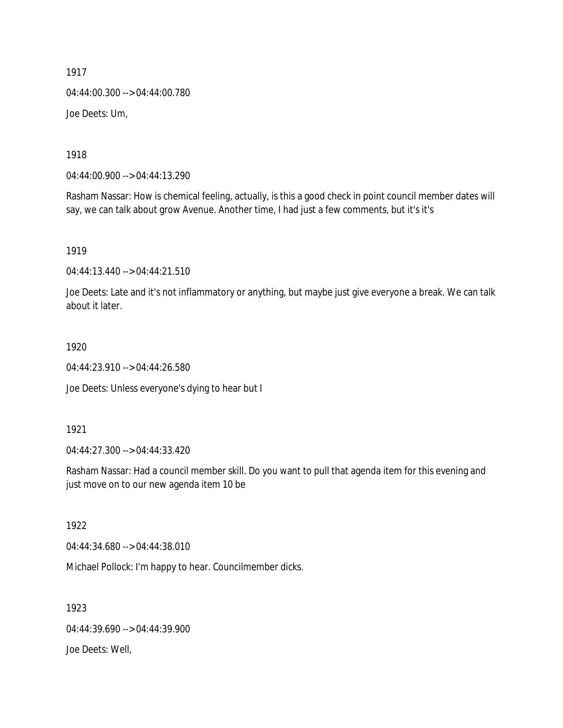1917

04:44:00.300 --> 04:44:00.780

Joe Deets: Um,

1918

04:44:00.900 --> 04:44:13.290

Rasham Nassar: How is chemical feeling, actually, is this a good check in point council member dates will say, we can talk about grow Avenue. Another time, I had just a few comments, but it's it's

1919

04:44:13.440 --> 04:44:21.510

Joe Deets: Late and it's not inflammatory or anything, but maybe just give everyone a break. We can talk about it later.

1920

04:44:23.910 --> 04:44:26.580

Joe Deets: Unless everyone's dying to hear but I

1921

04:44:27.300 --> 04:44:33.420

Rasham Nassar: Had a council member skill. Do you want to pull that agenda item for this evening and just move on to our new agenda item 10 be

1922

04:44:34.680 --> 04:44:38.010

Michael Pollock: I'm happy to hear. Councilmember dicks.

1923

04:44:39.690 --> 04:44:39.900

Joe Deets: Well,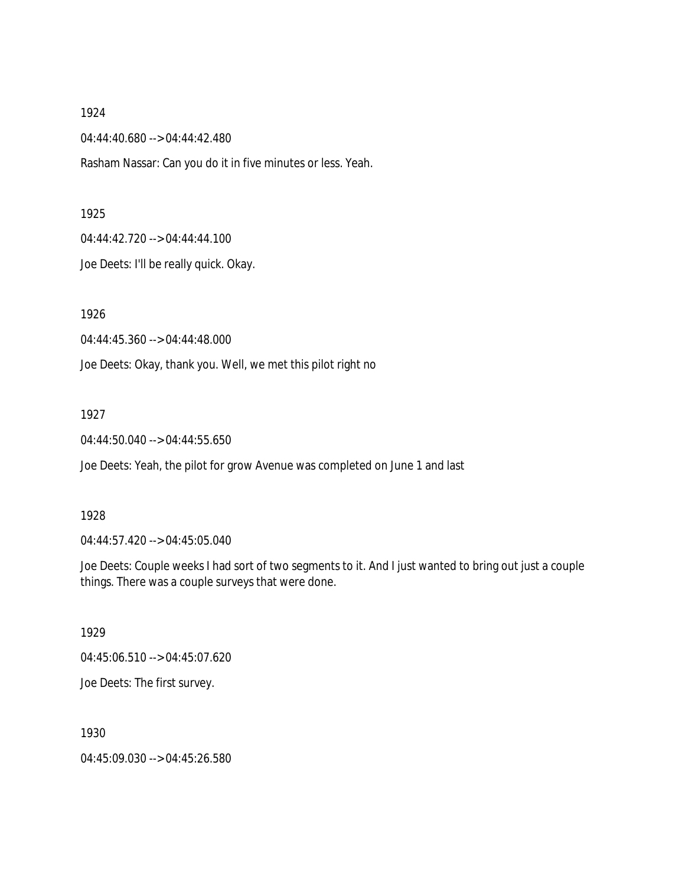1924

04:44:40.680 --> 04:44:42.480

Rasham Nassar: Can you do it in five minutes or less. Yeah.

1925

04:44:42.720 --> 04:44:44.100

Joe Deets: I'll be really quick. Okay.

1926

04:44:45.360 --> 04:44:48.000

Joe Deets: Okay, thank you. Well, we met this pilot right no

1927

04:44:50.040 --> 04:44:55.650

Joe Deets: Yeah, the pilot for grow Avenue was completed on June 1 and last

1928

04:44:57.420 --> 04:45:05.040

Joe Deets: Couple weeks I had sort of two segments to it. And I just wanted to bring out just a couple things. There was a couple surveys that were done.

1929

04:45:06.510 --> 04:45:07.620

Joe Deets: The first survey.

1930

04:45:09.030 --> 04:45:26.580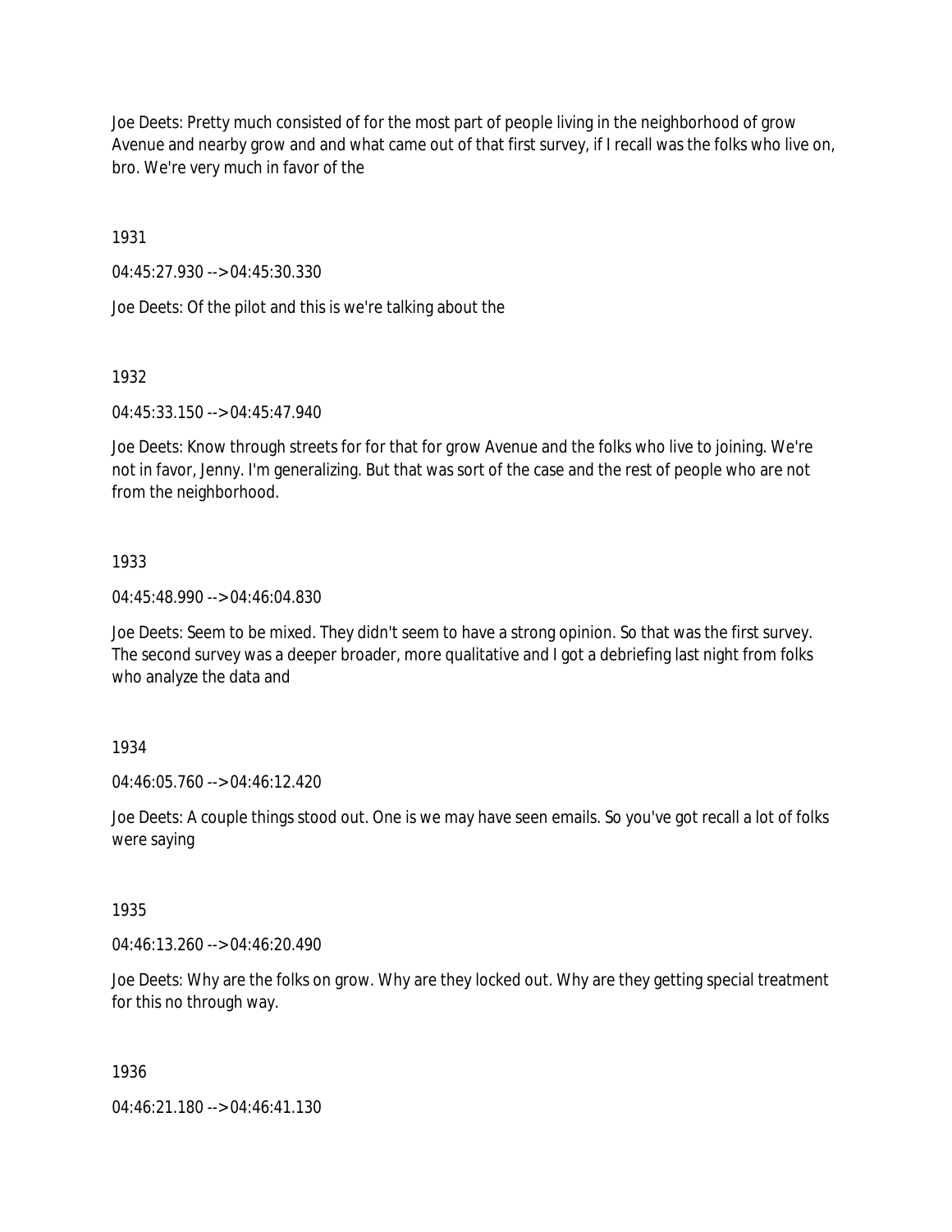Joe Deets: Pretty much consisted of for the most part of people living in the neighborhood of grow Avenue and nearby grow and and what came out of that first survey, if I recall was the folks who live on, bro. We're very much in favor of the

1931

04:45:27.930 --> 04:45:30.330

Joe Deets: Of the pilot and this is we're talking about the

1932

04:45:33.150 --> 04:45:47.940

Joe Deets: Know through streets for for that for grow Avenue and the folks who live to joining. We're not in favor, Jenny. I'm generalizing. But that was sort of the case and the rest of people who are not from the neighborhood.

1933

04:45:48.990 --> 04:46:04.830

Joe Deets: Seem to be mixed. They didn't seem to have a strong opinion. So that was the first survey. The second survey was a deeper broader, more qualitative and I got a debriefing last night from folks who analyze the data and

1934

04:46:05.760 --> 04:46:12.420

Joe Deets: A couple things stood out. One is we may have seen emails. So you've got recall a lot of folks were saying

1935

04:46:13.260 --> 04:46:20.490

Joe Deets: Why are the folks on grow. Why are they locked out. Why are they getting special treatment for this no through way.

1936

04:46:21.180 --> 04:46:41.130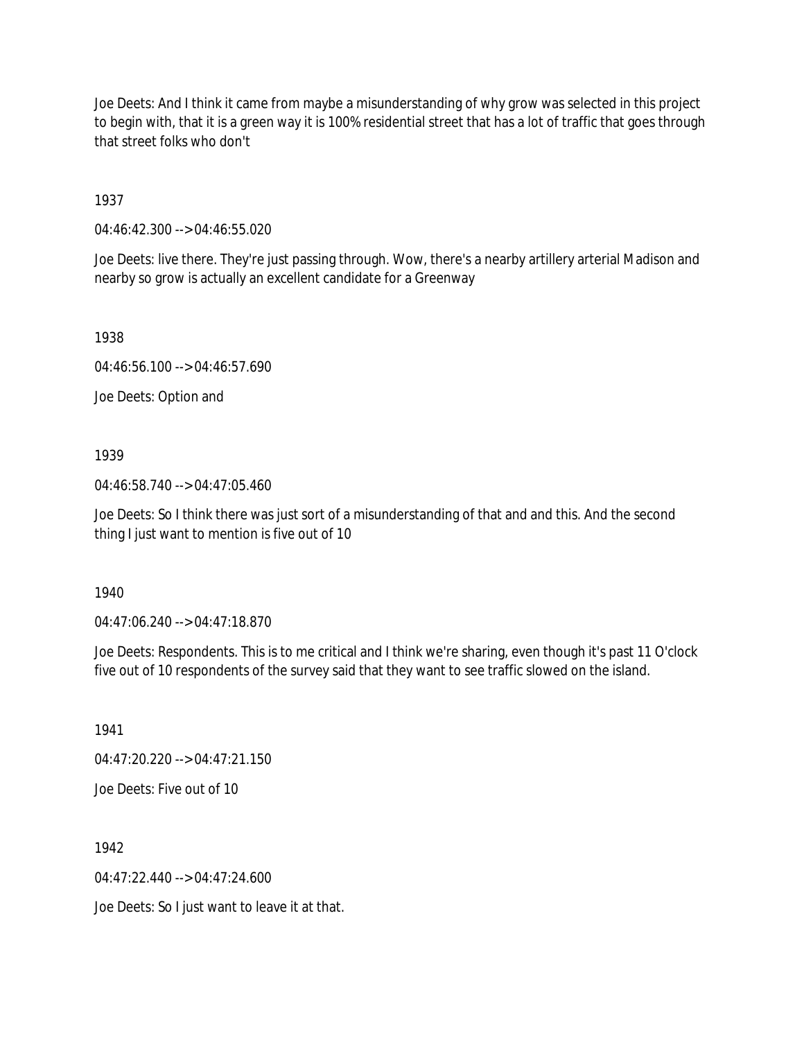Joe Deets: And I think it came from maybe a misunderstanding of why grow was selected in this project to begin with, that it is a green way it is 100% residential street that has a lot of traffic that goes through that street folks who don't

1937

04:46:42.300 --> 04:46:55.020

Joe Deets: live there. They're just passing through. Wow, there's a nearby artillery arterial Madison and nearby so grow is actually an excellent candidate for a Greenway

1938

04:46:56.100 --> 04:46:57.690

Joe Deets: Option and

1939

04:46:58.740 --> 04:47:05.460

Joe Deets: So I think there was just sort of a misunderstanding of that and and this. And the second thing I just want to mention is five out of 10

1940

04:47:06.240 --> 04:47:18.870

Joe Deets: Respondents. This is to me critical and I think we're sharing, even though it's past 11 O'clock five out of 10 respondents of the survey said that they want to see traffic slowed on the island.

1941

04:47:20.220 --> 04:47:21.150

Joe Deets: Five out of 10

1942

04:47:22.440 --> 04:47:24.600

Joe Deets: So I just want to leave it at that.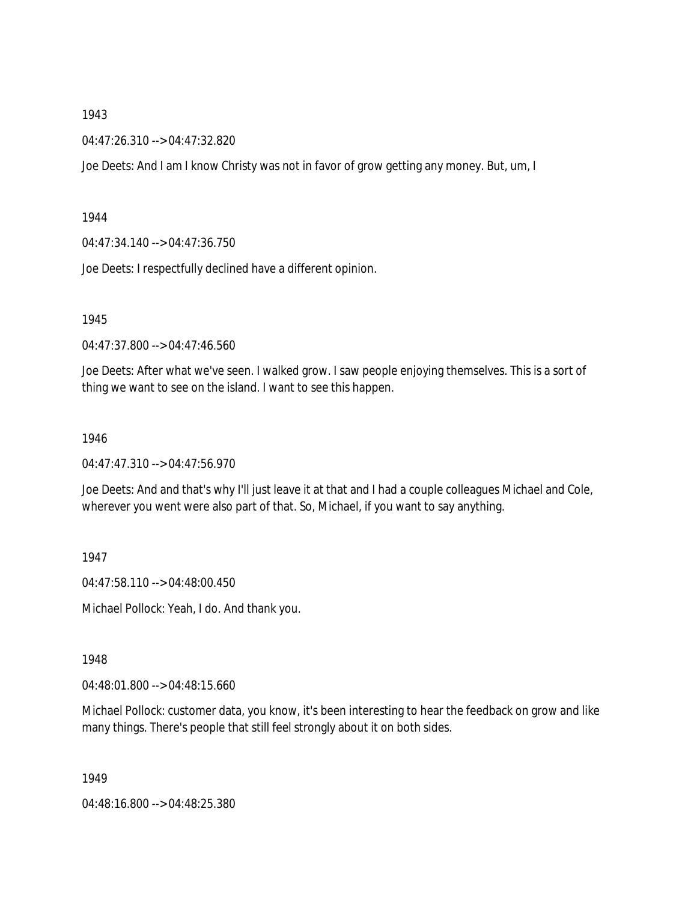1943

04:47:26.310 --> 04:47:32.820

Joe Deets: And I am I know Christy was not in favor of grow getting any money. But, um, I

1944

04:47:34.140 --> 04:47:36.750

Joe Deets: I respectfully declined have a different opinion.

1945

04:47:37.800 --> 04:47:46.560

Joe Deets: After what we've seen. I walked grow. I saw people enjoying themselves. This is a sort of thing we want to see on the island. I want to see this happen.

1946

04:47:47.310 --> 04:47:56.970

Joe Deets: And and that's why I'll just leave it at that and I had a couple colleagues Michael and Cole, wherever you went were also part of that. So, Michael, if you want to say anything.

1947

04:47:58.110 --> 04:48:00.450

Michael Pollock: Yeah, I do. And thank you.

1948

04:48:01.800 --> 04:48:15.660

Michael Pollock: customer data, you know, it's been interesting to hear the feedback on grow and like many things. There's people that still feel strongly about it on both sides.

1949

04:48:16.800 --> 04:48:25.380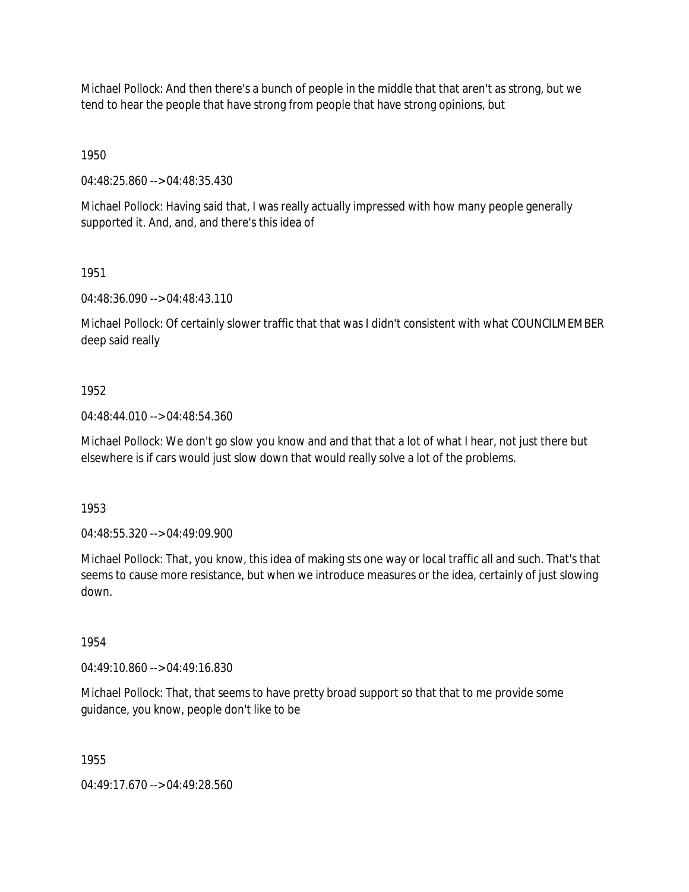Michael Pollock: And then there's a bunch of people in the middle that that aren't as strong, but we tend to hear the people that have strong from people that have strong opinions, but

1950

04:48:25.860 --> 04:48:35.430

Michael Pollock: Having said that, I was really actually impressed with how many people generally supported it. And, and, and there's this idea of

1951

04:48:36.090 --> 04:48:43.110

Michael Pollock: Of certainly slower traffic that that was I didn't consistent with what COUNCILMEMBER deep said really

1952

04:48:44.010 --> 04:48:54.360

Michael Pollock: We don't go slow you know and and that that a lot of what I hear, not just there but elsewhere is if cars would just slow down that would really solve a lot of the problems.

1953

04:48:55.320 --> 04:49:09.900

Michael Pollock: That, you know, this idea of making sts one way or local traffic all and such. That's that seems to cause more resistance, but when we introduce measures or the idea, certainly of just slowing down.

1954

04:49:10.860 --> 04:49:16.830

Michael Pollock: That, that seems to have pretty broad support so that that to me provide some guidance, you know, people don't like to be

1955

04:49:17.670 --> 04:49:28.560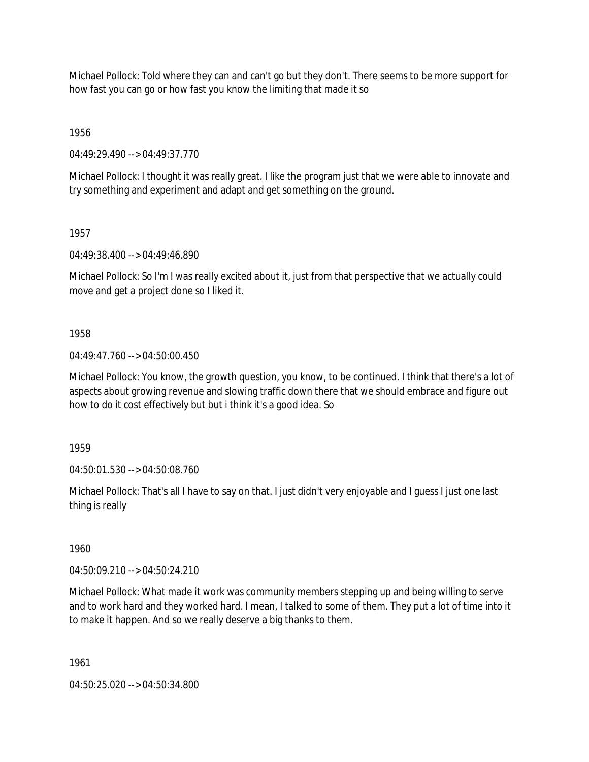Michael Pollock: Told where they can and can't go but they don't. There seems to be more support for how fast you can go or how fast you know the limiting that made it so

1956

04:49:29.490 --> 04:49:37.770

Michael Pollock: I thought it was really great. I like the program just that we were able to innovate and try something and experiment and adapt and get something on the ground.

1957

04:49:38.400 --> 04:49:46.890

Michael Pollock: So I'm I was really excited about it, just from that perspective that we actually could move and get a project done so I liked it.

1958

04:49:47.760 --> 04:50:00.450

Michael Pollock: You know, the growth question, you know, to be continued. I think that there's a lot of aspects about growing revenue and slowing traffic down there that we should embrace and figure out how to do it cost effectively but but i think it's a good idea. So

1959

04:50:01.530 --> 04:50:08.760

Michael Pollock: That's all I have to say on that. I just didn't very enjoyable and I guess I just one last thing is really

1960

04:50:09.210 --> 04:50:24.210

Michael Pollock: What made it work was community members stepping up and being willing to serve and to work hard and they worked hard. I mean, I talked to some of them. They put a lot of time into it to make it happen. And so we really deserve a big thanks to them.

1961

04:50:25.020 --> 04:50:34.800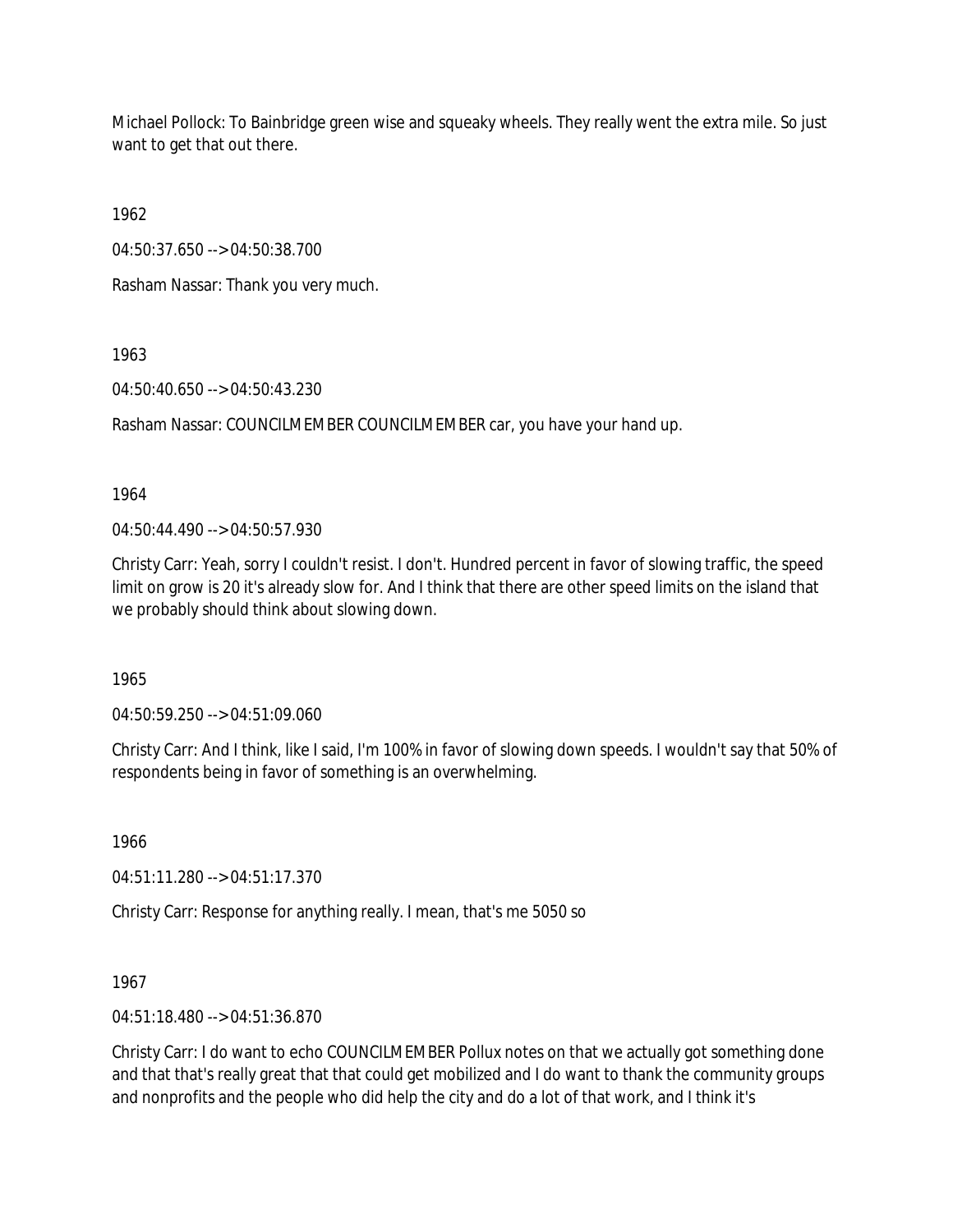Michael Pollock: To Bainbridge green wise and squeaky wheels. They really went the extra mile. So just want to get that out there.

1962

04:50:37.650 --> 04:50:38.700

Rasham Nassar: Thank you very much.

1963

04:50:40.650 --> 04:50:43.230

Rasham Nassar: COUNCILMEMBER COUNCILMEMBER car, you have your hand up.

1964

04:50:44.490 --> 04:50:57.930

Christy Carr: Yeah, sorry I couldn't resist. I don't. Hundred percent in favor of slowing traffic, the speed limit on grow is 20 it's already slow for. And I think that there are other speed limits on the island that we probably should think about slowing down.

1965

04:50:59.250 --> 04:51:09.060

Christy Carr: And I think, like I said, I'm 100% in favor of slowing down speeds. I wouldn't say that 50% of respondents being in favor of something is an overwhelming.

1966

04:51:11.280 --> 04:51:17.370

Christy Carr: Response for anything really. I mean, that's me 5050 so

1967

04:51:18.480 --> 04:51:36.870

Christy Carr: I do want to echo COUNCILMEMBER Pollux notes on that we actually got something done and that that's really great that that could get mobilized and I do want to thank the community groups and nonprofits and the people who did help the city and do a lot of that work, and I think it's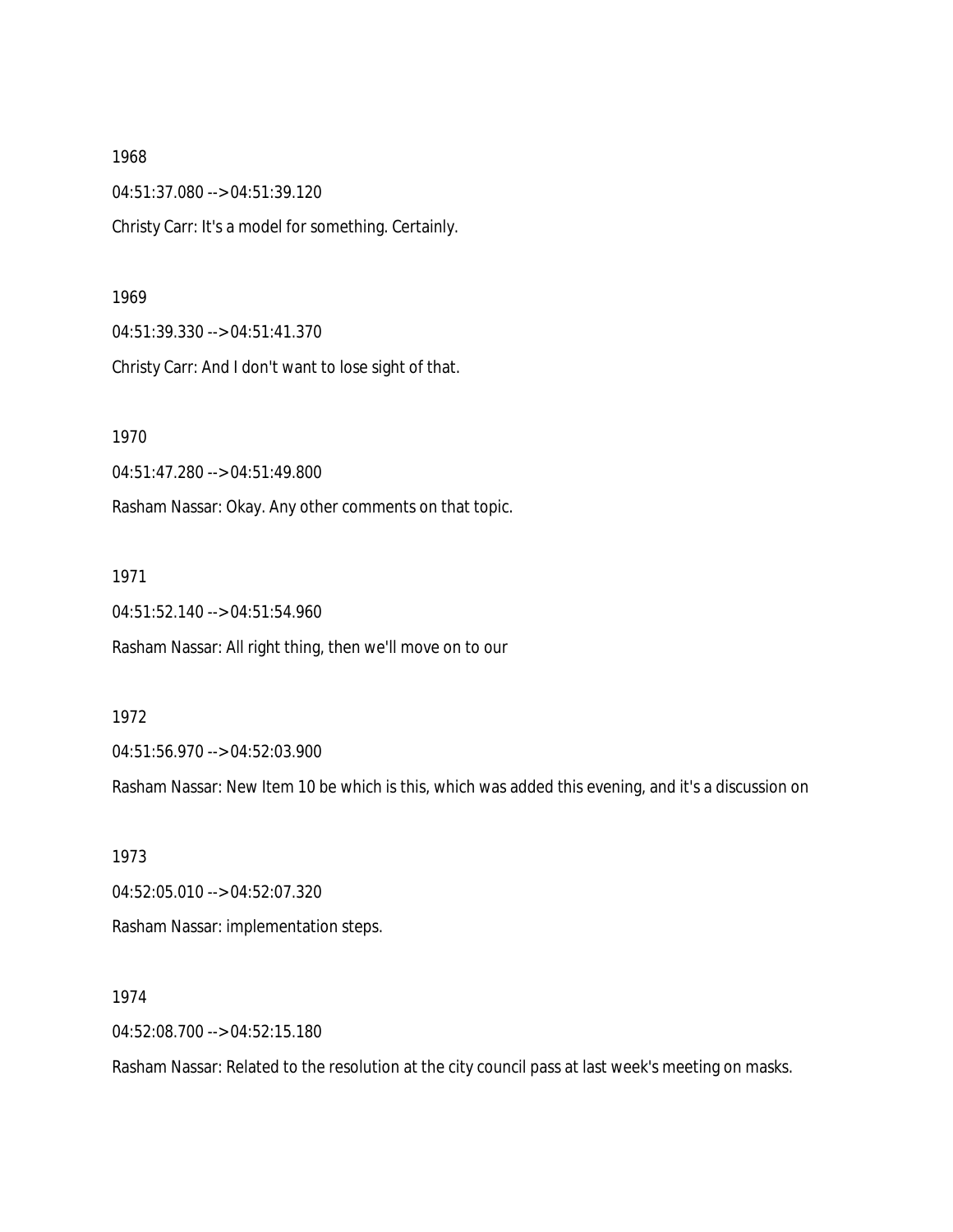1968

04:51:37.080 --> 04:51:39.120

Christy Carr: It's a model for something. Certainly.

1969

04:51:39.330 --> 04:51:41.370

Christy Carr: And I don't want to lose sight of that.

1970

04:51:47.280 --> 04:51:49.800

Rasham Nassar: Okay. Any other comments on that topic.

1971

04:51:52.140 --> 04:51:54.960

Rasham Nassar: All right thing, then we'll move on to our

1972

04:51:56.970 --> 04:52:03.900

Rasham Nassar: New Item 10 be which is this, which was added this evening, and it's a discussion on

1973

04:52:05.010 --> 04:52:07.320

Rasham Nassar: implementation steps.

1974

04:52:08.700 --> 04:52:15.180

Rasham Nassar: Related to the resolution at the city council pass at last week's meeting on masks.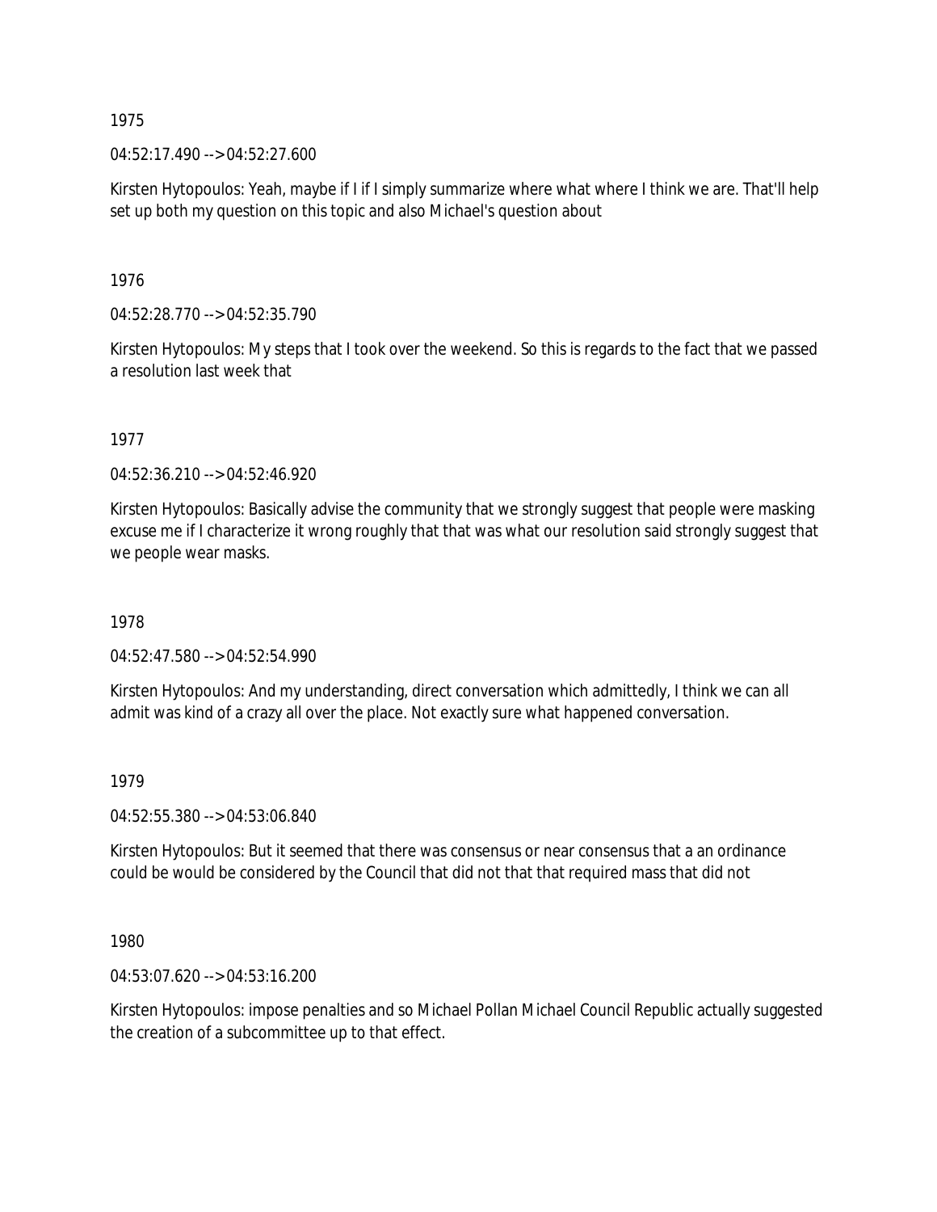1975

04:52:17.490 --> 04:52:27.600

Kirsten Hytopoulos: Yeah, maybe if I if I simply summarize where what where I think we are. That'll help set up both my question on this topic and also Michael's question about

1976

04:52:28.770 --> 04:52:35.790

Kirsten Hytopoulos: My steps that I took over the weekend. So this is regards to the fact that we passed a resolution last week that

1977

04:52:36.210 --> 04:52:46.920

Kirsten Hytopoulos: Basically advise the community that we strongly suggest that people were masking excuse me if I characterize it wrong roughly that that was what our resolution said strongly suggest that we people wear masks.

1978

04:52:47.580 --> 04:52:54.990

Kirsten Hytopoulos: And my understanding, direct conversation which admittedly, I think we can all admit was kind of a crazy all over the place. Not exactly sure what happened conversation.

1979

04:52:55.380 --> 04:53:06.840

Kirsten Hytopoulos: But it seemed that there was consensus or near consensus that a an ordinance could be would be considered by the Council that did not that that required mass that did not

1980

04:53:07.620 --> 04:53:16.200

Kirsten Hytopoulos: impose penalties and so Michael Pollan Michael Council Republic actually suggested the creation of a subcommittee up to that effect.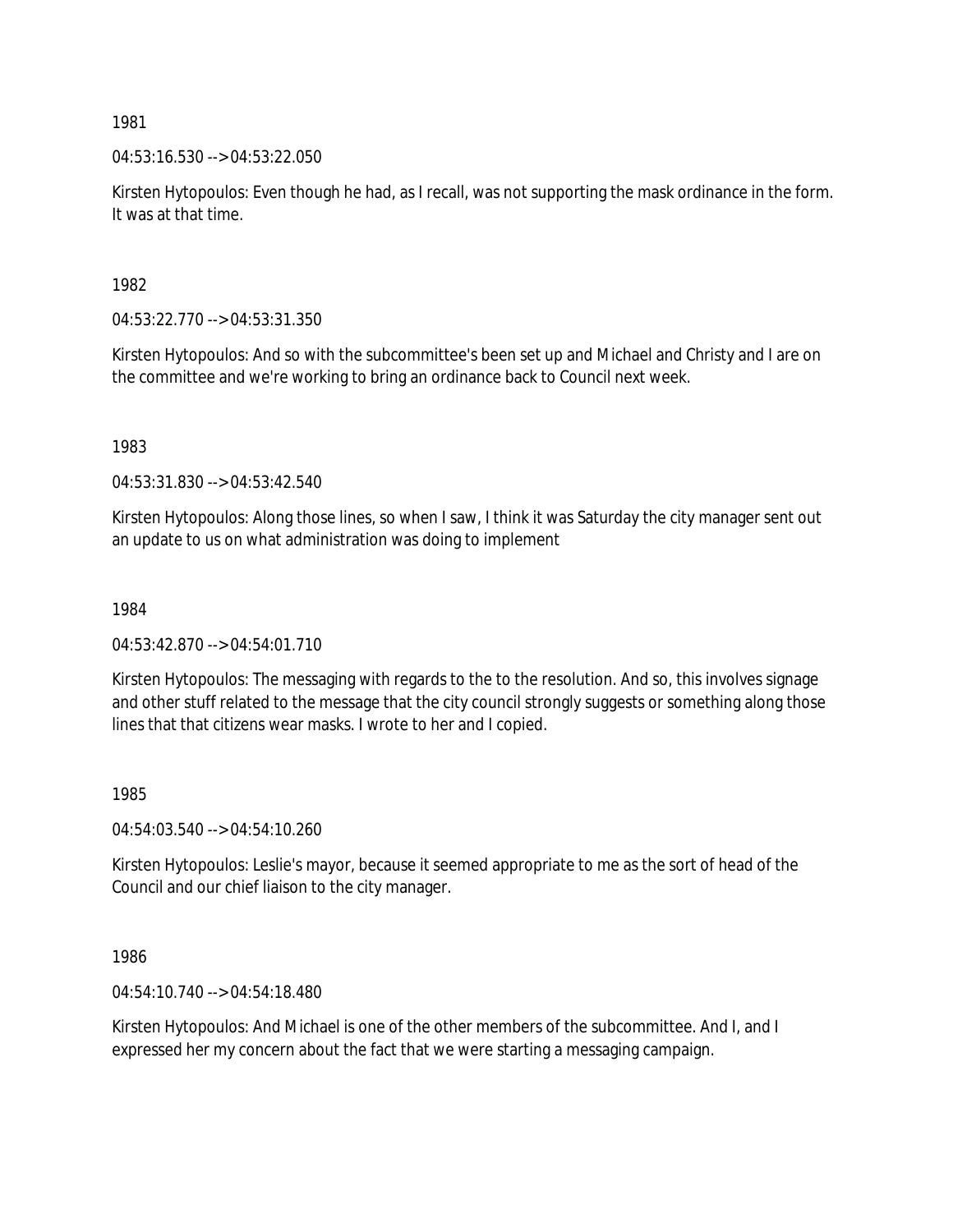1981

04:53:16.530 --> 04:53:22.050

Kirsten Hytopoulos: Even though he had, as I recall, was not supporting the mask ordinance in the form. It was at that time.

1982

04:53:22.770 --> 04:53:31.350

Kirsten Hytopoulos: And so with the subcommittee's been set up and Michael and Christy and I are on the committee and we're working to bring an ordinance back to Council next week.

1983

04:53:31.830 --> 04:53:42.540

Kirsten Hytopoulos: Along those lines, so when I saw, I think it was Saturday the city manager sent out an update to us on what administration was doing to implement

1984

04:53:42.870 --> 04:54:01.710

Kirsten Hytopoulos: The messaging with regards to the to to the resolution. And so, this involves signage and other stuff related to the message that the city council strongly suggests or something along those lines that that citizens wear masks. I wrote to her and I copied.

1985

04:54:03.540 --> 04:54:10.260

Kirsten Hytopoulos: Leslie's mayor, because it seemed appropriate to me as the sort of head of the Council and our chief liaison to the city manager.

1986

04:54:10.740 --> 04:54:18.480

Kirsten Hytopoulos: And Michael is one of the other members of the subcommittee. And I, and I expressed her my concern about the fact that we were starting a messaging campaign.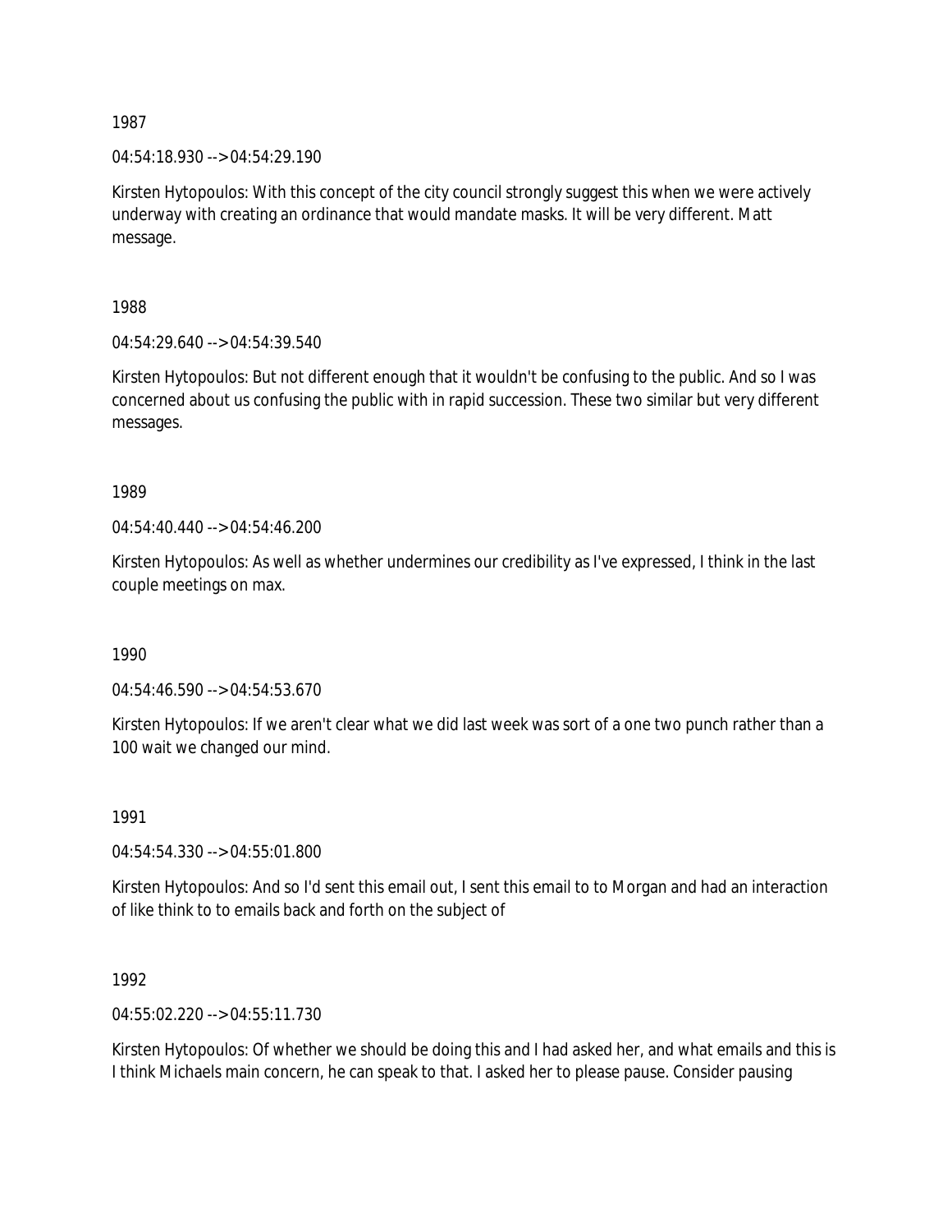1987

04:54:18.930 --> 04:54:29.190

Kirsten Hytopoulos: With this concept of the city council strongly suggest this when we were actively underway with creating an ordinance that would mandate masks. It will be very different. Matt message.

1988

04:54:29.640 --> 04:54:39.540

Kirsten Hytopoulos: But not different enough that it wouldn't be confusing to the public. And so I was concerned about us confusing the public with in rapid succession. These two similar but very different messages.

1989

04:54:40.440 --> 04:54:46.200

Kirsten Hytopoulos: As well as whether undermines our credibility as I've expressed, I think in the last couple meetings on max.

1990

04:54:46.590 --> 04:54:53.670

Kirsten Hytopoulos: If we aren't clear what we did last week was sort of a one two punch rather than a 100 wait we changed our mind.

1991

04:54:54.330 --> 04:55:01.800

Kirsten Hytopoulos: And so I'd sent this email out, I sent this email to to Morgan and had an interaction of like think to to emails back and forth on the subject of

1992

04:55:02.220 --> 04:55:11.730

Kirsten Hytopoulos: Of whether we should be doing this and I had asked her, and what emails and this is I think Michaels main concern, he can speak to that. I asked her to please pause. Consider pausing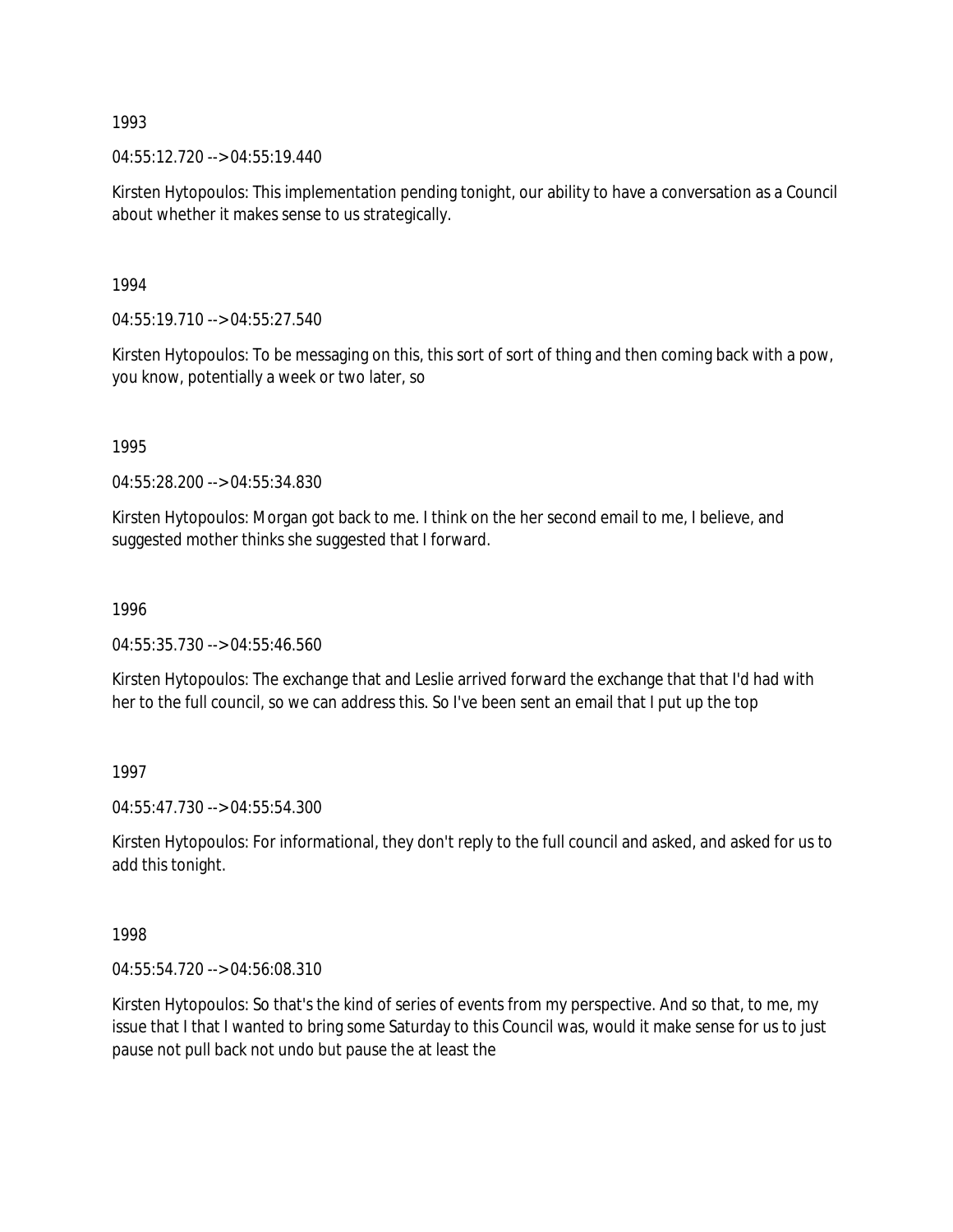1993

04:55:12.720 --> 04:55:19.440

Kirsten Hytopoulos: This implementation pending tonight, our ability to have a conversation as a Council about whether it makes sense to us strategically.

1994

04:55:19.710 --> 04:55:27.540

Kirsten Hytopoulos: To be messaging on this, this sort of sort of thing and then coming back with a pow, you know, potentially a week or two later, so

1995

04:55:28.200 --> 04:55:34.830

Kirsten Hytopoulos: Morgan got back to me. I think on the her second email to me, I believe, and suggested mother thinks she suggested that I forward.

1996

04:55:35.730 --> 04:55:46.560

Kirsten Hytopoulos: The exchange that and Leslie arrived forward the exchange that that I'd had with her to the full council, so we can address this. So I've been sent an email that I put up the top

1997

04:55:47.730 --> 04:55:54.300

Kirsten Hytopoulos: For informational, they don't reply to the full council and asked, and asked for us to add this tonight.

1998

04:55:54.720 --> 04:56:08.310

Kirsten Hytopoulos: So that's the kind of series of events from my perspective. And so that, to me, my issue that I that I wanted to bring some Saturday to this Council was, would it make sense for us to just pause not pull back not undo but pause the at least the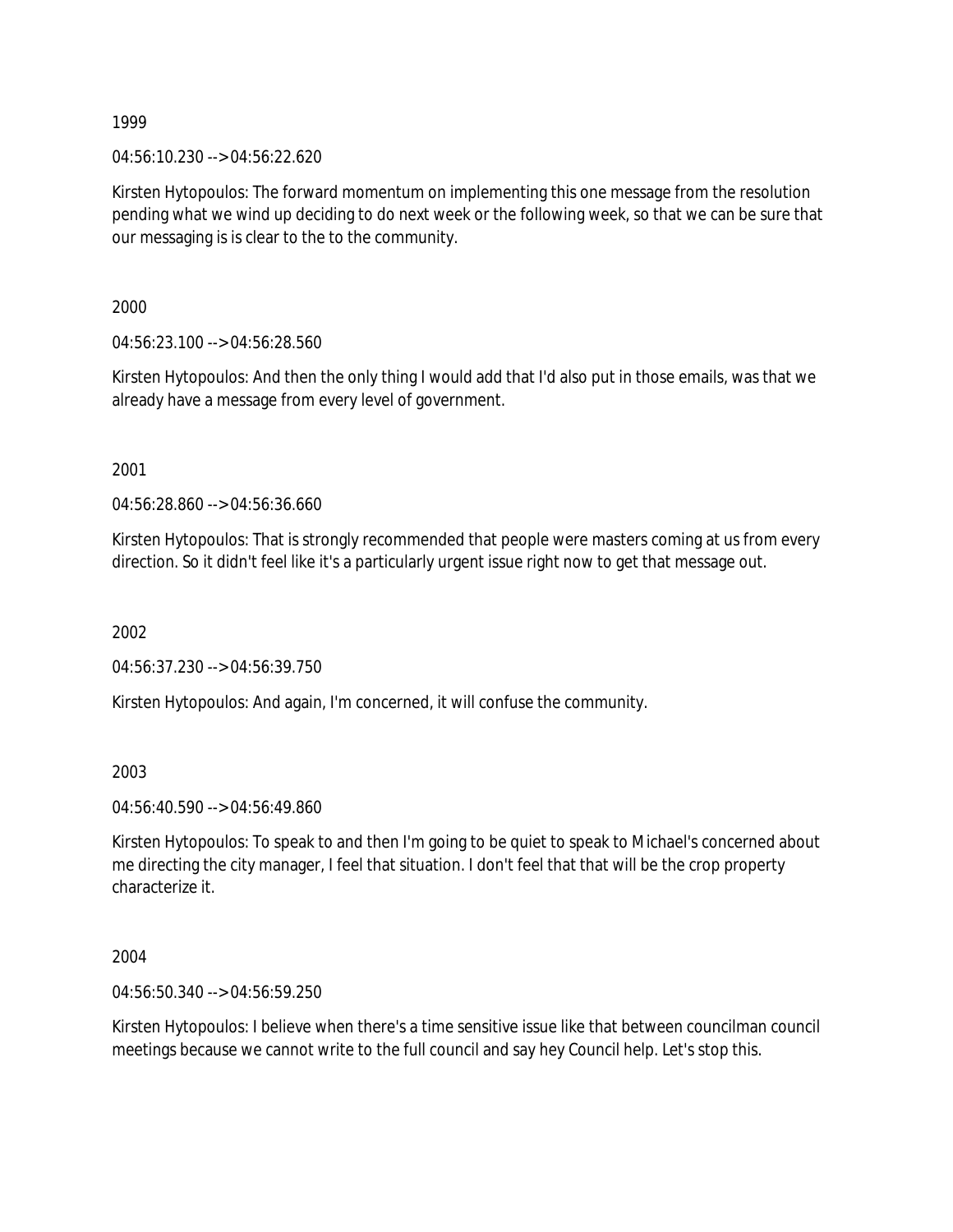1999

04:56:10.230 --> 04:56:22.620

Kirsten Hytopoulos: The forward momentum on implementing this one message from the resolution pending what we wind up deciding to do next week or the following week, so that we can be sure that our messaging is is clear to the to the community.

2000

04:56:23.100 --> 04:56:28.560

Kirsten Hytopoulos: And then the only thing I would add that I'd also put in those emails, was that we already have a message from every level of government.

2001

04:56:28.860 --> 04:56:36.660

Kirsten Hytopoulos: That is strongly recommended that people were masters coming at us from every direction. So it didn't feel like it's a particularly urgent issue right now to get that message out.

2002

04:56:37.230 --> 04:56:39.750

Kirsten Hytopoulos: And again, I'm concerned, it will confuse the community.

2003

04:56:40.590 --> 04:56:49.860

Kirsten Hytopoulos: To speak to and then I'm going to be quiet to speak to Michael's concerned about me directing the city manager, I feel that situation. I don't feel that that will be the crop property characterize it.

2004

04:56:50.340 --> 04:56:59.250

Kirsten Hytopoulos: I believe when there's a time sensitive issue like that between councilman council meetings because we cannot write to the full council and say hey Council help. Let's stop this.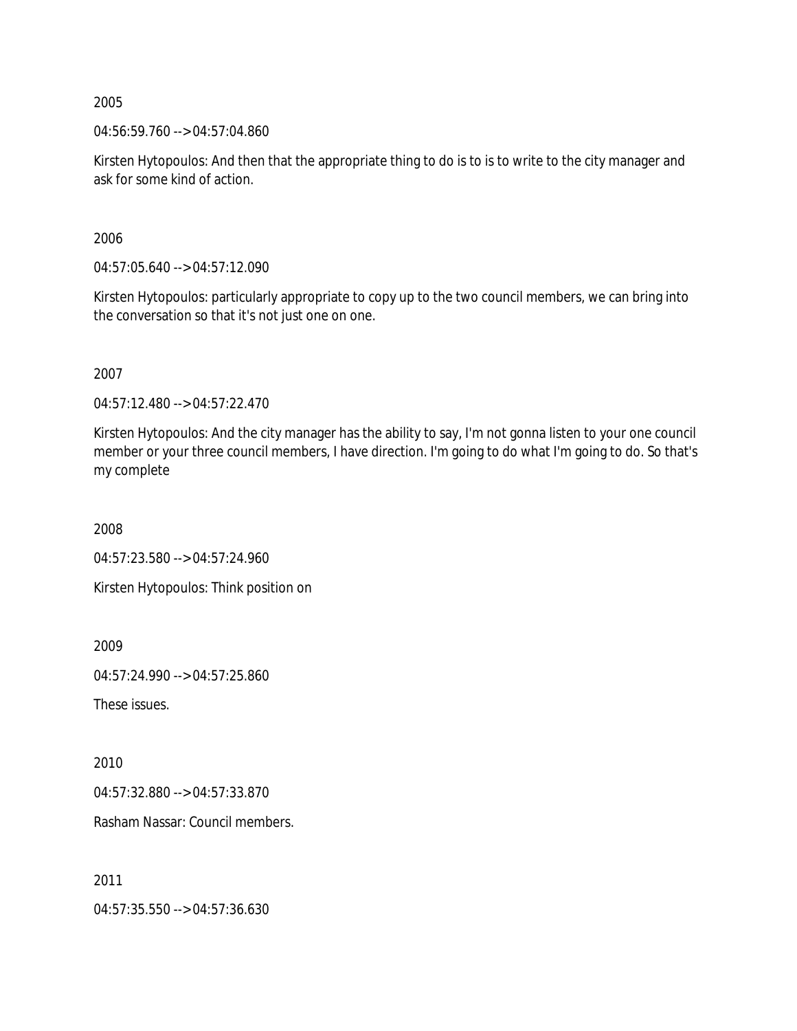2005

04:56:59.760 --> 04:57:04.860

Kirsten Hytopoulos: And then that the appropriate thing to do is to is to write to the city manager and ask for some kind of action.

2006

04:57:05.640 --> 04:57:12.090

Kirsten Hytopoulos: particularly appropriate to copy up to the two council members, we can bring into the conversation so that it's not just one on one.

2007

04:57:12.480 --> 04:57:22.470

Kirsten Hytopoulos: And the city manager has the ability to say, I'm not gonna listen to your one council member or your three council members, I have direction. I'm going to do what I'm going to do. So that's my complete

2008

04:57:23.580 --> 04:57:24.960

Kirsten Hytopoulos: Think position on

2009

04:57:24.990 --> 04:57:25.860

These issues.

2010

04:57:32.880 --> 04:57:33.870

Rasham Nassar: Council members.

2011

04:57:35.550 --> 04:57:36.630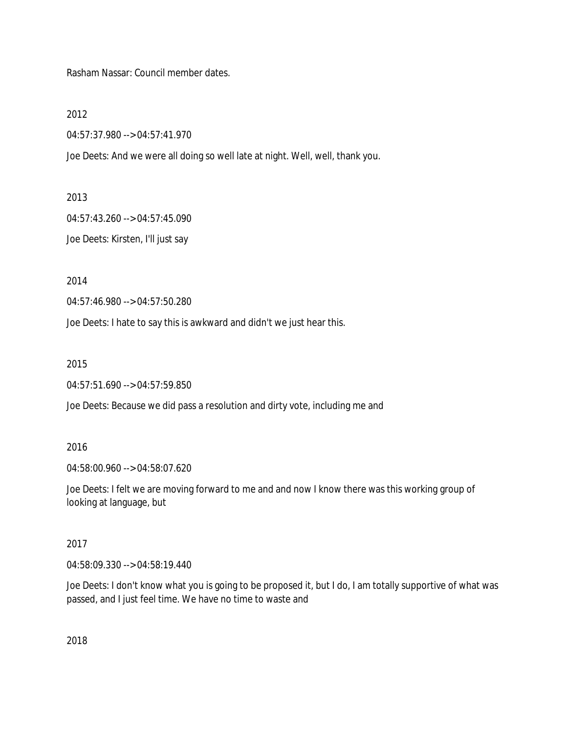Rasham Nassar: Council member dates.

2012

04:57:37.980 --> 04:57:41.970

Joe Deets: And we were all doing so well late at night. Well, well, thank you.

2013

04:57:43.260 --> 04:57:45.090

Joe Deets: Kirsten, I'll just say

2014

04:57:46.980 --> 04:57:50.280

Joe Deets: I hate to say this is awkward and didn't we just hear this.

2015

04:57:51.690 --> 04:57:59.850

Joe Deets: Because we did pass a resolution and dirty vote, including me and

2016

04:58:00.960 --> 04:58:07.620

Joe Deets: I felt we are moving forward to me and and now I know there was this working group of looking at language, but

2017

04:58:09.330 --> 04:58:19.440

Joe Deets: I don't know what you is going to be proposed it, but I do, I am totally supportive of what was passed, and I just feel time. We have no time to waste and

2018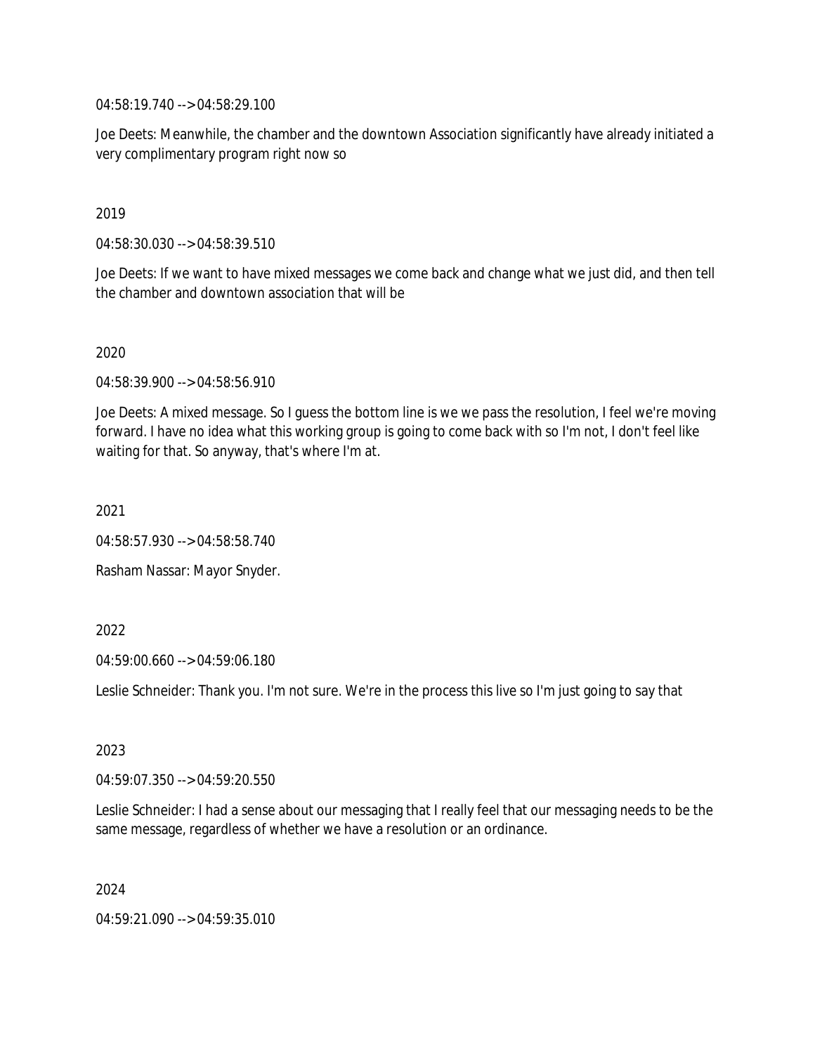04:58:19.740 --> 04:58:29.100

Joe Deets: Meanwhile, the chamber and the downtown Association significantly have already initiated a very complimentary program right now so

2019

04:58:30.030 --> 04:58:39.510

Joe Deets: If we want to have mixed messages we come back and change what we just did, and then tell the chamber and downtown association that will be

2020

04:58:39.900 --> 04:58:56.910

Joe Deets: A mixed message. So I guess the bottom line is we we pass the resolution, I feel we're moving forward. I have no idea what this working group is going to come back with so I'm not, I don't feel like waiting for that. So anyway, that's where I'm at.

2021

04:58:57.930 --> 04:58:58.740

Rasham Nassar: Mayor Snyder.

2022

04:59:00.660 --> 04:59:06.180

Leslie Schneider: Thank you. I'm not sure. We're in the process this live so I'm just going to say that

2023

04:59:07.350 --> 04:59:20.550

Leslie Schneider: I had a sense about our messaging that I really feel that our messaging needs to be the same message, regardless of whether we have a resolution or an ordinance.

2024

04:59:21.090 --> 04:59:35.010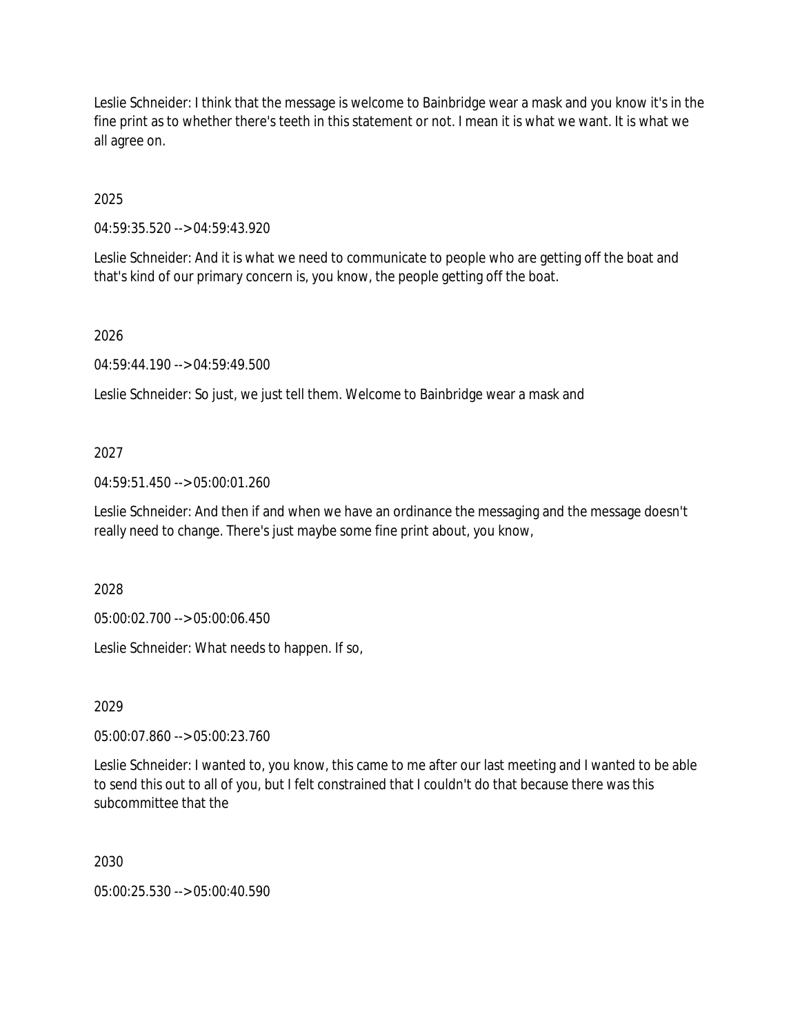Leslie Schneider: I think that the message is welcome to Bainbridge wear a mask and you know it's in the fine print as to whether there's teeth in this statement or not. I mean it is what we want. It is what we all agree on.

2025

04:59:35.520 --> 04:59:43.920

Leslie Schneider: And it is what we need to communicate to people who are getting off the boat and that's kind of our primary concern is, you know, the people getting off the boat.

2026

04:59:44.190 --> 04:59:49.500

Leslie Schneider: So just, we just tell them. Welcome to Bainbridge wear a mask and

2027

04:59:51.450 --> 05:00:01.260

Leslie Schneider: And then if and when we have an ordinance the messaging and the message doesn't really need to change. There's just maybe some fine print about, you know,

2028

05:00:02.700 --> 05:00:06.450

Leslie Schneider: What needs to happen. If so,

2029

05:00:07.860 --> 05:00:23.760

Leslie Schneider: I wanted to, you know, this came to me after our last meeting and I wanted to be able to send this out to all of you, but I felt constrained that I couldn't do that because there was this subcommittee that the

2030

05:00:25.530 --> 05:00:40.590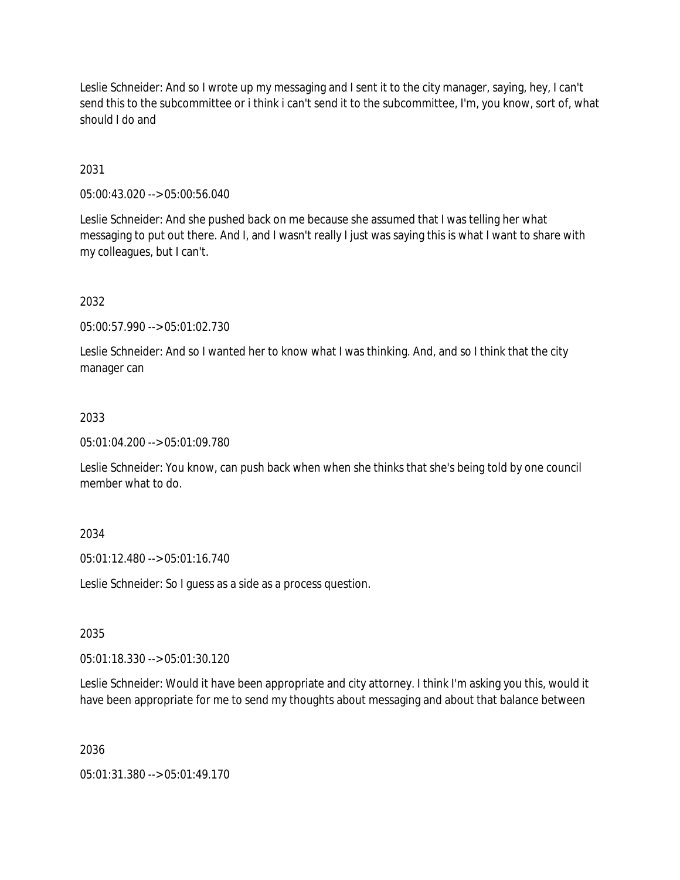Leslie Schneider: And so I wrote up my messaging and I sent it to the city manager, saying, hey, I can't send this to the subcommittee or i think i can't send it to the subcommittee, I'm, you know, sort of, what should I do and

2031

05:00:43.020 --> 05:00:56.040

Leslie Schneider: And she pushed back on me because she assumed that I was telling her what messaging to put out there. And I, and I wasn't really I just was saying this is what I want to share with my colleagues, but I can't.

2032

05:00:57.990 --> 05:01:02.730

Leslie Schneider: And so I wanted her to know what I was thinking. And, and so I think that the city manager can

2033

05:01:04.200 --> 05:01:09.780

Leslie Schneider: You know, can push back when when she thinks that she's being told by one council member what to do.

2034

05:01:12.480 --> 05:01:16.740

Leslie Schneider: So I guess as a side as a process question.

2035

05:01:18.330 --> 05:01:30.120

Leslie Schneider: Would it have been appropriate and city attorney. I think I'm asking you this, would it have been appropriate for me to send my thoughts about messaging and about that balance between

2036

05:01:31.380 --> 05:01:49.170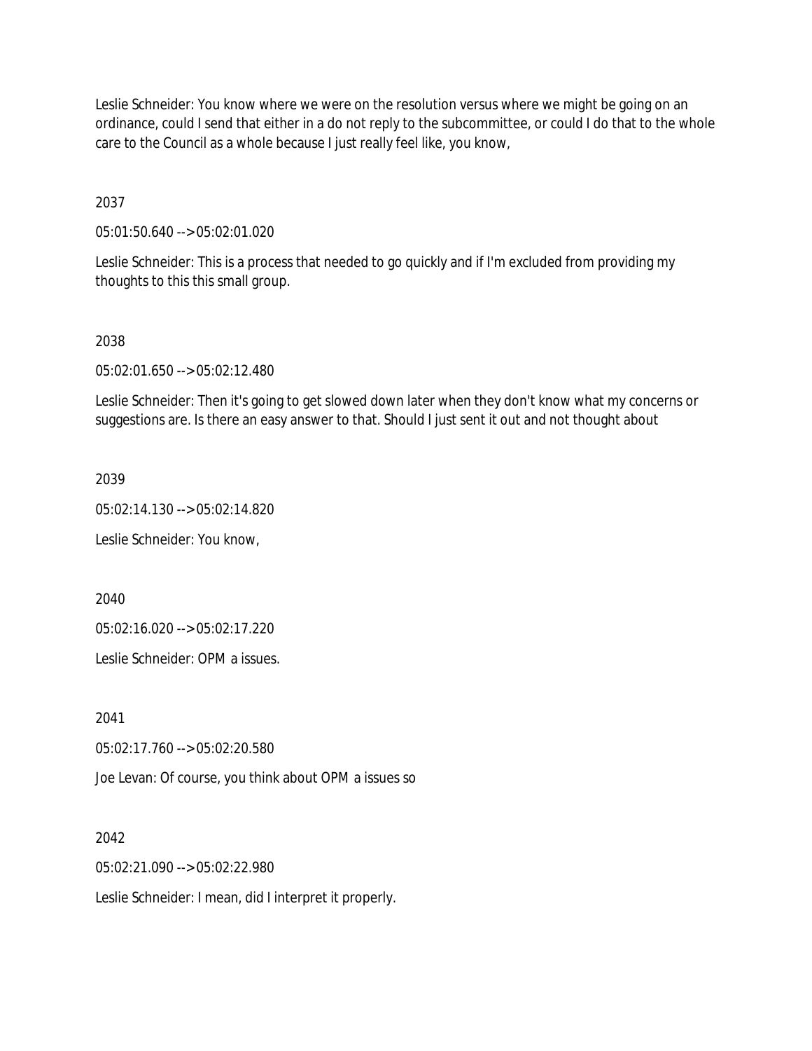Leslie Schneider: You know where we were on the resolution versus where we might be going on an ordinance, could I send that either in a do not reply to the subcommittee, or could I do that to the whole care to the Council as a whole because I just really feel like, you know,

2037

05:01:50.640 --> 05:02:01.020

Leslie Schneider: This is a process that needed to go quickly and if I'm excluded from providing my thoughts to this this small group.

2038

05:02:01.650 --> 05:02:12.480

Leslie Schneider: Then it's going to get slowed down later when they don't know what my concerns or suggestions are. Is there an easy answer to that. Should I just sent it out and not thought about

2039

05:02:14.130 --> 05:02:14.820

Leslie Schneider: You know,

2040

05:02:16.020 --> 05:02:17.220

Leslie Schneider: OPM a issues.

2041

05:02:17.760 --> 05:02:20.580

Joe Levan: Of course, you think about OPM a issues so

2042

05:02:21.090 --> 05:02:22.980

Leslie Schneider: I mean, did I interpret it properly.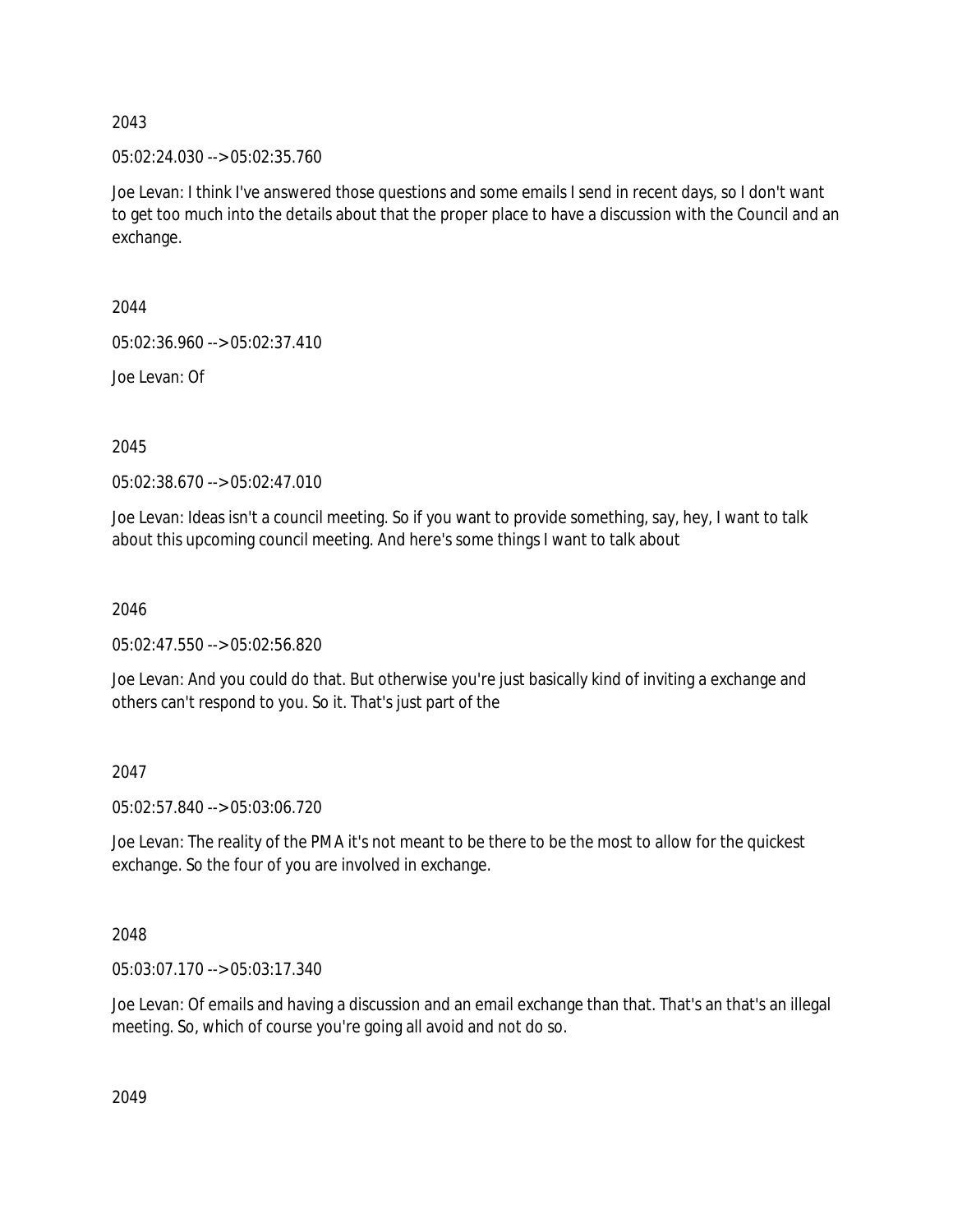2043

05:02:24.030 --> 05:02:35.760

Joe Levan: I think I've answered those questions and some emails I send in recent days, so I don't want to get too much into the details about that the proper place to have a discussion with the Council and an exchange.

2044

05:02:36.960 --> 05:02:37.410

Joe Levan: Of

2045

05:02:38.670 --> 05:02:47.010

Joe Levan: Ideas isn't a council meeting. So if you want to provide something, say, hey, I want to talk about this upcoming council meeting. And here's some things I want to talk about

2046

05:02:47.550 --> 05:02:56.820

Joe Levan: And you could do that. But otherwise you're just basically kind of inviting a exchange and others can't respond to you. So it. That's just part of the

2047

05:02:57.840 --> 05:03:06.720

Joe Levan: The reality of the PMA it's not meant to be there to be the most to allow for the quickest exchange. So the four of you are involved in exchange.

2048

05:03:07.170 --> 05:03:17.340

Joe Levan: Of emails and having a discussion and an email exchange than that. That's an that's an illegal meeting. So, which of course you're going all avoid and not do so.

2049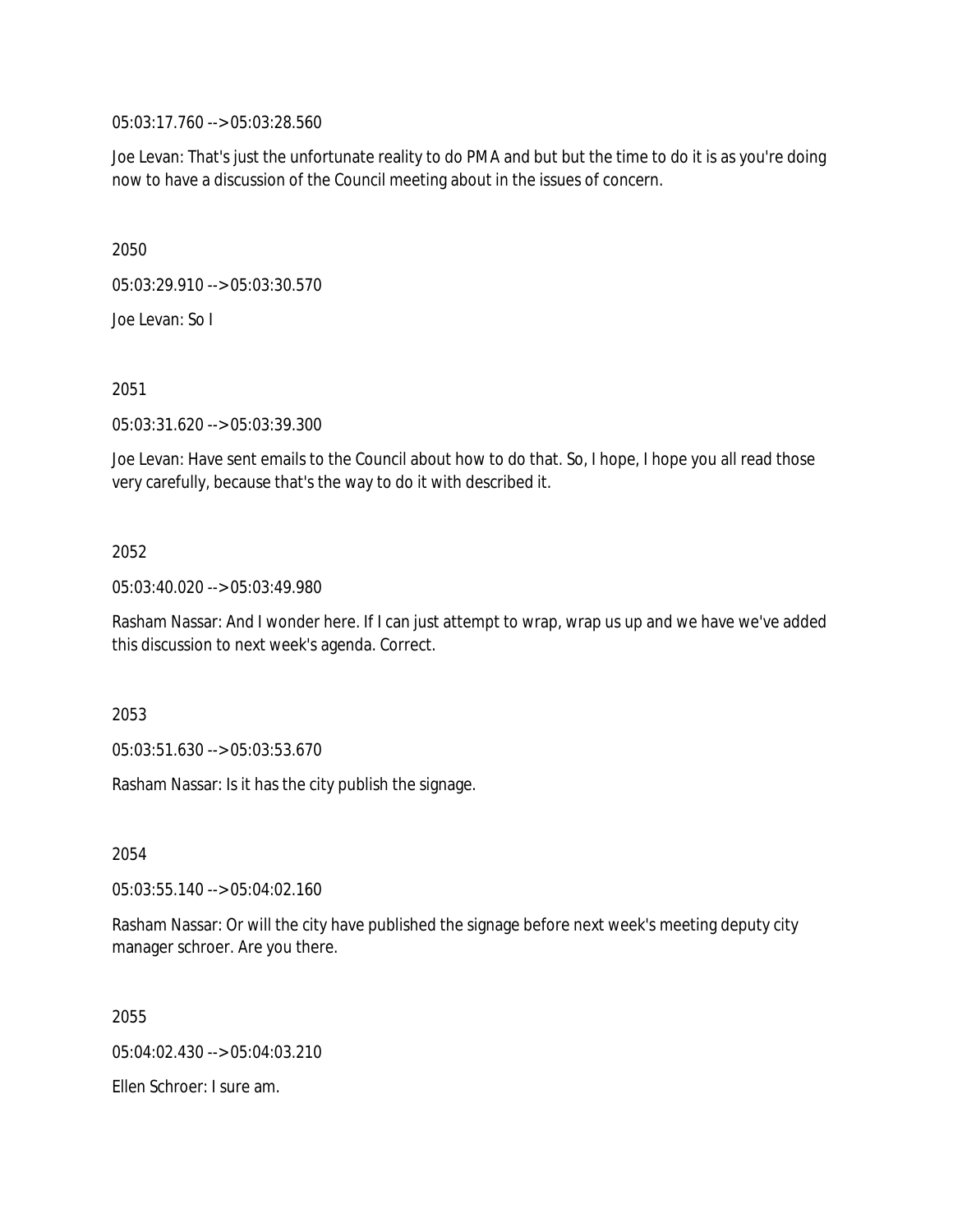05:03:17.760 --> 05:03:28.560

Joe Levan: That's just the unfortunate reality to do PMA and but but the time to do it is as you're doing now to have a discussion of the Council meeting about in the issues of concern.

2050

05:03:29.910 --> 05:03:30.570

Joe Levan: So I

2051

05:03:31.620 --> 05:03:39.300

Joe Levan: Have sent emails to the Council about how to do that. So, I hope, I hope you all read those very carefully, because that's the way to do it with described it.

2052

05:03:40.020 --> 05:03:49.980

Rasham Nassar: And I wonder here. If I can just attempt to wrap, wrap us up and we have we've added this discussion to next week's agenda. Correct.

2053

05:03:51.630 --> 05:03:53.670

Rasham Nassar: Is it has the city publish the signage.

2054

05:03:55.140 --> 05:04:02.160

Rasham Nassar: Or will the city have published the signage before next week's meeting deputy city manager schroer. Are you there.

2055

05:04:02.430 --> 05:04:03.210

Ellen Schroer: I sure am.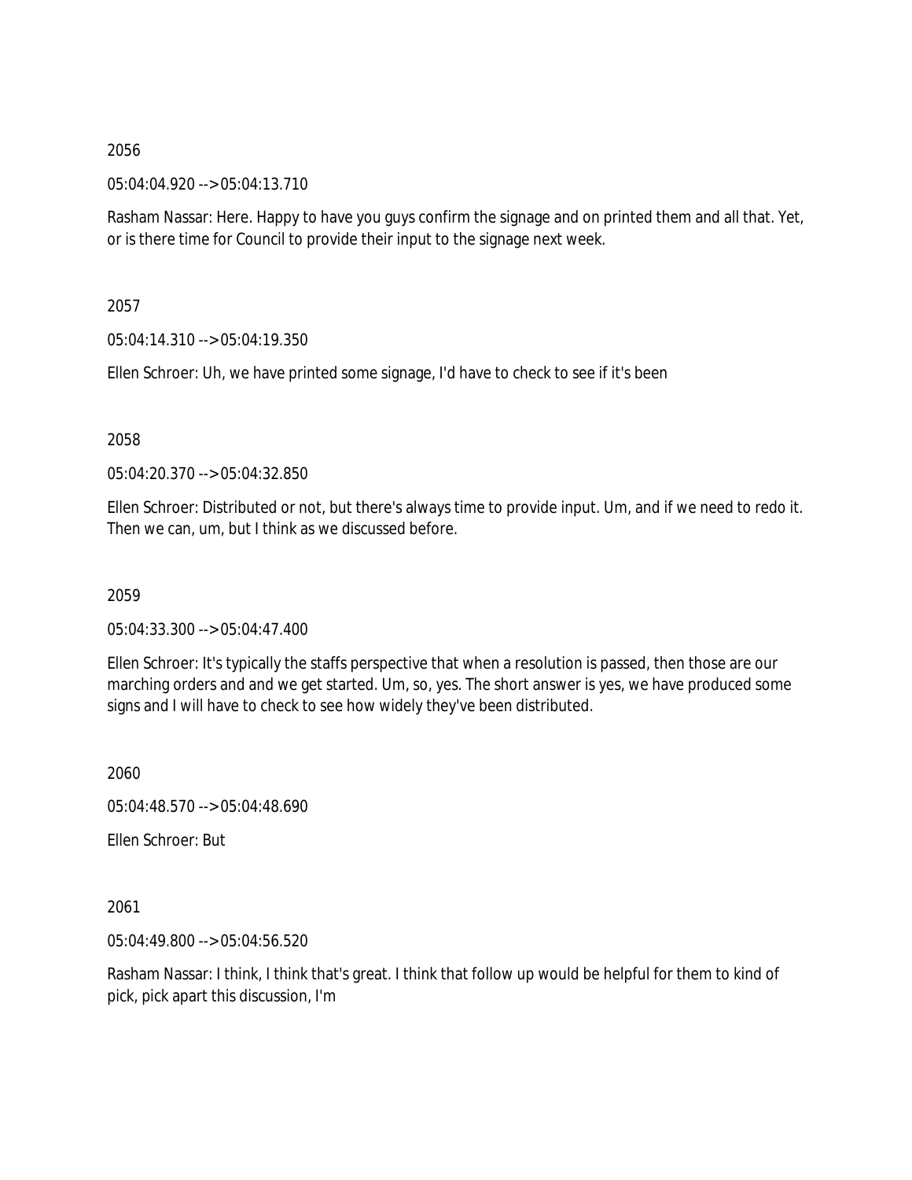2056

05:04:04.920 --> 05:04:13.710

Rasham Nassar: Here. Happy to have you guys confirm the signage and on printed them and all that. Yet, or is there time for Council to provide their input to the signage next week.

2057

05:04:14.310 --> 05:04:19.350

Ellen Schroer: Uh, we have printed some signage, I'd have to check to see if it's been

2058

05:04:20.370 --> 05:04:32.850

Ellen Schroer: Distributed or not, but there's always time to provide input. Um, and if we need to redo it. Then we can, um, but I think as we discussed before.

2059

05:04:33.300 --> 05:04:47.400

Ellen Schroer: It's typically the staffs perspective that when a resolution is passed, then those are our marching orders and and we get started. Um, so, yes. The short answer is yes, we have produced some signs and I will have to check to see how widely they've been distributed.

2060

05:04:48.570 --> 05:04:48.690

Ellen Schroer: But

2061

05:04:49.800 --> 05:04:56.520

Rasham Nassar: I think, I think that's great. I think that follow up would be helpful for them to kind of pick, pick apart this discussion, I'm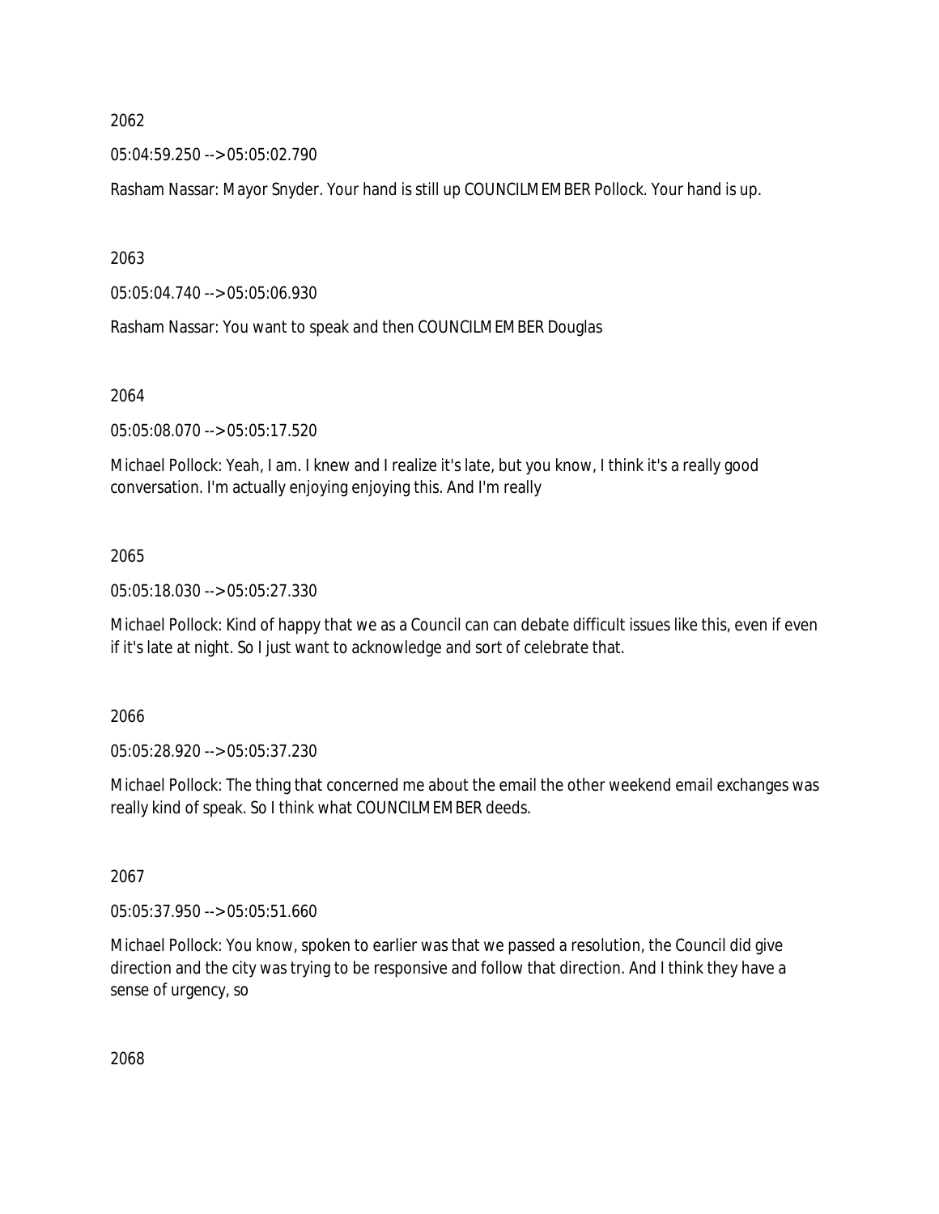2062

05:04:59.250 --> 05:05:02.790

Rasham Nassar: Mayor Snyder. Your hand is still up COUNCILMEMBER Pollock. Your hand is up.

2063

05:05:04.740 --> 05:05:06.930

Rasham Nassar: You want to speak and then COUNCILMEMBER Douglas

2064

05:05:08.070 --> 05:05:17.520

Michael Pollock: Yeah, I am. I knew and I realize it's late, but you know, I think it's a really good conversation. I'm actually enjoying enjoying this. And I'm really

2065

05:05:18.030 --> 05:05:27.330

Michael Pollock: Kind of happy that we as a Council can can debate difficult issues like this, even if even if it's late at night. So I just want to acknowledge and sort of celebrate that.

2066

05:05:28.920 --> 05:05:37.230

Michael Pollock: The thing that concerned me about the email the other weekend email exchanges was really kind of speak. So I think what COUNCILMEMBER deeds.

2067

05:05:37.950 --> 05:05:51.660

Michael Pollock: You know, spoken to earlier was that we passed a resolution, the Council did give direction and the city was trying to be responsive and follow that direction. And I think they have a sense of urgency, so

2068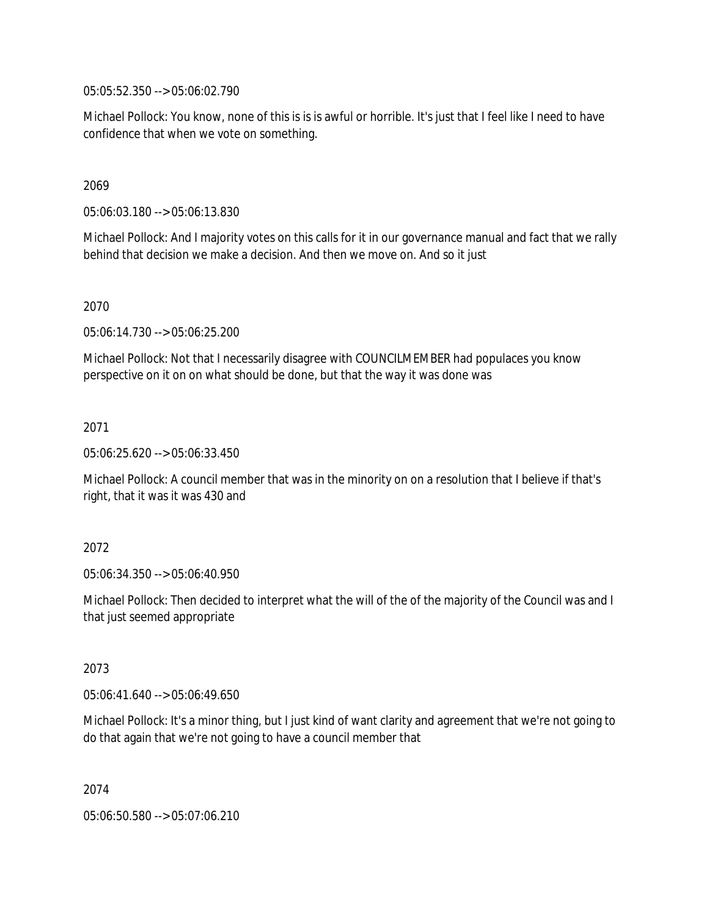05:05:52.350 --> 05:06:02.790

Michael Pollock: You know, none of this is is is awful or horrible. It's just that I feel like I need to have confidence that when we vote on something.

2069

05:06:03.180 --> 05:06:13.830

Michael Pollock: And I majority votes on this calls for it in our governance manual and fact that we rally behind that decision we make a decision. And then we move on. And so it just

2070

05:06:14.730 --> 05:06:25.200

Michael Pollock: Not that I necessarily disagree with COUNCILMEMBER had populaces you know perspective on it on on what should be done, but that the way it was done was

2071

05:06:25.620 --> 05:06:33.450

Michael Pollock: A council member that was in the minority on on a resolution that I believe if that's right, that it was it was 430 and

2072

05:06:34.350 --> 05:06:40.950

Michael Pollock: Then decided to interpret what the will of the of the majority of the Council was and I that just seemed appropriate

2073

05:06:41.640 --> 05:06:49.650

Michael Pollock: It's a minor thing, but I just kind of want clarity and agreement that we're not going to do that again that we're not going to have a council member that

2074

05:06:50.580 --> 05:07:06.210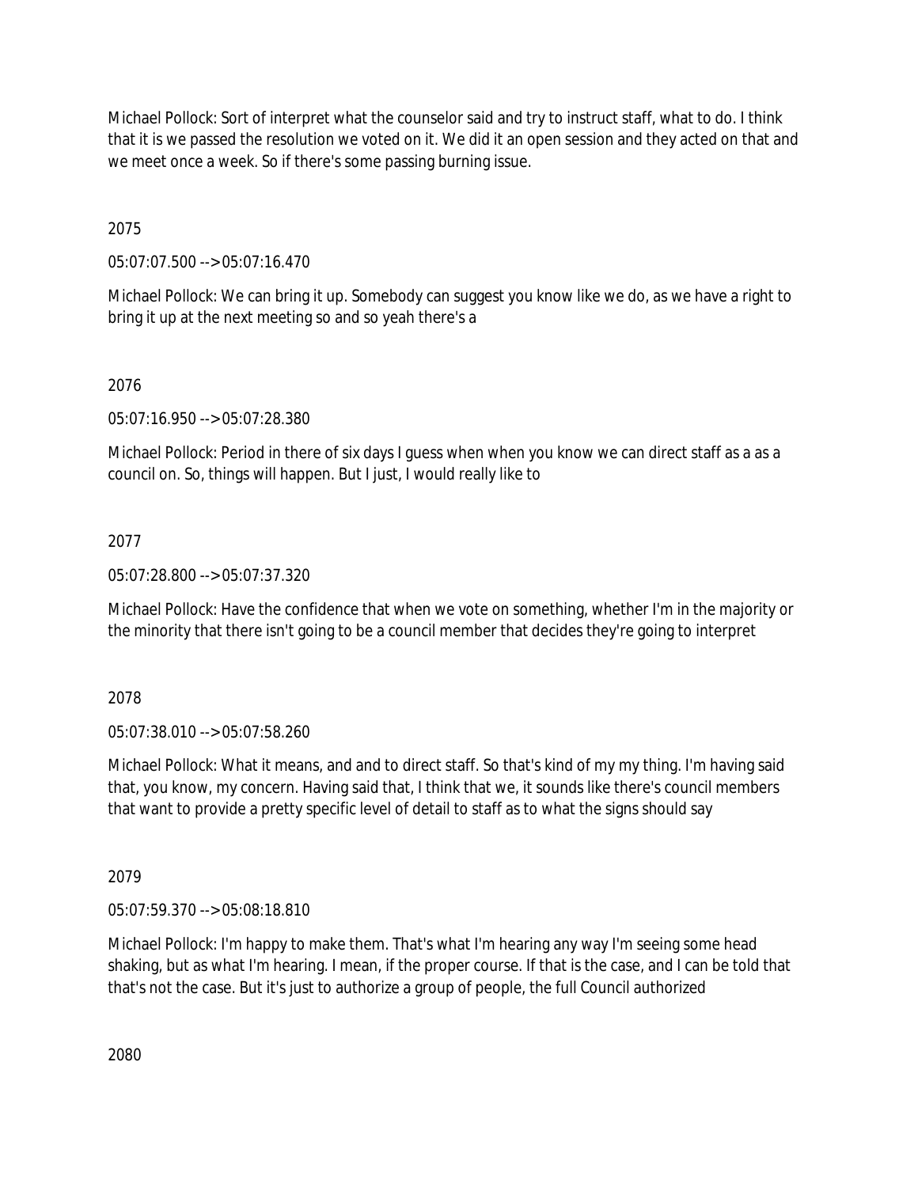Michael Pollock: Sort of interpret what the counselor said and try to instruct staff, what to do. I think that it is we passed the resolution we voted on it. We did it an open session and they acted on that and we meet once a week. So if there's some passing burning issue.

2075

05:07:07.500 --> 05:07:16.470

Michael Pollock: We can bring it up. Somebody can suggest you know like we do, as we have a right to bring it up at the next meeting so and so yeah there's a

2076

05:07:16.950 --> 05:07:28.380

Michael Pollock: Period in there of six days I guess when when you know we can direct staff as a as a council on. So, things will happen. But I just, I would really like to

2077

05:07:28.800 --> 05:07:37.320

Michael Pollock: Have the confidence that when we vote on something, whether I'm in the majority or the minority that there isn't going to be a council member that decides they're going to interpret

2078

05:07:38.010 --> 05:07:58.260

Michael Pollock: What it means, and and to direct staff. So that's kind of my my thing. I'm having said that, you know, my concern. Having said that, I think that we, it sounds like there's council members that want to provide a pretty specific level of detail to staff as to what the signs should say

2079

05:07:59.370 --> 05:08:18.810

Michael Pollock: I'm happy to make them. That's what I'm hearing any way I'm seeing some head shaking, but as what I'm hearing. I mean, if the proper course. If that is the case, and I can be told that that's not the case. But it's just to authorize a group of people, the full Council authorized

2080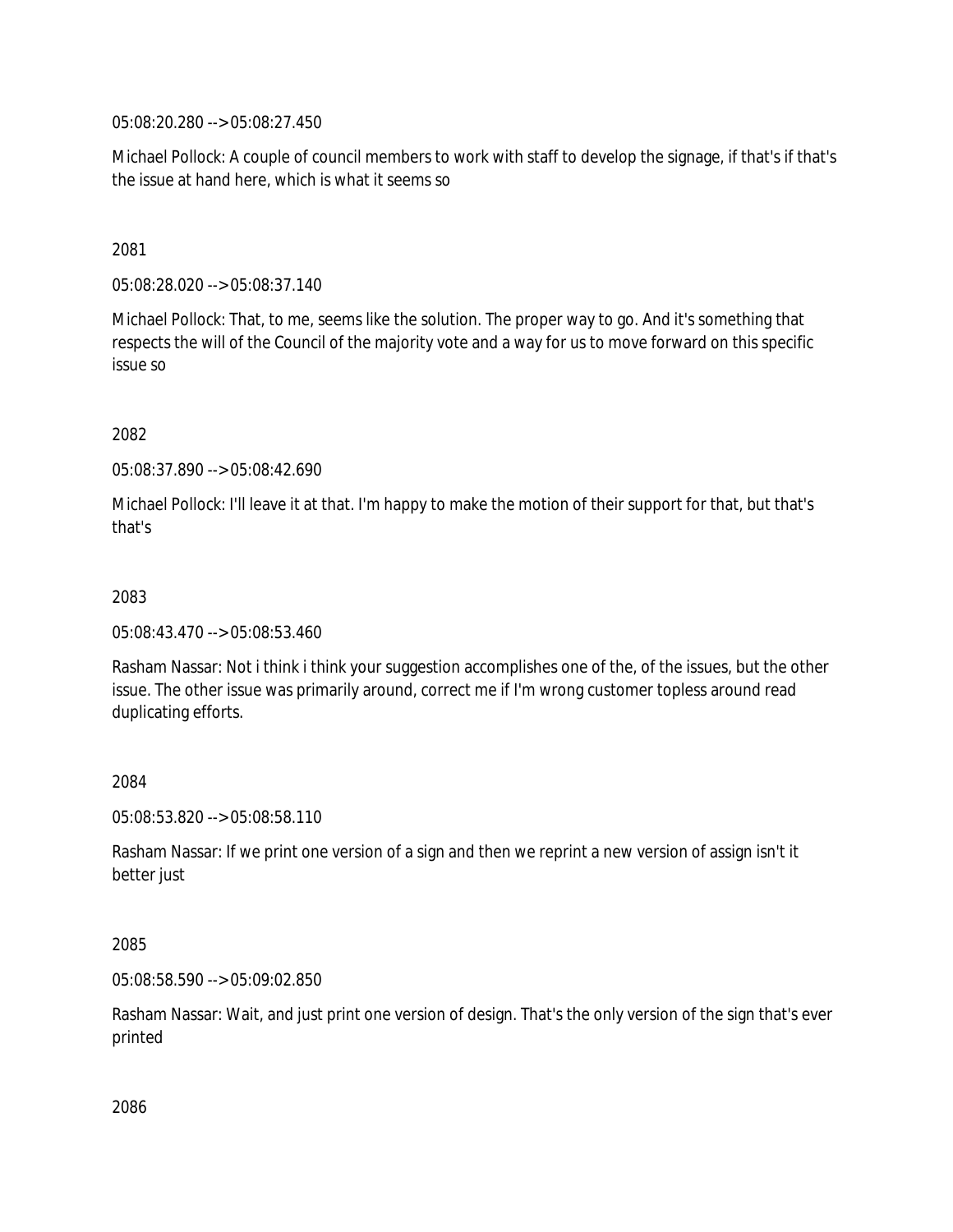05:08:20.280 --> 05:08:27.450

Michael Pollock: A couple of council members to work with staff to develop the signage, if that's if that's the issue at hand here, which is what it seems so

2081

05:08:28.020 --> 05:08:37.140

Michael Pollock: That, to me, seems like the solution. The proper way to go. And it's something that respects the will of the Council of the majority vote and a way for us to move forward on this specific issue so

2082

05:08:37.890 --> 05:08:42.690

Michael Pollock: I'll leave it at that. I'm happy to make the motion of their support for that, but that's that's

2083

05:08:43.470 --> 05:08:53.460

Rasham Nassar: Not i think i think your suggestion accomplishes one of the, of the issues, but the other issue. The other issue was primarily around, correct me if I'm wrong customer topless around read duplicating efforts.

2084

05:08:53.820 --> 05:08:58.110

Rasham Nassar: If we print one version of a sign and then we reprint a new version of assign isn't it better just

2085

05:08:58.590 --> 05:09:02.850

Rasham Nassar: Wait, and just print one version of design. That's the only version of the sign that's ever printed

2086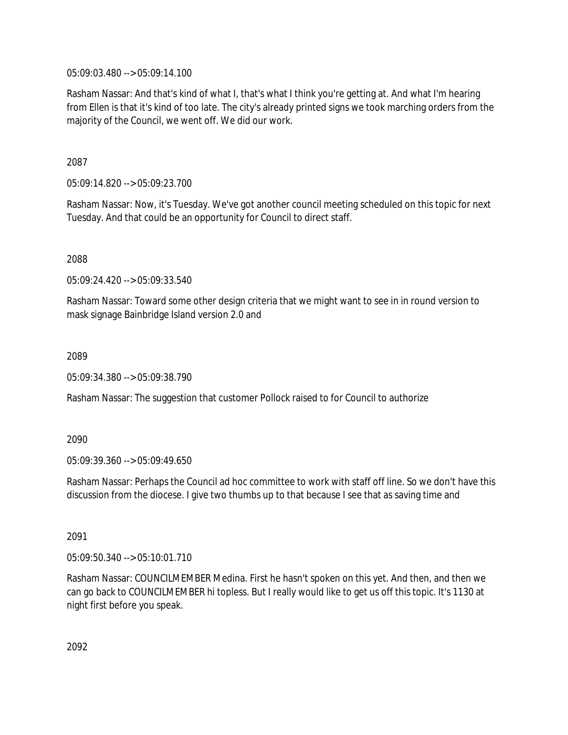05:09:03.480 --> 05:09:14.100

Rasham Nassar: And that's kind of what I, that's what I think you're getting at. And what I'm hearing from Ellen is that it's kind of too late. The city's already printed signs we took marching orders from the majority of the Council, we went off. We did our work.

2087

05:09:14.820 --> 05:09:23.700

Rasham Nassar: Now, it's Tuesday. We've got another council meeting scheduled on this topic for next Tuesday. And that could be an opportunity for Council to direct staff.

2088

05:09:24.420 --> 05:09:33.540

Rasham Nassar: Toward some other design criteria that we might want to see in in round version to mask signage Bainbridge Island version 2.0 and

2089

05:09:34.380 --> 05:09:38.790

Rasham Nassar: The suggestion that customer Pollock raised to for Council to authorize

2090

05:09:39.360 --> 05:09:49.650

Rasham Nassar: Perhaps the Council ad hoc committee to work with staff off line. So we don't have this discussion from the diocese. I give two thumbs up to that because I see that as saving time and

2091

05:09:50.340 --> 05:10:01.710

Rasham Nassar: COUNCILMEMBER Medina. First he hasn't spoken on this yet. And then, and then we can go back to COUNCILMEMBER hi topless. But I really would like to get us off this topic. It's 1130 at night first before you speak.

2092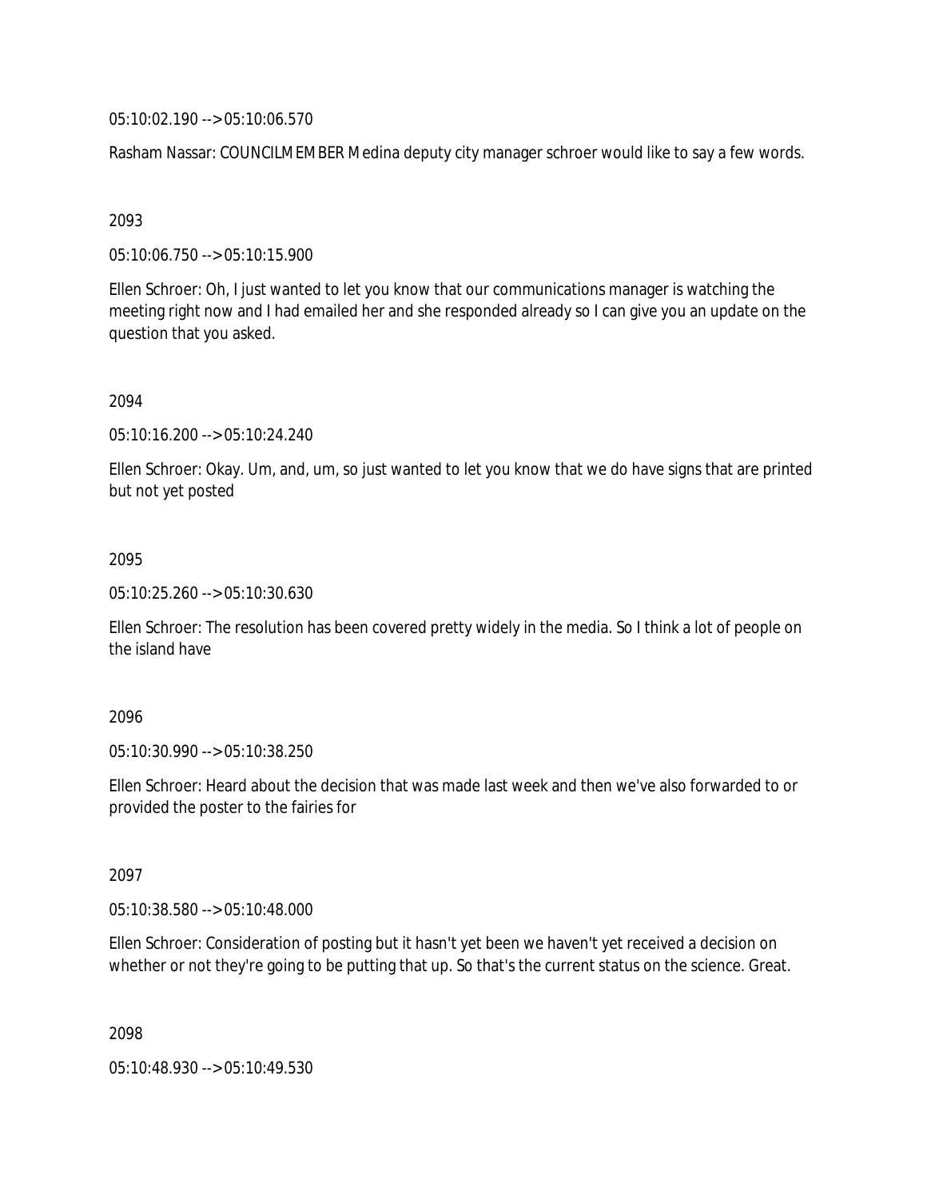05:10:02.190 --> 05:10:06.570

Rasham Nassar: COUNCILMEMBER Medina deputy city manager schroer would like to say a few words.

2093

05:10:06.750 --> 05:10:15.900

Ellen Schroer: Oh, I just wanted to let you know that our communications manager is watching the meeting right now and I had emailed her and she responded already so I can give you an update on the question that you asked.

2094

05:10:16.200 --> 05:10:24.240

Ellen Schroer: Okay. Um, and, um, so just wanted to let you know that we do have signs that are printed but not yet posted

2095

05:10:25.260 --> 05:10:30.630

Ellen Schroer: The resolution has been covered pretty widely in the media. So I think a lot of people on the island have

2096

05:10:30.990 --> 05:10:38.250

Ellen Schroer: Heard about the decision that was made last week and then we've also forwarded to or provided the poster to the fairies for

2097

05:10:38.580 --> 05:10:48.000

Ellen Schroer: Consideration of posting but it hasn't yet been we haven't yet received a decision on whether or not they're going to be putting that up. So that's the current status on the science. Great.

2098

05:10:48.930 --> 05:10:49.530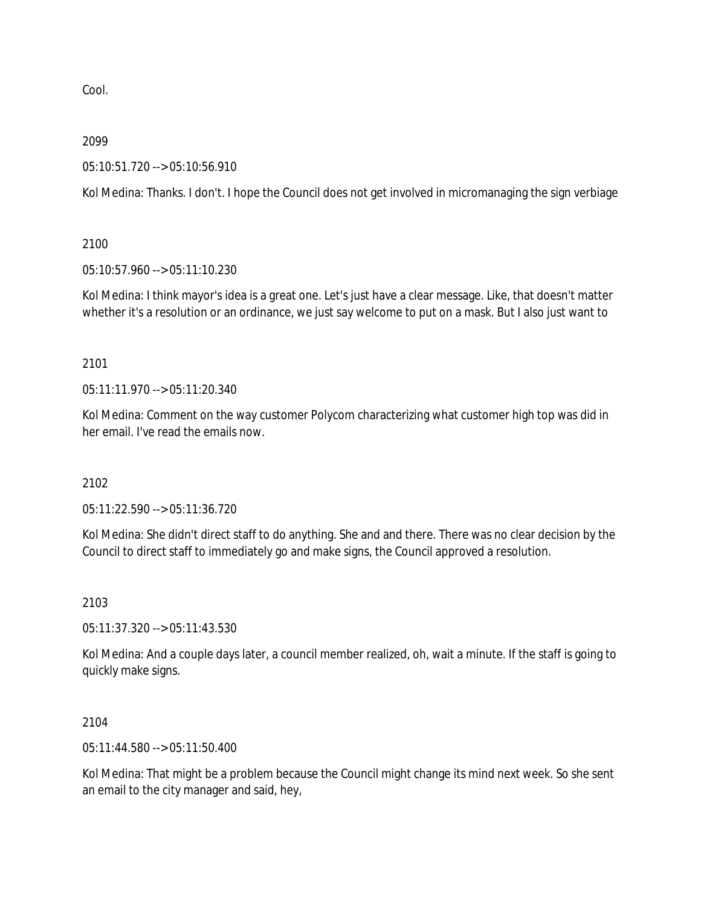Cool.

2099

05:10:51.720 --> 05:10:56.910

Kol Medina: Thanks. I don't. I hope the Council does not get involved in micromanaging the sign verbiage

2100

05:10:57.960 --> 05:11:10.230

Kol Medina: I think mayor's idea is a great one. Let's just have a clear message. Like, that doesn't matter whether it's a resolution or an ordinance, we just say welcome to put on a mask. But I also just want to

2101

05:11:11.970 --> 05:11:20.340

Kol Medina: Comment on the way customer Polycom characterizing what customer high top was did in her email. I've read the emails now.

2102

05:11:22.590 --> 05:11:36.720

Kol Medina: She didn't direct staff to do anything. She and and there. There was no clear decision by the Council to direct staff to immediately go and make signs, the Council approved a resolution.

2103

05:11:37.320 --> 05:11:43.530

Kol Medina: And a couple days later, a council member realized, oh, wait a minute. If the staff is going to quickly make signs.

2104

05:11:44.580 --> 05:11:50.400

Kol Medina: That might be a problem because the Council might change its mind next week. So she sent an email to the city manager and said, hey,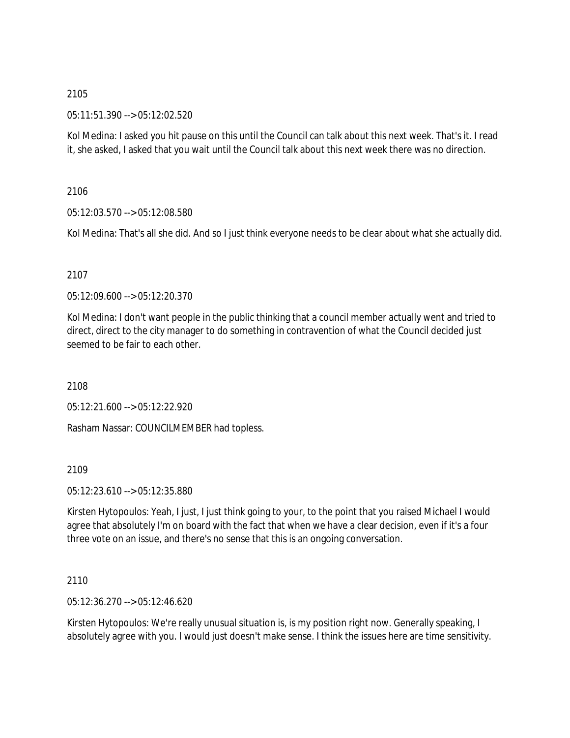2105

05:11:51.390 --> 05:12:02.520

Kol Medina: I asked you hit pause on this until the Council can talk about this next week. That's it. I read it, she asked, I asked that you wait until the Council talk about this next week there was no direction.

2106

05:12:03.570 --> 05:12:08.580

Kol Medina: That's all she did. And so I just think everyone needs to be clear about what she actually did.

2107

05:12:09.600 --> 05:12:20.370

Kol Medina: I don't want people in the public thinking that a council member actually went and tried to direct, direct to the city manager to do something in contravention of what the Council decided just seemed to be fair to each other.

2108

05:12:21.600 --> 05:12:22.920

Rasham Nassar: COUNCILMEMBER had topless.

2109

05:12:23.610 --> 05:12:35.880

Kirsten Hytopoulos: Yeah, I just, I just think going to your, to the point that you raised Michael I would agree that absolutely I'm on board with the fact that when we have a clear decision, even if it's a four three vote on an issue, and there's no sense that this is an ongoing conversation.

2110

05:12:36.270 --> 05:12:46.620

Kirsten Hytopoulos: We're really unusual situation is, is my position right now. Generally speaking, I absolutely agree with you. I would just doesn't make sense. I think the issues here are time sensitivity.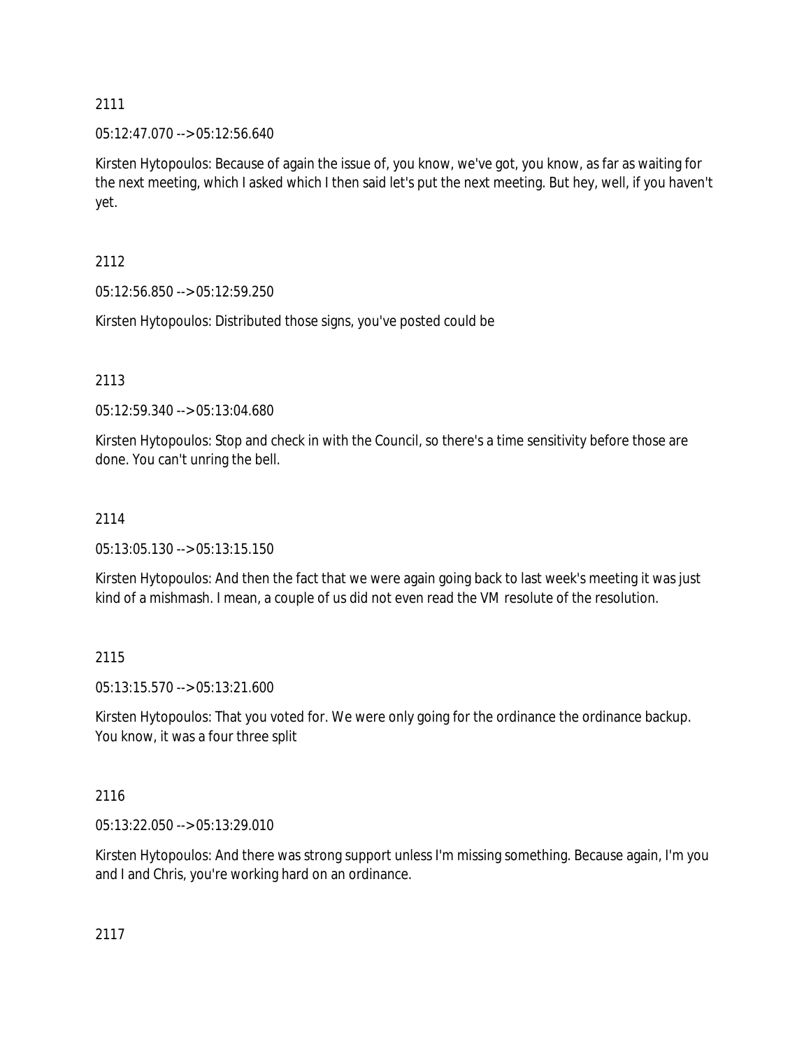2111

05:12:47.070 --> 05:12:56.640

Kirsten Hytopoulos: Because of again the issue of, you know, we've got, you know, as far as waiting for the next meeting, which I asked which I then said let's put the next meeting. But hey, well, if you haven't yet.

2112

05:12:56.850 --> 05:12:59.250

Kirsten Hytopoulos: Distributed those signs, you've posted could be

2113

05:12:59.340 --> 05:13:04.680

Kirsten Hytopoulos: Stop and check in with the Council, so there's a time sensitivity before those are done. You can't unring the bell.

2114

05:13:05.130 --> 05:13:15.150

Kirsten Hytopoulos: And then the fact that we were again going back to last week's meeting it was just kind of a mishmash. I mean, a couple of us did not even read the VM resolute of the resolution.

2115

05:13:15.570 --> 05:13:21.600

Kirsten Hytopoulos: That you voted for. We were only going for the ordinance the ordinance backup. You know, it was a four three split

2116

05:13:22.050 --> 05:13:29.010

Kirsten Hytopoulos: And there was strong support unless I'm missing something. Because again, I'm you and I and Chris, you're working hard on an ordinance.

2117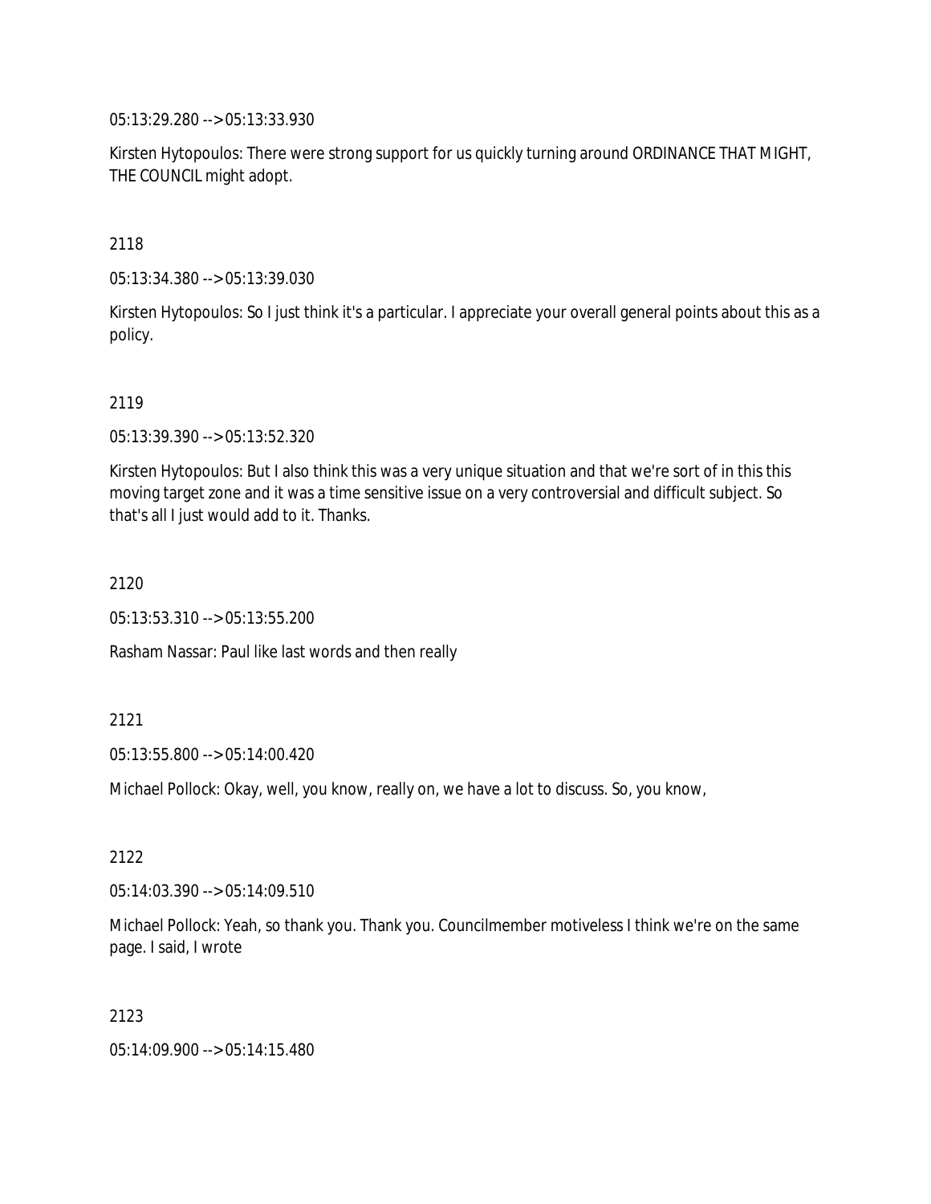05:13:29.280 --> 05:13:33.930

Kirsten Hytopoulos: There were strong support for us quickly turning around ORDINANCE THAT MIGHT, THE COUNCIL might adopt.

2118

05:13:34.380 --> 05:13:39.030

Kirsten Hytopoulos: So I just think it's a particular. I appreciate your overall general points about this as a policy.

2119

05:13:39.390 --> 05:13:52.320

Kirsten Hytopoulos: But I also think this was a very unique situation and that we're sort of in this this moving target zone and it was a time sensitive issue on a very controversial and difficult subject. So that's all I just would add to it. Thanks.

2120

05:13:53.310 --> 05:13:55.200

Rasham Nassar: Paul like last words and then really

2121

05:13:55.800 --> 05:14:00.420

Michael Pollock: Okay, well, you know, really on, we have a lot to discuss. So, you know,

2122

05:14:03.390 --> 05:14:09.510

Michael Pollock: Yeah, so thank you. Thank you. Councilmember motiveless I think we're on the same page. I said, I wrote

2123

05:14:09.900 --> 05:14:15.480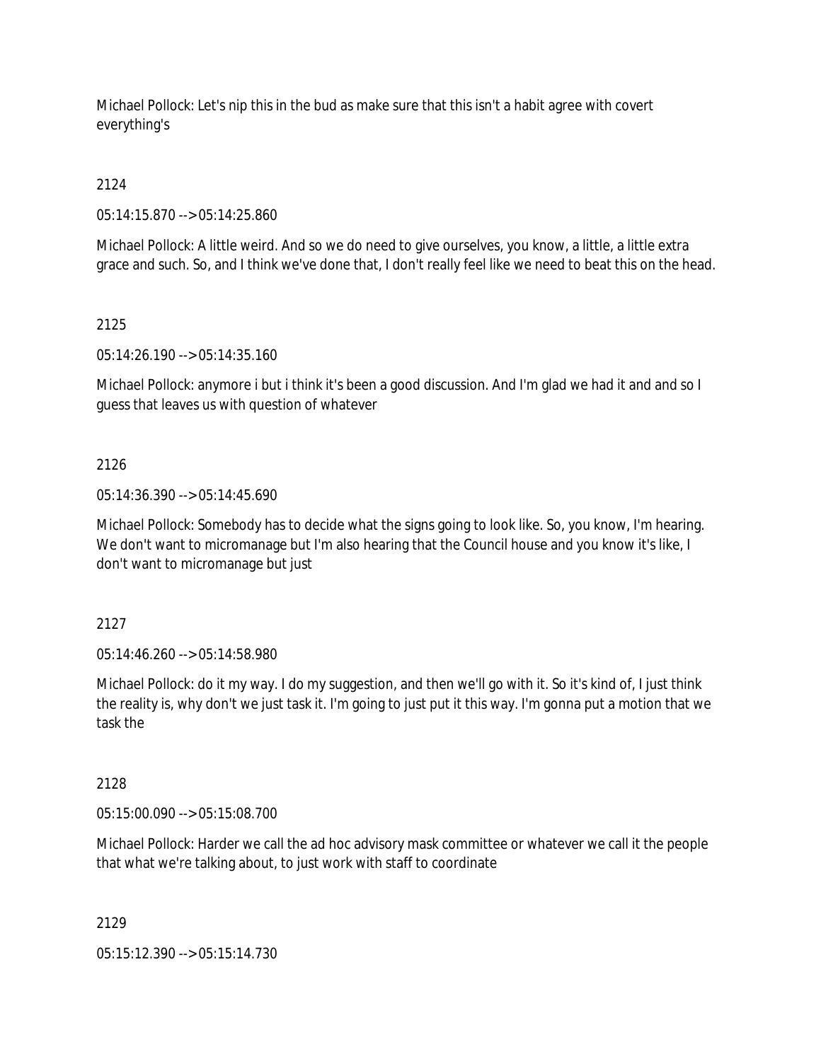Michael Pollock: Let's nip this in the bud as make sure that this isn't a habit agree with covert everything's

2124

05:14:15.870 --> 05:14:25.860

Michael Pollock: A little weird. And so we do need to give ourselves, you know, a little, a little extra grace and such. So, and I think we've done that, I don't really feel like we need to beat this on the head.

2125

05:14:26.190 --> 05:14:35.160

Michael Pollock: anymore i but i think it's been a good discussion. And I'm glad we had it and and so I guess that leaves us with question of whatever

2126

05:14:36.390 --> 05:14:45.690

Michael Pollock: Somebody has to decide what the signs going to look like. So, you know, I'm hearing. We don't want to micromanage but I'm also hearing that the Council house and you know it's like, I don't want to micromanage but just

2127

05:14:46.260 --> 05:14:58.980

Michael Pollock: do it my way. I do my suggestion, and then we'll go with it. So it's kind of, I just think the reality is, why don't we just task it. I'm going to just put it this way. I'm gonna put a motion that we task the

2128

05:15:00.090 --> 05:15:08.700

Michael Pollock: Harder we call the ad hoc advisory mask committee or whatever we call it the people that what we're talking about, to just work with staff to coordinate

2129

05:15:12.390 --> 05:15:14.730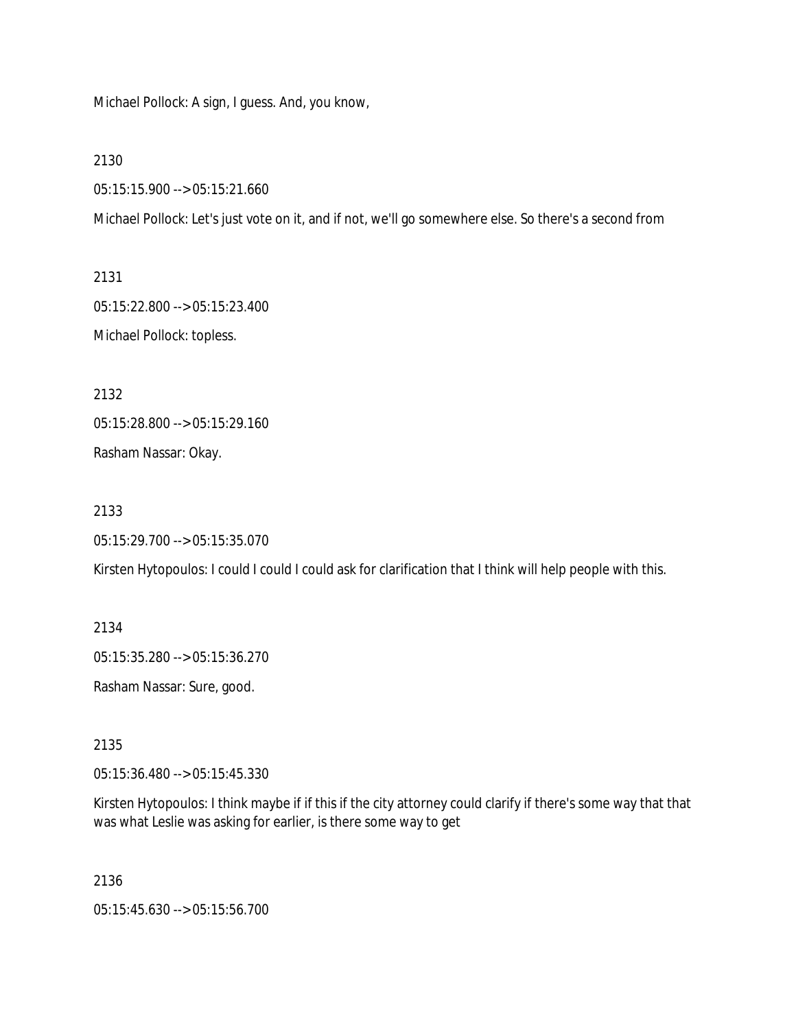Michael Pollock: A sign, I guess. And, you know,

2130

05:15:15.900 --> 05:15:21.660

Michael Pollock: Let's just vote on it, and if not, we'll go somewhere else. So there's a second from

2131

05:15:22.800 --> 05:15:23.400

Michael Pollock: topless.

2132

05:15:28.800 --> 05:15:29.160

Rasham Nassar: Okay.

2133

05:15:29.700 --> 05:15:35.070

Kirsten Hytopoulos: I could I could I could ask for clarification that I think will help people with this.

2134

05:15:35.280 --> 05:15:36.270

Rasham Nassar: Sure, good.

2135

05:15:36.480 --> 05:15:45.330

Kirsten Hytopoulos: I think maybe if if this if the city attorney could clarify if there's some way that that was what Leslie was asking for earlier, is there some way to get

2136

05:15:45.630 --> 05:15:56.700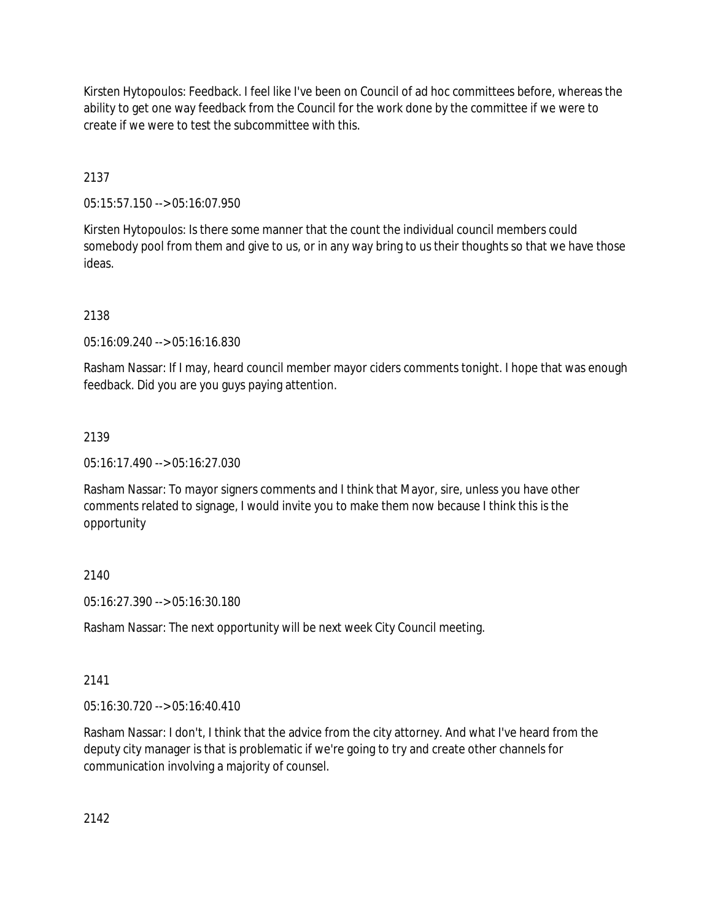Kirsten Hytopoulos: Feedback. I feel like I've been on Council of ad hoc committees before, whereas the ability to get one way feedback from the Council for the work done by the committee if we were to create if we were to test the subcommittee with this.

2137

05:15:57.150 --> 05:16:07.950

Kirsten Hytopoulos: Is there some manner that the count the individual council members could somebody pool from them and give to us, or in any way bring to us their thoughts so that we have those ideas.

2138

05:16:09.240 --> 05:16:16.830

Rasham Nassar: If I may, heard council member mayor ciders comments tonight. I hope that was enough feedback. Did you are you guys paying attention.

2139

05:16:17.490 --> 05:16:27.030

Rasham Nassar: To mayor signers comments and I think that Mayor, sire, unless you have other comments related to signage, I would invite you to make them now because I think this is the opportunity

2140

05:16:27.390 --> 05:16:30.180

Rasham Nassar: The next opportunity will be next week City Council meeting.

2141

05:16:30.720 --> 05:16:40.410

Rasham Nassar: I don't, I think that the advice from the city attorney. And what I've heard from the deputy city manager is that is problematic if we're going to try and create other channels for communication involving a majority of counsel.

2142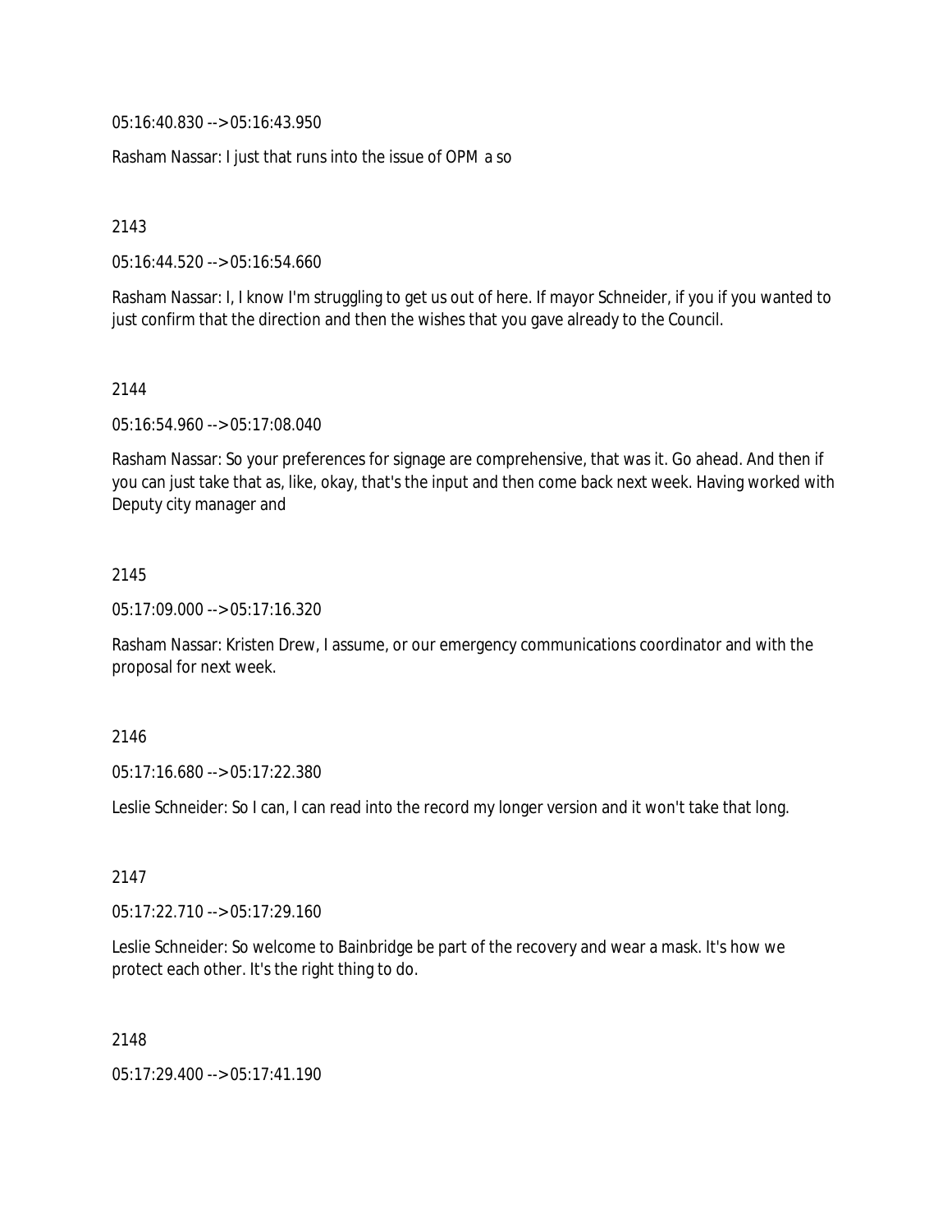05:16:40.830 --> 05:16:43.950

Rasham Nassar: I just that runs into the issue of OPM a so

2143

05:16:44.520 --> 05:16:54.660

Rasham Nassar: I, I know I'm struggling to get us out of here. If mayor Schneider, if you if you wanted to just confirm that the direction and then the wishes that you gave already to the Council.

2144

05:16:54.960 --> 05:17:08.040

Rasham Nassar: So your preferences for signage are comprehensive, that was it. Go ahead. And then if you can just take that as, like, okay, that's the input and then come back next week. Having worked with Deputy city manager and

2145

05:17:09.000 --> 05:17:16.320

Rasham Nassar: Kristen Drew, I assume, or our emergency communications coordinator and with the proposal for next week.

2146

05:17:16.680 --> 05:17:22.380

Leslie Schneider: So I can, I can read into the record my longer version and it won't take that long.

2147

05:17:22.710 --> 05:17:29.160

Leslie Schneider: So welcome to Bainbridge be part of the recovery and wear a mask. It's how we protect each other. It's the right thing to do.

2148

05:17:29.400 --> 05:17:41.190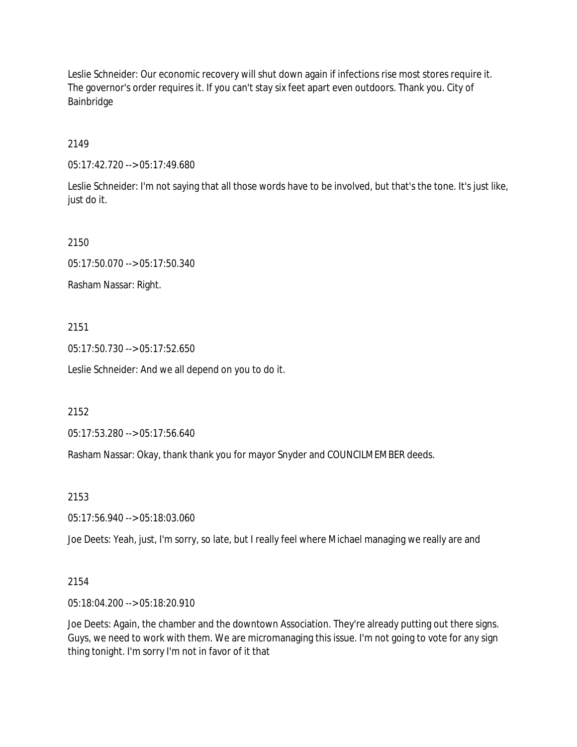Leslie Schneider: Our economic recovery will shut down again if infections rise most stores require it. The governor's order requires it. If you can't stay six feet apart even outdoors. Thank you. City of Bainbridge

2149

05:17:42.720 --> 05:17:49.680

Leslie Schneider: I'm not saying that all those words have to be involved, but that's the tone. It's just like, just do it.

2150

05:17:50.070 --> 05:17:50.340

Rasham Nassar: Right.

2151

05:17:50.730 --> 05:17:52.650

Leslie Schneider: And we all depend on you to do it.

2152

05:17:53.280 --> 05:17:56.640

Rasham Nassar: Okay, thank thank you for mayor Snyder and COUNCILMEMBER deeds.

2153

05:17:56.940 --> 05:18:03.060

Joe Deets: Yeah, just, I'm sorry, so late, but I really feel where Michael managing we really are and

2154

05:18:04.200 --> 05:18:20.910

Joe Deets: Again, the chamber and the downtown Association. They're already putting out there signs. Guys, we need to work with them. We are micromanaging this issue. I'm not going to vote for any sign thing tonight. I'm sorry I'm not in favor of it that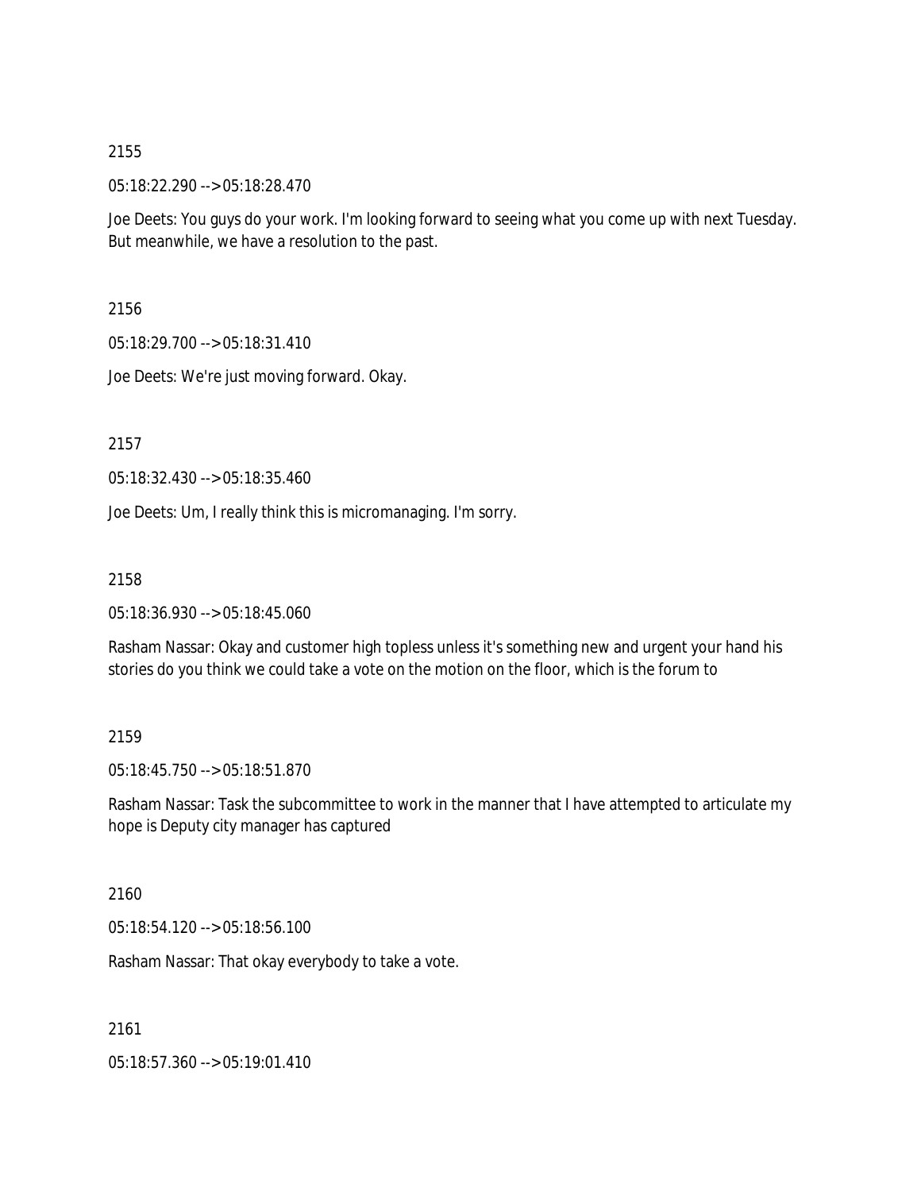2155

05:18:22.290 --> 05:18:28.470

Joe Deets: You guys do your work. I'm looking forward to seeing what you come up with next Tuesday. But meanwhile, we have a resolution to the past.

2156

05:18:29.700 --> 05:18:31.410

Joe Deets: We're just moving forward. Okay.

2157

05:18:32.430 --> 05:18:35.460

Joe Deets: Um, I really think this is micromanaging. I'm sorry.

2158

05:18:36.930 --> 05:18:45.060

Rasham Nassar: Okay and customer high topless unless it's something new and urgent your hand his stories do you think we could take a vote on the motion on the floor, which is the forum to

2159

05:18:45.750 --> 05:18:51.870

Rasham Nassar: Task the subcommittee to work in the manner that I have attempted to articulate my hope is Deputy city manager has captured

2160

05:18:54.120 --> 05:18:56.100

Rasham Nassar: That okay everybody to take a vote.

2161

05:18:57.360 --> 05:19:01.410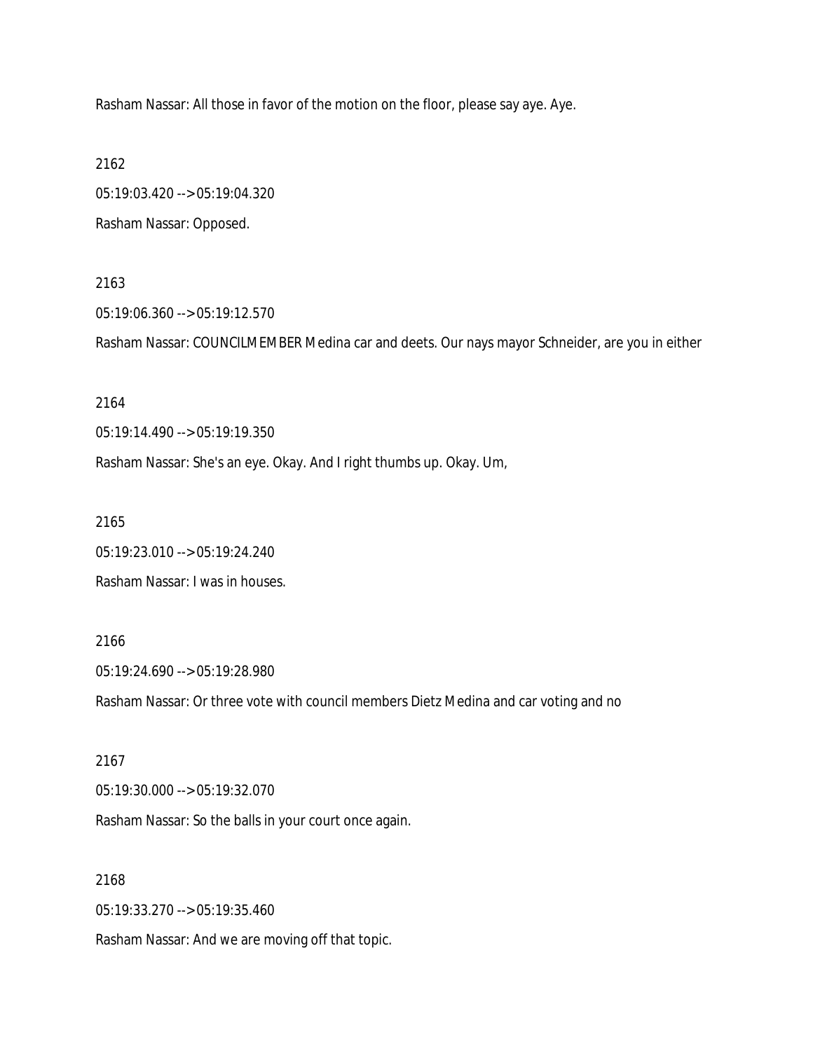Rasham Nassar: All those in favor of the motion on the floor, please say aye. Aye.

2162

05:19:03.420 --> 05:19:04.320

Rasham Nassar: Opposed.

2163

05:19:06.360 --> 05:19:12.570

Rasham Nassar: COUNCILMEMBER Medina car and deets. Our nays mayor Schneider, are you in either

2164

05:19:14.490 --> 05:19:19.350

Rasham Nassar: She's an eye. Okay. And I right thumbs up. Okay. Um,

2165

05:19:23.010 --> 05:19:24.240

Rasham Nassar: I was in houses.

2166

05:19:24.690 --> 05:19:28.980

Rasham Nassar: Or three vote with council members Dietz Medina and car voting and no

2167

05:19:30.000 --> 05:19:32.070

Rasham Nassar: So the balls in your court once again.

2168

05:19:33.270 --> 05:19:35.460

Rasham Nassar: And we are moving off that topic.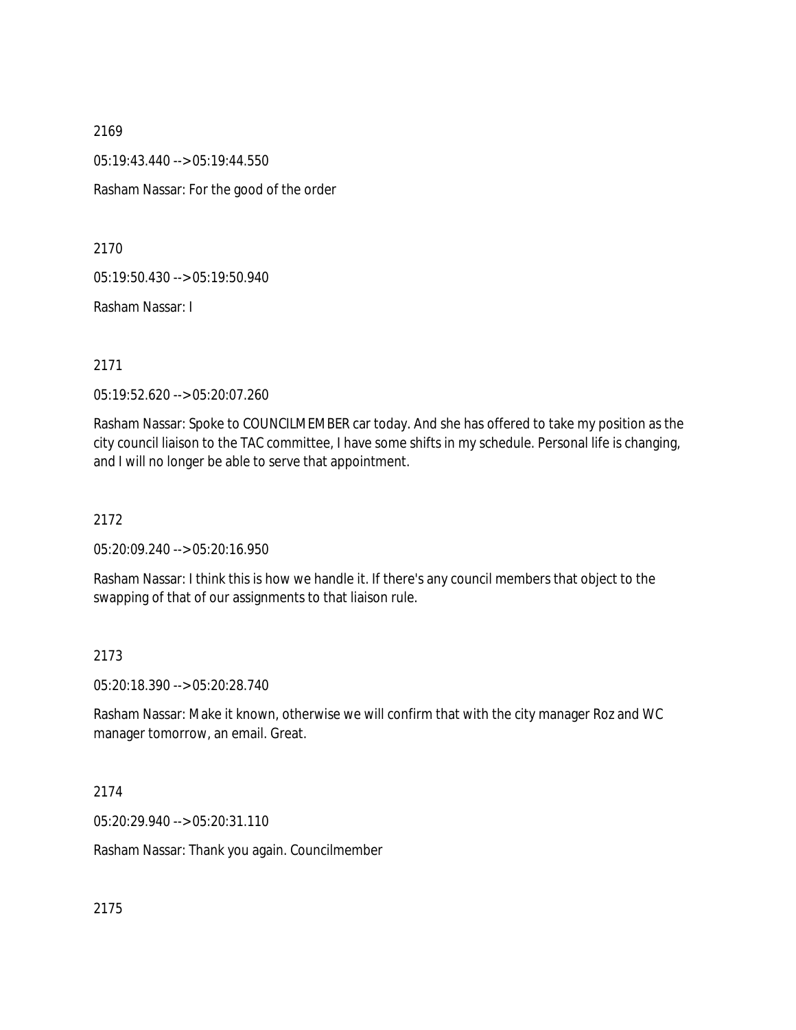2169

05:19:43.440 --> 05:19:44.550

Rasham Nassar: For the good of the order

2170

05:19:50.430 --> 05:19:50.940

Rasham Nassar: I

2171

05:19:52.620 --> 05:20:07.260

Rasham Nassar: Spoke to COUNCILMEMBER car today. And she has offered to take my position as the city council liaison to the TAC committee, I have some shifts in my schedule. Personal life is changing, and I will no longer be able to serve that appointment.

2172

05:20:09.240 --> 05:20:16.950

Rasham Nassar: I think this is how we handle it. If there's any council members that object to the swapping of that of our assignments to that liaison rule.

2173

05:20:18.390 --> 05:20:28.740

Rasham Nassar: Make it known, otherwise we will confirm that with the city manager Roz and WC manager tomorrow, an email. Great.

2174

05:20:29.940 --> 05:20:31.110

Rasham Nassar: Thank you again. Councilmember

2175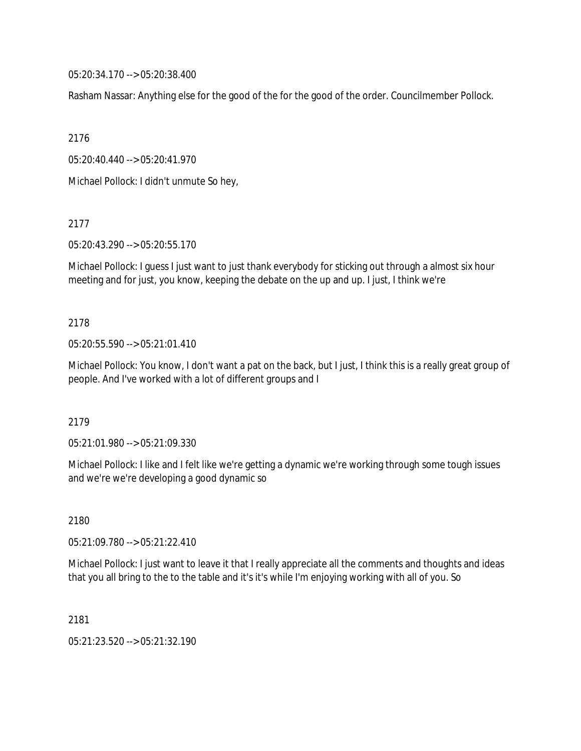05:20:34.170 --> 05:20:38.400

Rasham Nassar: Anything else for the good of the for the good of the order. Councilmember Pollock.

2176

05:20:40.440 --> 05:20:41.970

Michael Pollock: I didn't unmute So hey,

2177

05:20:43.290 --> 05:20:55.170

Michael Pollock: I guess I just want to just thank everybody for sticking out through a almost six hour meeting and for just, you know, keeping the debate on the up and up. I just, I think we're

2178

05:20:55.590 --> 05:21:01.410

Michael Pollock: You know, I don't want a pat on the back, but I just, I think this is a really great group of people. And I've worked with a lot of different groups and I

2179

05:21:01.980 --> 05:21:09.330

Michael Pollock: I like and I felt like we're getting a dynamic we're working through some tough issues and we're we're developing a good dynamic so

2180

05:21:09.780 --> 05:21:22.410

Michael Pollock: I just want to leave it that I really appreciate all the comments and thoughts and ideas that you all bring to the to the table and it's it's while I'm enjoying working with all of you. So

2181

05:21:23.520 --> 05:21:32.190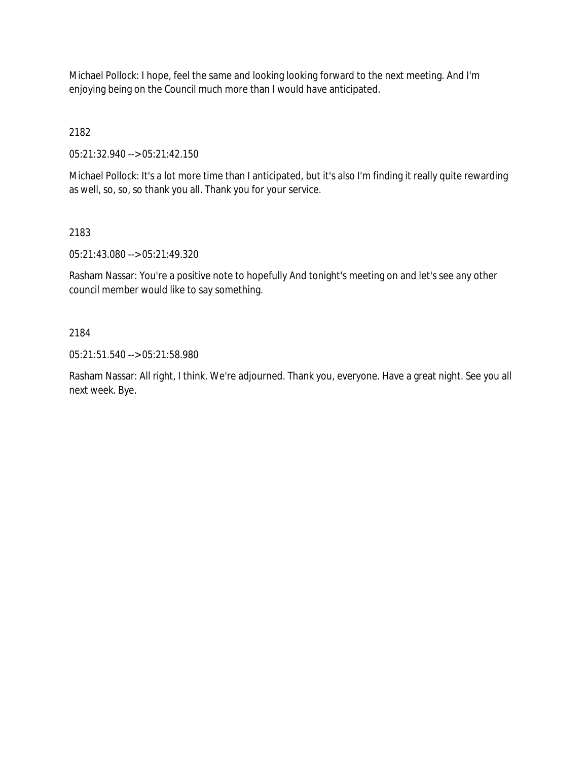Michael Pollock: I hope, feel the same and looking looking forward to the next meeting. And I'm enjoying being on the Council much more than I would have anticipated.

2182

05:21:32.940 --> 05:21:42.150

Michael Pollock: It's a lot more time than I anticipated, but it's also I'm finding it really quite rewarding as well, so, so, so thank you all. Thank you for your service.

2183

05:21:43.080 --> 05:21:49.320

Rasham Nassar: You're a positive note to hopefully And tonight's meeting on and let's see any other council member would like to say something.

2184

05:21:51.540 --> 05:21:58.980

Rasham Nassar: All right, I think. We're adjourned. Thank you, everyone. Have a great night. See you all next week. Bye.